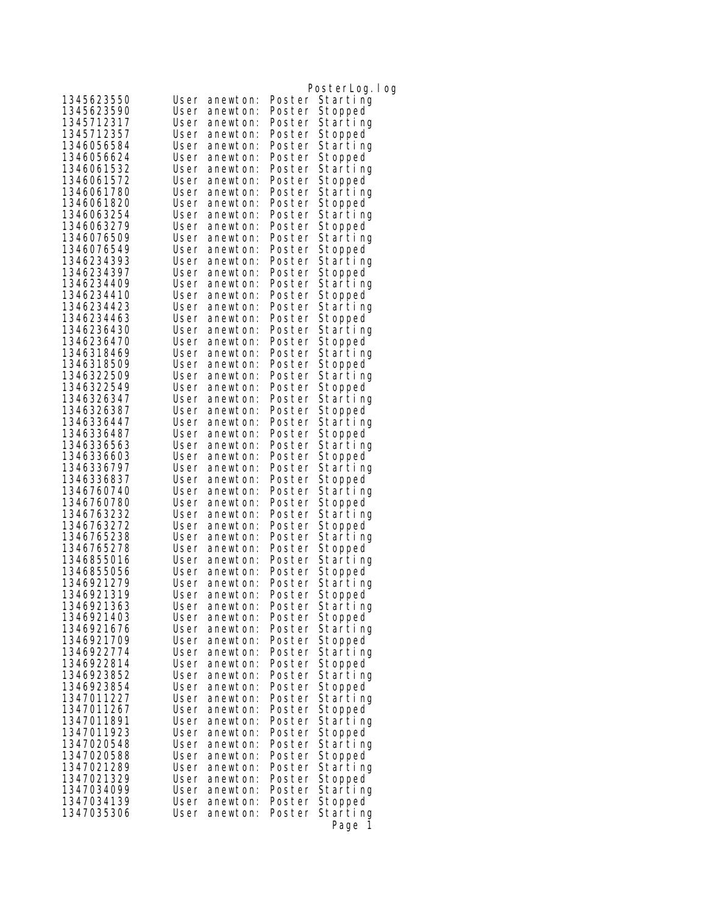PosterLog.log

```
1345623550      User anewton: Poster Starting
1345623590      User anewton: Poster Stopped
1345712317      User anewton: Poster Starting
1345712357      User anewton: Poster Stopped
1346056584      User anewton: Poster Starting
1346056624      User anewton: Poster Stopped
1346061532      User anewton: Poster Starting
1346061572      User anewton: Poster Stopped
1346061780      User anewton: Poster Starting
1346061820      User anewton: Poster Stopped
1346063254      User anewton: Poster Starting
1346063279      User anewton: Poster Stopped
1346076509      User anewton: Poster Starting
1346076549      User anewton: Poster Stopped
1346234393      User anewton: Poster Starting
1346234397      User anewton: Poster Stopped
1346234409      User anewton: Poster Starting
1346234410      User anewton: Poster Stopped
1346234423      User anewton: Poster Starting
1346234463      User anewton: Poster Stopped
1346236430      User anewton: Poster Starting
1346236470      User anewton: Poster Stopped
1346318469      User anewton: Poster Starting
1346318509      User anewton: Poster Stopped
1346322509      User anewton: Poster Starting
1346322549      User anewton: Poster Stopped
1346326347      User anewton: Poster Starting
1346326387      User anewton: Poster Stopped
1346336447      User anewton: Poster Starting
1346336487      User anewton: Poster Stopped
1346336563      User anewton: Poster Starting
1346336603      User anewton: Poster Stopped
1346336797      User anewton: Poster Starting
1346336837      User anewton: Poster Stopped
1346760740      User anewton: Poster Starting
1346760780      User anewton: Poster Stopped
1346763232      User anewton: Poster Starting
1346763272      User anewton: Poster Stopped
1346765238      User anewton: Poster Starting
1346765278      User anewton: Poster Stopped
1346855016      User anewton: Poster Starting
1346855056      User anewton: Poster Stopped
1346921279      User anewton: Poster Starting
1346921319      User anewton: Poster Stopped
1346921363      User anewton: Poster Starting
1346921403      User anewton: Poster Stopped
1346921676      User anewton: Poster Starting
1346921709      User anewton: Poster Stopped
1346922774      User anewton: Poster Starting
1346922814      User anewton: Poster Stopped
1346923852      User anewton: Poster Starting
1346923854      User anewton: Poster Stopped
1347011227      User anewton: Poster Starting
1347011267      User anewton: Poster Stopped
1347011891      User anewton: Poster Starting
1347011923      User anewton: Poster Stopped
1347020548      User anewton: Poster Starting
1347020588      User anewton: Poster Stopped
1347021289      User anewton: Poster Starting
1347021329      User anewton: Poster Stopped
1347034099      User anewton: Poster Starting
1347034139      User anewton: Poster Stopped
1347035306      User anewton: Poster Starting
```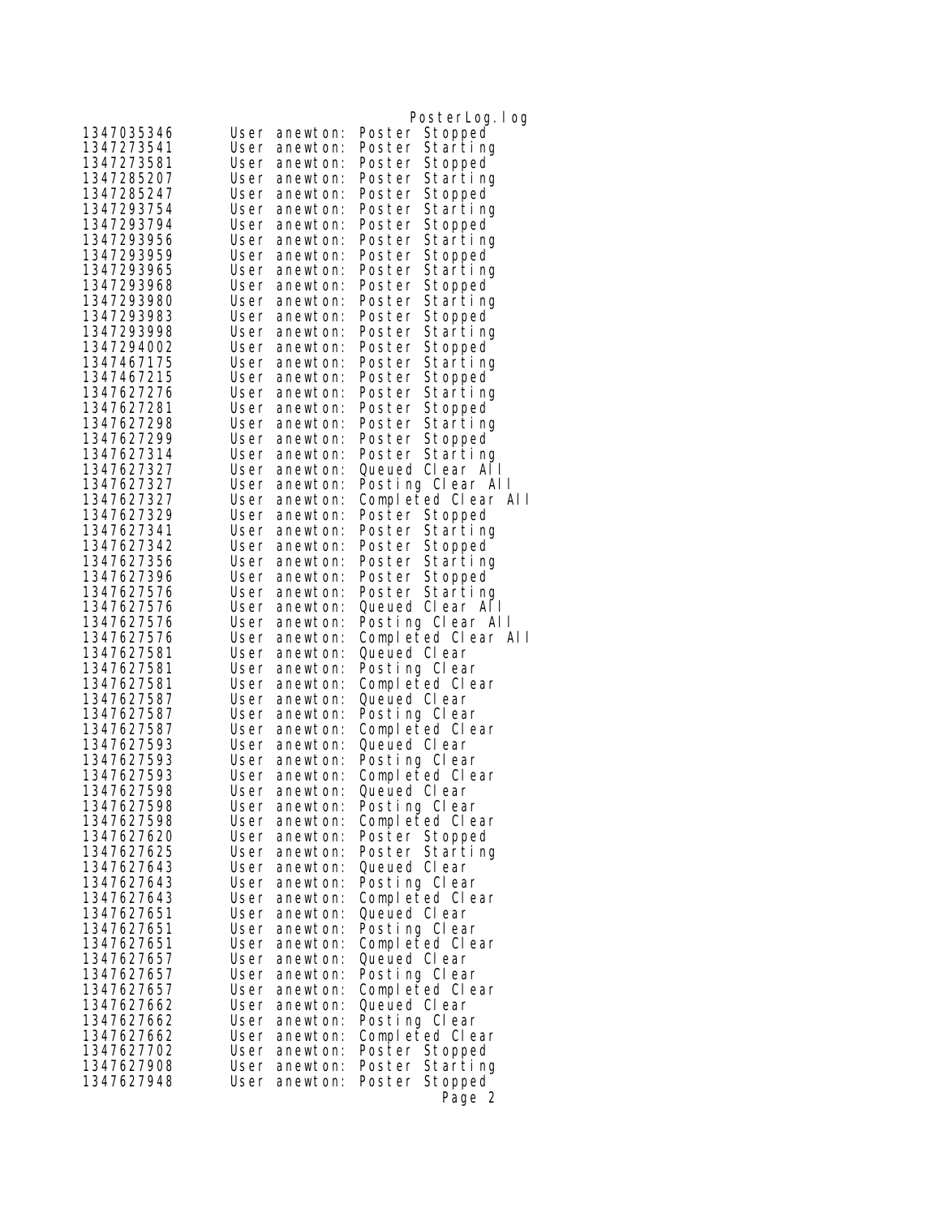PosterLog.log

```
1347035346      User anewton: Poster Stopped
1347273541      User anewton: Poster Starting
1347273581      User anewton: Poster Stopped
1347285207      User anewton: Poster Starting
1347285247      User anewton: Poster Stopped
1347293754      User anewton: Poster Starting
1347293794      User anewton: Poster Stopped
1347293956      User anewton: Poster Starting
1347293959      User anewton: Poster Stopped
1347293965      User anewton: Poster Starting
1347293968      User anewton: Poster Stopped
1347293980      User anewton: Poster Starting
1347293983      User anewton: Poster Stopped
1347293998      User anewton: Poster Starting
1347294002      User anewton: Poster Stopped
1347467175      User anewton: Poster Starting
1347467215      User anewton: Poster Stopped
1347627276      User anewton: Poster Starting
1347627281      User anewton: Poster Stopped
1347627298      User anewton: Poster Starting
1347627299      User anewton: Poster Stopped
1347627314      User anewton: Poster Starting
1347627327      User anewton: Queued Clear All
1347627327      User anewton: Posting Clear All
1347627327      User anewton: Completed Clear All
1347627329      User anewton: Poster Stopped
1347627341      User anewton: Poster Starting
1347627342      User anewton: Poster Stopped
1347627356      User anewton: Poster Starting
1347627396      User anewton: Poster Stopped
1347627576      User anewton: Poster Starting
1347627576      User anewton: Queued Clear All
1347627576      User anewton: Posting Clear All
1347627576      User anewton: Completed Clear All
1347627581      User anewton: Queued Clear
1347627581      User anewton: Posting Clear
1347627581      User anewton: Completed Clear
1347627587      User anewton: Queued Clear
1347627587      User anewton: Posting Clear
1347627587      User anewton: Completed Clear
1347627593      User anewton: Queued Clear
1347627593      User anewton: Posting Clear
1347627593      User anewton: Completed Clear
1347627598      User anewton: Queued Clear
1347627598      User anewton: Posting Clear
1347627598      User anewton: Completed Clear
1347627620      User anewton: Poster Stopped
1347627625      User anewton: Poster Starting
1347627643      User anewton: Queued Clear
1347627643      User anewton: Posting Clear
1347627643      User anewton: Completed Clear
1347627651      User anewton: Queued Clear
1347627651      User anewton: Posting Clear
1347627651      User anewton: Completed Clear
1347627657      User anewton: Queued Clear
1347627657      User anewton: Posting Clear
1347627657      User anewton: Completed Clear
1347627662      User anewton: Queued Clear
1347627662      User anewton: Posting Clear
1347627662      User anewton: Completed Clear
1347627702      User anewton: Poster Stopped
1347627908      User anewton: Poster Starting
1347627948      User anewton: Poster Stopped
```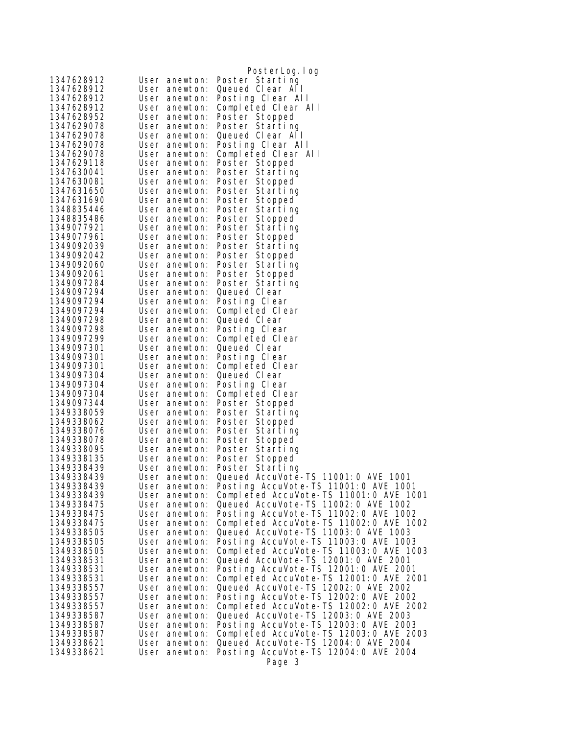PosterLog.log

```
1347628912      User anewton: Poster Starting
1347628912      User anewton: Queued Clear All
1347628912      User anewton: Posting Clear All
1347628912      User anewton: Completed Clear All
1347628952      User anewton: Poster Stopped
1347629078      User anewton: Poster Starting
1347629078      User anewton: Queued Clear All
1347629078      User anewton: Posting Clear All
1347629078      User anewton: Completed Clear All
1347629118      User anewton: Poster Stopped
1347630041      User anewton: Poster Starting
1347630081      User anewton: Poster Stopped
1347631650      User anewton: Poster Starting
1347631690      User anewton: Poster Stopped
1348835446      User anewton: Poster Starting
1348835486      User anewton: Poster Stopped
1349077921      User anewton: Poster Starting
1349077961      User anewton: Poster Stopped
1349092039      User anewton: Poster Starting
1349092042      User anewton: Poster Stopped
1349092060      User anewton: Poster Starting
1349092061      User anewton: Poster Stopped
1349097284      User anewton: Poster Starting
1349097294      User anewton: Queued Clear
1349097294      User anewton: Posting Clear
1349097294      User anewton: Completed Clear
1349097298      User anewton: Queued Clear
1349097298      User anewton: Posting Clear
1349097299      User anewton: Completed Clear
1349097301      User anewton: Queued Clear
1349097301      User anewton: Posting Clear
1349097301      User anewton: Completed Clear
1349097304      User anewton: Queued Clear
1349097304      User anewton: Posting Clear
1349097304      User anewton: Completed Clear
1349097344      User anewton: Poster Stopped
1349338059      User anewton: Poster Starting
1349338062      User anewton: Poster Stopped
1349338076      User anewton: Poster Starting
1349338078      User anewton: Poster Stopped
1349338095      User anewton: Poster Starting
1349338135      User anewton: Poster Stopped
1349338439      User anewton: Poster Starting
1349338439      User anewton: Queued AccuVote-TS 11001:0 AVE 1001
1349338439      User anewton: Posting AccuVote-TS 11001:0 AVE 1001
1349338439      User anewton: Completed AccuVote-TS 11001:0 AVE 1001
1349338475      User anewton: Queued AccuVote-TS 11002:0 AVE 1002
1349338475      User anewton: Posting AccuVote-TS 11002:0 AVE 1002
1349338475      User anewton: Completed AccuVote-TS 11002:0 AVE 1002
1349338505      User anewton: Queued AccuVote-TS 11003:0 AVE 1003
1349338505      User anewton: Posting AccuVote-TS 11003:0 AVE 1003
1349338505      User anewton: Completed AccuVote-TS 11003:0 AVE 1003
1349338531      User anewton: Queued AccuVote-TS 12001:0 AVE 2001
1349338531      User anewton: Posting AccuVote-TS 12001:0 AVE 2001
1349338531      User anewton: Completed AccuVote-TS 12001:0 AVE 2001
1349338557      User anewton: Queued AccuVote-TS 12002:0 AVE 2002
1349338557      User anewton: Posting AccuVote-TS 12002:0 AVE 2002
1349338557      User anewton: Completed AccuVote-TS 12002:0 AVE 2002
1349338587      User anewton: Queued AccuVote-TS 12003:0 AVE 2003
1349338587      User anewton: Posting AccuVote-TS 12003:0 AVE 2003
1349338587      User anewton: Completed AccuVote-TS 12003:0 AVE 2003
1349338621      User anewton: Queued AccuVote-TS 12004:0 AVE 2004
1349338621      User anewton: Posting AccuVote-TS 12004:0 AVE 2004
```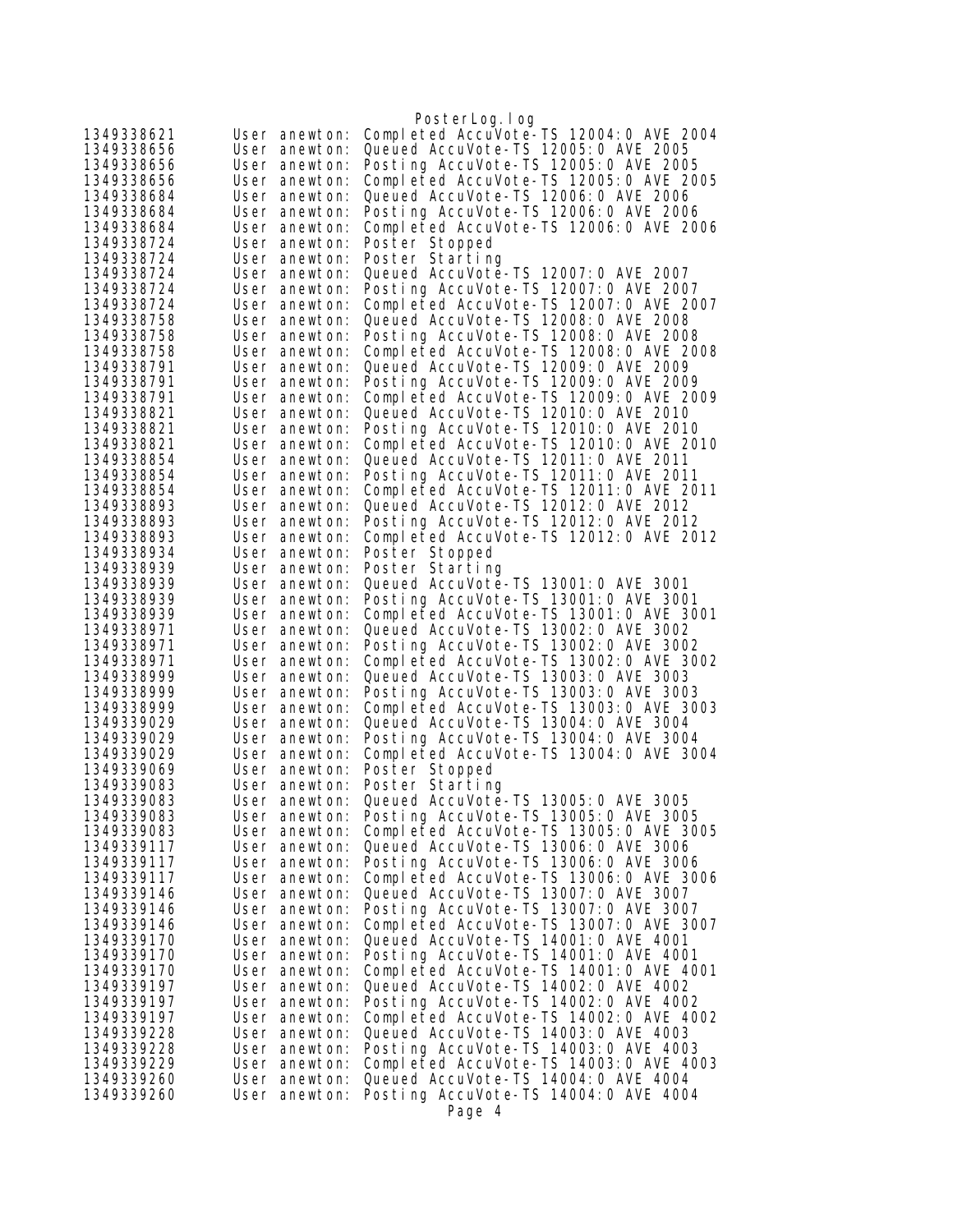```
1349338621      User anewton: Completed AccuVote-TS 12004:0 AVE 2004
1349338656      User anewton: Queued AccuVote-TS 12005:0 AVE 2005
1349338656      User anewton: Posting AccuVote-TS 12005:0 AVE 2005
1349338656      User anewton: Completed AccuVote-TS 12005:0 AVE 2005
1349338684      User anewton: Queued AccuVote-TS 12006:0 AVE 2006
1349338684      User anewton: Posting AccuVote-TS 12006:0 AVE 2006
1349338684      User anewton: Completed AccuVote-TS 12006:0 AVE 2006
1349338724      User anewton: Poster Stopped
1349338724      User anewton: Poster Starting
1349338724      User anewton: Queued AccuVote-TS 12007:0 AVE 2007
1349338724      User anewton: Posting AccuVote-TS 12007:0 AVE 2007
1349338724      User anewton: Completed AccuVote-TS 12007:0 AVE 2007
1349338758      User anewton: Queued AccuVote-TS 12008:0 AVE 2008
1349338758      User anewton: Posting AccuVote-TS 12008:0 AVE 2008
1349338758      User anewton: Completed AccuVote-TS 12008:0 AVE 2008
1349338791      User anewton: Queued AccuVote-TS 12009:0 AVE 2009
1349338791      User anewton: Posting AccuVote-TS 12009:0 AVE 2009
1349338791      User anewton: Completed AccuVote-TS 12009:0 AVE 2009
1349338821      User anewton: Queued AccuVote-TS 12010:0 AVE 2010
1349338821      User anewton: Posting AccuVote-TS 12010:0 AVE 2010
1349338821      User anewton: Completed AccuVote-TS 12010:0 AVE 2010
1349338854      User anewton: Queued AccuVote-TS 12011:0 AVE 2011
1349338854      User anewton: Posting AccuVote-TS 12011:0 AVE 2011
1349338854      User anewton: Completed AccuVote-TS 12011:0 AVE 2011
1349338893      User anewton: Queued AccuVote-TS 12012:0 AVE 2012
1349338893      User anewton: Posting AccuVote-TS 12012:0 AVE 2012
1349338893      User anewton: Completed AccuVote-TS 12012:0 AVE 2012
1349338934      User anewton: Poster Stopped
1349338939      User anewton: Poster Starting
1349338939      User anewton: Queued AccuVote-TS 13001:0 AVE 3001
1349338939      User anewton: Posting AccuVote-TS 13001:0 AVE 3001
1349338939      User anewton: Completed AccuVote-TS 13001:0 AVE 3001
1349338971      User anewton: Queued AccuVote-TS 13002:0 AVE 3002
1349338971      User anewton: Posting AccuVote-TS 13002:0 AVE 3002
1349338971      User anewton: Completed AccuVote-TS 13002:0 AVE 3002
1349338999      User anewton: Queued AccuVote-TS 13003:0 AVE 3003
1349338999      User anewton: Posting AccuVote-TS 13003:0 AVE 3003
1349338999      User anewton: Completed AccuVote-TS 13003:0 AVE 3003
1349339029      User anewton: Queued AccuVote-TS 13004:0 AVE 3004
1349339029      User anewton: Posting AccuVote-TS 13004:0 AVE 3004
1349339029      User anewton: Completed AccuVote-TS 13004:0 AVE 3004
1349339069      User anewton: Poster Stopped
1349339083      User anewton: Poster Starting
1349339083      User anewton: Queued AccuVote-TS 13005:0 AVE 3005
1349339083      User anewton: Posting AccuVote-TS 13005:0 AVE 3005
1349339083      User anewton: Completed AccuVote-TS 13005:0 AVE 3005
1349339117      User anewton: Queued AccuVote-TS 13006:0 AVE 3006
1349339117      User anewton: Posting AccuVote-TS 13006:0 AVE 3006
1349339117      User anewton: Completed AccuVote-TS 13006:0 AVE 3006
1349339146      User anewton: Queued AccuVote-TS 13007:0 AVE 3007
1349339146      User anewton: Posting AccuVote-TS 13007:0 AVE 3007
1349339146      User anewton: Completed AccuVote-TS 13007:0 AVE 3007
1349339170      User anewton: Queued AccuVote-TS 14001:0 AVE 4001
1349339170      User anewton: Posting AccuVote-TS 14001:0 AVE 4001
1349339170      User anewton: Completed AccuVote-TS 14001:0 AVE 4001
1349339197      User anewton: Queued AccuVote-TS 14002:0 AVE 4002
1349339197      User anewton: Posting AccuVote-TS 14002:0 AVE 4002
1349339197      User anewton: Completed AccuVote-TS 14002:0 AVE 4002
1349339228      User anewton: Queued AccuVote-TS 14003:0 AVE 4003
1349339228      User anewton: Posting AccuVote-TS 14003:0 AVE 4003
1349339229      User anewton: Completed AccuVote-TS 14003:0 AVE 4003
1349339260      User anewton: Queued AccuVote-TS 14004:0 AVE 4004
1349339260      User anewton: Posting AccuVote-TS 14004:0 AVE 4004
```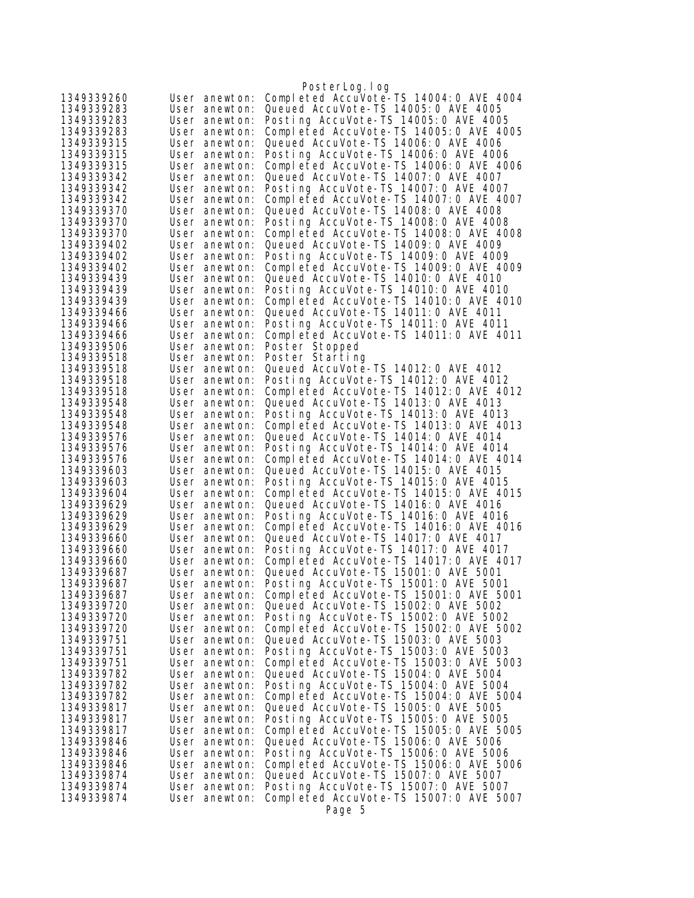```
1349339260      User anewton: Completed AccuVote-TS 14004:0 AVE 4004
1349339283      User anewton: Queued AccuVote-TS 14005:0 AVE 4005
1349339283      User anewton: Posting AccuVote-TS 14005:0 AVE 4005
1349339283      User anewton: Completed AccuVote-TS 14005:0 AVE 4005
1349339315      User anewton: Queued AccuVote-TS 14006:0 AVE 4006
1349339315      User anewton: Posting AccuVote-TS 14006:0 AVE 4006
1349339315      User anewton: Completed AccuVote-TS 14006:0 AVE 4006
1349339342      User anewton: Queued AccuVote-TS 14007:0 AVE 4007
1349339342      User anewton: Posting AccuVote-TS 14007:0 AVE 4007
1349339342      User anewton: Completed AccuVote-TS 14007:0 AVE 4007
1349339370      User anewton: Queued AccuVote-TS 14008:0 AVE 4008
1349339370      User anewton: Posting AccuVote-TS 14008:0 AVE 4008
1349339370      User anewton: Completed AccuVote-TS 14008:0 AVE 4008
1349339402      User anewton: Queued AccuVote-TS 14009:0 AVE 4009
1349339402      User anewton: Posting AccuVote-TS 14009:0 AVE 4009
1349339402      User anewton: Completed AccuVote-TS 14009:0 AVE 4009
1349339439      User anewton: Queued AccuVote-TS 14010:0 AVE 4010
1349339439      User anewton: Posting AccuVote-TS 14010:0 AVE 4010
1349339439      User anewton: Completed AccuVote-TS 14010:0 AVE 4010
1349339466      User anewton: Queued AccuVote-TS 14011:0 AVE 4011
1349339466      User anewton: Posting AccuVote-TS 14011:0 AVE 4011
1349339466      User anewton: Completed AccuVote-TS 14011:0 AVE 4011
1349339506      User anewton: Poster Stopped
1349339518      User anewton: Poster Starting
1349339518      User anewton: Queued AccuVote-TS 14012:0 AVE 4012
1349339518      User anewton: Posting AccuVote-TS 14012:0 AVE 4012
1349339518      User anewton: Completed AccuVote-TS 14012:0 AVE 4012
1349339548      User anewton: Queued AccuVote-TS 14013:0 AVE 4013
1349339548      User anewton: Posting AccuVote-TS 14013:0 AVE 4013
1349339548      User anewton: Completed AccuVote-TS 14013:0 AVE 4013
1349339576      User anewton: Queued AccuVote-TS 14014:0 AVE 4014
1349339576      User anewton: Posting AccuVote-TS 14014:0 AVE 4014
1349339576      User anewton: Completed AccuVote-TS 14014:0 AVE 4014
1349339603      User anewton: Queued AccuVote-TS 14015:0 AVE 4015
1349339603      User anewton: Posting AccuVote-TS 14015:0 AVE 4015
1349339604      User anewton: Completed AccuVote-TS 14015:0 AVE 4015
1349339629      User anewton: Queued AccuVote-TS 14016:0 AVE 4016
1349339629      User anewton: Posting AccuVote-TS 14016:0 AVE 4016
1349339629      User anewton: Completed AccuVote-TS 14016:0 AVE 4016
1349339660      User anewton: Queued AccuVote-TS 14017:0 AVE 4017
1349339660      User anewton: Posting AccuVote-TS 14017:0 AVE 4017
1349339660      User anewton: Completed AccuVote-TS 14017:0 AVE 4017
1349339687      User anewton: Queued AccuVote-TS 15001:0 AVE 5001
1349339687      User anewton: Posting AccuVote-TS 15001:0 AVE 5001
1349339687      User anewton: Completed AccuVote-TS 15001:0 AVE 5001
1349339720      User anewton: Queued AccuVote-TS 15002:0 AVE 5002
1349339720      User anewton: Posting AccuVote-TS 15002:0 AVE 5002
1349339720      User anewton: Completed AccuVote-TS 15002:0 AVE 5002
1349339751      User anewton: Queued AccuVote-TS 15003:0 AVE 5003
1349339751      User anewton: Posting AccuVote-TS 15003:0 AVE 5003
1349339751      User anewton: Completed AccuVote-TS 15003:0 AVE 5003
1349339782      User anewton: Queued AccuVote-TS 15004:0 AVE 5004
1349339782      User anewton: Posting AccuVote-TS 15004:0 AVE 5004
1349339782      User anewton: Completed AccuVote-TS 15004:0 AVE 5004
1349339817      User anewton: Queued AccuVote-TS 15005:0 AVE 5005
1349339817      User anewton: Posting AccuVote-TS 15005:0 AVE 5005
1349339817      User anewton: Completed AccuVote-TS 15005:0 AVE 5005
1349339846      User anewton: Queued AccuVote-TS 15006:0 AVE 5006
1349339846      User anewton: Posting AccuVote-TS 15006:0 AVE 5006
1349339846      User anewton: Completed AccuVote-TS 15006:0 AVE 5006
1349339874      User anewton: Queued AccuVote-TS 15007:0 AVE 5007
1349339874      User anewton: Posting AccuVote-TS 15007:0 AVE 5007
1349339874      User anewton: Completed AccuVote-TS 15007:0 AVE 5007
```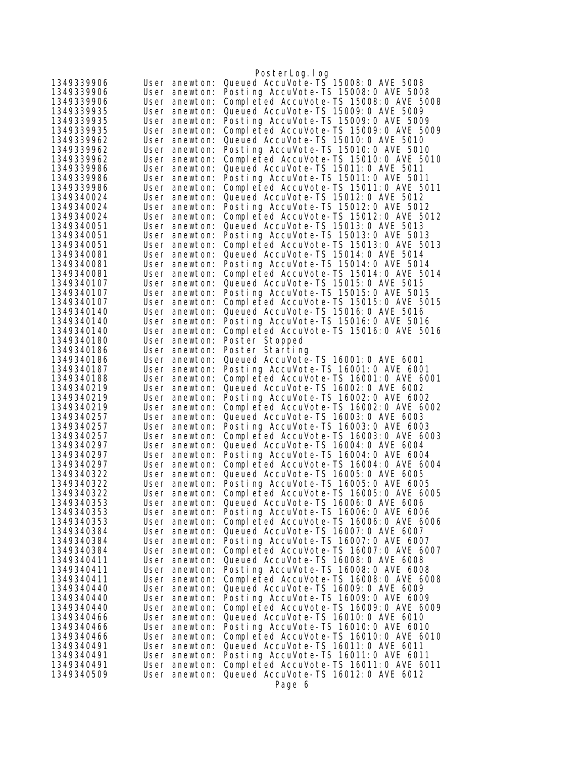```
1349339906      User anewton: Queued AccuVote-TS 15008:0 AVE 5008
1349339906      User anewton: Posting AccuVote-TS 15008:0 AVE 5008
1349339906      User anewton: Completed AccuVote-TS 15008:0 AVE 5008
1349339935      User anewton: Queued AccuVote-TS 15009:0 AVE 5009
1349339935      User anewton: Posting AccuVote-TS 15009:0 AVE 5009
1349339935      User anewton: Completed AccuVote-TS 15009:0 AVE 5009
1349339962      User anewton: Queued AccuVote-TS 15010:0 AVE 5010
1349339962      User anewton: Posting AccuVote-TS 15010:0 AVE 5010
1349339962      User anewton: Completed AccuVote-TS 15010:0 AVE 5010
1349339986      User anewton: Queued AccuVote-TS 15011:0 AVE 5011
1349339986      User anewton: Posting AccuVote-TS 15011:0 AVE 5011
1349339986      User anewton: Completed AccuVote-TS 15011:0 AVE 5011
1349340024      User anewton: Queued AccuVote-TS 15012:0 AVE 5012
1349340024      User anewton: Posting AccuVote-TS 15012:0 AVE 5012
1349340024      User anewton: Completed AccuVote-TS 15012:0 AVE 5012
1349340051      User anewton: Queued AccuVote-TS 15013:0 AVE 5013
1349340051      User anewton: Posting AccuVote-TS 15013:0 AVE 5013
1349340051      User anewton: Completed AccuVote-TS 15013:0 AVE 5013
1349340081      User anewton: Queued AccuVote-TS 15014:0 AVE 5014
1349340081      User anewton: Posting AccuVote-TS 15014:0 AVE 5014
1349340081      User anewton: Completed AccuVote-TS 15014:0 AVE 5014
1349340107      User anewton: Queued AccuVote-TS 15015:0 AVE 5015
1349340107      User anewton: Posting AccuVote-TS 15015:0 AVE 5015
1349340107      User anewton: Completed AccuVote-TS 15015:0 AVE 5015
1349340140      User anewton: Queued AccuVote-TS 15016:0 AVE 5016
1349340140      User anewton: Posting AccuVote-TS 15016:0 AVE 5016
1349340140      User anewton: Completed AccuVote-TS 15016:0 AVE 5016
1349340180      User anewton: Poster Stopped
1349340186      User anewton: Poster Starting
1349340186      User anewton: Queued AccuVote-TS 16001:0 AVE 6001
1349340187      User anewton: Posting AccuVote-TS 16001:0 AVE 6001
1349340188      User anewton: Completed AccuVote-TS 16001:0 AVE 6001
1349340219      User anewton: Queued AccuVote-TS 16002:0 AVE 6002
1349340219      User anewton: Posting AccuVote-TS 16002:0 AVE 6002
1349340219      User anewton: Completed AccuVote-TS 16002:0 AVE 6002
1349340257      User anewton: Queued AccuVote-TS 16003:0 AVE 6003
1349340257      User anewton: Posting AccuVote-TS 16003:0 AVE 6003
1349340257      User anewton: Completed AccuVote-TS 16003:0 AVE 6003
1349340297      User anewton: Queued AccuVote-TS 16004:0 AVE 6004
1349340297      User anewton: Posting AccuVote-TS 16004:0 AVE 6004
1349340297      User anewton: Completed AccuVote-TS 16004:0 AVE 6004
1349340322      User anewton: Queued AccuVote-TS 16005:0 AVE 6005
1349340322      User anewton: Posting AccuVote-TS 16005:0 AVE 6005
1349340322      User anewton: Completed AccuVote-TS 16005:0 AVE 6005
1349340353      User anewton: Queued AccuVote-TS 16006:0 AVE 6006
1349340353      User anewton: Posting AccuVote-TS 16006:0 AVE 6006
1349340353      User anewton: Completed AccuVote-TS 16006:0 AVE 6006
1349340384      User anewton: Queued AccuVote-TS 16007:0 AVE 6007
1349340384      User anewton: Posting AccuVote-TS 16007:0 AVE 6007
1349340384      User anewton: Completed AccuVote-TS 16007:0 AVE 6007
1349340411      User anewton: Queued AccuVote-TS 16008:0 AVE 6008
1349340411      User anewton: Posting AccuVote-TS 16008:0 AVE 6008
1349340411      User anewton: Completed AccuVote-TS 16008:0 AVE 6008
1349340440      User anewton: Queued AccuVote-TS 16009:0 AVE 6009
1349340440      User anewton: Posting AccuVote-TS 16009:0 AVE 6009
1349340440      User anewton: Completed AccuVote-TS 16009:0 AVE 6009
1349340466      User anewton: Queued AccuVote-TS 16010:0 AVE 6010
1349340466      User anewton: Posting AccuVote-TS 16010:0 AVE 6010
1349340466      User anewton: Completed AccuVote-TS 16010:0 AVE 6010
1349340491      User anewton: Queued AccuVote-TS 16011:0 AVE 6011
1349340491      User anewton: Posting AccuVote-TS 16011:0 AVE 6011
1349340491      User anewton: Completed AccuVote-TS 16011:0 AVE 6011
1349340509      User anewton: Queued AccuVote-TS 16012:0 AVE 6012
```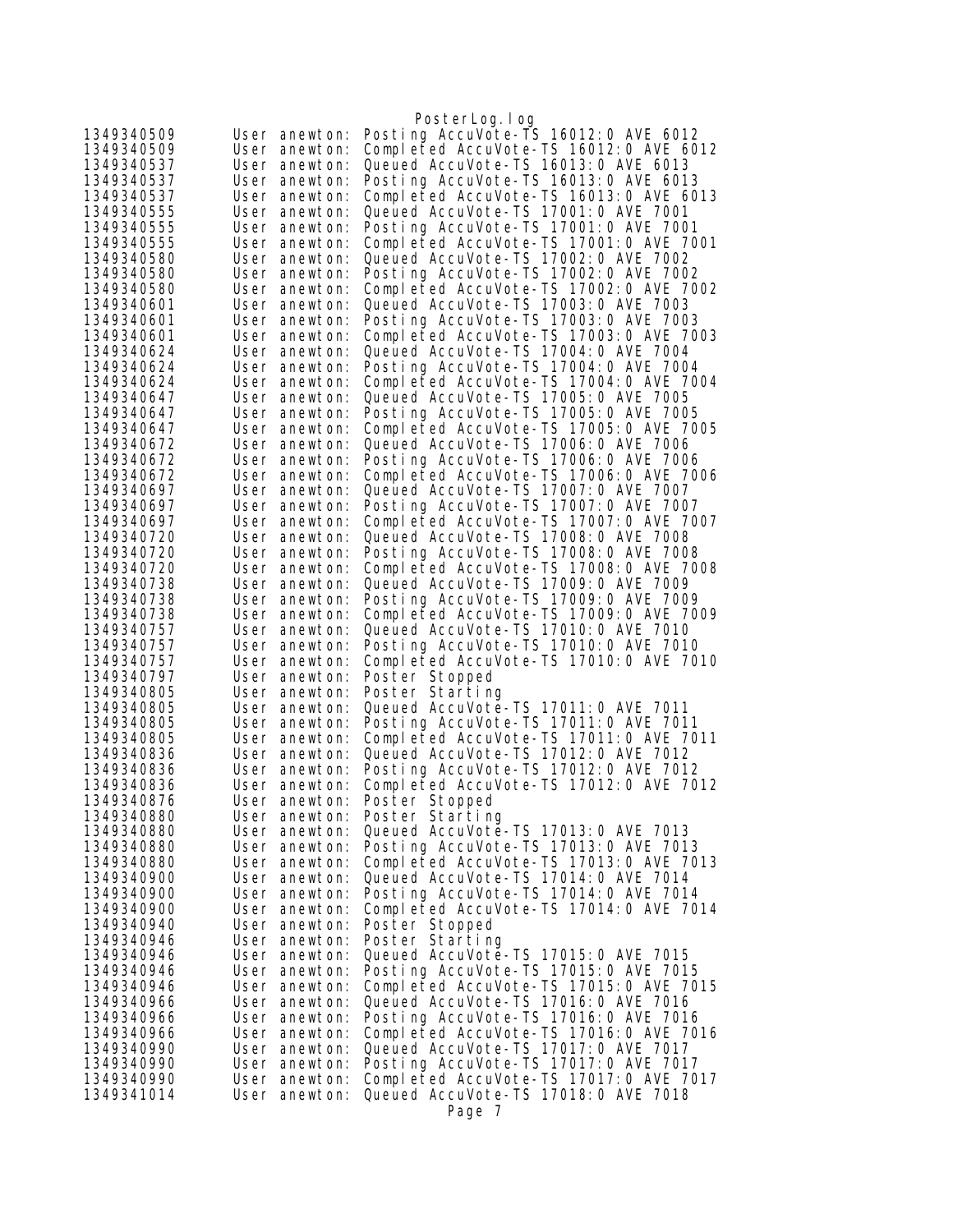```
1349340509      User anewton: Posting AccuVote-TS 16012:0 AVE 6012
1349340509      User anewton: Completed AccuVote-TS 16012:0 AVE 6012
1349340537      User anewton: Queued AccuVote-TS 16013:0 AVE 6013
1349340537      User anewton: Posting AccuVote-TS 16013:0 AVE 6013
1349340537      User anewton: Completed AccuVote-TS 16013:0 AVE 6013
1349340555      User anewton: Queued AccuVote-TS 17001:0 AVE 7001
1349340555      User anewton: Posting AccuVote-TS 17001:0 AVE 7001
1349340555      User anewton: Completed AccuVote-TS 17001:0 AVE 7001
1349340580      User anewton: Queued AccuVote-TS 17002:0 AVE 7002
1349340580      User anewton: Posting AccuVote-TS 17002:0 AVE 7002
1349340580      User anewton: Completed AccuVote-TS 17002:0 AVE 7002
1349340601      User anewton: Queued AccuVote-TS 17003:0 AVE 7003
1349340601      User anewton: Posting AccuVote-TS 17003:0 AVE 7003
1349340601      User anewton: Completed AccuVote-TS 17003:0 AVE 7003
1349340624      User anewton: Queued AccuVote-TS 17004:0 AVE 7004
1349340624      User anewton: Posting AccuVote-TS 17004:0 AVE 7004
1349340624      User anewton: Completed AccuVote-TS 17004:0 AVE 7004
1349340647      User anewton: Queued AccuVote-TS 17005:0 AVE 7005
1349340647      User anewton: Posting AccuVote-TS 17005:0 AVE 7005
1349340647      User anewton: Completed AccuVote-TS 17005:0 AVE 7005
1349340672      User anewton: Queued AccuVote-TS 17006:0 AVE 7006
1349340672      User anewton: Posting AccuVote-TS 17006:0 AVE 7006
1349340672      User anewton: Completed AccuVote-TS 17006:0 AVE 7006
1349340697      User anewton: Queued AccuVote-TS 17007:0 AVE 7007
1349340697      User anewton: Posting AccuVote-TS 17007:0 AVE 7007
1349340697      User anewton: Completed AccuVote-TS 17007:0 AVE 7007
1349340720      User anewton: Queued AccuVote-TS 17008:0 AVE 7008
1349340720      User anewton: Posting AccuVote-TS 17008:0 AVE 7008
1349340720      User anewton: Completed AccuVote-TS 17008:0 AVE 7008
1349340738      User anewton: Queued AccuVote-TS 17009:0 AVE 7009
1349340738      User anewton: Posting AccuVote-TS 17009:0 AVE 7009
1349340738      User anewton: Completed AccuVote-TS 17009:0 AVE 7009
1349340757      User anewton: Queued AccuVote-TS 17010:0 AVE 7010
1349340757      User anewton: Posting AccuVote-TS 17010:0 AVE 7010
1349340757      User anewton: Completed AccuVote-TS 17010:0 AVE 7010
1349340797      User anewton: Poster Stopped
1349340805      User anewton: Poster Starting
1349340805      User anewton: Queued AccuVote-TS 17011:0 AVE 7011
1349340805      User anewton: Posting AccuVote-TS 17011:0 AVE 7011
1349340805      User anewton: Completed AccuVote-TS 17011:0 AVE 7011
1349340836      User anewton: Queued AccuVote-TS 17012:0 AVE 7012
1349340836      User anewton: Posting AccuVote-TS 17012:0 AVE 7012
1349340836      User anewton: Completed AccuVote-TS 17012:0 AVE 7012
1349340876      User anewton: Poster Stopped
1349340880      User anewton: Poster Starting
1349340880      User anewton: Queued AccuVote-TS 17013:0 AVE 7013
1349340880      User anewton: Posting AccuVote-TS 17013:0 AVE 7013
1349340880      User anewton: Completed AccuVote-TS 17013:0 AVE 7013
1349340900      User anewton: Queued AccuVote-TS 17014:0 AVE 7014
1349340900      User anewton: Posting AccuVote-TS 17014:0 AVE 7014
1349340900      User anewton: Completed AccuVote-TS 17014:0 AVE 7014
1349340940      User anewton: Poster Stopped
1349340946      User anewton: Poster Starting
1349340946      User anewton: Queued AccuVote-TS 17015:0 AVE 7015
1349340946      User anewton: Posting AccuVote-TS 17015:0 AVE 7015
1349340946      User anewton: Completed AccuVote-TS 17015:0 AVE 7015
1349340966      User anewton: Queued AccuVote-TS 17016:0 AVE 7016
1349340966      User anewton: Posting AccuVote-TS 17016:0 AVE 7016
1349340966      User anewton: Completed AccuVote-TS 17016:0 AVE 7016
1349340990      User anewton: Queued AccuVote-TS 17017:0 AVE 7017
1349340990      User anewton: Posting AccuVote-TS 17017:0 AVE 7017
1349340990      User anewton: Completed AccuVote-TS 17017:0 AVE 7017
1349341014      User anewton: Queued AccuVote-TS 17018:0 AVE 7018
```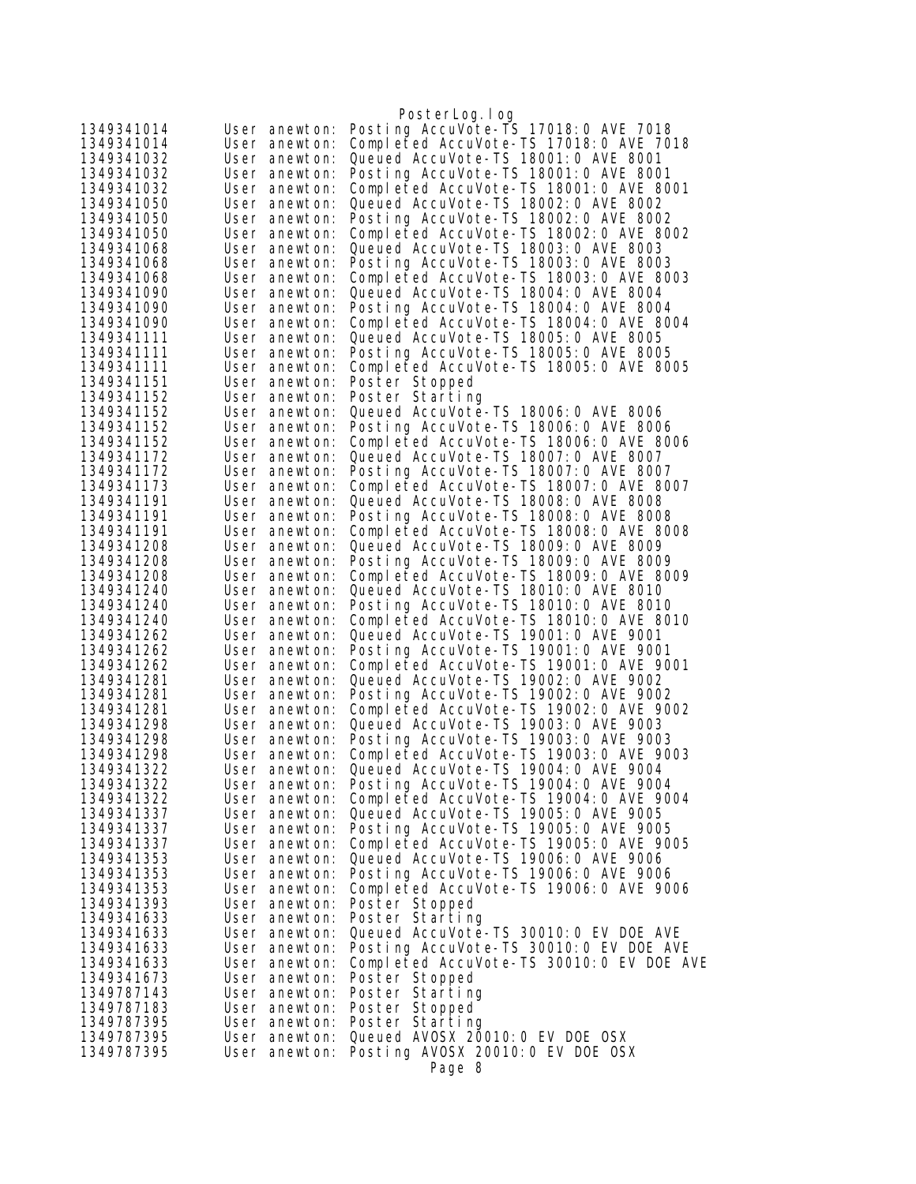```
1349341014     User anewton: Posting AccuVote-TS 17018:0 AVE 7018
1349341014     User anewton: Completed AccuVote-TS 17018:0 AVE 7018
1349341032     User anewton: Queued AccuVote-TS 18001:0 AVE 8001
1349341032     User anewton: Posting AccuVote-TS 18001:0 AVE 8001
1349341032     User anewton: Completed AccuVote-TS 18001:0 AVE 8001
1349341050     User anewton: Queued AccuVote-TS 18002:0 AVE 8002
1349341050     User anewton: Posting AccuVote-TS 18002:0 AVE 8002
1349341050     User anewton: Completed AccuVote-TS 18002:0 AVE 8002
1349341068     User anewton: Queued AccuVote-TS 18003:0 AVE 8003
1349341068     User anewton: Posting AccuVote-TS 18003:0 AVE 8003
1349341068     User anewton: Completed AccuVote-TS 18003:0 AVE 8003
1349341090     User anewton: Queued AccuVote-TS 18004:0 AVE 8004
1349341090     User anewton: Posting AccuVote-TS 18004:0 AVE 8004
1349341090     User anewton: Completed AccuVote-TS 18004:0 AVE 8004
1349341111     User anewton: Queued AccuVote-TS 18005:0 AVE 8005
1349341111     User anewton: Posting AccuVote-TS 18005:0 AVE 8005
1349341111     User anewton: Completed AccuVote-TS 18005:0 AVE 8005
1349341151     User anewton: Poster Stopped
1349341152     User anewton: Poster Starting
1349341152     User anewton: Queued AccuVote-TS 18006:0 AVE 8006
1349341152     User anewton: Posting AccuVote-TS 18006:0 AVE 8006
1349341152     User anewton: Completed AccuVote-TS 18006:0 AVE 8006
1349341172     User anewton: Queued AccuVote-TS 18007:0 AVE 8007
1349341172     User anewton: Posting AccuVote-TS 18007:0 AVE 8007
1349341173     User anewton: Completed AccuVote-TS 18007:0 AVE 8007
1349341191     User anewton: Queued AccuVote-TS 18008:0 AVE 8008
1349341191     User anewton: Posting AccuVote-TS 18008:0 AVE 8008
1349341191     User anewton: Completed AccuVote-TS 18008:0 AVE 8008
1349341208     User anewton: Queued AccuVote-TS 18009:0 AVE 8009
1349341208     User anewton: Posting AccuVote-TS 18009:0 AVE 8009
1349341208     User anewton: Completed AccuVote-TS 18009:0 AVE 8009
1349341240     User anewton: Queued AccuVote-TS 18010:0 AVE 8010
1349341240     User anewton: Posting AccuVote-TS 18010:0 AVE 8010
1349341240     User anewton: Completed AccuVote-TS 18010:0 AVE 8010
1349341262     User anewton: Queued AccuVote-TS 19001:0 AVE 9001
1349341262     User anewton: Posting AccuVote-TS 19001:0 AVE 9001
1349341262     User anewton: Completed AccuVote-TS 19001:0 AVE 9001
1349341281     User anewton: Queued AccuVote-TS 19002:0 AVE 9002
1349341281     User anewton: Posting AccuVote-TS 19002:0 AVE 9002
1349341281     User anewton: Completed AccuVote-TS 19002:0 AVE 9002
1349341298     User anewton: Queued AccuVote-TS 19003:0 AVE 9003
1349341298     User anewton: Posting AccuVote-TS 19003:0 AVE 9003
1349341298     User anewton: Completed AccuVote-TS 19003:0 AVE 9003
1349341322     User anewton: Queued AccuVote-TS 19004:0 AVE 9004
1349341322     User anewton: Posting AccuVote-TS 19004:0 AVE 9004
1349341322     User anewton: Completed AccuVote-TS 19004:0 AVE 9004
1349341337     User anewton: Queued AccuVote-TS 19005:0 AVE 9005
1349341337     User anewton: Posting AccuVote-TS 19005:0 AVE 9005
1349341337     User anewton: Completed AccuVote-TS 19005:0 AVE 9005
1349341353     User anewton: Queued AccuVote-TS 19006:0 AVE 9006
1349341353     User anewton: Posting AccuVote-TS 19006:0 AVE 9006
1349341353     User anewton: Completed AccuVote-TS 19006:0 AVE 9006
1349341393     User anewton: Poster Stopped
1349341633     User anewton: Poster Starting
1349341633     User anewton: Queued AccuVote-TS 30010:0 EV DOE AVE
1349341633     User anewton: Posting AccuVote-TS 30010:0 EV DOE AVE
1349341633     User anewton: Completed AccuVote-TS 30010:0 EV DOE AVE
1349341673     User anewton: Poster Stopped
1349787143     User anewton: Poster Starting
1349787183     User anewton: Poster Stopped
1349787395     User anewton: Poster Starting
1349787395     User anewton: Queued AVOSX 20010:0 EV DOE OSX
1349787395     User anewton: Posting AVOSX 20010:0 EV DOE OSX
```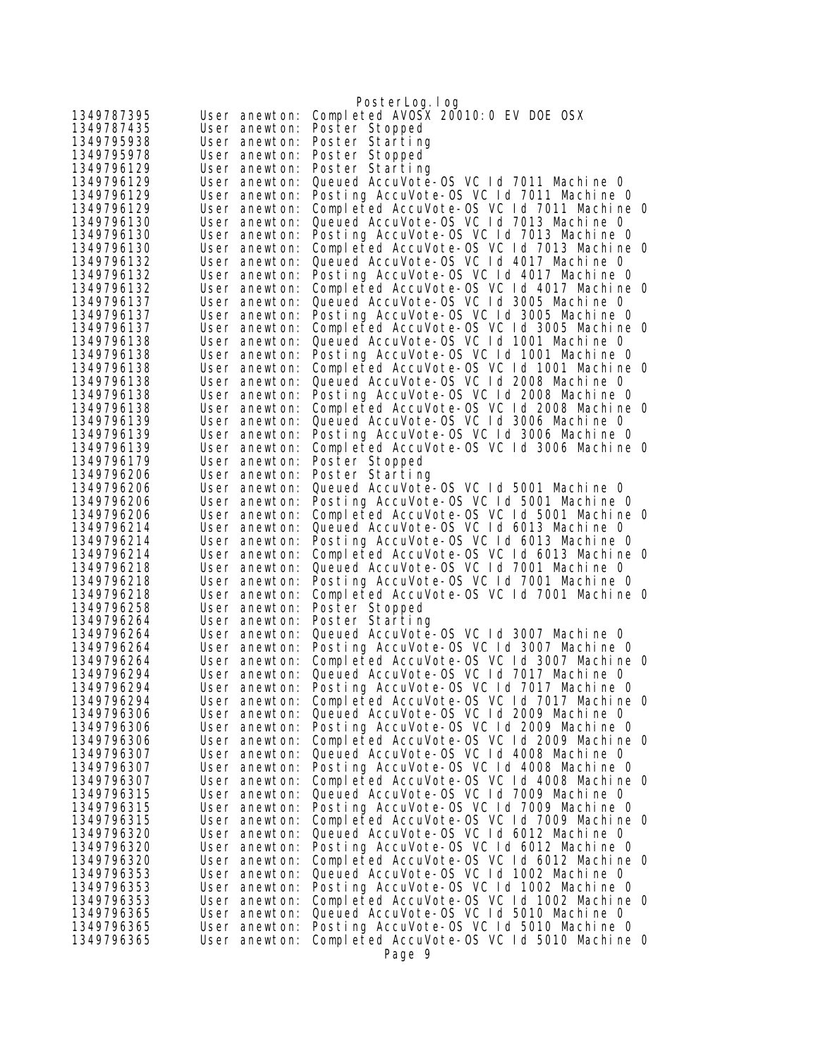```
1349787395      User anewton: Completed AVOSX 20010:0 EV DOE OSX
1349787435      User anewton: Poster Stopped
1349795938      User anewton: Poster Starting
1349795978      User anewton: Poster Stopped
1349796129      User anewton: Poster Starting
1349796129      User anewton: Queued AccuVote-OS VC Id 7011 Machine 0
1349796129      User anewton: Posting AccuVote-OS VC Id 7011 Machine 0
1349796129      User anewton: Completed AccuVote-OS VC Id 7011 Machine 0
1349796130      User anewton: Queued AccuVote-OS VC Id 7013 Machine 0
1349796130      User anewton: Posting AccuVote-OS VC Id 7013 Machine 0
1349796130      User anewton: Completed AccuVote-OS VC Id 7013 Machine 0
1349796132      User anewton: Queued AccuVote-OS VC Id 4017 Machine 0
1349796132      User anewton: Posting AccuVote-OS VC Id 4017 Machine 0
1349796132      User anewton: Completed AccuVote-OS VC Id 4017 Machine 0
1349796137      User anewton: Queued AccuVote-OS VC Id 3005 Machine 0
1349796137      User anewton: Posting AccuVote-OS VC Id 3005 Machine 0
1349796137      User anewton: Completed AccuVote-OS VC Id 3005 Machine 0
1349796138      User anewton: Queued AccuVote-OS VC Id 1001 Machine 0
1349796138      User anewton: Posting AccuVote-OS VC Id 1001 Machine 0
1349796138      User anewton: Completed AccuVote-OS VC Id 1001 Machine 0
1349796138      User anewton: Queued AccuVote-OS VC Id 2008 Machine 0
1349796138      User anewton: Posting AccuVote-OS VC Id 2008 Machine 0
1349796138      User anewton: Completed AccuVote-OS VC Id 2008 Machine 0
1349796139      User anewton: Queued AccuVote-OS VC Id 3006 Machine 0
1349796139      User anewton: Posting AccuVote-OS VC Id 3006 Machine 0
1349796139      User anewton: Completed AccuVote-OS VC Id 3006 Machine 0
1349796179      User anewton: Poster Stopped
1349796206      User anewton: Poster Starting
1349796206      User anewton: Queued AccuVote-OS VC Id 5001 Machine 0
1349796206      User anewton: Posting AccuVote-OS VC Id 5001 Machine 0
1349796206      User anewton: Completed AccuVote-OS VC Id 5001 Machine 0
1349796214      User anewton: Queued AccuVote-OS VC Id 6013 Machine 0
1349796214      User anewton: Posting AccuVote-OS VC Id 6013 Machine 0
1349796214      User anewton: Completed AccuVote-OS VC Id 6013 Machine 0
1349796218      User anewton: Queued AccuVote-OS VC Id 7001 Machine 0
1349796218      User anewton: Posting AccuVote-OS VC Id 7001 Machine 0
1349796218      User anewton: Completed AccuVote-OS VC Id 7001 Machine 0
1349796258      User anewton: Poster Stopped
1349796264      User anewton: Poster Starting
1349796264      User anewton: Queued AccuVote-OS VC Id 3007 Machine 0
1349796264      User anewton: Posting AccuVote-OS VC Id 3007 Machine 0
1349796264      User anewton: Completed AccuVote-OS VC Id 3007 Machine 0
1349796294      User anewton: Queued AccuVote-OS VC Id 7017 Machine 0
1349796294      User anewton: Posting AccuVote-OS VC Id 7017 Machine 0
1349796294      User anewton: Completed AccuVote-OS VC Id 7017 Machine 0
1349796306      User anewton: Queued AccuVote-OS VC Id 2009 Machine 0
1349796306      User anewton: Posting AccuVote-OS VC Id 2009 Machine 0
1349796306      User anewton: Completed AccuVote-OS VC Id 2009 Machine 0
1349796307      User anewton: Queued AccuVote-OS VC Id 4008 Machine 0
1349796307      User anewton: Posting AccuVote-OS VC Id 4008 Machine 0
1349796307      User anewton: Completed AccuVote-OS VC Id 4008 Machine 0
1349796315      User anewton: Queued AccuVote-OS VC Id 7009 Machine 0
1349796315      User anewton: Posting AccuVote-OS VC Id 7009 Machine 0
1349796315      User anewton: Completed AccuVote-OS VC Id 7009 Machine 0
1349796320      User anewton: Queued AccuVote-OS VC Id 6012 Machine 0
1349796320      User anewton: Posting AccuVote-OS VC Id 6012 Machine 0
1349796320      User anewton: Completed AccuVote-OS VC Id 6012 Machine 0
1349796353      User anewton: Queued AccuVote-OS VC Id 1002 Machine 0
1349796353      User anewton: Posting AccuVote-OS VC Id 1002 Machine 0
1349796353      User anewton: Completed AccuVote-OS VC Id 1002 Machine 0
1349796365      User anewton: Queued AccuVote-OS VC Id 5010 Machine 0
1349796365      User anewton: Posting AccuVote-OS VC Id 5010 Machine 0
1349796365      User anewton: Completed AccuVote-OS VC Id 5010 Machine 0
```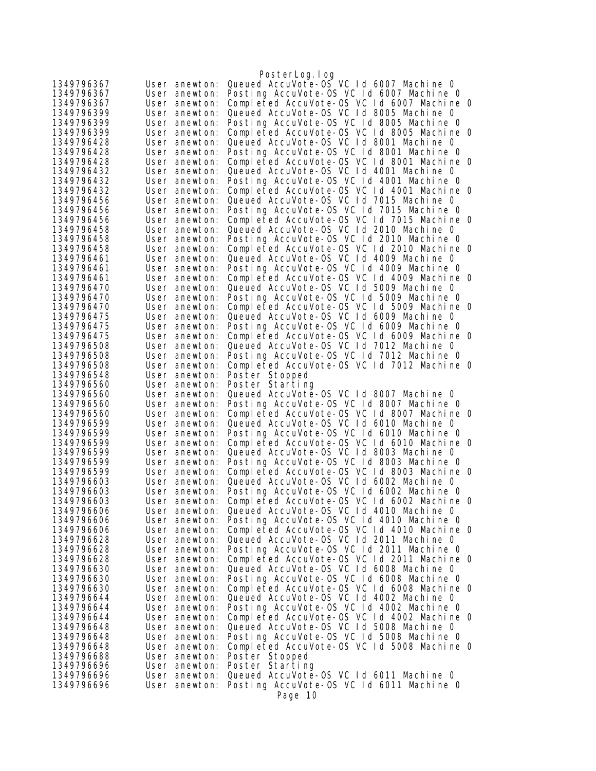```
1349796367      User anewton: Queued AccuVote-OS VC Id 6007 Machine 0
1349796367      User anewton: Posting AccuVote-OS VC Id 6007 Machine 0
1349796367      User anewton: Completed AccuVote-OS VC Id 6007 Machine 0
1349796399      User anewton: Queued AccuVote-OS VC Id 8005 Machine 0
1349796399      User anewton: Posting AccuVote-OS VC Id 8005 Machine 0
1349796399      User anewton: Completed AccuVote-OS VC Id 8005 Machine 0
1349796428      User anewton: Queued AccuVote-OS VC Id 8001 Machine 0
1349796428      User anewton: Posting AccuVote-OS VC Id 8001 Machine 0
1349796428      User anewton: Completed AccuVote-OS VC Id 8001 Machine 0
1349796432      User anewton: Queued AccuVote-OS VC Id 4001 Machine 0
1349796432      User anewton: Posting AccuVote-OS VC Id 4001 Machine 0
1349796432      User anewton: Completed AccuVote-OS VC Id 4001 Machine 0
1349796456      User anewton: Queued AccuVote-OS VC Id 7015 Machine 0
1349796456      User anewton: Posting AccuVote-OS VC Id 7015 Machine 0
1349796456      User anewton: Completed AccuVote-OS VC Id 7015 Machine 0
1349796458      User anewton: Queued AccuVote-OS VC Id 2010 Machine 0
1349796458      User anewton: Posting AccuVote-OS VC Id 2010 Machine 0
1349796458      User anewton: Completed AccuVote-OS VC Id 2010 Machine 0
1349796461      User anewton: Queued AccuVote-OS VC Id 4009 Machine 0
1349796461      User anewton: Posting AccuVote-OS VC Id 4009 Machine 0
1349796461      User anewton: Completed AccuVote-OS VC Id 4009 Machine 0
1349796470      User anewton: Queued AccuVote-OS VC Id 5009 Machine 0
1349796470      User anewton: Posting AccuVote-OS VC Id 5009 Machine 0
1349796470      User anewton: Completed AccuVote-OS VC Id 5009 Machine 0
1349796475      User anewton: Queued AccuVote-OS VC Id 6009 Machine 0
1349796475      User anewton: Posting AccuVote-OS VC Id 6009 Machine 0
1349796475      User anewton: Completed AccuVote-OS VC Id 6009 Machine 0
1349796508      User anewton: Queued AccuVote-OS VC Id 7012 Machine 0
1349796508      User anewton: Posting AccuVote-OS VC Id 7012 Machine 0
1349796508      User anewton: Completed AccuVote-OS VC Id 7012 Machine 0
1349796548      User anewton: Poster Stopped
1349796560      User anewton: Poster Starting
1349796560      User anewton: Queued AccuVote-OS VC Id 8007 Machine 0
1349796560      User anewton: Posting AccuVote-OS VC Id 8007 Machine 0
1349796560      User anewton: Completed AccuVote-OS VC Id 8007 Machine 0
1349796599      User anewton: Queued AccuVote-OS VC Id 6010 Machine 0
1349796599      User anewton: Posting AccuVote-OS VC Id 6010 Machine 0
1349796599      User anewton: Completed AccuVote-OS VC Id 6010 Machine 0
1349796599      User anewton: Queued AccuVote-OS VC Id 8003 Machine 0
1349796599      User anewton: Posting AccuVote-OS VC Id 8003 Machine 0
1349796599      User anewton: Completed AccuVote-OS VC Id 8003 Machine 0
1349796603      User anewton: Queued AccuVote-OS VC Id 6002 Machine 0
1349796603      User anewton: Posting AccuVote-OS VC Id 6002 Machine 0
1349796603      User anewton: Completed AccuVote-OS VC Id 6002 Machine 0
1349796606      User anewton: Queued AccuVote-OS VC Id 4010 Machine 0
1349796606      User anewton: Posting AccuVote-OS VC Id 4010 Machine 0
1349796606      User anewton: Completed AccuVote-OS VC Id 4010 Machine 0
1349796628      User anewton: Queued AccuVote-OS VC Id 2011 Machine 0
1349796628      User anewton: Posting AccuVote-OS VC Id 2011 Machine 0
1349796628      User anewton: Completed AccuVote-OS VC Id 2011 Machine 0
1349796630      User anewton: Queued AccuVote-OS VC Id 6008 Machine 0
1349796630      User anewton: Posting AccuVote-OS VC Id 6008 Machine 0
1349796630      User anewton: Completed AccuVote-OS VC Id 6008 Machine 0
1349796644      User anewton: Queued AccuVote-OS VC Id 4002 Machine 0
1349796644      User anewton: Posting AccuVote-OS VC Id 4002 Machine 0
1349796644      User anewton: Completed AccuVote-OS VC Id 4002 Machine 0
1349796648      User anewton: Queued AccuVote-OS VC Id 5008 Machine 0
1349796648      User anewton: Posting AccuVote-OS VC Id 5008 Machine 0
1349796648      User anewton: Completed AccuVote-OS VC Id 5008 Machine 0
1349796688      User anewton: Poster Stopped
1349796696      User anewton: Poster Starting
1349796696      User anewton: Queued AccuVote-OS VC Id 6011 Machine 0
1349796696      User anewton: Posting AccuVote-OS VC Id 6011 Machine 0
```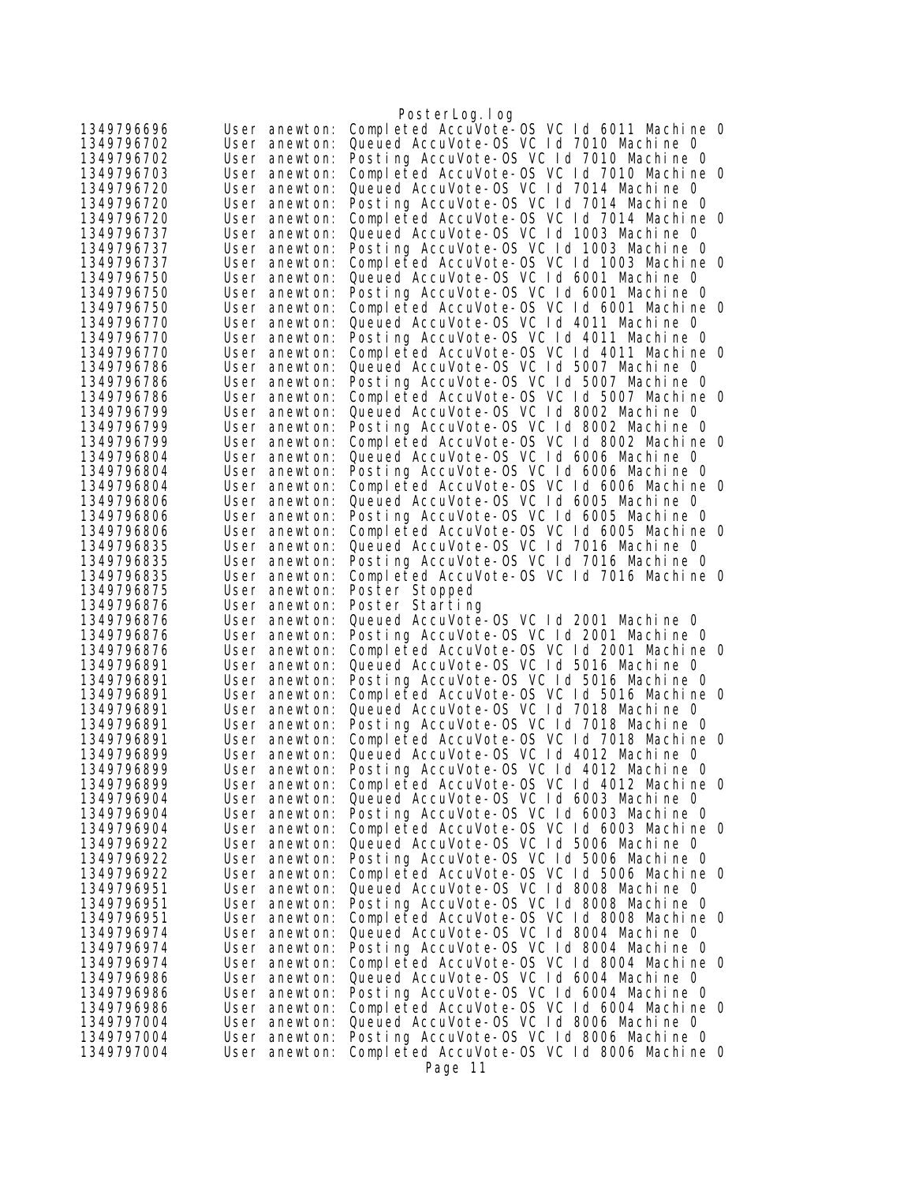```
1349796696      User anewton: Completed AccuVote-OS VC Id 6011 Machine 0
1349796702      User anewton: Queued AccuVote-OS VC Id 7010 Machine 0
1349796702      User anewton: Posting AccuVote-OS VC Id 7010 Machine 0
1349796703      User anewton: Completed AccuVote-OS VC Id 7010 Machine 0
1349796720      User anewton: Queued AccuVote-OS VC Id 7014 Machine 0
1349796720      User anewton: Posting AccuVote-OS VC Id 7014 Machine 0
1349796720      User anewton: Completed AccuVote-OS VC Id 7014 Machine 0
1349796737      User anewton: Queued AccuVote-OS VC Id 1003 Machine 0
1349796737      User anewton: Posting AccuVote-OS VC Id 1003 Machine 0
1349796737      User anewton: Completed AccuVote-OS VC Id 1003 Machine 0
1349796750      User anewton: Queued AccuVote-OS VC Id 6001 Machine 0
1349796750      User anewton: Posting AccuVote-OS VC Id 6001 Machine 0
1349796750      User anewton: Completed AccuVote-OS VC Id 6001 Machine 0
1349796770      User anewton: Queued AccuVote-OS VC Id 4011 Machine 0
1349796770      User anewton: Posting AccuVote-OS VC Id 4011 Machine 0
1349796770      User anewton: Completed AccuVote-OS VC Id 4011 Machine 0
1349796786      User anewton: Queued AccuVote-OS VC Id 5007 Machine 0
1349796786      User anewton: Posting AccuVote-OS VC Id 5007 Machine 0
1349796786      User anewton: Completed AccuVote-OS VC Id 5007 Machine 0
1349796799      User anewton: Queued AccuVote-OS VC Id 8002 Machine 0
1349796799      User anewton: Posting AccuVote-OS VC Id 8002 Machine 0
1349796799      User anewton: Completed AccuVote-OS VC Id 8002 Machine 0
1349796804      User anewton: Queued AccuVote-OS VC Id 6006 Machine 0
1349796804      User anewton: Posting AccuVote-OS VC Id 6006 Machine 0
1349796804      User anewton: Completed AccuVote-OS VC Id 6006 Machine 0
1349796806      User anewton: Queued AccuVote-OS VC Id 6005 Machine 0
1349796806      User anewton: Posting AccuVote-OS VC Id 6005 Machine 0
1349796806      User anewton: Completed AccuVote-OS VC Id 6005 Machine 0
1349796835      User anewton: Queued AccuVote-OS VC Id 7016 Machine 0
1349796835      User anewton: Posting AccuVote-OS VC Id 7016 Machine 0
1349796835      User anewton: Completed AccuVote-OS VC Id 7016 Machine 0
1349796875      User anewton: Poster Stopped
1349796876      User anewton: Poster Starting
1349796876      User anewton: Queued AccuVote-OS VC Id 2001 Machine 0
1349796876      User anewton: Posting AccuVote-OS VC Id 2001 Machine 0
1349796876      User anewton: Completed AccuVote-OS VC Id 2001 Machine 0
1349796891      User anewton: Queued AccuVote-OS VC Id 5016 Machine 0
1349796891      User anewton: Posting AccuVote-OS VC Id 5016 Machine 0
1349796891      User anewton: Completed AccuVote-OS VC Id 5016 Machine 0
1349796891      User anewton: Queued AccuVote-OS VC Id 7018 Machine 0
1349796891      User anewton: Posting AccuVote-OS VC Id 7018 Machine 0
1349796891      User anewton: Completed AccuVote-OS VC Id 7018 Machine 0
1349796899      User anewton: Queued AccuVote-OS VC Id 4012 Machine 0
1349796899      User anewton: Posting AccuVote-OS VC Id 4012 Machine 0
1349796899      User anewton: Completed AccuVote-OS VC Id 4012 Machine 0
1349796904      User anewton: Queued AccuVote-OS VC Id 6003 Machine 0
1349796904      User anewton: Posting AccuVote-OS VC Id 6003 Machine 0
1349796904      User anewton: Completed AccuVote-OS VC Id 6003 Machine 0
1349796922      User anewton: Queued AccuVote-OS VC Id 5006 Machine 0
1349796922      User anewton: Posting AccuVote-OS VC Id 5006 Machine 0
1349796922      User anewton: Completed AccuVote-OS VC Id 5006 Machine 0
1349796951      User anewton: Queued AccuVote-OS VC Id 8008 Machine 0
1349796951      User anewton: Posting AccuVote-OS VC Id 8008 Machine 0
1349796951      User anewton: Completed AccuVote-OS VC Id 8008 Machine 0
1349796974      User anewton: Queued AccuVote-OS VC Id 8004 Machine 0
1349796974      User anewton: Posting AccuVote-OS VC Id 8004 Machine 0
1349796974      User anewton: Completed AccuVote-OS VC Id 8004 Machine 0
1349796986      User anewton: Queued AccuVote-OS VC Id 6004 Machine 0
1349796986      User anewton: Posting AccuVote-OS VC Id 6004 Machine 0
1349796986      User anewton: Completed AccuVote-OS VC Id 6004 Machine 0
1349797004      User anewton: Queued AccuVote-OS VC Id 8006 Machine 0
1349797004      User anewton: Posting AccuVote-OS VC Id 8006 Machine 0
1349797004      User anewton: Completed AccuVote-OS VC Id 8006 Machine 0
```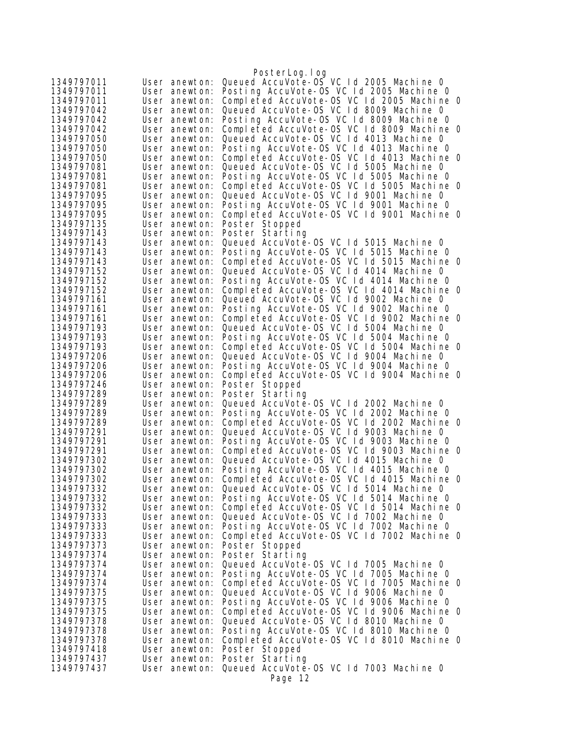```
1349797011	User anewton: Queued AccuVote-OS VC Id 2005 Machine 0
1349797011	User anewton: Posting AccuVote-OS VC Id 2005 Machine 0
1349797011	User anewton: Completed AccuVote-OS VC Id 2005 Machine 0
1349797042	User anewton: Queued AccuVote-OS VC Id 8009 Machine 0
1349797042	User anewton: Posting AccuVote-OS VC Id 8009 Machine 0
1349797042	User anewton: Completed AccuVote-OS VC Id 8009 Machine 0
1349797050	User anewton: Queued AccuVote-OS VC Id 4013 Machine 0
1349797050	User anewton: Posting AccuVote-OS VC Id 4013 Machine 0
1349797050	User anewton: Completed AccuVote-OS VC Id 4013 Machine 0
1349797081	User anewton: Queued AccuVote-OS VC Id 5005 Machine 0
1349797081	User anewton: Posting AccuVote-OS VC Id 5005 Machine 0
1349797081	User anewton: Completed AccuVote-OS VC Id 5005 Machine 0
1349797095	User anewton: Queued AccuVote-OS VC Id 9001 Machine 0
1349797095	User anewton: Posting AccuVote-OS VC Id 9001 Machine 0
1349797095	User anewton: Completed AccuVote-OS VC Id 9001 Machine 0
1349797135	User anewton: Poster Stopped
1349797143	User anewton: Poster Starting
1349797143	User anewton: Queued AccuVote-OS VC Id 5015 Machine 0
1349797143	User anewton: Posting AccuVote-OS VC Id 5015 Machine 0
1349797143	User anewton: Completed AccuVote-OS VC Id 5015 Machine 0
1349797152	User anewton: Queued AccuVote-OS VC Id 4014 Machine 0
1349797152	User anewton: Posting AccuVote-OS VC Id 4014 Machine 0
1349797152	User anewton: Completed AccuVote-OS VC Id 4014 Machine 0
1349797161	User anewton: Queued AccuVote-OS VC Id 9002 Machine 0
1349797161	User anewton: Posting AccuVote-OS VC Id 9002 Machine 0
1349797161	User anewton: Completed AccuVote-OS VC Id 9002 Machine 0
1349797193	User anewton: Queued AccuVote-OS VC Id 5004 Machine 0
1349797193	User anewton: Posting AccuVote-OS VC Id 5004 Machine 0
1349797193	User anewton: Completed AccuVote-OS VC Id 5004 Machine 0
1349797206	User anewton: Queued AccuVote-OS VC Id 9004 Machine 0
1349797206	User anewton: Posting AccuVote-OS VC Id 9004 Machine 0
1349797206	User anewton: Completed AccuVote-OS VC Id 9004 Machine 0
1349797246	User anewton: Poster Stopped
1349797289	User anewton: Poster Starting
1349797289	User anewton: Queued AccuVote-OS VC Id 2002 Machine 0
1349797289	User anewton: Posting AccuVote-OS VC Id 2002 Machine 0
1349797289	User anewton: Completed AccuVote-OS VC Id 2002 Machine 0
1349797291	User anewton: Queued AccuVote-OS VC Id 9003 Machine 0
1349797291	User anewton: Posting AccuVote-OS VC Id 9003 Machine 0
1349797291	User anewton: Completed AccuVote-OS VC Id 9003 Machine 0
1349797302	User anewton: Queued AccuVote-OS VC Id 4015 Machine 0
1349797302	User anewton: Posting AccuVote-OS VC Id 4015 Machine 0
1349797302	User anewton: Completed AccuVote-OS VC Id 4015 Machine 0
1349797332	User anewton: Queued AccuVote-OS VC Id 5014 Machine 0
1349797332	User anewton: Posting AccuVote-OS VC Id 5014 Machine 0
1349797332	User anewton: Completed AccuVote-OS VC Id 5014 Machine 0
1349797333	User anewton: Queued AccuVote-OS VC Id 7002 Machine 0
1349797333	User anewton: Posting AccuVote-OS VC Id 7002 Machine 0
1349797333	User anewton: Completed AccuVote-OS VC Id 7002 Machine 0
1349797373	User anewton: Poster Stopped
1349797374	User anewton: Poster Starting
1349797374	User anewton: Queued AccuVote-OS VC Id 7005 Machine 0
1349797374	User anewton: Posting AccuVote-OS VC Id 7005 Machine 0
1349797374	User anewton: Completed AccuVote-OS VC Id 7005 Machine 0
1349797375	User anewton: Queued AccuVote-OS VC Id 9006 Machine 0
1349797375	User anewton: Posting AccuVote-OS VC Id 9006 Machine 0
1349797375	User anewton: Completed AccuVote-OS VC Id 9006 Machine 0
1349797378	User anewton: Queued AccuVote-OS VC Id 8010 Machine 0
1349797378	User anewton: Posting AccuVote-OS VC Id 8010 Machine 0
1349797378	User anewton: Completed AccuVote-OS VC Id 8010 Machine 0
1349797418	User anewton: Poster Stopped
1349797437	User anewton: Poster Starting
1349797437	User anewton: Queued AccuVote-OS VC Id 7003 Machine 0
```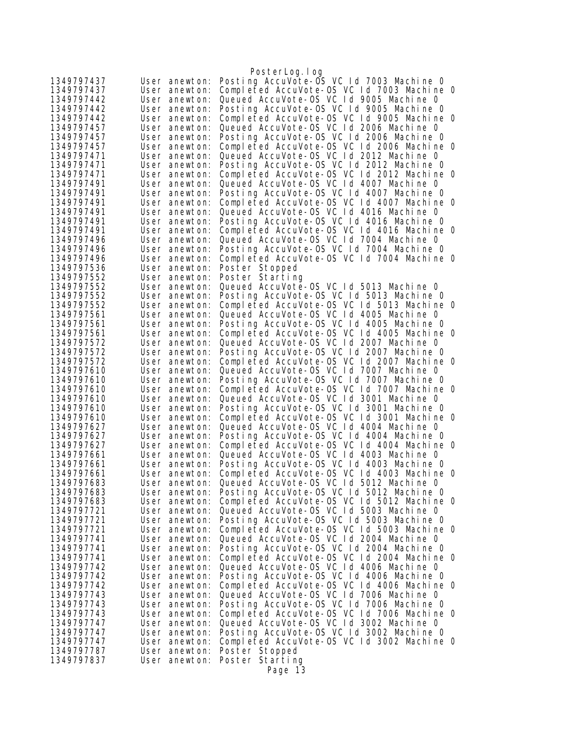```
1349797437      User anewton: Posting AccuVote-OS VC Id 7003 Machine 0
1349797437      User anewton: Completed AccuVote-OS VC Id 7003 Machine 0
1349797442      User anewton: Queued AccuVote-OS VC Id 9005 Machine 0
1349797442      User anewton: Posting AccuVote-OS VC Id 9005 Machine 0
1349797442      User anewton: Completed AccuVote-OS VC Id 9005 Machine 0
1349797457      User anewton: Queued AccuVote-OS VC Id 2006 Machine 0
1349797457      User anewton: Posting AccuVote-OS VC Id 2006 Machine 0
1349797457      User anewton: Completed AccuVote-OS VC Id 2006 Machine 0
1349797471      User anewton: Queued AccuVote-OS VC Id 2012 Machine 0
1349797471      User anewton: Posting AccuVote-OS VC Id 2012 Machine 0
1349797471      User anewton: Completed AccuVote-OS VC Id 2012 Machine 0
1349797491      User anewton: Queued AccuVote-OS VC Id 4007 Machine 0
1349797491      User anewton: Posting AccuVote-OS VC Id 4007 Machine 0
1349797491      User anewton: Completed AccuVote-OS VC Id 4007 Machine 0
1349797491      User anewton: Queued AccuVote-OS VC Id 4016 Machine 0
1349797491      User anewton: Posting AccuVote-OS VC Id 4016 Machine 0
1349797491      User anewton: Completed AccuVote-OS VC Id 4016 Machine 0
1349797496      User anewton: Queued AccuVote-OS VC Id 7004 Machine 0
1349797496      User anewton: Posting AccuVote-OS VC Id 7004 Machine 0
1349797496      User anewton: Completed AccuVote-OS VC Id 7004 Machine 0
1349797536      User anewton: Poster Stopped
1349797552      User anewton: Poster Starting
1349797552      User anewton: Queued AccuVote-OS VC Id 5013 Machine 0
1349797552      User anewton: Posting AccuVote-OS VC Id 5013 Machine 0
1349797552      User anewton: Completed AccuVote-OS VC Id 5013 Machine 0
1349797561      User anewton: Queued AccuVote-OS VC Id 4005 Machine 0
1349797561      User anewton: Posting AccuVote-OS VC Id 4005 Machine 0
1349797561      User anewton: Completed AccuVote-OS VC Id 4005 Machine 0
1349797572      User anewton: Queued AccuVote-OS VC Id 2007 Machine 0
1349797572      User anewton: Posting AccuVote-OS VC Id 2007 Machine 0
1349797572      User anewton: Completed AccuVote-OS VC Id 2007 Machine 0
1349797610      User anewton: Queued AccuVote-OS VC Id 7007 Machine 0
1349797610      User anewton: Posting AccuVote-OS VC Id 7007 Machine 0
1349797610      User anewton: Completed AccuVote-OS VC Id 7007 Machine 0
1349797610      User anewton: Queued AccuVote-OS VC Id 3001 Machine 0
1349797610      User anewton: Posting AccuVote-OS VC Id 3001 Machine 0
1349797610      User anewton: Completed AccuVote-OS VC Id 3001 Machine 0
1349797627      User anewton: Queued AccuVote-OS VC Id 4004 Machine 0
1349797627      User anewton: Posting AccuVote-OS VC Id 4004 Machine 0
1349797627      User anewton: Completed AccuVote-OS VC Id 4004 Machine 0
1349797661      User anewton: Queued AccuVote-OS VC Id 4003 Machine 0
1349797661      User anewton: Posting AccuVote-OS VC Id 4003 Machine 0
1349797661      User anewton: Completed AccuVote-OS VC Id 4003 Machine 0
1349797683      User anewton: Queued AccuVote-OS VC Id 5012 Machine 0
1349797683      User anewton: Posting AccuVote-OS VC Id 5012 Machine 0
1349797683      User anewton: Completed AccuVote-OS VC Id 5012 Machine 0
1349797721      User anewton: Queued AccuVote-OS VC Id 5003 Machine 0
1349797721      User anewton: Posting AccuVote-OS VC Id 5003 Machine 0
1349797721      User anewton: Completed AccuVote-OS VC Id 5003 Machine 0
1349797741      User anewton: Queued AccuVote-OS VC Id 2004 Machine 0
1349797741      User anewton: Posting AccuVote-OS VC Id 2004 Machine 0
1349797741      User anewton: Completed AccuVote-OS VC Id 2004 Machine 0
1349797742      User anewton: Queued AccuVote-OS VC Id 4006 Machine 0
1349797742      User anewton: Posting AccuVote-OS VC Id 4006 Machine 0
1349797742      User anewton: Completed AccuVote-OS VC Id 4006 Machine 0
1349797743      User anewton: Queued AccuVote-OS VC Id 7006 Machine 0
1349797743      User anewton: Posting AccuVote-OS VC Id 7006 Machine 0
1349797743      User anewton: Completed AccuVote-OS VC Id 7006 Machine 0
1349797747      User anewton: Queued AccuVote-OS VC Id 3002 Machine 0
1349797747      User anewton: Posting AccuVote-OS VC Id 3002 Machine 0
1349797747      User anewton: Completed AccuVote-OS VC Id 3002 Machine 0
1349797787      User anewton: Poster Stopped
1349797837      User anewton: Poster Starting
```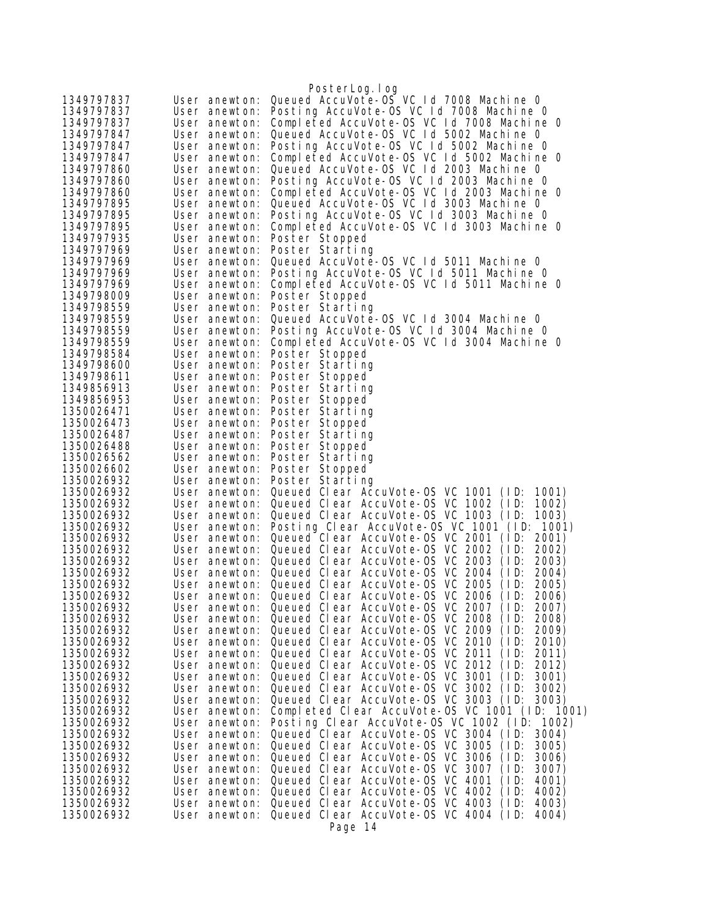```
1349797837      User anewton: Queued AccuVote-OS VC Id 7008 Machine 0
1349797837      User anewton: Posting AccuVote-OS VC Id 7008 Machine 0
1349797837      User anewton: Completed AccuVote-OS VC Id 7008 Machine 0
1349797847      User anewton: Queued AccuVote-OS VC Id 5002 Machine 0
1349797847      User anewton: Posting AccuVote-OS VC Id 5002 Machine 0
1349797847      User anewton: Completed AccuVote-OS VC Id 5002 Machine 0
1349797860      User anewton: Queued AccuVote-OS VC Id 2003 Machine 0
1349797860      User anewton: Posting AccuVote-OS VC Id 2003 Machine 0
1349797860      User anewton: Completed AccuVote-OS VC Id 2003 Machine 0
1349797895      User anewton: Queued AccuVote-OS VC Id 3003 Machine 0
1349797895      User anewton: Posting AccuVote-OS VC Id 3003 Machine 0
1349797895      User anewton: Completed AccuVote-OS VC Id 3003 Machine 0
1349797935      User anewton: Poster Stopped
1349797969      User anewton: Poster Starting
1349797969      User anewton: Queued AccuVote-OS VC Id 5011 Machine 0
1349797969      User anewton: Posting AccuVote-OS VC Id 5011 Machine 0
1349797969      User anewton: Completed AccuVote-OS VC Id 5011 Machine 0
1349798009      User anewton: Poster Stopped
1349798559      User anewton: Poster Starting
1349798559      User anewton: Queued AccuVote-OS VC Id 3004 Machine 0
1349798559      User anewton: Posting AccuVote-OS VC Id 3004 Machine 0
1349798559      User anewton: Completed AccuVote-OS VC Id 3004 Machine 0
1349798584      User anewton: Poster Stopped
1349798600      User anewton: Poster Starting
1349798611      User anewton: Poster Stopped
1349856913      User anewton: Poster Starting
1349856953      User anewton: Poster Stopped
1350026471      User anewton: Poster Starting
1350026473      User anewton: Poster Stopped
1350026487      User anewton: Poster Starting
1350026488      User anewton: Poster Stopped
1350026562      User anewton: Poster Starting
1350026602      User anewton: Poster Stopped
1350026932      User anewton: Poster Starting
1350026932      User anewton: Queued Clear AccuVote-OS VC 1001 (ID: 1001)
1350026932      User anewton: Queued Clear AccuVote-OS VC 1002 (ID: 1002)
1350026932      User anewton: Queued Clear AccuVote-OS VC 1003 (ID: 1003)
1350026932      User anewton: Posting Clear AccuVote-OS VC 1001 (ID: 1001)
1350026932      User anewton: Queued Clear AccuVote-OS VC 2001 (ID: 2001)
1350026932      User anewton: Queued Clear AccuVote-OS VC 2002 (ID: 2002)
1350026932      User anewton: Queued Clear AccuVote-OS VC 2003 (ID: 2003)
1350026932      User anewton: Queued Clear AccuVote-OS VC 2004 (ID: 2004)
1350026932      User anewton: Queued Clear AccuVote-OS VC 2005 (ID: 2005)
1350026932      User anewton: Queued Clear AccuVote-OS VC 2006 (ID: 2006)
1350026932      User anewton: Queued Clear AccuVote-OS VC 2007 (ID: 2007)
1350026932      User anewton: Queued Clear AccuVote-OS VC 2008 (ID: 2008)
1350026932      User anewton: Queued Clear AccuVote-OS VC 2009 (ID: 2009)
1350026932      User anewton: Queued Clear AccuVote-OS VC 2010 (ID: 2010)
1350026932      User anewton: Queued Clear AccuVote-OS VC 2011 (ID: 2011)
1350026932      User anewton: Queued Clear AccuVote-OS VC 2012 (ID: 2012)
1350026932      User anewton: Queued Clear AccuVote-OS VC 3001 (ID: 3001)
1350026932      User anewton: Queued Clear AccuVote-OS VC 3002 (ID: 3002)
1350026932      User anewton: Queued Clear AccuVote-OS VC 3003 (ID: 3003)
1350026932      User anewton: Completed Clear AccuVote-OS VC 1001 (ID: 1001)
1350026932      User anewton: Posting Clear AccuVote-OS VC 1002 (ID: 1002)
1350026932      User anewton: Queued Clear AccuVote-OS VC 3004 (ID: 3004)
1350026932      User anewton: Queued Clear AccuVote-OS VC 3005 (ID: 3005)
1350026932      User anewton: Queued Clear AccuVote-OS VC 3006 (ID: 3006)
1350026932      User anewton: Queued Clear AccuVote-OS VC 3007 (ID: 3007)
1350026932      User anewton: Queued Clear AccuVote-OS VC 4001 (ID: 4001)
1350026932      User anewton: Queued Clear AccuVote-OS VC 4002 (ID: 4002)
1350026932      User anewton: Queued Clear AccuVote-OS VC 4003 (ID: 4003)
1350026932      User anewton: Queued Clear AccuVote-OS VC 4004 (ID: 4004)
```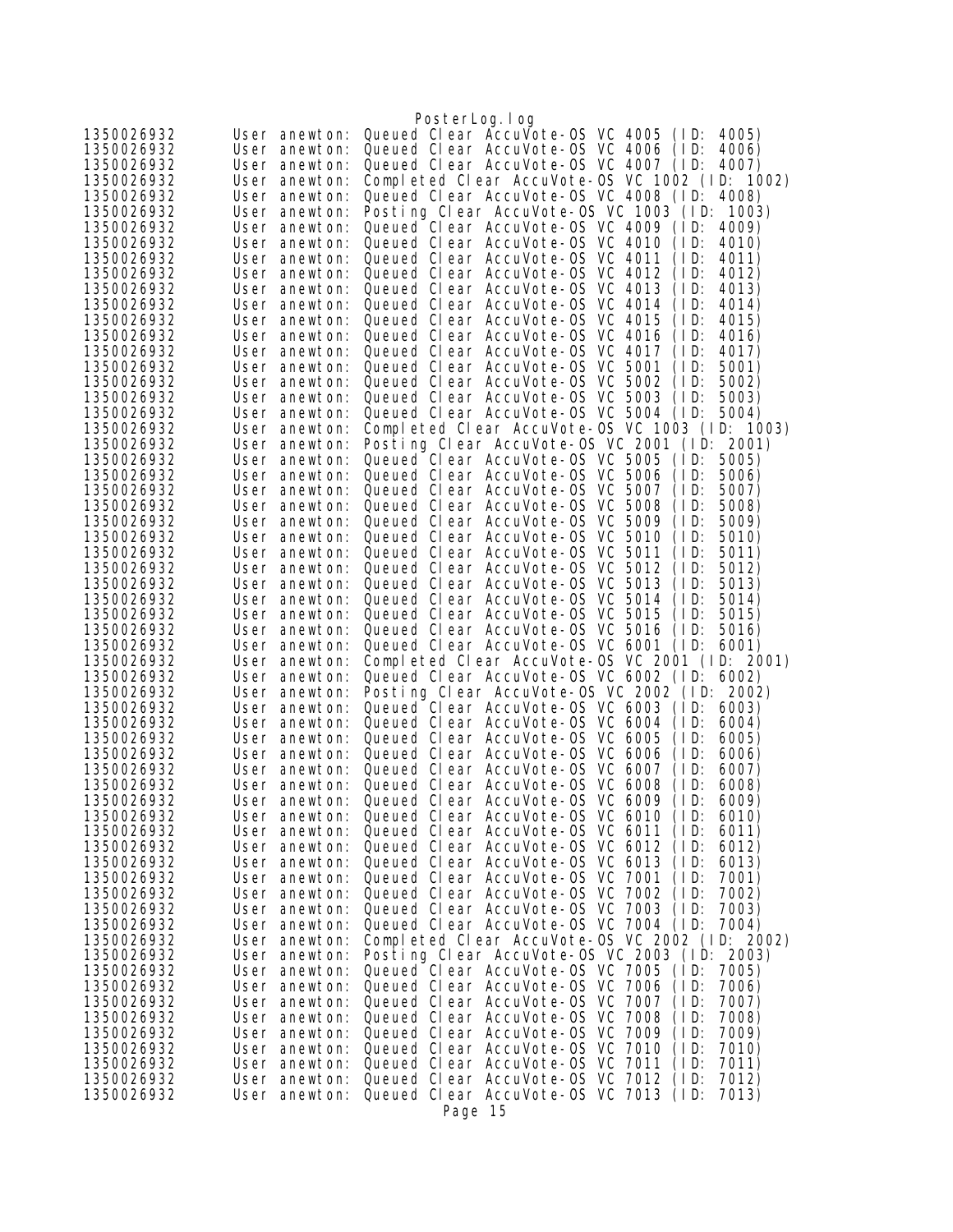```
1350026932      User anewton: Queued Clear AccuVote-OS VC 4005 (ID: 4005)
1350026932      User anewton: Queued Clear AccuVote-OS VC 4006 (ID: 4006)
1350026932      User anewton: Queued Clear AccuVote-OS VC 4007 (ID: 4007)
1350026932      User anewton: Completed Clear AccuVote-OS VC 1002 (ID: 1002)
1350026932      User anewton: Queued Clear AccuVote-OS VC 4008 (ID: 4008)
1350026932      User anewton: Posting Clear AccuVote-OS VC 1003 (ID: 1003)
1350026932      User anewton: Queued Clear AccuVote-OS VC 4009 (ID: 4009)
1350026932      User anewton: Queued Clear AccuVote-OS VC 4010 (ID: 4010)
1350026932      User anewton: Queued Clear AccuVote-OS VC 4011 (ID: 4011)
1350026932      User anewton: Queued Clear AccuVote-OS VC 4012 (ID: 4012)
1350026932      User anewton: Queued Clear AccuVote-OS VC 4013 (ID: 4013)
1350026932      User anewton: Queued Clear AccuVote-OS VC 4014 (ID: 4014)
1350026932      User anewton: Queued Clear AccuVote-OS VC 4015 (ID: 4015)
1350026932      User anewton: Queued Clear AccuVote-OS VC 4016 (ID: 4016)
1350026932      User anewton: Queued Clear AccuVote-OS VC 4017 (ID: 4017)
1350026932      User anewton: Queued Clear AccuVote-OS VC 5001 (ID: 5001)
1350026932      User anewton: Queued Clear AccuVote-OS VC 5002 (ID: 5002)
1350026932      User anewton: Queued Clear AccuVote-OS VC 5003 (ID: 5003)
1350026932      User anewton: Queued Clear AccuVote-OS VC 5004 (ID: 5004)
1350026932      User anewton: Completed Clear AccuVote-OS VC 1003 (ID: 1003)
1350026932      User anewton: Posting Clear AccuVote-OS VC 2001 (ID: 2001)
1350026932      User anewton: Queued Clear AccuVote-OS VC 5005 (ID: 5005)
1350026932      User anewton: Queued Clear AccuVote-OS VC 5006 (ID: 5006)
1350026932      User anewton: Queued Clear AccuVote-OS VC 5007 (ID: 5007)
1350026932      User anewton: Queued Clear AccuVote-OS VC 5008 (ID: 5008)
1350026932      User anewton: Queued Clear AccuVote-OS VC 5009 (ID: 5009)
1350026932      User anewton: Queued Clear AccuVote-OS VC 5010 (ID: 5010)
1350026932      User anewton: Queued Clear AccuVote-OS VC 5011 (ID: 5011)
1350026932      User anewton: Queued Clear AccuVote-OS VC 5012 (ID: 5012)
1350026932      User anewton: Queued Clear AccuVote-OS VC 5013 (ID: 5013)
1350026932      User anewton: Queued Clear AccuVote-OS VC 5014 (ID: 5014)
1350026932      User anewton: Queued Clear AccuVote-OS VC 5015 (ID: 5015)
1350026932      User anewton: Queued Clear AccuVote-OS VC 5016 (ID: 5016)
1350026932      User anewton: Queued Clear AccuVote-OS VC 6001 (ID: 6001)
1350026932      User anewton: Completed Clear AccuVote-OS VC 2001 (ID: 2001)
1350026932      User anewton: Queued Clear AccuVote-OS VC 6002 (ID: 6002)
1350026932      User anewton: Posting Clear AccuVote-OS VC 2002 (ID: 2002)
1350026932      User anewton: Queued Clear AccuVote-OS VC 6003 (ID: 6003)
1350026932      User anewton: Queued Clear AccuVote-OS VC 6004 (ID: 6004)
1350026932      User anewton: Queued Clear AccuVote-OS VC 6005 (ID: 6005)
1350026932      User anewton: Queued Clear AccuVote-OS VC 6006 (ID: 6006)
1350026932      User anewton: Queued Clear AccuVote-OS VC 6007 (ID: 6007)
1350026932      User anewton: Queued Clear AccuVote-OS VC 6008 (ID: 6008)
1350026932      User anewton: Queued Clear AccuVote-OS VC 6009 (ID: 6009)
1350026932      User anewton: Queued Clear AccuVote-OS VC 6010 (ID: 6010)
1350026932      User anewton: Queued Clear AccuVote-OS VC 6011 (ID: 6011)
1350026932      User anewton: Queued Clear AccuVote-OS VC 6012 (ID: 6012)
1350026932      User anewton: Queued Clear AccuVote-OS VC 6013 (ID: 6013)
1350026932      User anewton: Queued Clear AccuVote-OS VC 7001 (ID: 7001)
1350026932      User anewton: Queued Clear AccuVote-OS VC 7002 (ID: 7002)
1350026932      User anewton: Queued Clear AccuVote-OS VC 7003 (ID: 7003)
1350026932      User anewton: Queued Clear AccuVote-OS VC 7004 (ID: 7004)
1350026932      User anewton: Completed Clear AccuVote-OS VC 2002 (ID: 2002)
1350026932      User anewton: Posting Clear AccuVote-OS VC 2003 (ID: 2003)
1350026932      User anewton: Queued Clear AccuVote-OS VC 7005 (ID: 7005)
1350026932      User anewton: Queued Clear AccuVote-OS VC 7006 (ID: 7006)
1350026932      User anewton: Queued Clear AccuVote-OS VC 7007 (ID: 7007)
1350026932      User anewton: Queued Clear AccuVote-OS VC 7008 (ID: 7008)
1350026932      User anewton: Queued Clear AccuVote-OS VC 7009 (ID: 7009)
1350026932      User anewton: Queued Clear AccuVote-OS VC 7010 (ID: 7010)
1350026932      User anewton: Queued Clear AccuVote-OS VC 7011 (ID: 7011)
1350026932      User anewton: Queued Clear AccuVote-OS VC 7012 (ID: 7012)
1350026932      User anewton: Queued Clear AccuVote-OS VC 7013 (ID: 7013)
```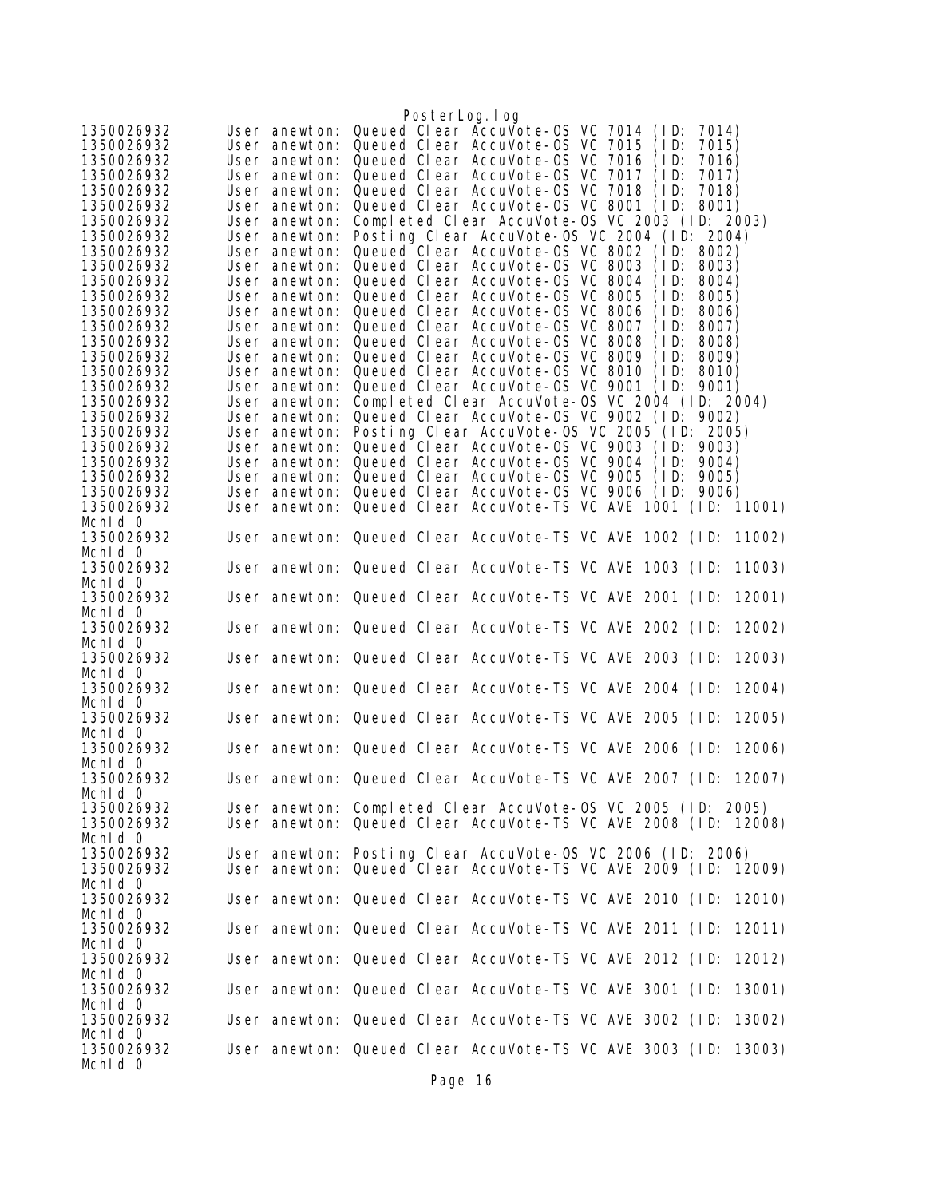```
1350026932      User anewton: Queued Clear AccuVote-OS VC 7014 (ID: 7014)
1350026932      User anewton: Queued Clear AccuVote-OS VC 7015 (ID: 7015)
1350026932      User anewton: Queued Clear AccuVote-OS VC 7016 (ID: 7016)
1350026932      User anewton: Queued Clear AccuVote-OS VC 7017 (ID: 7017)
1350026932      User anewton: Queued Clear AccuVote-OS VC 7018 (ID: 7018)
1350026932      User anewton: Queued Clear AccuVote-OS VC 8001 (ID: 8001)
1350026932      User anewton: Completed Clear AccuVote-OS VC 2003 (ID: 2003)
1350026932      User anewton: Posting Clear AccuVote-OS VC 2004 (ID: 2004)
1350026932      User anewton: Queued Clear AccuVote-OS VC 8002 (ID: 8002)
1350026932      User anewton: Queued Clear AccuVote-OS VC 8003 (ID: 8003)
1350026932      User anewton: Queued Clear AccuVote-OS VC 8004 (ID: 8004)
1350026932      User anewton: Queued Clear AccuVote-OS VC 8005 (ID: 8005)
1350026932      User anewton: Queued Clear AccuVote-OS VC 8006 (ID: 8006)
1350026932      User anewton: Queued Clear AccuVote-OS VC 8007 (ID: 8007)
1350026932      User anewton: Queued Clear AccuVote-OS VC 8008 (ID: 8008)
1350026932      User anewton: Queued Clear AccuVote-OS VC 8009 (ID: 8009)
1350026932      User anewton: Queued Clear AccuVote-OS VC 8010 (ID: 8010)
1350026932      User anewton: Queued Clear AccuVote-OS VC 9001 (ID: 9001)
1350026932      User anewton: Completed Clear AccuVote-OS VC 2004 (ID: 2004)
1350026932      User anewton: Queued Clear AccuVote-OS VC 9002 (ID: 9002)
1350026932      User anewton: Posting Clear AccuVote-OS VC 2005 (ID: 2005)
1350026932      User anewton: Queued Clear AccuVote-OS VC 9003 (ID: 9003)
1350026932      User anewton: Queued Clear AccuVote-OS VC 9004 (ID: 9004)
1350026932      User anewton: Queued Clear AccuVote-OS VC 9005 (ID: 9005)
1350026932      User anewton: Queued Clear AccuVote-OS VC 9006 (ID: 9006)
1350026932      User anewton: Queued Clear AccuVote-TS VC AVE 1001 (ID: 11001)
McHId 0
1350026932      User anewton: Queued Clear AccuVote-TS VC AVE 1002 (ID: 11002)
McHId 0
1350026932      User anewton: Queued Clear AccuVote-TS VC AVE 1003 (ID: 11003)
McHId 0
1350026932      User anewton: Queued Clear AccuVote-TS VC AVE 2001 (ID: 12001)
McHId 0
1350026932      User anewton: Queued Clear AccuVote-TS VC AVE 2002 (ID: 12002)
McHId 0
1350026932      User anewton: Queued Clear AccuVote-TS VC AVE 2003 (ID: 12003)
McHId 0
1350026932      User anewton: Queued Clear AccuVote-TS VC AVE 2004 (ID: 12004)
McHId 0
1350026932      User anewton: Queued Clear AccuVote-TS VC AVE 2005 (ID: 12005)
McHId 0
1350026932      User anewton: Queued Clear AccuVote-TS VC AVE 2006 (ID: 12006)
McHId 0
1350026932      User anewton: Queued Clear AccuVote-TS VC AVE 2007 (ID: 12007)
McHId 0
1350026932      User anewton: Completed Clear AccuVote-OS VC 2005 (ID: 2005)
1350026932      User anewton: Queued Clear AccuVote-TS VC AVE 2008 (ID: 12008)
McHId 0
1350026932      User anewton: Posting Clear AccuVote-OS VC 2006 (ID: 2006)
1350026932      User anewton: Queued Clear AccuVote-TS VC AVE 2009 (ID: 12009)
McHId 0
1350026932      User anewton: Queued Clear AccuVote-TS VC AVE 2010 (ID: 12010)
McHId 0
1350026932      User anewton: Queued Clear AccuVote-TS VC AVE 2011 (ID: 12011)
McHId 0
1350026932      User anewton: Queued Clear AccuVote-TS VC AVE 2012 (ID: 12012)
McHId 0
1350026932      User anewton: Queued Clear AccuVote-TS VC AVE 3001 (ID: 13001)
McHId 0
1350026932      User anewton: Queued Clear AccuVote-TS VC AVE 3002 (ID: 13002)
McHId 0
1350026932      User anewton: Queued Clear AccuVote-TS VC AVE 3003 (ID: 13003)
McHId 0
```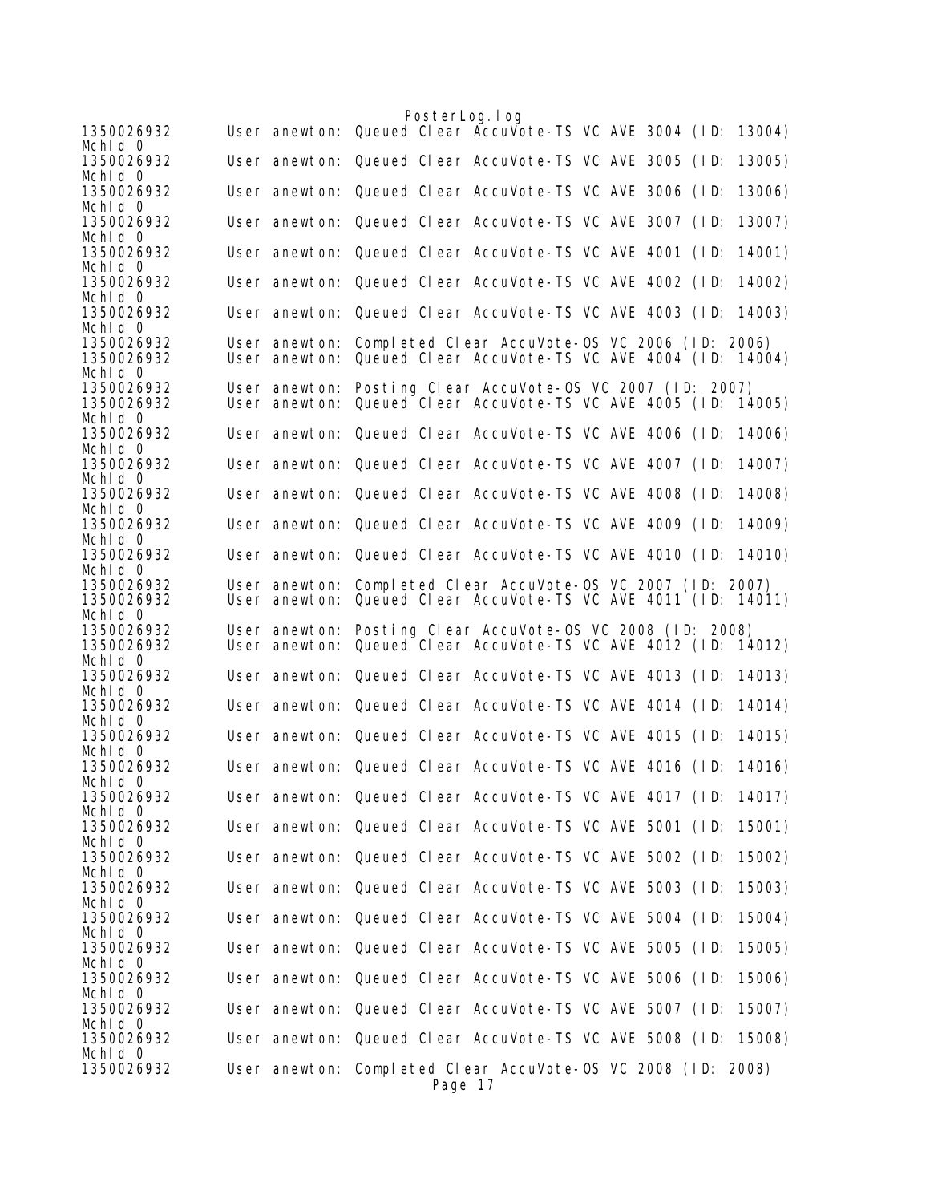```
1350026932      User anewton: Queued Clear AccuVote-TS VC AVE 3004 (ID: 13004)
McHId 0
1350026932      User anewton: Queued Clear AccuVote-TS VC AVE 3005 (ID: 13005)
McHId 0
1350026932      User anewton: Queued Clear AccuVote-TS VC AVE 3006 (ID: 13006)
McHId 0
1350026932      User anewton: Queued Clear AccuVote-TS VC AVE 3007 (ID: 13007)
McHId 0
1350026932      User anewton: Queued Clear AccuVote-TS VC AVE 4001 (ID: 14001)
McHId 0
1350026932      User anewton: Queued Clear AccuVote-TS VC AVE 4002 (ID: 14002)
McHId 0
1350026932      User anewton: Queued Clear AccuVote-TS VC AVE 4003 (ID: 14003)
McHId 0
1350026932      User anewton: Completed Clear AccuVote-OS VC 2006 (ID: 2006)
1350026932      User anewton: Queued Clear AccuVote-TS VC AVE 4004 (ID: 14004)
McHId 0
1350026932      User anewton: Posting Clear AccuVote-OS VC 2007 (ID: 2007)
1350026932      User anewton: Queued Clear AccuVote-TS VC AVE 4005 (ID: 14005)
McHId 0
1350026932      User anewton: Queued Clear AccuVote-TS VC AVE 4006 (ID: 14006)
McHId 0
1350026932      User anewton: Queued Clear AccuVote-TS VC AVE 4007 (ID: 14007)
McHId 0
1350026932      User anewton: Queued Clear AccuVote-TS VC AVE 4008 (ID: 14008)
McHId 0
1350026932      User anewton: Queued Clear AccuVote-TS VC AVE 4009 (ID: 14009)
McHId 0
1350026932      User anewton: Queued Clear AccuVote-TS VC AVE 4010 (ID: 14010)
McHId 0
1350026932      User anewton: Completed Clear AccuVote-OS VC 2007 (ID: 2007)
1350026932      User anewton: Queued Clear AccuVote-TS VC AVE 4011 (ID: 14011)
McHId 0
1350026932      User anewton: Posting Clear AccuVote-OS VC 2008 (ID: 2008)
1350026932      User anewton: Queued Clear AccuVote-TS VC AVE 4012 (ID: 14012)
McHId 0
1350026932      User anewton: Queued Clear AccuVote-TS VC AVE 4013 (ID: 14013)
McHId 0
1350026932      User anewton: Queued Clear AccuVote-TS VC AVE 4014 (ID: 14014)
McHId 0
1350026932      User anewton: Queued Clear AccuVote-TS VC AVE 4015 (ID: 14015)
McHId 0
1350026932      User anewton: Queued Clear AccuVote-TS VC AVE 4016 (ID: 14016)
McHId 0
1350026932      User anewton: Queued Clear AccuVote-TS VC AVE 4017 (ID: 14017)
McHId 0
1350026932      User anewton: Queued Clear AccuVote-TS VC AVE 5001 (ID: 15001)
McHId 0
1350026932      User anewton: Queued Clear AccuVote-TS VC AVE 5002 (ID: 15002)
McHId 0
1350026932      User anewton: Queued Clear AccuVote-TS VC AVE 5003 (ID: 15003)
McHId 0
1350026932      User anewton: Queued Clear AccuVote-TS VC AVE 5004 (ID: 15004)
McHId 0
1350026932      User anewton: Queued Clear AccuVote-TS VC AVE 5005 (ID: 15005)
McHId 0
1350026932      User anewton: Queued Clear AccuVote-TS VC AVE 5006 (ID: 15006)
McHId 0
1350026932      User anewton: Queued Clear AccuVote-TS VC AVE 5007 (ID: 15007)
McHId 0
1350026932      User anewton: Queued Clear AccuVote-TS VC AVE 5008 (ID: 15008)
McHId 0
1350026932      User anewton: Completed Clear AccuVote-OS VC 2008 (ID: 2008)
```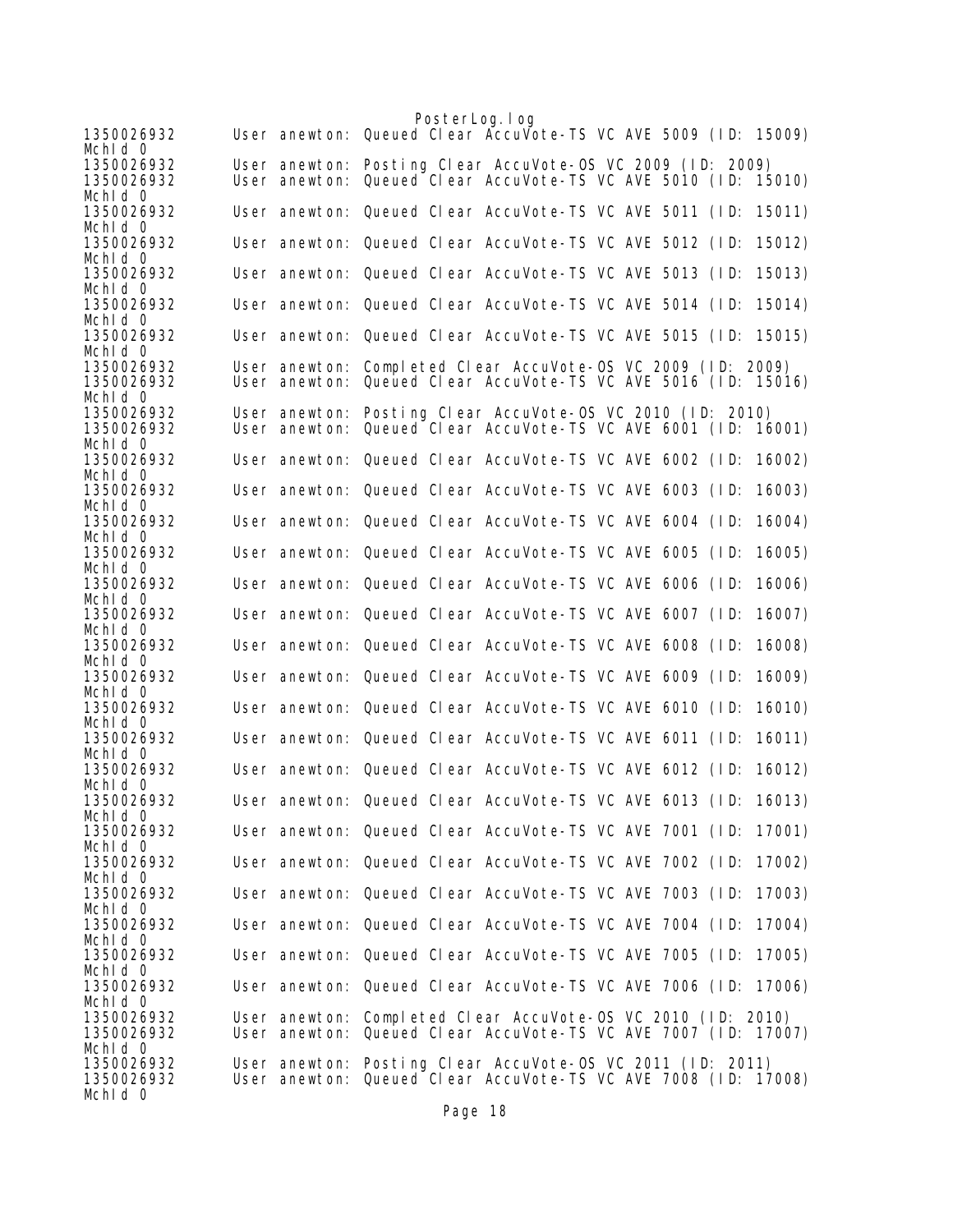```
1350026932      User anewton: Queued Clear AccuVote-TS VC AVE 5009 (ID: 15009)
McId 0
1350026932      User anewton: Posting Clear AccuVote-OS VC 2009 (ID: 2009)
1350026932      User anewton: Queued Clear AccuVote-TS VC AVE 5010 (ID: 15010)
McId 0
1350026932      User anewton: Queued Clear AccuVote-TS VC AVE 5011 (ID: 15011)
McId 0
1350026932      User anewton: Queued Clear AccuVote-TS VC AVE 5012 (ID: 15012)
McId 0
1350026932      User anewton: Queued Clear AccuVote-TS VC AVE 5013 (ID: 15013)
McId 0
1350026932      User anewton: Queued Clear AccuVote-TS VC AVE 5014 (ID: 15014)
McId 0
1350026932      User anewton: Queued Clear AccuVote-TS VC AVE 5015 (ID: 15015)
McId 0
1350026932      User anewton: Completed Clear AccuVote-OS VC 2009 (ID: 2009)
1350026932      User anewton: Queued Clear AccuVote-TS VC AVE 5016 (ID: 15016)
McId 0
1350026932      User anewton: Posting Clear AccuVote-OS VC 2010 (ID: 2010)
1350026932      User anewton: Queued Clear AccuVote-TS VC AVE 6001 (ID: 16001)
McId 0
1350026932      User anewton: Queued Clear AccuVote-TS VC AVE 6002 (ID: 16002)
McId 0
1350026932      User anewton: Queued Clear AccuVote-TS VC AVE 6003 (ID: 16003)
McId 0
1350026932      User anewton: Queued Clear AccuVote-TS VC AVE 6004 (ID: 16004)
McId 0
1350026932      User anewton: Queued Clear AccuVote-TS VC AVE 6005 (ID: 16005)
McId 0
1350026932      User anewton: Queued Clear AccuVote-TS VC AVE 6006 (ID: 16006)
McId 0
1350026932      User anewton: Queued Clear AccuVote-TS VC AVE 6007 (ID: 16007)
McId 0
1350026932      User anewton: Queued Clear AccuVote-TS VC AVE 6008 (ID: 16008)
McId 0
1350026932      User anewton: Queued Clear AccuVote-TS VC AVE 6009 (ID: 16009)
McId 0
1350026932      User anewton: Queued Clear AccuVote-TS VC AVE 6010 (ID: 16010)
McId 0
1350026932      User anewton: Queued Clear AccuVote-TS VC AVE 6011 (ID: 16011)
McId 0
1350026932      User anewton: Queued Clear AccuVote-TS VC AVE 6012 (ID: 16012)
McId 0
1350026932      User anewton: Queued Clear AccuVote-TS VC AVE 6013 (ID: 16013)
McId 0
1350026932      User anewton: Queued Clear AccuVote-TS VC AVE 7001 (ID: 17001)
McId 0
1350026932      User anewton: Queued Clear AccuVote-TS VC AVE 7002 (ID: 17002)
McId 0
1350026932      User anewton: Queued Clear AccuVote-TS VC AVE 7003 (ID: 17003)
McId 0
1350026932      User anewton: Queued Clear AccuVote-TS VC AVE 7004 (ID: 17004)
McId 0
1350026932      User anewton: Queued Clear AccuVote-TS VC AVE 7005 (ID: 17005)
McId 0
1350026932      User anewton: Queued Clear AccuVote-TS VC AVE 7006 (ID: 17006)
McId 0
1350026932      User anewton: Completed Clear AccuVote-OS VC 2010 (ID: 2010)
1350026932      User anewton: Queued Clear AccuVote-TS VC AVE 7007 (ID: 17007)
McId 0
1350026932      User anewton: Posting Clear AccuVote-OS VC 2011 (ID: 2011)
1350026932      User anewton: Queued Clear AccuVote-TS VC AVE 7008 (ID: 17008)
McId 0
```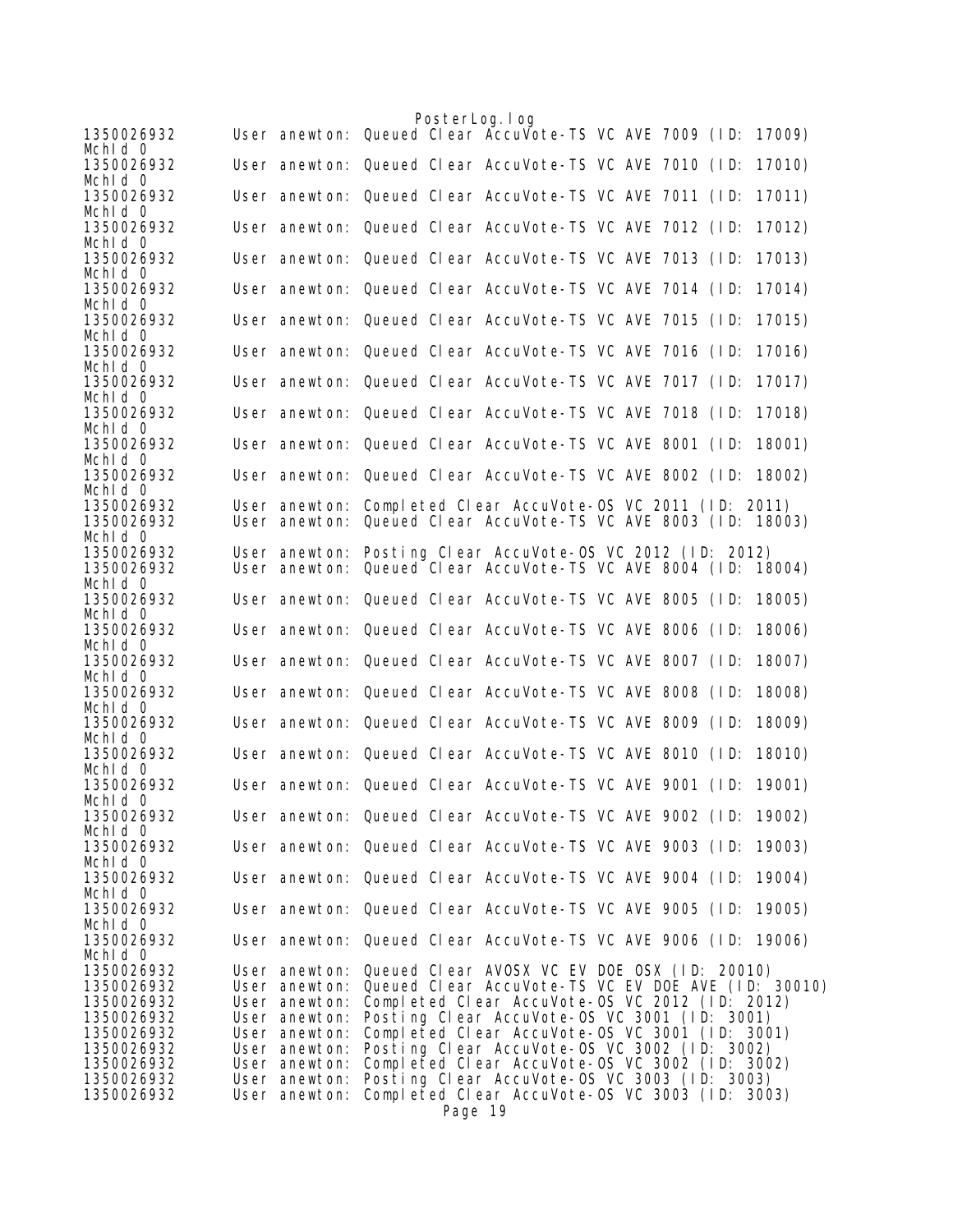```
1350026932      User anewton: Queued Clear AccuVote-TS VC AVE 7009 (ID: 17009)
MchId 0
1350026932      User anewton: Queued Clear AccuVote-TS VC AVE 7010 (ID: 17010)
MchId 0
1350026932      User anewton: Queued Clear AccuVote-TS VC AVE 7011 (ID: 17011)
MchId 0
1350026932      User anewton: Queued Clear AccuVote-TS VC AVE 7012 (ID: 17012)
MchId 0
1350026932      User anewton: Queued Clear AccuVote-TS VC AVE 7013 (ID: 17013)
MchId 0
1350026932      User anewton: Queued Clear AccuVote-TS VC AVE 7014 (ID: 17014)
MchId 0
1350026932      User anewton: Queued Clear AccuVote-TS VC AVE 7015 (ID: 17015)
MchId 0
1350026932      User anewton: Queued Clear AccuVote-TS VC AVE 7016 (ID: 17016)
MchId 0
1350026932      User anewton: Queued Clear AccuVote-TS VC AVE 7017 (ID: 17017)
MchId 0
1350026932      User anewton: Queued Clear AccuVote-TS VC AVE 7018 (ID: 17018)
MchId 0
1350026932      User anewton: Queued Clear AccuVote-TS VC AVE 8001 (ID: 18001)
MchId 0
1350026932      User anewton: Queued Clear AccuVote-TS VC AVE 8002 (ID: 18002)
MchId 0
1350026932      User anewton: Completed Clear AccuVote-OS VC 2011 (ID: 2011)
1350026932      User anewton: Queued Clear AccuVote-TS VC AVE 8003 (ID: 18003)
MchId 0
1350026932      User anewton: Posting Clear AccuVote-OS VC 2012 (ID: 2012)
1350026932      User anewton: Queued Clear AccuVote-TS VC AVE 8004 (ID: 18004)
MchId 0
1350026932      User anewton: Queued Clear AccuVote-TS VC AVE 8005 (ID: 18005)
MchId 0
1350026932      User anewton: Queued Clear AccuVote-TS VC AVE 8006 (ID: 18006)
MchId 0
1350026932      User anewton: Queued Clear AccuVote-TS VC AVE 8007 (ID: 18007)
MchId 0
1350026932      User anewton: Queued Clear AccuVote-TS VC AVE 8008 (ID: 18008)
MchId 0
1350026932      User anewton: Queued Clear AccuVote-TS VC AVE 8009 (ID: 18009)
MchId 0
1350026932      User anewton: Queued Clear AccuVote-TS VC AVE 8010 (ID: 18010)
MchId 0
1350026932      User anewton: Queued Clear AccuVote-TS VC AVE 9001 (ID: 19001)
MchId 0
1350026932      User anewton: Queued Clear AccuVote-TS VC AVE 9002 (ID: 19002)
MchId 0
1350026932      User anewton: Queued Clear AccuVote-TS VC AVE 9003 (ID: 19003)
MchId 0
1350026932      User anewton: Queued Clear AccuVote-TS VC AVE 9004 (ID: 19004)
MchId 0
1350026932      User anewton: Queued Clear AccuVote-TS VC AVE 9005 (ID: 19005)
MchId 0
1350026932      User anewton: Queued Clear AccuVote-TS VC AVE 9006 (ID: 19006)
MchId 0
1350026932      User anewton: Queued Clear AVOSX VC EV DOE OSX (ID: 20010)
1350026932      User anewton: Queued Clear AccuVote-TS VC EV DOE AVE (ID: 30010)
1350026932      User anewton: Completed Clear AccuVote-OS VC 2012 (ID: 2012)
1350026932      User anewton: Posting Clear AccuVote-OS VC 3001 (ID: 3001)
1350026932      User anewton: Completed Clear AccuVote-OS VC 3001 (ID: 3001)
1350026932      User anewton: Posting Clear AccuVote-OS VC 3002 (ID: 3002)
1350026932      User anewton: Completed Clear AccuVote-OS VC 3002 (ID: 3002)
1350026932      User anewton: Posting Clear AccuVote-OS VC 3003 (ID: 3003)
1350026932      User anewton: Completed Clear AccuVote-OS VC 3003 (ID: 3003)
```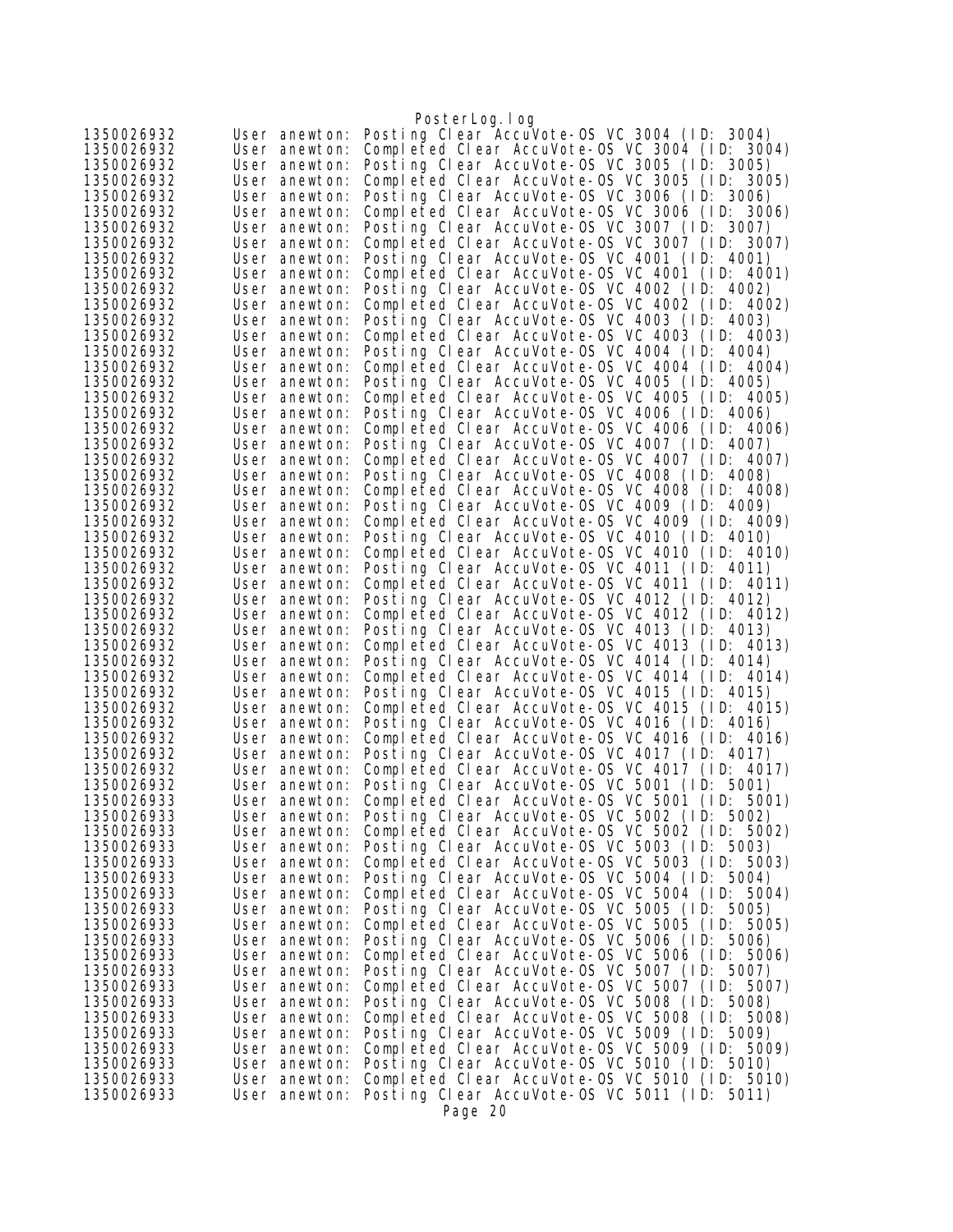```
1350026932      User anewton: Posting Clear AccuVote-OS VC 3004 (ID: 3004)
1350026932      User anewton: Completed Clear AccuVote-OS VC 3004 (ID: 3004)
1350026932      User anewton: Posting Clear AccuVote-OS VC 3005 (ID: 3005)
1350026932      User anewton: Completed Clear AccuVote-OS VC 3005 (ID: 3005)
1350026932      User anewton: Posting Clear AccuVote-OS VC 3006 (ID: 3006)
1350026932      User anewton: Completed Clear AccuVote-OS VC 3006 (ID: 3006)
1350026932      User anewton: Posting Clear AccuVote-OS VC 3007 (ID: 3007)
1350026932      User anewton: Completed Clear AccuVote-OS VC 3007 (ID: 3007)
1350026932      User anewton: Posting Clear AccuVote-OS VC 4001 (ID: 4001)
1350026932      User anewton: Completed Clear AccuVote-OS VC 4001 (ID: 4001)
1350026932      User anewton: Posting Clear AccuVote-OS VC 4002 (ID: 4002)
1350026932      User anewton: Completed Clear AccuVote-OS VC 4002 (ID: 4002)
1350026932      User anewton: Posting Clear AccuVote-OS VC 4003 (ID: 4003)
1350026932      User anewton: Completed Clear AccuVote-OS VC 4003 (ID: 4003)
1350026932      User anewton: Posting Clear AccuVote-OS VC 4004 (ID: 4004)
1350026932      User anewton: Completed Clear AccuVote-OS VC 4004 (ID: 4004)
1350026932      User anewton: Posting Clear AccuVote-OS VC 4005 (ID: 4005)
1350026932      User anewton: Completed Clear AccuVote-OS VC 4005 (ID: 4005)
1350026932      User anewton: Posting Clear AccuVote-OS VC 4006 (ID: 4006)
1350026932      User anewton: Completed Clear AccuVote-OS VC 4006 (ID: 4006)
1350026932      User anewton: Posting Clear AccuVote-OS VC 4007 (ID: 4007)
1350026932      User anewton: Completed Clear AccuVote-OS VC 4007 (ID: 4007)
1350026932      User anewton: Posting Clear AccuVote-OS VC 4008 (ID: 4008)
1350026932      User anewton: Completed Clear AccuVote-OS VC 4008 (ID: 4008)
1350026932      User anewton: Posting Clear AccuVote-OS VC 4009 (ID: 4009)
1350026932      User anewton: Completed Clear AccuVote-OS VC 4009 (ID: 4009)
1350026932      User anewton: Posting Clear AccuVote-OS VC 4010 (ID: 4010)
1350026932      User anewton: Completed Clear AccuVote-OS VC 4010 (ID: 4010)
1350026932      User anewton: Posting Clear AccuVote-OS VC 4011 (ID: 4011)
1350026932      User anewton: Completed Clear AccuVote-OS VC 4011 (ID: 4011)
1350026932      User anewton: Posting Clear AccuVote-OS VC 4012 (ID: 4012)
1350026932      User anewton: Completed Clear AccuVote-OS VC 4012 (ID: 4012)
1350026932      User anewton: Posting Clear AccuVote-OS VC 4013 (ID: 4013)
1350026932      User anewton: Completed Clear AccuVote-OS VC 4013 (ID: 4013)
1350026932      User anewton: Posting Clear AccuVote-OS VC 4014 (ID: 4014)
1350026932      User anewton: Completed Clear AccuVote-OS VC 4014 (ID: 4014)
1350026932      User anewton: Posting Clear AccuVote-OS VC 4015 (ID: 4015)
1350026932      User anewton: Completed Clear AccuVote-OS VC 4015 (ID: 4015)
1350026932      User anewton: Posting Clear AccuVote-OS VC 4016 (ID: 4016)
1350026932      User anewton: Completed Clear AccuVote-OS VC 4016 (ID: 4016)
1350026932      User anewton: Posting Clear AccuVote-OS VC 4017 (ID: 4017)
1350026932      User anewton: Completed Clear AccuVote-OS VC 4017 (ID: 4017)
1350026932      User anewton: Posting Clear AccuVote-OS VC 5001 (ID: 5001)
1350026933      User anewton: Completed Clear AccuVote-OS VC 5001 (ID: 5001)
1350026933      User anewton: Posting Clear AccuVote-OS VC 5002 (ID: 5002)
1350026933      User anewton: Completed Clear AccuVote-OS VC 5002 (ID: 5002)
1350026933      User anewton: Posting Clear AccuVote-OS VC 5003 (ID: 5003)
1350026933      User anewton: Completed Clear AccuVote-OS VC 5003 (ID: 5003)
1350026933      User anewton: Posting Clear AccuVote-OS VC 5004 (ID: 5004)
1350026933      User anewton: Completed Clear AccuVote-OS VC 5004 (ID: 5004)
1350026933      User anewton: Posting Clear AccuVote-OS VC 5005 (ID: 5005)
1350026933      User anewton: Completed Clear AccuVote-OS VC 5005 (ID: 5005)
1350026933      User anewton: Posting Clear AccuVote-OS VC 5006 (ID: 5006)
1350026933      User anewton: Completed Clear AccuVote-OS VC 5006 (ID: 5006)
1350026933      User anewton: Posting Clear AccuVote-OS VC 5007 (ID: 5007)
1350026933      User anewton: Completed Clear AccuVote-OS VC 5007 (ID: 5007)
1350026933      User anewton: Posting Clear AccuVote-OS VC 5008 (ID: 5008)
1350026933      User anewton: Completed Clear AccuVote-OS VC 5008 (ID: 5008)
1350026933      User anewton: Posting Clear AccuVote-OS VC 5009 (ID: 5009)
1350026933      User anewton: Completed Clear AccuVote-OS VC 5009 (ID: 5009)
1350026933      User anewton: Posting Clear AccuVote-OS VC 5010 (ID: 5010)
1350026933      User anewton: Completed Clear AccuVote-OS VC 5010 (ID: 5010)
1350026933      User anewton: Posting Clear AccuVote-OS VC 5011 (ID: 5011)
```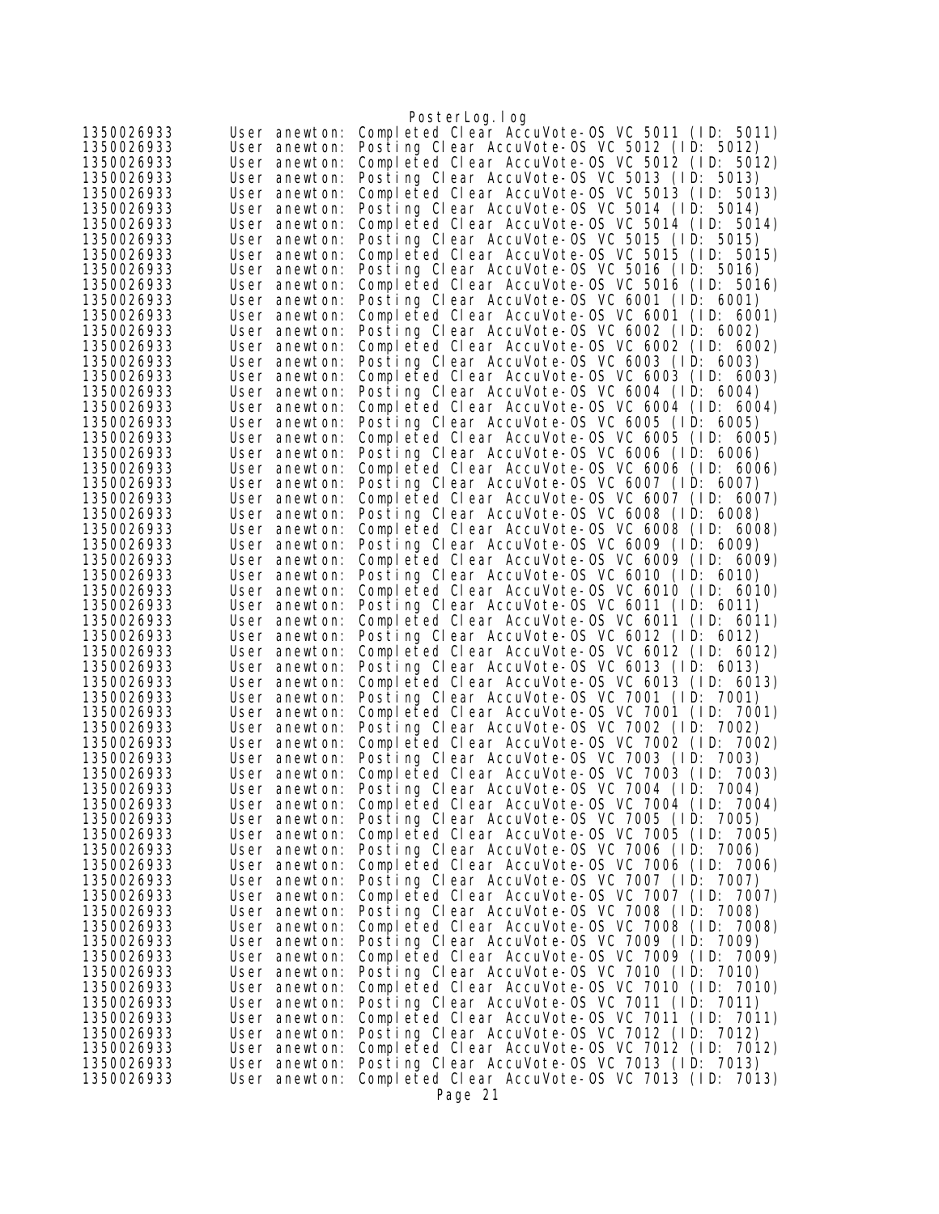```
1350026933      User anewton: Completed Clear AccuVote-OS VC 5011 (ID: 5011)
1350026933      User anewton: Posting Clear AccuVote-OS VC 5012 (ID: 5012)
1350026933      User anewton: Completed Clear AccuVote-OS VC 5012 (ID: 5012)
1350026933      User anewton: Posting Clear AccuVote-OS VC 5013 (ID: 5013)
1350026933      User anewton: Completed Clear AccuVote-OS VC 5013 (ID: 5013)
1350026933      User anewton: Posting Clear AccuVote-OS VC 5014 (ID: 5014)
1350026933      User anewton: Completed Clear AccuVote-OS VC 5014 (ID: 5014)
1350026933      User anewton: Posting Clear AccuVote-OS VC 5015 (ID: 5015)
1350026933      User anewton: Completed Clear AccuVote-OS VC 5015 (ID: 5015)
1350026933      User anewton: Posting Clear AccuVote-OS VC 5016 (ID: 5016)
1350026933      User anewton: Completed Clear AccuVote-OS VC 5016 (ID: 5016)
1350026933      User anewton: Posting Clear AccuVote-OS VC 6001 (ID: 6001)
1350026933      User anewton: Completed Clear AccuVote-OS VC 6001 (ID: 6001)
1350026933      User anewton: Posting Clear AccuVote-OS VC 6002 (ID: 6002)
1350026933      User anewton: Completed Clear AccuVote-OS VC 6002 (ID: 6002)
1350026933      User anewton: Posting Clear AccuVote-OS VC 6003 (ID: 6003)
1350026933      User anewton: Completed Clear AccuVote-OS VC 6003 (ID: 6003)
1350026933      User anewton: Posting Clear AccuVote-OS VC 6004 (ID: 6004)
1350026933      User anewton: Completed Clear AccuVote-OS VC 6004 (ID: 6004)
1350026933      User anewton: Posting Clear AccuVote-OS VC 6005 (ID: 6005)
1350026933      User anewton: Completed Clear AccuVote-OS VC 6005 (ID: 6005)
1350026933      User anewton: Posting Clear AccuVote-OS VC 6006 (ID: 6006)
1350026933      User anewton: Completed Clear AccuVote-OS VC 6006 (ID: 6006)
1350026933      User anewton: Posting Clear AccuVote-OS VC 6007 (ID: 6007)
1350026933      User anewton: Completed Clear AccuVote-OS VC 6007 (ID: 6007)
1350026933      User anewton: Posting Clear AccuVote-OS VC 6008 (ID: 6008)
1350026933      User anewton: Completed Clear AccuVote-OS VC 6008 (ID: 6008)
1350026933      User anewton: Posting Clear AccuVote-OS VC 6009 (ID: 6009)
1350026933      User anewton: Completed Clear AccuVote-OS VC 6009 (ID: 6009)
1350026933      User anewton: Posting Clear AccuVote-OS VC 6010 (ID: 6010)
1350026933      User anewton: Completed Clear AccuVote-OS VC 6010 (ID: 6010)
1350026933      User anewton: Posting Clear AccuVote-OS VC 6011 (ID: 6011)
1350026933      User anewton: Completed Clear AccuVote-OS VC 6011 (ID: 6011)
1350026933      User anewton: Posting Clear AccuVote-OS VC 6012 (ID: 6012)
1350026933      User anewton: Completed Clear AccuVote-OS VC 6012 (ID: 6012)
1350026933      User anewton: Posting Clear AccuVote-OS VC 6013 (ID: 6013)
1350026933      User anewton: Completed Clear AccuVote-OS VC 6013 (ID: 6013)
1350026933      User anewton: Posting Clear AccuVote-OS VC 7001 (ID: 7001)
1350026933      User anewton: Completed Clear AccuVote-OS VC 7001 (ID: 7001)
1350026933      User anewton: Posting Clear AccuVote-OS VC 7002 (ID: 7002)
1350026933      User anewton: Completed Clear AccuVote-OS VC 7002 (ID: 7002)
1350026933      User anewton: Posting Clear AccuVote-OS VC 7003 (ID: 7003)
1350026933      User anewton: Completed Clear AccuVote-OS VC 7003 (ID: 7003)
1350026933      User anewton: Posting Clear AccuVote-OS VC 7004 (ID: 7004)
1350026933      User anewton: Completed Clear AccuVote-OS VC 7004 (ID: 7004)
1350026933      User anewton: Posting Clear AccuVote-OS VC 7005 (ID: 7005)
1350026933      User anewton: Completed Clear AccuVote-OS VC 7005 (ID: 7005)
1350026933      User anewton: Posting Clear AccuVote-OS VC 7006 (ID: 7006)
1350026933      User anewton: Completed Clear AccuVote-OS VC 7006 (ID: 7006)
1350026933      User anewton: Posting Clear AccuVote-OS VC 7007 (ID: 7007)
1350026933      User anewton: Completed Clear AccuVote-OS VC 7007 (ID: 7007)
1350026933      User anewton: Posting Clear AccuVote-OS VC 7008 (ID: 7008)
1350026933      User anewton: Completed Clear AccuVote-OS VC 7008 (ID: 7008)
1350026933      User anewton: Posting Clear AccuVote-OS VC 7009 (ID: 7009)
1350026933      User anewton: Completed Clear AccuVote-OS VC 7009 (ID: 7009)
1350026933      User anewton: Posting Clear AccuVote-OS VC 7010 (ID: 7010)
1350026933      User anewton: Completed Clear AccuVote-OS VC 7010 (ID: 7010)
1350026933      User anewton: Posting Clear AccuVote-OS VC 7011 (ID: 7011)
1350026933      User anewton: Completed Clear AccuVote-OS VC 7011 (ID: 7011)
1350026933      User anewton: Posting Clear AccuVote-OS VC 7012 (ID: 7012)
1350026933      User anewton: Completed Clear AccuVote-OS VC 7012 (ID: 7012)
1350026933      User anewton: Posting Clear AccuVote-OS VC 7013 (ID: 7013)
1350026933      User anewton: Completed Clear AccuVote-OS VC 7013 (ID: 7013)
```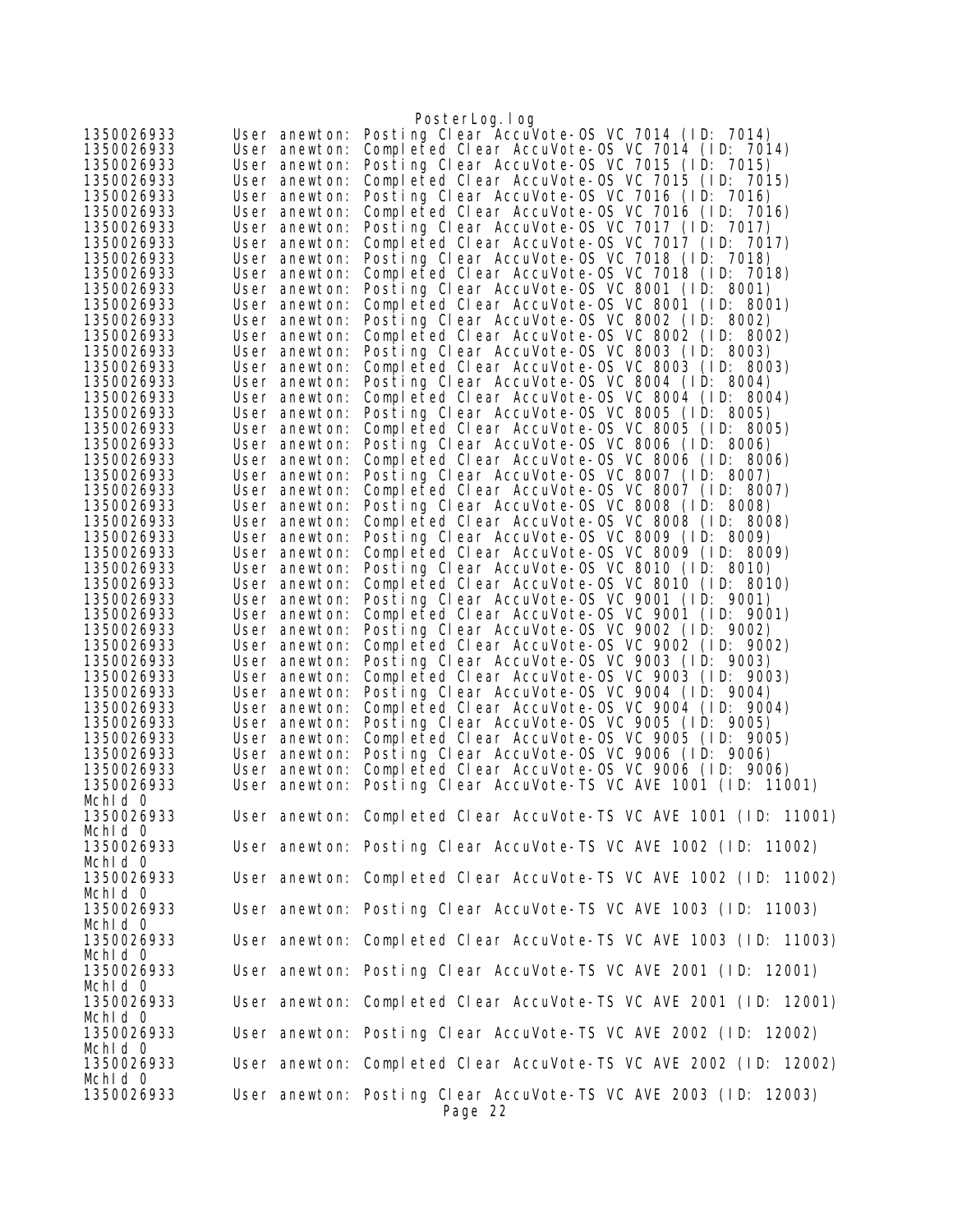```
1350026933      User anewton: Posting Clear AccuVote-OS VC 7014 (ID: 7014)
1350026933      User anewton: Completed Clear AccuVote-OS VC 7014 (ID: 7014)
1350026933      User anewton: Posting Clear AccuVote-OS VC 7015 (ID: 7015)
1350026933      User anewton: Completed Clear AccuVote-OS VC 7015 (ID: 7015)
1350026933      User anewton: Posting Clear AccuVote-OS VC 7016 (ID: 7016)
1350026933      User anewton: Completed Clear AccuVote-OS VC 7016 (ID: 7016)
1350026933      User anewton: Posting Clear AccuVote-OS VC 7017 (ID: 7017)
1350026933      User anewton: Completed Clear AccuVote-OS VC 7017 (ID: 7017)
1350026933      User anewton: Posting Clear AccuVote-OS VC 7018 (ID: 7018)
1350026933      User anewton: Completed Clear AccuVote-OS VC 7018 (ID: 7018)
1350026933      User anewton: Posting Clear AccuVote-OS VC 8001 (ID: 8001)
1350026933      User anewton: Completed Clear AccuVote-OS VC 8001 (ID: 8001)
1350026933      User anewton: Posting Clear AccuVote-OS VC 8002 (ID: 8002)
1350026933      User anewton: Completed Clear AccuVote-OS VC 8002 (ID: 8002)
1350026933      User anewton: Posting Clear AccuVote-OS VC 8003 (ID: 8003)
1350026933      User anewton: Completed Clear AccuVote-OS VC 8003 (ID: 8003)
1350026933      User anewton: Posting Clear AccuVote-OS VC 8004 (ID: 8004)
1350026933      User anewton: Completed Clear AccuVote-OS VC 8004 (ID: 8004)
1350026933      User anewton: Posting Clear AccuVote-OS VC 8005 (ID: 8005)
1350026933      User anewton: Completed Clear AccuVote-OS VC 8005 (ID: 8005)
1350026933      User anewton: Posting Clear AccuVote-OS VC 8006 (ID: 8006)
1350026933      User anewton: Completed Clear AccuVote-OS VC 8006 (ID: 8006)
1350026933      User anewton: Posting Clear AccuVote-OS VC 8007 (ID: 8007)
1350026933      User anewton: Completed Clear AccuVote-OS VC 8007 (ID: 8007)
1350026933      User anewton: Posting Clear AccuVote-OS VC 8008 (ID: 8008)
1350026933      User anewton: Completed Clear AccuVote-OS VC 8008 (ID: 8008)
1350026933      User anewton: Posting Clear AccuVote-OS VC 8009 (ID: 8009)
1350026933      User anewton: Completed Clear AccuVote-OS VC 8009 (ID: 8009)
1350026933      User anewton: Posting Clear AccuVote-OS VC 8010 (ID: 8010)
1350026933      User anewton: Completed Clear AccuVote-OS VC 8010 (ID: 8010)
1350026933      User anewton: Posting Clear AccuVote-OS VC 9001 (ID: 9001)
1350026933      User anewton: Completed Clear AccuVote-OS VC 9001 (ID: 9001)
1350026933      User anewton: Posting Clear AccuVote-OS VC 9002 (ID: 9002)
1350026933      User anewton: Completed Clear AccuVote-OS VC 9002 (ID: 9002)
1350026933      User anewton: Posting Clear AccuVote-OS VC 9003 (ID: 9003)
1350026933      User anewton: Completed Clear AccuVote-OS VC 9003 (ID: 9003)
1350026933      User anewton: Posting Clear AccuVote-OS VC 9004 (ID: 9004)
1350026933      User anewton: Completed Clear AccuVote-OS VC 9004 (ID: 9004)
1350026933      User anewton: Posting Clear AccuVote-OS VC 9005 (ID: 9005)
1350026933      User anewton: Completed Clear AccuVote-OS VC 9005 (ID: 9005)
1350026933      User anewton: Posting Clear AccuVote-OS VC 9006 (ID: 9006)
1350026933      User anewton: Completed Clear AccuVote-OS VC 9006 (ID: 9006)
1350026933      User anewton: Posting Clear AccuVote-TS VC AVE 1001 (ID: 11001)
McId 0
1350026933      User anewton: Completed Clear AccuVote-TS VC AVE 1001 (ID: 11001)
McId 0
1350026933      User anewton: Posting Clear AccuVote-TS VC AVE 1002 (ID: 11002)
McId 0
1350026933      User anewton: Completed Clear AccuVote-TS VC AVE 1002 (ID: 11002)
McId 0
1350026933      User anewton: Posting Clear AccuVote-TS VC AVE 1003 (ID: 11003)
McId 0
1350026933      User anewton: Completed Clear AccuVote-TS VC AVE 1003 (ID: 11003)
McId 0
1350026933      User anewton: Posting Clear AccuVote-TS VC AVE 2001 (ID: 12001)
McId 0
1350026933      User anewton: Completed Clear AccuVote-TS VC AVE 2001 (ID: 12001)
McId 0
1350026933      User anewton: Posting Clear AccuVote-TS VC AVE 2002 (ID: 12002)
McId 0
1350026933      User anewton: Completed Clear AccuVote-TS VC AVE 2002 (ID: 12002)
McId 0
1350026933      User anewton: Posting Clear AccuVote-TS VC AVE 2003 (ID: 12003)
```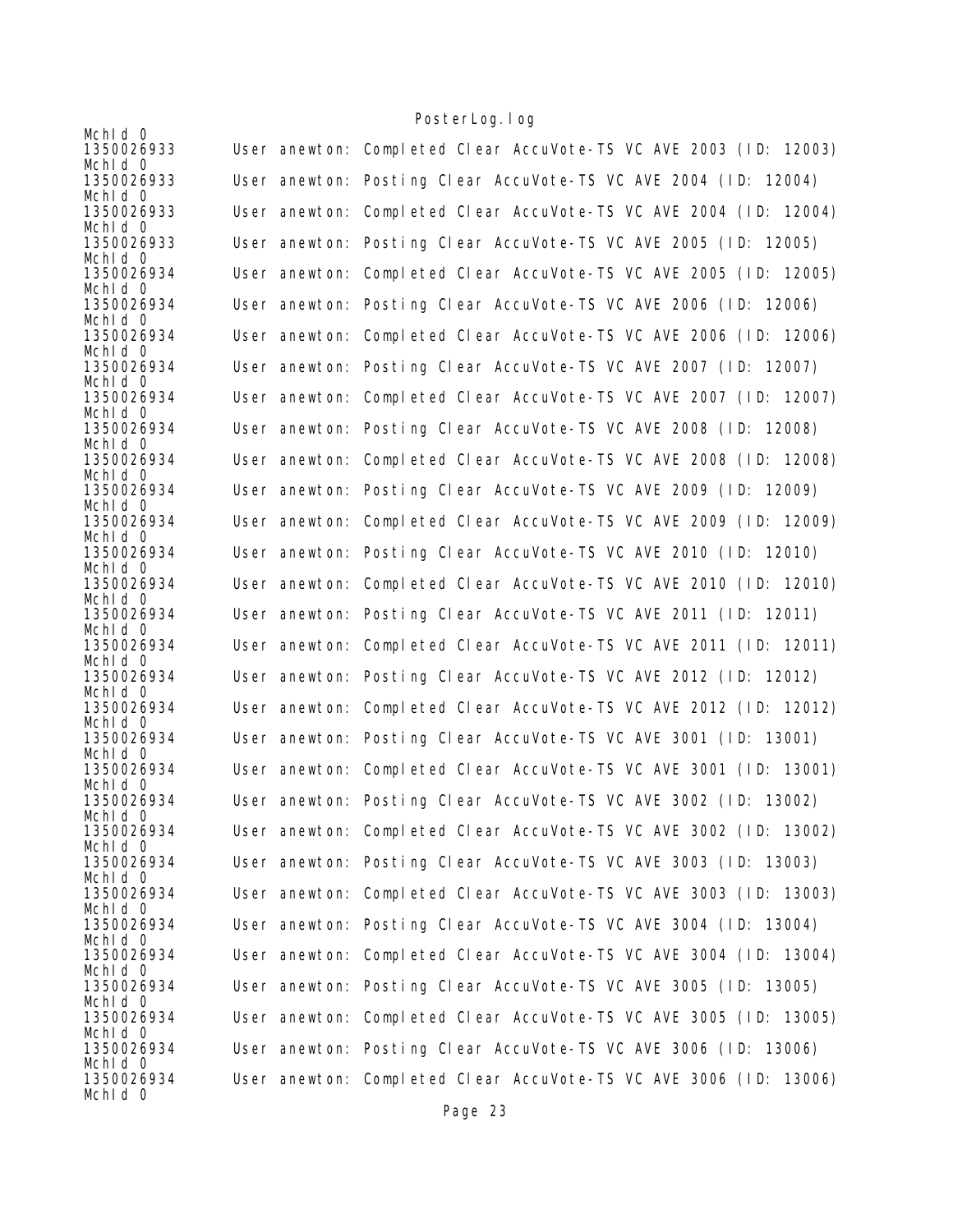```
McHId 0
1350026933      User anewton: Completed Clear AccuVote-TS VC AVE 2003 (ID: 12003)
McHId 0
1350026933      User anewton: Posting Clear AccuVote-TS VC AVE 2004 (ID: 12004)
McHId 0
1350026933      User anewton: Completed Clear AccuVote-TS VC AVE 2004 (ID: 12004)
McHId 0
1350026933      User anewton: Posting Clear AccuVote-TS VC AVE 2005 (ID: 12005)
McHId 0
1350026934      User anewton: Completed Clear AccuVote-TS VC AVE 2005 (ID: 12005)
McHId 0
1350026934      User anewton: Posting Clear AccuVote-TS VC AVE 2006 (ID: 12006)
McHId 0
1350026934      User anewton: Completed Clear AccuVote-TS VC AVE 2006 (ID: 12006)
McHId 0
1350026934      User anewton: Posting Clear AccuVote-TS VC AVE 2007 (ID: 12007)
McHId 0
1350026934      User anewton: Completed Clear AccuVote-TS VC AVE 2007 (ID: 12007)
McHId 0
1350026934      User anewton: Posting Clear AccuVote-TS VC AVE 2008 (ID: 12008)
McHId 0
1350026934      User anewton: Completed Clear AccuVote-TS VC AVE 2008 (ID: 12008)
McHId 0
1350026934      User anewton: Posting Clear AccuVote-TS VC AVE 2009 (ID: 12009)
McHId 0
1350026934      User anewton: Completed Clear AccuVote-TS VC AVE 2009 (ID: 12009)
McHId 0
1350026934      User anewton: Posting Clear AccuVote-TS VC AVE 2010 (ID: 12010)
McHId 0
1350026934      User anewton: Completed Clear AccuVote-TS VC AVE 2010 (ID: 12010)
McHId 0
1350026934      User anewton: Posting Clear AccuVote-TS VC AVE 2011 (ID: 12011)
McHId 0
1350026934      User anewton: Completed Clear AccuVote-TS VC AVE 2011 (ID: 12011)
McHId 0
1350026934      User anewton: Posting Clear AccuVote-TS VC AVE 2012 (ID: 12012)
McHId 0
1350026934      User anewton: Completed Clear AccuVote-TS VC AVE 2012 (ID: 12012)
McHId 0
1350026934      User anewton: Posting Clear AccuVote-TS VC AVE 3001 (ID: 13001)
McHId 0
1350026934      User anewton: Completed Clear AccuVote-TS VC AVE 3001 (ID: 13001)
McHId 0
1350026934      User anewton: Posting Clear AccuVote-TS VC AVE 3002 (ID: 13002)
McHId 0
1350026934      User anewton: Completed Clear AccuVote-TS VC AVE 3002 (ID: 13002)
McHId 0
1350026934      User anewton: Posting Clear AccuVote-TS VC AVE 3003 (ID: 13003)
McHId 0
1350026934      User anewton: Completed Clear AccuVote-TS VC AVE 3003 (ID: 13003)
McHId 0
1350026934      User anewton: Posting Clear AccuVote-TS VC AVE 3004 (ID: 13004)
McHId 0
1350026934      User anewton: Completed Clear AccuVote-TS VC AVE 3004 (ID: 13004)
McHId 0
1350026934      User anewton: Posting Clear AccuVote-TS VC AVE 3005 (ID: 13005)
McHId 0
1350026934      User anewton: Completed Clear AccuVote-TS VC AVE 3005 (ID: 13005)
McHId 0
1350026934      User anewton: Posting Clear AccuVote-TS VC AVE 3006 (ID: 13006)
McHId 0
1350026934      User anewton: Completed Clear AccuVote-TS VC AVE 3006 (ID: 13006)
McHId 0
```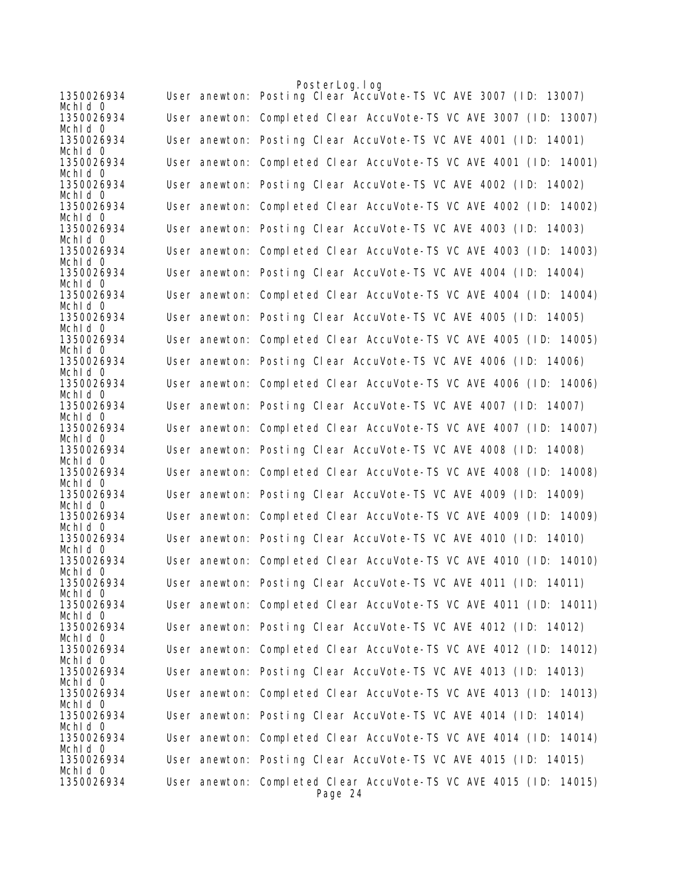```
1350026934      User anewton: Posting Clear AccuVote-TS VC AVE 3007 (ID: 13007)
McId 0
1350026934      User anewton: Completed Clear AccuVote-TS VC AVE 3007 (ID: 13007)
McId 0
1350026934      User anewton: Posting Clear AccuVote-TS VC AVE 4001 (ID: 14001)
McId 0
1350026934      User anewton: Completed Clear AccuVote-TS VC AVE 4001 (ID: 14001)
McId 0
1350026934      User anewton: Posting Clear AccuVote-TS VC AVE 4002 (ID: 14002)
McId 0
1350026934      User anewton: Completed Clear AccuVote-TS VC AVE 4002 (ID: 14002)
McId 0
1350026934      User anewton: Posting Clear AccuVote-TS VC AVE 4003 (ID: 14003)
McId 0
1350026934      User anewton: Completed Clear AccuVote-TS VC AVE 4003 (ID: 14003)
McId 0
1350026934      User anewton: Posting Clear AccuVote-TS VC AVE 4004 (ID: 14004)
McId 0
1350026934      User anewton: Completed Clear AccuVote-TS VC AVE 4004 (ID: 14004)
McId 0
1350026934      User anewton: Posting Clear AccuVote-TS VC AVE 4005 (ID: 14005)
McId 0
1350026934      User anewton: Completed Clear AccuVote-TS VC AVE 4005 (ID: 14005)
McId 0
1350026934      User anewton: Posting Clear AccuVote-TS VC AVE 4006 (ID: 14006)
McId 0
1350026934      User anewton: Completed Clear AccuVote-TS VC AVE 4006 (ID: 14006)
McId 0
1350026934      User anewton: Posting Clear AccuVote-TS VC AVE 4007 (ID: 14007)
McId 0
1350026934      User anewton: Completed Clear AccuVote-TS VC AVE 4007 (ID: 14007)
McId 0
1350026934      User anewton: Posting Clear AccuVote-TS VC AVE 4008 (ID: 14008)
McId 0
1350026934      User anewton: Completed Clear AccuVote-TS VC AVE 4008 (ID: 14008)
McId 0
1350026934      User anewton: Posting Clear AccuVote-TS VC AVE 4009 (ID: 14009)
McId 0
1350026934      User anewton: Completed Clear AccuVote-TS VC AVE 4009 (ID: 14009)
McId 0
1350026934      User anewton: Posting Clear AccuVote-TS VC AVE 4010 (ID: 14010)
McId 0
1350026934      User anewton: Completed Clear AccuVote-TS VC AVE 4010 (ID: 14010)
McId 0
1350026934      User anewton: Posting Clear AccuVote-TS VC AVE 4011 (ID: 14011)
McId 0
1350026934      User anewton: Completed Clear AccuVote-TS VC AVE 4011 (ID: 14011)
McId 0
1350026934      User anewton: Posting Clear AccuVote-TS VC AVE 4012 (ID: 14012)
McId 0
1350026934      User anewton: Completed Clear AccuVote-TS VC AVE 4012 (ID: 14012)
McId 0
1350026934      User anewton: Posting Clear AccuVote-TS VC AVE 4013 (ID: 14013)
McId 0
1350026934      User anewton: Completed Clear AccuVote-TS VC AVE 4013 (ID: 14013)
McId 0
1350026934      User anewton: Posting Clear AccuVote-TS VC AVE 4014 (ID: 14014)
McId 0
1350026934      User anewton: Completed Clear AccuVote-TS VC AVE 4014 (ID: 14014)
McId 0
1350026934      User anewton: Posting Clear AccuVote-TS VC AVE 4015 (ID: 14015)
McId 0
1350026934      User anewton: Completed Clear AccuVote-TS VC AVE 4015 (ID: 14015)
```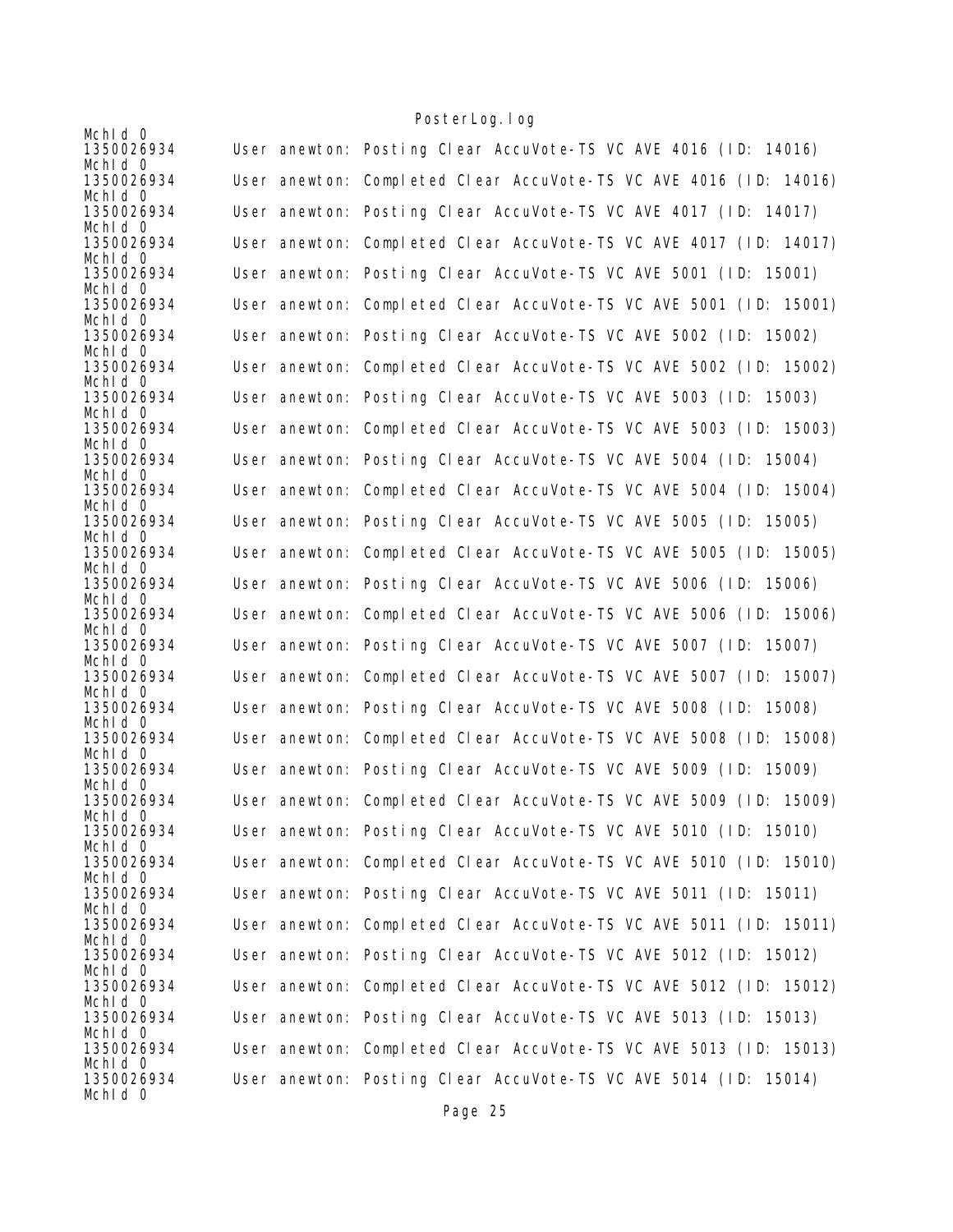```
MchId 0
1350026934      User anewton: Posting Clear AccuVote-TS VC AVE 4016 (ID: 14016)
MchId 0
1350026934      User anewton: Completed Clear AccuVote-TS VC AVE 4016 (ID: 14016)
MchId 0
1350026934      User anewton: Posting Clear AccuVote-TS VC AVE 4017 (ID: 14017)
MchId 0
1350026934      User anewton: Completed Clear AccuVote-TS VC AVE 4017 (ID: 14017)
MchId 0
1350026934      User anewton: Posting Clear AccuVote-TS VC AVE 5001 (ID: 15001)
MchId 0
1350026934      User anewton: Completed Clear AccuVote-TS VC AVE 5001 (ID: 15001)
MchId 0
1350026934      User anewton: Posting Clear AccuVote-TS VC AVE 5002 (ID: 15002)
MchId 0
1350026934      User anewton: Completed Clear AccuVote-TS VC AVE 5002 (ID: 15002)
MchId 0
1350026934      User anewton: Posting Clear AccuVote-TS VC AVE 5003 (ID: 15003)
MchId 0
1350026934      User anewton: Completed Clear AccuVote-TS VC AVE 5003 (ID: 15003)
MchId 0
1350026934      User anewton: Posting Clear AccuVote-TS VC AVE 5004 (ID: 15004)
MchId 0
1350026934      User anewton: Completed Clear AccuVote-TS VC AVE 5004 (ID: 15004)
MchId 0
1350026934      User anewton: Posting Clear AccuVote-TS VC AVE 5005 (ID: 15005)
MchId 0
1350026934      User anewton: Completed Clear AccuVote-TS VC AVE 5005 (ID: 15005)
MchId 0
1350026934      User anewton: Posting Clear AccuVote-TS VC AVE 5006 (ID: 15006)
MchId 0
1350026934      User anewton: Completed Clear AccuVote-TS VC AVE 5006 (ID: 15006)
MchId 0
1350026934      User anewton: Posting Clear AccuVote-TS VC AVE 5007 (ID: 15007)
MchId 0
1350026934      User anewton: Completed Clear AccuVote-TS VC AVE 5007 (ID: 15007)
MchId 0
1350026934      User anewton: Posting Clear AccuVote-TS VC AVE 5008 (ID: 15008)
MchId 0
1350026934      User anewton: Completed Clear AccuVote-TS VC AVE 5008 (ID: 15008)
MchId 0
1350026934      User anewton: Posting Clear AccuVote-TS VC AVE 5009 (ID: 15009)
MchId 0
1350026934      User anewton: Completed Clear AccuVote-TS VC AVE 5009 (ID: 15009)
MchId 0
1350026934      User anewton: Posting Clear AccuVote-TS VC AVE 5010 (ID: 15010)
MchId 0
1350026934      User anewton: Completed Clear AccuVote-TS VC AVE 5010 (ID: 15010)
MchId 0
1350026934      User anewton: Posting Clear AccuVote-TS VC AVE 5011 (ID: 15011)
MchId 0
1350026934      User anewton: Completed Clear AccuVote-TS VC AVE 5011 (ID: 15011)
MchId 0
1350026934      User anewton: Posting Clear AccuVote-TS VC AVE 5012 (ID: 15012)
MchId 0
1350026934      User anewton: Completed Clear AccuVote-TS VC AVE 5012 (ID: 15012)
MchId 0
1350026934      User anewton: Posting Clear AccuVote-TS VC AVE 5013 (ID: 15013)
MchId 0
1350026934      User anewton: Completed Clear AccuVote-TS VC AVE 5013 (ID: 15013)
MchId 0
1350026934      User anewton: Posting Clear AccuVote-TS VC AVE 5014 (ID: 15014)
MchId 0
```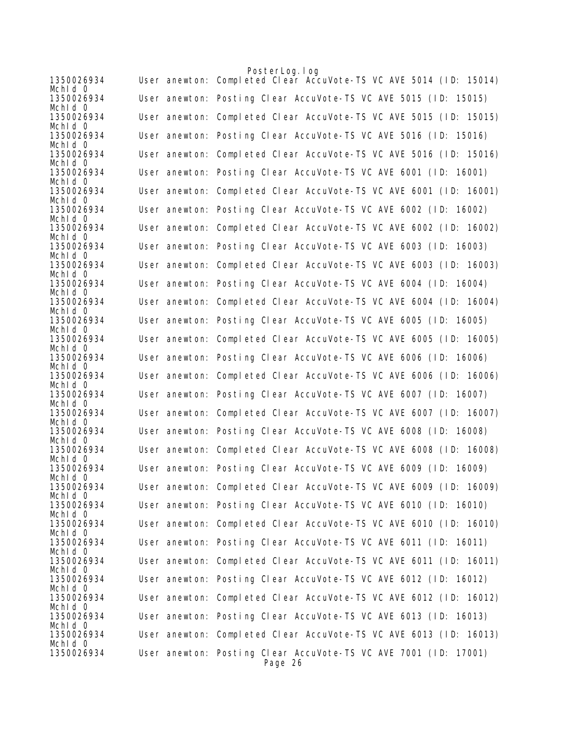```
1350026934      User anewton: Completed Clear AccuVote-TS VC AVE 5014 (ID: 15014)
McHld 0
1350026934      User anewton: Posting Clear AccuVote-TS VC AVE 5015 (ID: 15015)
McHld 0
1350026934      User anewton: Completed Clear AccuVote-TS VC AVE 5015 (ID: 15015)
McHld 0
1350026934      User anewton: Posting Clear AccuVote-TS VC AVE 5016 (ID: 15016)
McHld 0
1350026934      User anewton: Completed Clear AccuVote-TS VC AVE 5016 (ID: 15016)
McHld 0
1350026934      User anewton: Posting Clear AccuVote-TS VC AVE 6001 (ID: 16001)
McHld 0
1350026934      User anewton: Completed Clear AccuVote-TS VC AVE 6001 (ID: 16001)
McHld 0
1350026934      User anewton: Posting Clear AccuVote-TS VC AVE 6002 (ID: 16002)
McHld 0
1350026934      User anewton: Completed Clear AccuVote-TS VC AVE 6002 (ID: 16002)
McHld 0
1350026934      User anewton: Posting Clear AccuVote-TS VC AVE 6003 (ID: 16003)
McHld 0
1350026934      User anewton: Completed Clear AccuVote-TS VC AVE 6003 (ID: 16003)
McHld 0
1350026934      User anewton: Posting Clear AccuVote-TS VC AVE 6004 (ID: 16004)
McHld 0
1350026934      User anewton: Completed Clear AccuVote-TS VC AVE 6004 (ID: 16004)
McHld 0
1350026934      User anewton: Posting Clear AccuVote-TS VC AVE 6005 (ID: 16005)
McHld 0
1350026934      User anewton: Completed Clear AccuVote-TS VC AVE 6005 (ID: 16005)
McHld 0
1350026934      User anewton: Posting Clear AccuVote-TS VC AVE 6006 (ID: 16006)
McHld 0
1350026934      User anewton: Completed Clear AccuVote-TS VC AVE 6006 (ID: 16006)
McHld 0
1350026934      User anewton: Posting Clear AccuVote-TS VC AVE 6007 (ID: 16007)
McHld 0
1350026934      User anewton: Completed Clear AccuVote-TS VC AVE 6007 (ID: 16007)
McHld 0
1350026934      User anewton: Posting Clear AccuVote-TS VC AVE 6008 (ID: 16008)
McHld 0
1350026934      User anewton: Completed Clear AccuVote-TS VC AVE 6008 (ID: 16008)
McHld 0
1350026934      User anewton: Posting Clear AccuVote-TS VC AVE 6009 (ID: 16009)
McHld 0
1350026934      User anewton: Completed Clear AccuVote-TS VC AVE 6009 (ID: 16009)
McHld 0
1350026934      User anewton: Posting Clear AccuVote-TS VC AVE 6010 (ID: 16010)
McHld 0
1350026934      User anewton: Completed Clear AccuVote-TS VC AVE 6010 (ID: 16010)
McHld 0
1350026934      User anewton: Posting Clear AccuVote-TS VC AVE 6011 (ID: 16011)
McHld 0
1350026934      User anewton: Completed Clear AccuVote-TS VC AVE 6011 (ID: 16011)
McHld 0
1350026934      User anewton: Posting Clear AccuVote-TS VC AVE 6012 (ID: 16012)
McHld 0
1350026934      User anewton: Completed Clear AccuVote-TS VC AVE 6012 (ID: 16012)
McHld 0
1350026934      User anewton: Posting Clear AccuVote-TS VC AVE 6013 (ID: 16013)
McHld 0
1350026934      User anewton: Completed Clear AccuVote-TS VC AVE 6013 (ID: 16013)
McHld 0
1350026934      User anewton: Posting Clear AccuVote-TS VC AVE 7001 (ID: 17001)
```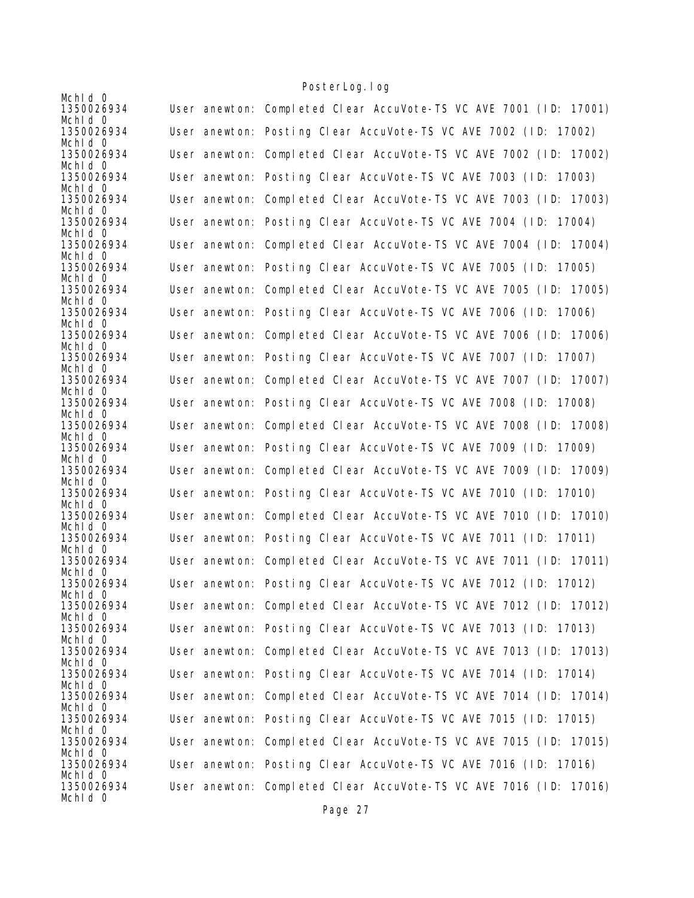```
McId 0
1350026934      User anewton: Completed Clear AccuVote-TS VC AVE 7001 (ID: 17001)
McId 0
1350026934      User anewton: Posting Clear AccuVote-TS VC AVE 7002 (ID: 17002)
McId 0
1350026934      User anewton: Completed Clear AccuVote-TS VC AVE 7002 (ID: 17002)
McId 0
1350026934      User anewton: Posting Clear AccuVote-TS VC AVE 7003 (ID: 17003)
McId 0
1350026934      User anewton: Completed Clear AccuVote-TS VC AVE 7003 (ID: 17003)
McId 0
1350026934      User anewton: Posting Clear AccuVote-TS VC AVE 7004 (ID: 17004)
McId 0
1350026934      User anewton: Completed Clear AccuVote-TS VC AVE 7004 (ID: 17004)
McId 0
1350026934      User anewton: Posting Clear AccuVote-TS VC AVE 7005 (ID: 17005)
McId 0
1350026934      User anewton: Completed Clear AccuVote-TS VC AVE 7005 (ID: 17005)
McId 0
1350026934      User anewton: Posting Clear AccuVote-TS VC AVE 7006 (ID: 17006)
McId 0
1350026934      User anewton: Completed Clear AccuVote-TS VC AVE 7006 (ID: 17006)
McId 0
1350026934      User anewton: Posting Clear AccuVote-TS VC AVE 7007 (ID: 17007)
McId 0
1350026934      User anewton: Completed Clear AccuVote-TS VC AVE 7007 (ID: 17007)
McId 0
1350026934      User anewton: Posting Clear AccuVote-TS VC AVE 7008 (ID: 17008)
McId 0
1350026934      User anewton: Completed Clear AccuVote-TS VC AVE 7008 (ID: 17008)
McId 0
1350026934      User anewton: Posting Clear AccuVote-TS VC AVE 7009 (ID: 17009)
McId 0
1350026934      User anewton: Completed Clear AccuVote-TS VC AVE 7009 (ID: 17009)
McId 0
1350026934      User anewton: Posting Clear AccuVote-TS VC AVE 7010 (ID: 17010)
McId 0
1350026934      User anewton: Completed Clear AccuVote-TS VC AVE 7010 (ID: 17010)
McId 0
1350026934      User anewton: Posting Clear AccuVote-TS VC AVE 7011 (ID: 17011)
McId 0
1350026934      User anewton: Completed Clear AccuVote-TS VC AVE 7011 (ID: 17011)
McId 0
1350026934      User anewton: Posting Clear AccuVote-TS VC AVE 7012 (ID: 17012)
McId 0
1350026934      User anewton: Completed Clear AccuVote-TS VC AVE 7012 (ID: 17012)
McId 0
1350026934      User anewton: Posting Clear AccuVote-TS VC AVE 7013 (ID: 17013)
McId 0
1350026934      User anewton: Completed Clear AccuVote-TS VC AVE 7013 (ID: 17013)
McId 0
1350026934      User anewton: Posting Clear AccuVote-TS VC AVE 7014 (ID: 17014)
McId 0
1350026934      User anewton: Completed Clear AccuVote-TS VC AVE 7014 (ID: 17014)
McId 0
1350026934      User anewton: Posting Clear AccuVote-TS VC AVE 7015 (ID: 17015)
McId 0
1350026934      User anewton: Completed Clear AccuVote-TS VC AVE 7015 (ID: 17015)
McId 0
1350026934      User anewton: Posting Clear AccuVote-TS VC AVE 7016 (ID: 17016)
McId 0
1350026934      User anewton: Completed Clear AccuVote-TS VC AVE 7016 (ID: 17016)
McId 0
```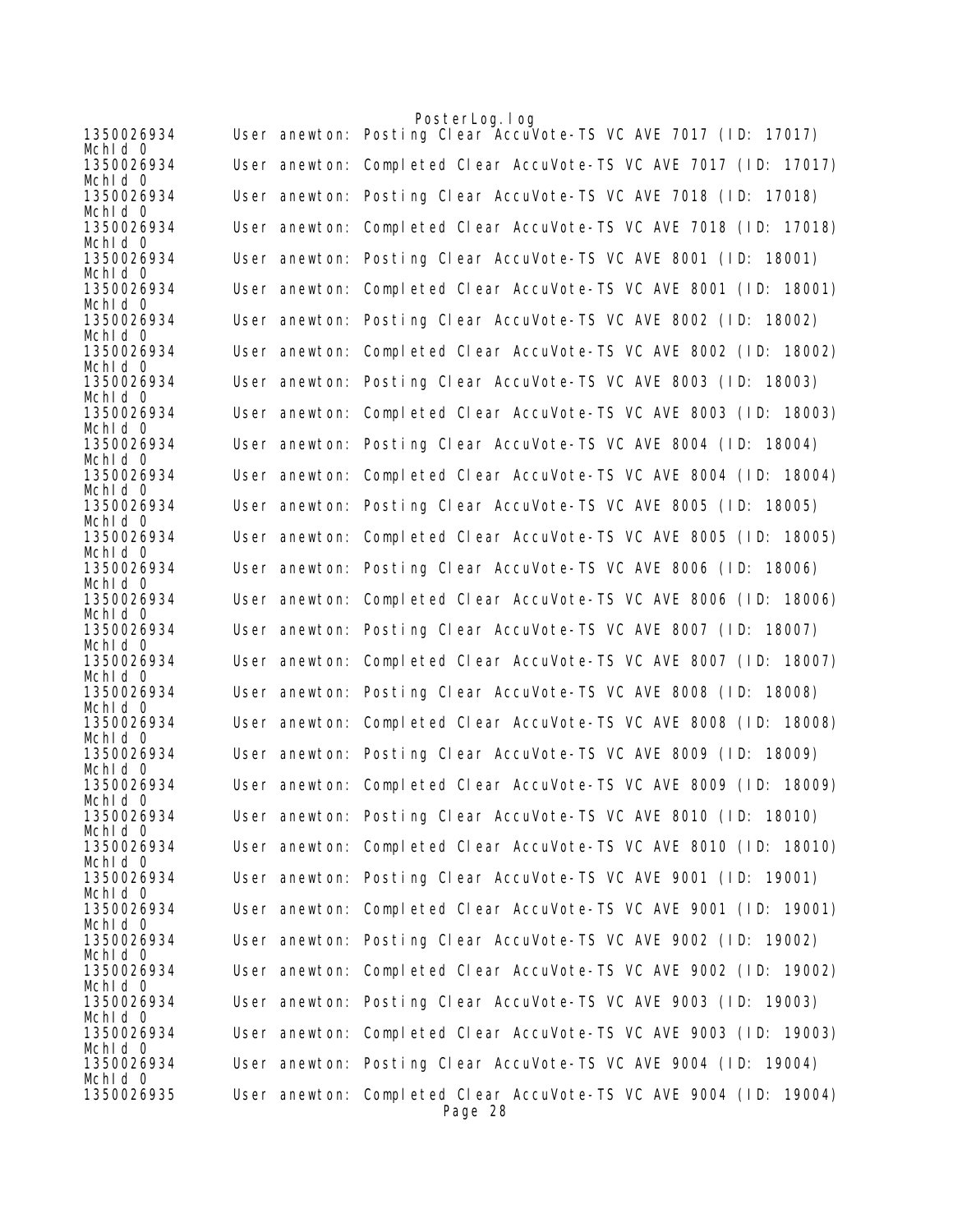```
1350026934      User anewton: Posting Clear AccuVote-TS VC AVE 7017 (ID: 17017)
MchId 0
1350026934      User anewton: Completed Clear AccuVote-TS VC AVE 7017 (ID: 17017)
MchId 0
1350026934      User anewton: Posting Clear AccuVote-TS VC AVE 7018 (ID: 17018)
MchId 0
1350026934      User anewton: Completed Clear AccuVote-TS VC AVE 7018 (ID: 17018)
MchId 0
1350026934      User anewton: Posting Clear AccuVote-TS VC AVE 8001 (ID: 18001)
MchId 0
1350026934      User anewton: Completed Clear AccuVote-TS VC AVE 8001 (ID: 18001)
MchId 0
1350026934      User anewton: Posting Clear AccuVote-TS VC AVE 8002 (ID: 18002)
MchId 0
1350026934      User anewton: Completed Clear AccuVote-TS VC AVE 8002 (ID: 18002)
MchId 0
1350026934      User anewton: Posting Clear AccuVote-TS VC AVE 8003 (ID: 18003)
MchId 0
1350026934      User anewton: Completed Clear AccuVote-TS VC AVE 8003 (ID: 18003)
MchId 0
1350026934      User anewton: Posting Clear AccuVote-TS VC AVE 8004 (ID: 18004)
MchId 0
1350026934      User anewton: Completed Clear AccuVote-TS VC AVE 8004 (ID: 18004)
MchId 0
1350026934      User anewton: Posting Clear AccuVote-TS VC AVE 8005 (ID: 18005)
MchId 0
1350026934      User anewton: Completed Clear AccuVote-TS VC AVE 8005 (ID: 18005)
MchId 0
1350026934      User anewton: Posting Clear AccuVote-TS VC AVE 8006 (ID: 18006)
MchId 0
1350026934      User anewton: Completed Clear AccuVote-TS VC AVE 8006 (ID: 18006)
MchId 0
1350026934      User anewton: Posting Clear AccuVote-TS VC AVE 8007 (ID: 18007)
MchId 0
1350026934      User anewton: Completed Clear AccuVote-TS VC AVE 8007 (ID: 18007)
MchId 0
1350026934      User anewton: Posting Clear AccuVote-TS VC AVE 8008 (ID: 18008)
MchId 0
1350026934      User anewton: Completed Clear AccuVote-TS VC AVE 8008 (ID: 18008)
MchId 0
1350026934      User anewton: Posting Clear AccuVote-TS VC AVE 8009 (ID: 18009)
MchId 0
1350026934      User anewton: Completed Clear AccuVote-TS VC AVE 8009 (ID: 18009)
MchId 0
1350026934      User anewton: Posting Clear AccuVote-TS VC AVE 8010 (ID: 18010)
MchId 0
1350026934      User anewton: Completed Clear AccuVote-TS VC AVE 8010 (ID: 18010)
MchId 0
1350026934      User anewton: Posting Clear AccuVote-TS VC AVE 9001 (ID: 19001)
MchId 0
1350026934      User anewton: Completed Clear AccuVote-TS VC AVE 9001 (ID: 19001)
MchId 0
1350026934      User anewton: Posting Clear AccuVote-TS VC AVE 9002 (ID: 19002)
MchId 0
1350026934      User anewton: Completed Clear AccuVote-TS VC AVE 9002 (ID: 19002)
MchId 0
1350026934      User anewton: Posting Clear AccuVote-TS VC AVE 9003 (ID: 19003)
MchId 0
1350026934      User anewton: Completed Clear AccuVote-TS VC AVE 9003 (ID: 19003)
MchId 0
1350026934      User anewton: Posting Clear AccuVote-TS VC AVE 9004 (ID: 19004)
MchId 0
1350026935      User anewton: Completed Clear AccuVote-TS VC AVE 9004 (ID: 19004)
```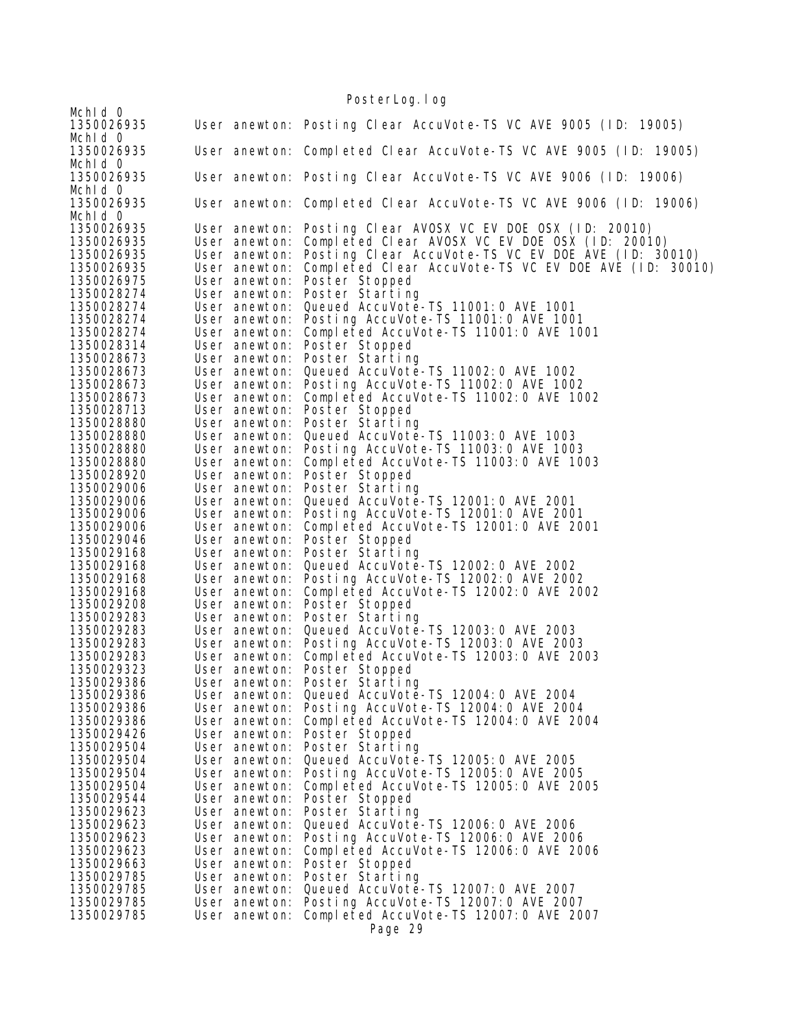```
MchId 0
1350026935        User anewton: Posting Clear AccuVote-TS VC AVE 9005 (ID: 19005)
MchId 0
1350026935        User anewton: Completed Clear AccuVote-TS VC AVE 9005 (ID: 19005)
MchId 0
1350026935        User anewton: Posting Clear AccuVote-TS VC AVE 9006 (ID: 19006)
MchId 0
1350026935        User anewton: Completed Clear AccuVote-TS VC AVE 9006 (ID: 19006)
MchId 0
1350026935        User anewton: Posting Clear AVOSX VC EV DOE OSX (ID: 20010)
1350026935        User anewton: Completed Clear AVOSX VC EV DOE OSX (ID: 20010)
1350026935        User anewton: Posting Clear AccuVote-TS VC EV DOE AVE (ID: 30010)
1350026935        User anewton: Completed Clear AccuVote-TS VC EV DOE AVE (ID: 30010)
1350026975        User anewton: Poster Stopped
1350028274        User anewton: Poster Starting
1350028274        User anewton: Queued AccuVote-TS 11001:0 AVE 1001
1350028274        User anewton: Posting AccuVote-TS 11001:0 AVE 1001
1350028274        User anewton: Completed AccuVote-TS 11001:0 AVE 1001
1350028314        User anewton: Poster Stopped
1350028673        User anewton: Poster Starting
1350028673        User anewton: Queued AccuVote-TS 11002:0 AVE 1002
1350028673        User anewton: Posting AccuVote-TS 11002:0 AVE 1002
1350028673        User anewton: Completed AccuVote-TS 11002:0 AVE 1002
1350028713        User anewton: Poster Stopped
1350028880        User anewton: Poster Starting
1350028880        User anewton: Queued AccuVote-TS 11003:0 AVE 1003
1350028880        User anewton: Posting AccuVote-TS 11003:0 AVE 1003
1350028880        User anewton: Completed AccuVote-TS 11003:0 AVE 1003
1350028920        User anewton: Poster Stopped
1350029006        User anewton: Poster Starting
1350029006        User anewton: Queued AccuVote-TS 12001:0 AVE 2001
1350029006        User anewton: Posting AccuVote-TS 12001:0 AVE 2001
1350029006        User anewton: Completed AccuVote-TS 12001:0 AVE 2001
1350029046        User anewton: Poster Stopped
1350029168        User anewton: Poster Starting
1350029168        User anewton: Queued AccuVote-TS 12002:0 AVE 2002
1350029168        User anewton: Posting AccuVote-TS 12002:0 AVE 2002
1350029168        User anewton: Completed AccuVote-TS 12002:0 AVE 2002
1350029208        User anewton: Poster Stopped
1350029283        User anewton: Poster Starting
1350029283        User anewton: Queued AccuVote-TS 12003:0 AVE 2003
1350029283        User anewton: Posting AccuVote-TS 12003:0 AVE 2003
1350029283        User anewton: Completed AccuVote-TS 12003:0 AVE 2003
1350029323        User anewton: Poster Stopped
1350029386        User anewton: Poster Starting
1350029386        User anewton: Queued AccuVote-TS 12004:0 AVE 2004
1350029386        User anewton: Posting AccuVote-TS 12004:0 AVE 2004
1350029386        User anewton: Completed AccuVote-TS 12004:0 AVE 2004
1350029426        User anewton: Poster Stopped
1350029504        User anewton: Poster Starting
1350029504        User anewton: Queued AccuVote-TS 12005:0 AVE 2005
1350029504        User anewton: Posting AccuVote-TS 12005:0 AVE 2005
1350029504        User anewton: Completed AccuVote-TS 12005:0 AVE 2005
1350029544        User anewton: Poster Stopped
1350029623        User anewton: Poster Starting
1350029623        User anewton: Queued AccuVote-TS 12006:0 AVE 2006
1350029623        User anewton: Posting AccuVote-TS 12006:0 AVE 2006
1350029623        User anewton: Completed AccuVote-TS 12006:0 AVE 2006
1350029663        User anewton: Poster Stopped
1350029785        User anewton: Poster Starting
1350029785        User anewton: Queued AccuVote-TS 12007:0 AVE 2007
1350029785        User anewton: Posting AccuVote-TS 12007:0 AVE 2007
1350029785        User anewton: Completed AccuVote-TS 12007:0 AVE 2007
```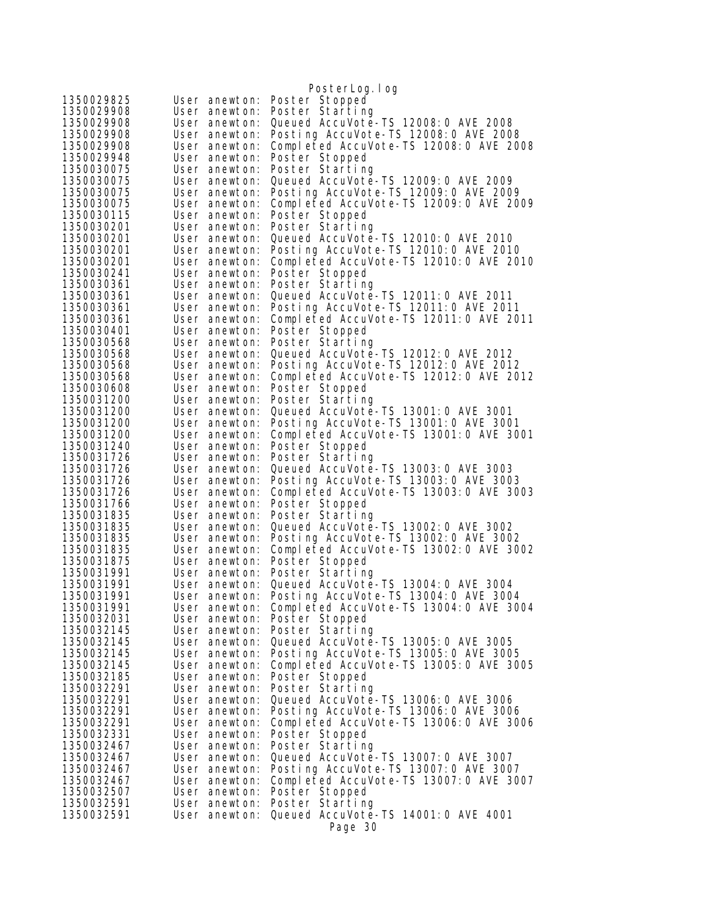```
1350029825      User anewton: Poster Stopped
1350029908      User anewton: Poster Starting
1350029908      User anewton: Queued AccuVote-TS 12008:0 AVE 2008
1350029908      User anewton: Posting AccuVote-TS 12008:0 AVE 2008
1350029908      User anewton: Completed AccuVote-TS 12008:0 AVE 2008
1350029948      User anewton: Poster Stopped
1350030075      User anewton: Poster Starting
1350030075      User anewton: Queued AccuVote-TS 12009:0 AVE 2009
1350030075      User anewton: Posting AccuVote-TS 12009:0 AVE 2009
1350030075      User anewton: Completed AccuVote-TS 12009:0 AVE 2009
1350030115      User anewton: Poster Stopped
1350030201      User anewton: Poster Starting
1350030201      User anewton: Queued AccuVote-TS 12010:0 AVE 2010
1350030201      User anewton: Posting AccuVote-TS 12010:0 AVE 2010
1350030201      User anewton: Completed AccuVote-TS 12010:0 AVE 2010
1350030241      User anewton: Poster Stopped
1350030361      User anewton: Poster Starting
1350030361      User anewton: Queued AccuVote-TS 12011:0 AVE 2011
1350030361      User anewton: Posting AccuVote-TS 12011:0 AVE 2011
1350030361      User anewton: Completed AccuVote-TS 12011:0 AVE 2011
1350030401      User anewton: Poster Stopped
1350030568      User anewton: Poster Starting
1350030568      User anewton: Queued AccuVote-TS 12012:0 AVE 2012
1350030568      User anewton: Posting AccuVote-TS 12012:0 AVE 2012
1350030568      User anewton: Completed AccuVote-TS 12012:0 AVE 2012
1350030608      User anewton: Poster Stopped
1350031200      User anewton: Poster Starting
1350031200      User anewton: Queued AccuVote-TS 13001:0 AVE 3001
1350031200      User anewton: Posting AccuVote-TS 13001:0 AVE 3001
1350031200      User anewton: Completed AccuVote-TS 13001:0 AVE 3001
1350031240      User anewton: Poster Stopped
1350031726      User anewton: Poster Starting
1350031726      User anewton: Queued AccuVote-TS 13003:0 AVE 3003
1350031726      User anewton: Posting AccuVote-TS 13003:0 AVE 3003
1350031726      User anewton: Completed AccuVote-TS 13003:0 AVE 3003
1350031766      User anewton: Poster Stopped
1350031835      User anewton: Poster Starting
1350031835      User anewton: Queued AccuVote-TS 13002:0 AVE 3002
1350031835      User anewton: Posting AccuVote-TS 13002:0 AVE 3002
1350031835      User anewton: Completed AccuVote-TS 13002:0 AVE 3002
1350031875      User anewton: Poster Stopped
1350031991      User anewton: Poster Starting
1350031991      User anewton: Queued AccuVote-TS 13004:0 AVE 3004
1350031991      User anewton: Posting AccuVote-TS 13004:0 AVE 3004
1350031991      User anewton: Completed AccuVote-TS 13004:0 AVE 3004
1350032031      User anewton: Poster Stopped
1350032145      User anewton: Poster Starting
1350032145      User anewton: Queued AccuVote-TS 13005:0 AVE 3005
1350032145      User anewton: Posting AccuVote-TS 13005:0 AVE 3005
1350032145      User anewton: Completed AccuVote-TS 13005:0 AVE 3005
1350032185      User anewton: Poster Stopped
1350032291      User anewton: Poster Starting
1350032291      User anewton: Queued AccuVote-TS 13006:0 AVE 3006
1350032291      User anewton: Posting AccuVote-TS 13006:0 AVE 3006
1350032291      User anewton: Completed AccuVote-TS 13006:0 AVE 3006
1350032331      User anewton: Poster Stopped
1350032467      User anewton: Poster Starting
1350032467      User anewton: Queued AccuVote-TS 13007:0 AVE 3007
1350032467      User anewton: Posting AccuVote-TS 13007:0 AVE 3007
1350032467      User anewton: Completed AccuVote-TS 13007:0 AVE 3007
1350032507      User anewton: Poster Stopped
1350032591      User anewton: Poster Starting
1350032591      User anewton: Queued AccuVote-TS 14001:0 AVE 4001
```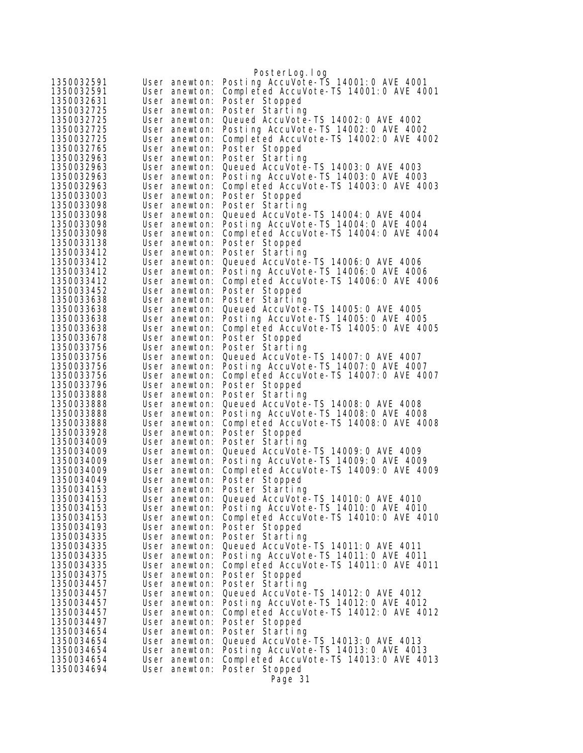```
1350032591	User anewton: Posting AccuVote-TS 14001:0 AVE 4001
1350032591	User anewton: Completed AccuVote-TS 14001:0 AVE 4001
1350032631	User anewton: Poster Stopped
1350032725	User anewton: Poster Starting
1350032725	User anewton: Queued AccuVote-TS 14002:0 AVE 4002
1350032725	User anewton: Posting AccuVote-TS 14002:0 AVE 4002
1350032725	User anewton: Completed AccuVote-TS 14002:0 AVE 4002
1350032765	User anewton: Poster Stopped
1350032963	User anewton: Poster Starting
1350032963	User anewton: Queued AccuVote-TS 14003:0 AVE 4003
1350032963	User anewton: Posting AccuVote-TS 14003:0 AVE 4003
1350032963	User anewton: Completed AccuVote-TS 14003:0 AVE 4003
1350033003	User anewton: Poster Stopped
1350033098	User anewton: Poster Starting
1350033098	User anewton: Queued AccuVote-TS 14004:0 AVE 4004
1350033098	User anewton: Posting AccuVote-TS 14004:0 AVE 4004
1350033098	User anewton: Completed AccuVote-TS 14004:0 AVE 4004
1350033138	User anewton: Poster Stopped
1350033412	User anewton: Poster Starting
1350033412	User anewton: Queued AccuVote-TS 14006:0 AVE 4006
1350033412	User anewton: Posting AccuVote-TS 14006:0 AVE 4006
1350033412	User anewton: Completed AccuVote-TS 14006:0 AVE 4006
1350033452	User anewton: Poster Stopped
1350033638	User anewton: Poster Starting
1350033638	User anewton: Queued AccuVote-TS 14005:0 AVE 4005
1350033638	User anewton: Posting AccuVote-TS 14005:0 AVE 4005
1350033638	User anewton: Completed AccuVote-TS 14005:0 AVE 4005
1350033678	User anewton: Poster Stopped
1350033756	User anewton: Poster Starting
1350033756	User anewton: Queued AccuVote-TS 14007:0 AVE 4007
1350033756	User anewton: Posting AccuVote-TS 14007:0 AVE 4007
1350033756	User anewton: Completed AccuVote-TS 14007:0 AVE 4007
1350033796	User anewton: Poster Stopped
1350033888	User anewton: Poster Starting
1350033888	User anewton: Queued AccuVote-TS 14008:0 AVE 4008
1350033888	User anewton: Posting AccuVote-TS 14008:0 AVE 4008
1350033888	User anewton: Completed AccuVote-TS 14008:0 AVE 4008
1350033928	User anewton: Poster Stopped
1350034009	User anewton: Poster Starting
1350034009	User anewton: Queued AccuVote-TS 14009:0 AVE 4009
1350034009	User anewton: Posting AccuVote-TS 14009:0 AVE 4009
1350034009	User anewton: Completed AccuVote-TS 14009:0 AVE 4009
1350034049	User anewton: Poster Stopped
1350034153	User anewton: Poster Starting
1350034153	User anewton: Queued AccuVote-TS 14010:0 AVE 4010
1350034153	User anewton: Posting AccuVote-TS 14010:0 AVE 4010
1350034153	User anewton: Completed AccuVote-TS 14010:0 AVE 4010
1350034193	User anewton: Poster Stopped
1350034335	User anewton: Poster Starting
1350034335	User anewton: Queued AccuVote-TS 14011:0 AVE 4011
1350034335	User anewton: Posting AccuVote-TS 14011:0 AVE 4011
1350034335	User anewton: Completed AccuVote-TS 14011:0 AVE 4011
1350034375	User anewton: Poster Stopped
1350034457	User anewton: Poster Starting
1350034457	User anewton: Queued AccuVote-TS 14012:0 AVE 4012
1350034457	User anewton: Posting AccuVote-TS 14012:0 AVE 4012
1350034457	User anewton: Completed AccuVote-TS 14012:0 AVE 4012
1350034497	User anewton: Poster Stopped
1350034654	User anewton: Poster Starting
1350034654	User anewton: Queued AccuVote-TS 14013:0 AVE 4013
1350034654	User anewton: Posting AccuVote-TS 14013:0 AVE 4013
1350034654	User anewton: Completed AccuVote-TS 14013:0 AVE 4013
1350034694	User anewton: Poster Stopped
```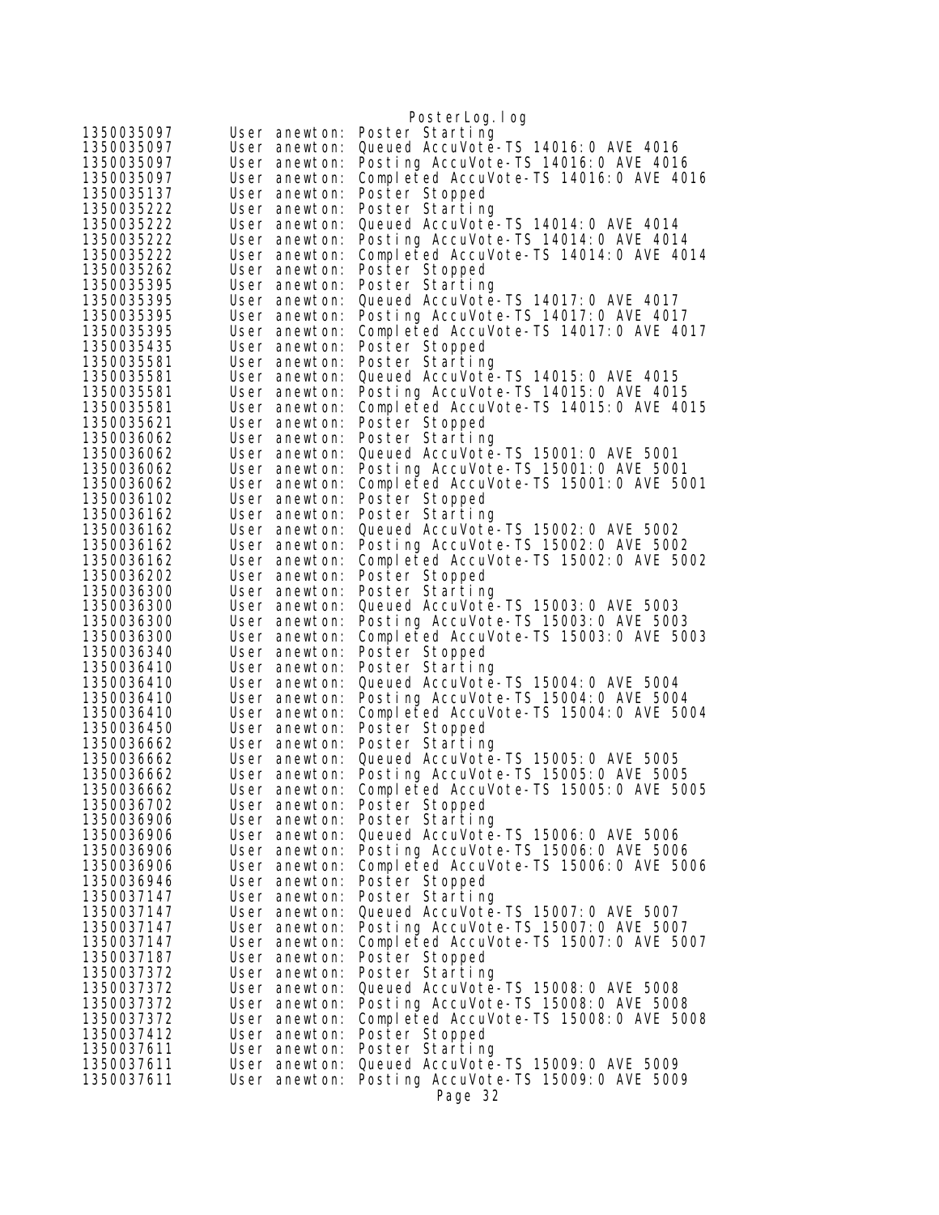```
1350035097      User anewton: Poster Starting
1350035097      User anewton: Queued AccuVote-TS 14016:0 AVE 4016
1350035097      User anewton: Posting AccuVote-TS 14016:0 AVE 4016
1350035097      User anewton: Completed AccuVote-TS 14016:0 AVE 4016
1350035137      User anewton: Poster Stopped
1350035222      User anewton: Poster Starting
1350035222      User anewton: Queued AccuVote-TS 14014:0 AVE 4014
1350035222      User anewton: Posting AccuVote-TS 14014:0 AVE 4014
1350035222      User anewton: Completed AccuVote-TS 14014:0 AVE 4014
1350035262      User anewton: Poster Stopped
1350035395      User anewton: Poster Starting
1350035395      User anewton: Queued AccuVote-TS 14017:0 AVE 4017
1350035395      User anewton: Posting AccuVote-TS 14017:0 AVE 4017
1350035395      User anewton: Completed AccuVote-TS 14017:0 AVE 4017
1350035435      User anewton: Poster Stopped
1350035581      User anewton: Poster Starting
1350035581      User anewton: Queued AccuVote-TS 14015:0 AVE 4015
1350035581      User anewton: Posting AccuVote-TS 14015:0 AVE 4015
1350035581      User anewton: Completed AccuVote-TS 14015:0 AVE 4015
1350035621      User anewton: Poster Stopped
1350036062      User anewton: Poster Starting
1350036062      User anewton: Queued AccuVote-TS 15001:0 AVE 5001
1350036062      User anewton: Posting AccuVote-TS 15001:0 AVE 5001
1350036062      User anewton: Completed AccuVote-TS 15001:0 AVE 5001
1350036102      User anewton: Poster Stopped
1350036162      User anewton: Poster Starting
1350036162      User anewton: Queued AccuVote-TS 15002:0 AVE 5002
1350036162      User anewton: Posting AccuVote-TS 15002:0 AVE 5002
1350036162      User anewton: Completed AccuVote-TS 15002:0 AVE 5002
1350036202      User anewton: Poster Stopped
1350036300      User anewton: Poster Starting
1350036300      User anewton: Queued AccuVote-TS 15003:0 AVE 5003
1350036300      User anewton: Posting AccuVote-TS 15003:0 AVE 5003
1350036300      User anewton: Completed AccuVote-TS 15003:0 AVE 5003
1350036340      User anewton: Poster Stopped
1350036410      User anewton: Poster Starting
1350036410      User anewton: Queued AccuVote-TS 15004:0 AVE 5004
1350036410      User anewton: Posting AccuVote-TS 15004:0 AVE 5004
1350036410      User anewton: Completed AccuVote-TS 15004:0 AVE 5004
1350036450      User anewton: Poster Stopped
1350036662      User anewton: Poster Starting
1350036662      User anewton: Queued AccuVote-TS 15005:0 AVE 5005
1350036662      User anewton: Posting AccuVote-TS 15005:0 AVE 5005
1350036662      User anewton: Completed AccuVote-TS 15005:0 AVE 5005
1350036702      User anewton: Poster Stopped
1350036906      User anewton: Poster Starting
1350036906      User anewton: Queued AccuVote-TS 15006:0 AVE 5006
1350036906      User anewton: Posting AccuVote-TS 15006:0 AVE 5006
1350036906      User anewton: Completed AccuVote-TS 15006:0 AVE 5006
1350036946      User anewton: Poster Stopped
1350037147      User anewton: Poster Starting
1350037147      User anewton: Queued AccuVote-TS 15007:0 AVE 5007
1350037147      User anewton: Posting AccuVote-TS 15007:0 AVE 5007
1350037147      User anewton: Completed AccuVote-TS 15007:0 AVE 5007
1350037187      User anewton: Poster Stopped
1350037372      User anewton: Poster Starting
1350037372      User anewton: Queued AccuVote-TS 15008:0 AVE 5008
1350037372      User anewton: Posting AccuVote-TS 15008:0 AVE 5008
1350037372      User anewton: Completed AccuVote-TS 15008:0 AVE 5008
1350037412      User anewton: Poster Stopped
1350037611      User anewton: Poster Starting
1350037611      User anewton: Queued AccuVote-TS 15009:0 AVE 5009
1350037611      User anewton: Posting AccuVote-TS 15009:0 AVE 5009
```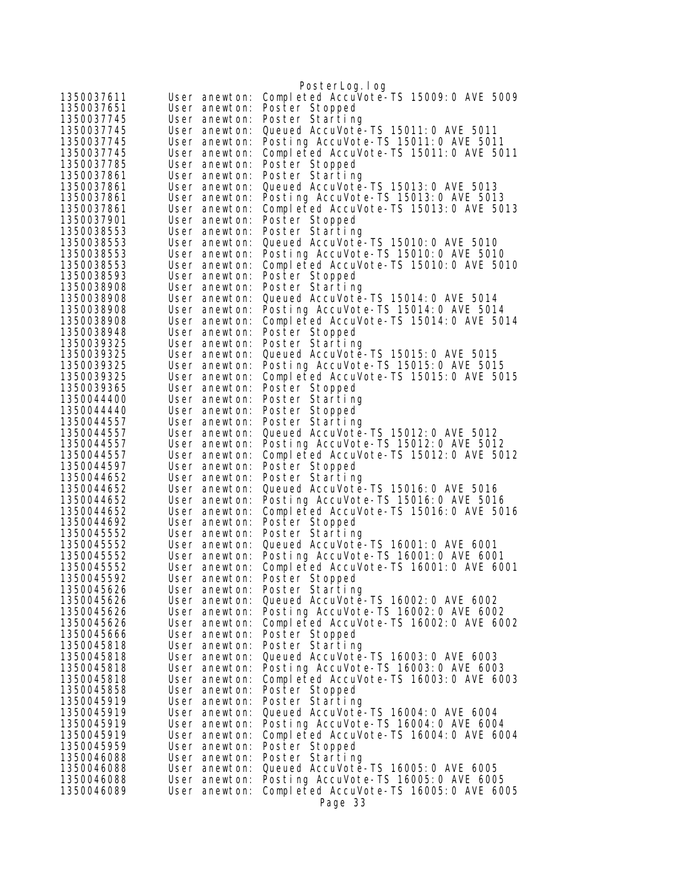```
1350037611      User anewton: Completed AccuVote-TS 15009:0 AVE 5009
1350037651      User anewton: Poster Stopped
1350037745      User anewton: Poster Starting
1350037745      User anewton: Queued AccuVote-TS 15011:0 AVE 5011
1350037745      User anewton: Posting AccuVote-TS 15011:0 AVE 5011
1350037745      User anewton: Completed AccuVote-TS 15011:0 AVE 5011
1350037785      User anewton: Poster Stopped
1350037861      User anewton: Poster Starting
1350037861      User anewton: Queued AccuVote-TS 15013:0 AVE 5013
1350037861      User anewton: Posting AccuVote-TS 15013:0 AVE 5013
1350037861      User anewton: Completed AccuVote-TS 15013:0 AVE 5013
1350037901      User anewton: Poster Stopped
1350038553      User anewton: Poster Starting
1350038553      User anewton: Queued AccuVote-TS 15010:0 AVE 5010
1350038553      User anewton: Posting AccuVote-TS 15010:0 AVE 5010
1350038553      User anewton: Completed AccuVote-TS 15010:0 AVE 5010
1350038593      User anewton: Poster Stopped
1350038908      User anewton: Poster Starting
1350038908      User anewton: Queued AccuVote-TS 15014:0 AVE 5014
1350038908      User anewton: Posting AccuVote-TS 15014:0 AVE 5014
1350038908      User anewton: Completed AccuVote-TS 15014:0 AVE 5014
1350038948      User anewton: Poster Stopped
1350039325      User anewton: Poster Starting
1350039325      User anewton: Queued AccuVote-TS 15015:0 AVE 5015
1350039325      User anewton: Posting AccuVote-TS 15015:0 AVE 5015
1350039325      User anewton: Completed AccuVote-TS 15015:0 AVE 5015
1350039365      User anewton: Poster Stopped
1350044400      User anewton: Poster Starting
1350044440      User anewton: Poster Stopped
1350044557      User anewton: Poster Starting
1350044557      User anewton: Queued AccuVote-TS 15012:0 AVE 5012
1350044557      User anewton: Posting AccuVote-TS 15012:0 AVE 5012
1350044557      User anewton: Completed AccuVote-TS 15012:0 AVE 5012
1350044597      User anewton: Poster Stopped
1350044652      User anewton: Poster Starting
1350044652      User anewton: Queued AccuVote-TS 15016:0 AVE 5016
1350044652      User anewton: Posting AccuVote-TS 15016:0 AVE 5016
1350044652      User anewton: Completed AccuVote-TS 15016:0 AVE 5016
1350044692      User anewton: Poster Stopped
1350045552      User anewton: Poster Starting
1350045552      User anewton: Queued AccuVote-TS 16001:0 AVE 6001
1350045552      User anewton: Posting AccuVote-TS 16001:0 AVE 6001
1350045552      User anewton: Completed AccuVote-TS 16001:0 AVE 6001
1350045592      User anewton: Poster Stopped
1350045626      User anewton: Poster Starting
1350045626      User anewton: Queued AccuVote-TS 16002:0 AVE 6002
1350045626      User anewton: Posting AccuVote-TS 16002:0 AVE 6002
1350045626      User anewton: Completed AccuVote-TS 16002:0 AVE 6002
1350045666      User anewton: Poster Stopped
1350045818      User anewton: Poster Starting
1350045818      User anewton: Queued AccuVote-TS 16003:0 AVE 6003
1350045818      User anewton: Posting AccuVote-TS 16003:0 AVE 6003
1350045818      User anewton: Completed AccuVote-TS 16003:0 AVE 6003
1350045858      User anewton: Poster Stopped
1350045919      User anewton: Poster Starting
1350045919      User anewton: Queued AccuVote-TS 16004:0 AVE 6004
1350045919      User anewton: Posting AccuVote-TS 16004:0 AVE 6004
1350045919      User anewton: Completed AccuVote-TS 16004:0 AVE 6004
1350045959      User anewton: Poster Stopped
1350046088      User anewton: Poster Starting
1350046088      User anewton: Queued AccuVote-TS 16005:0 AVE 6005
1350046088      User anewton: Posting AccuVote-TS 16005:0 AVE 6005
1350046089      User anewton: Completed AccuVote-TS 16005:0 AVE 6005
```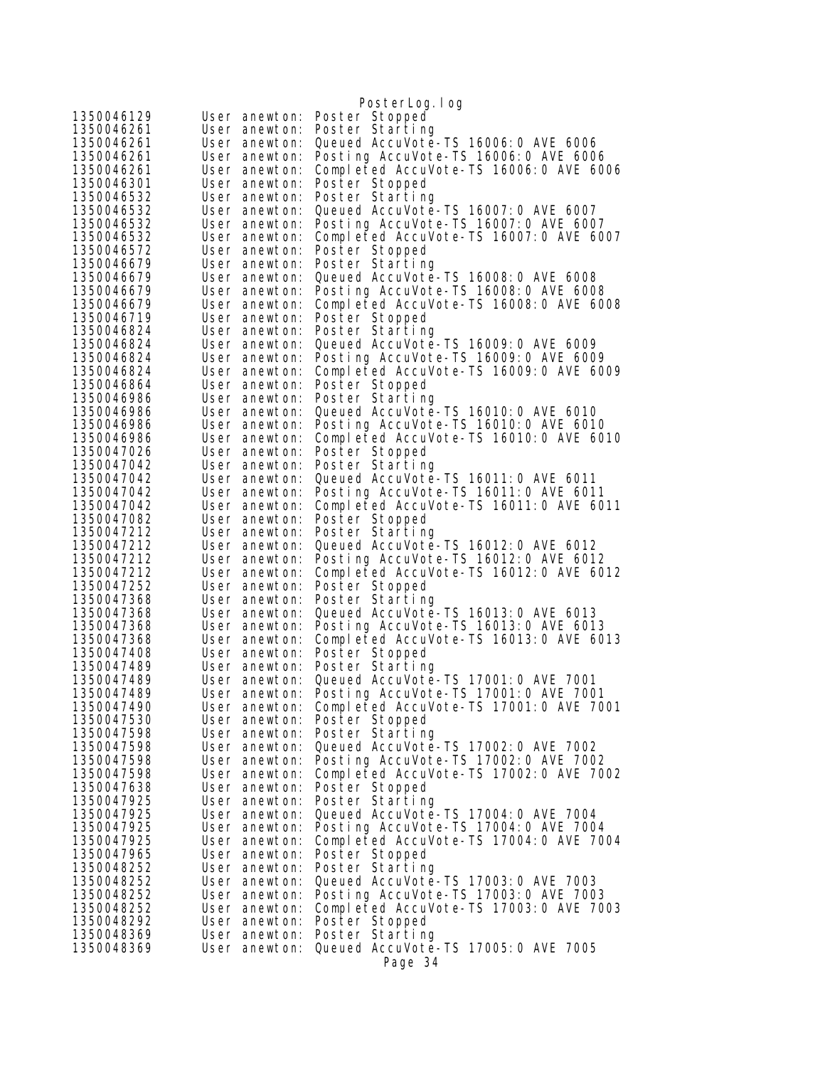```
1350046129      User anewton: Poster Stopped
1350046261      User anewton: Poster Starting
1350046261      User anewton: Queued AccuVote-TS 16006:0 AVE 6006
1350046261      User anewton: Posting AccuVote-TS 16006:0 AVE 6006
1350046261      User anewton: Completed AccuVote-TS 16006:0 AVE 6006
1350046301      User anewton: Poster Stopped
1350046532      User anewton: Poster Starting
1350046532      User anewton: Queued AccuVote-TS 16007:0 AVE 6007
1350046532      User anewton: Posting AccuVote-TS 16007:0 AVE 6007
1350046532      User anewton: Completed AccuVote-TS 16007:0 AVE 6007
1350046572      User anewton: Poster Stopped
1350046679      User anewton: Poster Starting
1350046679      User anewton: Queued AccuVote-TS 16008:0 AVE 6008
1350046679      User anewton: Posting AccuVote-TS 16008:0 AVE 6008
1350046679      User anewton: Completed AccuVote-TS 16008:0 AVE 6008
1350046719      User anewton: Poster Stopped
1350046824      User anewton: Poster Starting
1350046824      User anewton: Queued AccuVote-TS 16009:0 AVE 6009
1350046824      User anewton: Posting AccuVote-TS 16009:0 AVE 6009
1350046824      User anewton: Completed AccuVote-TS 16009:0 AVE 6009
1350046864      User anewton: Poster Stopped
1350046986      User anewton: Poster Starting
1350046986      User anewton: Queued AccuVote-TS 16010:0 AVE 6010
1350046986      User anewton: Posting AccuVote-TS 16010:0 AVE 6010
1350046986      User anewton: Completed AccuVote-TS 16010:0 AVE 6010
1350047026      User anewton: Poster Stopped
1350047042      User anewton: Poster Starting
1350047042      User anewton: Queued AccuVote-TS 16011:0 AVE 6011
1350047042      User anewton: Posting AccuVote-TS 16011:0 AVE 6011
1350047042      User anewton: Completed AccuVote-TS 16011:0 AVE 6011
1350047082      User anewton: Poster Stopped
1350047212      User anewton: Poster Starting
1350047212      User anewton: Queued AccuVote-TS 16012:0 AVE 6012
1350047212      User anewton: Posting AccuVote-TS 16012:0 AVE 6012
1350047212      User anewton: Completed AccuVote-TS 16012:0 AVE 6012
1350047252      User anewton: Poster Stopped
1350047368      User anewton: Poster Starting
1350047368      User anewton: Queued AccuVote-TS 16013:0 AVE 6013
1350047368      User anewton: Posting AccuVote-TS 16013:0 AVE 6013
1350047368      User anewton: Completed AccuVote-TS 16013:0 AVE 6013
1350047408      User anewton: Poster Stopped
1350047489      User anewton: Poster Starting
1350047489      User anewton: Queued AccuVote-TS 17001:0 AVE 7001
1350047489      User anewton: Posting AccuVote-TS 17001:0 AVE 7001
1350047490      User anewton: Completed AccuVote-TS 17001:0 AVE 7001
1350047530      User anewton: Poster Stopped
1350047598      User anewton: Poster Starting
1350047598      User anewton: Queued AccuVote-TS 17002:0 AVE 7002
1350047598      User anewton: Posting AccuVote-TS 17002:0 AVE 7002
1350047598      User anewton: Completed AccuVote-TS 17002:0 AVE 7002
1350047638      User anewton: Poster Stopped
1350047925      User anewton: Poster Starting
1350047925      User anewton: Queued AccuVote-TS 17004:0 AVE 7004
1350047925      User anewton: Posting AccuVote-TS 17004:0 AVE 7004
1350047925      User anewton: Completed AccuVote-TS 17004:0 AVE 7004
1350047965      User anewton: Poster Stopped
1350048252      User anewton: Poster Starting
1350048252      User anewton: Queued AccuVote-TS 17003:0 AVE 7003
1350048252      User anewton: Posting AccuVote-TS 17003:0 AVE 7003
1350048252      User anewton: Completed AccuVote-TS 17003:0 AVE 7003
1350048292      User anewton: Poster Stopped
1350048369      User anewton: Poster Starting
1350048369      User anewton: Queued AccuVote-TS 17005:0 AVE 7005
```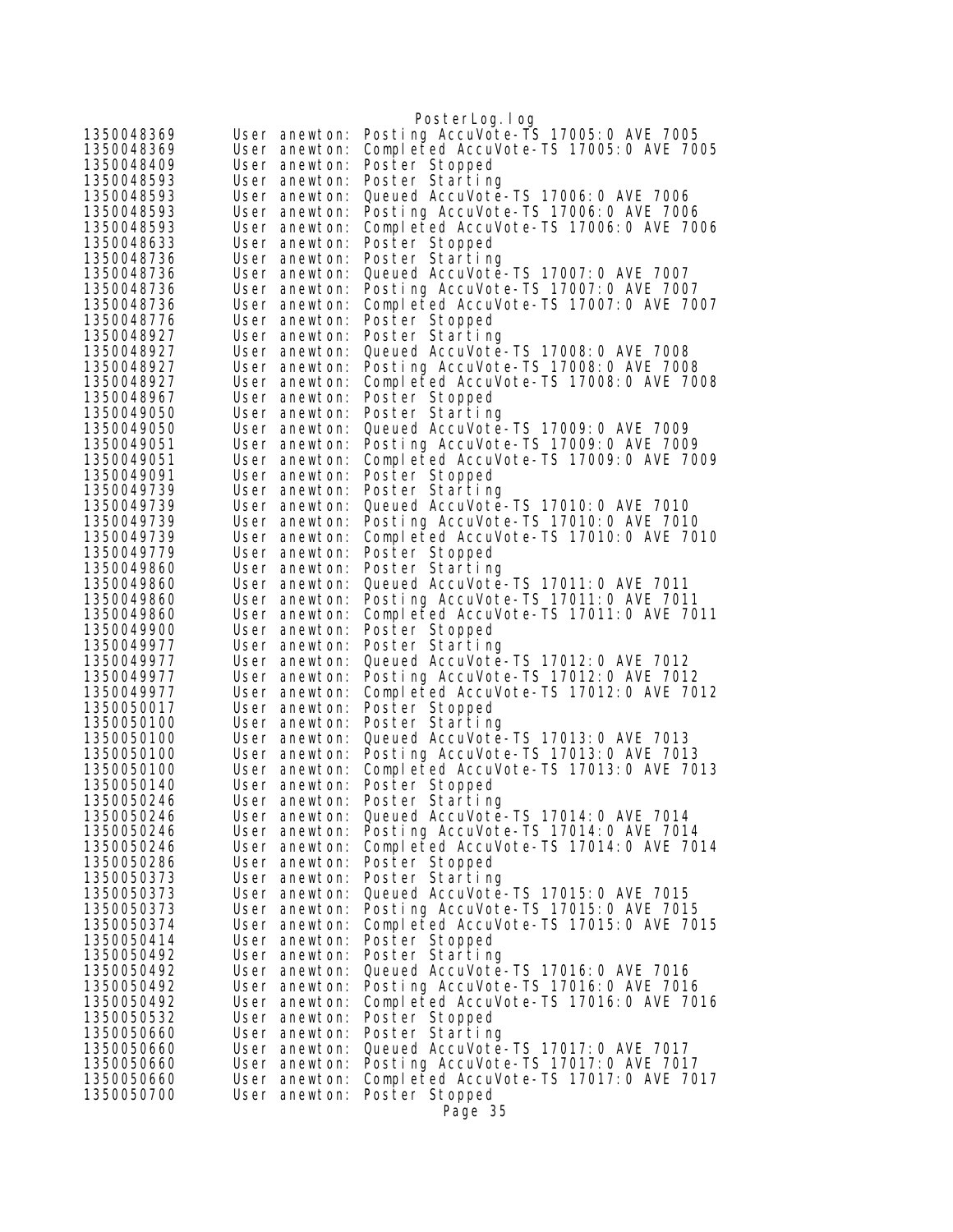```
1350048369      User anewton: Posting AccuVote-TS 17005:0 AVE 7005
1350048369      User anewton: Completed AccuVote-TS 17005:0 AVE 7005
1350048409      User anewton: Poster Stopped
1350048593      User anewton: Poster Starting
1350048593      User anewton: Queued AccuVote-TS 17006:0 AVE 7006
1350048593      User anewton: Posting AccuVote-TS 17006:0 AVE 7006
1350048593      User anewton: Completed AccuVote-TS 17006:0 AVE 7006
1350048633      User anewton: Poster Stopped
1350048736      User anewton: Poster Starting
1350048736      User anewton: Queued AccuVote-TS 17007:0 AVE 7007
1350048736      User anewton: Posting AccuVote-TS 17007:0 AVE 7007
1350048736      User anewton: Completed AccuVote-TS 17007:0 AVE 7007
1350048776      User anewton: Poster Stopped
1350048927      User anewton: Poster Starting
1350048927      User anewton: Queued AccuVote-TS 17008:0 AVE 7008
1350048927      User anewton: Posting AccuVote-TS 17008:0 AVE 7008
1350048927      User anewton: Completed AccuVote-TS 17008:0 AVE 7008
1350048967      User anewton: Poster Stopped
1350049050      User anewton: Poster Starting
1350049050      User anewton: Queued AccuVote-TS 17009:0 AVE 7009
1350049051      User anewton: Posting AccuVote-TS 17009:0 AVE 7009
1350049051      User anewton: Completed AccuVote-TS 17009:0 AVE 7009
1350049091      User anewton: Poster Stopped
1350049739      User anewton: Poster Starting
1350049739      User anewton: Queued AccuVote-TS 17010:0 AVE 7010
1350049739      User anewton: Posting AccuVote-TS 17010:0 AVE 7010
1350049739      User anewton: Completed AccuVote-TS 17010:0 AVE 7010
1350049779      User anewton: Poster Stopped
1350049860      User anewton: Poster Starting
1350049860      User anewton: Queued AccuVote-TS 17011:0 AVE 7011
1350049860      User anewton: Posting AccuVote-TS 17011:0 AVE 7011
1350049860      User anewton: Completed AccuVote-TS 17011:0 AVE 7011
1350049900      User anewton: Poster Stopped
1350049977      User anewton: Poster Starting
1350049977      User anewton: Queued AccuVote-TS 17012:0 AVE 7012
1350049977      User anewton: Posting AccuVote-TS 17012:0 AVE 7012
1350049977      User anewton: Completed AccuVote-TS 17012:0 AVE 7012
1350050017      User anewton: Poster Stopped
1350050100      User anewton: Poster Starting
1350050100      User anewton: Queued AccuVote-TS 17013:0 AVE 7013
1350050100      User anewton: Posting AccuVote-TS 17013:0 AVE 7013
1350050100      User anewton: Completed AccuVote-TS 17013:0 AVE 7013
1350050140      User anewton: Poster Stopped
1350050246      User anewton: Poster Starting
1350050246      User anewton: Queued AccuVote-TS 17014:0 AVE 7014
1350050246      User anewton: Posting AccuVote-TS 17014:0 AVE 7014
1350050246      User anewton: Completed AccuVote-TS 17014:0 AVE 7014
1350050286      User anewton: Poster Stopped
1350050373      User anewton: Poster Starting
1350050373      User anewton: Queued AccuVote-TS 17015:0 AVE 7015
1350050373      User anewton: Posting AccuVote-TS 17015:0 AVE 7015
1350050374      User anewton: Completed AccuVote-TS 17015:0 AVE 7015
1350050414      User anewton: Poster Stopped
1350050492      User anewton: Poster Starting
1350050492      User anewton: Queued AccuVote-TS 17016:0 AVE 7016
1350050492      User anewton: Posting AccuVote-TS 17016:0 AVE 7016
1350050492      User anewton: Completed AccuVote-TS 17016:0 AVE 7016
1350050532      User anewton: Poster Stopped
1350050660      User anewton: Poster Starting
1350050660      User anewton: Queued AccuVote-TS 17017:0 AVE 7017
1350050660      User anewton: Posting AccuVote-TS 17017:0 AVE 7017
1350050660      User anewton: Completed AccuVote-TS 17017:0 AVE 7017
1350050700      User anewton: Poster Stopped
```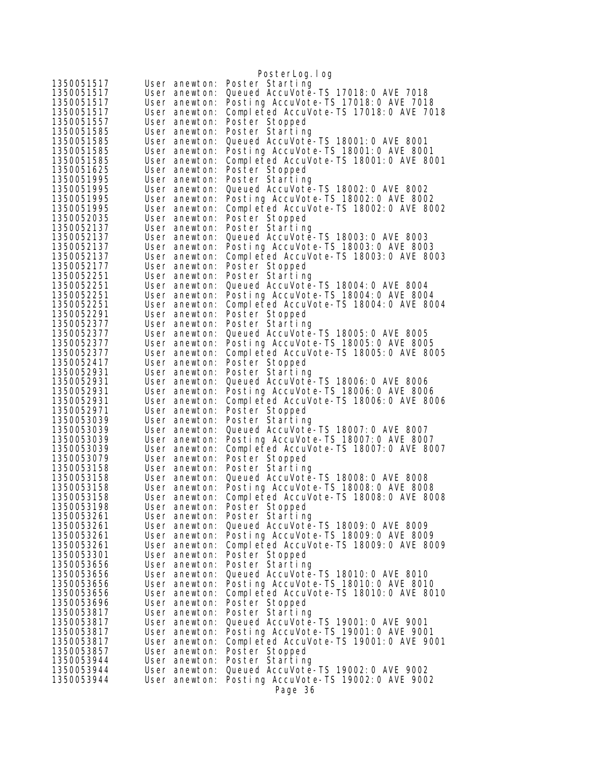```
1350051517      User anewton: Poster Starting
1350051517      User anewton: Queued AccuVote-TS 17018:0 AVE 7018
1350051517      User anewton: Posting AccuVote-TS 17018:0 AVE 7018
1350051517      User anewton: Completed AccuVote-TS 17018:0 AVE 7018
1350051557      User anewton: Poster Stopped
1350051585      User anewton: Poster Starting
1350051585      User anewton: Queued AccuVote-TS 18001:0 AVE 8001
1350051585      User anewton: Posting AccuVote-TS 18001:0 AVE 8001
1350051585      User anewton: Completed AccuVote-TS 18001:0 AVE 8001
1350051625      User anewton: Poster Stopped
1350051995      User anewton: Poster Starting
1350051995      User anewton: Queued AccuVote-TS 18002:0 AVE 8002
1350051995      User anewton: Posting AccuVote-TS 18002:0 AVE 8002
1350051995      User anewton: Completed AccuVote-TS 18002:0 AVE 8002
1350052035      User anewton: Poster Stopped
1350052137      User anewton: Poster Starting
1350052137      User anewton: Queued AccuVote-TS 18003:0 AVE 8003
1350052137      User anewton: Posting AccuVote-TS 18003:0 AVE 8003
1350052137      User anewton: Completed AccuVote-TS 18003:0 AVE 8003
1350052177      User anewton: Poster Stopped
1350052251      User anewton: Poster Starting
1350052251      User anewton: Queued AccuVote-TS 18004:0 AVE 8004
1350052251      User anewton: Posting AccuVote-TS 18004:0 AVE 8004
1350052251      User anewton: Completed AccuVote-TS 18004:0 AVE 8004
1350052291      User anewton: Poster Stopped
1350052377      User anewton: Poster Starting
1350052377      User anewton: Queued AccuVote-TS 18005:0 AVE 8005
1350052377      User anewton: Posting AccuVote-TS 18005:0 AVE 8005
1350052377      User anewton: Completed AccuVote-TS 18005:0 AVE 8005
1350052417      User anewton: Poster Stopped
1350052931      User anewton: Poster Starting
1350052931      User anewton: Queued AccuVote-TS 18006:0 AVE 8006
1350052931      User anewton: Posting AccuVote-TS 18006:0 AVE 8006
1350052931      User anewton: Completed AccuVote-TS 18006:0 AVE 8006
1350052971      User anewton: Poster Stopped
1350053039      User anewton: Poster Starting
1350053039      User anewton: Queued AccuVote-TS 18007:0 AVE 8007
1350053039      User anewton: Posting AccuVote-TS 18007:0 AVE 8007
1350053039      User anewton: Completed AccuVote-TS 18007:0 AVE 8007
1350053079      User anewton: Poster Stopped
1350053158      User anewton: Poster Starting
1350053158      User anewton: Queued AccuVote-TS 18008:0 AVE 8008
1350053158      User anewton: Posting AccuVote-TS 18008:0 AVE 8008
1350053158      User anewton: Completed AccuVote-TS 18008:0 AVE 8008
1350053198      User anewton: Poster Stopped
1350053261      User anewton: Poster Starting
1350053261      User anewton: Queued AccuVote-TS 18009:0 AVE 8009
1350053261      User anewton: Posting AccuVote-TS 18009:0 AVE 8009
1350053261      User anewton: Completed AccuVote-TS 18009:0 AVE 8009
1350053301      User anewton: Poster Stopped
1350053656      User anewton: Poster Starting
1350053656      User anewton: Queued AccuVote-TS 18010:0 AVE 8010
1350053656      User anewton: Posting AccuVote-TS 18010:0 AVE 8010
1350053656      User anewton: Completed AccuVote-TS 18010:0 AVE 8010
1350053696      User anewton: Poster Stopped
1350053817      User anewton: Poster Starting
1350053817      User anewton: Queued AccuVote-TS 19001:0 AVE 9001
1350053817      User anewton: Posting AccuVote-TS 19001:0 AVE 9001
1350053817      User anewton: Completed AccuVote-TS 19001:0 AVE 9001
1350053857      User anewton: Poster Stopped
1350053944      User anewton: Poster Starting
1350053944      User anewton: Queued AccuVote-TS 19002:0 AVE 9002
1350053944      User anewton: Posting AccuVote-TS 19002:0 AVE 9002
```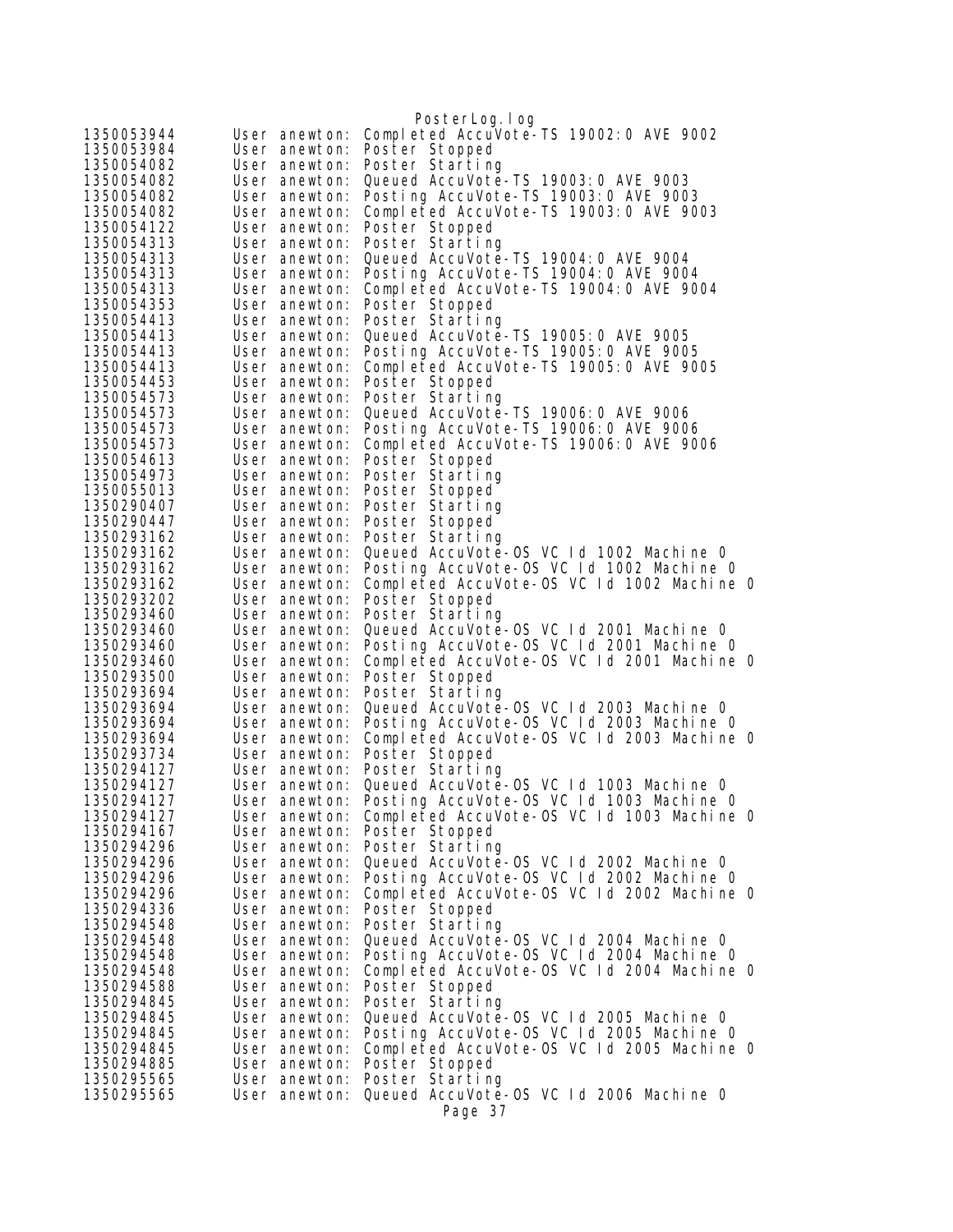```
1350053944	User anewton: Completed AccuVote-TS 19002:0 AVE 9002
1350053984	User anewton: Poster Stopped
1350054082	User anewton: Poster Starting
1350054082	User anewton: Queued AccuVote-TS 19003:0 AVE 9003
1350054082	User anewton: Posting AccuVote-TS 19003:0 AVE 9003
1350054082	User anewton: Completed AccuVote-TS 19003:0 AVE 9003
1350054122	User anewton: Poster Stopped
1350054313	User anewton: Poster Starting
1350054313	User anewton: Queued AccuVote-TS 19004:0 AVE 9004
1350054313	User anewton: Posting AccuVote-TS 19004:0 AVE 9004
1350054313	User anewton: Completed AccuVote-TS 19004:0 AVE 9004
1350054353	User anewton: Poster Stopped
1350054413	User anewton: Poster Starting
1350054413	User anewton: Queued AccuVote-TS 19005:0 AVE 9005
1350054413	User anewton: Posting AccuVote-TS 19005:0 AVE 9005
1350054413	User anewton: Completed AccuVote-TS 19005:0 AVE 9005
1350054453	User anewton: Poster Stopped
1350054573	User anewton: Poster Starting
1350054573	User anewton: Queued AccuVote-TS 19006:0 AVE 9006
1350054573	User anewton: Posting AccuVote-TS 19006:0 AVE 9006
1350054573	User anewton: Completed AccuVote-TS 19006:0 AVE 9006
1350054613	User anewton: Poster Stopped
1350054973	User anewton: Poster Starting
1350055013	User anewton: Poster Stopped
1350290407	User anewton: Poster Starting
1350290447	User anewton: Poster Stopped
1350293162	User anewton: Poster Starting
1350293162	User anewton: Queued AccuVote-OS VC Id 1002 Machine 0
1350293162	User anewton: Posting AccuVote-OS VC Id 1002 Machine 0
1350293162	User anewton: Completed AccuVote-OS VC Id 1002 Machine 0
1350293202	User anewton: Poster Stopped
1350293460	User anewton: Poster Starting
1350293460	User anewton: Queued AccuVote-OS VC Id 2001 Machine 0
1350293460	User anewton: Posting AccuVote-OS VC Id 2001 Machine 0
1350293460	User anewton: Completed AccuVote-OS VC Id 2001 Machine 0
1350293500	User anewton: Poster Stopped
1350293694	User anewton: Poster Starting
1350293694	User anewton: Queued AccuVote-OS VC Id 2003 Machine 0
1350293694	User anewton: Posting AccuVote-OS VC Id 2003 Machine 0
1350293694	User anewton: Completed AccuVote-OS VC Id 2003 Machine 0
1350293734	User anewton: Poster Stopped
1350294127	User anewton: Poster Starting
1350294127	User anewton: Queued AccuVote-OS VC Id 1003 Machine 0
1350294127	User anewton: Posting AccuVote-OS VC Id 1003 Machine 0
1350294127	User anewton: Completed AccuVote-OS VC Id 1003 Machine 0
1350294167	User anewton: Poster Stopped
1350294296	User anewton: Poster Starting
1350294296	User anewton: Queued AccuVote-OS VC Id 2002 Machine 0
1350294296	User anewton: Posting AccuVote-OS VC Id 2002 Machine 0
1350294296	User anewton: Completed AccuVote-OS VC Id 2002 Machine 0
1350294336	User anewton: Poster Stopped
1350294548	User anewton: Poster Starting
1350294548	User anewton: Queued AccuVote-OS VC Id 2004 Machine 0
1350294548	User anewton: Posting AccuVote-OS VC Id 2004 Machine 0
1350294548	User anewton: Completed AccuVote-OS VC Id 2004 Machine 0
1350294588	User anewton: Poster Stopped
1350294845	User anewton: Poster Starting
1350294845	User anewton: Queued AccuVote-OS VC Id 2005 Machine 0
1350294845	User anewton: Posting AccuVote-OS VC Id 2005 Machine 0
1350294845	User anewton: Completed AccuVote-OS VC Id 2005 Machine 0
1350294885	User anewton: Poster Stopped
1350295565	User anewton: Poster Starting
1350295565	User anewton: Queued AccuVote-OS VC Id 2006 Machine 0
```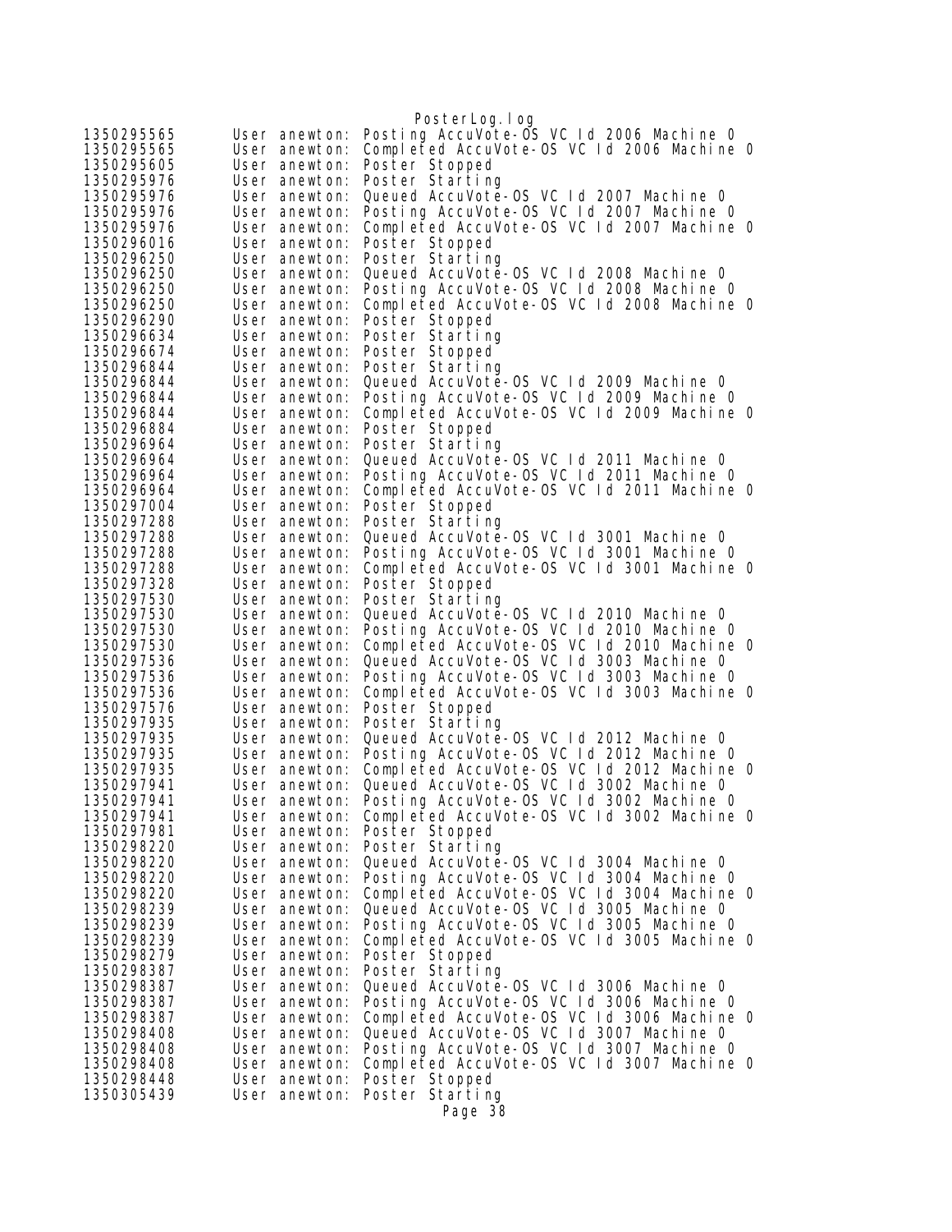```
1350295565      User anewton: Posting AccuVote-OS VC Id 2006 Machine 0
1350295565      User anewton: Completed AccuVote-OS VC Id 2006 Machine 0
1350295605      User anewton: Poster Stopped
1350295976      User anewton: Poster Starting
1350295976      User anewton: Queued AccuVote-OS VC Id 2007 Machine 0
1350295976      User anewton: Posting AccuVote-OS VC Id 2007 Machine 0
1350295976      User anewton: Completed AccuVote-OS VC Id 2007 Machine 0
1350296016      User anewton: Poster Stopped
1350296250      User anewton: Poster Starting
1350296250      User anewton: Queued AccuVote-OS VC Id 2008 Machine 0
1350296250      User anewton: Posting AccuVote-OS VC Id 2008 Machine 0
1350296250      User anewton: Completed AccuVote-OS VC Id 2008 Machine 0
1350296290      User anewton: Poster Stopped
1350296634      User anewton: Poster Starting
1350296674      User anewton: Poster Stopped
1350296844      User anewton: Poster Starting
1350296844      User anewton: Queued AccuVote-OS VC Id 2009 Machine 0
1350296844      User anewton: Posting AccuVote-OS VC Id 2009 Machine 0
1350296844      User anewton: Completed AccuVote-OS VC Id 2009 Machine 0
1350296884      User anewton: Poster Stopped
1350296964      User anewton: Poster Starting
1350296964      User anewton: Queued AccuVote-OS VC Id 2011 Machine 0
1350296964      User anewton: Posting AccuVote-OS VC Id 2011 Machine 0
1350296964      User anewton: Completed AccuVote-OS VC Id 2011 Machine 0
1350297004      User anewton: Poster Stopped
1350297288      User anewton: Poster Starting
1350297288      User anewton: Queued AccuVote-OS VC Id 3001 Machine 0
1350297288      User anewton: Posting AccuVote-OS VC Id 3001 Machine 0
1350297288      User anewton: Completed AccuVote-OS VC Id 3001 Machine 0
1350297328      User anewton: Poster Stopped
1350297530      User anewton: Poster Starting
1350297530      User anewton: Queued AccuVote-OS VC Id 2010 Machine 0
1350297530      User anewton: Posting AccuVote-OS VC Id 2010 Machine 0
1350297530      User anewton: Completed AccuVote-OS VC Id 2010 Machine 0
1350297536      User anewton: Queued AccuVote-OS VC Id 3003 Machine 0
1350297536      User anewton: Posting AccuVote-OS VC Id 3003 Machine 0
1350297536      User anewton: Completed AccuVote-OS VC Id 3003 Machine 0
1350297576      User anewton: Poster Stopped
1350297935      User anewton: Poster Starting
1350297935      User anewton: Queued AccuVote-OS VC Id 2012 Machine 0
1350297935      User anewton: Posting AccuVote-OS VC Id 2012 Machine 0
1350297935      User anewton: Completed AccuVote-OS VC Id 2012 Machine 0
1350297941      User anewton: Queued AccuVote-OS VC Id 3002 Machine 0
1350297941      User anewton: Posting AccuVote-OS VC Id 3002 Machine 0
1350297941      User anewton: Completed AccuVote-OS VC Id 3002 Machine 0
1350297981      User anewton: Poster Stopped
1350298220      User anewton: Poster Starting
1350298220      User anewton: Queued AccuVote-OS VC Id 3004 Machine 0
1350298220      User anewton: Posting AccuVote-OS VC Id 3004 Machine 0
1350298220      User anewton: Completed AccuVote-OS VC Id 3004 Machine 0
1350298239      User anewton: Queued AccuVote-OS VC Id 3005 Machine 0
1350298239      User anewton: Posting AccuVote-OS VC Id 3005 Machine 0
1350298239      User anewton: Completed AccuVote-OS VC Id 3005 Machine 0
1350298279      User anewton: Poster Stopped
1350298387      User anewton: Poster Starting
1350298387      User anewton: Queued AccuVote-OS VC Id 3006 Machine 0
1350298387      User anewton: Posting AccuVote-OS VC Id 3006 Machine 0
1350298387      User anewton: Completed AccuVote-OS VC Id 3006 Machine 0
1350298408      User anewton: Queued AccuVote-OS VC Id 3007 Machine 0
1350298408      User anewton: Posting AccuVote-OS VC Id 3007 Machine 0
1350298408      User anewton: Completed AccuVote-OS VC Id 3007 Machine 0
1350298448      User anewton: Poster Stopped
1350305439      User anewton: Poster Starting
```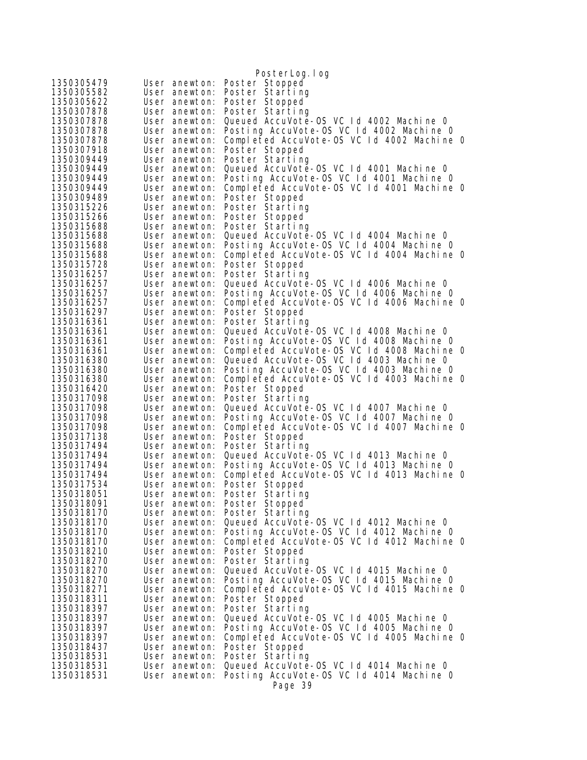```
1350305479      User anewton: Poster Stopped
1350305582      User anewton: Poster Starting
1350305622      User anewton: Poster Stopped
1350307878      User anewton: Poster Starting
1350307878      User anewton: Queued AccuVote-OS VC Id 4002 Machine 0
1350307878      User anewton: Posting AccuVote-OS VC Id 4002 Machine 0
1350307878      User anewton: Completed AccuVote-OS VC Id 4002 Machine 0
1350307918      User anewton: Poster Stopped
1350309449      User anewton: Poster Starting
1350309449      User anewton: Queued AccuVote-OS VC Id 4001 Machine 0
1350309449      User anewton: Posting AccuVote-OS VC Id 4001 Machine 0
1350309449      User anewton: Completed AccuVote-OS VC Id 4001 Machine 0
1350309489      User anewton: Poster Stopped
1350315226      User anewton: Poster Starting
1350315266      User anewton: Poster Stopped
1350315688      User anewton: Poster Starting
1350315688      User anewton: Queued AccuVote-OS VC Id 4004 Machine 0
1350315688      User anewton: Posting AccuVote-OS VC Id 4004 Machine 0
1350315688      User anewton: Completed AccuVote-OS VC Id 4004 Machine 0
1350315728      User anewton: Poster Stopped
1350316257      User anewton: Poster Starting
1350316257      User anewton: Queued AccuVote-OS VC Id 4006 Machine 0
1350316257      User anewton: Posting AccuVote-OS VC Id 4006 Machine 0
1350316257      User anewton: Completed AccuVote-OS VC Id 4006 Machine 0
1350316297      User anewton: Poster Stopped
1350316361      User anewton: Poster Starting
1350316361      User anewton: Queued AccuVote-OS VC Id 4008 Machine 0
1350316361      User anewton: Posting AccuVote-OS VC Id 4008 Machine 0
1350316361      User anewton: Completed AccuVote-OS VC Id 4008 Machine 0
1350316380      User anewton: Queued AccuVote-OS VC Id 4003 Machine 0
1350316380      User anewton: Posting AccuVote-OS VC Id 4003 Machine 0
1350316380      User anewton: Completed AccuVote-OS VC Id 4003 Machine 0
1350316420      User anewton: Poster Stopped
1350317098      User anewton: Poster Starting
1350317098      User anewton: Queued AccuVote-OS VC Id 4007 Machine 0
1350317098      User anewton: Posting AccuVote-OS VC Id 4007 Machine 0
1350317098      User anewton: Completed AccuVote-OS VC Id 4007 Machine 0
1350317138      User anewton: Poster Stopped
1350317494      User anewton: Poster Starting
1350317494      User anewton: Queued AccuVote-OS VC Id 4013 Machine 0
1350317494      User anewton: Posting AccuVote-OS VC Id 4013 Machine 0
1350317494      User anewton: Completed AccuVote-OS VC Id 4013 Machine 0
1350317534      User anewton: Poster Stopped
1350318051      User anewton: Poster Starting
1350318091      User anewton: Poster Stopped
1350318170      User anewton: Poster Starting
1350318170      User anewton: Queued AccuVote-OS VC Id 4012 Machine 0
1350318170      User anewton: Posting AccuVote-OS VC Id 4012 Machine 0
1350318170      User anewton: Completed AccuVote-OS VC Id 4012 Machine 0
1350318210      User anewton: Poster Stopped
1350318270      User anewton: Poster Starting
1350318270      User anewton: Queued AccuVote-OS VC Id 4015 Machine 0
1350318270      User anewton: Posting AccuVote-OS VC Id 4015 Machine 0
1350318271      User anewton: Completed AccuVote-OS VC Id 4015 Machine 0
1350318311      User anewton: Poster Stopped
1350318397      User anewton: Poster Starting
1350318397      User anewton: Queued AccuVote-OS VC Id 4005 Machine 0
1350318397      User anewton: Posting AccuVote-OS VC Id 4005 Machine 0
1350318397      User anewton: Completed AccuVote-OS VC Id 4005 Machine 0
1350318437      User anewton: Poster Stopped
1350318531      User anewton: Poster Starting
1350318531      User anewton: Queued AccuVote-OS VC Id 4014 Machine 0
1350318531      User anewton: Posting AccuVote-OS VC Id 4014 Machine 0
```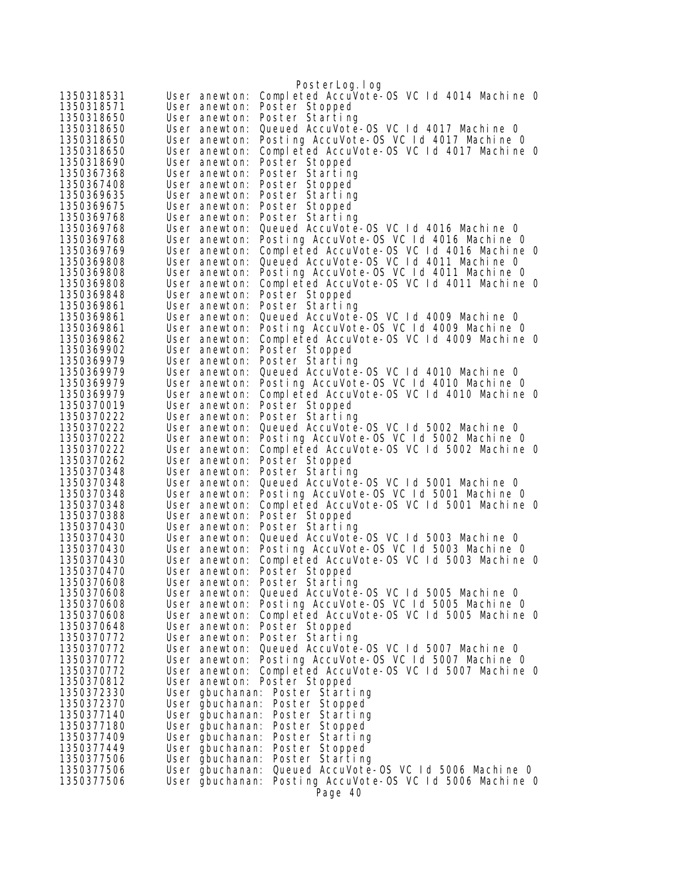```
1350318531      User anewton: Completed AccuVote-OS VC Id 4014 Machine 0
1350318571      User anewton: Poster Stopped
1350318650      User anewton: Poster Starting
1350318650      User anewton: Queued AccuVote-OS VC Id 4017 Machine 0
1350318650      User anewton: Posting AccuVote-OS VC Id 4017 Machine 0
1350318650      User anewton: Completed AccuVote-OS VC Id 4017 Machine 0
1350318690      User anewton: Poster Stopped
1350367368      User anewton: Poster Starting
1350367408      User anewton: Poster Stopped
1350369635      User anewton: Poster Starting
1350369675      User anewton: Poster Stopped
1350369768      User anewton: Poster Starting
1350369768      User anewton: Queued AccuVote-OS VC Id 4016 Machine 0
1350369768      User anewton: Posting AccuVote-OS VC Id 4016 Machine 0
1350369769      User anewton: Completed AccuVote-OS VC Id 4016 Machine 0
1350369808      User anewton: Queued AccuVote-OS VC Id 4011 Machine 0
1350369808      User anewton: Posting AccuVote-OS VC Id 4011 Machine 0
1350369808      User anewton: Completed AccuVote-OS VC Id 4011 Machine 0
1350369848      User anewton: Poster Stopped
1350369861      User anewton: Poster Starting
1350369861      User anewton: Queued AccuVote-OS VC Id 4009 Machine 0
1350369861      User anewton: Posting AccuVote-OS VC Id 4009 Machine 0
1350369862      User anewton: Completed AccuVote-OS VC Id 4009 Machine 0
1350369902      User anewton: Poster Stopped
1350369979      User anewton: Poster Starting
1350369979      User anewton: Queued AccuVote-OS VC Id 4010 Machine 0
1350369979      User anewton: Posting AccuVote-OS VC Id 4010 Machine 0
1350369979      User anewton: Completed AccuVote-OS VC Id 4010 Machine 0
1350370019      User anewton: Poster Stopped
1350370222      User anewton: Poster Starting
1350370222      User anewton: Queued AccuVote-OS VC Id 5002 Machine 0
1350370222      User anewton: Posting AccuVote-OS VC Id 5002 Machine 0
1350370222      User anewton: Completed AccuVote-OS VC Id 5002 Machine 0
1350370262      User anewton: Poster Stopped
1350370348      User anewton: Poster Starting
1350370348      User anewton: Queued AccuVote-OS VC Id 5001 Machine 0
1350370348      User anewton: Posting AccuVote-OS VC Id 5001 Machine 0
1350370348      User anewton: Completed AccuVote-OS VC Id 5001 Machine 0
1350370388      User anewton: Poster Stopped
1350370430      User anewton: Poster Starting
1350370430      User anewton: Queued AccuVote-OS VC Id 5003 Machine 0
1350370430      User anewton: Posting AccuVote-OS VC Id 5003 Machine 0
1350370430      User anewton: Completed AccuVote-OS VC Id 5003 Machine 0
1350370470      User anewton: Poster Stopped
1350370608      User anewton: Poster Starting
1350370608      User anewton: Queued AccuVote-OS VC Id 5005 Machine 0
1350370608      User anewton: Posting AccuVote-OS VC Id 5005 Machine 0
1350370608      User anewton: Completed AccuVote-OS VC Id 5005 Machine 0
1350370648      User anewton: Poster Stopped
1350370772      User anewton: Poster Starting
1350370772      User anewton: Queued AccuVote-OS VC Id 5007 Machine 0
1350370772      User anewton: Posting AccuVote-OS VC Id 5007 Machine 0
1350370772      User anewton: Completed AccuVote-OS VC Id 5007 Machine 0
1350370812      User anewton: Poster Stopped
1350372330      User gbuchanan: Poster Starting
1350372370      User gbuchanan: Poster Stopped
1350377140      User gbuchanan: Poster Starting
1350377180      User gbuchanan: Poster Stopped
1350377409      User gbuchanan: Poster Starting
1350377449      User gbuchanan: Poster Stopped
1350377506      User gbuchanan: Poster Starting
1350377506      User gbuchanan: Queued AccuVote-OS VC Id 5006 Machine 0
1350377506      User gbuchanan: Posting AccuVote-OS VC Id 5006 Machine 0
```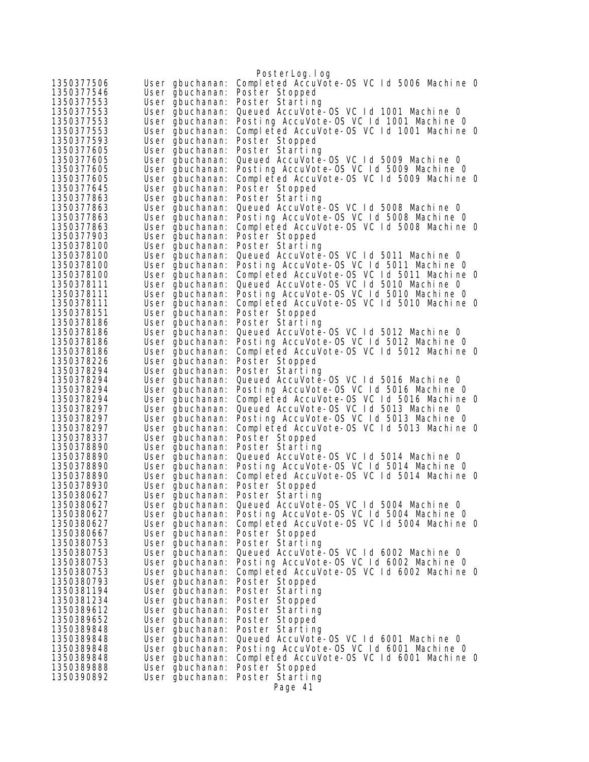```
1350377506      User gbuchanan: Completed AccuVote-OS VC Id 5006 Machine 0
1350377546      User gbuchanan: Poster Stopped
1350377553      User gbuchanan: Poster Starting
1350377553      User gbuchanan: Queued AccuVote-OS VC Id 1001 Machine 0
1350377553      User gbuchanan: Posting AccuVote-OS VC Id 1001 Machine 0
1350377553      User gbuchanan: Completed AccuVote-OS VC Id 1001 Machine 0
1350377593      User gbuchanan: Poster Stopped
1350377605      User gbuchanan: Poster Starting
1350377605      User gbuchanan: Queued AccuVote-OS VC Id 5009 Machine 0
1350377605      User gbuchanan: Posting AccuVote-OS VC Id 5009 Machine 0
1350377605      User gbuchanan: Completed AccuVote-OS VC Id 5009 Machine 0
1350377645      User gbuchanan: Poster Stopped
1350377863      User gbuchanan: Poster Starting
1350377863      User gbuchanan: Queued AccuVote-OS VC Id 5008 Machine 0
1350377863      User gbuchanan: Posting AccuVote-OS VC Id 5008 Machine 0
1350377863      User gbuchanan: Completed AccuVote-OS VC Id 5008 Machine 0
1350377903      User gbuchanan: Poster Stopped
1350378100      User gbuchanan: Poster Starting
1350378100      User gbuchanan: Queued AccuVote-OS VC Id 5011 Machine 0
1350378100      User gbuchanan: Posting AccuVote-OS VC Id 5011 Machine 0
1350378100      User gbuchanan: Completed AccuVote-OS VC Id 5011 Machine 0
1350378111      User gbuchanan: Queued AccuVote-OS VC Id 5010 Machine 0
1350378111      User gbuchanan: Posting AccuVote-OS VC Id 5010 Machine 0
1350378111      User gbuchanan: Completed AccuVote-OS VC Id 5010 Machine 0
1350378151      User gbuchanan: Poster Stopped
1350378186      User gbuchanan: Poster Starting
1350378186      User gbuchanan: Queued AccuVote-OS VC Id 5012 Machine 0
1350378186      User gbuchanan: Posting AccuVote-OS VC Id 5012 Machine 0
1350378186      User gbuchanan: Completed AccuVote-OS VC Id 5012 Machine 0
1350378226      User gbuchanan: Poster Stopped
1350378294      User gbuchanan: Poster Starting
1350378294      User gbuchanan: Queued AccuVote-OS VC Id 5016 Machine 0
1350378294      User gbuchanan: Posting AccuVote-OS VC Id 5016 Machine 0
1350378294      User gbuchanan: Completed AccuVote-OS VC Id 5016 Machine 0
1350378297      User gbuchanan: Queued AccuVote-OS VC Id 5013 Machine 0
1350378297      User gbuchanan: Posting AccuVote-OS VC Id 5013 Machine 0
1350378297      User gbuchanan: Completed AccuVote-OS VC Id 5013 Machine 0
1350378337      User gbuchanan: Poster Stopped
1350378890      User gbuchanan: Poster Starting
1350378890      User gbuchanan: Queued AccuVote-OS VC Id 5014 Machine 0
1350378890      User gbuchanan: Posting AccuVote-OS VC Id 5014 Machine 0
1350378890      User gbuchanan: Completed AccuVote-OS VC Id 5014 Machine 0
1350378930      User gbuchanan: Poster Stopped
1350380627      User gbuchanan: Poster Starting
1350380627      User gbuchanan: Queued AccuVote-OS VC Id 5004 Machine 0
1350380627      User gbuchanan: Posting AccuVote-OS VC Id 5004 Machine 0
1350380627      User gbuchanan: Completed AccuVote-OS VC Id 5004 Machine 0
1350380667      User gbuchanan: Poster Stopped
1350380753      User gbuchanan: Poster Starting
1350380753      User gbuchanan: Queued AccuVote-OS VC Id 6002 Machine 0
1350380753      User gbuchanan: Posting AccuVote-OS VC Id 6002 Machine 0
1350380753      User gbuchanan: Completed AccuVote-OS VC Id 6002 Machine 0
1350380793      User gbuchanan: Poster Stopped
1350381194      User gbuchanan: Poster Starting
1350381234      User gbuchanan: Poster Stopped
1350389612      User gbuchanan: Poster Starting
1350389652      User gbuchanan: Poster Stopped
1350389848      User gbuchanan: Poster Starting
1350389848      User gbuchanan: Queued AccuVote-OS VC Id 6001 Machine 0
1350389848      User gbuchanan: Posting AccuVote-OS VC Id 6001 Machine 0
1350389848      User gbuchanan: Completed AccuVote-OS VC Id 6001 Machine 0
1350389888      User gbuchanan: Poster Stopped
1350390892      User gbuchanan: Poster Starting
```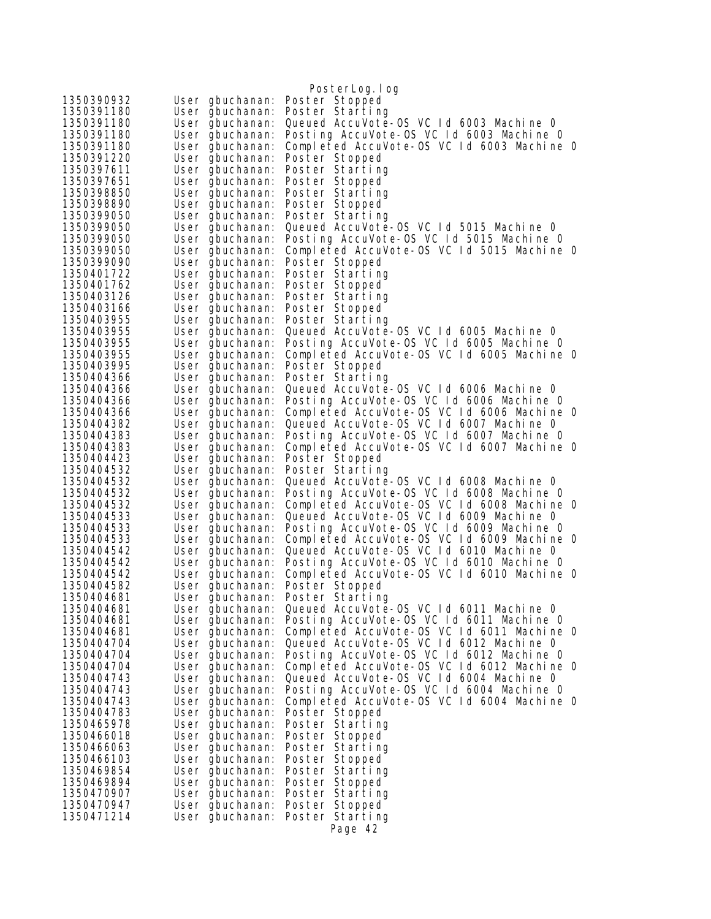```
1350390932       User gbuchanan: Poster Stopped
1350391180       User gbuchanan: Poster Starting
1350391180       User gbuchanan: Queued AccuVote-OS VC Id 6003 Machine 0
1350391180       User gbuchanan: Posting AccuVote-OS VC Id 6003 Machine 0
1350391180       User gbuchanan: Completed AccuVote-OS VC Id 6003 Machine 0
1350391220       User gbuchanan: Poster Stopped
1350397611       User gbuchanan: Poster Starting
1350397651       User gbuchanan: Poster Stopped
1350398850       User gbuchanan: Poster Starting
1350398890       User gbuchanan: Poster Stopped
1350399050       User gbuchanan: Poster Starting
1350399050       User gbuchanan: Queued AccuVote-OS VC Id 5015 Machine 0
1350399050       User gbuchanan: Posting AccuVote-OS VC Id 5015 Machine 0
1350399050       User gbuchanan: Completed AccuVote-OS VC Id 5015 Machine 0
1350399090       User gbuchanan: Poster Stopped
1350401722       User gbuchanan: Poster Starting
1350401762       User gbuchanan: Poster Stopped
1350403126       User gbuchanan: Poster Starting
1350403166       User gbuchanan: Poster Stopped
1350403955       User gbuchanan: Poster Starting
1350403955       User gbuchanan: Queued AccuVote-OS VC Id 6005 Machine 0
1350403955       User gbuchanan: Posting AccuVote-OS VC Id 6005 Machine 0
1350403955       User gbuchanan: Completed AccuVote-OS VC Id 6005 Machine 0
1350403995       User gbuchanan: Poster Stopped
1350404366       User gbuchanan: Poster Starting
1350404366       User gbuchanan: Queued AccuVote-OS VC Id 6006 Machine 0
1350404366       User gbuchanan: Posting AccuVote-OS VC Id 6006 Machine 0
1350404366       User gbuchanan: Completed AccuVote-OS VC Id 6006 Machine 0
1350404382       User gbuchanan: Queued AccuVote-OS VC Id 6007 Machine 0
1350404383       User gbuchanan: Posting AccuVote-OS VC Id 6007 Machine 0
1350404383       User gbuchanan: Completed AccuVote-OS VC Id 6007 Machine 0
1350404423       User gbuchanan: Poster Stopped
1350404532       User gbuchanan: Poster Starting
1350404532       User gbuchanan: Queued AccuVote-OS VC Id 6008 Machine 0
1350404532       User gbuchanan: Posting AccuVote-OS VC Id 6008 Machine 0
1350404532       User gbuchanan: Completed AccuVote-OS VC Id 6008 Machine 0
1350404533       User gbuchanan: Queued AccuVote-OS VC Id 6009 Machine 0
1350404533       User gbuchanan: Posting AccuVote-OS VC Id 6009 Machine 0
1350404533       User gbuchanan: Completed AccuVote-OS VC Id 6009 Machine 0
1350404542       User gbuchanan: Queued AccuVote-OS VC Id 6010 Machine 0
1350404542       User gbuchanan: Posting AccuVote-OS VC Id 6010 Machine 0
1350404542       User gbuchanan: Completed AccuVote-OS VC Id 6010 Machine 0
1350404582       User gbuchanan: Poster Stopped
1350404681       User gbuchanan: Poster Starting
1350404681       User gbuchanan: Queued AccuVote-OS VC Id 6011 Machine 0
1350404681       User gbuchanan: Posting AccuVote-OS VC Id 6011 Machine 0
1350404681       User gbuchanan: Completed AccuVote-OS VC Id 6011 Machine 0
1350404704       User gbuchanan: Queued AccuVote-OS VC Id 6012 Machine 0
1350404704       User gbuchanan: Posting AccuVote-OS VC Id 6012 Machine 0
1350404704       User gbuchanan: Completed AccuVote-OS VC Id 6012 Machine 0
1350404743       User gbuchanan: Queued AccuVote-OS VC Id 6004 Machine 0
1350404743       User gbuchanan: Posting AccuVote-OS VC Id 6004 Machine 0
1350404743       User gbuchanan: Completed AccuVote-OS VC Id 6004 Machine 0
1350404783       User gbuchanan: Poster Stopped
1350465978       User gbuchanan: Poster Starting
1350466018       User gbuchanan: Poster Stopped
1350466063       User gbuchanan: Poster Starting
1350466103       User gbuchanan: Poster Stopped
1350469854       User gbuchanan: Poster Starting
1350469894       User gbuchanan: Poster Stopped
1350470907       User gbuchanan: Poster Starting
1350470947       User gbuchanan: Poster Stopped
1350471214       User gbuchanan: Poster Starting
```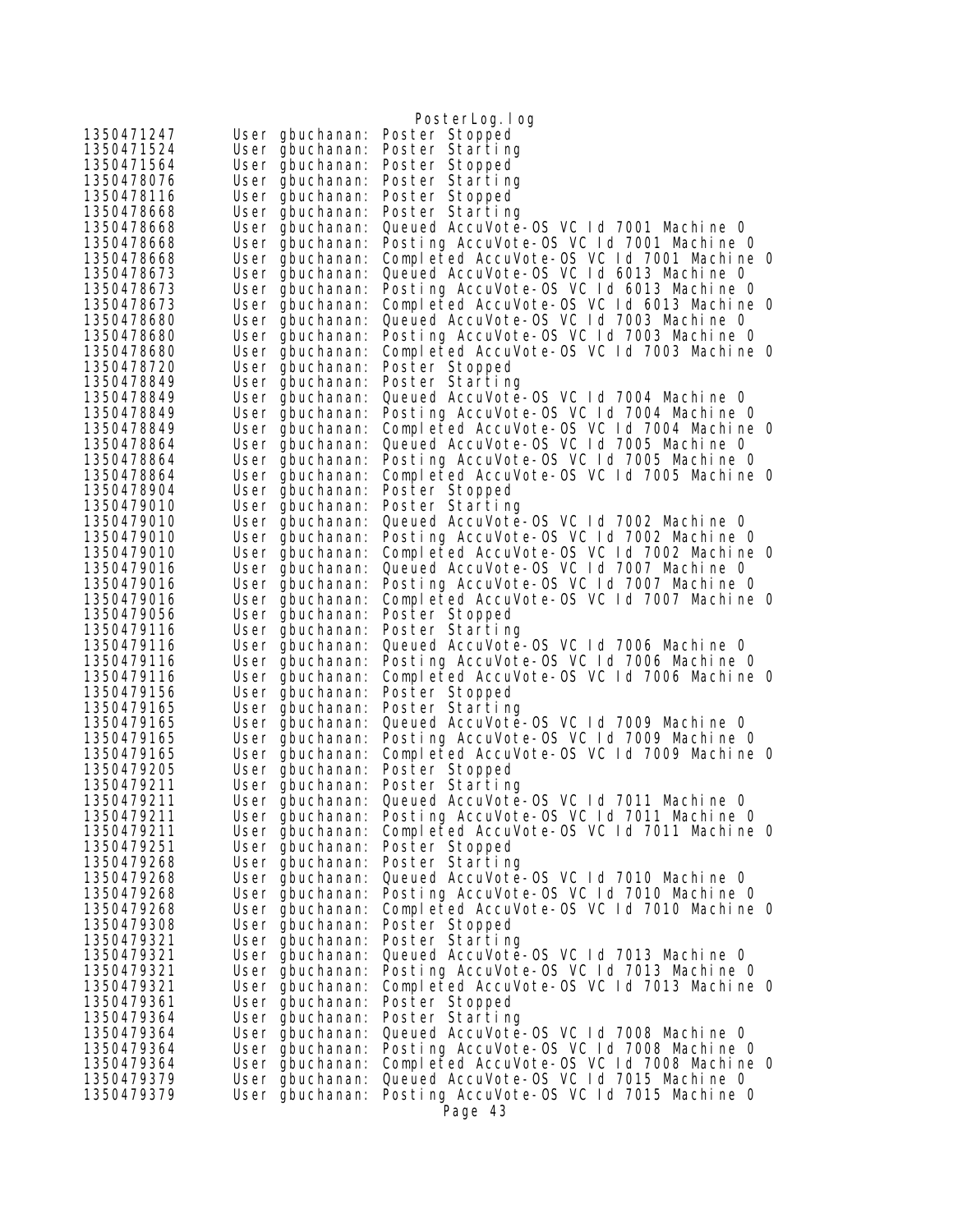```
1350471247      User gbuchanan: Poster Stopped
1350471524      User gbuchanan: Poster Starting
1350471564      User gbuchanan: Poster Stopped
1350478076      User gbuchanan: Poster Starting
1350478116      User gbuchanan: Poster Stopped
1350478668      User gbuchanan: Poster Starting
1350478668      User gbuchanan: Queued AccuVote-OS VC Id 7001 Machine 0
1350478668      User gbuchanan: Posting AccuVote-OS VC Id 7001 Machine 0
1350478668      User gbuchanan: Completed AccuVote-OS VC Id 7001 Machine 0
1350478673      User gbuchanan: Queued AccuVote-OS VC Id 6013 Machine 0
1350478673      User gbuchanan: Posting AccuVote-OS VC Id 6013 Machine 0
1350478673      User gbuchanan: Completed AccuVote-OS VC Id 6013 Machine 0
1350478680      User gbuchanan: Queued AccuVote-OS VC Id 7003 Machine 0
1350478680      User gbuchanan: Posting AccuVote-OS VC Id 7003 Machine 0
1350478680      User gbuchanan: Completed AccuVote-OS VC Id 7003 Machine 0
1350478720      User gbuchanan: Poster Stopped
1350478849      User gbuchanan: Poster Starting
1350478849      User gbuchanan: Queued AccuVote-OS VC Id 7004 Machine 0
1350478849      User gbuchanan: Posting AccuVote-OS VC Id 7004 Machine 0
1350478849      User gbuchanan: Completed AccuVote-OS VC Id 7004 Machine 0
1350478864      User gbuchanan: Queued AccuVote-OS VC Id 7005 Machine 0
1350478864      User gbuchanan: Posting AccuVote-OS VC Id 7005 Machine 0
1350478864      User gbuchanan: Completed AccuVote-OS VC Id 7005 Machine 0
1350478904      User gbuchanan: Poster Stopped
1350479010      User gbuchanan: Poster Starting
1350479010      User gbuchanan: Queued AccuVote-OS VC Id 7002 Machine 0
1350479010      User gbuchanan: Posting AccuVote-OS VC Id 7002 Machine 0
1350479010      User gbuchanan: Completed AccuVote-OS VC Id 7002 Machine 0
1350479016      User gbuchanan: Queued AccuVote-OS VC Id 7007 Machine 0
1350479016      User gbuchanan: Posting AccuVote-OS VC Id 7007 Machine 0
1350479016      User gbuchanan: Completed AccuVote-OS VC Id 7007 Machine 0
1350479056      User gbuchanan: Poster Stopped
1350479116      User gbuchanan: Poster Starting
1350479116      User gbuchanan: Queued AccuVote-OS VC Id 7006 Machine 0
1350479116      User gbuchanan: Posting AccuVote-OS VC Id 7006 Machine 0
1350479116      User gbuchanan: Completed AccuVote-OS VC Id 7006 Machine 0
1350479156      User gbuchanan: Poster Stopped
1350479165      User gbuchanan: Poster Starting
1350479165      User gbuchanan: Queued AccuVote-OS VC Id 7009 Machine 0
1350479165      User gbuchanan: Posting AccuVote-OS VC Id 7009 Machine 0
1350479165      User gbuchanan: Completed AccuVote-OS VC Id 7009 Machine 0
1350479205      User gbuchanan: Poster Stopped
1350479211      User gbuchanan: Poster Starting
1350479211      User gbuchanan: Queued AccuVote-OS VC Id 7011 Machine 0
1350479211      User gbuchanan: Posting AccuVote-OS VC Id 7011 Machine 0
1350479211      User gbuchanan: Completed AccuVote-OS VC Id 7011 Machine 0
1350479251      User gbuchanan: Poster Stopped
1350479268      User gbuchanan: Poster Starting
1350479268      User gbuchanan: Queued AccuVote-OS VC Id 7010 Machine 0
1350479268      User gbuchanan: Posting AccuVote-OS VC Id 7010 Machine 0
1350479268      User gbuchanan: Completed AccuVote-OS VC Id 7010 Machine 0
1350479308      User gbuchanan: Poster Stopped
1350479321      User gbuchanan: Poster Starting
1350479321      User gbuchanan: Queued AccuVote-OS VC Id 7013 Machine 0
1350479321      User gbuchanan: Posting AccuVote-OS VC Id 7013 Machine 0
1350479321      User gbuchanan: Completed AccuVote-OS VC Id 7013 Machine 0
1350479361      User gbuchanan: Poster Stopped
1350479364      User gbuchanan: Poster Starting
1350479364      User gbuchanan: Queued AccuVote-OS VC Id 7008 Machine 0
1350479364      User gbuchanan: Posting AccuVote-OS VC Id 7008 Machine 0
1350479364      User gbuchanan: Completed AccuVote-OS VC Id 7008 Machine 0
1350479379      User gbuchanan: Queued AccuVote-OS VC Id 7015 Machine 0
1350479379      User gbuchanan: Posting AccuVote-OS VC Id 7015 Machine 0
```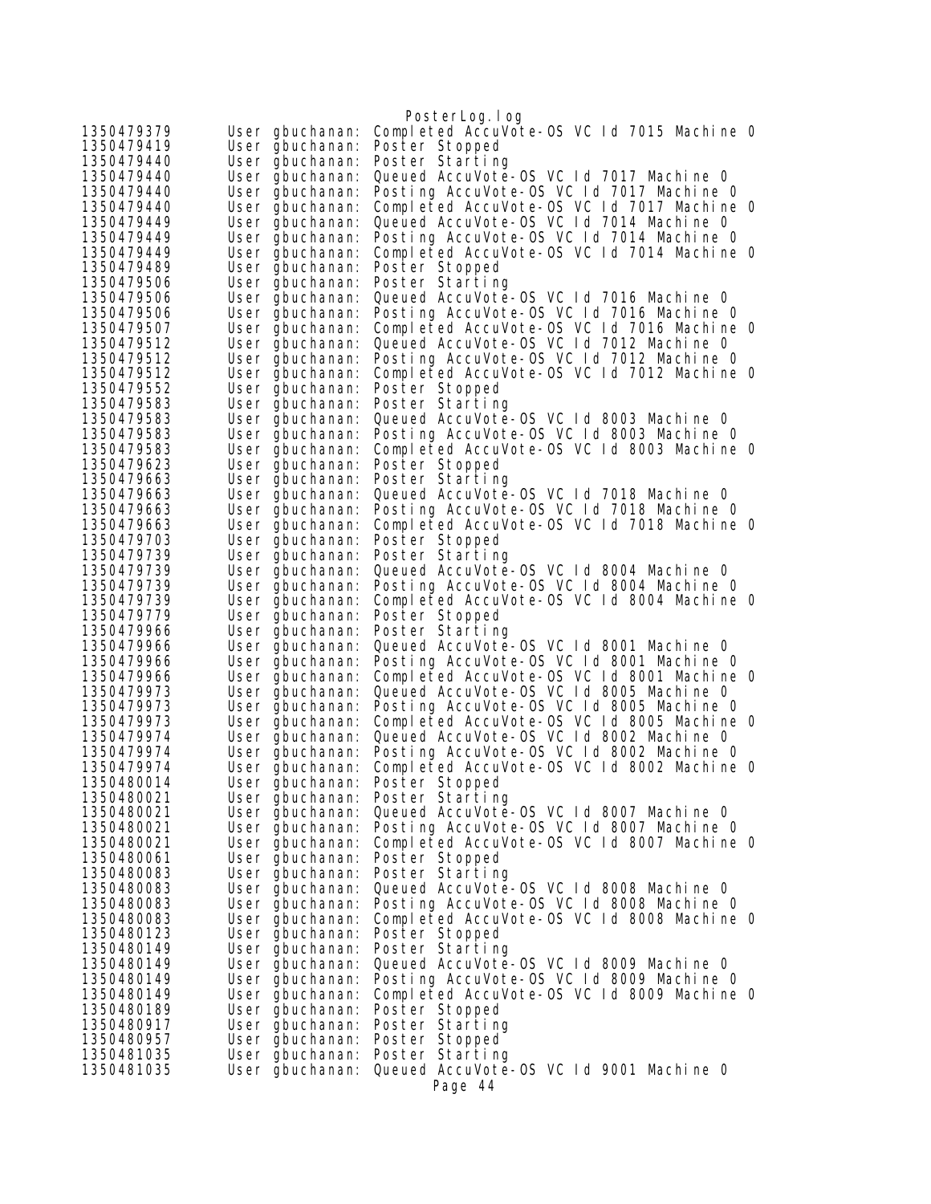```
1350479379      User gbuchanan: Completed AccuVote-OS VC Id 7015 Machine 0
1350479419      User gbuchanan: Poster Stopped
1350479440      User gbuchanan: Poster Starting
1350479440      User gbuchanan: Queued AccuVote-OS VC Id 7017 Machine 0
1350479440      User gbuchanan: Posting AccuVote-OS VC Id 7017 Machine 0
1350479440      User gbuchanan: Completed AccuVote-OS VC Id 7017 Machine 0
1350479449      User gbuchanan: Queued AccuVote-OS VC Id 7014 Machine 0
1350479449      User gbuchanan: Posting AccuVote-OS VC Id 7014 Machine 0
1350479449      User gbuchanan: Completed AccuVote-OS VC Id 7014 Machine 0
1350479489      User gbuchanan: Poster Stopped
1350479506      User gbuchanan: Poster Starting
1350479506      User gbuchanan: Queued AccuVote-OS VC Id 7016 Machine 0
1350479506      User gbuchanan: Posting AccuVote-OS VC Id 7016 Machine 0
1350479507      User gbuchanan: Completed AccuVote-OS VC Id 7016 Machine 0
1350479512      User gbuchanan: Queued AccuVote-OS VC Id 7012 Machine 0
1350479512      User gbuchanan: Posting AccuVote-OS VC Id 7012 Machine 0
1350479512      User gbuchanan: Completed AccuVote-OS VC Id 7012 Machine 0
1350479552      User gbuchanan: Poster Stopped
1350479583      User gbuchanan: Poster Starting
1350479583      User gbuchanan: Queued AccuVote-OS VC Id 8003 Machine 0
1350479583      User gbuchanan: Posting AccuVote-OS VC Id 8003 Machine 0
1350479583      User gbuchanan: Completed AccuVote-OS VC Id 8003 Machine 0
1350479623      User gbuchanan: Poster Stopped
1350479663      User gbuchanan: Poster Starting
1350479663      User gbuchanan: Queued AccuVote-OS VC Id 7018 Machine 0
1350479663      User gbuchanan: Posting AccuVote-OS VC Id 7018 Machine 0
1350479663      User gbuchanan: Completed AccuVote-OS VC Id 7018 Machine 0
1350479703      User gbuchanan: Poster Stopped
1350479739      User gbuchanan: Poster Starting
1350479739      User gbuchanan: Queued AccuVote-OS VC Id 8004 Machine 0
1350479739      User gbuchanan: Posting AccuVote-OS VC Id 8004 Machine 0
1350479739      User gbuchanan: Completed AccuVote-OS VC Id 8004 Machine 0
1350479779      User gbuchanan: Poster Stopped
1350479966      User gbuchanan: Poster Starting
1350479966      User gbuchanan: Queued AccuVote-OS VC Id 8001 Machine 0
1350479966      User gbuchanan: Posting AccuVote-OS VC Id 8001 Machine 0
1350479966      User gbuchanan: Completed AccuVote-OS VC Id 8001 Machine 0
1350479973      User gbuchanan: Queued AccuVote-OS VC Id 8005 Machine 0
1350479973      User gbuchanan: Posting AccuVote-OS VC Id 8005 Machine 0
1350479973      User gbuchanan: Completed AccuVote-OS VC Id 8005 Machine 0
1350479974      User gbuchanan: Queued AccuVote-OS VC Id 8002 Machine 0
1350479974      User gbuchanan: Posting AccuVote-OS VC Id 8002 Machine 0
1350479974      User gbuchanan: Completed AccuVote-OS VC Id 8002 Machine 0
1350480014      User gbuchanan: Poster Stopped
1350480021      User gbuchanan: Poster Starting
1350480021      User gbuchanan: Queued AccuVote-OS VC Id 8007 Machine 0
1350480021      User gbuchanan: Posting AccuVote-OS VC Id 8007 Machine 0
1350480021      User gbuchanan: Completed AccuVote-OS VC Id 8007 Machine 0
1350480061      User gbuchanan: Poster Stopped
1350480083      User gbuchanan: Poster Starting
1350480083      User gbuchanan: Queued AccuVote-OS VC Id 8008 Machine 0
1350480083      User gbuchanan: Posting AccuVote-OS VC Id 8008 Machine 0
1350480083      User gbuchanan: Completed AccuVote-OS VC Id 8008 Machine 0
1350480123      User gbuchanan: Poster Stopped
1350480149      User gbuchanan: Poster Starting
1350480149      User gbuchanan: Queued AccuVote-OS VC Id 8009 Machine 0
1350480149      User gbuchanan: Posting AccuVote-OS VC Id 8009 Machine 0
1350480149      User gbuchanan: Completed AccuVote-OS VC Id 8009 Machine 0
1350480189      User gbuchanan: Poster Stopped
1350480917      User gbuchanan: Poster Starting
1350480957      User gbuchanan: Poster Stopped
1350481035      User gbuchanan: Poster Starting
1350481035      User gbuchanan: Queued AccuVote-OS VC Id 9001 Machine 0
```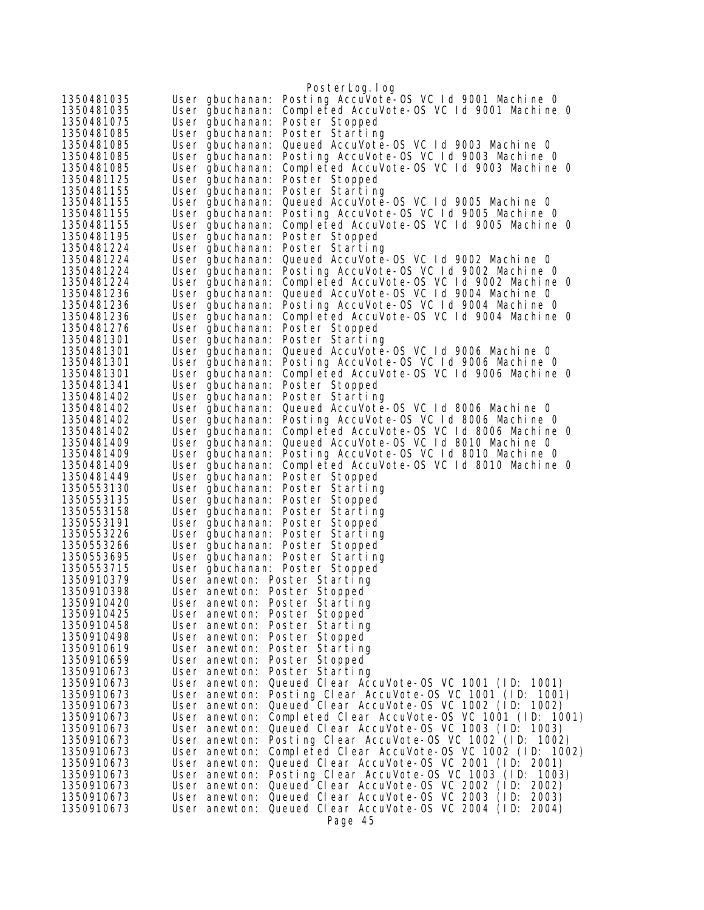```
1350481035      User gbuchanan: Posting AccuVote-OS VC Id 9001 Machine 0
1350481035      User gbuchanan: Completed AccuVote-OS VC Id 9001 Machine 0
1350481075      User gbuchanan: Poster Stopped
1350481085      User gbuchanan: Poster Starting
1350481085      User gbuchanan: Queued AccuVote-OS VC Id 9003 Machine 0
1350481085      User gbuchanan: Posting AccuVote-OS VC Id 9003 Machine 0
1350481085      User gbuchanan: Completed AccuVote-OS VC Id 9003 Machine 0
1350481125      User gbuchanan: Poster Stopped
1350481155      User gbuchanan: Poster Starting
1350481155      User gbuchanan: Queued AccuVote-OS VC Id 9005 Machine 0
1350481155      User gbuchanan: Posting AccuVote-OS VC Id 9005 Machine 0
1350481155      User gbuchanan: Completed AccuVote-OS VC Id 9005 Machine 0
1350481195      User gbuchanan: Poster Stopped
1350481224      User gbuchanan: Poster Starting
1350481224      User gbuchanan: Queued AccuVote-OS VC Id 9002 Machine 0
1350481224      User gbuchanan: Posting AccuVote-OS VC Id 9002 Machine 0
1350481224      User gbuchanan: Completed AccuVote-OS VC Id 9002 Machine 0
1350481236      User gbuchanan: Queued AccuVote-OS VC Id 9004 Machine 0
1350481236      User gbuchanan: Posting AccuVote-OS VC Id 9004 Machine 0
1350481236      User gbuchanan: Completed AccuVote-OS VC Id 9004 Machine 0
1350481276      User gbuchanan: Poster Stopped
1350481301      User gbuchanan: Poster Starting
1350481301      User gbuchanan: Queued AccuVote-OS VC Id 9006 Machine 0
1350481301      User gbuchanan: Posting AccuVote-OS VC Id 9006 Machine 0
1350481301      User gbuchanan: Completed AccuVote-OS VC Id 9006 Machine 0
1350481341      User gbuchanan: Poster Stopped
1350481402      User gbuchanan: Poster Starting
1350481402      User gbuchanan: Queued AccuVote-OS VC Id 8006 Machine 0
1350481402      User gbuchanan: Posting AccuVote-OS VC Id 8006 Machine 0
1350481402      User gbuchanan: Completed AccuVote-OS VC Id 8006 Machine 0
1350481409      User gbuchanan: Queued AccuVote-OS VC Id 8010 Machine 0
1350481409      User gbuchanan: Posting AccuVote-OS VC Id 8010 Machine 0
1350481409      User gbuchanan: Completed AccuVote-OS VC Id 8010 Machine 0
1350481449      User gbuchanan: Poster Stopped
1350553130      User gbuchanan: Poster Starting
1350553135      User gbuchanan: Poster Stopped
1350553158      User gbuchanan: Poster Starting
1350553191      User gbuchanan: Poster Stopped
1350553226      User gbuchanan: Poster Starting
1350553266      User gbuchanan: Poster Stopped
1350553695      User gbuchanan: Poster Starting
1350553715      User gbuchanan: Poster Stopped
1350910379      User anewton: Poster Starting
1350910398      User anewton: Poster Stopped
1350910420      User anewton: Poster Starting
1350910425      User anewton: Poster Stopped
1350910458      User anewton: Poster Starting
1350910498      User anewton: Poster Stopped
1350910619      User anewton: Poster Starting
1350910659      User anewton: Poster Stopped
1350910673      User anewton: Poster Starting
1350910673      User anewton: Queued Clear AccuVote-OS VC 1001 (ID: 1001)
1350910673      User anewton: Posting Clear AccuVote-OS VC 1001 (ID: 1001)
1350910673      User anewton: Queued Clear AccuVote-OS VC 1002 (ID: 1002)
1350910673      User anewton: Completed Clear AccuVote-OS VC 1001 (ID: 1001)
1350910673      User anewton: Queued Clear AccuVote-OS VC 1003 (ID: 1003)
1350910673      User anewton: Posting Clear AccuVote-OS VC 1002 (ID: 1002)
1350910673      User anewton: Completed Clear AccuVote-OS VC 1002 (ID: 1002)
1350910673      User anewton: Queued Clear AccuVote-OS VC 2001 (ID: 2001)
1350910673      User anewton: Posting Clear AccuVote-OS VC 1003 (ID: 1003)
1350910673      User anewton: Queued Clear AccuVote-OS VC 2002 (ID: 2002)
1350910673      User anewton: Queued Clear AccuVote-OS VC 2003 (ID: 2003)
1350910673      User anewton: Queued Clear AccuVote-OS VC 2004 (ID: 2004)
```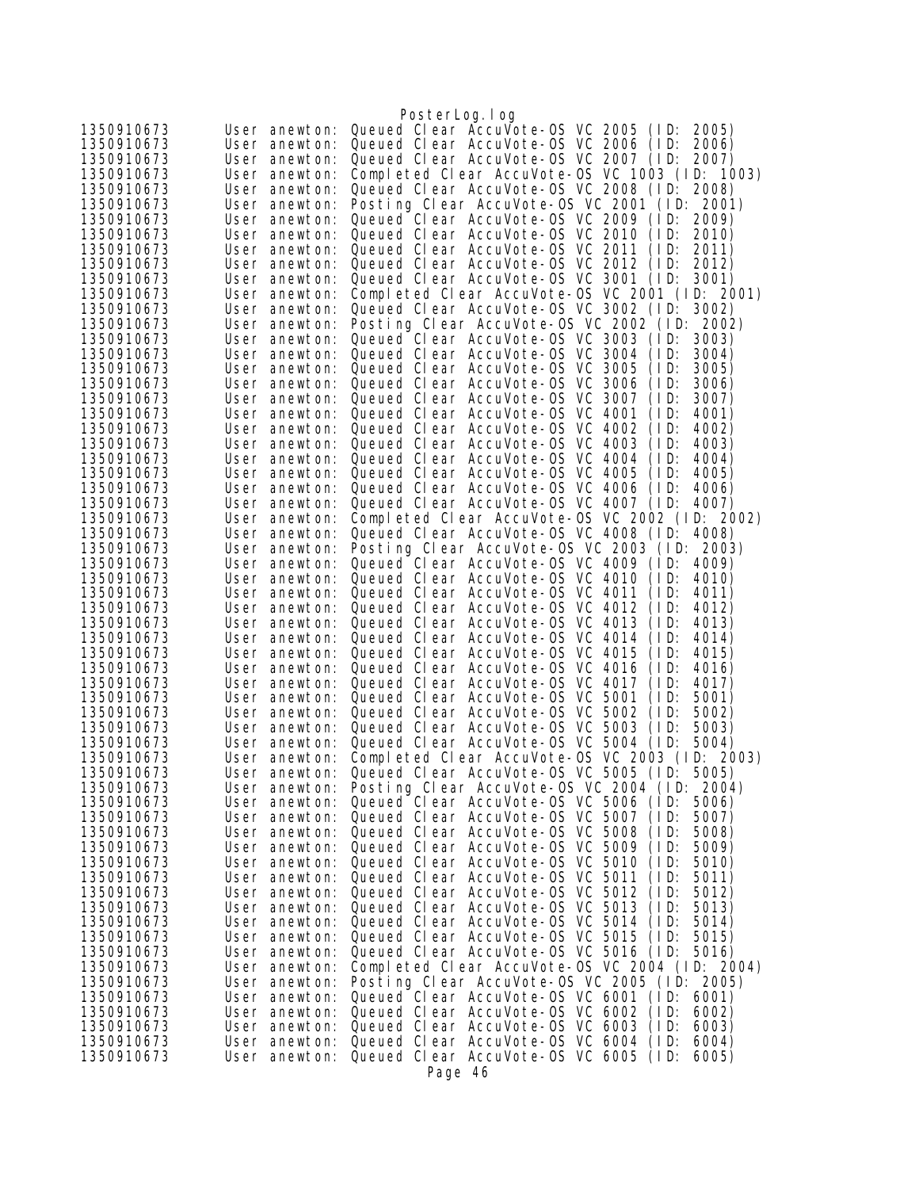```
1350910673	User anewton: Queued Clear AccuVote-OS VC 2005 (ID: 2005)
1350910673	User anewton: Queued Clear AccuVote-OS VC 2006 (ID: 2006)
1350910673	User anewton: Queued Clear AccuVote-OS VC 2007 (ID: 2007)
1350910673	User anewton: Completed Clear AccuVote-OS VC 1003 (ID: 1003)
1350910673	User anewton: Queued Clear AccuVote-OS VC 2008 (ID: 2008)
1350910673	User anewton: Posting Clear AccuVote-OS VC 2001 (ID: 2001)
1350910673	User anewton: Queued Clear AccuVote-OS VC 2009 (ID: 2009)
1350910673	User anewton: Queued Clear AccuVote-OS VC 2010 (ID: 2010)
1350910673	User anewton: Queued Clear AccuVote-OS VC 2011 (ID: 2011)
1350910673	User anewton: Queued Clear AccuVote-OS VC 2012 (ID: 2012)
1350910673	User anewton: Queued Clear AccuVote-OS VC 3001 (ID: 3001)
1350910673	User anewton: Completed Clear AccuVote-OS VC 2001 (ID: 2001)
1350910673	User anewton: Queued Clear AccuVote-OS VC 3002 (ID: 3002)
1350910673	User anewton: Posting Clear AccuVote-OS VC 2002 (ID: 2002)
1350910673	User anewton: Queued Clear AccuVote-OS VC 3003 (ID: 3003)
1350910673	User anewton: Queued Clear AccuVote-OS VC 3004 (ID: 3004)
1350910673	User anewton: Queued Clear AccuVote-OS VC 3005 (ID: 3005)
1350910673	User anewton: Queued Clear AccuVote-OS VC 3006 (ID: 3006)
1350910673	User anewton: Queued Clear AccuVote-OS VC 3007 (ID: 3007)
1350910673	User anewton: Queued Clear AccuVote-OS VC 4001 (ID: 4001)
1350910673	User anewton: Queued Clear AccuVote-OS VC 4002 (ID: 4002)
1350910673	User anewton: Queued Clear AccuVote-OS VC 4003 (ID: 4003)
1350910673	User anewton: Queued Clear AccuVote-OS VC 4004 (ID: 4004)
1350910673	User anewton: Queued Clear AccuVote-OS VC 4005 (ID: 4005)
1350910673	User anewton: Queued Clear AccuVote-OS VC 4006 (ID: 4006)
1350910673	User anewton: Queued Clear AccuVote-OS VC 4007 (ID: 4007)
1350910673	User anewton: Completed Clear AccuVote-OS VC 2002 (ID: 2002)
1350910673	User anewton: Queued Clear AccuVote-OS VC 4008 (ID: 4008)
1350910673	User anewton: Posting Clear AccuVote-OS VC 2003 (ID: 2003)
1350910673	User anewton: Queued Clear AccuVote-OS VC 4009 (ID: 4009)
1350910673	User anewton: Queued Clear AccuVote-OS VC 4010 (ID: 4010)
1350910673	User anewton: Queued Clear AccuVote-OS VC 4011 (ID: 4011)
1350910673	User anewton: Queued Clear AccuVote-OS VC 4012 (ID: 4012)
1350910673	User anewton: Queued Clear AccuVote-OS VC 4013 (ID: 4013)
1350910673	User anewton: Queued Clear AccuVote-OS VC 4014 (ID: 4014)
1350910673	User anewton: Queued Clear AccuVote-OS VC 4015 (ID: 4015)
1350910673	User anewton: Queued Clear AccuVote-OS VC 4016 (ID: 4016)
1350910673	User anewton: Queued Clear AccuVote-OS VC 4017 (ID: 4017)
1350910673	User anewton: Queued Clear AccuVote-OS VC 5001 (ID: 5001)
1350910673	User anewton: Queued Clear AccuVote-OS VC 5002 (ID: 5002)
1350910673	User anewton: Queued Clear AccuVote-OS VC 5003 (ID: 5003)
1350910673	User anewton: Queued Clear AccuVote-OS VC 5004 (ID: 5004)
1350910673	User anewton: Completed Clear AccuVote-OS VC 2003 (ID: 2003)
1350910673	User anewton: Queued Clear AccuVote-OS VC 5005 (ID: 5005)
1350910673	User anewton: Posting Clear AccuVote-OS VC 2004 (ID: 2004)
1350910673	User anewton: Queued Clear AccuVote-OS VC 5006 (ID: 5006)
1350910673	User anewton: Queued Clear AccuVote-OS VC 5007 (ID: 5007)
1350910673	User anewton: Queued Clear AccuVote-OS VC 5008 (ID: 5008)
1350910673	User anewton: Queued Clear AccuVote-OS VC 5009 (ID: 5009)
1350910673	User anewton: Queued Clear AccuVote-OS VC 5010 (ID: 5010)
1350910673	User anewton: Queued Clear AccuVote-OS VC 5011 (ID: 5011)
1350910673	User anewton: Queued Clear AccuVote-OS VC 5012 (ID: 5012)
1350910673	User anewton: Queued Clear AccuVote-OS VC 5013 (ID: 5013)
1350910673	User anewton: Queued Clear AccuVote-OS VC 5014 (ID: 5014)
1350910673	User anewton: Queued Clear AccuVote-OS VC 5015 (ID: 5015)
1350910673	User anewton: Queued Clear AccuVote-OS VC 5016 (ID: 5016)
1350910673	User anewton: Completed Clear AccuVote-OS VC 2004 (ID: 2004)
1350910673	User anewton: Posting Clear AccuVote-OS VC 2005 (ID: 2005)
1350910673	User anewton: Queued Clear AccuVote-OS VC 6001 (ID: 6001)
1350910673	User anewton: Queued Clear AccuVote-OS VC 6002 (ID: 6002)
1350910673	User anewton: Queued Clear AccuVote-OS VC 6003 (ID: 6003)
1350910673	User anewton: Queued Clear AccuVote-OS VC 6004 (ID: 6004)
1350910673	User anewton: Queued Clear AccuVote-OS VC 6005 (ID: 6005)
```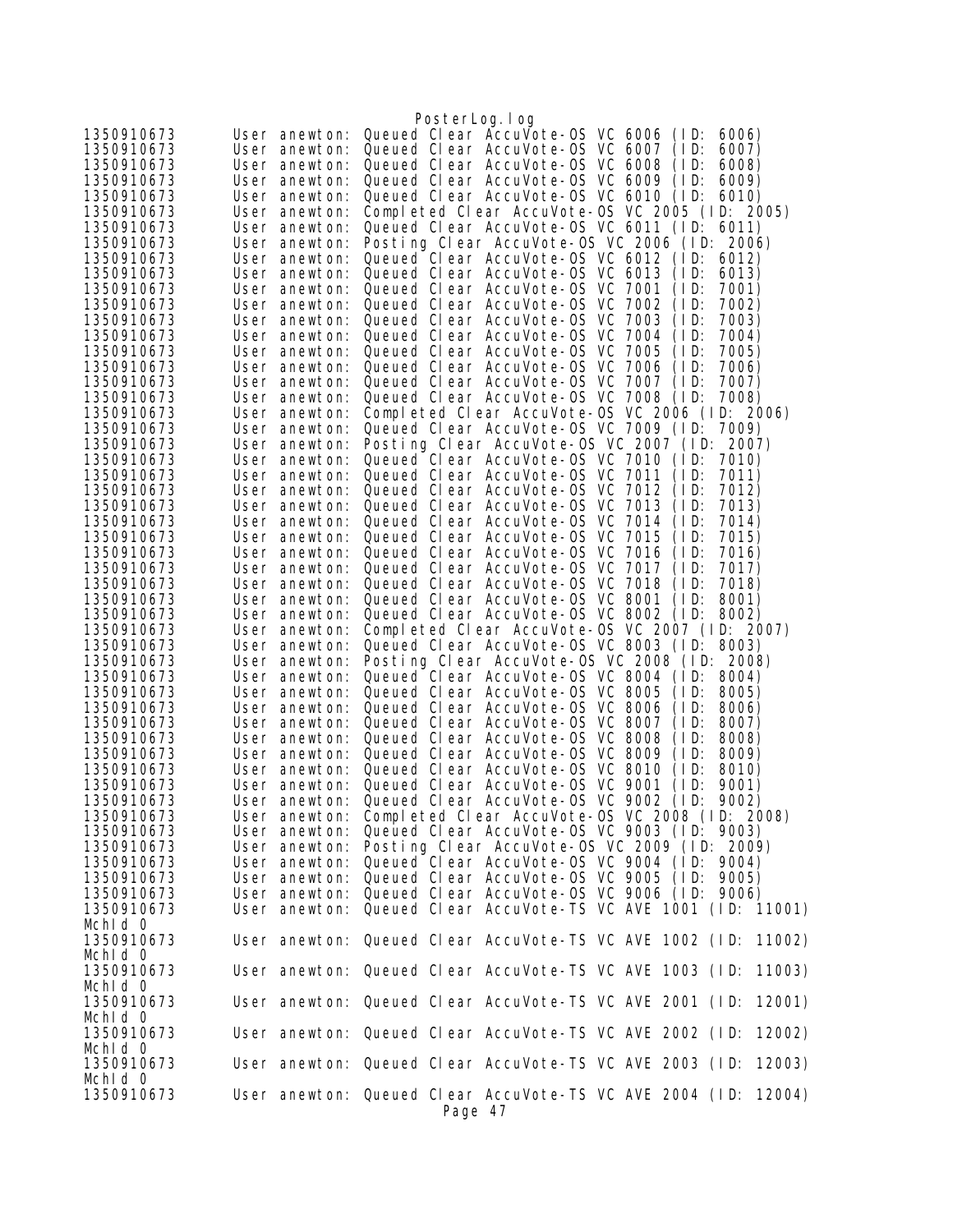```
1350910673      User anewton: Queued Clear AccuVote-OS VC 6006 (ID: 6006)
1350910673      User anewton: Queued Clear AccuVote-OS VC 6007 (ID: 6007)
1350910673      User anewton: Queued Clear AccuVote-OS VC 6008 (ID: 6008)
1350910673      User anewton: Queued Clear AccuVote-OS VC 6009 (ID: 6009)
1350910673      User anewton: Queued Clear AccuVote-OS VC 6010 (ID: 6010)
1350910673      User anewton: Completed Clear AccuVote-OS VC 2005 (ID: 2005)
1350910673      User anewton: Queued Clear AccuVote-OS VC 6011 (ID: 6011)
1350910673      User anewton: Posting Clear AccuVote-OS VC 2006 (ID: 2006)
1350910673      User anewton: Queued Clear AccuVote-OS VC 6012 (ID: 6012)
1350910673      User anewton: Queued Clear AccuVote-OS VC 6013 (ID: 6013)
1350910673      User anewton: Queued Clear AccuVote-OS VC 7001 (ID: 7001)
1350910673      User anewton: Queued Clear AccuVote-OS VC 7002 (ID: 7002)
1350910673      User anewton: Queued Clear AccuVote-OS VC 7003 (ID: 7003)
1350910673      User anewton: Queued Clear AccuVote-OS VC 7004 (ID: 7004)
1350910673      User anewton: Queued Clear AccuVote-OS VC 7005 (ID: 7005)
1350910673      User anewton: Queued Clear AccuVote-OS VC 7006 (ID: 7006)
1350910673      User anewton: Queued Clear AccuVote-OS VC 7007 (ID: 7007)
1350910673      User anewton: Queued Clear AccuVote-OS VC 7008 (ID: 7008)
1350910673      User anewton: Completed Clear AccuVote-OS VC 2006 (ID: 2006)
1350910673      User anewton: Queued Clear AccuVote-OS VC 7009 (ID: 7009)
1350910673      User anewton: Posting Clear AccuVote-OS VC 2007 (ID: 2007)
1350910673      User anewton: Queued Clear AccuVote-OS VC 7010 (ID: 7010)
1350910673      User anewton: Queued Clear AccuVote-OS VC 7011 (ID: 7011)
1350910673      User anewton: Queued Clear AccuVote-OS VC 7012 (ID: 7012)
1350910673      User anewton: Queued Clear AccuVote-OS VC 7013 (ID: 7013)
1350910673      User anewton: Queued Clear AccuVote-OS VC 7014 (ID: 7014)
1350910673      User anewton: Queued Clear AccuVote-OS VC 7015 (ID: 7015)
1350910673      User anewton: Queued Clear AccuVote-OS VC 7016 (ID: 7016)
1350910673      User anewton: Queued Clear AccuVote-OS VC 7017 (ID: 7017)
1350910673      User anewton: Queued Clear AccuVote-OS VC 7018 (ID: 7018)
1350910673      User anewton: Queued Clear AccuVote-OS VC 8001 (ID: 8001)
1350910673      User anewton: Queued Clear AccuVote-OS VC 8002 (ID: 8002)
1350910673      User anewton: Completed Clear AccuVote-OS VC 2007 (ID: 2007)
1350910673      User anewton: Queued Clear AccuVote-OS VC 8003 (ID: 8003)
1350910673      User anewton: Posting Clear AccuVote-OS VC 2008 (ID: 2008)
1350910673      User anewton: Queued Clear AccuVote-OS VC 8004 (ID: 8004)
1350910673      User anewton: Queued Clear AccuVote-OS VC 8005 (ID: 8005)
1350910673      User anewton: Queued Clear AccuVote-OS VC 8006 (ID: 8006)
1350910673      User anewton: Queued Clear AccuVote-OS VC 8007 (ID: 8007)
1350910673      User anewton: Queued Clear AccuVote-OS VC 8008 (ID: 8008)
1350910673      User anewton: Queued Clear AccuVote-OS VC 8009 (ID: 8009)
1350910673      User anewton: Queued Clear AccuVote-OS VC 8010 (ID: 8010)
1350910673      User anewton: Queued Clear AccuVote-OS VC 9001 (ID: 9001)
1350910673      User anewton: Queued Clear AccuVote-OS VC 9002 (ID: 9002)
1350910673      User anewton: Completed Clear AccuVote-OS VC 2008 (ID: 2008)
1350910673      User anewton: Queued Clear AccuVote-OS VC 9003 (ID: 9003)
1350910673      User anewton: Posting Clear AccuVote-OS VC 2009 (ID: 2009)
1350910673      User anewton: Queued Clear AccuVote-OS VC 9004 (ID: 9004)
1350910673      User anewton: Queued Clear AccuVote-OS VC 9005 (ID: 9005)
1350910673      User anewton: Queued Clear AccuVote-OS VC 9006 (ID: 9006)
1350910673      User anewton: Queued Clear AccuVote-TS VC AVE 1001 (ID: 11001)
MchId 0
1350910673      User anewton: Queued Clear AccuVote-TS VC AVE 1002 (ID: 11002)
MchId 0
1350910673      User anewton: Queued Clear AccuVote-TS VC AVE 1003 (ID: 11003)
MchId 0
1350910673      User anewton: Queued Clear AccuVote-TS VC AVE 2001 (ID: 12001)
MchId 0
1350910673      User anewton: Queued Clear AccuVote-TS VC AVE 2002 (ID: 12002)
MchId 0
1350910673      User anewton: Queued Clear AccuVote-TS VC AVE 2003 (ID: 12003)
MchId 0
1350910673      User anewton: Queued Clear AccuVote-TS VC AVE 2004 (ID: 12004)
```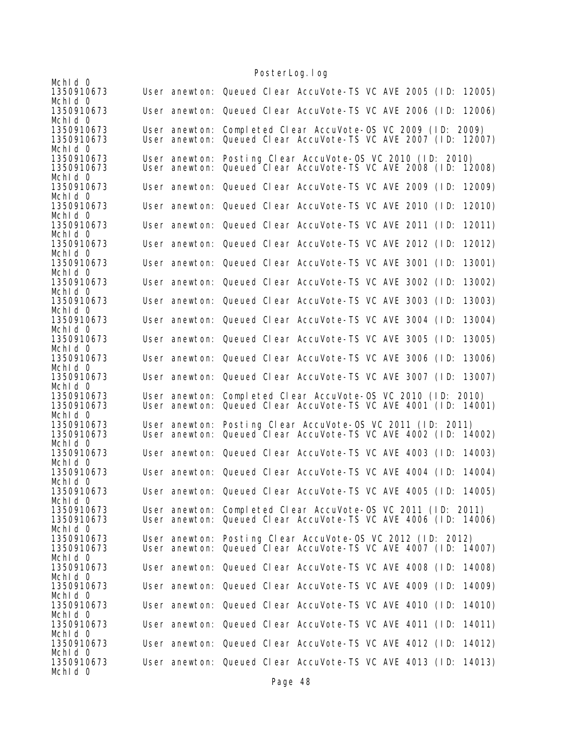```
McHId 0
1350910673      User anewton: Queued Clear AccuVote-TS VC AVE 2005 (ID: 12005)
McHId 0
1350910673      User anewton: Queued Clear AccuVote-TS VC AVE 2006 (ID: 12006)
McHId 0
1350910673      User anewton: Completed Clear AccuVote-OS VC 2009 (ID: 2009)
1350910673      User anewton: Queued Clear AccuVote-TS VC AVE 2007 (ID: 12007)
McHId 0
1350910673      User anewton: Posting Clear AccuVote-OS VC 2010 (ID: 2010)
1350910673      User anewton: Queued Clear AccuVote-TS VC AVE 2008 (ID: 12008)
McHId 0
1350910673      User anewton: Queued Clear AccuVote-TS VC AVE 2009 (ID: 12009)
McHId 0
1350910673      User anewton: Queued Clear AccuVote-TS VC AVE 2010 (ID: 12010)
McHId 0
1350910673      User anewton: Queued Clear AccuVote-TS VC AVE 2011 (ID: 12011)
McHId 0
1350910673      User anewton: Queued Clear AccuVote-TS VC AVE 2012 (ID: 12012)
McHId 0
1350910673      User anewton: Queued Clear AccuVote-TS VC AVE 3001 (ID: 13001)
McHId 0
1350910673      User anewton: Queued Clear AccuVote-TS VC AVE 3002 (ID: 13002)
McHId 0
1350910673      User anewton: Queued Clear AccuVote-TS VC AVE 3003 (ID: 13003)
McHId 0
1350910673      User anewton: Queued Clear AccuVote-TS VC AVE 3004 (ID: 13004)
McHId 0
1350910673      User anewton: Queued Clear AccuVote-TS VC AVE 3005 (ID: 13005)
McHId 0
1350910673      User anewton: Queued Clear AccuVote-TS VC AVE 3006 (ID: 13006)
McHId 0
1350910673      User anewton: Queued Clear AccuVote-TS VC AVE 3007 (ID: 13007)
McHId 0
1350910673      User anewton: Completed Clear AccuVote-OS VC 2010 (ID: 2010)
1350910673      User anewton: Queued Clear AccuVote-TS VC AVE 4001 (ID: 14001)
McHId 0
1350910673      User anewton: Posting Clear AccuVote-OS VC 2011 (ID: 2011)
1350910673      User anewton: Queued Clear AccuVote-TS VC AVE 4002 (ID: 14002)
McHId 0
1350910673      User anewton: Queued Clear AccuVote-TS VC AVE 4003 (ID: 14003)
McHId 0
1350910673      User anewton: Queued Clear AccuVote-TS VC AVE 4004 (ID: 14004)
McHId 0
1350910673      User anewton: Queued Clear AccuVote-TS VC AVE 4005 (ID: 14005)
McHId 0
1350910673      User anewton: Completed Clear AccuVote-OS VC 2011 (ID: 2011)
1350910673      User anewton: Queued Clear AccuVote-TS VC AVE 4006 (ID: 14006)
McHId 0
1350910673      User anewton: Posting Clear AccuVote-OS VC 2012 (ID: 2012)
1350910673      User anewton: Queued Clear AccuVote-TS VC AVE 4007 (ID: 14007)
McHId 0
1350910673      User anewton: Queued Clear AccuVote-TS VC AVE 4008 (ID: 14008)
McHId 0
1350910673      User anewton: Queued Clear AccuVote-TS VC AVE 4009 (ID: 14009)
McHId 0
1350910673      User anewton: Queued Clear AccuVote-TS VC AVE 4010 (ID: 14010)
McHId 0
1350910673      User anewton: Queued Clear AccuVote-TS VC AVE 4011 (ID: 14011)
McHId 0
1350910673      User anewton: Queued Clear AccuVote-TS VC AVE 4012 (ID: 14012)
McHId 0
1350910673      User anewton: Queued Clear AccuVote-TS VC AVE 4013 (ID: 14013)
McHId 0
```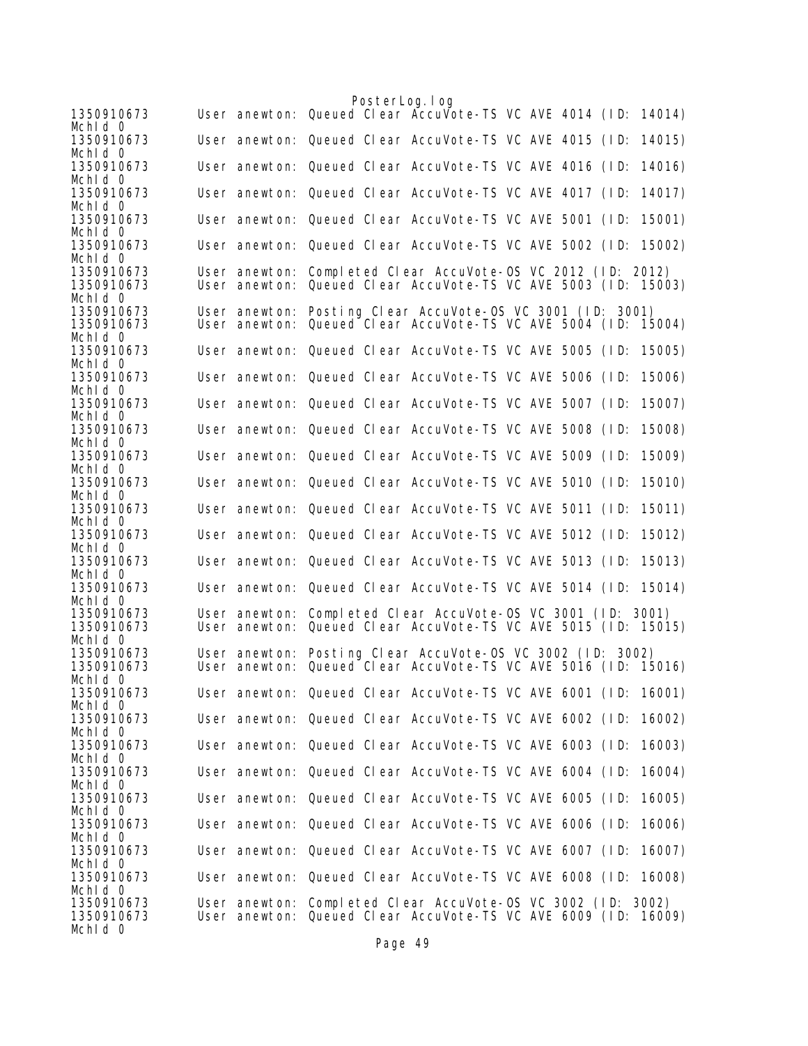```
1350910673      User anewton: Queued Clear AccuVote-TS VC AVE 4014 (ID: 14014)
MchId 0
1350910673      User anewton: Queued Clear AccuVote-TS VC AVE 4015 (ID: 14015)
MchId 0
1350910673      User anewton: Queued Clear AccuVote-TS VC AVE 4016 (ID: 14016)
MchId 0
1350910673      User anewton: Queued Clear AccuVote-TS VC AVE 4017 (ID: 14017)
MchId 0
1350910673      User anewton: Queued Clear AccuVote-TS VC AVE 5001 (ID: 15001)
MchId 0
1350910673      User anewton: Queued Clear AccuVote-TS VC AVE 5002 (ID: 15002)
MchId 0
1350910673      User anewton: Completed Clear AccuVote-OS VC 2012 (ID: 2012)
1350910673      User anewton: Queued Clear AccuVote-TS VC AVE 5003 (ID: 15003)
MchId 0
1350910673      User anewton: Posting Clear AccuVote-OS VC 3001 (ID: 3001)
1350910673      User anewton: Queued Clear AccuVote-TS VC AVE 5004 (ID: 15004)
MchId 0
1350910673      User anewton: Queued Clear AccuVote-TS VC AVE 5005 (ID: 15005)
MchId 0
1350910673      User anewton: Queued Clear AccuVote-TS VC AVE 5006 (ID: 15006)
MchId 0
1350910673      User anewton: Queued Clear AccuVote-TS VC AVE 5007 (ID: 15007)
MchId 0
1350910673      User anewton: Queued Clear AccuVote-TS VC AVE 5008 (ID: 15008)
MchId 0
1350910673      User anewton: Queued Clear AccuVote-TS VC AVE 5009 (ID: 15009)
MchId 0
1350910673      User anewton: Queued Clear AccuVote-TS VC AVE 5010 (ID: 15010)
MchId 0
1350910673      User anewton: Queued Clear AccuVote-TS VC AVE 5011 (ID: 15011)
MchId 0
1350910673      User anewton: Queued Clear AccuVote-TS VC AVE 5012 (ID: 15012)
MchId 0
1350910673      User anewton: Queued Clear AccuVote-TS VC AVE 5013 (ID: 15013)
MchId 0
1350910673      User anewton: Queued Clear AccuVote-TS VC AVE 5014 (ID: 15014)
MchId 0
1350910673      User anewton: Completed Clear AccuVote-OS VC 3001 (ID: 3001)
1350910673      User anewton: Queued Clear AccuVote-TS VC AVE 5015 (ID: 15015)
MchId 0
1350910673      User anewton: Posting Clear AccuVote-OS VC 3002 (ID: 3002)
1350910673      User anewton: Queued Clear AccuVote-TS VC AVE 5016 (ID: 15016)
MchId 0
1350910673      User anewton: Queued Clear AccuVote-TS VC AVE 6001 (ID: 16001)
MchId 0
1350910673      User anewton: Queued Clear AccuVote-TS VC AVE 6002 (ID: 16002)
MchId 0
1350910673      User anewton: Queued Clear AccuVote-TS VC AVE 6003 (ID: 16003)
MchId 0
1350910673      User anewton: Queued Clear AccuVote-TS VC AVE 6004 (ID: 16004)
MchId 0
1350910673      User anewton: Queued Clear AccuVote-TS VC AVE 6005 (ID: 16005)
MchId 0
1350910673      User anewton: Queued Clear AccuVote-TS VC AVE 6006 (ID: 16006)
MchId 0
1350910673      User anewton: Queued Clear AccuVote-TS VC AVE 6007 (ID: 16007)
MchId 0
1350910673      User anewton: Queued Clear AccuVote-TS VC AVE 6008 (ID: 16008)
MchId 0
1350910673      User anewton: Completed Clear AccuVote-OS VC 3002 (ID: 3002)
1350910673      User anewton: Queued Clear AccuVote-TS VC AVE 6009 (ID: 16009)
MchId 0
```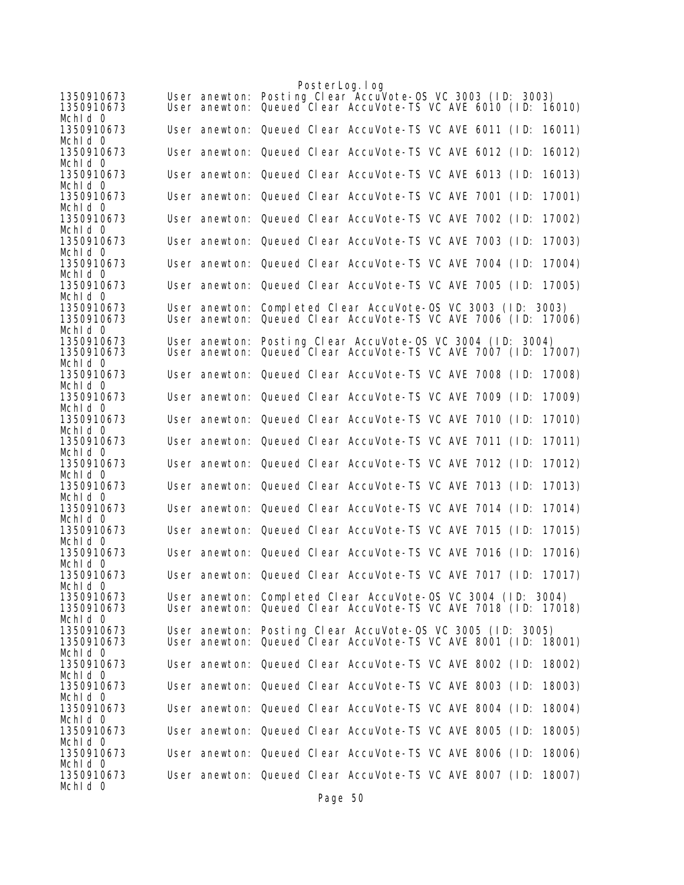```
1350910673      User anewton: Posting Clear AccuVote-OS VC 3003 (ID: 3003)
1350910673      User anewton: Queued Clear AccuVote-TS VC AVE 6010 (ID: 16010)
McHId 0
1350910673      User anewton: Queued Clear AccuVote-TS VC AVE 6011 (ID: 16011)
McHId 0
1350910673      User anewton: Queued Clear AccuVote-TS VC AVE 6012 (ID: 16012)
McHId 0
1350910673      User anewton: Queued Clear AccuVote-TS VC AVE 6013 (ID: 16013)
McHId 0
1350910673      User anewton: Queued Clear AccuVote-TS VC AVE 7001 (ID: 17001)
McHId 0
1350910673      User anewton: Queued Clear AccuVote-TS VC AVE 7002 (ID: 17002)
McHId 0
1350910673      User anewton: Queued Clear AccuVote-TS VC AVE 7003 (ID: 17003)
McHId 0
1350910673      User anewton: Queued Clear AccuVote-TS VC AVE 7004 (ID: 17004)
McHId 0
1350910673      User anewton: Queued Clear AccuVote-TS VC AVE 7005 (ID: 17005)
McHId 0
1350910673      User anewton: Completed Clear AccuVote-OS VC 3003 (ID: 3003)
1350910673      User anewton: Queued Clear AccuVote-TS VC AVE 7006 (ID: 17006)
McHId 0
1350910673      User anewton: Posting Clear AccuVote-OS VC 3004 (ID: 3004)
1350910673      User anewton: Queued Clear AccuVote-TS VC AVE 7007 (ID: 17007)
McHId 0
1350910673      User anewton: Queued Clear AccuVote-TS VC AVE 7008 (ID: 17008)
McHId 0
1350910673      User anewton: Queued Clear AccuVote-TS VC AVE 7009 (ID: 17009)
McHId 0
1350910673      User anewton: Queued Clear AccuVote-TS VC AVE 7010 (ID: 17010)
McHId 0
1350910673      User anewton: Queued Clear AccuVote-TS VC AVE 7011 (ID: 17011)
McHId 0
1350910673      User anewton: Queued Clear AccuVote-TS VC AVE 7012 (ID: 17012)
McHId 0
1350910673      User anewton: Queued Clear AccuVote-TS VC AVE 7013 (ID: 17013)
McHId 0
1350910673      User anewton: Queued Clear AccuVote-TS VC AVE 7014 (ID: 17014)
McHId 0
1350910673      User anewton: Queued Clear AccuVote-TS VC AVE 7015 (ID: 17015)
McHId 0
1350910673      User anewton: Queued Clear AccuVote-TS VC AVE 7016 (ID: 17016)
McHId 0
1350910673      User anewton: Queued Clear AccuVote-TS VC AVE 7017 (ID: 17017)
McHId 0
1350910673      User anewton: Completed Clear AccuVote-OS VC 3004 (ID: 3004)
1350910673      User anewton: Queued Clear AccuVote-TS VC AVE 7018 (ID: 17018)
McHId 0
1350910673      User anewton: Posting Clear AccuVote-OS VC 3005 (ID: 3005)
1350910673      User anewton: Queued Clear AccuVote-TS VC AVE 8001 (ID: 18001)
McHId 0
1350910673      User anewton: Queued Clear AccuVote-TS VC AVE 8002 (ID: 18002)
McHId 0
1350910673      User anewton: Queued Clear AccuVote-TS VC AVE 8003 (ID: 18003)
McHId 0
1350910673      User anewton: Queued Clear AccuVote-TS VC AVE 8004 (ID: 18004)
McHId 0
1350910673      User anewton: Queued Clear AccuVote-TS VC AVE 8005 (ID: 18005)
McHId 0
1350910673      User anewton: Queued Clear AccuVote-TS VC AVE 8006 (ID: 18006)
McHId 0
1350910673      User anewton: Queued Clear AccuVote-TS VC AVE 8007 (ID: 18007)
McHId 0
```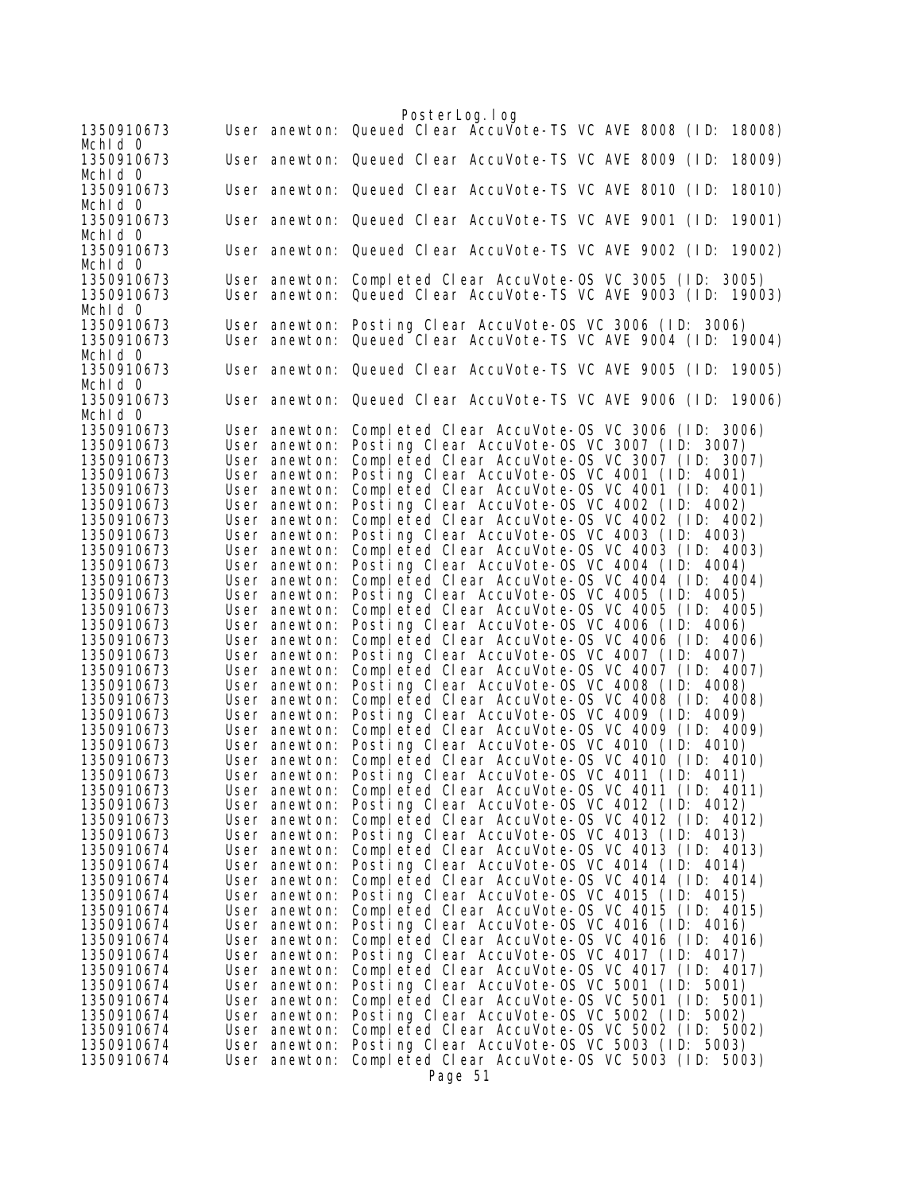```
1350910673      User anewton: Queued Clear AccuVote-TS VC AVE 8008 (ID: 18008)
McHld 0
1350910673      User anewton: Queued Clear AccuVote-TS VC AVE 8009 (ID: 18009)
McHld 0
1350910673      User anewton: Queued Clear AccuVote-TS VC AVE 8010 (ID: 18010)
McHld 0
1350910673      User anewton: Queued Clear AccuVote-TS VC AVE 9001 (ID: 19001)
McHld 0
1350910673      User anewton: Queued Clear AccuVote-TS VC AVE 9002 (ID: 19002)
McHld 0
1350910673      User anewton: Completed Clear AccuVote-OS VC 3005 (ID: 3005)
1350910673      User anewton: Queued Clear AccuVote-TS VC AVE 9003 (ID: 19003)
McHld 0
1350910673      User anewton: Posting Clear AccuVote-OS VC 3006 (ID: 3006)
1350910673      User anewton: Queued Clear AccuVote-TS VC AVE 9004 (ID: 19004)
McHld 0
1350910673      User anewton: Queued Clear AccuVote-TS VC AVE 9005 (ID: 19005)
McHld 0
1350910673      User anewton: Queued Clear AccuVote-TS VC AVE 9006 (ID: 19006)
McHld 0
1350910673      User anewton: Completed Clear AccuVote-OS VC 3006 (ID: 3006)
1350910673      User anewton: Posting Clear AccuVote-OS VC 3007 (ID: 3007)
1350910673      User anewton: Completed Clear AccuVote-OS VC 3007 (ID: 3007)
1350910673      User anewton: Posting Clear AccuVote-OS VC 4001 (ID: 4001)
1350910673      User anewton: Completed Clear AccuVote-OS VC 4001 (ID: 4001)
1350910673      User anewton: Posting Clear AccuVote-OS VC 4002 (ID: 4002)
1350910673      User anewton: Completed Clear AccuVote-OS VC 4002 (ID: 4002)
1350910673      User anewton: Posting Clear AccuVote-OS VC 4003 (ID: 4003)
1350910673      User anewton: Completed Clear AccuVote-OS VC 4003 (ID: 4003)
1350910673      User anewton: Posting Clear AccuVote-OS VC 4004 (ID: 4004)
1350910673      User anewton: Completed Clear AccuVote-OS VC 4004 (ID: 4004)
1350910673      User anewton: Posting Clear AccuVote-OS VC 4005 (ID: 4005)
1350910673      User anewton: Completed Clear AccuVote-OS VC 4005 (ID: 4005)
1350910673      User anewton: Posting Clear AccuVote-OS VC 4006 (ID: 4006)
1350910673      User anewton: Completed Clear AccuVote-OS VC 4006 (ID: 4006)
1350910673      User anewton: Posting Clear AccuVote-OS VC 4007 (ID: 4007)
1350910673      User anewton: Completed Clear AccuVote-OS VC 4007 (ID: 4007)
1350910673      User anewton: Posting Clear AccuVote-OS VC 4008 (ID: 4008)
1350910673      User anewton: Completed Clear AccuVote-OS VC 4008 (ID: 4008)
1350910673      User anewton: Posting Clear AccuVote-OS VC 4009 (ID: 4009)
1350910673      User anewton: Completed Clear AccuVote-OS VC 4009 (ID: 4009)
1350910673      User anewton: Posting Clear AccuVote-OS VC 4010 (ID: 4010)
1350910673      User anewton: Completed Clear AccuVote-OS VC 4010 (ID: 4010)
1350910673      User anewton: Posting Clear AccuVote-OS VC 4011 (ID: 4011)
1350910673      User anewton: Completed Clear AccuVote-OS VC 4011 (ID: 4011)
1350910673      User anewton: Posting Clear AccuVote-OS VC 4012 (ID: 4012)
1350910673      User anewton: Completed Clear AccuVote-OS VC 4012 (ID: 4012)
1350910673      User anewton: Posting Clear AccuVote-OS VC 4013 (ID: 4013)
1350910674      User anewton: Completed Clear AccuVote-OS VC 4013 (ID: 4013)
1350910674      User anewton: Posting Clear AccuVote-OS VC 4014 (ID: 4014)
1350910674      User anewton: Completed Clear AccuVote-OS VC 4014 (ID: 4014)
1350910674      User anewton: Posting Clear AccuVote-OS VC 4015 (ID: 4015)
1350910674      User anewton: Completed Clear AccuVote-OS VC 4015 (ID: 4015)
1350910674      User anewton: Posting Clear AccuVote-OS VC 4016 (ID: 4016)
1350910674      User anewton: Completed Clear AccuVote-OS VC 4016 (ID: 4016)
1350910674      User anewton: Posting Clear AccuVote-OS VC 4017 (ID: 4017)
1350910674      User anewton: Completed Clear AccuVote-OS VC 4017 (ID: 4017)
1350910674      User anewton: Posting Clear AccuVote-OS VC 5001 (ID: 5001)
1350910674      User anewton: Completed Clear AccuVote-OS VC 5001 (ID: 5001)
1350910674      User anewton: Posting Clear AccuVote-OS VC 5002 (ID: 5002)
1350910674      User anewton: Completed Clear AccuVote-OS VC 5002 (ID: 5002)
1350910674      User anewton: Posting Clear AccuVote-OS VC 5003 (ID: 5003)
1350910674      User anewton: Completed Clear AccuVote-OS VC 5003 (ID: 5003)
```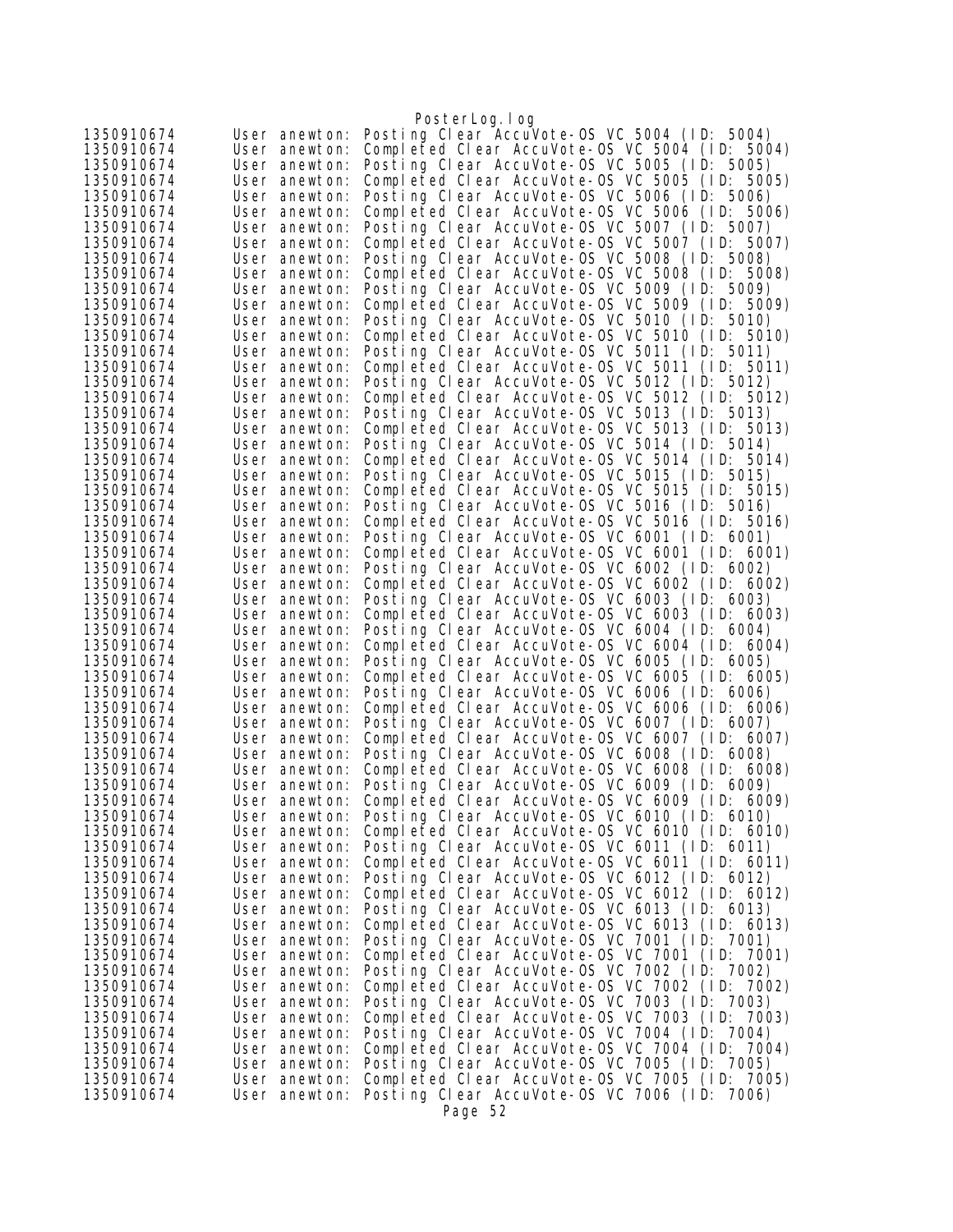```
1350910674      User anewton: Posting Clear AccuVote-OS VC 5004 (ID: 5004)
1350910674      User anewton: Completed Clear AccuVote-OS VC 5004 (ID: 5004)
1350910674      User anewton: Posting Clear AccuVote-OS VC 5005 (ID: 5005)
1350910674      User anewton: Completed Clear AccuVote-OS VC 5005 (ID: 5005)
1350910674      User anewton: Posting Clear AccuVote-OS VC 5006 (ID: 5006)
1350910674      User anewton: Completed Clear AccuVote-OS VC 5006 (ID: 5006)
1350910674      User anewton: Posting Clear AccuVote-OS VC 5007 (ID: 5007)
1350910674      User anewton: Completed Clear AccuVote-OS VC 5007 (ID: 5007)
1350910674      User anewton: Posting Clear AccuVote-OS VC 5008 (ID: 5008)
1350910674      User anewton: Completed Clear AccuVote-OS VC 5008 (ID: 5008)
1350910674      User anewton: Posting Clear AccuVote-OS VC 5009 (ID: 5009)
1350910674      User anewton: Completed Clear AccuVote-OS VC 5009 (ID: 5009)
1350910674      User anewton: Posting Clear AccuVote-OS VC 5010 (ID: 5010)
1350910674      User anewton: Completed Clear AccuVote-OS VC 5010 (ID: 5010)
1350910674      User anewton: Posting Clear AccuVote-OS VC 5011 (ID: 5011)
1350910674      User anewton: Completed Clear AccuVote-OS VC 5011 (ID: 5011)
1350910674      User anewton: Posting Clear AccuVote-OS VC 5012 (ID: 5012)
1350910674      User anewton: Completed Clear AccuVote-OS VC 5012 (ID: 5012)
1350910674      User anewton: Posting Clear AccuVote-OS VC 5013 (ID: 5013)
1350910674      User anewton: Completed Clear AccuVote-OS VC 5013 (ID: 5013)
1350910674      User anewton: Posting Clear AccuVote-OS VC 5014 (ID: 5014)
1350910674      User anewton: Completed Clear AccuVote-OS VC 5014 (ID: 5014)
1350910674      User anewton: Posting Clear AccuVote-OS VC 5015 (ID: 5015)
1350910674      User anewton: Completed Clear AccuVote-OS VC 5015 (ID: 5015)
1350910674      User anewton: Posting Clear AccuVote-OS VC 5016 (ID: 5016)
1350910674      User anewton: Completed Clear AccuVote-OS VC 5016 (ID: 5016)
1350910674      User anewton: Posting Clear AccuVote-OS VC 6001 (ID: 6001)
1350910674      User anewton: Completed Clear AccuVote-OS VC 6001 (ID: 6001)
1350910674      User anewton: Posting Clear AccuVote-OS VC 6002 (ID: 6002)
1350910674      User anewton: Completed Clear AccuVote-OS VC 6002 (ID: 6002)
1350910674      User anewton: Posting Clear AccuVote-OS VC 6003 (ID: 6003)
1350910674      User anewton: Completed Clear AccuVote-OS VC 6003 (ID: 6003)
1350910674      User anewton: Posting Clear AccuVote-OS VC 6004 (ID: 6004)
1350910674      User anewton: Completed Clear AccuVote-OS VC 6004 (ID: 6004)
1350910674      User anewton: Posting Clear AccuVote-OS VC 6005 (ID: 6005)
1350910674      User anewton: Completed Clear AccuVote-OS VC 6005 (ID: 6005)
1350910674      User anewton: Posting Clear AccuVote-OS VC 6006 (ID: 6006)
1350910674      User anewton: Completed Clear AccuVote-OS VC 6006 (ID: 6006)
1350910674      User anewton: Posting Clear AccuVote-OS VC 6007 (ID: 6007)
1350910674      User anewton: Completed Clear AccuVote-OS VC 6007 (ID: 6007)
1350910674      User anewton: Posting Clear AccuVote-OS VC 6008 (ID: 6008)
1350910674      User anewton: Completed Clear AccuVote-OS VC 6008 (ID: 6008)
1350910674      User anewton: Posting Clear AccuVote-OS VC 6009 (ID: 6009)
1350910674      User anewton: Completed Clear AccuVote-OS VC 6009 (ID: 6009)
1350910674      User anewton: Posting Clear AccuVote-OS VC 6010 (ID: 6010)
1350910674      User anewton: Completed Clear AccuVote-OS VC 6010 (ID: 6010)
1350910674      User anewton: Posting Clear AccuVote-OS VC 6011 (ID: 6011)
1350910674      User anewton: Completed Clear AccuVote-OS VC 6011 (ID: 6011)
1350910674      User anewton: Posting Clear AccuVote-OS VC 6012 (ID: 6012)
1350910674      User anewton: Completed Clear AccuVote-OS VC 6012 (ID: 6012)
1350910674      User anewton: Posting Clear AccuVote-OS VC 6013 (ID: 6013)
1350910674      User anewton: Completed Clear AccuVote-OS VC 6013 (ID: 6013)
1350910674      User anewton: Posting Clear AccuVote-OS VC 7001 (ID: 7001)
1350910674      User anewton: Completed Clear AccuVote-OS VC 7001 (ID: 7001)
1350910674      User anewton: Posting Clear AccuVote-OS VC 7002 (ID: 7002)
1350910674      User anewton: Completed Clear AccuVote-OS VC 7002 (ID: 7002)
1350910674      User anewton: Posting Clear AccuVote-OS VC 7003 (ID: 7003)
1350910674      User anewton: Completed Clear AccuVote-OS VC 7003 (ID: 7003)
1350910674      User anewton: Posting Clear AccuVote-OS VC 7004 (ID: 7004)
1350910674      User anewton: Completed Clear AccuVote-OS VC 7004 (ID: 7004)
1350910674      User anewton: Posting Clear AccuVote-OS VC 7005 (ID: 7005)
1350910674      User anewton: Completed Clear AccuVote-OS VC 7005 (ID: 7005)
1350910674      User anewton: Posting Clear AccuVote-OS VC 7006 (ID: 7006)
```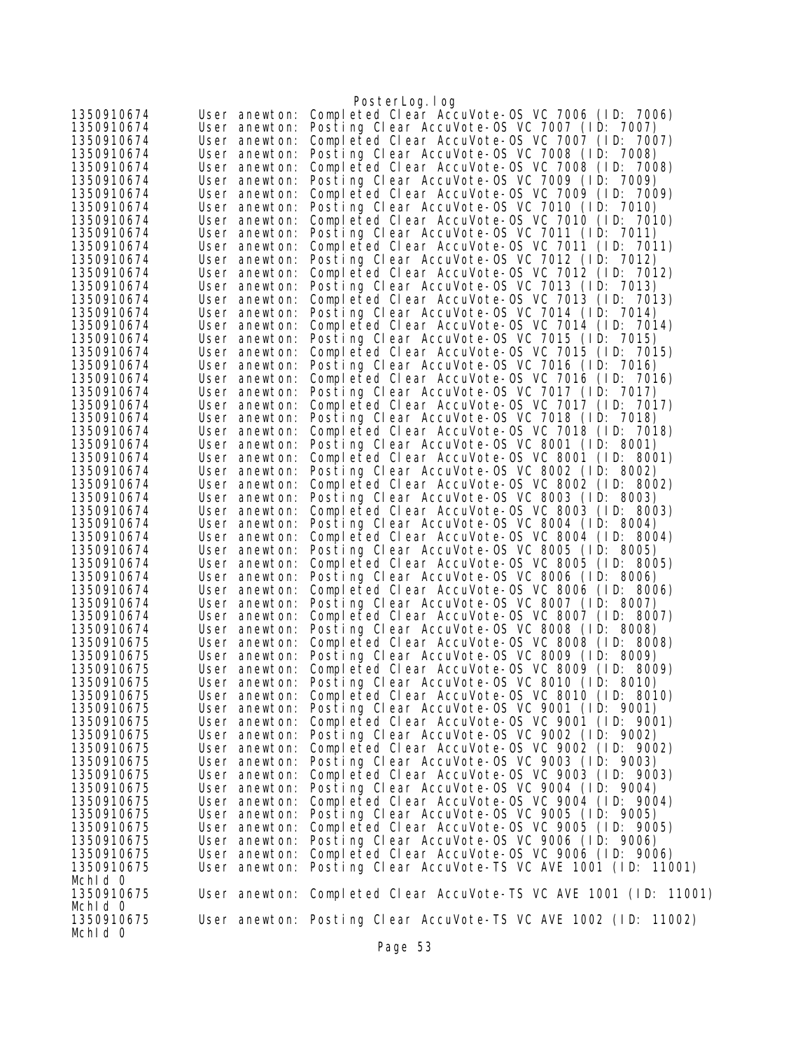```
1350910674      User anewton: Completed Clear AccuVote-OS VC 7006 (ID: 7006)
1350910674      User anewton: Posting Clear AccuVote-OS VC 7007 (ID: 7007)
1350910674      User anewton: Completed Clear AccuVote-OS VC 7007 (ID: 7007)
1350910674      User anewton: Posting Clear AccuVote-OS VC 7008 (ID: 7008)
1350910674      User anewton: Completed Clear AccuVote-OS VC 7008 (ID: 7008)
1350910674      User anewton: Posting Clear AccuVote-OS VC 7009 (ID: 7009)
1350910674      User anewton: Completed Clear AccuVote-OS VC 7009 (ID: 7009)
1350910674      User anewton: Posting Clear AccuVote-OS VC 7010 (ID: 7010)
1350910674      User anewton: Completed Clear AccuVote-OS VC 7010 (ID: 7010)
1350910674      User anewton: Posting Clear AccuVote-OS VC 7011 (ID: 7011)
1350910674      User anewton: Completed Clear AccuVote-OS VC 7011 (ID: 7011)
1350910674      User anewton: Posting Clear AccuVote-OS VC 7012 (ID: 7012)
1350910674      User anewton: Completed Clear AccuVote-OS VC 7012 (ID: 7012)
1350910674      User anewton: Posting Clear AccuVote-OS VC 7013 (ID: 7013)
1350910674      User anewton: Completed Clear AccuVote-OS VC 7013 (ID: 7013)
1350910674      User anewton: Posting Clear AccuVote-OS VC 7014 (ID: 7014)
1350910674      User anewton: Completed Clear AccuVote-OS VC 7014 (ID: 7014)
1350910674      User anewton: Posting Clear AccuVote-OS VC 7015 (ID: 7015)
1350910674      User anewton: Completed Clear AccuVote-OS VC 7015 (ID: 7015)
1350910674      User anewton: Posting Clear AccuVote-OS VC 7016 (ID: 7016)
1350910674      User anewton: Completed Clear AccuVote-OS VC 7016 (ID: 7016)
1350910674      User anewton: Posting Clear AccuVote-OS VC 7017 (ID: 7017)
1350910674      User anewton: Completed Clear AccuVote-OS VC 7017 (ID: 7017)
1350910674      User anewton: Posting Clear AccuVote-OS VC 7018 (ID: 7018)
1350910674      User anewton: Completed Clear AccuVote-OS VC 7018 (ID: 7018)
1350910674      User anewton: Posting Clear AccuVote-OS VC 8001 (ID: 8001)
1350910674      User anewton: Completed Clear AccuVote-OS VC 8001 (ID: 8001)
1350910674      User anewton: Posting Clear AccuVote-OS VC 8002 (ID: 8002)
1350910674      User anewton: Completed Clear AccuVote-OS VC 8002 (ID: 8002)
1350910674      User anewton: Posting Clear AccuVote-OS VC 8003 (ID: 8003)
1350910674      User anewton: Completed Clear AccuVote-OS VC 8003 (ID: 8003)
1350910674      User anewton: Posting Clear AccuVote-OS VC 8004 (ID: 8004)
1350910674      User anewton: Completed Clear AccuVote-OS VC 8004 (ID: 8004)
1350910674      User anewton: Posting Clear AccuVote-OS VC 8005 (ID: 8005)
1350910674      User anewton: Completed Clear AccuVote-OS VC 8005 (ID: 8005)
1350910674      User anewton: Posting Clear AccuVote-OS VC 8006 (ID: 8006)
1350910674      User anewton: Completed Clear AccuVote-OS VC 8006 (ID: 8006)
1350910674      User anewton: Posting Clear AccuVote-OS VC 8007 (ID: 8007)
1350910674      User anewton: Completed Clear AccuVote-OS VC 8007 (ID: 8007)
1350910674      User anewton: Posting Clear AccuVote-OS VC 8008 (ID: 8008)
1350910675      User anewton: Completed Clear AccuVote-OS VC 8008 (ID: 8008)
1350910675      User anewton: Posting Clear AccuVote-OS VC 8009 (ID: 8009)
1350910675      User anewton: Completed Clear AccuVote-OS VC 8009 (ID: 8009)
1350910675      User anewton: Posting Clear AccuVote-OS VC 8010 (ID: 8010)
1350910675      User anewton: Completed Clear AccuVote-OS VC 8010 (ID: 8010)
1350910675      User anewton: Posting Clear AccuVote-OS VC 9001 (ID: 9001)
1350910675      User anewton: Completed Clear AccuVote-OS VC 9001 (ID: 9001)
1350910675      User anewton: Posting Clear AccuVote-OS VC 9002 (ID: 9002)
1350910675      User anewton: Completed Clear AccuVote-OS VC 9002 (ID: 9002)
1350910675      User anewton: Posting Clear AccuVote-OS VC 9003 (ID: 9003)
1350910675      User anewton: Completed Clear AccuVote-OS VC 9003 (ID: 9003)
1350910675      User anewton: Posting Clear AccuVote-OS VC 9004 (ID: 9004)
1350910675      User anewton: Completed Clear AccuVote-OS VC 9004 (ID: 9004)
1350910675      User anewton: Posting Clear AccuVote-OS VC 9005 (ID: 9005)
1350910675      User anewton: Completed Clear AccuVote-OS VC 9005 (ID: 9005)
1350910675      User anewton: Posting Clear AccuVote-OS VC 9006 (ID: 9006)
1350910675      User anewton: Completed Clear AccuVote-OS VC 9006 (ID: 9006)
1350910675      User anewton: Posting Clear AccuVote-TS VC AVE 1001 (ID: 11001)
McHId 0
1350910675      User anewton: Completed Clear AccuVote-TS VC AVE 1001 (ID: 11001)
McHId 0
1350910675      User anewton: Posting Clear AccuVote-TS VC AVE 1002 (ID: 11002)
McHId 0
```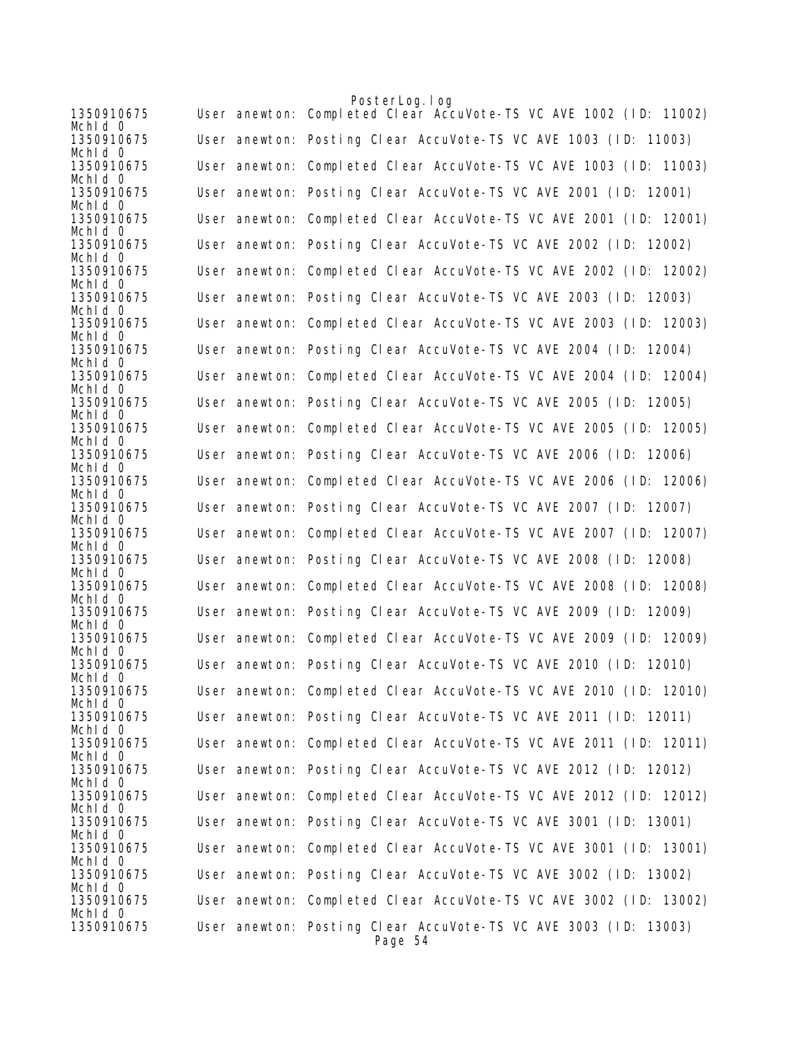```
1350910675      User anewton: Completed Clear AccuVote-TS VC AVE 1002 (ID: 11002)
McHId 0
1350910675      User anewton: Posting Clear AccuVote-TS VC AVE 1003 (ID: 11003)
McHId 0
1350910675      User anewton: Completed Clear AccuVote-TS VC AVE 1003 (ID: 11003)
McHId 0
1350910675      User anewton: Posting Clear AccuVote-TS VC AVE 2001 (ID: 12001)
McHId 0
1350910675      User anewton: Completed Clear AccuVote-TS VC AVE 2001 (ID: 12001)
McHId 0
1350910675      User anewton: Posting Clear AccuVote-TS VC AVE 2002 (ID: 12002)
McHId 0
1350910675      User anewton: Completed Clear AccuVote-TS VC AVE 2002 (ID: 12002)
McHId 0
1350910675      User anewton: Posting Clear AccuVote-TS VC AVE 2003 (ID: 12003)
McHId 0
1350910675      User anewton: Completed Clear AccuVote-TS VC AVE 2003 (ID: 12003)
McHId 0
1350910675      User anewton: Posting Clear AccuVote-TS VC AVE 2004 (ID: 12004)
McHId 0
1350910675      User anewton: Completed Clear AccuVote-TS VC AVE 2004 (ID: 12004)
McHId 0
1350910675      User anewton: Posting Clear AccuVote-TS VC AVE 2005 (ID: 12005)
McHId 0
1350910675      User anewton: Completed Clear AccuVote-TS VC AVE 2005 (ID: 12005)
McHId 0
1350910675      User anewton: Posting Clear AccuVote-TS VC AVE 2006 (ID: 12006)
McHId 0
1350910675      User anewton: Completed Clear AccuVote-TS VC AVE 2006 (ID: 12006)
McHId 0
1350910675      User anewton: Posting Clear AccuVote-TS VC AVE 2007 (ID: 12007)
McHId 0
1350910675      User anewton: Completed Clear AccuVote-TS VC AVE 2007 (ID: 12007)
McHId 0
1350910675      User anewton: Posting Clear AccuVote-TS VC AVE 2008 (ID: 12008)
McHId 0
1350910675      User anewton: Completed Clear AccuVote-TS VC AVE 2008 (ID: 12008)
McHId 0
1350910675      User anewton: Posting Clear AccuVote-TS VC AVE 2009 (ID: 12009)
McHId 0
1350910675      User anewton: Completed Clear AccuVote-TS VC AVE 2009 (ID: 12009)
McHId 0
1350910675      User anewton: Posting Clear AccuVote-TS VC AVE 2010 (ID: 12010)
McHId 0
1350910675      User anewton: Completed Clear AccuVote-TS VC AVE 2010 (ID: 12010)
McHId 0
1350910675      User anewton: Posting Clear AccuVote-TS VC AVE 2011 (ID: 12011)
McHId 0
1350910675      User anewton: Completed Clear AccuVote-TS VC AVE 2011 (ID: 12011)
McHId 0
1350910675      User anewton: Posting Clear AccuVote-TS VC AVE 2012 (ID: 12012)
McHId 0
1350910675      User anewton: Completed Clear AccuVote-TS VC AVE 2012 (ID: 12012)
McHId 0
1350910675      User anewton: Posting Clear AccuVote-TS VC AVE 3001 (ID: 13001)
McHId 0
1350910675      User anewton: Completed Clear AccuVote-TS VC AVE 3001 (ID: 13001)
McHId 0
1350910675      User anewton: Posting Clear AccuVote-TS VC AVE 3002 (ID: 13002)
McHId 0
1350910675      User anewton: Completed Clear AccuVote-TS VC AVE 3002 (ID: 13002)
McHId 0
1350910675      User anewton: Posting Clear AccuVote-TS VC AVE 3003 (ID: 13003)
```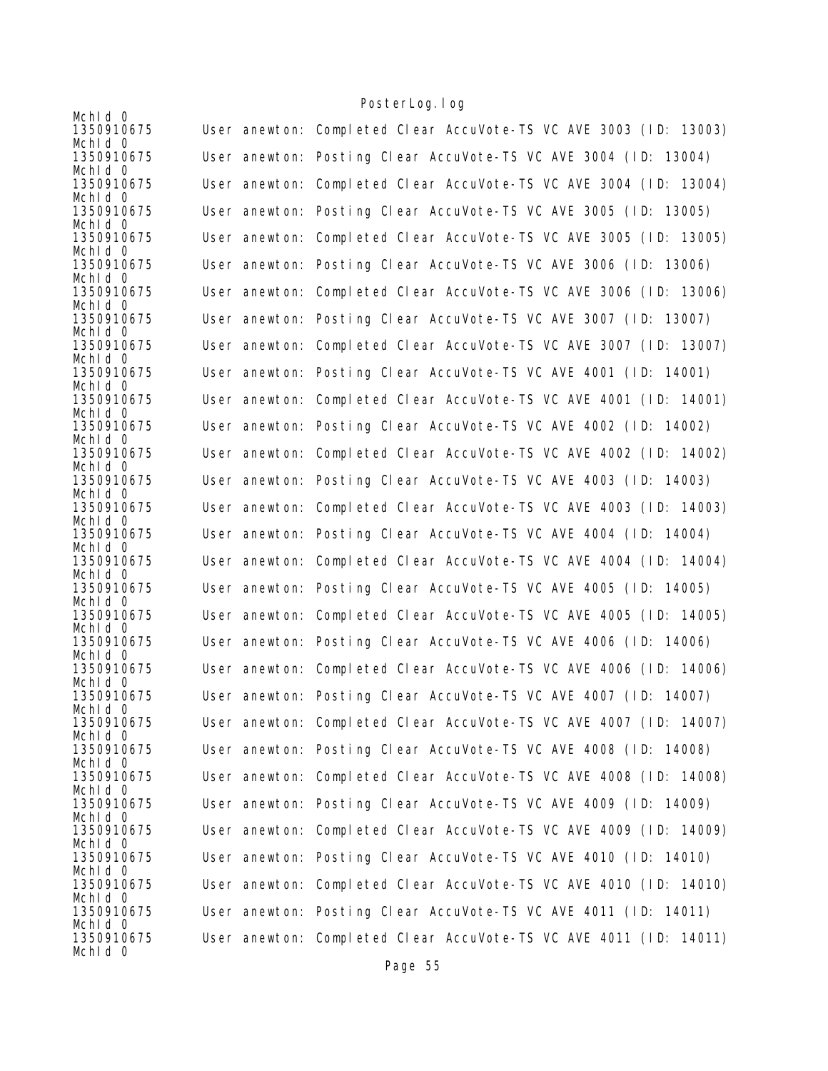```
McId 0
1350910675      User anewton: Completed Clear AccuVote-TS VC AVE 3003 (ID: 13003)
McId 0
1350910675      User anewton: Posting Clear AccuVote-TS VC AVE 3004 (ID: 13004)
McId 0
1350910675      User anewton: Completed Clear AccuVote-TS VC AVE 3004 (ID: 13004)
McId 0
1350910675      User anewton: Posting Clear AccuVote-TS VC AVE 3005 (ID: 13005)
McId 0
1350910675      User anewton: Completed Clear AccuVote-TS VC AVE 3005 (ID: 13005)
McId 0
1350910675      User anewton: Posting Clear AccuVote-TS VC AVE 3006 (ID: 13006)
McId 0
1350910675      User anewton: Completed Clear AccuVote-TS VC AVE 3006 (ID: 13006)
McId 0
1350910675      User anewton: Posting Clear AccuVote-TS VC AVE 3007 (ID: 13007)
McId 0
1350910675      User anewton: Completed Clear AccuVote-TS VC AVE 3007 (ID: 13007)
McId 0
1350910675      User anewton: Posting Clear AccuVote-TS VC AVE 4001 (ID: 14001)
McId 0
1350910675      User anewton: Completed Clear AccuVote-TS VC AVE 4001 (ID: 14001)
McId 0
1350910675      User anewton: Posting Clear AccuVote-TS VC AVE 4002 (ID: 14002)
McId 0
1350910675      User anewton: Completed Clear AccuVote-TS VC AVE 4002 (ID: 14002)
McId 0
1350910675      User anewton: Posting Clear AccuVote-TS VC AVE 4003 (ID: 14003)
McId 0
1350910675      User anewton: Completed Clear AccuVote-TS VC AVE 4003 (ID: 14003)
McId 0
1350910675      User anewton: Posting Clear AccuVote-TS VC AVE 4004 (ID: 14004)
McId 0
1350910675      User anewton: Completed Clear AccuVote-TS VC AVE 4004 (ID: 14004)
McId 0
1350910675      User anewton: Posting Clear AccuVote-TS VC AVE 4005 (ID: 14005)
McId 0
1350910675      User anewton: Completed Clear AccuVote-TS VC AVE 4005 (ID: 14005)
McId 0
1350910675      User anewton: Posting Clear AccuVote-TS VC AVE 4006 (ID: 14006)
McId 0
1350910675      User anewton: Completed Clear AccuVote-TS VC AVE 4006 (ID: 14006)
McId 0
1350910675      User anewton: Posting Clear AccuVote-TS VC AVE 4007 (ID: 14007)
McId 0
1350910675      User anewton: Completed Clear AccuVote-TS VC AVE 4007 (ID: 14007)
McId 0
1350910675      User anewton: Posting Clear AccuVote-TS VC AVE 4008 (ID: 14008)
McId 0
1350910675      User anewton: Completed Clear AccuVote-TS VC AVE 4008 (ID: 14008)
McId 0
1350910675      User anewton: Posting Clear AccuVote-TS VC AVE 4009 (ID: 14009)
McId 0
1350910675      User anewton: Completed Clear AccuVote-TS VC AVE 4009 (ID: 14009)
McId 0
1350910675      User anewton: Posting Clear AccuVote-TS VC AVE 4010 (ID: 14010)
McId 0
1350910675      User anewton: Completed Clear AccuVote-TS VC AVE 4010 (ID: 14010)
McId 0
1350910675      User anewton: Posting Clear AccuVote-TS VC AVE 4011 (ID: 14011)
McId 0
1350910675      User anewton: Completed Clear AccuVote-TS VC AVE 4011 (ID: 14011)
McId 0
```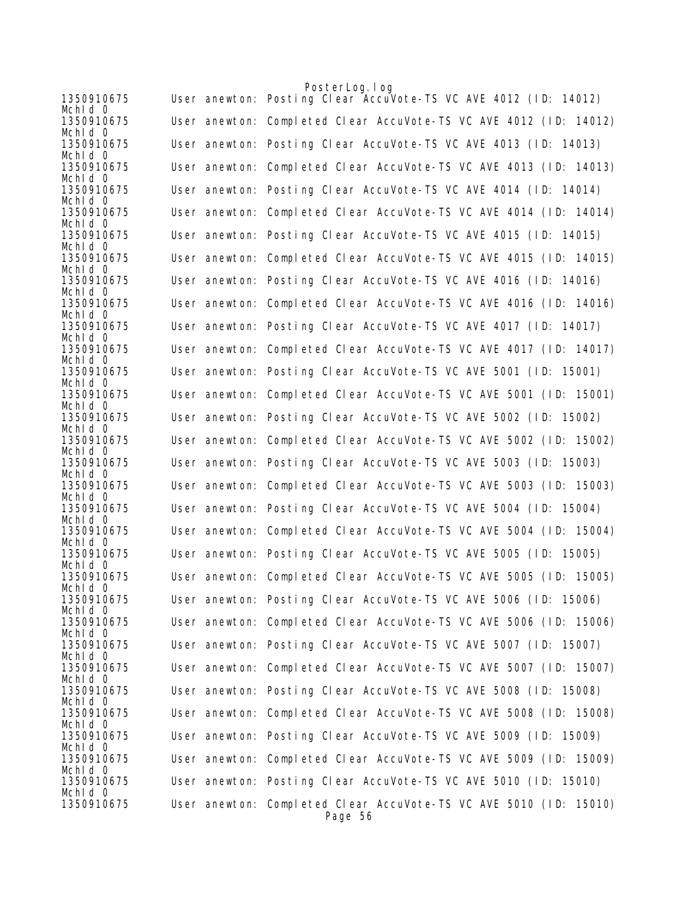```
1350910675      User anewton: Posting Clear AccuVote-TS VC AVE 4012 (ID: 14012)
McHId 0
1350910675      User anewton: Completed Clear AccuVote-TS VC AVE 4012 (ID: 14012)
McHId 0
1350910675      User anewton: Posting Clear AccuVote-TS VC AVE 4013 (ID: 14013)
McHId 0
1350910675      User anewton: Completed Clear AccuVote-TS VC AVE 4013 (ID: 14013)
McHId 0
1350910675      User anewton: Posting Clear AccuVote-TS VC AVE 4014 (ID: 14014)
McHId 0
1350910675      User anewton: Completed Clear AccuVote-TS VC AVE 4014 (ID: 14014)
McHId 0
1350910675      User anewton: Posting Clear AccuVote-TS VC AVE 4015 (ID: 14015)
McHId 0
1350910675      User anewton: Completed Clear AccuVote-TS VC AVE 4015 (ID: 14015)
McHId 0
1350910675      User anewton: Posting Clear AccuVote-TS VC AVE 4016 (ID: 14016)
McHId 0
1350910675      User anewton: Completed Clear AccuVote-TS VC AVE 4016 (ID: 14016)
McHId 0
1350910675      User anewton: Posting Clear AccuVote-TS VC AVE 4017 (ID: 14017)
McHId 0
1350910675      User anewton: Completed Clear AccuVote-TS VC AVE 4017 (ID: 14017)
McHId 0
1350910675      User anewton: Posting Clear AccuVote-TS VC AVE 5001 (ID: 15001)
McHId 0
1350910675      User anewton: Completed Clear AccuVote-TS VC AVE 5001 (ID: 15001)
McHId 0
1350910675      User anewton: Posting Clear AccuVote-TS VC AVE 5002 (ID: 15002)
McHId 0
1350910675      User anewton: Completed Clear AccuVote-TS VC AVE 5002 (ID: 15002)
McHId 0
1350910675      User anewton: Posting Clear AccuVote-TS VC AVE 5003 (ID: 15003)
McHId 0
1350910675      User anewton: Completed Clear AccuVote-TS VC AVE 5003 (ID: 15003)
McHId 0
1350910675      User anewton: Posting Clear AccuVote-TS VC AVE 5004 (ID: 15004)
McHId 0
1350910675      User anewton: Completed Clear AccuVote-TS VC AVE 5004 (ID: 15004)
McHId 0
1350910675      User anewton: Posting Clear AccuVote-TS VC AVE 5005 (ID: 15005)
McHId 0
1350910675      User anewton: Completed Clear AccuVote-TS VC AVE 5005 (ID: 15005)
McHId 0
1350910675      User anewton: Posting Clear AccuVote-TS VC AVE 5006 (ID: 15006)
McHId 0
1350910675      User anewton: Completed Clear AccuVote-TS VC AVE 5006 (ID: 15006)
McHId 0
1350910675      User anewton: Posting Clear AccuVote-TS VC AVE 5007 (ID: 15007)
McHId 0
1350910675      User anewton: Completed Clear AccuVote-TS VC AVE 5007 (ID: 15007)
McHId 0
1350910675      User anewton: Posting Clear AccuVote-TS VC AVE 5008 (ID: 15008)
McHId 0
1350910675      User anewton: Completed Clear AccuVote-TS VC AVE 5008 (ID: 15008)
McHId 0
1350910675      User anewton: Posting Clear AccuVote-TS VC AVE 5009 (ID: 15009)
McHId 0
1350910675      User anewton: Completed Clear AccuVote-TS VC AVE 5009 (ID: 15009)
McHId 0
1350910675      User anewton: Posting Clear AccuVote-TS VC AVE 5010 (ID: 15010)
McHId 0
1350910675      User anewton: Completed Clear AccuVote-TS VC AVE 5010 (ID: 15010)
```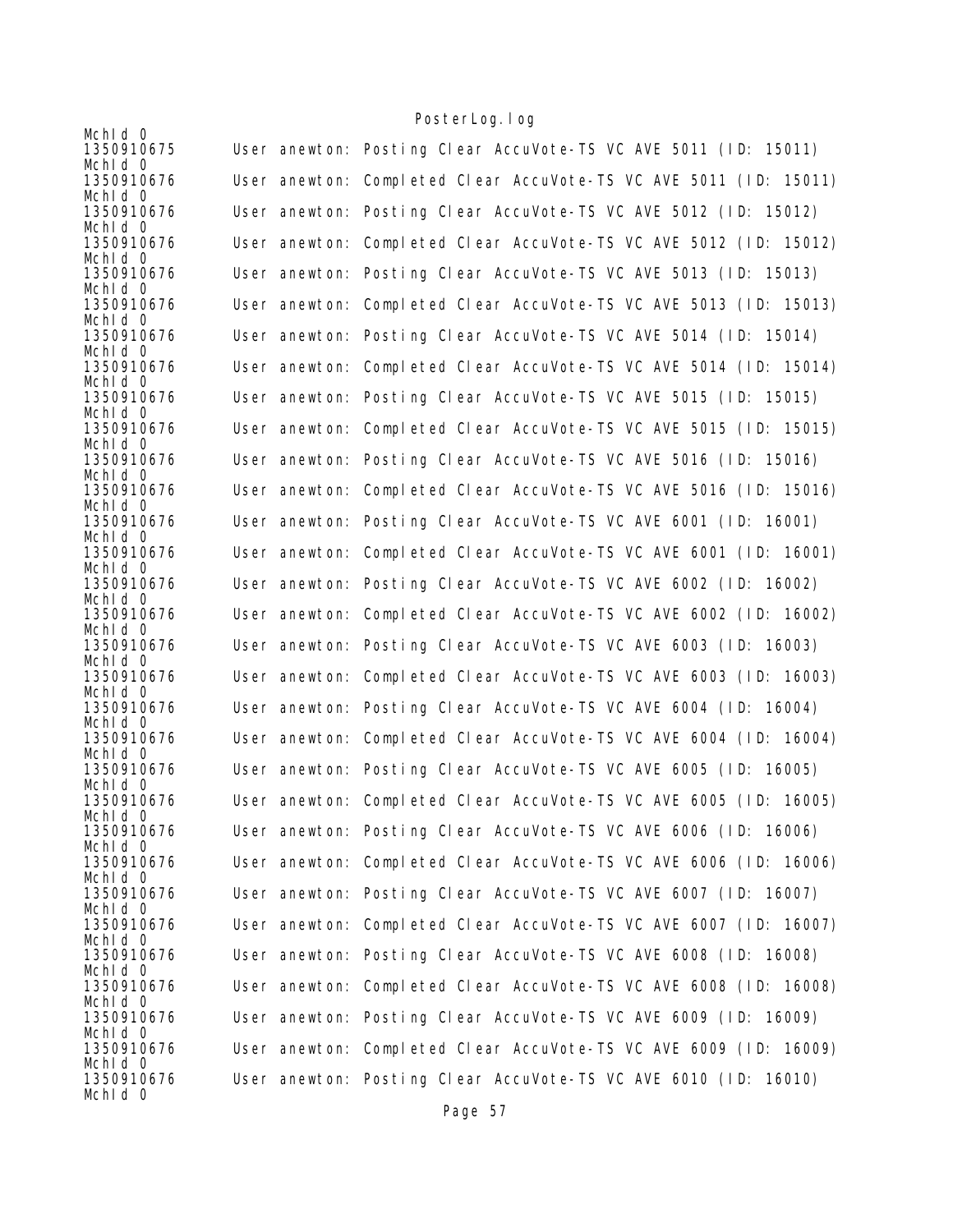```
McId 0
1350910675      User anewton: Posting Clear AccuVote-TS VC AVE 5011 (ID: 15011)
McId 0
1350910676      User anewton: Completed Clear AccuVote-TS VC AVE 5011 (ID: 15011)
McId 0
1350910676      User anewton: Posting Clear AccuVote-TS VC AVE 5012 (ID: 15012)
McId 0
1350910676      User anewton: Completed Clear AccuVote-TS VC AVE 5012 (ID: 15012)
McId 0
1350910676      User anewton: Posting Clear AccuVote-TS VC AVE 5013 (ID: 15013)
McId 0
1350910676      User anewton: Completed Clear AccuVote-TS VC AVE 5013 (ID: 15013)
McId 0
1350910676      User anewton: Posting Clear AccuVote-TS VC AVE 5014 (ID: 15014)
McId 0
1350910676      User anewton: Completed Clear AccuVote-TS VC AVE 5014 (ID: 15014)
McId 0
1350910676      User anewton: Posting Clear AccuVote-TS VC AVE 5015 (ID: 15015)
McId 0
1350910676      User anewton: Completed Clear AccuVote-TS VC AVE 5015 (ID: 15015)
McId 0
1350910676      User anewton: Posting Clear AccuVote-TS VC AVE 5016 (ID: 15016)
McId 0
1350910676      User anewton: Completed Clear AccuVote-TS VC AVE 5016 (ID: 15016)
McId 0
1350910676      User anewton: Posting Clear AccuVote-TS VC AVE 6001 (ID: 16001)
McId 0
1350910676      User anewton: Completed Clear AccuVote-TS VC AVE 6001 (ID: 16001)
McId 0
1350910676      User anewton: Posting Clear AccuVote-TS VC AVE 6002 (ID: 16002)
McId 0
1350910676      User anewton: Completed Clear AccuVote-TS VC AVE 6002 (ID: 16002)
McId 0
1350910676      User anewton: Posting Clear AccuVote-TS VC AVE 6003 (ID: 16003)
McId 0
1350910676      User anewton: Completed Clear AccuVote-TS VC AVE 6003 (ID: 16003)
McId 0
1350910676      User anewton: Posting Clear AccuVote-TS VC AVE 6004 (ID: 16004)
McId 0
1350910676      User anewton: Completed Clear AccuVote-TS VC AVE 6004 (ID: 16004)
McId 0
1350910676      User anewton: Posting Clear AccuVote-TS VC AVE 6005 (ID: 16005)
McId 0
1350910676      User anewton: Completed Clear AccuVote-TS VC AVE 6005 (ID: 16005)
McId 0
1350910676      User anewton: Posting Clear AccuVote-TS VC AVE 6006 (ID: 16006)
McId 0
1350910676      User anewton: Completed Clear AccuVote-TS VC AVE 6006 (ID: 16006)
McId 0
1350910676      User anewton: Posting Clear AccuVote-TS VC AVE 6007 (ID: 16007)
McId 0
1350910676      User anewton: Completed Clear AccuVote-TS VC AVE 6007 (ID: 16007)
McId 0
1350910676      User anewton: Posting Clear AccuVote-TS VC AVE 6008 (ID: 16008)
McId 0
1350910676      User anewton: Completed Clear AccuVote-TS VC AVE 6008 (ID: 16008)
McId 0
1350910676      User anewton: Posting Clear AccuVote-TS VC AVE 6009 (ID: 16009)
McId 0
1350910676      User anewton: Completed Clear AccuVote-TS VC AVE 6009 (ID: 16009)
McId 0
1350910676      User anewton: Posting Clear AccuVote-TS VC AVE 6010 (ID: 16010)
McId 0
```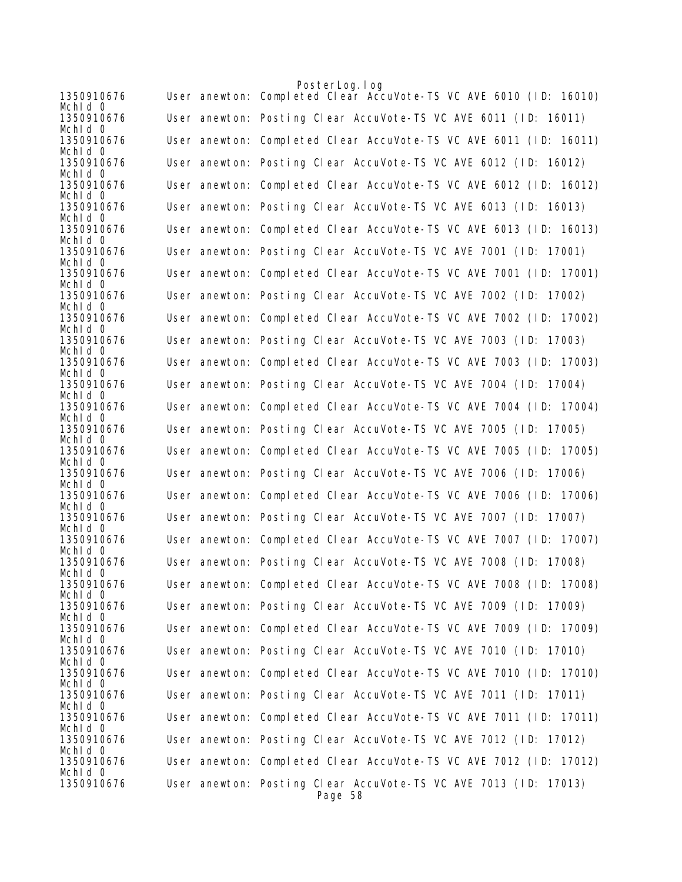```
1350910676      User anewton: Completed Clear AccuVote-TS VC AVE 6010 (ID: 16010)
McId 0
1350910676      User anewton: Posting Clear AccuVote-TS VC AVE 6011 (ID: 16011)
McId 0
1350910676      User anewton: Completed Clear AccuVote-TS VC AVE 6011 (ID: 16011)
McId 0
1350910676      User anewton: Posting Clear AccuVote-TS VC AVE 6012 (ID: 16012)
McId 0
1350910676      User anewton: Completed Clear AccuVote-TS VC AVE 6012 (ID: 16012)
McId 0
1350910676      User anewton: Posting Clear AccuVote-TS VC AVE 6013 (ID: 16013)
McId 0
1350910676      User anewton: Completed Clear AccuVote-TS VC AVE 6013 (ID: 16013)
McId 0
1350910676      User anewton: Posting Clear AccuVote-TS VC AVE 7001 (ID: 17001)
McId 0
1350910676      User anewton: Completed Clear AccuVote-TS VC AVE 7001 (ID: 17001)
McId 0
1350910676      User anewton: Posting Clear AccuVote-TS VC AVE 7002 (ID: 17002)
McId 0
1350910676      User anewton: Completed Clear AccuVote-TS VC AVE 7002 (ID: 17002)
McId 0
1350910676      User anewton: Posting Clear AccuVote-TS VC AVE 7003 (ID: 17003)
McId 0
1350910676      User anewton: Completed Clear AccuVote-TS VC AVE 7003 (ID: 17003)
McId 0
1350910676      User anewton: Posting Clear AccuVote-TS VC AVE 7004 (ID: 17004)
McId 0
1350910676      User anewton: Completed Clear AccuVote-TS VC AVE 7004 (ID: 17004)
McId 0
1350910676      User anewton: Posting Clear AccuVote-TS VC AVE 7005 (ID: 17005)
McId 0
1350910676      User anewton: Completed Clear AccuVote-TS VC AVE 7005 (ID: 17005)
McId 0
1350910676      User anewton: Posting Clear AccuVote-TS VC AVE 7006 (ID: 17006)
McId 0
1350910676      User anewton: Completed Clear AccuVote-TS VC AVE 7006 (ID: 17006)
McId 0
1350910676      User anewton: Posting Clear AccuVote-TS VC AVE 7007 (ID: 17007)
McId 0
1350910676      User anewton: Completed Clear AccuVote-TS VC AVE 7007 (ID: 17007)
McId 0
1350910676      User anewton: Posting Clear AccuVote-TS VC AVE 7008 (ID: 17008)
McId 0
1350910676      User anewton: Completed Clear AccuVote-TS VC AVE 7008 (ID: 17008)
McId 0
1350910676      User anewton: Posting Clear AccuVote-TS VC AVE 7009 (ID: 17009)
McId 0
1350910676      User anewton: Completed Clear AccuVote-TS VC AVE 7009 (ID: 17009)
McId 0
1350910676      User anewton: Posting Clear AccuVote-TS VC AVE 7010 (ID: 17010)
McId 0
1350910676      User anewton: Completed Clear AccuVote-TS VC AVE 7010 (ID: 17010)
McId 0
1350910676      User anewton: Posting Clear AccuVote-TS VC AVE 7011 (ID: 17011)
McId 0
1350910676      User anewton: Completed Clear AccuVote-TS VC AVE 7011 (ID: 17011)
McId 0
1350910676      User anewton: Posting Clear AccuVote-TS VC AVE 7012 (ID: 17012)
McId 0
1350910676      User anewton: Completed Clear AccuVote-TS VC AVE 7012 (ID: 17012)
McId 0
1350910676      User anewton: Posting Clear AccuVote-TS VC AVE 7013 (ID: 17013)
```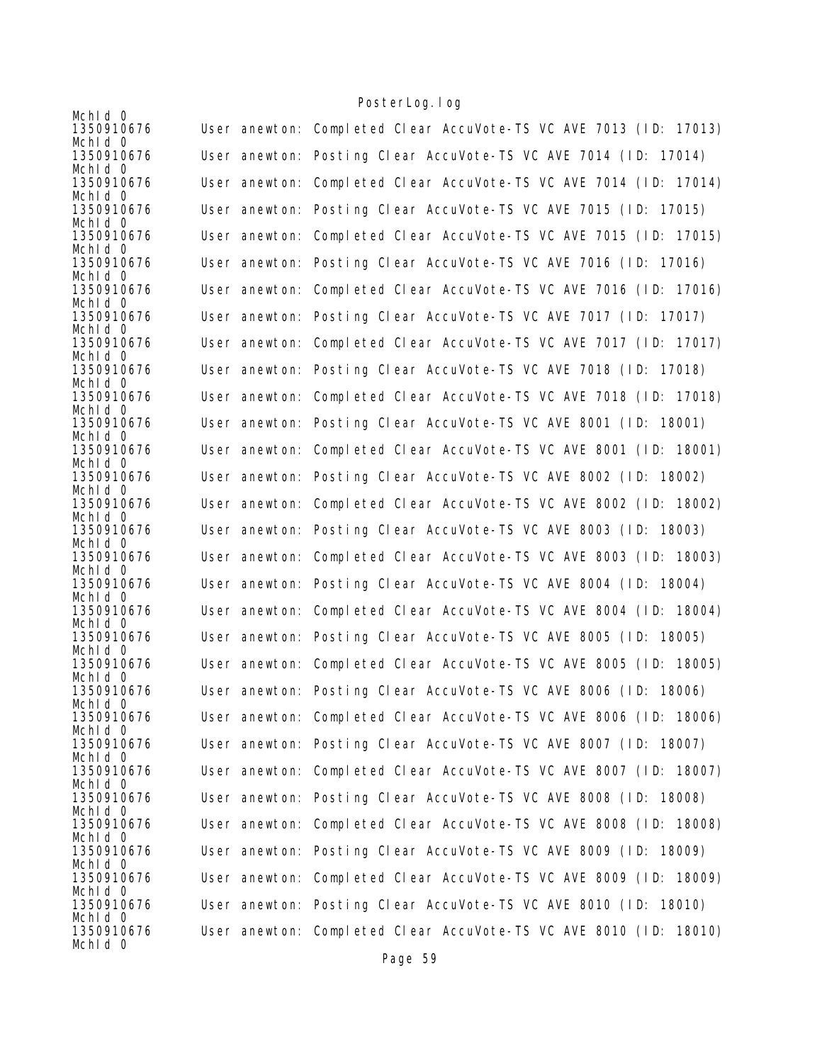```
McHId 0
1350910676      User anewton: Completed Clear AccuVote-TS VC AVE 7013 (ID: 17013)
McHId 0
1350910676      User anewton: Posting Clear AccuVote-TS VC AVE 7014 (ID: 17014)
McHId 0
1350910676      User anewton: Completed Clear AccuVote-TS VC AVE 7014 (ID: 17014)
McHId 0
1350910676      User anewton: Posting Clear AccuVote-TS VC AVE 7015 (ID: 17015)
McHId 0
1350910676      User anewton: Completed Clear AccuVote-TS VC AVE 7015 (ID: 17015)
McHId 0
1350910676      User anewton: Posting Clear AccuVote-TS VC AVE 7016 (ID: 17016)
McHId 0
1350910676      User anewton: Completed Clear AccuVote-TS VC AVE 7016 (ID: 17016)
McHId 0
1350910676      User anewton: Posting Clear AccuVote-TS VC AVE 7017 (ID: 17017)
McHId 0
1350910676      User anewton: Completed Clear AccuVote-TS VC AVE 7017 (ID: 17017)
McHId 0
1350910676      User anewton: Posting Clear AccuVote-TS VC AVE 7018 (ID: 17018)
McHId 0
1350910676      User anewton: Completed Clear AccuVote-TS VC AVE 7018 (ID: 17018)
McHId 0
1350910676      User anewton: Posting Clear AccuVote-TS VC AVE 8001 (ID: 18001)
McHId 0
1350910676      User anewton: Completed Clear AccuVote-TS VC AVE 8001 (ID: 18001)
McHId 0
1350910676      User anewton: Posting Clear AccuVote-TS VC AVE 8002 (ID: 18002)
McHId 0
1350910676      User anewton: Completed Clear AccuVote-TS VC AVE 8002 (ID: 18002)
McHId 0
1350910676      User anewton: Posting Clear AccuVote-TS VC AVE 8003 (ID: 18003)
McHId 0
1350910676      User anewton: Completed Clear AccuVote-TS VC AVE 8003 (ID: 18003)
McHId 0
1350910676      User anewton: Posting Clear AccuVote-TS VC AVE 8004 (ID: 18004)
McHId 0
1350910676      User anewton: Completed Clear AccuVote-TS VC AVE 8004 (ID: 18004)
McHId 0
1350910676      User anewton: Posting Clear AccuVote-TS VC AVE 8005 (ID: 18005)
McHId 0
1350910676      User anewton: Completed Clear AccuVote-TS VC AVE 8005 (ID: 18005)
McHId 0
1350910676      User anewton: Posting Clear AccuVote-TS VC AVE 8006 (ID: 18006)
McHId 0
1350910676      User anewton: Completed Clear AccuVote-TS VC AVE 8006 (ID: 18006)
McHId 0
1350910676      User anewton: Posting Clear AccuVote-TS VC AVE 8007 (ID: 18007)
McHId 0
1350910676      User anewton: Completed Clear AccuVote-TS VC AVE 8007 (ID: 18007)
McHId 0
1350910676      User anewton: Posting Clear AccuVote-TS VC AVE 8008 (ID: 18008)
McHId 0
1350910676      User anewton: Completed Clear AccuVote-TS VC AVE 8008 (ID: 18008)
McHId 0
1350910676      User anewton: Posting Clear AccuVote-TS VC AVE 8009 (ID: 18009)
McHId 0
1350910676      User anewton: Completed Clear AccuVote-TS VC AVE 8009 (ID: 18009)
McHId 0
1350910676      User anewton: Posting Clear AccuVote-TS VC AVE 8010 (ID: 18010)
McHId 0
1350910676      User anewton: Completed Clear AccuVote-TS VC AVE 8010 (ID: 18010)
McHId 0
```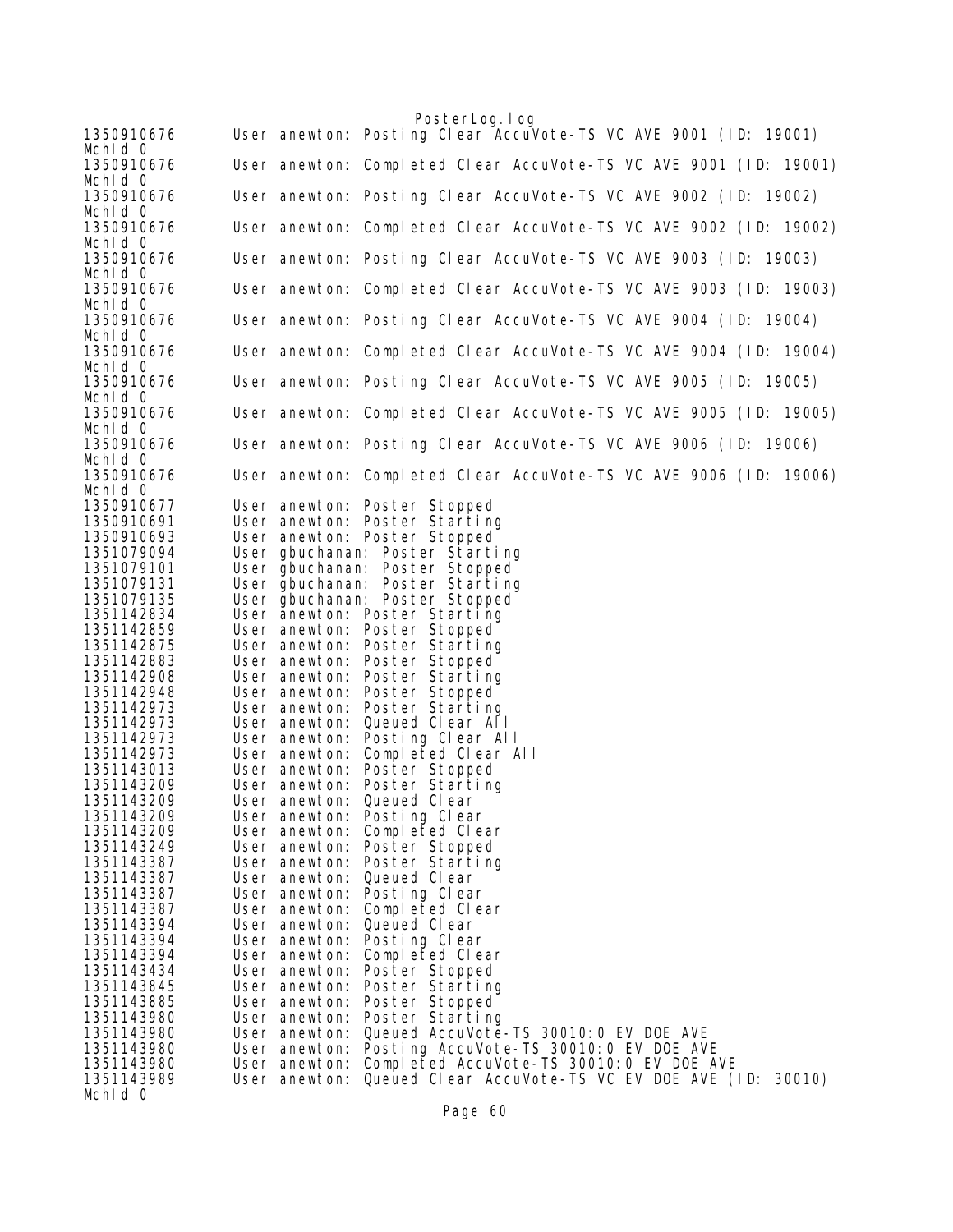```
1350910676      User anewton: Posting Clear AccuVote-TS VC AVE 9001 (ID: 19001)
McHId 0
1350910676      User anewton: Completed Clear AccuVote-TS VC AVE 9001 (ID: 19001)
McHId 0
1350910676      User anewton: Posting Clear AccuVote-TS VC AVE 9002 (ID: 19002)
McHId 0
1350910676      User anewton: Completed Clear AccuVote-TS VC AVE 9002 (ID: 19002)
McHId 0
1350910676      User anewton: Posting Clear AccuVote-TS VC AVE 9003 (ID: 19003)
McHId 0
1350910676      User anewton: Completed Clear AccuVote-TS VC AVE 9003 (ID: 19003)
McHId 0
1350910676      User anewton: Posting Clear AccuVote-TS VC AVE 9004 (ID: 19004)
McHId 0
1350910676      User anewton: Completed Clear AccuVote-TS VC AVE 9004 (ID: 19004)
McHId 0
1350910676      User anewton: Posting Clear AccuVote-TS VC AVE 9005 (ID: 19005)
McHId 0
1350910676      User anewton: Completed Clear AccuVote-TS VC AVE 9005 (ID: 19005)
McHId 0
1350910676      User anewton: Posting Clear AccuVote-TS VC AVE 9006 (ID: 19006)
McHId 0
1350910676      User anewton: Completed Clear AccuVote-TS VC AVE 9006 (ID: 19006)
McHId 0
1350910677      User anewton: Poster Stopped
1350910691      User anewton: Poster Starting
1350910693      User anewton: Poster Stopped
1351079094      User gbuchanan: Poster Starting
1351079101      User gbuchanan: Poster Stopped
1351079131      User gbuchanan: Poster Starting
1351079135      User gbuchanan: Poster Stopped
1351142834      User anewton: Poster Starting
1351142859      User anewton: Poster Stopped
1351142875      User anewton: Poster Starting
1351142883      User anewton: Poster Stopped
1351142908      User anewton: Poster Starting
1351142948      User anewton: Poster Stopped
1351142973      User anewton: Poster Starting
1351142973      User anewton: Queued Clear All
1351142973      User anewton: Posting Clear All
1351142973      User anewton: Completed Clear All
1351143013      User anewton: Poster Stopped
1351143209      User anewton: Poster Starting
1351143209      User anewton: Queued Clear
1351143209      User anewton: Posting Clear
1351143209      User anewton: Completed Clear
1351143249      User anewton: Poster Stopped
1351143387      User anewton: Poster Starting
1351143387      User anewton: Queued Clear
1351143387      User anewton: Posting Clear
1351143387      User anewton: Completed Clear
1351143394      User anewton: Queued Clear
1351143394      User anewton: Posting Clear
1351143394      User anewton: Completed Clear
1351143434      User anewton: Poster Stopped
1351143845      User anewton: Poster Starting
1351143885      User anewton: Poster Stopped
1351143980      User anewton: Poster Starting
1351143980      User anewton: Queued AccuVote-TS 30010:0 EV DOE AVE
1351143980      User anewton: Posting AccuVote-TS 30010:0 EV DOE AVE
1351143980      User anewton: Completed AccuVote-TS 30010:0 EV DOE AVE
1351143989      User anewton: Queued Clear AccuVote-TS VC EV DOE AVE (ID: 30010)
McHId 0
```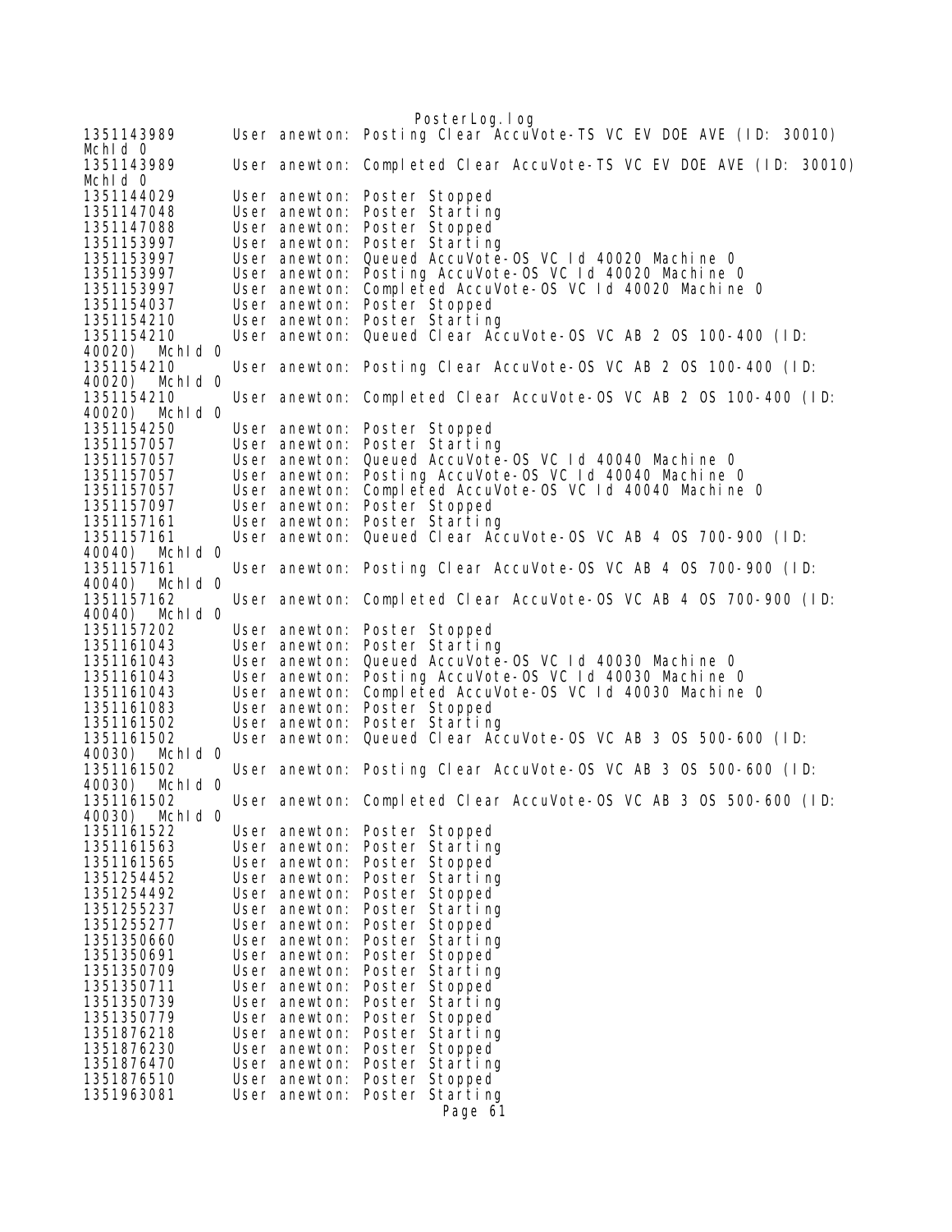```
1351143989        User anewton: Posting Clear AccuVote-TS VC EV DOE AVE (ID: 30010) 
MchId 0
1351143989        User anewton: Completed Clear AccuVote-TS VC EV DOE AVE (ID: 30010) 
MchId 0
1351144029        User anewton: Poster Stopped
1351147048        User anewton: Poster Starting
1351147088        User anewton: Poster Stopped
1351153997        User anewton: Poster Starting
1351153997        User anewton: Queued AccuVote-OS VC Id 40020 Machine 0
1351153997        User anewton: Posting AccuVote-OS VC Id 40020 Machine 0
1351153997        User anewton: Completed AccuVote-OS VC Id 40020 Machine 0
1351154037        User anewton: Poster Stopped
1351154210        User anewton: Poster Starting
1351154210        User anewton: Queued Clear AccuVote-OS VC AB 2 OS 100-400 (ID: 
40020)  MchId 0
1351154210        User anewton: Posting Clear AccuVote-OS VC AB 2 OS 100-400 (ID: 
40020)  MchId 0
1351154210        User anewton: Completed Clear AccuVote-OS VC AB 2 OS 100-400 (ID: 
40020)  MchId 0
1351154250        User anewton: Poster Stopped
1351157057        User anewton: Poster Starting
1351157057        User anewton: Queued AccuVote-OS VC Id 40040 Machine 0
1351157057        User anewton: Posting AccuVote-OS VC Id 40040 Machine 0
1351157057        User anewton: Completed AccuVote-OS VC Id 40040 Machine 0
1351157097        User anewton: Poster Stopped
1351157161        User anewton: Poster Starting
1351157161        User anewton: Queued Clear AccuVote-OS VC AB 4 OS 700-900 (ID: 
40040)  MchId 0
1351157161        User anewton: Posting Clear AccuVote-OS VC AB 4 OS 700-900 (ID: 
40040)  MchId 0
1351157162        User anewton: Completed Clear AccuVote-OS VC AB 4 OS 700-900 (ID: 
40040)  MchId 0
1351157202        User anewton: Poster Stopped
1351161043        User anewton: Poster Starting
1351161043        User anewton: Queued AccuVote-OS VC Id 40030 Machine 0
1351161043        User anewton: Posting AccuVote-OS VC Id 40030 Machine 0
1351161043        User anewton: Completed AccuVote-OS VC Id 40030 Machine 0
1351161083        User anewton: Poster Stopped
1351161502        User anewton: Poster Starting
1351161502        User anewton: Queued Clear AccuVote-OS VC AB 3 OS 500-600 (ID: 
40030)  MchId 0
1351161502        User anewton: Posting Clear AccuVote-OS VC AB 3 OS 500-600 (ID: 
40030)  MchId 0
1351161502        User anewton: Completed Clear AccuVote-OS VC AB 3 OS 500-600 (ID: 
40030)  MchId 0
1351161522        User anewton: Poster Stopped
1351161563        User anewton: Poster Starting
1351161565        User anewton: Poster Stopped
1351254452        User anewton: Poster Starting
1351254492        User anewton: Poster Stopped
1351255237        User anewton: Poster Starting
1351255277        User anewton: Poster Stopped
1351350660        User anewton: Poster Starting
1351350691        User anewton: Poster Stopped
1351350709        User anewton: Poster Starting
1351350711        User anewton: Poster Stopped
1351350739        User anewton: Poster Starting
1351350779        User anewton: Poster Stopped
1351876218        User anewton: Poster Starting
1351876230        User anewton: Poster Stopped
1351876470        User anewton: Poster Starting
1351876510        User anewton: Poster Stopped
1351963081        User anewton: Poster Starting
```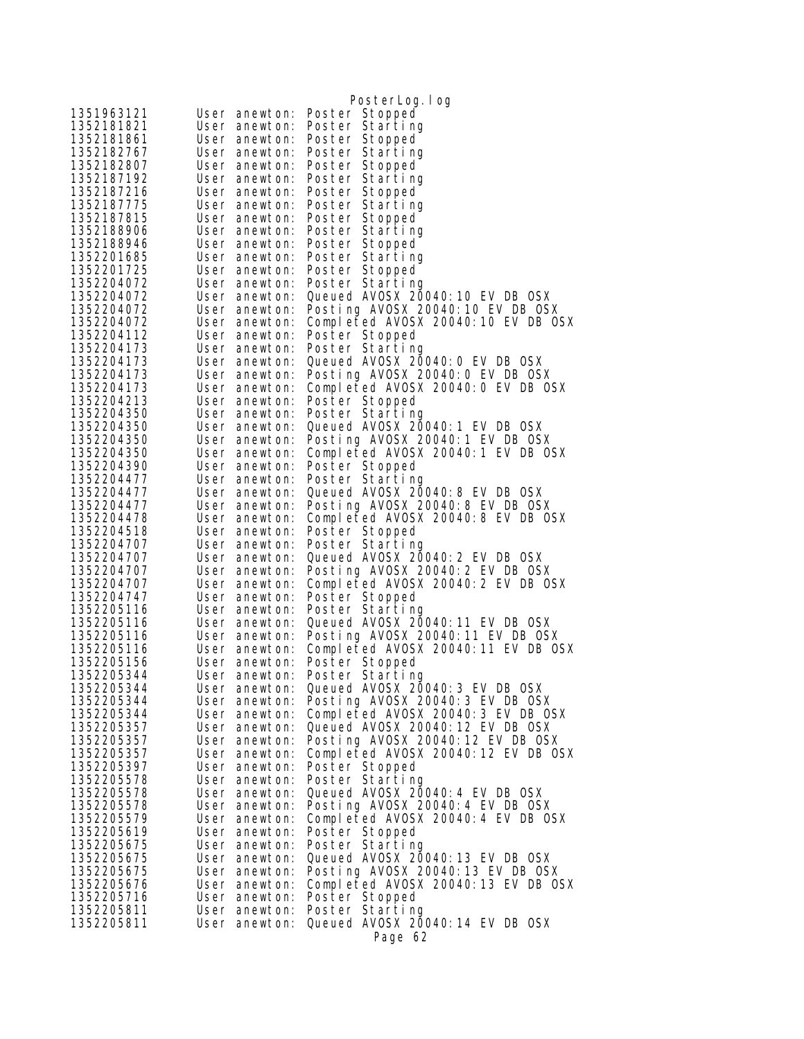```
1351963121      User anewton: Poster Stopped
1352181821      User anewton: Poster Starting
1352181861      User anewton: Poster Stopped
1352182767      User anewton: Poster Starting
1352182807      User anewton: Poster Stopped
1352187192      User anewton: Poster Starting
1352187216      User anewton: Poster Stopped
1352187775      User anewton: Poster Starting
1352187815      User anewton: Poster Stopped
1352188906      User anewton: Poster Starting
1352188946      User anewton: Poster Stopped
1352201685      User anewton: Poster Starting
1352201725      User anewton: Poster Stopped
1352204072      User anewton: Poster Starting
1352204072      User anewton: Queued AVOSX 20040:10 EV DB OSX
1352204072      User anewton: Posting AVOSX 20040:10 EV DB OSX
1352204072      User anewton: Completed AVOSX 20040:10 EV DB OSX
1352204112      User anewton: Poster Stopped
1352204173      User anewton: Poster Starting
1352204173      User anewton: Queued AVOSX 20040:0 EV DB OSX
1352204173      User anewton: Posting AVOSX 20040:0 EV DB OSX
1352204173      User anewton: Completed AVOSX 20040:0 EV DB OSX
1352204213      User anewton: Poster Stopped
1352204350      User anewton: Poster Starting
1352204350      User anewton: Queued AVOSX 20040:1 EV DB OSX
1352204350      User anewton: Posting AVOSX 20040:1 EV DB OSX
1352204350      User anewton: Completed AVOSX 20040:1 EV DB OSX
1352204390      User anewton: Poster Stopped
1352204477      User anewton: Poster Starting
1352204477      User anewton: Queued AVOSX 20040:8 EV DB OSX
1352204477      User anewton: Posting AVOSX 20040:8 EV DB OSX
1352204478      User anewton: Completed AVOSX 20040:8 EV DB OSX
1352204518      User anewton: Poster Stopped
1352204707      User anewton: Poster Starting
1352204707      User anewton: Queued AVOSX 20040:2 EV DB OSX
1352204707      User anewton: Posting AVOSX 20040:2 EV DB OSX
1352204707      User anewton: Completed AVOSX 20040:2 EV DB OSX
1352204747      User anewton: Poster Stopped
1352205116      User anewton: Poster Starting
1352205116      User anewton: Queued AVOSX 20040:11 EV DB OSX
1352205116      User anewton: Posting AVOSX 20040:11 EV DB OSX
1352205116      User anewton: Completed AVOSX 20040:11 EV DB OSX
1352205156      User anewton: Poster Stopped
1352205344      User anewton: Poster Starting
1352205344      User anewton: Queued AVOSX 20040:3 EV DB OSX
1352205344      User anewton: Posting AVOSX 20040:3 EV DB OSX
1352205344      User anewton: Completed AVOSX 20040:3 EV DB OSX
1352205357      User anewton: Queued AVOSX 20040:12 EV DB OSX
1352205357      User anewton: Posting AVOSX 20040:12 EV DB OSX
1352205357      User anewton: Completed AVOSX 20040:12 EV DB OSX
1352205397      User anewton: Poster Stopped
1352205578      User anewton: Poster Starting
1352205578      User anewton: Queued AVOSX 20040:4 EV DB OSX
1352205578      User anewton: Posting AVOSX 20040:4 EV DB OSX
1352205579      User anewton: Completed AVOSX 20040:4 EV DB OSX
1352205619      User anewton: Poster Stopped
1352205675      User anewton: Poster Starting
1352205675      User anewton: Queued AVOSX 20040:13 EV DB OSX
1352205675      User anewton: Posting AVOSX 20040:13 EV DB OSX
1352205676      User anewton: Completed AVOSX 20040:13 EV DB OSX
1352205716      User anewton: Poster Stopped
1352205811      User anewton: Poster Starting
1352205811      User anewton: Queued AVOSX 20040:14 EV DB OSX
```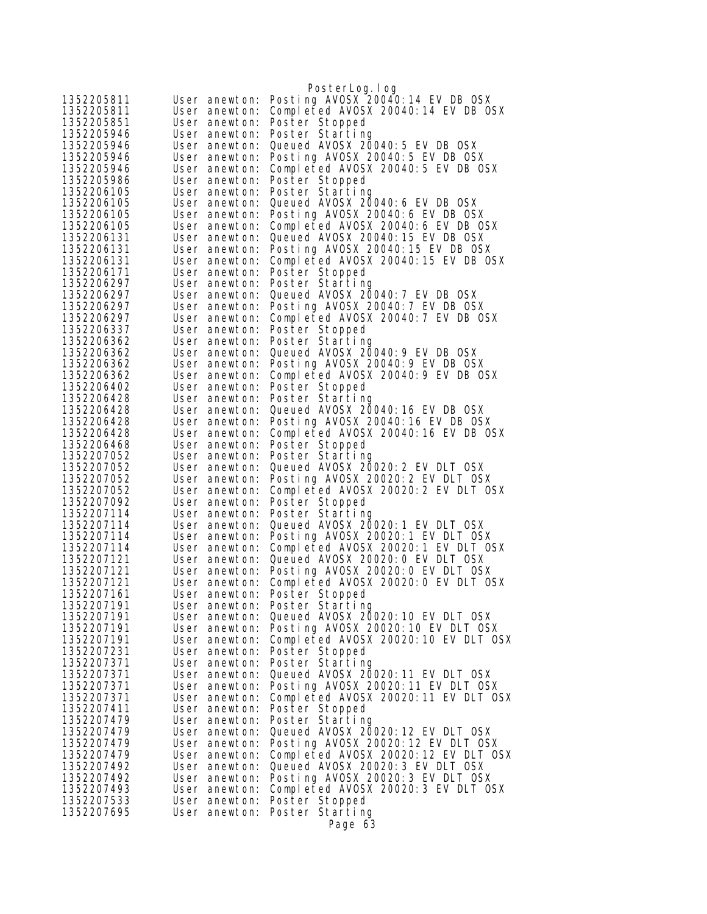```
1352205811      User anewton: Posting AVOSX 20040:14 EV DB OSX
1352205811      User anewton: Completed AVOSX 20040:14 EV DB OSX
1352205851      User anewton: Poster Stopped
1352205946      User anewton: Poster Starting
1352205946      User anewton: Queued AVOSX 20040:5 EV DB OSX
1352205946      User anewton: Posting AVOSX 20040:5 EV DB OSX
1352205946      User anewton: Completed AVOSX 20040:5 EV DB OSX
1352205986      User anewton: Poster Stopped
1352206105      User anewton: Poster Starting
1352206105      User anewton: Queued AVOSX 20040:6 EV DB OSX
1352206105      User anewton: Posting AVOSX 20040:6 EV DB OSX
1352206105      User anewton: Completed AVOSX 20040:6 EV DB OSX
1352206131      User anewton: Queued AVOSX 20040:15 EV DB OSX
1352206131      User anewton: Posting AVOSX 20040:15 EV DB OSX
1352206131      User anewton: Completed AVOSX 20040:15 EV DB OSX
1352206171      User anewton: Poster Stopped
1352206297      User anewton: Poster Starting
1352206297      User anewton: Queued AVOSX 20040:7 EV DB OSX
1352206297      User anewton: Posting AVOSX 20040:7 EV DB OSX
1352206297      User anewton: Completed AVOSX 20040:7 EV DB OSX
1352206337      User anewton: Poster Stopped
1352206362      User anewton: Poster Starting
1352206362      User anewton: Queued AVOSX 20040:9 EV DB OSX
1352206362      User anewton: Posting AVOSX 20040:9 EV DB OSX
1352206362      User anewton: Completed AVOSX 20040:9 EV DB OSX
1352206402      User anewton: Poster Stopped
1352206428      User anewton: Poster Starting
1352206428      User anewton: Queued AVOSX 20040:16 EV DB OSX
1352206428      User anewton: Posting AVOSX 20040:16 EV DB OSX
1352206428      User anewton: Completed AVOSX 20040:16 EV DB OSX
1352206468      User anewton: Poster Stopped
1352207052      User anewton: Poster Starting
1352207052      User anewton: Queued AVOSX 20020:2 EV DLT OSX
1352207052      User anewton: Posting AVOSX 20020:2 EV DLT OSX
1352207052      User anewton: Completed AVOSX 20020:2 EV DLT OSX
1352207092      User anewton: Poster Stopped
1352207114      User anewton: Poster Starting
1352207114      User anewton: Queued AVOSX 20020:1 EV DLT OSX
1352207114      User anewton: Posting AVOSX 20020:1 EV DLT OSX
1352207114      User anewton: Completed AVOSX 20020:1 EV DLT OSX
1352207121      User anewton: Queued AVOSX 20020:0 EV DLT OSX
1352207121      User anewton: Posting AVOSX 20020:0 EV DLT OSX
1352207121      User anewton: Completed AVOSX 20020:0 EV DLT OSX
1352207161      User anewton: Poster Stopped
1352207191      User anewton: Poster Starting
1352207191      User anewton: Queued AVOSX 20020:10 EV DLT OSX
1352207191      User anewton: Posting AVOSX 20020:10 EV DLT OSX
1352207191      User anewton: Completed AVOSX 20020:10 EV DLT OSX
1352207231      User anewton: Poster Stopped
1352207371      User anewton: Poster Starting
1352207371      User anewton: Queued AVOSX 20020:11 EV DLT OSX
1352207371      User anewton: Posting AVOSX 20020:11 EV DLT OSX
1352207371      User anewton: Completed AVOSX 20020:11 EV DLT OSX
1352207411      User anewton: Poster Stopped
1352207479      User anewton: Poster Starting
1352207479      User anewton: Queued AVOSX 20020:12 EV DLT OSX
1352207479      User anewton: Posting AVOSX 20020:12 EV DLT OSX
1352207479      User anewton: Completed AVOSX 20020:12 EV DLT OSX
1352207492      User anewton: Queued AVOSX 20020:3 EV DLT OSX
1352207492      User anewton: Posting AVOSX 20020:3 EV DLT OSX
1352207493      User anewton: Completed AVOSX 20020:3 EV DLT OSX
1352207533      User anewton: Poster Stopped
1352207695      User anewton: Poster Starting
```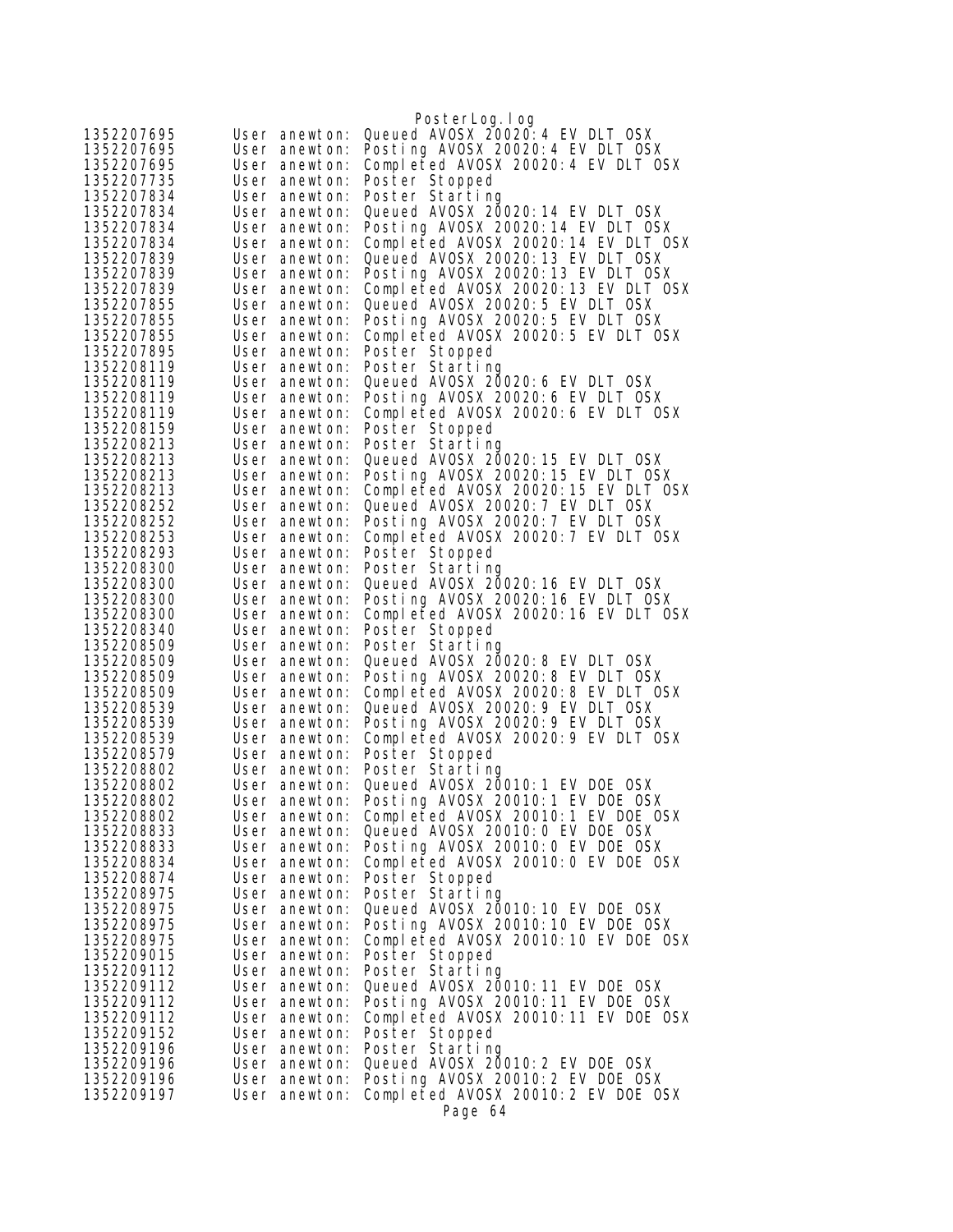```
1352207695      User anewton: Queued AVOSX 20020:4 EV DLT OSX
1352207695      User anewton: Posting AVOSX 20020:4 EV DLT OSX
1352207695      User anewton: Completed AVOSX 20020:4 EV DLT OSX
1352207735      User anewton: Poster Stopped
1352207834      User anewton: Poster Starting
1352207834      User anewton: Queued AVOSX 20020:14 EV DLT OSX
1352207834      User anewton: Posting AVOSX 20020:14 EV DLT OSX
1352207834      User anewton: Completed AVOSX 20020:14 EV DLT OSX
1352207839      User anewton: Queued AVOSX 20020:13 EV DLT OSX
1352207839      User anewton: Posting AVOSX 20020:13 EV DLT OSX
1352207839      User anewton: Completed AVOSX 20020:13 EV DLT OSX
1352207855      User anewton: Queued AVOSX 20020:5 EV DLT OSX
1352207855      User anewton: Posting AVOSX 20020:5 EV DLT OSX
1352207855      User anewton: Completed AVOSX 20020:5 EV DLT OSX
1352207895      User anewton: Poster Stopped
1352208119      User anewton: Poster Starting
1352208119      User anewton: Queued AVOSX 20020:6 EV DLT OSX
1352208119      User anewton: Posting AVOSX 20020:6 EV DLT OSX
1352208119      User anewton: Completed AVOSX 20020:6 EV DLT OSX
1352208159      User anewton: Poster Stopped
1352208213      User anewton: Poster Starting
1352208213      User anewton: Queued AVOSX 20020:15 EV DLT OSX
1352208213      User anewton: Posting AVOSX 20020:15 EV DLT OSX
1352208213      User anewton: Completed AVOSX 20020:15 EV DLT OSX
1352208252      User anewton: Queued AVOSX 20020:7 EV DLT OSX
1352208252      User anewton: Posting AVOSX 20020:7 EV DLT OSX
1352208253      User anewton: Completed AVOSX 20020:7 EV DLT OSX
1352208293      User anewton: Poster Stopped
1352208300      User anewton: Poster Starting
1352208300      User anewton: Queued AVOSX 20020:16 EV DLT OSX
1352208300      User anewton: Posting AVOSX 20020:16 EV DLT OSX
1352208300      User anewton: Completed AVOSX 20020:16 EV DLT OSX
1352208340      User anewton: Poster Stopped
1352208509      User anewton: Poster Starting
1352208509      User anewton: Queued AVOSX 20020:8 EV DLT OSX
1352208509      User anewton: Posting AVOSX 20020:8 EV DLT OSX
1352208509      User anewton: Completed AVOSX 20020:8 EV DLT OSX
1352208539      User anewton: Queued AVOSX 20020:9 EV DLT OSX
1352208539      User anewton: Posting AVOSX 20020:9 EV DLT OSX
1352208539      User anewton: Completed AVOSX 20020:9 EV DLT OSX
1352208579      User anewton: Poster Stopped
1352208802      User anewton: Poster Starting
1352208802      User anewton: Queued AVOSX 20010:1 EV DOE OSX
1352208802      User anewton: Posting AVOSX 20010:1 EV DOE OSX
1352208802      User anewton: Completed AVOSX 20010:1 EV DOE OSX
1352208833      User anewton: Queued AVOSX 20010:0 EV DOE OSX
1352208833      User anewton: Posting AVOSX 20010:0 EV DOE OSX
1352208834      User anewton: Completed AVOSX 20010:0 EV DOE OSX
1352208874      User anewton: Poster Stopped
1352208975      User anewton: Poster Starting
1352208975      User anewton: Queued AVOSX 20010:10 EV DOE OSX
1352208975      User anewton: Posting AVOSX 20010:10 EV DOE OSX
1352208975      User anewton: Completed AVOSX 20010:10 EV DOE OSX
1352209015      User anewton: Poster Stopped
1352209112      User anewton: Poster Starting
1352209112      User anewton: Queued AVOSX 20010:11 EV DOE OSX
1352209112      User anewton: Posting AVOSX 20010:11 EV DOE OSX
1352209112      User anewton: Completed AVOSX 20010:11 EV DOE OSX
1352209152      User anewton: Poster Stopped
1352209196      User anewton: Poster Starting
1352209196      User anewton: Queued AVOSX 20010:2 EV DOE OSX
1352209196      User anewton: Posting AVOSX 20010:2 EV DOE OSX
1352209197      User anewton: Completed AVOSX 20010:2 EV DOE OSX
```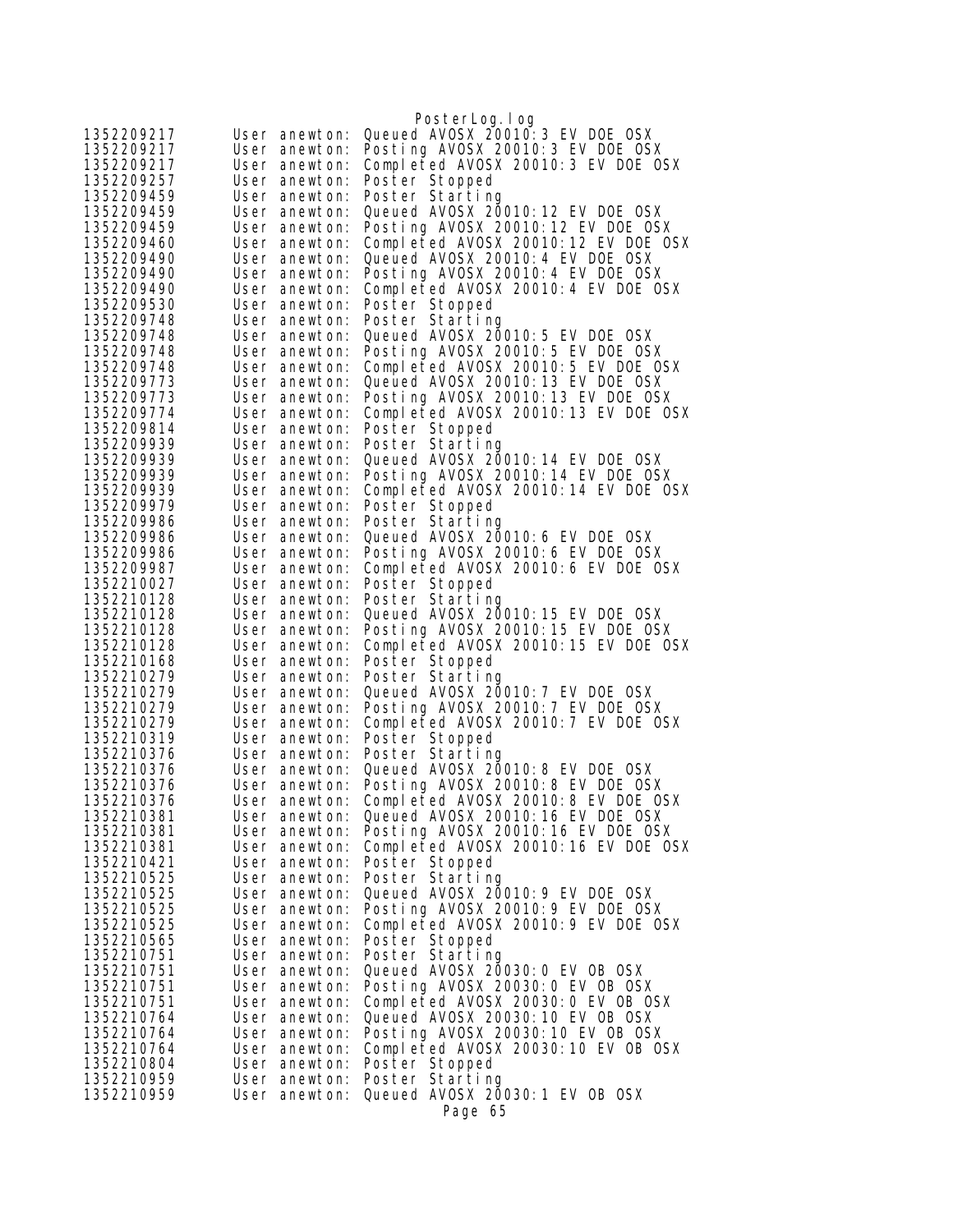```
1352209217      User anewton: Queued AVOSX 20010:3 EV DOE OSX
1352209217      User anewton: Posting AVOSX 20010:3 EV DOE OSX
1352209217      User anewton: Completed AVOSX 20010:3 EV DOE OSX
1352209257      User anewton: Poster Stopped
1352209459      User anewton: Poster Starting
1352209459      User anewton: Queued AVOSX 20010:12 EV DOE OSX
1352209459      User anewton: Posting AVOSX 20010:12 EV DOE OSX
1352209460      User anewton: Completed AVOSX 20010:12 EV DOE OSX
1352209490      User anewton: Queued AVOSX 20010:4 EV DOE OSX
1352209490      User anewton: Posting AVOSX 20010:4 EV DOE OSX
1352209490      User anewton: Completed AVOSX 20010:4 EV DOE OSX
1352209530      User anewton: Poster Stopped
1352209748      User anewton: Poster Starting
1352209748      User anewton: Queued AVOSX 20010:5 EV DOE OSX
1352209748      User anewton: Posting AVOSX 20010:5 EV DOE OSX
1352209748      User anewton: Completed AVOSX 20010:5 EV DOE OSX
1352209773      User anewton: Queued AVOSX 20010:13 EV DOE OSX
1352209773      User anewton: Posting AVOSX 20010:13 EV DOE OSX
1352209774      User anewton: Completed AVOSX 20010:13 EV DOE OSX
1352209814      User anewton: Poster Stopped
1352209939      User anewton: Poster Starting
1352209939      User anewton: Queued AVOSX 20010:14 EV DOE OSX
1352209939      User anewton: Posting AVOSX 20010:14 EV DOE OSX
1352209939      User anewton: Completed AVOSX 20010:14 EV DOE OSX
1352209979      User anewton: Poster Stopped
1352209986      User anewton: Poster Starting
1352209986      User anewton: Queued AVOSX 20010:6 EV DOE OSX
1352209986      User anewton: Posting AVOSX 20010:6 EV DOE OSX
1352209987      User anewton: Completed AVOSX 20010:6 EV DOE OSX
1352210027      User anewton: Poster Stopped
1352210128      User anewton: Poster Starting
1352210128      User anewton: Queued AVOSX 20010:15 EV DOE OSX
1352210128      User anewton: Posting AVOSX 20010:15 EV DOE OSX
1352210128      User anewton: Completed AVOSX 20010:15 EV DOE OSX
1352210168      User anewton: Poster Stopped
1352210279      User anewton: Poster Starting
1352210279      User anewton: Queued AVOSX 20010:7 EV DOE OSX
1352210279      User anewton: Posting AVOSX 20010:7 EV DOE OSX
1352210279      User anewton: Completed AVOSX 20010:7 EV DOE OSX
1352210319      User anewton: Poster Stopped
1352210376      User anewton: Poster Starting
1352210376      User anewton: Queued AVOSX 20010:8 EV DOE OSX
1352210376      User anewton: Posting AVOSX 20010:8 EV DOE OSX
1352210376      User anewton: Completed AVOSX 20010:8 EV DOE OSX
1352210381      User anewton: Queued AVOSX 20010:16 EV DOE OSX
1352210381      User anewton: Posting AVOSX 20010:16 EV DOE OSX
1352210381      User anewton: Completed AVOSX 20010:16 EV DOE OSX
1352210421      User anewton: Poster Stopped
1352210525      User anewton: Poster Starting
1352210525      User anewton: Queued AVOSX 20010:9 EV DOE OSX
1352210525      User anewton: Posting AVOSX 20010:9 EV DOE OSX
1352210525      User anewton: Completed AVOSX 20010:9 EV DOE OSX
1352210565      User anewton: Poster Stopped
1352210751      User anewton: Poster Starting
1352210751      User anewton: Queued AVOSX 20030:0 EV OB OSX
1352210751      User anewton: Posting AVOSX 20030:0 EV OB OSX
1352210751      User anewton: Completed AVOSX 20030:0 EV OB OSX
1352210764      User anewton: Queued AVOSX 20030:10 EV OB OSX
1352210764      User anewton: Posting AVOSX 20030:10 EV OB OSX
1352210764      User anewton: Completed AVOSX 20030:10 EV OB OSX
1352210804      User anewton: Poster Stopped
1352210959      User anewton: Poster Starting
1352210959      User anewton: Queued AVOSX 20030:1 EV OB OSX
```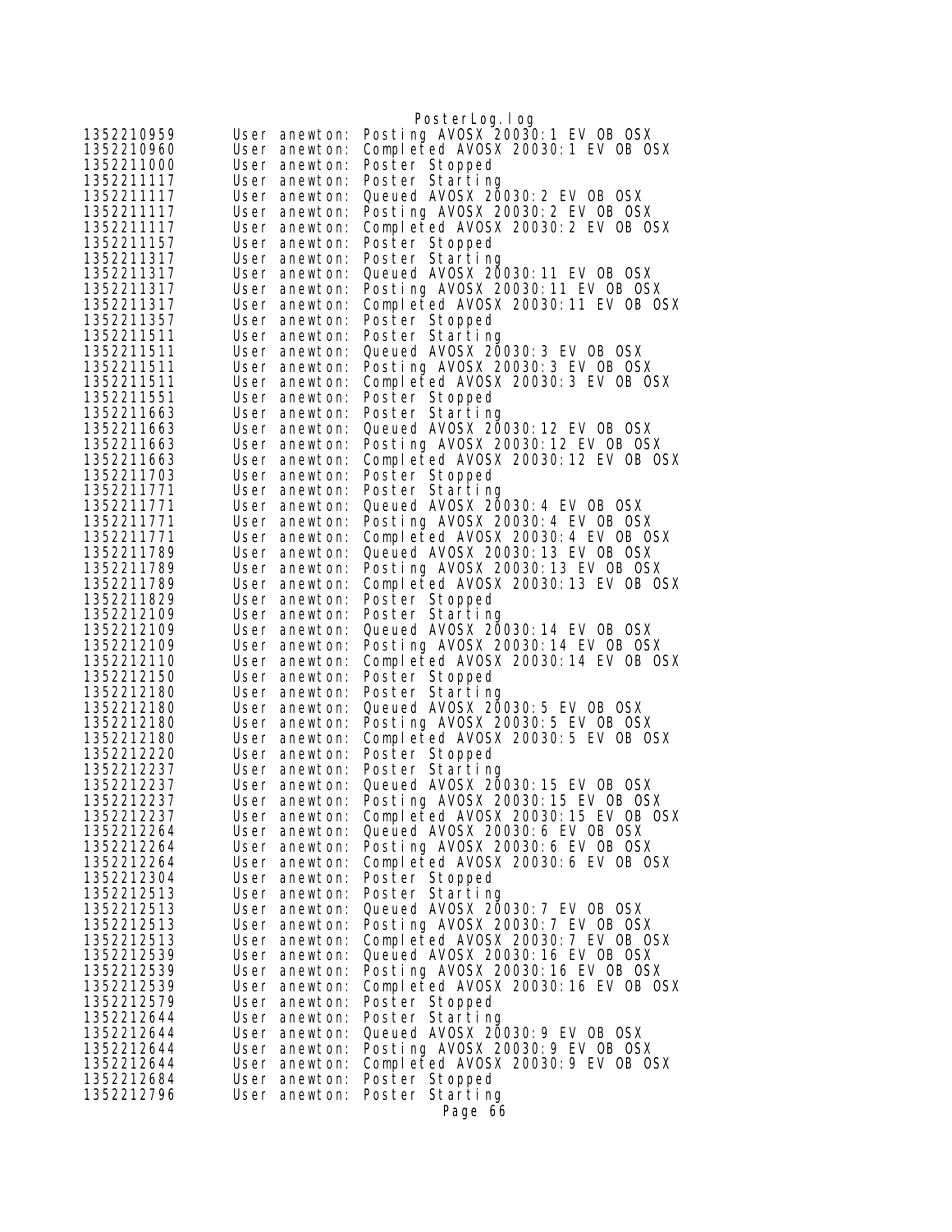```
1352210959      User anewton: Posting AVOSX 20030:1 EV OB OSX
1352210960      User anewton: Completed AVOSX 20030:1 EV OB OSX
1352211000      User anewton: Poster Stopped
1352211117      User anewton: Poster Starting
1352211117      User anewton: Queued AVOSX 20030:2 EV OB OSX
1352211117      User anewton: Posting AVOSX 20030:2 EV OB OSX
1352211117      User anewton: Completed AVOSX 20030:2 EV OB OSX
1352211157      User anewton: Poster Stopped
1352211317      User anewton: Poster Starting
1352211317      User anewton: Queued AVOSX 20030:11 EV OB OSX
1352211317      User anewton: Posting AVOSX 20030:11 EV OB OSX
1352211317      User anewton: Completed AVOSX 20030:11 EV OB OSX
1352211357      User anewton: Poster Stopped
1352211511      User anewton: Poster Starting
1352211511      User anewton: Queued AVOSX 20030:3 EV OB OSX
1352211511      User anewton: Posting AVOSX 20030:3 EV OB OSX
1352211511      User anewton: Completed AVOSX 20030:3 EV OB OSX
1352211551      User anewton: Poster Stopped
1352211663      User anewton: Poster Starting
1352211663      User anewton: Queued AVOSX 20030:12 EV OB OSX
1352211663      User anewton: Posting AVOSX 20030:12 EV OB OSX
1352211663      User anewton: Completed AVOSX 20030:12 EV OB OSX
1352211703      User anewton: Poster Stopped
1352211771      User anewton: Poster Starting
1352211771      User anewton: Queued AVOSX 20030:4 EV OB OSX
1352211771      User anewton: Posting AVOSX 20030:4 EV OB OSX
1352211771      User anewton: Completed AVOSX 20030:4 EV OB OSX
1352211789      User anewton: Queued AVOSX 20030:13 EV OB OSX
1352211789      User anewton: Posting AVOSX 20030:13 EV OB OSX
1352211789      User anewton: Completed AVOSX 20030:13 EV OB OSX
1352211829      User anewton: Poster Stopped
1352212109      User anewton: Poster Starting
1352212109      User anewton: Queued AVOSX 20030:14 EV OB OSX
1352212109      User anewton: Posting AVOSX 20030:14 EV OB OSX
1352212110      User anewton: Completed AVOSX 20030:14 EV OB OSX
1352212150      User anewton: Poster Stopped
1352212180      User anewton: Poster Starting
1352212180      User anewton: Queued AVOSX 20030:5 EV OB OSX
1352212180      User anewton: Posting AVOSX 20030:5 EV OB OSX
1352212180      User anewton: Completed AVOSX 20030:5 EV OB OSX
1352212220      User anewton: Poster Stopped
1352212237      User anewton: Poster Starting
1352212237      User anewton: Queued AVOSX 20030:15 EV OB OSX
1352212237      User anewton: Posting AVOSX 20030:15 EV OB OSX
1352212237      User anewton: Completed AVOSX 20030:15 EV OB OSX
1352212264      User anewton: Queued AVOSX 20030:6 EV OB OSX
1352212264      User anewton: Posting AVOSX 20030:6 EV OB OSX
1352212264      User anewton: Completed AVOSX 20030:6 EV OB OSX
1352212304      User anewton: Poster Stopped
1352212513      User anewton: Poster Starting
1352212513      User anewton: Queued AVOSX 20030:7 EV OB OSX
1352212513      User anewton: Posting AVOSX 20030:7 EV OB OSX
1352212513      User anewton: Completed AVOSX 20030:7 EV OB OSX
1352212539      User anewton: Queued AVOSX 20030:16 EV OB OSX
1352212539      User anewton: Posting AVOSX 20030:16 EV OB OSX
1352212539      User anewton: Completed AVOSX 20030:16 EV OB OSX
1352212579      User anewton: Poster Stopped
1352212644      User anewton: Poster Starting
1352212644      User anewton: Queued AVOSX 20030:9 EV OB OSX
1352212644      User anewton: Posting AVOSX 20030:9 EV OB OSX
1352212644      User anewton: Completed AVOSX 20030:9 EV OB OSX
1352212684      User anewton: Poster Stopped
1352212796      User anewton: Poster Starting
```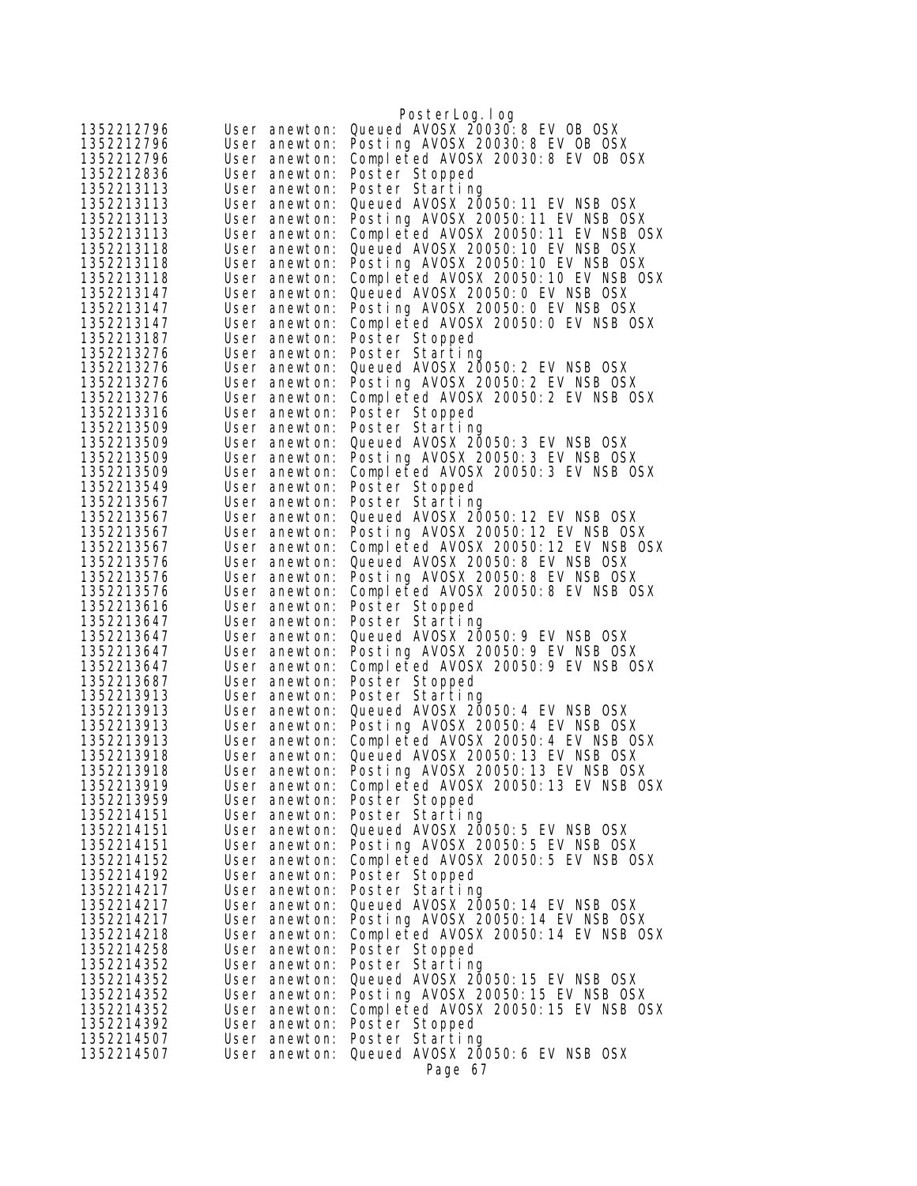```
1352212796      User anewton: Queued AVOSX 20030:8 EV OB OSX
1352212796      User anewton: Posting AVOSX 20030:8 EV OB OSX
1352212796      User anewton: Completed AVOSX 20030:8 EV OB OSX
1352212836      User anewton: Poster Stopped
1352213113      User anewton: Poster Starting
1352213113      User anewton: Queued AVOSX 20050:11 EV NSB OSX
1352213113      User anewton: Posting AVOSX 20050:11 EV NSB OSX
1352213113      User anewton: Completed AVOSX 20050:11 EV NSB OSX
1352213118      User anewton: Queued AVOSX 20050:10 EV NSB OSX
1352213118      User anewton: Posting AVOSX 20050:10 EV NSB OSX
1352213118      User anewton: Completed AVOSX 20050:10 EV NSB OSX
1352213147      User anewton: Queued AVOSX 20050:0 EV NSB OSX
1352213147      User anewton: Posting AVOSX 20050:0 EV NSB OSX
1352213147      User anewton: Completed AVOSX 20050:0 EV NSB OSX
1352213187      User anewton: Poster Stopped
1352213276      User anewton: Poster Starting
1352213276      User anewton: Queued AVOSX 20050:2 EV NSB OSX
1352213276      User anewton: Posting AVOSX 20050:2 EV NSB OSX
1352213276      User anewton: Completed AVOSX 20050:2 EV NSB OSX
1352213316      User anewton: Poster Stopped
1352213509      User anewton: Poster Starting
1352213509      User anewton: Queued AVOSX 20050:3 EV NSB OSX
1352213509      User anewton: Posting AVOSX 20050:3 EV NSB OSX
1352213509      User anewton: Completed AVOSX 20050:3 EV NSB OSX
1352213549      User anewton: Poster Stopped
1352213567      User anewton: Poster Starting
1352213567      User anewton: Queued AVOSX 20050:12 EV NSB OSX
1352213567      User anewton: Posting AVOSX 20050:12 EV NSB OSX
1352213567      User anewton: Completed AVOSX 20050:12 EV NSB OSX
1352213576      User anewton: Queued AVOSX 20050:8 EV NSB OSX
1352213576      User anewton: Posting AVOSX 20050:8 EV NSB OSX
1352213576      User anewton: Completed AVOSX 20050:8 EV NSB OSX
1352213616      User anewton: Poster Stopped
1352213647      User anewton: Poster Starting
1352213647      User anewton: Queued AVOSX 20050:9 EV NSB OSX
1352213647      User anewton: Posting AVOSX 20050:9 EV NSB OSX
1352213647      User anewton: Completed AVOSX 20050:9 EV NSB OSX
1352213687      User anewton: Poster Stopped
1352213913      User anewton: Poster Starting
1352213913      User anewton: Queued AVOSX 20050:4 EV NSB OSX
1352213913      User anewton: Posting AVOSX 20050:4 EV NSB OSX
1352213913      User anewton: Completed AVOSX 20050:4 EV NSB OSX
1352213918      User anewton: Queued AVOSX 20050:13 EV NSB OSX
1352213918      User anewton: Posting AVOSX 20050:13 EV NSB OSX
1352213919      User anewton: Completed AVOSX 20050:13 EV NSB OSX
1352213959      User anewton: Poster Stopped
1352214151      User anewton: Poster Starting
1352214151      User anewton: Queued AVOSX 20050:5 EV NSB OSX
1352214151      User anewton: Posting AVOSX 20050:5 EV NSB OSX
1352214152      User anewton: Completed AVOSX 20050:5 EV NSB OSX
1352214192      User anewton: Poster Stopped
1352214217      User anewton: Poster Starting
1352214217      User anewton: Queued AVOSX 20050:14 EV NSB OSX
1352214217      User anewton: Posting AVOSX 20050:14 EV NSB OSX
1352214218      User anewton: Completed AVOSX 20050:14 EV NSB OSX
1352214258      User anewton: Poster Stopped
1352214352      User anewton: Poster Starting
1352214352      User anewton: Queued AVOSX 20050:15 EV NSB OSX
1352214352      User anewton: Posting AVOSX 20050:15 EV NSB OSX
1352214352      User anewton: Completed AVOSX 20050:15 EV NSB OSX
1352214392      User anewton: Poster Stopped
1352214507      User anewton: Poster Starting
1352214507      User anewton: Queued AVOSX 20050:6 EV NSB OSX
```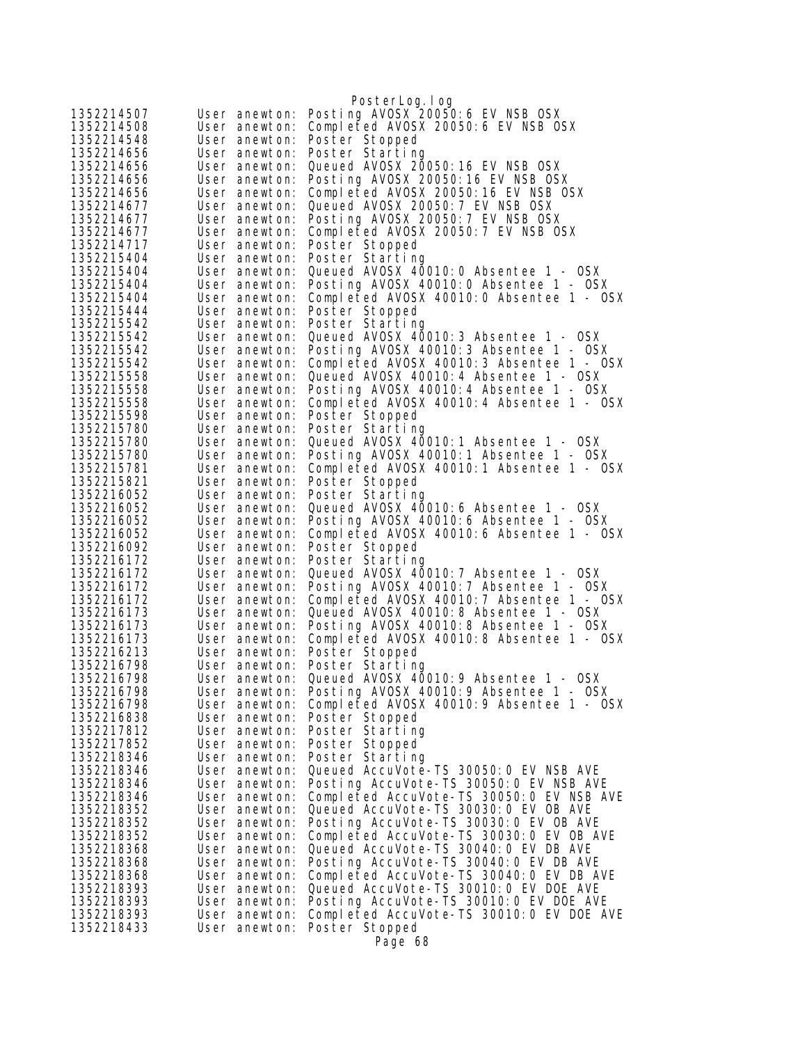```
1352214507      User anewton: Posting AVOSX 20050:6 EV NSB OSX
1352214508      User anewton: Completed AVOSX 20050:6 EV NSB OSX
1352214548      User anewton: Poster Stopped
1352214656      User anewton: Poster Starting
1352214656      User anewton: Queued AVOSX 20050:16 EV NSB OSX
1352214656      User anewton: Posting AVOSX 20050:16 EV NSB OSX
1352214656      User anewton: Completed AVOSX 20050:16 EV NSB OSX
1352214677      User anewton: Queued AVOSX 20050:7 EV NSB OSX
1352214677      User anewton: Posting AVOSX 20050:7 EV NSB OSX
1352214677      User anewton: Completed AVOSX 20050:7 EV NSB OSX
1352214717      User anewton: Poster Stopped
1352215404      User anewton: Poster Starting
1352215404      User anewton: Queued AVOSX 40010:0 Absentee 1 - OSX
1352215404      User anewton: Posting AVOSX 40010:0 Absentee 1 - OSX
1352215404      User anewton: Completed AVOSX 40010:0 Absentee 1 - OSX
1352215444      User anewton: Poster Stopped
1352215542      User anewton: Poster Starting
1352215542      User anewton: Queued AVOSX 40010:3 Absentee 1 - OSX
1352215542      User anewton: Posting AVOSX 40010:3 Absentee 1 - OSX
1352215542      User anewton: Completed AVOSX 40010:3 Absentee 1 - OSX
1352215558      User anewton: Queued AVOSX 40010:4 Absentee 1 - OSX
1352215558      User anewton: Posting AVOSX 40010:4 Absentee 1 - OSX
1352215558      User anewton: Completed AVOSX 40010:4 Absentee 1 - OSX
1352215598      User anewton: Poster Stopped
1352215780      User anewton: Poster Starting
1352215780      User anewton: Queued AVOSX 40010:1 Absentee 1 - OSX
1352215780      User anewton: Posting AVOSX 40010:1 Absentee 1 - OSX
1352215781      User anewton: Completed AVOSX 40010:1 Absentee 1 - OSX
1352215821      User anewton: Poster Stopped
1352216052      User anewton: Poster Starting
1352216052      User anewton: Queued AVOSX 40010:6 Absentee 1 - OSX
1352216052      User anewton: Posting AVOSX 40010:6 Absentee 1 - OSX
1352216052      User anewton: Completed AVOSX 40010:6 Absentee 1 - OSX
1352216092      User anewton: Poster Stopped
1352216172      User anewton: Poster Starting
1352216172      User anewton: Queued AVOSX 40010:7 Absentee 1 - OSX
1352216172      User anewton: Posting AVOSX 40010:7 Absentee 1 - OSX
1352216172      User anewton: Completed AVOSX 40010:7 Absentee 1 - OSX
1352216173      User anewton: Queued AVOSX 40010:8 Absentee 1 - OSX
1352216173      User anewton: Posting AVOSX 40010:8 Absentee 1 - OSX
1352216173      User anewton: Completed AVOSX 40010:8 Absentee 1 - OSX
1352216213      User anewton: Poster Stopped
1352216798      User anewton: Poster Starting
1352216798      User anewton: Queued AVOSX 40010:9 Absentee 1 - OSX
1352216798      User anewton: Posting AVOSX 40010:9 Absentee 1 - OSX
1352216798      User anewton: Completed AVOSX 40010:9 Absentee 1 - OSX
1352216838      User anewton: Poster Stopped
1352217812      User anewton: Poster Starting
1352217852      User anewton: Poster Stopped
1352218346      User anewton: Poster Starting
1352218346      User anewton: Queued AccuVote-TS 30050:0 EV NSB AVE
1352218346      User anewton: Posting AccuVote-TS 30050:0 EV NSB AVE
1352218346      User anewton: Completed AccuVote-TS 30050:0 EV NSB AVE
1352218352      User anewton: Queued AccuVote-TS 30030:0 EV OB AVE
1352218352      User anewton: Posting AccuVote-TS 30030:0 EV OB AVE
1352218352      User anewton: Completed AccuVote-TS 30030:0 EV OB AVE
1352218368      User anewton: Queued AccuVote-TS 30040:0 EV DB AVE
1352218368      User anewton: Posting AccuVote-TS 30040:0 EV DB AVE
1352218368      User anewton: Completed AccuVote-TS 30040:0 EV DB AVE
1352218393      User anewton: Queued AccuVote-TS 30010:0 EV DOE AVE
1352218393      User anewton: Posting AccuVote-TS 30010:0 EV DOE AVE
1352218393      User anewton: Completed AccuVote-TS 30010:0 EV DOE AVE
1352218433      User anewton: Poster Stopped
```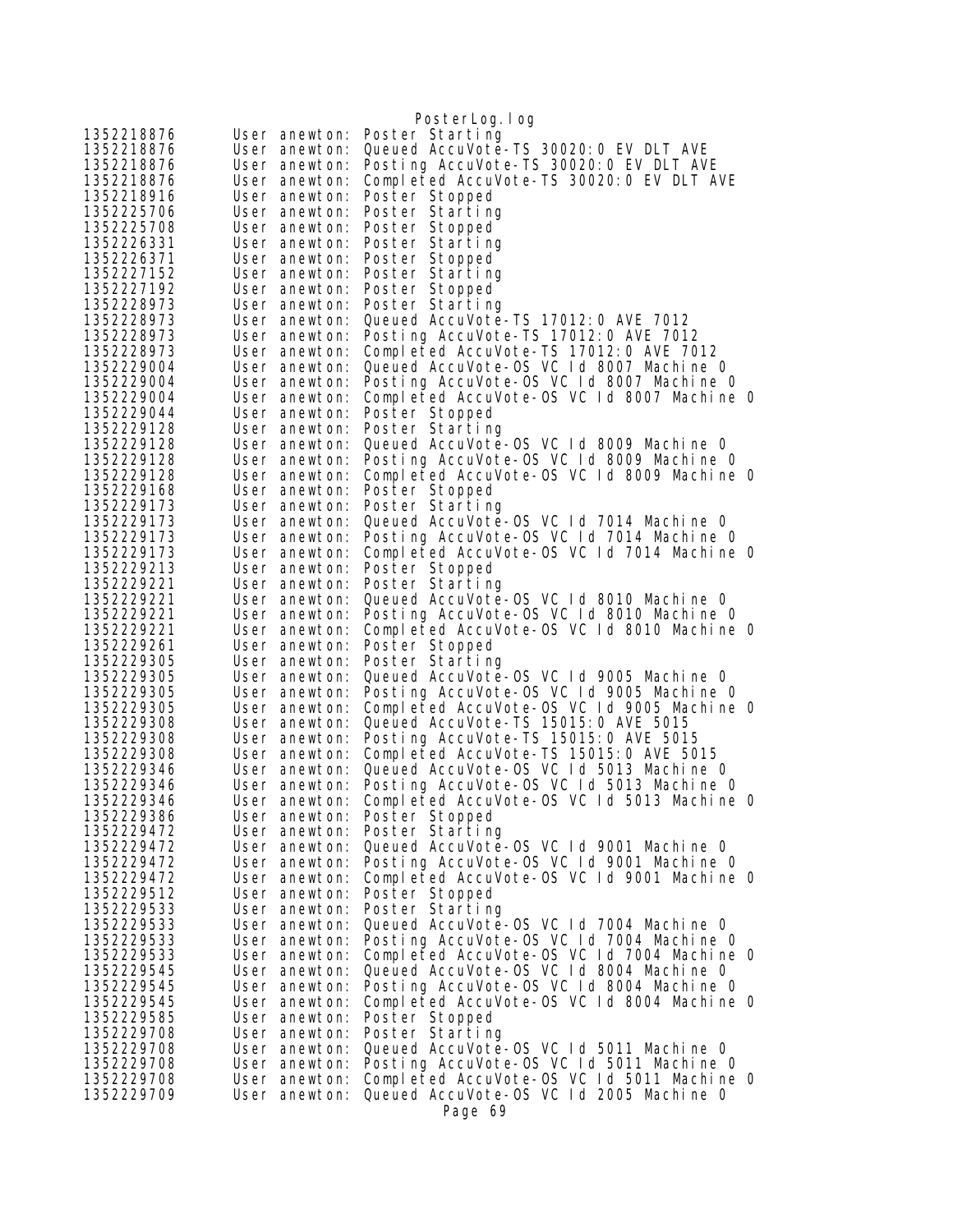```
1352218876      User anewton: Poster Starting
1352218876      User anewton: Queued AccuVote-TS 30020:0 EV DLT AVE
1352218876      User anewton: Posting AccuVote-TS 30020:0 EV DLT AVE
1352218876      User anewton: Completed AccuVote-TS 30020:0 EV DLT AVE
1352218916      User anewton: Poster Stopped
1352225706      User anewton: Poster Starting
1352225708      User anewton: Poster Stopped
1352226331      User anewton: Poster Starting
1352226371      User anewton: Poster Stopped
1352227152      User anewton: Poster Starting
1352227192      User anewton: Poster Stopped
1352228973      User anewton: Poster Starting
1352228973      User anewton: Queued AccuVote-TS 17012:0 AVE 7012
1352228973      User anewton: Posting AccuVote-TS 17012:0 AVE 7012
1352228973      User anewton: Completed AccuVote-TS 17012:0 AVE 7012
1352229004      User anewton: Queued AccuVote-OS VC Id 8007 Machine 0
1352229004      User anewton: Posting AccuVote-OS VC Id 8007 Machine 0
1352229004      User anewton: Completed AccuVote-OS VC Id 8007 Machine 0
1352229044      User anewton: Poster Stopped
1352229128      User anewton: Poster Starting
1352229128      User anewton: Queued AccuVote-OS VC Id 8009 Machine 0
1352229128      User anewton: Posting AccuVote-OS VC Id 8009 Machine 0
1352229128      User anewton: Completed AccuVote-OS VC Id 8009 Machine 0
1352229168      User anewton: Poster Stopped
1352229173      User anewton: Poster Starting
1352229173      User anewton: Queued AccuVote-OS VC Id 7014 Machine 0
1352229173      User anewton: Posting AccuVote-OS VC Id 7014 Machine 0
1352229173      User anewton: Completed AccuVote-OS VC Id 7014 Machine 0
1352229213      User anewton: Poster Stopped
1352229221      User anewton: Poster Starting
1352229221      User anewton: Queued AccuVote-OS VC Id 8010 Machine 0
1352229221      User anewton: Posting AccuVote-OS VC Id 8010 Machine 0
1352229221      User anewton: Completed AccuVote-OS VC Id 8010 Machine 0
1352229261      User anewton: Poster Stopped
1352229305      User anewton: Poster Starting
1352229305      User anewton: Queued AccuVote-OS VC Id 9005 Machine 0
1352229305      User anewton: Posting AccuVote-OS VC Id 9005 Machine 0
1352229305      User anewton: Completed AccuVote-OS VC Id 9005 Machine 0
1352229308      User anewton: Queued AccuVote-TS 15015:0 AVE 5015
1352229308      User anewton: Posting AccuVote-TS 15015:0 AVE 5015
1352229308      User anewton: Completed AccuVote-TS 15015:0 AVE 5015
1352229346      User anewton: Queued AccuVote-OS VC Id 5013 Machine 0
1352229346      User anewton: Posting AccuVote-OS VC Id 5013 Machine 0
1352229346      User anewton: Completed AccuVote-OS VC Id 5013 Machine 0
1352229386      User anewton: Poster Stopped
1352229472      User anewton: Poster Starting
1352229472      User anewton: Queued AccuVote-OS VC Id 9001 Machine 0
1352229472      User anewton: Posting AccuVote-OS VC Id 9001 Machine 0
1352229472      User anewton: Completed AccuVote-OS VC Id 9001 Machine 0
1352229512      User anewton: Poster Stopped
1352229533      User anewton: Poster Starting
1352229533      User anewton: Queued AccuVote-OS VC Id 7004 Machine 0
1352229533      User anewton: Posting AccuVote-OS VC Id 7004 Machine 0
1352229533      User anewton: Completed AccuVote-OS VC Id 7004 Machine 0
1352229545      User anewton: Queued AccuVote-OS VC Id 8004 Machine 0
1352229545      User anewton: Posting AccuVote-OS VC Id 8004 Machine 0
1352229545      User anewton: Completed AccuVote-OS VC Id 8004 Machine 0
1352229585      User anewton: Poster Stopped
1352229708      User anewton: Poster Starting
1352229708      User anewton: Queued AccuVote-OS VC Id 5011 Machine 0
1352229708      User anewton: Posting AccuVote-OS VC Id 5011 Machine 0
1352229708      User anewton: Completed AccuVote-OS VC Id 5011 Machine 0
1352229709      User anewton: Queued AccuVote-OS VC Id 2005 Machine 0
```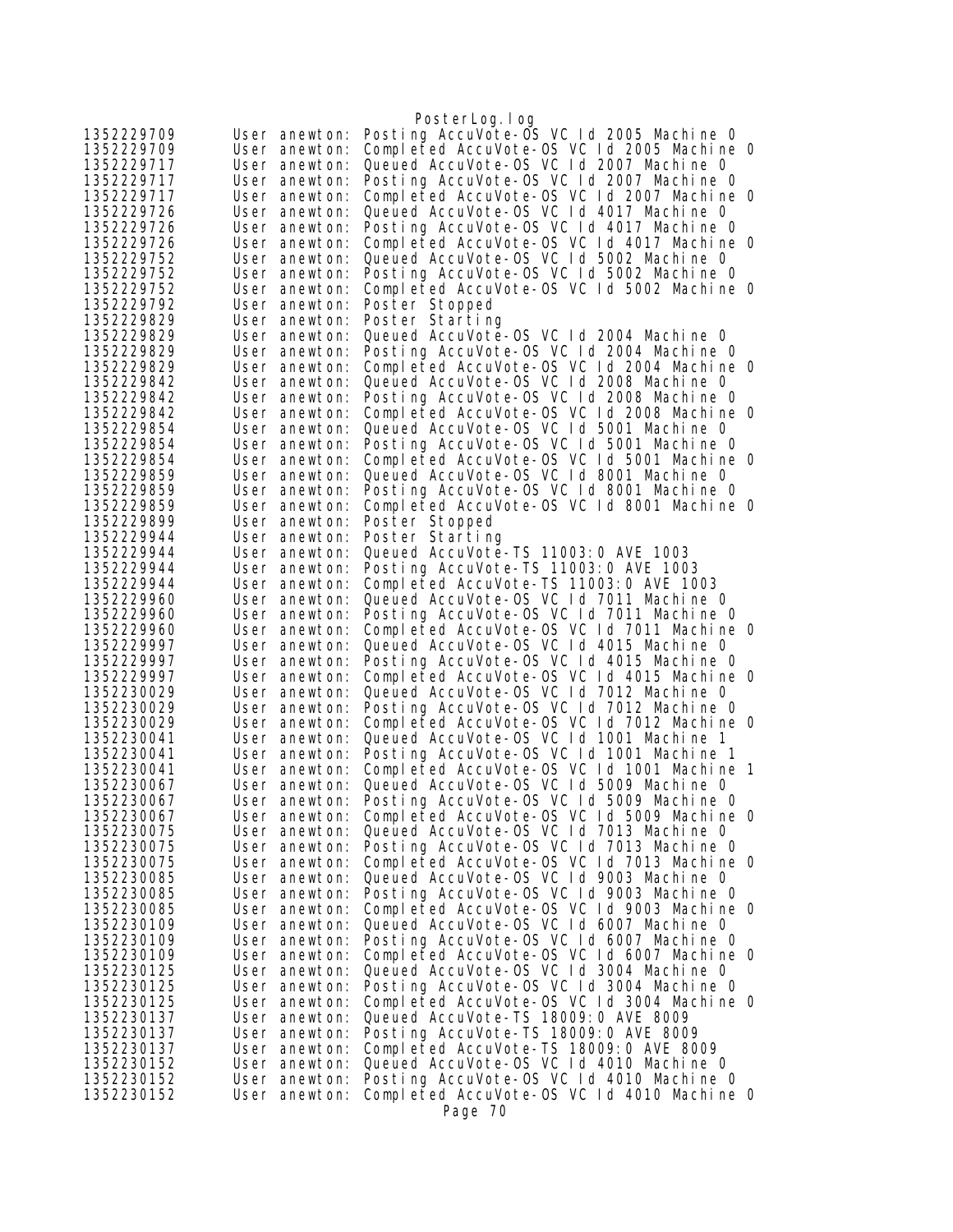```
1352229709      User anewton: Posting AccuVote-OS VC Id 2005 Machine 0
1352229709      User anewton: Completed AccuVote-OS VC Id 2005 Machine 0
1352229717      User anewton: Queued AccuVote-OS VC Id 2007 Machine 0
1352229717      User anewton: Posting AccuVote-OS VC Id 2007 Machine 0
1352229717      User anewton: Completed AccuVote-OS VC Id 2007 Machine 0
1352229726      User anewton: Queued AccuVote-OS VC Id 4017 Machine 0
1352229726      User anewton: Posting AccuVote-OS VC Id 4017 Machine 0
1352229726      User anewton: Completed AccuVote-OS VC Id 4017 Machine 0
1352229752      User anewton: Queued AccuVote-OS VC Id 5002 Machine 0
1352229752      User anewton: Posting AccuVote-OS VC Id 5002 Machine 0
1352229752      User anewton: Completed AccuVote-OS VC Id 5002 Machine 0
1352229792      User anewton: Poster Stopped
1352229829      User anewton: Poster Starting
1352229829      User anewton: Queued AccuVote-OS VC Id 2004 Machine 0
1352229829      User anewton: Posting AccuVote-OS VC Id 2004 Machine 0
1352229829      User anewton: Completed AccuVote-OS VC Id 2004 Machine 0
1352229842      User anewton: Queued AccuVote-OS VC Id 2008 Machine 0
1352229842      User anewton: Posting AccuVote-OS VC Id 2008 Machine 0
1352229842      User anewton: Completed AccuVote-OS VC Id 2008 Machine 0
1352229854      User anewton: Queued AccuVote-OS VC Id 5001 Machine 0
1352229854      User anewton: Posting AccuVote-OS VC Id 5001 Machine 0
1352229854      User anewton: Completed AccuVote-OS VC Id 5001 Machine 0
1352229859      User anewton: Queued AccuVote-OS VC Id 8001 Machine 0
1352229859      User anewton: Posting AccuVote-OS VC Id 8001 Machine 0
1352229859      User anewton: Completed AccuVote-OS VC Id 8001 Machine 0
1352229899      User anewton: Poster Stopped
1352229944      User anewton: Poster Starting
1352229944      User anewton: Queued AccuVote-TS 11003:0 AVE 1003
1352229944      User anewton: Posting AccuVote-TS 11003:0 AVE 1003
1352229944      User anewton: Completed AccuVote-TS 11003:0 AVE 1003
1352229960      User anewton: Queued AccuVote-OS VC Id 7011 Machine 0
1352229960      User anewton: Posting AccuVote-OS VC Id 7011 Machine 0
1352229960      User anewton: Completed AccuVote-OS VC Id 7011 Machine 0
1352229997      User anewton: Queued AccuVote-OS VC Id 4015 Machine 0
1352229997      User anewton: Posting AccuVote-OS VC Id 4015 Machine 0
1352229997      User anewton: Completed AccuVote-OS VC Id 4015 Machine 0
1352230029      User anewton: Queued AccuVote-OS VC Id 7012 Machine 0
1352230029      User anewton: Posting AccuVote-OS VC Id 7012 Machine 0
1352230029      User anewton: Completed AccuVote-OS VC Id 7012 Machine 0
1352230041      User anewton: Queued AccuVote-OS VC Id 1001 Machine 1
1352230041      User anewton: Posting AccuVote-OS VC Id 1001 Machine 1
1352230041      User anewton: Completed AccuVote-OS VC Id 1001 Machine 1
1352230067      User anewton: Queued AccuVote-OS VC Id 5009 Machine 0
1352230067      User anewton: Posting AccuVote-OS VC Id 5009 Machine 0
1352230067      User anewton: Completed AccuVote-OS VC Id 5009 Machine 0
1352230075      User anewton: Queued AccuVote-OS VC Id 7013 Machine 0
1352230075      User anewton: Posting AccuVote-OS VC Id 7013 Machine 0
1352230075      User anewton: Completed AccuVote-OS VC Id 7013 Machine 0
1352230085      User anewton: Queued AccuVote-OS VC Id 9003 Machine 0
1352230085      User anewton: Posting AccuVote-OS VC Id 9003 Machine 0
1352230085      User anewton: Completed AccuVote-OS VC Id 9003 Machine 0
1352230109      User anewton: Queued AccuVote-OS VC Id 6007 Machine 0
1352230109      User anewton: Posting AccuVote-OS VC Id 6007 Machine 0
1352230109      User anewton: Completed AccuVote-OS VC Id 6007 Machine 0
1352230125      User anewton: Queued AccuVote-OS VC Id 3004 Machine 0
1352230125      User anewton: Posting AccuVote-OS VC Id 3004 Machine 0
1352230125      User anewton: Completed AccuVote-OS VC Id 3004 Machine 0
1352230137      User anewton: Queued AccuVote-TS 18009:0 AVE 8009
1352230137      User anewton: Posting AccuVote-TS 18009:0 AVE 8009
1352230137      User anewton: Completed AccuVote-TS 18009:0 AVE 8009
1352230152      User anewton: Queued AccuVote-OS VC Id 4010 Machine 0
1352230152      User anewton: Posting AccuVote-OS VC Id 4010 Machine 0
1352230152      User anewton: Completed AccuVote-OS VC Id 4010 Machine 0
```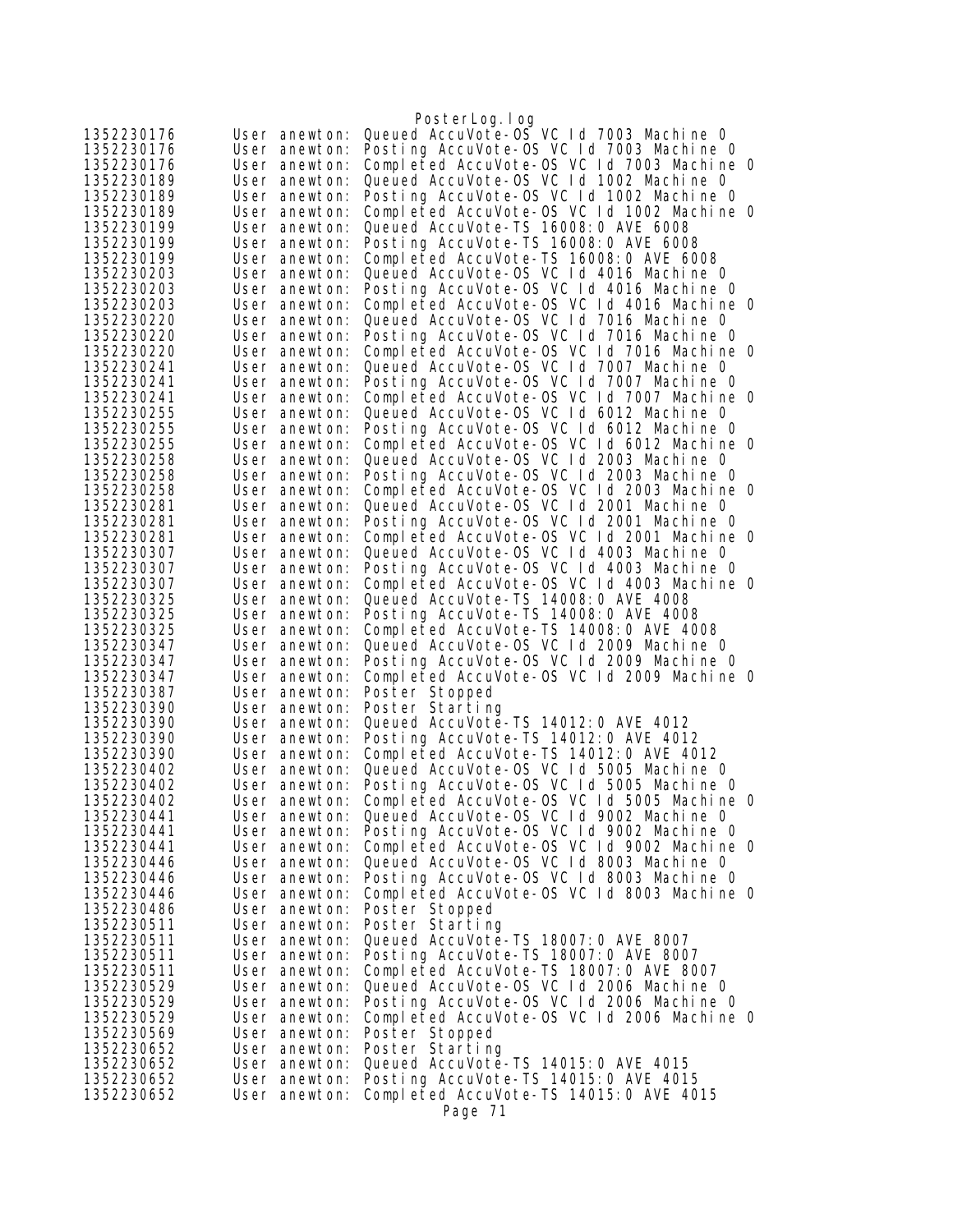```
1352230176      User anewton:  Queued AccuVote-OS VC Id 7003 Machine 0
1352230176      User anewton:  Posting AccuVote-OS VC Id 7003 Machine 0
1352230176      User anewton:  Completed AccuVote-OS VC Id 7003 Machine 0
1352230189      User anewton:  Queued AccuVote-OS VC Id 1002 Machine 0
1352230189      User anewton:  Posting AccuVote-OS VC Id 1002 Machine 0
1352230189      User anewton:  Completed AccuVote-OS VC Id 1002 Machine 0
1352230199      User anewton:  Queued AccuVote-TS 16008:0 AVE 6008
1352230199      User anewton:  Posting AccuVote-TS 16008:0 AVE 6008
1352230199      User anewton:  Completed AccuVote-TS 16008:0 AVE 6008
1352230203      User anewton:  Queued AccuVote-OS VC Id 4016 Machine 0
1352230203      User anewton:  Posting AccuVote-OS VC Id 4016 Machine 0
1352230203      User anewton:  Completed AccuVote-OS VC Id 4016 Machine 0
1352230220      User anewton:  Queued AccuVote-OS VC Id 7016 Machine 0
1352230220      User anewton:  Posting AccuVote-OS VC Id 7016 Machine 0
1352230220      User anewton:  Completed AccuVote-OS VC Id 7016 Machine 0
1352230241      User anewton:  Queued AccuVote-OS VC Id 7007 Machine 0
1352230241      User anewton:  Posting AccuVote-OS VC Id 7007 Machine 0
1352230241      User anewton:  Completed AccuVote-OS VC Id 7007 Machine 0
1352230255      User anewton:  Queued AccuVote-OS VC Id 6012 Machine 0
1352230255      User anewton:  Posting AccuVote-OS VC Id 6012 Machine 0
1352230255      User anewton:  Completed AccuVote-OS VC Id 6012 Machine 0
1352230258      User anewton:  Queued AccuVote-OS VC Id 2003 Machine 0
1352230258      User anewton:  Posting AccuVote-OS VC Id 2003 Machine 0
1352230258      User anewton:  Completed AccuVote-OS VC Id 2003 Machine 0
1352230281      User anewton:  Queued AccuVote-OS VC Id 2001 Machine 0
1352230281      User anewton:  Posting AccuVote-OS VC Id 2001 Machine 0
1352230281      User anewton:  Completed AccuVote-OS VC Id 2001 Machine 0
1352230307      User anewton:  Queued AccuVote-OS VC Id 4003 Machine 0
1352230307      User anewton:  Posting AccuVote-OS VC Id 4003 Machine 0
1352230307      User anewton:  Completed AccuVote-OS VC Id 4003 Machine 0
1352230325      User anewton:  Queued AccuVote-TS 14008:0 AVE 4008
1352230325      User anewton:  Posting AccuVote-TS 14008:0 AVE 4008
1352230325      User anewton:  Completed AccuVote-TS 14008:0 AVE 4008
1352230347      User anewton:  Queued AccuVote-OS VC Id 2009 Machine 0
1352230347      User anewton:  Posting AccuVote-OS VC Id 2009 Machine 0
1352230347      User anewton:  Completed AccuVote-OS VC Id 2009 Machine 0
1352230387      User anewton:  Poster Stopped
1352230390      User anewton:  Poster Starting
1352230390      User anewton:  Queued AccuVote-TS 14012:0 AVE 4012
1352230390      User anewton:  Posting AccuVote-TS 14012:0 AVE 4012
1352230390      User anewton:  Completed AccuVote-TS 14012:0 AVE 4012
1352230402      User anewton:  Queued AccuVote-OS VC Id 5005 Machine 0
1352230402      User anewton:  Posting AccuVote-OS VC Id 5005 Machine 0
1352230402      User anewton:  Completed AccuVote-OS VC Id 5005 Machine 0
1352230441      User anewton:  Queued AccuVote-OS VC Id 9002 Machine 0
1352230441      User anewton:  Posting AccuVote-OS VC Id 9002 Machine 0
1352230441      User anewton:  Completed AccuVote-OS VC Id 9002 Machine 0
1352230446      User anewton:  Queued AccuVote-OS VC Id 8003 Machine 0
1352230446      User anewton:  Posting AccuVote-OS VC Id 8003 Machine 0
1352230446      User anewton:  Completed AccuVote-OS VC Id 8003 Machine 0
1352230486      User anewton:  Poster Stopped
1352230511      User anewton:  Poster Starting
1352230511      User anewton:  Queued AccuVote-TS 18007:0 AVE 8007
1352230511      User anewton:  Posting AccuVote-TS 18007:0 AVE 8007
1352230511      User anewton:  Completed AccuVote-TS 18007:0 AVE 8007
1352230529      User anewton:  Queued AccuVote-OS VC Id 2006 Machine 0
1352230529      User anewton:  Posting AccuVote-OS VC Id 2006 Machine 0
1352230529      User anewton:  Completed AccuVote-OS VC Id 2006 Machine 0
1352230569      User anewton:  Poster Stopped
1352230652      User anewton:  Poster Starting
1352230652      User anewton:  Queued AccuVote-TS 14015:0 AVE 4015
1352230652      User anewton:  Posting AccuVote-TS 14015:0 AVE 4015
1352230652      User anewton:  Completed AccuVote-TS 14015:0 AVE 4015
```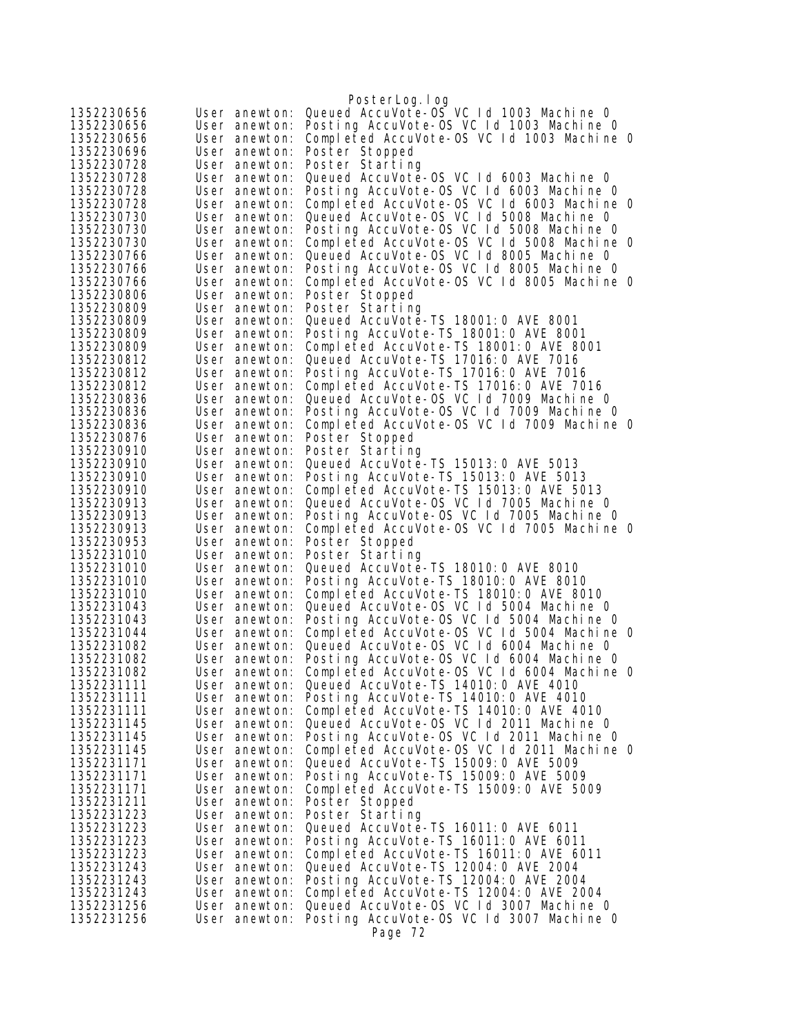```
1352230656      User anewton: Queued AccuVote-OS VC Id 1003 Machine 0
1352230656      User anewton: Posting AccuVote-OS VC Id 1003 Machine 0
1352230656      User anewton: Completed AccuVote-OS VC Id 1003 Machine 0
1352230696      User anewton: Poster Stopped
1352230728      User anewton: Poster Starting
1352230728      User anewton: Queued AccuVote-OS VC Id 6003 Machine 0
1352230728      User anewton: Posting AccuVote-OS VC Id 6003 Machine 0
1352230728      User anewton: Completed AccuVote-OS VC Id 6003 Machine 0
1352230730      User anewton: Queued AccuVote-OS VC Id 5008 Machine 0
1352230730      User anewton: Posting AccuVote-OS VC Id 5008 Machine 0
1352230730      User anewton: Completed AccuVote-OS VC Id 5008 Machine 0
1352230766      User anewton: Queued AccuVote-OS VC Id 8005 Machine 0
1352230766      User anewton: Posting AccuVote-OS VC Id 8005 Machine 0
1352230766      User anewton: Completed AccuVote-OS VC Id 8005 Machine 0
1352230806      User anewton: Poster Stopped
1352230809      User anewton: Poster Starting
1352230809      User anewton: Queued AccuVote-TS 18001:0 AVE 8001
1352230809      User anewton: Posting AccuVote-TS 18001:0 AVE 8001
1352230809      User anewton: Completed AccuVote-TS 18001:0 AVE 8001
1352230812      User anewton: Queued AccuVote-TS 17016:0 AVE 7016
1352230812      User anewton: Posting AccuVote-TS 17016:0 AVE 7016
1352230812      User anewton: Completed AccuVote-TS 17016:0 AVE 7016
1352230836      User anewton: Queued AccuVote-OS VC Id 7009 Machine 0
1352230836      User anewton: Posting AccuVote-OS VC Id 7009 Machine 0
1352230836      User anewton: Completed AccuVote-OS VC Id 7009 Machine 0
1352230876      User anewton: Poster Stopped
1352230910      User anewton: Poster Starting
1352230910      User anewton: Queued AccuVote-TS 15013:0 AVE 5013
1352230910      User anewton: Posting AccuVote-TS 15013:0 AVE 5013
1352230910      User anewton: Completed AccuVote-TS 15013:0 AVE 5013
1352230913      User anewton: Queued AccuVote-OS VC Id 7005 Machine 0
1352230913      User anewton: Posting AccuVote-OS VC Id 7005 Machine 0
1352230913      User anewton: Completed AccuVote-OS VC Id 7005 Machine 0
1352230953      User anewton: Poster Stopped
1352231010      User anewton: Poster Starting
1352231010      User anewton: Queued AccuVote-TS 18010:0 AVE 8010
1352231010      User anewton: Posting AccuVote-TS 18010:0 AVE 8010
1352231010      User anewton: Completed AccuVote-TS 18010:0 AVE 8010
1352231043      User anewton: Queued AccuVote-OS VC Id 5004 Machine 0
1352231043      User anewton: Posting AccuVote-OS VC Id 5004 Machine 0
1352231044      User anewton: Completed AccuVote-OS VC Id 5004 Machine 0
1352231082      User anewton: Queued AccuVote-OS VC Id 6004 Machine 0
1352231082      User anewton: Posting AccuVote-OS VC Id 6004 Machine 0
1352231082      User anewton: Completed AccuVote-OS VC Id 6004 Machine 0
1352231111      User anewton: Queued AccuVote-TS 14010:0 AVE 4010
1352231111      User anewton: Posting AccuVote-TS 14010:0 AVE 4010
1352231111      User anewton: Completed AccuVote-TS 14010:0 AVE 4010
1352231145      User anewton: Queued AccuVote-OS VC Id 2011 Machine 0
1352231145      User anewton: Posting AccuVote-OS VC Id 2011 Machine 0
1352231145      User anewton: Completed AccuVote-OS VC Id 2011 Machine 0
1352231171      User anewton: Queued AccuVote-TS 15009:0 AVE 5009
1352231171      User anewton: Posting AccuVote-TS 15009:0 AVE 5009
1352231171      User anewton: Completed AccuVote-TS 15009:0 AVE 5009
1352231211      User anewton: Poster Stopped
1352231223      User anewton: Poster Starting
1352231223      User anewton: Queued AccuVote-TS 16011:0 AVE 6011
1352231223      User anewton: Posting AccuVote-TS 16011:0 AVE 6011
1352231223      User anewton: Completed AccuVote-TS 16011:0 AVE 6011
1352231243      User anewton: Queued AccuVote-TS 12004:0 AVE 2004
1352231243      User anewton: Posting AccuVote-TS 12004:0 AVE 2004
1352231243      User anewton: Completed AccuVote-TS 12004:0 AVE 2004
1352231256      User anewton: Queued AccuVote-OS VC Id 3007 Machine 0
1352231256      User anewton: Posting AccuVote-OS VC Id 3007 Machine 0
```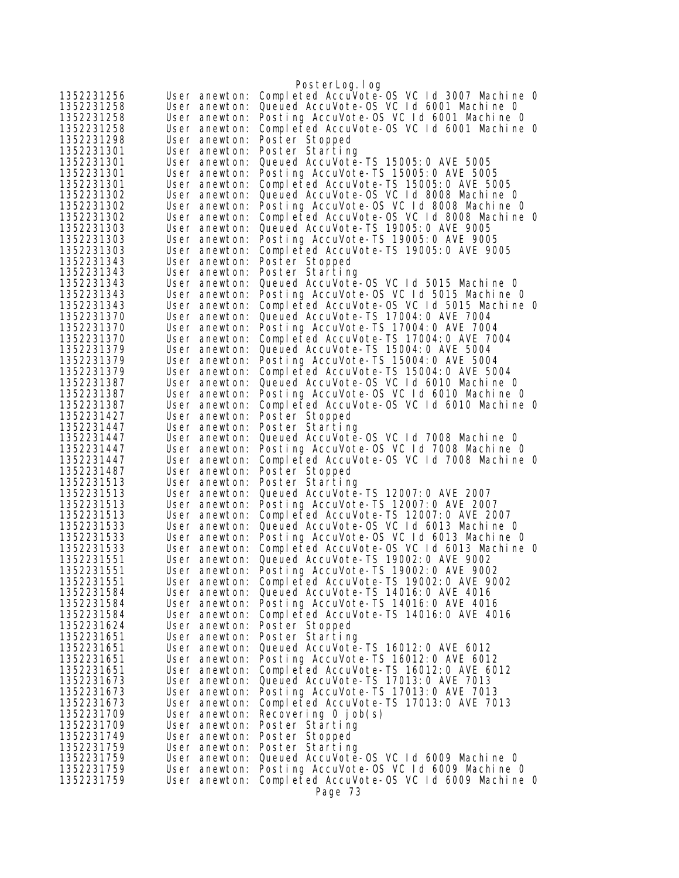```
1352231256      User anewton: Completed AccuVote-OS VC Id 3007 Machine 0
1352231258      User anewton: Queued AccuVote-OS VC Id 6001 Machine 0
1352231258      User anewton: Posting AccuVote-OS VC Id 6001 Machine 0
1352231258      User anewton: Completed AccuVote-OS VC Id 6001 Machine 0
1352231298      User anewton: Poster Stopped
1352231301      User anewton: Poster Starting
1352231301      User anewton: Queued AccuVote-TS 15005:0 AVE 5005
1352231301      User anewton: Posting AccuVote-TS 15005:0 AVE 5005
1352231301      User anewton: Completed AccuVote-TS 15005:0 AVE 5005
1352231302      User anewton: Queued AccuVote-OS VC Id 8008 Machine 0
1352231302      User anewton: Posting AccuVote-OS VC Id 8008 Machine 0
1352231302      User anewton: Completed AccuVote-OS VC Id 8008 Machine 0
1352231303      User anewton: Queued AccuVote-TS 19005:0 AVE 9005
1352231303      User anewton: Posting AccuVote-TS 19005:0 AVE 9005
1352231303      User anewton: Completed AccuVote-TS 19005:0 AVE 9005
1352231343      User anewton: Poster Stopped
1352231343      User anewton: Poster Starting
1352231343      User anewton: Queued AccuVote-OS VC Id 5015 Machine 0
1352231343      User anewton: Posting AccuVote-OS VC Id 5015 Machine 0
1352231343      User anewton: Completed AccuVote-OS VC Id 5015 Machine 0
1352231370      User anewton: Queued AccuVote-TS 17004:0 AVE 7004
1352231370      User anewton: Posting AccuVote-TS 17004:0 AVE 7004
1352231370      User anewton: Completed AccuVote-TS 17004:0 AVE 7004
1352231379      User anewton: Queued AccuVote-TS 15004:0 AVE 5004
1352231379      User anewton: Posting AccuVote-TS 15004:0 AVE 5004
1352231379      User anewton: Completed AccuVote-TS 15004:0 AVE 5004
1352231387      User anewton: Queued AccuVote-OS VC Id 6010 Machine 0
1352231387      User anewton: Posting AccuVote-OS VC Id 6010 Machine 0
1352231387      User anewton: Completed AccuVote-OS VC Id 6010 Machine 0
1352231427      User anewton: Poster Stopped
1352231447      User anewton: Poster Starting
1352231447      User anewton: Queued AccuVote-OS VC Id 7008 Machine 0
1352231447      User anewton: Posting AccuVote-OS VC Id 7008 Machine 0
1352231447      User anewton: Completed AccuVote-OS VC Id 7008 Machine 0
1352231487      User anewton: Poster Stopped
1352231513      User anewton: Poster Starting
1352231513      User anewton: Queued AccuVote-TS 12007:0 AVE 2007
1352231513      User anewton: Posting AccuVote-TS 12007:0 AVE 2007
1352231513      User anewton: Completed AccuVote-TS 12007:0 AVE 2007
1352231533      User anewton: Queued AccuVote-OS VC Id 6013 Machine 0
1352231533      User anewton: Posting AccuVote-OS VC Id 6013 Machine 0
1352231533      User anewton: Completed AccuVote-OS VC Id 6013 Machine 0
1352231551      User anewton: Queued AccuVote-TS 19002:0 AVE 9002
1352231551      User anewton: Posting AccuVote-TS 19002:0 AVE 9002
1352231551      User anewton: Completed AccuVote-TS 19002:0 AVE 9002
1352231584      User anewton: Queued AccuVote-TS 14016:0 AVE 4016
1352231584      User anewton: Posting AccuVote-TS 14016:0 AVE 4016
1352231584      User anewton: Completed AccuVote-TS 14016:0 AVE 4016
1352231624      User anewton: Poster Stopped
1352231651      User anewton: Poster Starting
1352231651      User anewton: Queued AccuVote-TS 16012:0 AVE 6012
1352231651      User anewton: Posting AccuVote-TS 16012:0 AVE 6012
1352231651      User anewton: Completed AccuVote-TS 16012:0 AVE 6012
1352231673      User anewton: Queued AccuVote-TS 17013:0 AVE 7013
1352231673      User anewton: Posting AccuVote-TS 17013:0 AVE 7013
1352231673      User anewton: Completed AccuVote-TS 17013:0 AVE 7013
1352231709      User anewton: Recovering 0 job(s)
1352231709      User anewton: Poster Starting
1352231749      User anewton: Poster Stopped
1352231759      User anewton: Poster Starting
1352231759      User anewton: Queued AccuVote-OS VC Id 6009 Machine 0
1352231759      User anewton: Posting AccuVote-OS VC Id 6009 Machine 0
1352231759      User anewton: Completed AccuVote-OS VC Id 6009 Machine 0
```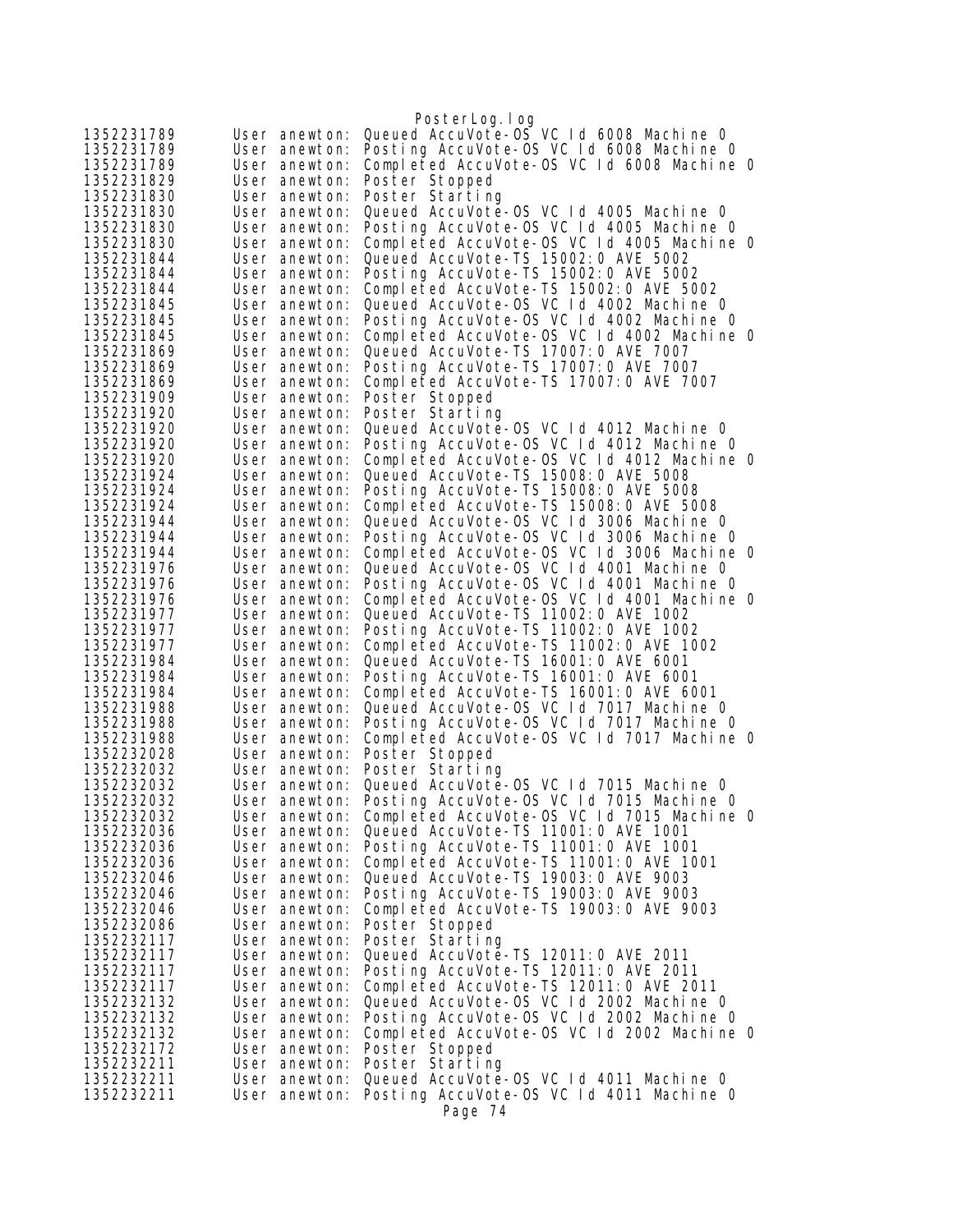```
1352231789	User anewton:	Queued AccuVote-OS VC Id 6008 Machine 0
1352231789	User anewton:	Posting AccuVote-OS VC Id 6008 Machine 0
1352231789	User anewton:	Completed AccuVote-OS VC Id 6008 Machine 0
1352231829	User anewton:	Poster Stopped
1352231830	User anewton:	Poster Starting
1352231830	User anewton:	Queued AccuVote-OS VC Id 4005 Machine 0
1352231830	User anewton:	Posting AccuVote-OS VC Id 4005 Machine 0
1352231830	User anewton:	Completed AccuVote-OS VC Id 4005 Machine 0
1352231844	User anewton:	Queued AccuVote-TS 15002:0 AVE 5002
1352231844	User anewton:	Posting AccuVote-TS 15002:0 AVE 5002
1352231844	User anewton:	Completed AccuVote-TS 15002:0 AVE 5002
1352231845	User anewton:	Queued AccuVote-OS VC Id 4002 Machine 0
1352231845	User anewton:	Posting AccuVote-OS VC Id 4002 Machine 0
1352231845	User anewton:	Completed AccuVote-OS VC Id 4002 Machine 0
1352231869	User anewton:	Queued AccuVote-TS 17007:0 AVE 7007
1352231869	User anewton:	Posting AccuVote-TS 17007:0 AVE 7007
1352231869	User anewton:	Completed AccuVote-TS 17007:0 AVE 7007
1352231909	User anewton:	Poster Stopped
1352231920	User anewton:	Poster Starting
1352231920	User anewton:	Queued AccuVote-OS VC Id 4012 Machine 0
1352231920	User anewton:	Posting AccuVote-OS VC Id 4012 Machine 0
1352231920	User anewton:	Completed AccuVote-OS VC Id 4012 Machine 0
1352231924	User anewton:	Queued AccuVote-TS 15008:0 AVE 5008
1352231924	User anewton:	Posting AccuVote-TS 15008:0 AVE 5008
1352231924	User anewton:	Completed AccuVote-TS 15008:0 AVE 5008
1352231944	User anewton:	Queued AccuVote-OS VC Id 3006 Machine 0
1352231944	User anewton:	Posting AccuVote-OS VC Id 3006 Machine 0
1352231944	User anewton:	Completed AccuVote-OS VC Id 3006 Machine 0
1352231976	User anewton:	Queued AccuVote-OS VC Id 4001 Machine 0
1352231976	User anewton:	Posting AccuVote-OS VC Id 4001 Machine 0
1352231976	User anewton:	Completed AccuVote-OS VC Id 4001 Machine 0
1352231977	User anewton:	Queued AccuVote-TS 11002:0 AVE 1002
1352231977	User anewton:	Posting AccuVote-TS 11002:0 AVE 1002
1352231977	User anewton:	Completed AccuVote-TS 11002:0 AVE 1002
1352231984	User anewton:	Queued AccuVote-TS 16001:0 AVE 6001
1352231984	User anewton:	Posting AccuVote-TS 16001:0 AVE 6001
1352231984	User anewton:	Completed AccuVote-TS 16001:0 AVE 6001
1352231988	User anewton:	Queued AccuVote-OS VC Id 7017 Machine 0
1352231988	User anewton:	Posting AccuVote-OS VC Id 7017 Machine 0
1352231988	User anewton:	Completed AccuVote-OS VC Id 7017 Machine 0
1352232028	User anewton:	Poster Stopped
1352232032	User anewton:	Poster Starting
1352232032	User anewton:	Queued AccuVote-OS VC Id 7015 Machine 0
1352232032	User anewton:	Posting AccuVote-OS VC Id 7015 Machine 0
1352232032	User anewton:	Completed AccuVote-OS VC Id 7015 Machine 0
1352232036	User anewton:	Queued AccuVote-TS 11001:0 AVE 1001
1352232036	User anewton:	Posting AccuVote-TS 11001:0 AVE 1001
1352232036	User anewton:	Completed AccuVote-TS 11001:0 AVE 1001
1352232046	User anewton:	Queued AccuVote-TS 19003:0 AVE 9003
1352232046	User anewton:	Posting AccuVote-TS 19003:0 AVE 9003
1352232046	User anewton:	Completed AccuVote-TS 19003:0 AVE 9003
1352232086	User anewton:	Poster Stopped
1352232117	User anewton:	Poster Starting
1352232117	User anewton:	Queued AccuVote-TS 12011:0 AVE 2011
1352232117	User anewton:	Posting AccuVote-TS 12011:0 AVE 2011
1352232117	User anewton:	Completed AccuVote-TS 12011:0 AVE 2011
1352232132	User anewton:	Queued AccuVote-OS VC Id 2002 Machine 0
1352232132	User anewton:	Posting AccuVote-OS VC Id 2002 Machine 0
1352232132	User anewton:	Completed AccuVote-OS VC Id 2002 Machine 0
1352232172	User anewton:	Poster Stopped
1352232211	User anewton:	Poster Starting
1352232211	User anewton:	Queued AccuVote-OS VC Id 4011 Machine 0
1352232211	User anewton:	Posting AccuVote-OS VC Id 4011 Machine 0
```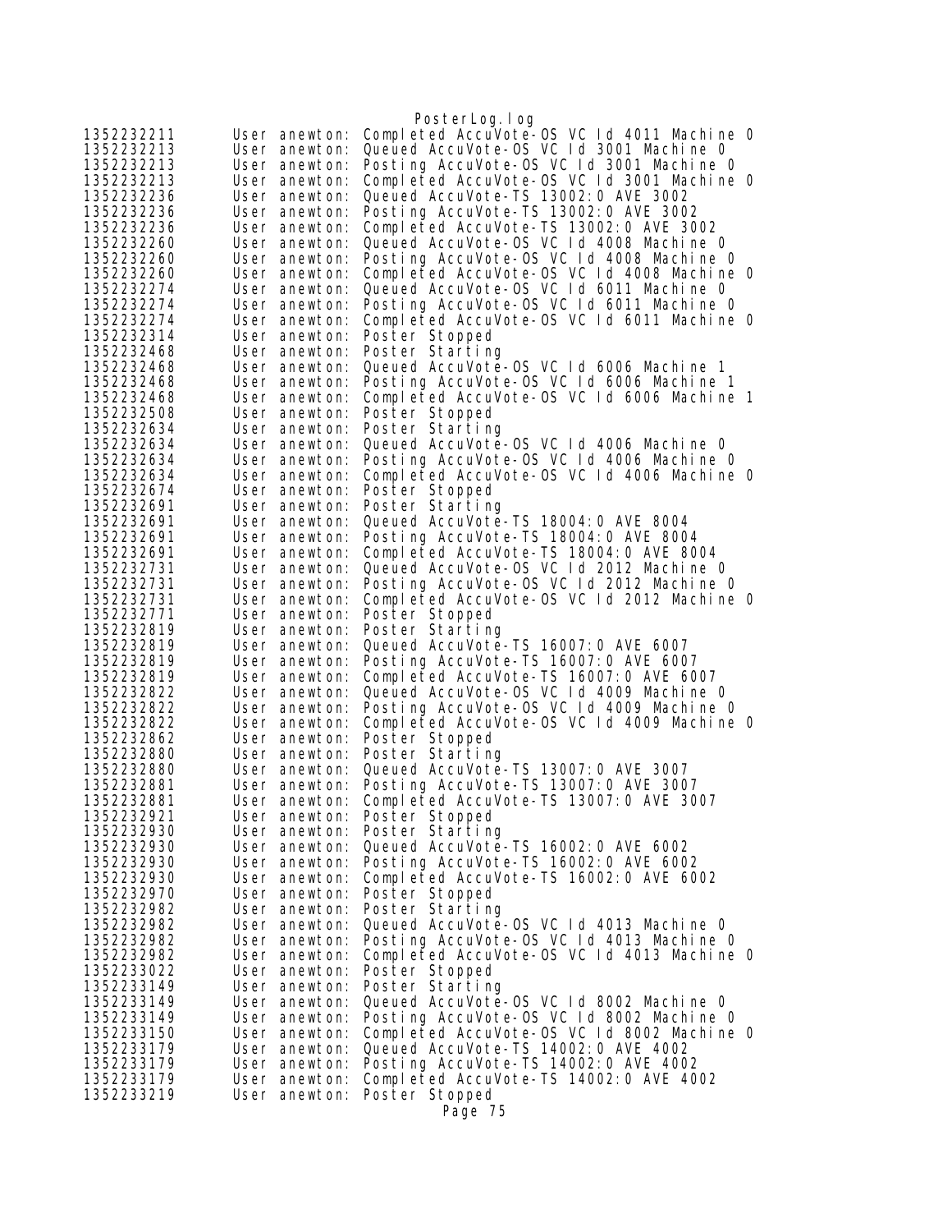```
1352232211      User anewton: Completed AccuVote-OS VC Id 4011 Machine 0
1352232213      User anewton: Queued AccuVote-OS VC Id 3001 Machine 0
1352232213      User anewton: Posting AccuVote-OS VC Id 3001 Machine 0
1352232213      User anewton: Completed AccuVote-OS VC Id 3001 Machine 0
1352232236      User anewton: Queued AccuVote-TS 13002:0 AVE 3002
1352232236      User anewton: Posting AccuVote-TS 13002:0 AVE 3002
1352232236      User anewton: Completed AccuVote-TS 13002:0 AVE 3002
1352232260      User anewton: Queued AccuVote-OS VC Id 4008 Machine 0
1352232260      User anewton: Posting AccuVote-OS VC Id 4008 Machine 0
1352232260      User anewton: Completed AccuVote-OS VC Id 4008 Machine 0
1352232274      User anewton: Queued AccuVote-OS VC Id 6011 Machine 0
1352232274      User anewton: Posting AccuVote-OS VC Id 6011 Machine 0
1352232274      User anewton: Completed AccuVote-OS VC Id 6011 Machine 0
1352232314      User anewton: Poster Stopped
1352232468      User anewton: Poster Starting
1352232468      User anewton: Queued AccuVote-OS VC Id 6006 Machine 1
1352232468      User anewton: Posting AccuVote-OS VC Id 6006 Machine 1
1352232468      User anewton: Completed AccuVote-OS VC Id 6006 Machine 1
1352232508      User anewton: Poster Stopped
1352232634      User anewton: Poster Starting
1352232634      User anewton: Queued AccuVote-OS VC Id 4006 Machine 0
1352232634      User anewton: Posting AccuVote-OS VC Id 4006 Machine 0
1352232634      User anewton: Completed AccuVote-OS VC Id 4006 Machine 0
1352232674      User anewton: Poster Stopped
1352232691      User anewton: Poster Starting
1352232691      User anewton: Queued AccuVote-TS 18004:0 AVE 8004
1352232691      User anewton: Posting AccuVote-TS 18004:0 AVE 8004
1352232691      User anewton: Completed AccuVote-TS 18004:0 AVE 8004
1352232731      User anewton: Queued AccuVote-OS VC Id 2012 Machine 0
1352232731      User anewton: Posting AccuVote-OS VC Id 2012 Machine 0
1352232731      User anewton: Completed AccuVote-OS VC Id 2012 Machine 0
1352232771      User anewton: Poster Stopped
1352232819      User anewton: Poster Starting
1352232819      User anewton: Queued AccuVote-TS 16007:0 AVE 6007
1352232819      User anewton: Posting AccuVote-TS 16007:0 AVE 6007
1352232819      User anewton: Completed AccuVote-TS 16007:0 AVE 6007
1352232822      User anewton: Queued AccuVote-OS VC Id 4009 Machine 0
1352232822      User anewton: Posting AccuVote-OS VC Id 4009 Machine 0
1352232822      User anewton: Completed AccuVote-OS VC Id 4009 Machine 0
1352232862      User anewton: Poster Stopped
1352232880      User anewton: Poster Starting
1352232880      User anewton: Queued AccuVote-TS 13007:0 AVE 3007
1352232881      User anewton: Posting AccuVote-TS 13007:0 AVE 3007
1352232881      User anewton: Completed AccuVote-TS 13007:0 AVE 3007
1352232921      User anewton: Poster Stopped
1352232930      User anewton: Poster Starting
1352232930      User anewton: Queued AccuVote-TS 16002:0 AVE 6002
1352232930      User anewton: Posting AccuVote-TS 16002:0 AVE 6002
1352232930      User anewton: Completed AccuVote-TS 16002:0 AVE 6002
1352232970      User anewton: Poster Stopped
1352232982      User anewton: Poster Starting
1352232982      User anewton: Queued AccuVote-OS VC Id 4013 Machine 0
1352232982      User anewton: Posting AccuVote-OS VC Id 4013 Machine 0
1352232982      User anewton: Completed AccuVote-OS VC Id 4013 Machine 0
1352233022      User anewton: Poster Stopped
1352233149      User anewton: Poster Starting
1352233149      User anewton: Queued AccuVote-OS VC Id 8002 Machine 0
1352233149      User anewton: Posting AccuVote-OS VC Id 8002 Machine 0
1352233150      User anewton: Completed AccuVote-OS VC Id 8002 Machine 0
1352233179      User anewton: Queued AccuVote-TS 14002:0 AVE 4002
1352233179      User anewton: Posting AccuVote-TS 14002:0 AVE 4002
1352233179      User anewton: Completed AccuVote-TS 14002:0 AVE 4002
1352233219      User anewton: Poster Stopped
```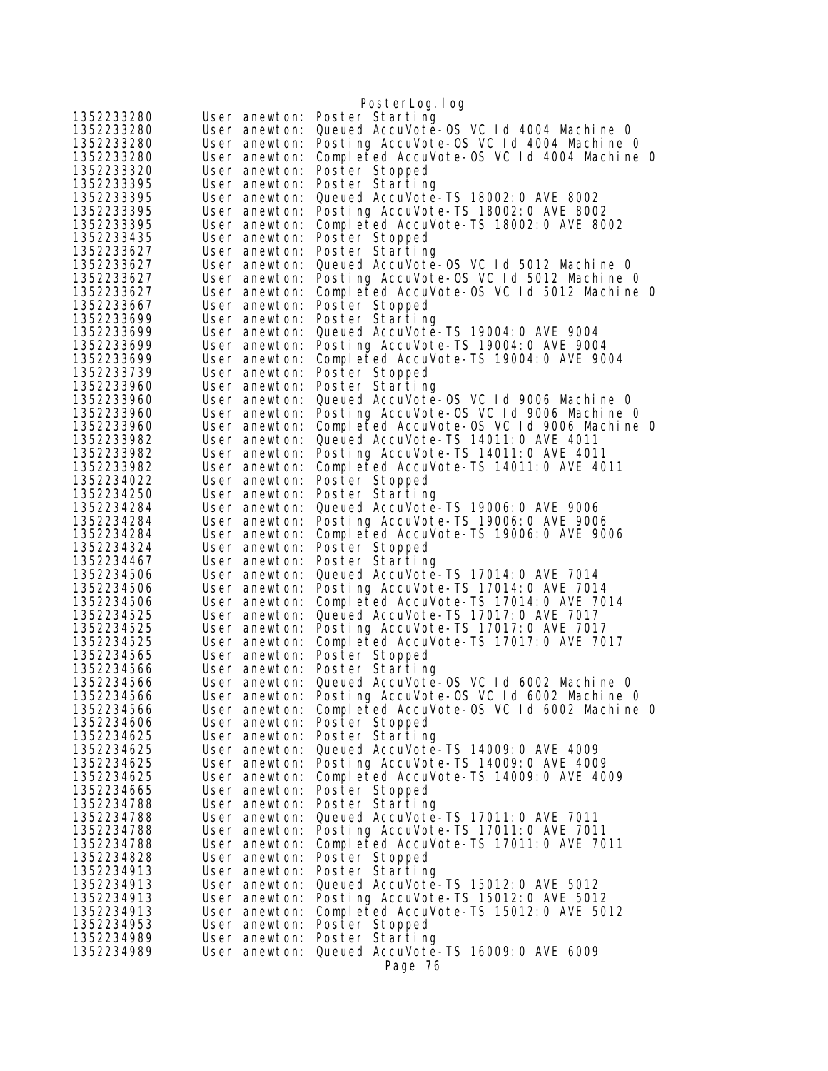```
1352233280      User anewton: Poster Starting
1352233280      User anewton: Queued AccuVote-OS VC Id 4004 Machine 0
1352233280      User anewton: Posting AccuVote-OS VC Id 4004 Machine 0
1352233280      User anewton: Completed AccuVote-OS VC Id 4004 Machine 0
1352233320      User anewton: Poster Stopped
1352233395      User anewton: Poster Starting
1352233395      User anewton: Queued AccuVote-TS 18002:0 AVE 8002
1352233395      User anewton: Posting AccuVote-TS 18002:0 AVE 8002
1352233395      User anewton: Completed AccuVote-TS 18002:0 AVE 8002
1352233435      User anewton: Poster Stopped
1352233627      User anewton: Poster Starting
1352233627      User anewton: Queued AccuVote-OS VC Id 5012 Machine 0
1352233627      User anewton: Posting AccuVote-OS VC Id 5012 Machine 0
1352233627      User anewton: Completed AccuVote-OS VC Id 5012 Machine 0
1352233667      User anewton: Poster Stopped
1352233699      User anewton: Poster Starting
1352233699      User anewton: Queued AccuVote-TS 19004:0 AVE 9004
1352233699      User anewton: Posting AccuVote-TS 19004:0 AVE 9004
1352233699      User anewton: Completed AccuVote-TS 19004:0 AVE 9004
1352233739      User anewton: Poster Stopped
1352233960      User anewton: Poster Starting
1352233960      User anewton: Queued AccuVote-OS VC Id 9006 Machine 0
1352233960      User anewton: Posting AccuVote-OS VC Id 9006 Machine 0
1352233960      User anewton: Completed AccuVote-OS VC Id 9006 Machine 0
1352233982      User anewton: Queued AccuVote-TS 14011:0 AVE 4011
1352233982      User anewton: Posting AccuVote-TS 14011:0 AVE 4011
1352233982      User anewton: Completed AccuVote-TS 14011:0 AVE 4011
1352234022      User anewton: Poster Stopped
1352234250      User anewton: Poster Starting
1352234284      User anewton: Queued AccuVote-TS 19006:0 AVE 9006
1352234284      User anewton: Posting AccuVote-TS 19006:0 AVE 9006
1352234284      User anewton: Completed AccuVote-TS 19006:0 AVE 9006
1352234324      User anewton: Poster Stopped
1352234467      User anewton: Poster Starting
1352234506      User anewton: Queued AccuVote-TS 17014:0 AVE 7014
1352234506      User anewton: Posting AccuVote-TS 17014:0 AVE 7014
1352234506      User anewton: Completed AccuVote-TS 17014:0 AVE 7014
1352234525      User anewton: Queued AccuVote-TS 17017:0 AVE 7017
1352234525      User anewton: Posting AccuVote-TS 17017:0 AVE 7017
1352234525      User anewton: Completed AccuVote-TS 17017:0 AVE 7017
1352234565      User anewton: Poster Stopped
1352234566      User anewton: Poster Starting
1352234566      User anewton: Queued AccuVote-OS VC Id 6002 Machine 0
1352234566      User anewton: Posting AccuVote-OS VC Id 6002 Machine 0
1352234566      User anewton: Completed AccuVote-OS VC Id 6002 Machine 0
1352234606      User anewton: Poster Stopped
1352234625      User anewton: Poster Starting
1352234625      User anewton: Queued AccuVote-TS 14009:0 AVE 4009
1352234625      User anewton: Posting AccuVote-TS 14009:0 AVE 4009
1352234625      User anewton: Completed AccuVote-TS 14009:0 AVE 4009
1352234665      User anewton: Poster Stopped
1352234788      User anewton: Poster Starting
1352234788      User anewton: Queued AccuVote-TS 17011:0 AVE 7011
1352234788      User anewton: Posting AccuVote-TS 17011:0 AVE 7011
1352234788      User anewton: Completed AccuVote-TS 17011:0 AVE 7011
1352234828      User anewton: Poster Stopped
1352234913      User anewton: Poster Starting
1352234913      User anewton: Queued AccuVote-TS 15012:0 AVE 5012
1352234913      User anewton: Posting AccuVote-TS 15012:0 AVE 5012
1352234913      User anewton: Completed AccuVote-TS 15012:0 AVE 5012
1352234953      User anewton: Poster Stopped
1352234989      User anewton: Poster Starting
1352234989      User anewton: Queued AccuVote-TS 16009:0 AVE 6009
```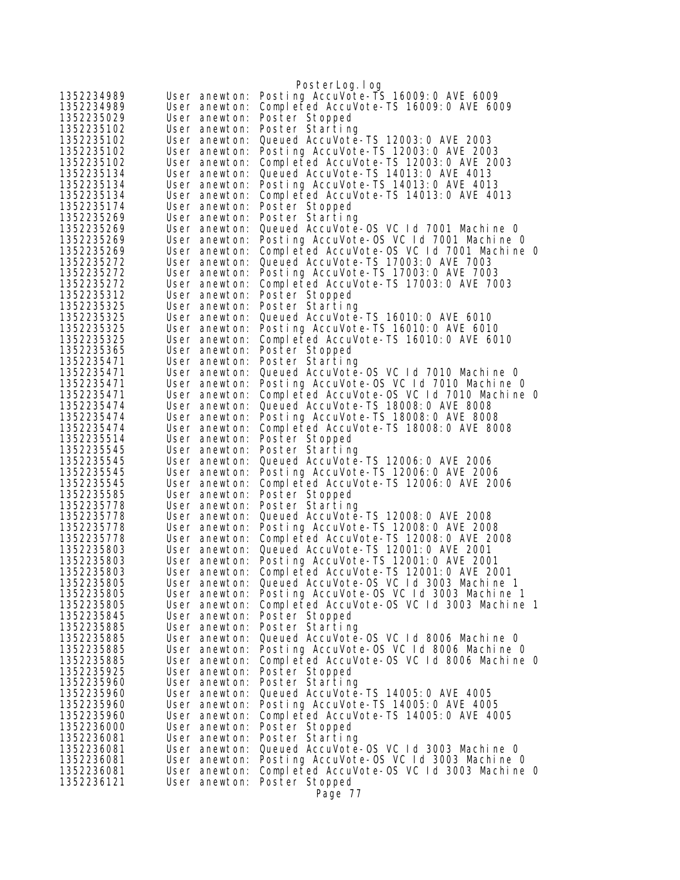```
1352234989      User anewton: Posting AccuVote-TS 16009:0 AVE 6009
1352234989      User anewton: Completed AccuVote-TS 16009:0 AVE 6009
1352235029      User anewton: Poster Stopped
1352235102      User anewton: Poster Starting
1352235102      User anewton: Queued AccuVote-TS 12003:0 AVE 2003
1352235102      User anewton: Posting AccuVote-TS 12003:0 AVE 2003
1352235102      User anewton: Completed AccuVote-TS 12003:0 AVE 2003
1352235134      User anewton: Queued AccuVote-TS 14013:0 AVE 4013
1352235134      User anewton: Posting AccuVote-TS 14013:0 AVE 4013
1352235134      User anewton: Completed AccuVote-TS 14013:0 AVE 4013
1352235174      User anewton: Poster Stopped
1352235269      User anewton: Poster Starting
1352235269      User anewton: Queued AccuVote-OS VC Id 7001 Machine 0
1352235269      User anewton: Posting AccuVote-OS VC Id 7001 Machine 0
1352235269      User anewton: Completed AccuVote-OS VC Id 7001 Machine 0
1352235272      User anewton: Queued AccuVote-TS 17003:0 AVE 7003
1352235272      User anewton: Posting AccuVote-TS 17003:0 AVE 7003
1352235272      User anewton: Completed AccuVote-TS 17003:0 AVE 7003
1352235312      User anewton: Poster Stopped
1352235325      User anewton: Poster Starting
1352235325      User anewton: Queued AccuVote-TS 16010:0 AVE 6010
1352235325      User anewton: Posting AccuVote-TS 16010:0 AVE 6010
1352235325      User anewton: Completed AccuVote-TS 16010:0 AVE 6010
1352235365      User anewton: Poster Stopped
1352235471      User anewton: Poster Starting
1352235471      User anewton: Queued AccuVote-OS VC Id 7010 Machine 0
1352235471      User anewton: Posting AccuVote-OS VC Id 7010 Machine 0
1352235471      User anewton: Completed AccuVote-OS VC Id 7010 Machine 0
1352235474      User anewton: Queued AccuVote-TS 18008:0 AVE 8008
1352235474      User anewton: Posting AccuVote-TS 18008:0 AVE 8008
1352235474      User anewton: Completed AccuVote-TS 18008:0 AVE 8008
1352235514      User anewton: Poster Stopped
1352235545      User anewton: Poster Starting
1352235545      User anewton: Queued AccuVote-TS 12006:0 AVE 2006
1352235545      User anewton: Posting AccuVote-TS 12006:0 AVE 2006
1352235545      User anewton: Completed AccuVote-TS 12006:0 AVE 2006
1352235585      User anewton: Poster Stopped
1352235778      User anewton: Poster Starting
1352235778      User anewton: Queued AccuVote-TS 12008:0 AVE 2008
1352235778      User anewton: Posting AccuVote-TS 12008:0 AVE 2008
1352235778      User anewton: Completed AccuVote-TS 12008:0 AVE 2008
1352235803      User anewton: Queued AccuVote-TS 12001:0 AVE 2001
1352235803      User anewton: Posting AccuVote-TS 12001:0 AVE 2001
1352235803      User anewton: Completed AccuVote-TS 12001:0 AVE 2001
1352235805      User anewton: Queued AccuVote-OS VC Id 3003 Machine 1
1352235805      User anewton: Posting AccuVote-OS VC Id 3003 Machine 1
1352235805      User anewton: Completed AccuVote-OS VC Id 3003 Machine 1
1352235845      User anewton: Poster Stopped
1352235885      User anewton: Poster Starting
1352235885      User anewton: Queued AccuVote-OS VC Id 8006 Machine 0
1352235885      User anewton: Posting AccuVote-OS VC Id 8006 Machine 0
1352235885      User anewton: Completed AccuVote-OS VC Id 8006 Machine 0
1352235925      User anewton: Poster Stopped
1352235960      User anewton: Poster Starting
1352235960      User anewton: Queued AccuVote-TS 14005:0 AVE 4005
1352235960      User anewton: Posting AccuVote-TS 14005:0 AVE 4005
1352235960      User anewton: Completed AccuVote-TS 14005:0 AVE 4005
1352236000      User anewton: Poster Stopped
1352236081      User anewton: Poster Starting
1352236081      User anewton: Queued AccuVote-OS VC Id 3003 Machine 0
1352236081      User anewton: Posting AccuVote-OS VC Id 3003 Machine 0
1352236081      User anewton: Completed AccuVote-OS VC Id 3003 Machine 0
1352236121      User anewton: Poster Stopped
```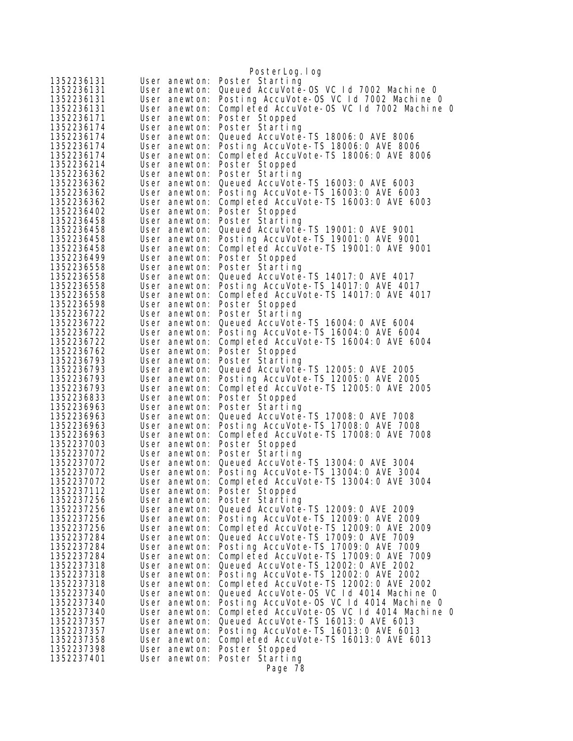PosterLog.log

```
1352236131      User anewton: Poster Starting
1352236131      User anewton: Queued AccuVote-OS VC Id 7002 Machine 0
1352236131      User anewton: Posting AccuVote-OS VC Id 7002 Machine 0
1352236131      User anewton: Completed AccuVote-OS VC Id 7002 Machine 0
1352236171      User anewton: Poster Stopped
1352236174      User anewton: Poster Starting
1352236174      User anewton: Queued AccuVote-TS 18006:0 AVE 8006
1352236174      User anewton: Posting AccuVote-TS 18006:0 AVE 8006
1352236174      User anewton: Completed AccuVote-TS 18006:0 AVE 8006
1352236214      User anewton: Poster Stopped
1352236362      User anewton: Poster Starting
1352236362      User anewton: Queued AccuVote-TS 16003:0 AVE 6003
1352236362      User anewton: Posting AccuVote-TS 16003:0 AVE 6003
1352236362      User anewton: Completed AccuVote-TS 16003:0 AVE 6003
1352236402      User anewton: Poster Stopped
1352236458      User anewton: Poster Starting
1352236458      User anewton: Queued AccuVote-TS 19001:0 AVE 9001
1352236458      User anewton: Posting AccuVote-TS 19001:0 AVE 9001
1352236458      User anewton: Completed AccuVote-TS 19001:0 AVE 9001
1352236499      User anewton: Poster Stopped
1352236558      User anewton: Poster Starting
1352236558      User anewton: Queued AccuVote-TS 14017:0 AVE 4017
1352236558      User anewton: Posting AccuVote-TS 14017:0 AVE 4017
1352236558      User anewton: Completed AccuVote-TS 14017:0 AVE 4017
1352236598      User anewton: Poster Stopped
1352236722      User anewton: Poster Starting
1352236722      User anewton: Queued AccuVote-TS 16004:0 AVE 6004
1352236722      User anewton: Posting AccuVote-TS 16004:0 AVE 6004
1352236722      User anewton: Completed AccuVote-TS 16004:0 AVE 6004
1352236762      User anewton: Poster Stopped
1352236793      User anewton: Poster Starting
1352236793      User anewton: Queued AccuVote-TS 12005:0 AVE 2005
1352236793      User anewton: Posting AccuVote-TS 12005:0 AVE 2005
1352236793      User anewton: Completed AccuVote-TS 12005:0 AVE 2005
1352236833      User anewton: Poster Stopped
1352236963      User anewton: Poster Starting
1352236963      User anewton: Queued AccuVote-TS 17008:0 AVE 7008
1352236963      User anewton: Posting AccuVote-TS 17008:0 AVE 7008
1352236963      User anewton: Completed AccuVote-TS 17008:0 AVE 7008
1352237003      User anewton: Poster Stopped
1352237072      User anewton: Poster Starting
1352237072      User anewton: Queued AccuVote-TS 13004:0 AVE 3004
1352237072      User anewton: Posting AccuVote-TS 13004:0 AVE 3004
1352237072      User anewton: Completed AccuVote-TS 13004:0 AVE 3004
1352237112      User anewton: Poster Stopped
1352237256      User anewton: Poster Starting
1352237256      User anewton: Queued AccuVote-TS 12009:0 AVE 2009
1352237256      User anewton: Posting AccuVote-TS 12009:0 AVE 2009
1352237256      User anewton: Completed AccuVote-TS 12009:0 AVE 2009
1352237284      User anewton: Queued AccuVote-TS 17009:0 AVE 7009
1352237284      User anewton: Posting AccuVote-TS 17009:0 AVE 7009
1352237284      User anewton: Completed AccuVote-TS 17009:0 AVE 7009
1352237318      User anewton: Queued AccuVote-TS 12002:0 AVE 2002
1352237318      User anewton: Posting AccuVote-TS 12002:0 AVE 2002
1352237318      User anewton: Completed AccuVote-TS 12002:0 AVE 2002
1352237340      User anewton: Queued AccuVote-OS VC Id 4014 Machine 0
1352237340      User anewton: Posting AccuVote-OS VC Id 4014 Machine 0
1352237340      User anewton: Completed AccuVote-OS VC Id 4014 Machine 0
1352237357      User anewton: Queued AccuVote-TS 16013:0 AVE 6013
1352237357      User anewton: Posting AccuVote-TS 16013:0 AVE 6013
1352237358      User anewton: Completed AccuVote-TS 16013:0 AVE 6013
1352237398      User anewton: Poster Stopped
1352237401      User anewton: Poster Starting
```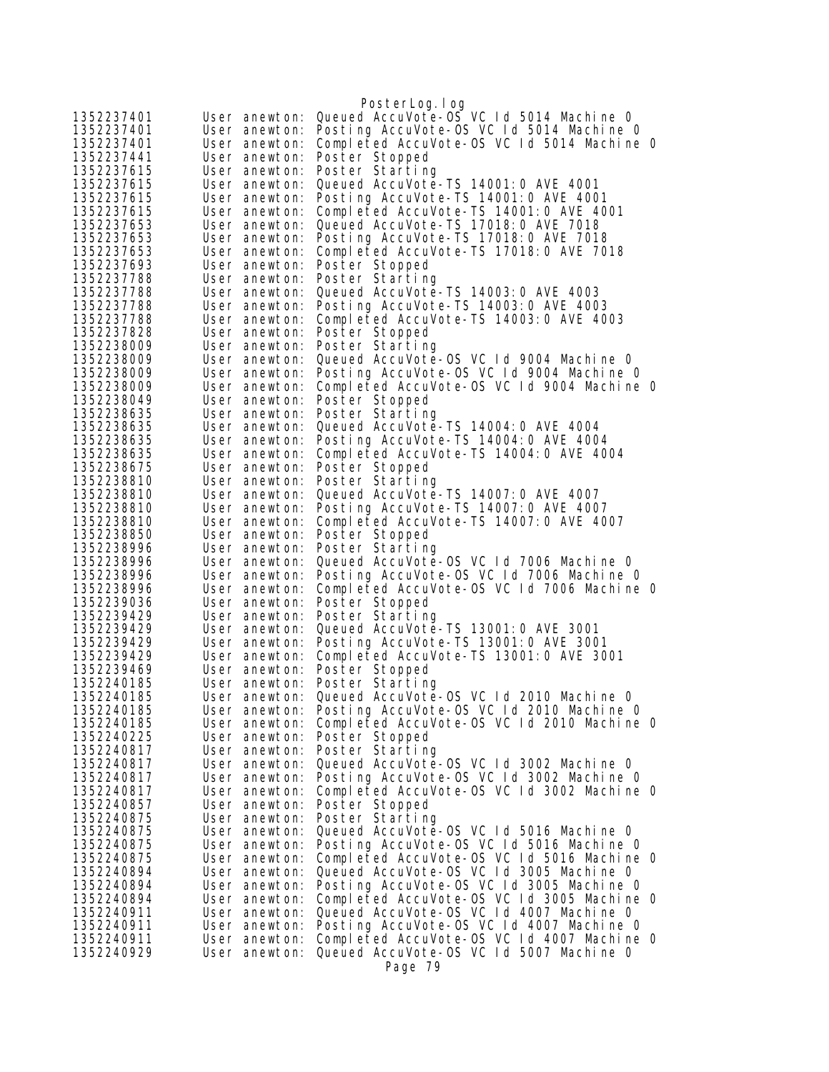```
1352237401      User anewton: Queued AccuVote-OS VC Id 5014 Machine 0
1352237401      User anewton: Posting AccuVote-OS VC Id 5014 Machine 0
1352237401      User anewton: Completed AccuVote-OS VC Id 5014 Machine 0
1352237441      User anewton: Poster Stopped
1352237615      User anewton: Poster Starting
1352237615      User anewton: Queued AccuVote-TS 14001:0 AVE 4001
1352237615      User anewton: Posting AccuVote-TS 14001:0 AVE 4001
1352237615      User anewton: Completed AccuVote-TS 14001:0 AVE 4001
1352237653      User anewton: Queued AccuVote-TS 17018:0 AVE 7018
1352237653      User anewton: Posting AccuVote-TS 17018:0 AVE 7018
1352237653      User anewton: Completed AccuVote-TS 17018:0 AVE 7018
1352237693      User anewton: Poster Stopped
1352237788      User anewton: Poster Starting
1352237788      User anewton: Queued AccuVote-TS 14003:0 AVE 4003
1352237788      User anewton: Posting AccuVote-TS 14003:0 AVE 4003
1352237788      User anewton: Completed AccuVote-TS 14003:0 AVE 4003
1352237828      User anewton: Poster Stopped
1352238009      User anewton: Poster Starting
1352238009      User anewton: Queued AccuVote-OS VC Id 9004 Machine 0
1352238009      User anewton: Posting AccuVote-OS VC Id 9004 Machine 0
1352238009      User anewton: Completed AccuVote-OS VC Id 9004 Machine 0
1352238049      User anewton: Poster Stopped
1352238635      User anewton: Poster Starting
1352238635      User anewton: Queued AccuVote-TS 14004:0 AVE 4004
1352238635      User anewton: Posting AccuVote-TS 14004:0 AVE 4004
1352238635      User anewton: Completed AccuVote-TS 14004:0 AVE 4004
1352238675      User anewton: Poster Stopped
1352238810      User anewton: Poster Starting
1352238810      User anewton: Queued AccuVote-TS 14007:0 AVE 4007
1352238810      User anewton: Posting AccuVote-TS 14007:0 AVE 4007
1352238810      User anewton: Completed AccuVote-TS 14007:0 AVE 4007
1352238850      User anewton: Poster Stopped
1352238996      User anewton: Poster Starting
1352238996      User anewton: Queued AccuVote-OS VC Id 7006 Machine 0
1352238996      User anewton: Posting AccuVote-OS VC Id 7006 Machine 0
1352238996      User anewton: Completed AccuVote-OS VC Id 7006 Machine 0
1352239036      User anewton: Poster Stopped
1352239429      User anewton: Poster Starting
1352239429      User anewton: Queued AccuVote-TS 13001:0 AVE 3001
1352239429      User anewton: Posting AccuVote-TS 13001:0 AVE 3001
1352239429      User anewton: Completed AccuVote-TS 13001:0 AVE 3001
1352239469      User anewton: Poster Stopped
1352240185      User anewton: Poster Starting
1352240185      User anewton: Queued AccuVote-OS VC Id 2010 Machine 0
1352240185      User anewton: Posting AccuVote-OS VC Id 2010 Machine 0
1352240185      User anewton: Completed AccuVote-OS VC Id 2010 Machine 0
1352240225      User anewton: Poster Stopped
1352240817      User anewton: Poster Starting
1352240817      User anewton: Queued AccuVote-OS VC Id 3002 Machine 0
1352240817      User anewton: Posting AccuVote-OS VC Id 3002 Machine 0
1352240817      User anewton: Completed AccuVote-OS VC Id 3002 Machine 0
1352240857      User anewton: Poster Stopped
1352240875      User anewton: Poster Starting
1352240875      User anewton: Queued AccuVote-OS VC Id 5016 Machine 0
1352240875      User anewton: Posting AccuVote-OS VC Id 5016 Machine 0
1352240875      User anewton: Completed AccuVote-OS VC Id 5016 Machine 0
1352240894      User anewton: Queued AccuVote-OS VC Id 3005 Machine 0
1352240894      User anewton: Posting AccuVote-OS VC Id 3005 Machine 0
1352240894      User anewton: Completed AccuVote-OS VC Id 3005 Machine 0
1352240911      User anewton: Queued AccuVote-OS VC Id 4007 Machine 0
1352240911      User anewton: Posting AccuVote-OS VC Id 4007 Machine 0
1352240911      User anewton: Completed AccuVote-OS VC Id 4007 Machine 0
1352240929      User anewton: Queued AccuVote-OS VC Id 5007 Machine 0
```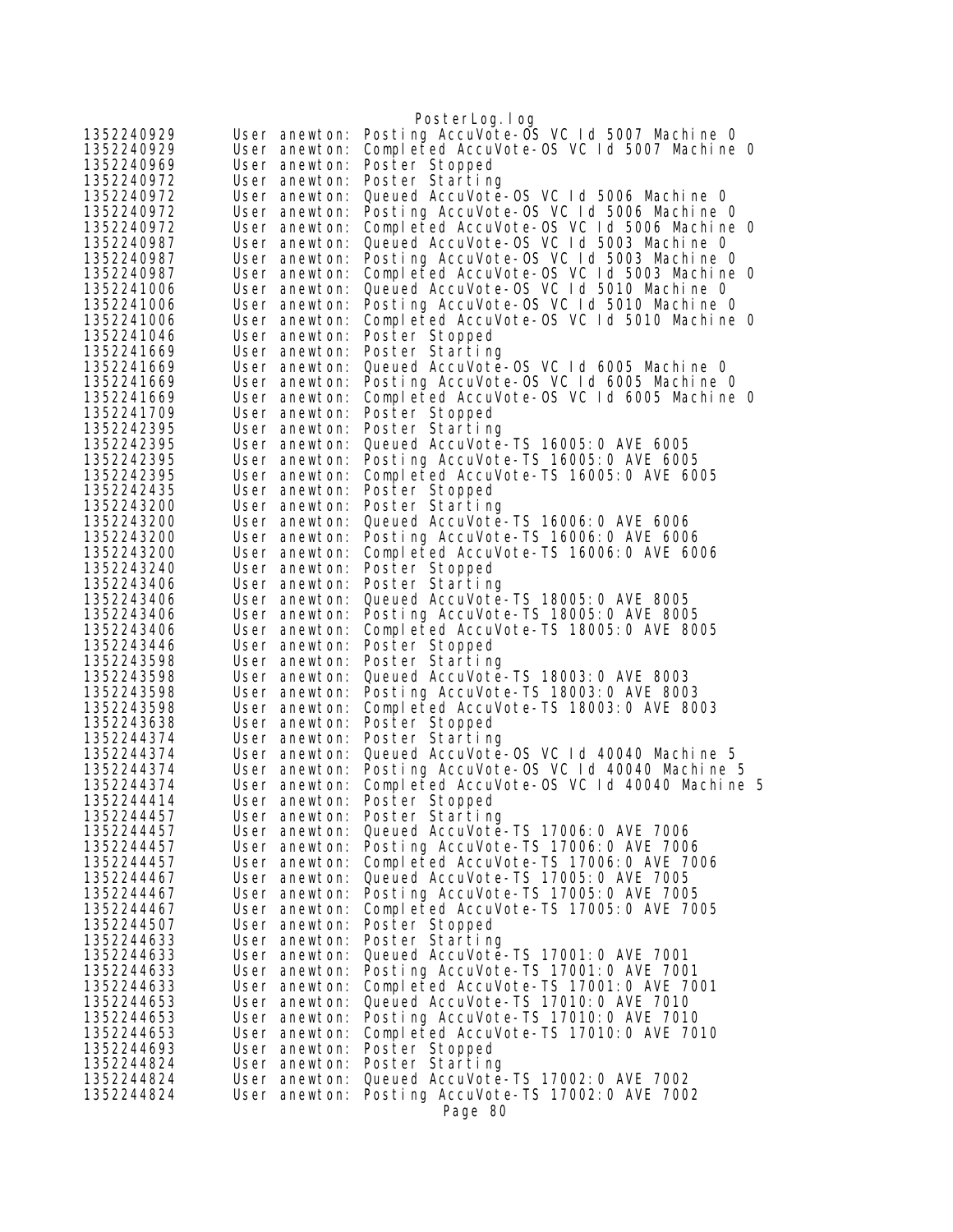```
1352240929	User anewton: Posting AccuVote-OS VC Id 5007 Machine 0
1352240929	User anewton: Completed AccuVote-OS VC Id 5007 Machine 0
1352240969	User anewton: Poster Stopped
1352240972	User anewton: Poster Starting
1352240972	User anewton: Queued AccuVote-OS VC Id 5006 Machine 0
1352240972	User anewton: Posting AccuVote-OS VC Id 5006 Machine 0
1352240972	User anewton: Completed AccuVote-OS VC Id 5006 Machine 0
1352240987	User anewton: Queued AccuVote-OS VC Id 5003 Machine 0
1352240987	User anewton: Posting AccuVote-OS VC Id 5003 Machine 0
1352240987	User anewton: Completed AccuVote-OS VC Id 5003 Machine 0
1352241006	User anewton: Queued AccuVote-OS VC Id 5010 Machine 0
1352241006	User anewton: Posting AccuVote-OS VC Id 5010 Machine 0
1352241006	User anewton: Completed AccuVote-OS VC Id 5010 Machine 0
1352241046	User anewton: Poster Stopped
1352241669	User anewton: Poster Starting
1352241669	User anewton: Queued AccuVote-OS VC Id 6005 Machine 0
1352241669	User anewton: Posting AccuVote-OS VC Id 6005 Machine 0
1352241669	User anewton: Completed AccuVote-OS VC Id 6005 Machine 0
1352241709	User anewton: Poster Stopped
1352242395	User anewton: Poster Starting
1352242395	User anewton: Queued AccuVote-TS 16005:0 AVE 6005
1352242395	User anewton: Posting AccuVote-TS 16005:0 AVE 6005
1352242395	User anewton: Completed AccuVote-TS 16005:0 AVE 6005
1352242435	User anewton: Poster Stopped
1352243200	User anewton: Poster Starting
1352243200	User anewton: Queued AccuVote-TS 16006:0 AVE 6006
1352243200	User anewton: Posting AccuVote-TS 16006:0 AVE 6006
1352243200	User anewton: Completed AccuVote-TS 16006:0 AVE 6006
1352243240	User anewton: Poster Stopped
1352243406	User anewton: Poster Starting
1352243406	User anewton: Queued AccuVote-TS 18005:0 AVE 8005
1352243406	User anewton: Posting AccuVote-TS 18005:0 AVE 8005
1352243406	User anewton: Completed AccuVote-TS 18005:0 AVE 8005
1352243446	User anewton: Poster Stopped
1352243598	User anewton: Poster Starting
1352243598	User anewton: Queued AccuVote-TS 18003:0 AVE 8003
1352243598	User anewton: Posting AccuVote-TS 18003:0 AVE 8003
1352243598	User anewton: Completed AccuVote-TS 18003:0 AVE 8003
1352243638	User anewton: Poster Stopped
1352244374	User anewton: Poster Starting
1352244374	User anewton: Queued AccuVote-OS VC Id 40040 Machine 5
1352244374	User anewton: Posting AccuVote-OS VC Id 40040 Machine 5
1352244374	User anewton: Completed AccuVote-OS VC Id 40040 Machine 5
1352244414	User anewton: Poster Stopped
1352244457	User anewton: Poster Starting
1352244457	User anewton: Queued AccuVote-TS 17006:0 AVE 7006
1352244457	User anewton: Posting AccuVote-TS 17006:0 AVE 7006
1352244457	User anewton: Completed AccuVote-TS 17006:0 AVE 7006
1352244467	User anewton: Queued AccuVote-TS 17005:0 AVE 7005
1352244467	User anewton: Posting AccuVote-TS 17005:0 AVE 7005
1352244467	User anewton: Completed AccuVote-TS 17005:0 AVE 7005
1352244507	User anewton: Poster Stopped
1352244633	User anewton: Poster Starting
1352244633	User anewton: Queued AccuVote-TS 17001:0 AVE 7001
1352244633	User anewton: Posting AccuVote-TS 17001:0 AVE 7001
1352244633	User anewton: Completed AccuVote-TS 17001:0 AVE 7001
1352244653	User anewton: Queued AccuVote-TS 17010:0 AVE 7010
1352244653	User anewton: Posting AccuVote-TS 17010:0 AVE 7010
1352244653	User anewton: Completed AccuVote-TS 17010:0 AVE 7010
1352244693	User anewton: Poster Stopped
1352244824	User anewton: Poster Starting
1352244824	User anewton: Queued AccuVote-TS 17002:0 AVE 7002
1352244824	User anewton: Posting AccuVote-TS 17002:0 AVE 7002
```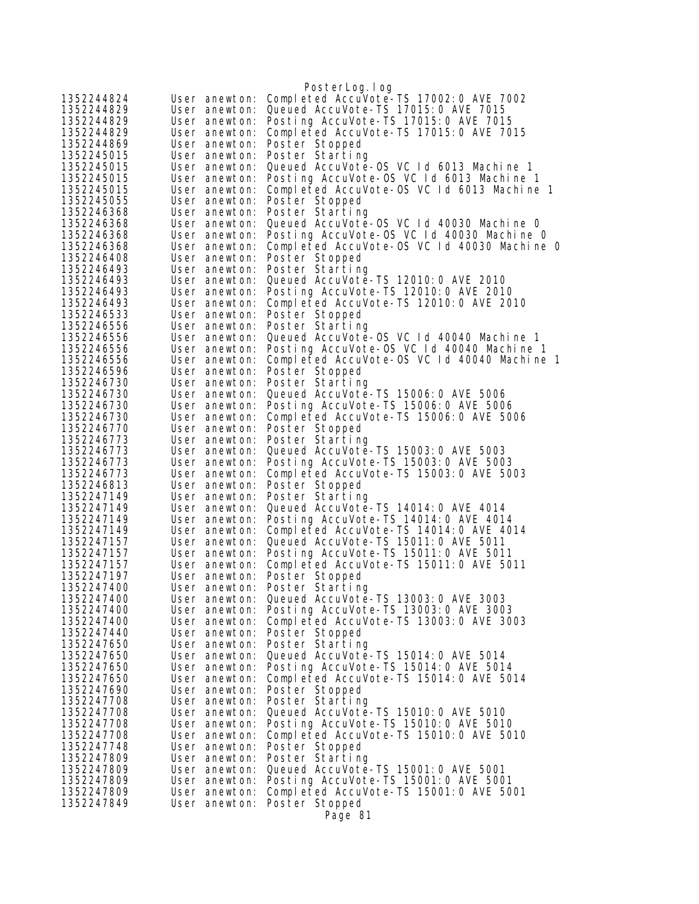```
1352244824      User anewton: Completed AccuVote-TS 17002:0 AVE 7002
1352244829      User anewton: Queued AccuVote-TS 17015:0 AVE 7015
1352244829      User anewton: Posting AccuVote-TS 17015:0 AVE 7015
1352244829      User anewton: Completed AccuVote-TS 17015:0 AVE 7015
1352244869      User anewton: Poster Stopped
1352245015      User anewton: Poster Starting
1352245015      User anewton: Queued AccuVote-OS VC Id 6013 Machine 1
1352245015      User anewton: Posting AccuVote-OS VC Id 6013 Machine 1
1352245015      User anewton: Completed AccuVote-OS VC Id 6013 Machine 1
1352245055      User anewton: Poster Stopped
1352246368      User anewton: Poster Starting
1352246368      User anewton: Queued AccuVote-OS VC Id 40030 Machine 0
1352246368      User anewton: Posting AccuVote-OS VC Id 40030 Machine 0
1352246368      User anewton: Completed AccuVote-OS VC Id 40030 Machine 0
1352246408      User anewton: Poster Stopped
1352246493      User anewton: Poster Starting
1352246493      User anewton: Queued AccuVote-TS 12010:0 AVE 2010
1352246493      User anewton: Posting AccuVote-TS 12010:0 AVE 2010
1352246493      User anewton: Completed AccuVote-TS 12010:0 AVE 2010
1352246533      User anewton: Poster Stopped
1352246556      User anewton: Poster Starting
1352246556      User anewton: Queued AccuVote-OS VC Id 40040 Machine 1
1352246556      User anewton: Posting AccuVote-OS VC Id 40040 Machine 1
1352246556      User anewton: Completed AccuVote-OS VC Id 40040 Machine 1
1352246596      User anewton: Poster Stopped
1352246730      User anewton: Poster Starting
1352246730      User anewton: Queued AccuVote-TS 15006:0 AVE 5006
1352246730      User anewton: Posting AccuVote-TS 15006:0 AVE 5006
1352246730      User anewton: Completed AccuVote-TS 15006:0 AVE 5006
1352246770      User anewton: Poster Stopped
1352246773      User anewton: Poster Starting
1352246773      User anewton: Queued AccuVote-TS 15003:0 AVE 5003
1352246773      User anewton: Posting AccuVote-TS 15003:0 AVE 5003
1352246773      User anewton: Completed AccuVote-TS 15003:0 AVE 5003
1352246813      User anewton: Poster Stopped
1352247149      User anewton: Poster Starting
1352247149      User anewton: Queued AccuVote-TS 14014:0 AVE 4014
1352247149      User anewton: Posting AccuVote-TS 14014:0 AVE 4014
1352247149      User anewton: Completed AccuVote-TS 14014:0 AVE 4014
1352247157      User anewton: Queued AccuVote-TS 15011:0 AVE 5011
1352247157      User anewton: Posting AccuVote-TS 15011:0 AVE 5011
1352247157      User anewton: Completed AccuVote-TS 15011:0 AVE 5011
1352247197      User anewton: Poster Stopped
1352247400      User anewton: Poster Starting
1352247400      User anewton: Queued AccuVote-TS 13003:0 AVE 3003
1352247400      User anewton: Posting AccuVote-TS 13003:0 AVE 3003
1352247400      User anewton: Completed AccuVote-TS 13003:0 AVE 3003
1352247440      User anewton: Poster Stopped
1352247650      User anewton: Poster Starting
1352247650      User anewton: Queued AccuVote-TS 15014:0 AVE 5014
1352247650      User anewton: Posting AccuVote-TS 15014:0 AVE 5014
1352247650      User anewton: Completed AccuVote-TS 15014:0 AVE 5014
1352247690      User anewton: Poster Stopped
1352247708      User anewton: Poster Starting
1352247708      User anewton: Queued AccuVote-TS 15010:0 AVE 5010
1352247708      User anewton: Posting AccuVote-TS 15010:0 AVE 5010
1352247708      User anewton: Completed AccuVote-TS 15010:0 AVE 5010
1352247748      User anewton: Poster Stopped
1352247809      User anewton: Poster Starting
1352247809      User anewton: Queued AccuVote-TS 15001:0 AVE 5001
1352247809      User anewton: Posting AccuVote-TS 15001:0 AVE 5001
1352247809      User anewton: Completed AccuVote-TS 15001:0 AVE 5001
1352247849      User anewton: Poster Stopped
```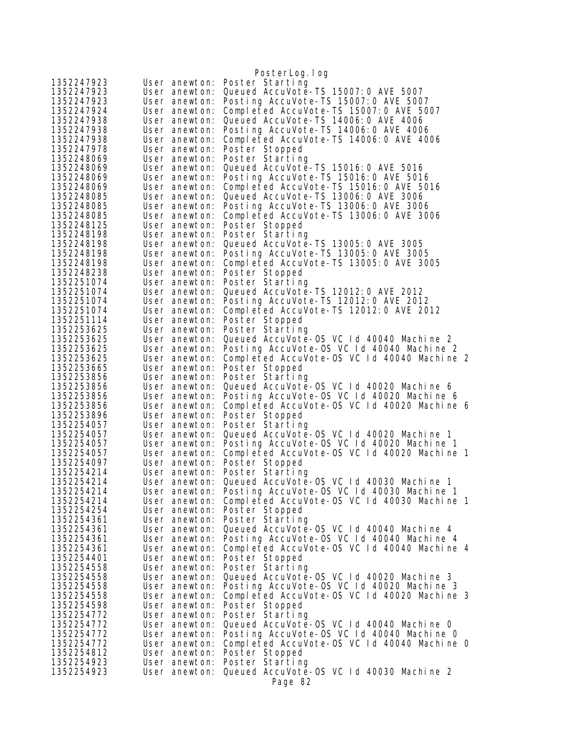```
1352247923      User anewton: Poster Starting
1352247923      User anewton: Queued AccuVote-TS 15007:0 AVE 5007
1352247923      User anewton: Posting AccuVote-TS 15007:0 AVE 5007
1352247924      User anewton: Completed AccuVote-TS 15007:0 AVE 5007
1352247938      User anewton: Queued AccuVote-TS 14006:0 AVE 4006
1352247938      User anewton: Posting AccuVote-TS 14006:0 AVE 4006
1352247938      User anewton: Completed AccuVote-TS 14006:0 AVE 4006
1352247978      User anewton: Poster Stopped
1352248069      User anewton: Poster Starting
1352248069      User anewton: Queued AccuVote-TS 15016:0 AVE 5016
1352248069      User anewton: Posting AccuVote-TS 15016:0 AVE 5016
1352248069      User anewton: Completed AccuVote-TS 15016:0 AVE 5016
1352248085      User anewton: Queued AccuVote-TS 13006:0 AVE 3006
1352248085      User anewton: Posting AccuVote-TS 13006:0 AVE 3006
1352248085      User anewton: Completed AccuVote-TS 13006:0 AVE 3006
1352248125      User anewton: Poster Stopped
1352248198      User anewton: Poster Starting
1352248198      User anewton: Queued AccuVote-TS 13005:0 AVE 3005
1352248198      User anewton: Posting AccuVote-TS 13005:0 AVE 3005
1352248198      User anewton: Completed AccuVote-TS 13005:0 AVE 3005
1352248238      User anewton: Poster Stopped
1352251074      User anewton: Poster Starting
1352251074      User anewton: Queued AccuVote-TS 12012:0 AVE 2012
1352251074      User anewton: Posting AccuVote-TS 12012:0 AVE 2012
1352251074      User anewton: Completed AccuVote-TS 12012:0 AVE 2012
1352251114      User anewton: Poster Stopped
1352253625      User anewton: Poster Starting
1352253625      User anewton: Queued AccuVote-OS VC Id 40040 Machine 2
1352253625      User anewton: Posting AccuVote-OS VC Id 40040 Machine 2
1352253625      User anewton: Completed AccuVote-OS VC Id 40040 Machine 2
1352253665      User anewton: Poster Stopped
1352253856      User anewton: Poster Starting
1352253856      User anewton: Queued AccuVote-OS VC Id 40020 Machine 6
1352253856      User anewton: Posting AccuVote-OS VC Id 40020 Machine 6
1352253856      User anewton: Completed AccuVote-OS VC Id 40020 Machine 6
1352253896      User anewton: Poster Stopped
1352254057      User anewton: Poster Starting
1352254057      User anewton: Queued AccuVote-OS VC Id 40020 Machine 1
1352254057      User anewton: Posting AccuVote-OS VC Id 40020 Machine 1
1352254057      User anewton: Completed AccuVote-OS VC Id 40020 Machine 1
1352254097      User anewton: Poster Stopped
1352254214      User anewton: Poster Starting
1352254214      User anewton: Queued AccuVote-OS VC Id 40030 Machine 1
1352254214      User anewton: Posting AccuVote-OS VC Id 40030 Machine 1
1352254214      User anewton: Completed AccuVote-OS VC Id 40030 Machine 1
1352254254      User anewton: Poster Stopped
1352254361      User anewton: Poster Starting
1352254361      User anewton: Queued AccuVote-OS VC Id 40040 Machine 4
1352254361      User anewton: Posting AccuVote-OS VC Id 40040 Machine 4
1352254361      User anewton: Completed AccuVote-OS VC Id 40040 Machine 4
1352254401      User anewton: Poster Stopped
1352254558      User anewton: Poster Starting
1352254558      User anewton: Queued AccuVote-OS VC Id 40020 Machine 3
1352254558      User anewton: Posting AccuVote-OS VC Id 40020 Machine 3
1352254558      User anewton: Completed AccuVote-OS VC Id 40020 Machine 3
1352254598      User anewton: Poster Stopped
1352254772      User anewton: Poster Starting
1352254772      User anewton: Queued AccuVote-OS VC Id 40040 Machine 0
1352254772      User anewton: Posting AccuVote-OS VC Id 40040 Machine 0
1352254772      User anewton: Completed AccuVote-OS VC Id 40040 Machine 0
1352254812      User anewton: Poster Stopped
1352254923      User anewton: Poster Starting
1352254923      User anewton: Queued AccuVote-OS VC Id 40030 Machine 2
```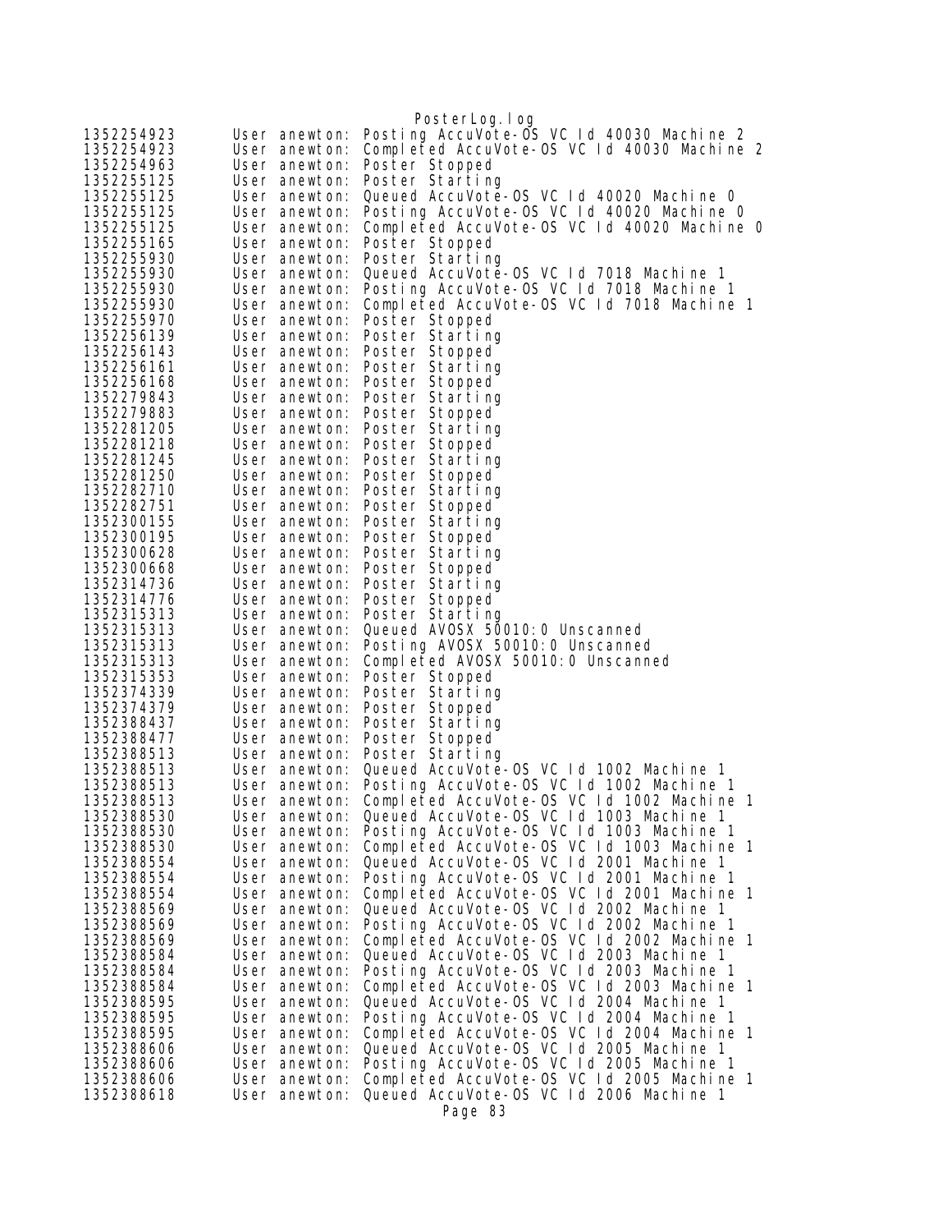```
1352254923      User anewton: Posting AccuVote-OS VC Id 40030 Machine 2
1352254923      User anewton: Completed AccuVote-OS VC Id 40030 Machine 2
1352254963      User anewton: Poster Stopped
1352255125      User anewton: Poster Starting
1352255125      User anewton: Queued AccuVote-OS VC Id 40020 Machine 0
1352255125      User anewton: Posting AccuVote-OS VC Id 40020 Machine 0
1352255125      User anewton: Completed AccuVote-OS VC Id 40020 Machine 0
1352255165      User anewton: Poster Stopped
1352255930      User anewton: Poster Starting
1352255930      User anewton: Queued AccuVote-OS VC Id 7018 Machine 1
1352255930      User anewton: Posting AccuVote-OS VC Id 7018 Machine 1
1352255930      User anewton: Completed AccuVote-OS VC Id 7018 Machine 1
1352255970      User anewton: Poster Stopped
1352256139      User anewton: Poster Starting
1352256143      User anewton: Poster Stopped
1352256161      User anewton: Poster Starting
1352256168      User anewton: Poster Stopped
1352279843      User anewton: Poster Starting
1352279883      User anewton: Poster Stopped
1352281205      User anewton: Poster Starting
1352281218      User anewton: Poster Stopped
1352281245      User anewton: Poster Starting
1352281250      User anewton: Poster Stopped
1352282710      User anewton: Poster Starting
1352282751      User anewton: Poster Stopped
1352300155      User anewton: Poster Starting
1352300195      User anewton: Poster Stopped
1352300628      User anewton: Poster Starting
1352300668      User anewton: Poster Stopped
1352314736      User anewton: Poster Starting
1352314776      User anewton: Poster Stopped
1352315313      User anewton: Poster Starting
1352315313      User anewton: Queued AVOSX 50010:0 Unscanned
1352315313      User anewton: Posting AVOSX 50010:0 Unscanned
1352315313      User anewton: Completed AVOSX 50010:0 Unscanned
1352315353      User anewton: Poster Stopped
1352374339      User anewton: Poster Starting
1352374379      User anewton: Poster Stopped
1352388437      User anewton: Poster Starting
1352388477      User anewton: Poster Stopped
1352388513      User anewton: Poster Starting
1352388513      User anewton: Queued AccuVote-OS VC Id 1002 Machine 1
1352388513      User anewton: Posting AccuVote-OS VC Id 1002 Machine 1
1352388513      User anewton: Completed AccuVote-OS VC Id 1002 Machine 1
1352388530      User anewton: Queued AccuVote-OS VC Id 1003 Machine 1
1352388530      User anewton: Posting AccuVote-OS VC Id 1003 Machine 1
1352388530      User anewton: Completed AccuVote-OS VC Id 1003 Machine 1
1352388554      User anewton: Queued AccuVote-OS VC Id 2001 Machine 1
1352388554      User anewton: Posting AccuVote-OS VC Id 2001 Machine 1
1352388554      User anewton: Completed AccuVote-OS VC Id 2001 Machine 1
1352388569      User anewton: Queued AccuVote-OS VC Id 2002 Machine 1
1352388569      User anewton: Posting AccuVote-OS VC Id 2002 Machine 1
1352388569      User anewton: Completed AccuVote-OS VC Id 2002 Machine 1
1352388584      User anewton: Queued AccuVote-OS VC Id 2003 Machine 1
1352388584      User anewton: Posting AccuVote-OS VC Id 2003 Machine 1
1352388584      User anewton: Completed AccuVote-OS VC Id 2003 Machine 1
1352388595      User anewton: Queued AccuVote-OS VC Id 2004 Machine 1
1352388595      User anewton: Posting AccuVote-OS VC Id 2004 Machine 1
1352388595      User anewton: Completed AccuVote-OS VC Id 2004 Machine 1
1352388606      User anewton: Queued AccuVote-OS VC Id 2005 Machine 1
1352388606      User anewton: Posting AccuVote-OS VC Id 2005 Machine 1
1352388606      User anewton: Completed AccuVote-OS VC Id 2005 Machine 1
1352388618      User anewton: Queued AccuVote-OS VC Id 2006 Machine 1
```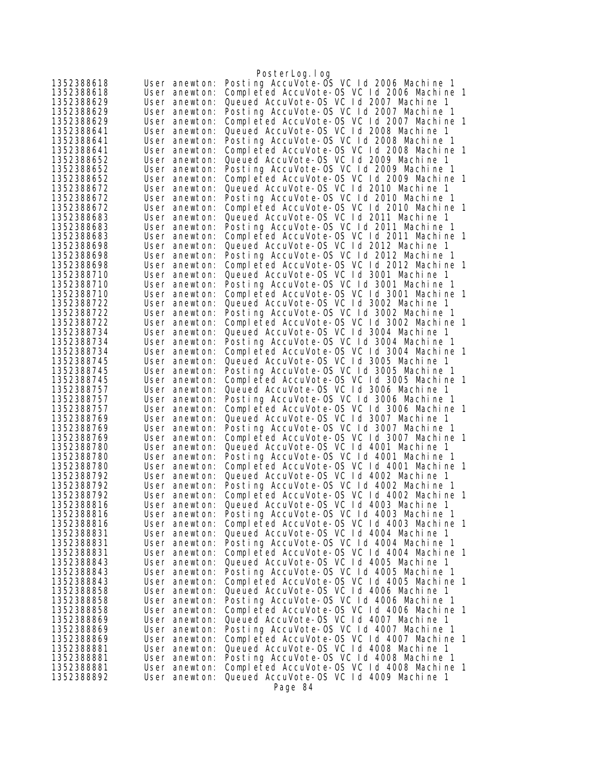```
1352388618	User anewton: Posting AccuVote-OS VC Id 2006 Machine 1
1352388618	User anewton: Completed AccuVote-OS VC Id 2006 Machine 1
1352388629	User anewton: Queued AccuVote-OS VC Id 2007 Machine 1
1352388629	User anewton: Posting AccuVote-OS VC Id 2007 Machine 1
1352388629	User anewton: Completed AccuVote-OS VC Id 2007 Machine 1
1352388641	User anewton: Queued AccuVote-OS VC Id 2008 Machine 1
1352388641	User anewton: Posting AccuVote-OS VC Id 2008 Machine 1
1352388641	User anewton: Completed AccuVote-OS VC Id 2008 Machine 1
1352388652	User anewton: Queued AccuVote-OS VC Id 2009 Machine 1
1352388652	User anewton: Posting AccuVote-OS VC Id 2009 Machine 1
1352388652	User anewton: Completed AccuVote-OS VC Id 2009 Machine 1
1352388672	User anewton: Queued AccuVote-OS VC Id 2010 Machine 1
1352388672	User anewton: Posting AccuVote-OS VC Id 2010 Machine 1
1352388672	User anewton: Completed AccuVote-OS VC Id 2010 Machine 1
1352388683	User anewton: Queued AccuVote-OS VC Id 2011 Machine 1
1352388683	User anewton: Posting AccuVote-OS VC Id 2011 Machine 1
1352388683	User anewton: Completed AccuVote-OS VC Id 2011 Machine 1
1352388698	User anewton: Queued AccuVote-OS VC Id 2012 Machine 1
1352388698	User anewton: Posting AccuVote-OS VC Id 2012 Machine 1
1352388698	User anewton: Completed AccuVote-OS VC Id 2012 Machine 1
1352388710	User anewton: Queued AccuVote-OS VC Id 3001 Machine 1
1352388710	User anewton: Posting AccuVote-OS VC Id 3001 Machine 1
1352388710	User anewton: Completed AccuVote-OS VC Id 3001 Machine 1
1352388722	User anewton: Queued AccuVote-OS VC Id 3002 Machine 1
1352388722	User anewton: Posting AccuVote-OS VC Id 3002 Machine 1
1352388722	User anewton: Completed AccuVote-OS VC Id 3002 Machine 1
1352388734	User anewton: Queued AccuVote-OS VC Id 3004 Machine 1
1352388734	User anewton: Posting AccuVote-OS VC Id 3004 Machine 1
1352388734	User anewton: Completed AccuVote-OS VC Id 3004 Machine 1
1352388745	User anewton: Queued AccuVote-OS VC Id 3005 Machine 1
1352388745	User anewton: Posting AccuVote-OS VC Id 3005 Machine 1
1352388745	User anewton: Completed AccuVote-OS VC Id 3005 Machine 1
1352388757	User anewton: Queued AccuVote-OS VC Id 3006 Machine 1
1352388757	User anewton: Posting AccuVote-OS VC Id 3006 Machine 1
1352388757	User anewton: Completed AccuVote-OS VC Id 3006 Machine 1
1352388769	User anewton: Queued AccuVote-OS VC Id 3007 Machine 1
1352388769	User anewton: Posting AccuVote-OS VC Id 3007 Machine 1
1352388769	User anewton: Completed AccuVote-OS VC Id 3007 Machine 1
1352388780	User anewton: Queued AccuVote-OS VC Id 4001 Machine 1
1352388780	User anewton: Posting AccuVote-OS VC Id 4001 Machine 1
1352388780	User anewton: Completed AccuVote-OS VC Id 4001 Machine 1
1352388792	User anewton: Queued AccuVote-OS VC Id 4002 Machine 1
1352388792	User anewton: Posting AccuVote-OS VC Id 4002 Machine 1
1352388792	User anewton: Completed AccuVote-OS VC Id 4002 Machine 1
1352388816	User anewton: Queued AccuVote-OS VC Id 4003 Machine 1
1352388816	User anewton: Posting AccuVote-OS VC Id 4003 Machine 1
1352388816	User anewton: Completed AccuVote-OS VC Id 4003 Machine 1
1352388831	User anewton: Queued AccuVote-OS VC Id 4004 Machine 1
1352388831	User anewton: Posting AccuVote-OS VC Id 4004 Machine 1
1352388831	User anewton: Completed AccuVote-OS VC Id 4004 Machine 1
1352388843	User anewton: Queued AccuVote-OS VC Id 4005 Machine 1
1352388843	User anewton: Posting AccuVote-OS VC Id 4005 Machine 1
1352388843	User anewton: Completed AccuVote-OS VC Id 4005 Machine 1
1352388858	User anewton: Queued AccuVote-OS VC Id 4006 Machine 1
1352388858	User anewton: Posting AccuVote-OS VC Id 4006 Machine 1
1352388858	User anewton: Completed AccuVote-OS VC Id 4006 Machine 1
1352388869	User anewton: Queued AccuVote-OS VC Id 4007 Machine 1
1352388869	User anewton: Posting AccuVote-OS VC Id 4007 Machine 1
1352388869	User anewton: Completed AccuVote-OS VC Id 4007 Machine 1
1352388881	User anewton: Queued AccuVote-OS VC Id 4008 Machine 1
1352388881	User anewton: Posting AccuVote-OS VC Id 4008 Machine 1
1352388881	User anewton: Completed AccuVote-OS VC Id 4008 Machine 1
1352388892	User anewton: Queued AccuVote-OS VC Id 4009 Machine 1
```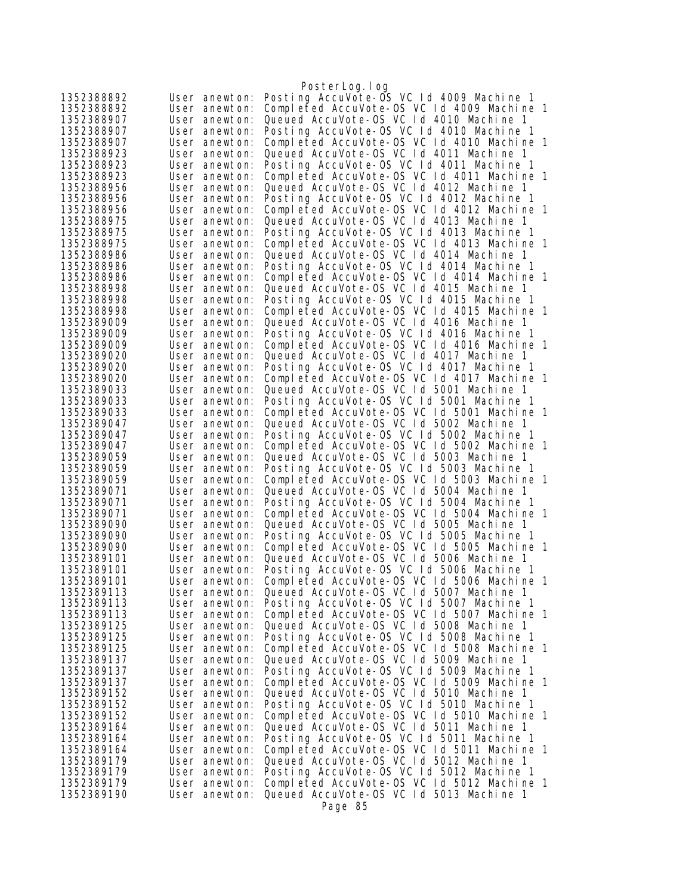```
1352388892      User anewton: Posting AccuVote-OS VC Id 4009 Machine 1
1352388892      User anewton: Completed AccuVote-OS VC Id 4009 Machine 1
1352388907      User anewton: Queued AccuVote-OS VC Id 4010 Machine 1
1352388907      User anewton: Posting AccuVote-OS VC Id 4010 Machine 1
1352388907      User anewton: Completed AccuVote-OS VC Id 4010 Machine 1
1352388923      User anewton: Queued AccuVote-OS VC Id 4011 Machine 1
1352388923      User anewton: Posting AccuVote-OS VC Id 4011 Machine 1
1352388923      User anewton: Completed AccuVote-OS VC Id 4011 Machine 1
1352388956      User anewton: Queued AccuVote-OS VC Id 4012 Machine 1
1352388956      User anewton: Posting AccuVote-OS VC Id 4012 Machine 1
1352388956      User anewton: Completed AccuVote-OS VC Id 4012 Machine 1
1352388975      User anewton: Queued AccuVote-OS VC Id 4013 Machine 1
1352388975      User anewton: Posting AccuVote-OS VC Id 4013 Machine 1
1352388975      User anewton: Completed AccuVote-OS VC Id 4013 Machine 1
1352388986      User anewton: Queued AccuVote-OS VC Id 4014 Machine 1
1352388986      User anewton: Posting AccuVote-OS VC Id 4014 Machine 1
1352388986      User anewton: Completed AccuVote-OS VC Id 4014 Machine 1
1352388998      User anewton: Queued AccuVote-OS VC Id 4015 Machine 1
1352388998      User anewton: Posting AccuVote-OS VC Id 4015 Machine 1
1352388998      User anewton: Completed AccuVote-OS VC Id 4015 Machine 1
1352389009      User anewton: Queued AccuVote-OS VC Id 4016 Machine 1
1352389009      User anewton: Posting AccuVote-OS VC Id 4016 Machine 1
1352389009      User anewton: Completed AccuVote-OS VC Id 4016 Machine 1
1352389020      User anewton: Queued AccuVote-OS VC Id 4017 Machine 1
1352389020      User anewton: Posting AccuVote-OS VC Id 4017 Machine 1
1352389020      User anewton: Completed AccuVote-OS VC Id 4017 Machine 1
1352389033      User anewton: Queued AccuVote-OS VC Id 5001 Machine 1
1352389033      User anewton: Posting AccuVote-OS VC Id 5001 Machine 1
1352389033      User anewton: Completed AccuVote-OS VC Id 5001 Machine 1
1352389047      User anewton: Queued AccuVote-OS VC Id 5002 Machine 1
1352389047      User anewton: Posting AccuVote-OS VC Id 5002 Machine 1
1352389047      User anewton: Completed AccuVote-OS VC Id 5002 Machine 1
1352389059      User anewton: Queued AccuVote-OS VC Id 5003 Machine 1
1352389059      User anewton: Posting AccuVote-OS VC Id 5003 Machine 1
1352389059      User anewton: Completed AccuVote-OS VC Id 5003 Machine 1
1352389071      User anewton: Queued AccuVote-OS VC Id 5004 Machine 1
1352389071      User anewton: Posting AccuVote-OS VC Id 5004 Machine 1
1352389071      User anewton: Completed AccuVote-OS VC Id 5004 Machine 1
1352389090      User anewton: Queued AccuVote-OS VC Id 5005 Machine 1
1352389090      User anewton: Posting AccuVote-OS VC Id 5005 Machine 1
1352389090      User anewton: Completed AccuVote-OS VC Id 5005 Machine 1
1352389101      User anewton: Queued AccuVote-OS VC Id 5006 Machine 1
1352389101      User anewton: Posting AccuVote-OS VC Id 5006 Machine 1
1352389101      User anewton: Completed AccuVote-OS VC Id 5006 Machine 1
1352389113      User anewton: Queued AccuVote-OS VC Id 5007 Machine 1
1352389113      User anewton: Posting AccuVote-OS VC Id 5007 Machine 1
1352389113      User anewton: Completed AccuVote-OS VC Id 5007 Machine 1
1352389125      User anewton: Queued AccuVote-OS VC Id 5008 Machine 1
1352389125      User anewton: Posting AccuVote-OS VC Id 5008 Machine 1
1352389125      User anewton: Completed AccuVote-OS VC Id 5008 Machine 1
1352389137      User anewton: Queued AccuVote-OS VC Id 5009 Machine 1
1352389137      User anewton: Posting AccuVote-OS VC Id 5009 Machine 1
1352389137      User anewton: Completed AccuVote-OS VC Id 5009 Machine 1
1352389152      User anewton: Queued AccuVote-OS VC Id 5010 Machine 1
1352389152      User anewton: Posting AccuVote-OS VC Id 5010 Machine 1
1352389152      User anewton: Completed AccuVote-OS VC Id 5010 Machine 1
1352389164      User anewton: Queued AccuVote-OS VC Id 5011 Machine 1
1352389164      User anewton: Posting AccuVote-OS VC Id 5011 Machine 1
1352389164      User anewton: Completed AccuVote-OS VC Id 5011 Machine 1
1352389179      User anewton: Queued AccuVote-OS VC Id 5012 Machine 1
1352389179      User anewton: Posting AccuVote-OS VC Id 5012 Machine 1
1352389179      User anewton: Completed AccuVote-OS VC Id 5012 Machine 1
1352389190      User anewton: Queued AccuVote-OS VC Id 5013 Machine 1
```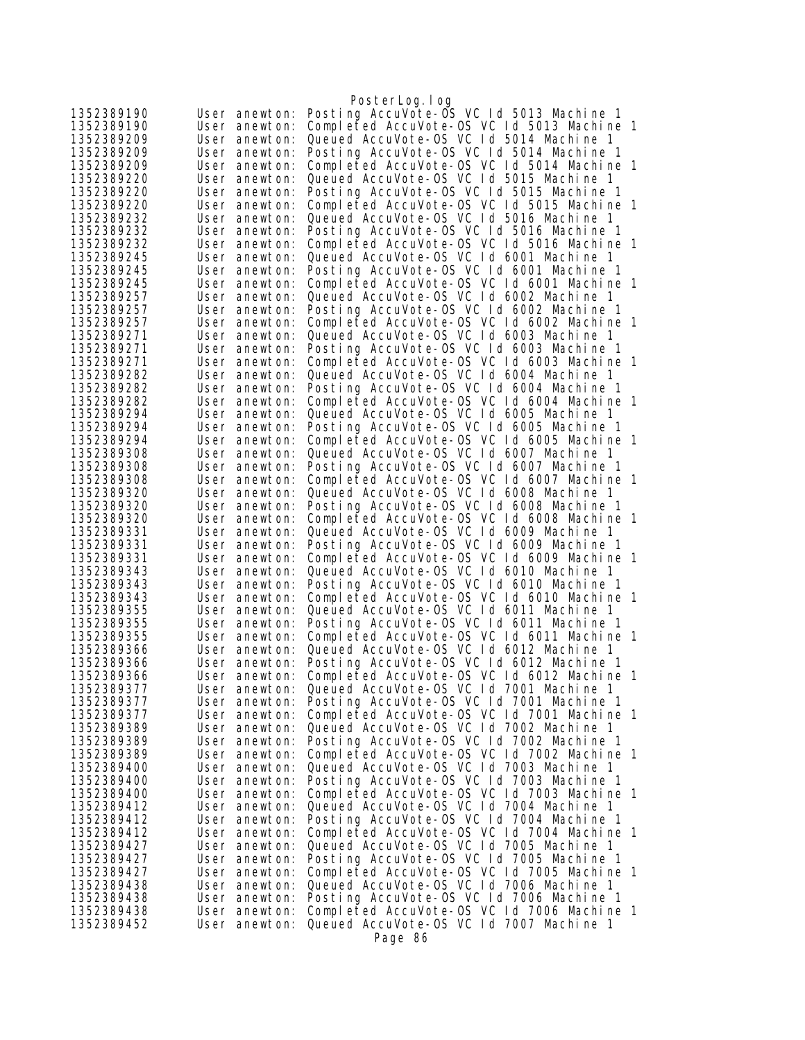```
1352389190      User anewton: Posting AccuVote-OS VC Id 5013 Machine 1
1352389190      User anewton: Completed AccuVote-OS VC Id 5013 Machine 1
1352389209      User anewton: Queued AccuVote-OS VC Id 5014 Machine 1
1352389209      User anewton: Posting AccuVote-OS VC Id 5014 Machine 1
1352389209      User anewton: Completed AccuVote-OS VC Id 5014 Machine 1
1352389220      User anewton: Queued AccuVote-OS VC Id 5015 Machine 1
1352389220      User anewton: Posting AccuVote-OS VC Id 5015 Machine 1
1352389220      User anewton: Completed AccuVote-OS VC Id 5015 Machine 1
1352389232      User anewton: Queued AccuVote-OS VC Id 5016 Machine 1
1352389232      User anewton: Posting AccuVote-OS VC Id 5016 Machine 1
1352389232      User anewton: Completed AccuVote-OS VC Id 5016 Machine 1
1352389245      User anewton: Queued AccuVote-OS VC Id 6001 Machine 1
1352389245      User anewton: Posting AccuVote-OS VC Id 6001 Machine 1
1352389245      User anewton: Completed AccuVote-OS VC Id 6001 Machine 1
1352389257      User anewton: Queued AccuVote-OS VC Id 6002 Machine 1
1352389257      User anewton: Posting AccuVote-OS VC Id 6002 Machine 1
1352389257      User anewton: Completed AccuVote-OS VC Id 6002 Machine 1
1352389271      User anewton: Queued AccuVote-OS VC Id 6003 Machine 1
1352389271      User anewton: Posting AccuVote-OS VC Id 6003 Machine 1
1352389271      User anewton: Completed AccuVote-OS VC Id 6003 Machine 1
1352389282      User anewton: Queued AccuVote-OS VC Id 6004 Machine 1
1352389282      User anewton: Posting AccuVote-OS VC Id 6004 Machine 1
1352389282      User anewton: Completed AccuVote-OS VC Id 6004 Machine 1
1352389294      User anewton: Queued AccuVote-OS VC Id 6005 Machine 1
1352389294      User anewton: Posting AccuVote-OS VC Id 6005 Machine 1
1352389294      User anewton: Completed AccuVote-OS VC Id 6005 Machine 1
1352389308      User anewton: Queued AccuVote-OS VC Id 6007 Machine 1
1352389308      User anewton: Posting AccuVote-OS VC Id 6007 Machine 1
1352389308      User anewton: Completed AccuVote-OS VC Id 6007 Machine 1
1352389320      User anewton: Queued AccuVote-OS VC Id 6008 Machine 1
1352389320      User anewton: Posting AccuVote-OS VC Id 6008 Machine 1
1352389320      User anewton: Completed AccuVote-OS VC Id 6008 Machine 1
1352389331      User anewton: Queued AccuVote-OS VC Id 6009 Machine 1
1352389331      User anewton: Posting AccuVote-OS VC Id 6009 Machine 1
1352389331      User anewton: Completed AccuVote-OS VC Id 6009 Machine 1
1352389343      User anewton: Queued AccuVote-OS VC Id 6010 Machine 1
1352389343      User anewton: Posting AccuVote-OS VC Id 6010 Machine 1
1352389343      User anewton: Completed AccuVote-OS VC Id 6010 Machine 1
1352389355      User anewton: Queued AccuVote-OS VC Id 6011 Machine 1
1352389355      User anewton: Posting AccuVote-OS VC Id 6011 Machine 1
1352389355      User anewton: Completed AccuVote-OS VC Id 6011 Machine 1
1352389366      User anewton: Queued AccuVote-OS VC Id 6012 Machine 1
1352389366      User anewton: Posting AccuVote-OS VC Id 6012 Machine 1
1352389366      User anewton: Completed AccuVote-OS VC Id 6012 Machine 1
1352389377      User anewton: Queued AccuVote-OS VC Id 7001 Machine 1
1352389377      User anewton: Posting AccuVote-OS VC Id 7001 Machine 1
1352389377      User anewton: Completed AccuVote-OS VC Id 7001 Machine 1
1352389389      User anewton: Queued AccuVote-OS VC Id 7002 Machine 1
1352389389      User anewton: Posting AccuVote-OS VC Id 7002 Machine 1
1352389389      User anewton: Completed AccuVote-OS VC Id 7002 Machine 1
1352389400      User anewton: Queued AccuVote-OS VC Id 7003 Machine 1
1352389400      User anewton: Posting AccuVote-OS VC Id 7003 Machine 1
1352389400      User anewton: Completed AccuVote-OS VC Id 7003 Machine 1
1352389412      User anewton: Queued AccuVote-OS VC Id 7004 Machine 1
1352389412      User anewton: Posting AccuVote-OS VC Id 7004 Machine 1
1352389412      User anewton: Completed AccuVote-OS VC Id 7004 Machine 1
1352389427      User anewton: Queued AccuVote-OS VC Id 7005 Machine 1
1352389427      User anewton: Posting AccuVote-OS VC Id 7005 Machine 1
1352389427      User anewton: Completed AccuVote-OS VC Id 7005 Machine 1
1352389438      User anewton: Queued AccuVote-OS VC Id 7006 Machine 1
1352389438      User anewton: Posting AccuVote-OS VC Id 7006 Machine 1
1352389438      User anewton: Completed AccuVote-OS VC Id 7006 Machine 1
1352389452      User anewton: Queued AccuVote-OS VC Id 7007 Machine 1
```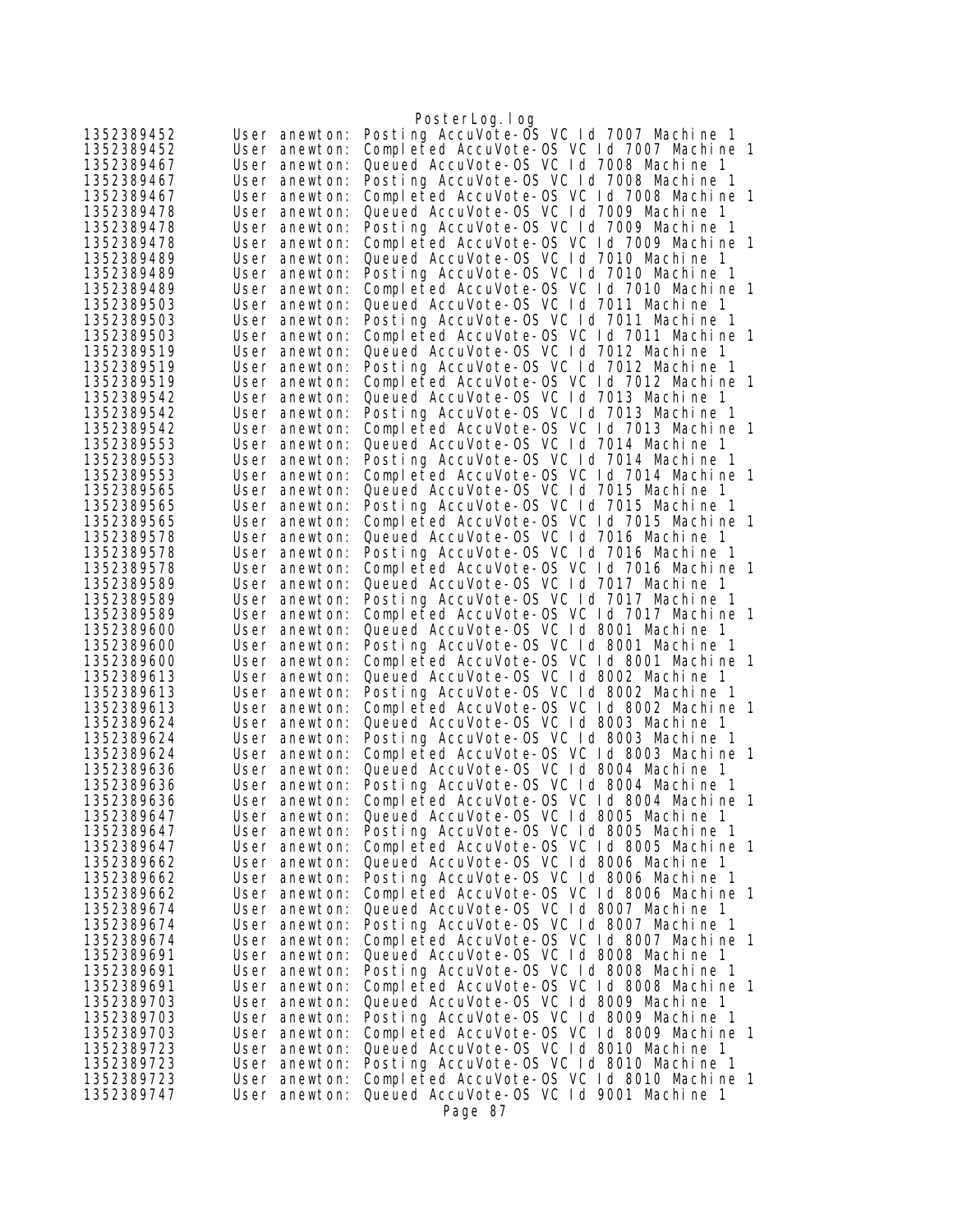```
1352389452      User anewton: Posting AccuVote-OS VC Id 7007 Machine 1
1352389452      User anewton: Completed AccuVote-OS VC Id 7007 Machine 1
1352389467      User anewton: Queued AccuVote-OS VC Id 7008 Machine 1
1352389467      User anewton: Posting AccuVote-OS VC Id 7008 Machine 1
1352389467      User anewton: Completed AccuVote-OS VC Id 7008 Machine 1
1352389478      User anewton: Queued AccuVote-OS VC Id 7009 Machine 1
1352389478      User anewton: Posting AccuVote-OS VC Id 7009 Machine 1
1352389478      User anewton: Completed AccuVote-OS VC Id 7009 Machine 1
1352389489      User anewton: Queued AccuVote-OS VC Id 7010 Machine 1
1352389489      User anewton: Posting AccuVote-OS VC Id 7010 Machine 1
1352389489      User anewton: Completed AccuVote-OS VC Id 7010 Machine 1
1352389503      User anewton: Queued AccuVote-OS VC Id 7011 Machine 1
1352389503      User anewton: Posting AccuVote-OS VC Id 7011 Machine 1
1352389503      User anewton: Completed AccuVote-OS VC Id 7011 Machine 1
1352389519      User anewton: Queued AccuVote-OS VC Id 7012 Machine 1
1352389519      User anewton: Posting AccuVote-OS VC Id 7012 Machine 1
1352389519      User anewton: Completed AccuVote-OS VC Id 7012 Machine 1
1352389542      User anewton: Queued AccuVote-OS VC Id 7013 Machine 1
1352389542      User anewton: Posting AccuVote-OS VC Id 7013 Machine 1
1352389542      User anewton: Completed AccuVote-OS VC Id 7013 Machine 1
1352389553      User anewton: Queued AccuVote-OS VC Id 7014 Machine 1
1352389553      User anewton: Posting AccuVote-OS VC Id 7014 Machine 1
1352389553      User anewton: Completed AccuVote-OS VC Id 7014 Machine 1
1352389565      User anewton: Queued AccuVote-OS VC Id 7015 Machine 1
1352389565      User anewton: Posting AccuVote-OS VC Id 7015 Machine 1
1352389565      User anewton: Completed AccuVote-OS VC Id 7015 Machine 1
1352389578      User anewton: Queued AccuVote-OS VC Id 7016 Machine 1
1352389578      User anewton: Posting AccuVote-OS VC Id 7016 Machine 1
1352389578      User anewton: Completed AccuVote-OS VC Id 7016 Machine 1
1352389589      User anewton: Queued AccuVote-OS VC Id 7017 Machine 1
1352389589      User anewton: Posting AccuVote-OS VC Id 7017 Machine 1
1352389589      User anewton: Completed AccuVote-OS VC Id 7017 Machine 1
1352389600      User anewton: Queued AccuVote-OS VC Id 8001 Machine 1
1352389600      User anewton: Posting AccuVote-OS VC Id 8001 Machine 1
1352389600      User anewton: Completed AccuVote-OS VC Id 8001 Machine 1
1352389613      User anewton: Queued AccuVote-OS VC Id 8002 Machine 1
1352389613      User anewton: Posting AccuVote-OS VC Id 8002 Machine 1
1352389613      User anewton: Completed AccuVote-OS VC Id 8002 Machine 1
1352389624      User anewton: Queued AccuVote-OS VC Id 8003 Machine 1
1352389624      User anewton: Posting AccuVote-OS VC Id 8003 Machine 1
1352389624      User anewton: Completed AccuVote-OS VC Id 8003 Machine 1
1352389636      User anewton: Queued AccuVote-OS VC Id 8004 Machine 1
1352389636      User anewton: Posting AccuVote-OS VC Id 8004 Machine 1
1352389636      User anewton: Completed AccuVote-OS VC Id 8004 Machine 1
1352389647      User anewton: Queued AccuVote-OS VC Id 8005 Machine 1
1352389647      User anewton: Posting AccuVote-OS VC Id 8005 Machine 1
1352389647      User anewton: Completed AccuVote-OS VC Id 8005 Machine 1
1352389662      User anewton: Queued AccuVote-OS VC Id 8006 Machine 1
1352389662      User anewton: Posting AccuVote-OS VC Id 8006 Machine 1
1352389662      User anewton: Completed AccuVote-OS VC Id 8006 Machine 1
1352389674      User anewton: Queued AccuVote-OS VC Id 8007 Machine 1
1352389674      User anewton: Posting AccuVote-OS VC Id 8007 Machine 1
1352389674      User anewton: Completed AccuVote-OS VC Id 8007 Machine 1
1352389691      User anewton: Queued AccuVote-OS VC Id 8008 Machine 1
1352389691      User anewton: Posting AccuVote-OS VC Id 8008 Machine 1
1352389691      User anewton: Completed AccuVote-OS VC Id 8008 Machine 1
1352389703      User anewton: Queued AccuVote-OS VC Id 8009 Machine 1
1352389703      User anewton: Posting AccuVote-OS VC Id 8009 Machine 1
1352389703      User anewton: Completed AccuVote-OS VC Id 8009 Machine 1
1352389723      User anewton: Queued AccuVote-OS VC Id 8010 Machine 1
1352389723      User anewton: Posting AccuVote-OS VC Id 8010 Machine 1
1352389723      User anewton: Completed AccuVote-OS VC Id 8010 Machine 1
1352389747      User anewton: Queued AccuVote-OS VC Id 9001 Machine 1
```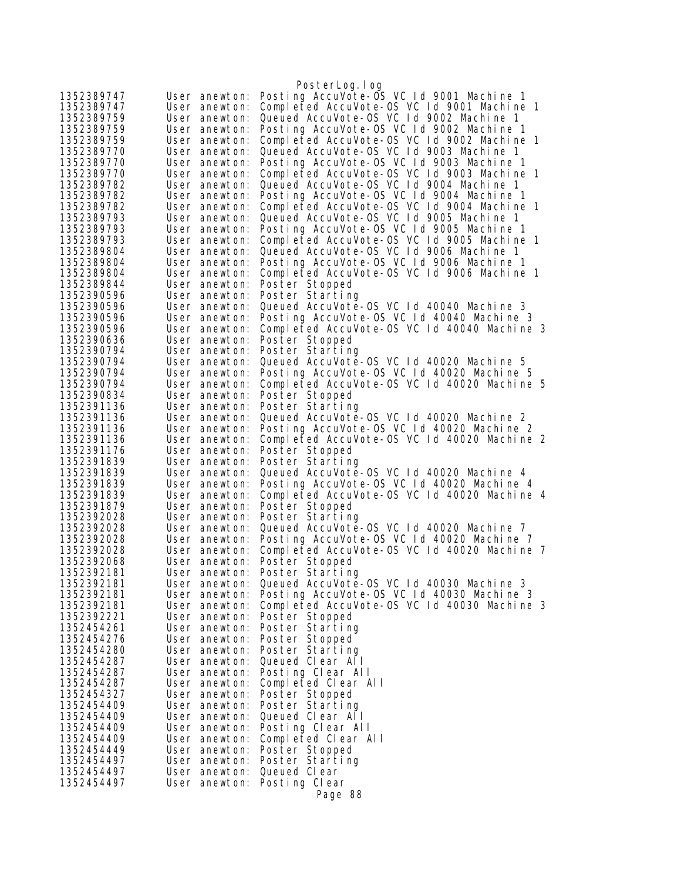```
1352389747      User anewton: Posting AccuVote-OS VC Id 9001 Machine 1
1352389747      User anewton: Completed AccuVote-OS VC Id 9001 Machine 1
1352389759      User anewton: Queued AccuVote-OS VC Id 9002 Machine 1
1352389759      User anewton: Posting AccuVote-OS VC Id 9002 Machine 1
1352389759      User anewton: Completed AccuVote-OS VC Id 9002 Machine 1
1352389770      User anewton: Queued AccuVote-OS VC Id 9003 Machine 1
1352389770      User anewton: Posting AccuVote-OS VC Id 9003 Machine 1
1352389770      User anewton: Completed AccuVote-OS VC Id 9003 Machine 1
1352389782      User anewton: Queued AccuVote-OS VC Id 9004 Machine 1
1352389782      User anewton: Posting AccuVote-OS VC Id 9004 Machine 1
1352389782      User anewton: Completed AccuVote-OS VC Id 9004 Machine 1
1352389793      User anewton: Queued AccuVote-OS VC Id 9005 Machine 1
1352389793      User anewton: Posting AccuVote-OS VC Id 9005 Machine 1
1352389793      User anewton: Completed AccuVote-OS VC Id 9005 Machine 1
1352389804      User anewton: Queued AccuVote-OS VC Id 9006 Machine 1
1352389804      User anewton: Posting AccuVote-OS VC Id 9006 Machine 1
1352389804      User anewton: Completed AccuVote-OS VC Id 9006 Machine 1
1352389844      User anewton: Poster Stopped
1352390596      User anewton: Poster Starting
1352390596      User anewton: Queued AccuVote-OS VC Id 40040 Machine 3
1352390596      User anewton: Posting AccuVote-OS VC Id 40040 Machine 3
1352390596      User anewton: Completed AccuVote-OS VC Id 40040 Machine 3
1352390636      User anewton: Poster Stopped
1352390794      User anewton: Poster Starting
1352390794      User anewton: Queued AccuVote-OS VC Id 40020 Machine 5
1352390794      User anewton: Posting AccuVote-OS VC Id 40020 Machine 5
1352390794      User anewton: Completed AccuVote-OS VC Id 40020 Machine 5
1352390834      User anewton: Poster Stopped
1352391136      User anewton: Poster Starting
1352391136      User anewton: Queued AccuVote-OS VC Id 40020 Machine 2
1352391136      User anewton: Posting AccuVote-OS VC Id 40020 Machine 2
1352391136      User anewton: Completed AccuVote-OS VC Id 40020 Machine 2
1352391176      User anewton: Poster Stopped
1352391839      User anewton: Poster Starting
1352391839      User anewton: Queued AccuVote-OS VC Id 40020 Machine 4
1352391839      User anewton: Posting AccuVote-OS VC Id 40020 Machine 4
1352391839      User anewton: Completed AccuVote-OS VC Id 40020 Machine 4
1352391879      User anewton: Poster Stopped
1352392028      User anewton: Poster Starting
1352392028      User anewton: Queued AccuVote-OS VC Id 40020 Machine 7
1352392028      User anewton: Posting AccuVote-OS VC Id 40020 Machine 7
1352392028      User anewton: Completed AccuVote-OS VC Id 40020 Machine 7
1352392068      User anewton: Poster Stopped
1352392181      User anewton: Poster Starting
1352392181      User anewton: Queued AccuVote-OS VC Id 40030 Machine 3
1352392181      User anewton: Posting AccuVote-OS VC Id 40030 Machine 3
1352392181      User anewton: Completed AccuVote-OS VC Id 40030 Machine 3
1352392221      User anewton: Poster Stopped
1352454261      User anewton: Poster Starting
1352454276      User anewton: Poster Stopped
1352454280      User anewton: Poster Starting
1352454287      User anewton: Queued Clear All
1352454287      User anewton: Posting Clear All
1352454287      User anewton: Completed Clear All
1352454327      User anewton: Poster Stopped
1352454409      User anewton: Poster Starting
1352454409      User anewton: Queued Clear All
1352454409      User anewton: Posting Clear All
1352454409      User anewton: Completed Clear All
1352454449      User anewton: Poster Stopped
1352454497      User anewton: Poster Starting
1352454497      User anewton: Queued Clear
1352454497      User anewton: Posting Clear
```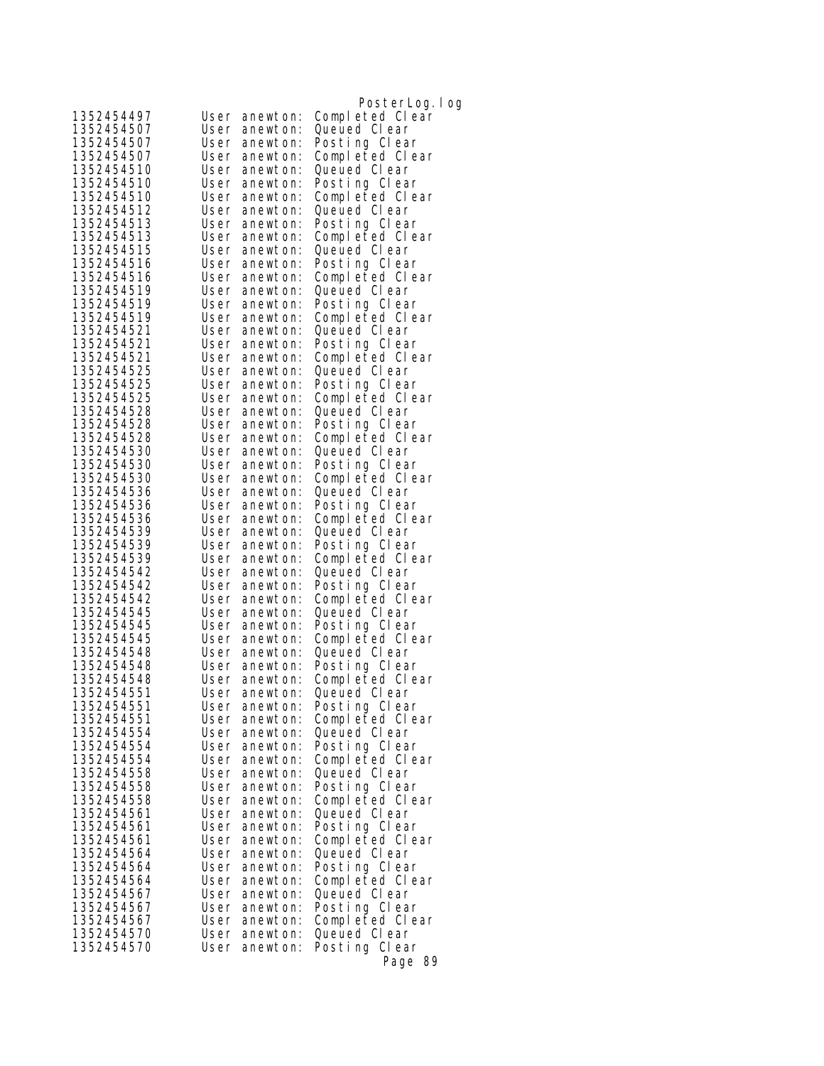```
1352454497      User anewton: Completed Clear
1352454507      User anewton: Queued Clear
1352454507      User anewton: Posting Clear
1352454507      User anewton: Completed Clear
1352454510      User anewton: Queued Clear
1352454510      User anewton: Posting Clear
1352454510      User anewton: Completed Clear
1352454512      User anewton: Queued Clear
1352454513      User anewton: Posting Clear
1352454513      User anewton: Completed Clear
1352454515      User anewton: Queued Clear
1352454516      User anewton: Posting Clear
1352454516      User anewton: Completed Clear
1352454519      User anewton: Queued Clear
1352454519      User anewton: Posting Clear
1352454519      User anewton: Completed Clear
1352454521      User anewton: Queued Clear
1352454521      User anewton: Posting Clear
1352454521      User anewton: Completed Clear
1352454525      User anewton: Queued Clear
1352454525      User anewton: Posting Clear
1352454525      User anewton: Completed Clear
1352454528      User anewton: Queued Clear
1352454528      User anewton: Posting Clear
1352454528      User anewton: Completed Clear
1352454530      User anewton: Queued Clear
1352454530      User anewton: Posting Clear
1352454530      User anewton: Completed Clear
1352454536      User anewton: Queued Clear
1352454536      User anewton: Posting Clear
1352454536      User anewton: Completed Clear
1352454539      User anewton: Queued Clear
1352454539      User anewton: Posting Clear
1352454539      User anewton: Completed Clear
1352454542      User anewton: Queued Clear
1352454542      User anewton: Posting Clear
1352454542      User anewton: Completed Clear
1352454545      User anewton: Queued Clear
1352454545      User anewton: Posting Clear
1352454545      User anewton: Completed Clear
1352454548      User anewton: Queued Clear
1352454548      User anewton: Posting Clear
1352454548      User anewton: Completed Clear
1352454551      User anewton: Queued Clear
1352454551      User anewton: Posting Clear
1352454551      User anewton: Completed Clear
1352454554      User anewton: Queued Clear
1352454554      User anewton: Posting Clear
1352454554      User anewton: Completed Clear
1352454558      User anewton: Queued Clear
1352454558      User anewton: Posting Clear
1352454558      User anewton: Completed Clear
1352454561      User anewton: Queued Clear
1352454561      User anewton: Posting Clear
1352454561      User anewton: Completed Clear
1352454564      User anewton: Queued Clear
1352454564      User anewton: Posting Clear
1352454564      User anewton: Completed Clear
1352454567      User anewton: Queued Clear
1352454567      User anewton: Posting Clear
1352454567      User anewton: Completed Clear
1352454570      User anewton: Queued Clear
1352454570      User anewton: Posting Clear
```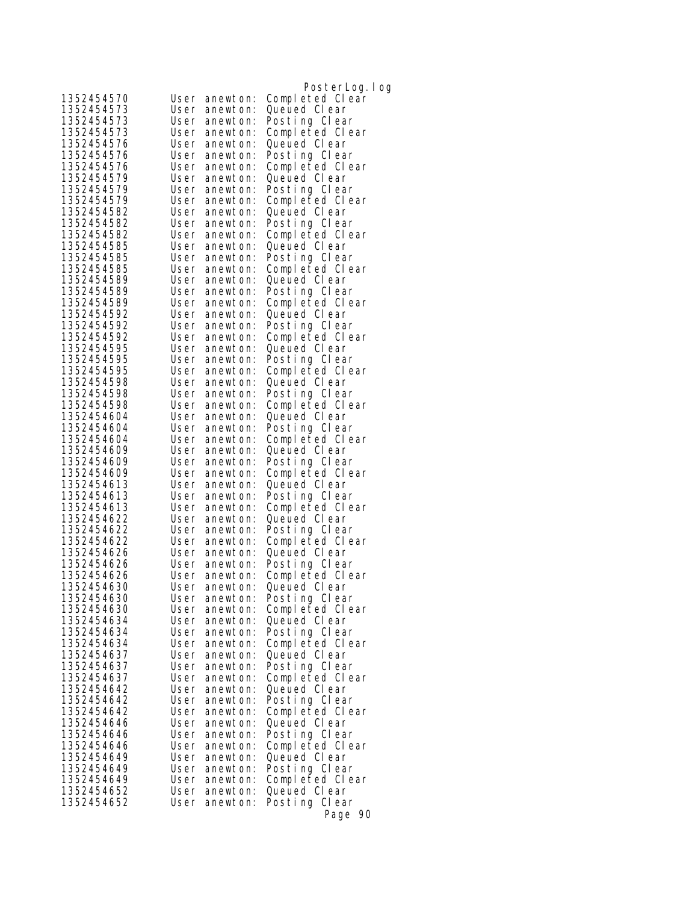```
1352454570      User anewton: Completed Clear
1352454573      User anewton: Queued Clear
1352454573      User anewton: Posting Clear
1352454573      User anewton: Completed Clear
1352454576      User anewton: Queued Clear
1352454576      User anewton: Posting Clear
1352454576      User anewton: Completed Clear
1352454579      User anewton: Queued Clear
1352454579      User anewton: Posting Clear
1352454579      User anewton: Completed Clear
1352454582      User anewton: Queued Clear
1352454582      User anewton: Posting Clear
1352454582      User anewton: Completed Clear
1352454585      User anewton: Queued Clear
1352454585      User anewton: Posting Clear
1352454585      User anewton: Completed Clear
1352454589      User anewton: Queued Clear
1352454589      User anewton: Posting Clear
1352454589      User anewton: Completed Clear
1352454592      User anewton: Queued Clear
1352454592      User anewton: Posting Clear
1352454592      User anewton: Completed Clear
1352454595      User anewton: Queued Clear
1352454595      User anewton: Posting Clear
1352454595      User anewton: Completed Clear
1352454598      User anewton: Queued Clear
1352454598      User anewton: Posting Clear
1352454598      User anewton: Completed Clear
1352454604      User anewton: Queued Clear
1352454604      User anewton: Posting Clear
1352454604      User anewton: Completed Clear
1352454609      User anewton: Queued Clear
1352454609      User anewton: Posting Clear
1352454609      User anewton: Completed Clear
1352454613      User anewton: Queued Clear
1352454613      User anewton: Posting Clear
1352454613      User anewton: Completed Clear
1352454622      User anewton: Queued Clear
1352454622      User anewton: Posting Clear
1352454622      User anewton: Completed Clear
1352454626      User anewton: Queued Clear
1352454626      User anewton: Posting Clear
1352454626      User anewton: Completed Clear
1352454630      User anewton: Queued Clear
1352454630      User anewton: Posting Clear
1352454630      User anewton: Completed Clear
1352454634      User anewton: Queued Clear
1352454634      User anewton: Posting Clear
1352454634      User anewton: Completed Clear
1352454637      User anewton: Queued Clear
1352454637      User anewton: Posting Clear
1352454637      User anewton: Completed Clear
1352454642      User anewton: Queued Clear
1352454642      User anewton: Posting Clear
1352454642      User anewton: Completed Clear
1352454646      User anewton: Queued Clear
1352454646      User anewton: Posting Clear
1352454646      User anewton: Completed Clear
1352454649      User anewton: Queued Clear
1352454649      User anewton: Posting Clear
1352454649      User anewton: Completed Clear
1352454652      User anewton: Queued Clear
1352454652      User anewton: Posting Clear
```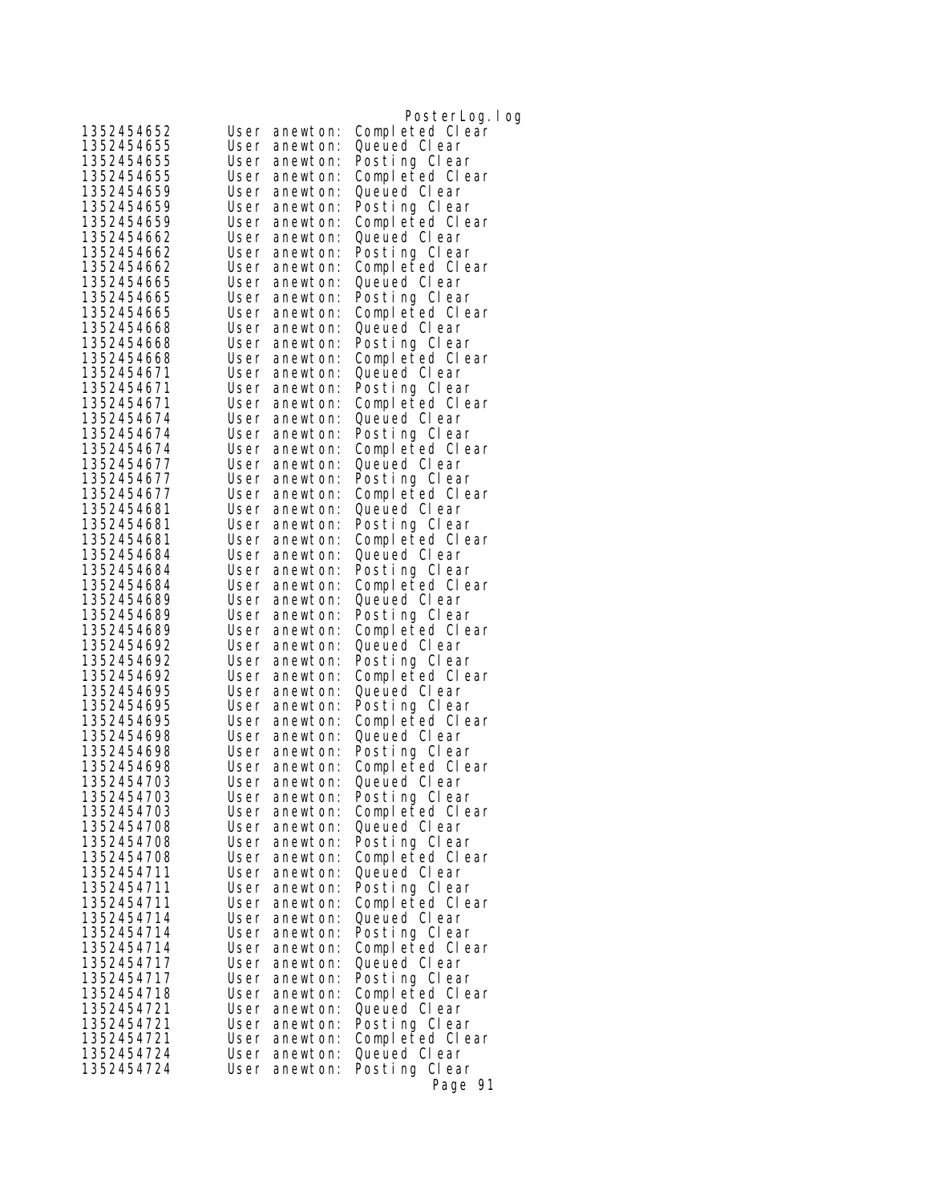```
1352454652      User anewton: Completed Clear
1352454655      User anewton: Queued Clear
1352454655      User anewton: Posting Clear
1352454655      User anewton: Completed Clear
1352454659      User anewton: Queued Clear
1352454659      User anewton: Posting Clear
1352454659      User anewton: Completed Clear
1352454662      User anewton: Queued Clear
1352454662      User anewton: Posting Clear
1352454662      User anewton: Completed Clear
1352454665      User anewton: Queued Clear
1352454665      User anewton: Posting Clear
1352454665      User anewton: Completed Clear
1352454668      User anewton: Queued Clear
1352454668      User anewton: Posting Clear
1352454668      User anewton: Completed Clear
1352454671      User anewton: Queued Clear
1352454671      User anewton: Posting Clear
1352454671      User anewton: Completed Clear
1352454674      User anewton: Queued Clear
1352454674      User anewton: Posting Clear
1352454674      User anewton: Completed Clear
1352454677      User anewton: Queued Clear
1352454677      User anewton: Posting Clear
1352454677      User anewton: Completed Clear
1352454681      User anewton: Queued Clear
1352454681      User anewton: Posting Clear
1352454681      User anewton: Completed Clear
1352454684      User anewton: Queued Clear
1352454684      User anewton: Posting Clear
1352454684      User anewton: Completed Clear
1352454689      User anewton: Queued Clear
1352454689      User anewton: Posting Clear
1352454689      User anewton: Completed Clear
1352454692      User anewton: Queued Clear
1352454692      User anewton: Posting Clear
1352454692      User anewton: Completed Clear
1352454695      User anewton: Queued Clear
1352454695      User anewton: Posting Clear
1352454695      User anewton: Completed Clear
1352454698      User anewton: Queued Clear
1352454698      User anewton: Posting Clear
1352454698      User anewton: Completed Clear
1352454703      User anewton: Queued Clear
1352454703      User anewton: Posting Clear
1352454703      User anewton: Completed Clear
1352454708      User anewton: Queued Clear
1352454708      User anewton: Posting Clear
1352454708      User anewton: Completed Clear
1352454711      User anewton: Queued Clear
1352454711      User anewton: Posting Clear
1352454711      User anewton: Completed Clear
1352454714      User anewton: Queued Clear
1352454714      User anewton: Posting Clear
1352454714      User anewton: Completed Clear
1352454717      User anewton: Queued Clear
1352454717      User anewton: Posting Clear
1352454718      User anewton: Completed Clear
1352454721      User anewton: Queued Clear
1352454721      User anewton: Posting Clear
1352454721      User anewton: Completed Clear
1352454724      User anewton: Queued Clear
1352454724      User anewton: Posting Clear
```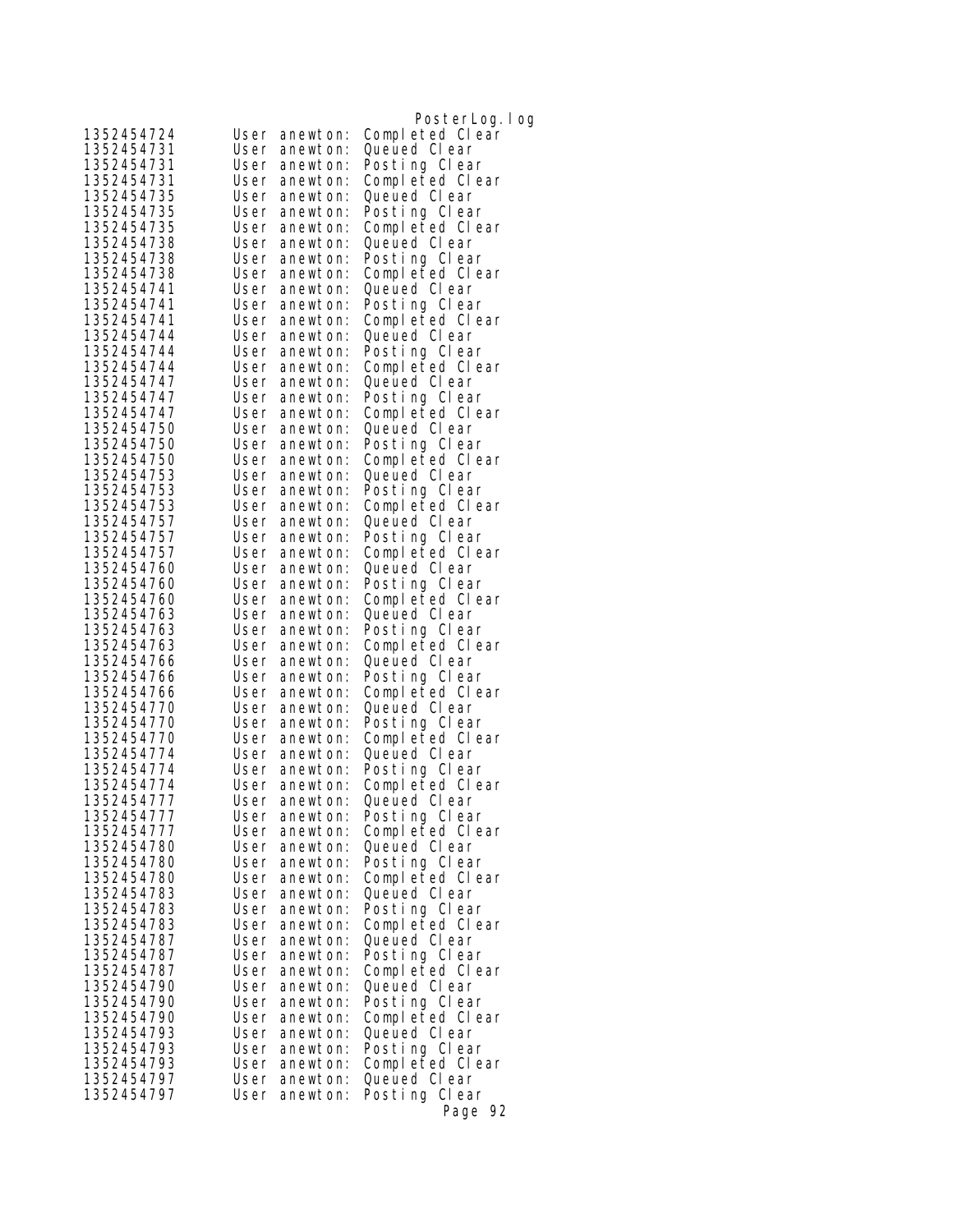```
1352454724      User anewton: Completed Clear
1352454731      User anewton: Queued Clear
1352454731      User anewton: Posting Clear
1352454731      User anewton: Completed Clear
1352454735      User anewton: Queued Clear
1352454735      User anewton: Posting Clear
1352454735      User anewton: Completed Clear
1352454738      User anewton: Queued Clear
1352454738      User anewton: Posting Clear
1352454738      User anewton: Completed Clear
1352454741      User anewton: Queued Clear
1352454741      User anewton: Posting Clear
1352454741      User anewton: Completed Clear
1352454744      User anewton: Queued Clear
1352454744      User anewton: Posting Clear
1352454744      User anewton: Completed Clear
1352454747      User anewton: Queued Clear
1352454747      User anewton: Posting Clear
1352454747      User anewton: Completed Clear
1352454750      User anewton: Queued Clear
1352454750      User anewton: Posting Clear
1352454750      User anewton: Completed Clear
1352454753      User anewton: Queued Clear
1352454753      User anewton: Posting Clear
1352454753      User anewton: Completed Clear
1352454757      User anewton: Queued Clear
1352454757      User anewton: Posting Clear
1352454757      User anewton: Completed Clear
1352454760      User anewton: Queued Clear
1352454760      User anewton: Posting Clear
1352454760      User anewton: Completed Clear
1352454763      User anewton: Queued Clear
1352454763      User anewton: Posting Clear
1352454763      User anewton: Completed Clear
1352454766      User anewton: Queued Clear
1352454766      User anewton: Posting Clear
1352454766      User anewton: Completed Clear
1352454770      User anewton: Queued Clear
1352454770      User anewton: Posting Clear
1352454770      User anewton: Completed Clear
1352454774      User anewton: Queued Clear
1352454774      User anewton: Posting Clear
1352454774      User anewton: Completed Clear
1352454777      User anewton: Queued Clear
1352454777      User anewton: Posting Clear
1352454777      User anewton: Completed Clear
1352454780      User anewton: Queued Clear
1352454780      User anewton: Posting Clear
1352454780      User anewton: Completed Clear
1352454783      User anewton: Queued Clear
1352454783      User anewton: Posting Clear
1352454783      User anewton: Completed Clear
1352454787      User anewton: Queued Clear
1352454787      User anewton: Posting Clear
1352454787      User anewton: Completed Clear
1352454790      User anewton: Queued Clear
1352454790      User anewton: Posting Clear
1352454790      User anewton: Completed Clear
1352454793      User anewton: Queued Clear
1352454793      User anewton: Posting Clear
1352454793      User anewton: Completed Clear
1352454797      User anewton: Queued Clear
1352454797      User anewton: Posting Clear
```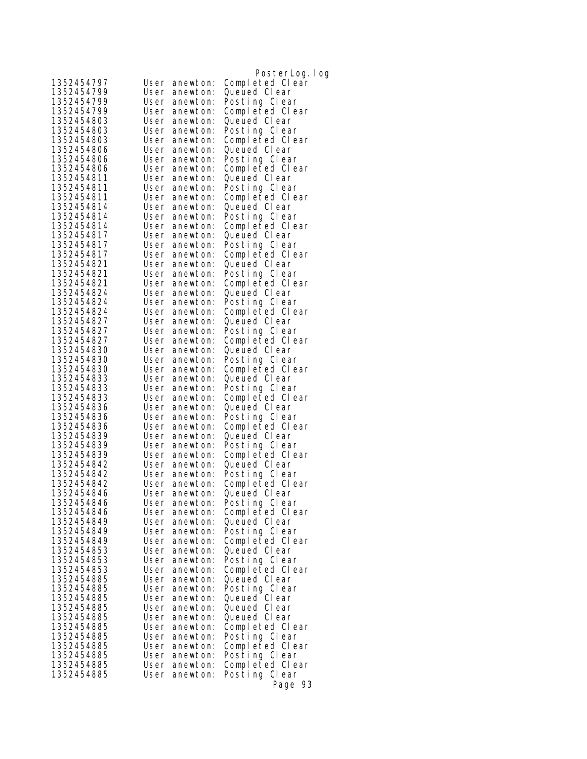```
1352454797      User anewton: Completed Clear
1352454799      User anewton: Queued Clear
1352454799      User anewton: Posting Clear
1352454799      User anewton: Completed Clear
1352454803      User anewton: Queued Clear
1352454803      User anewton: Posting Clear
1352454803      User anewton: Completed Clear
1352454806      User anewton: Queued Clear
1352454806      User anewton: Posting Clear
1352454806      User anewton: Completed Clear
1352454811      User anewton: Queued Clear
1352454811      User anewton: Posting Clear
1352454811      User anewton: Completed Clear
1352454814      User anewton: Queued Clear
1352454814      User anewton: Posting Clear
1352454814      User anewton: Completed Clear
1352454817      User anewton: Queued Clear
1352454817      User anewton: Posting Clear
1352454817      User anewton: Completed Clear
1352454821      User anewton: Queued Clear
1352454821      User anewton: Posting Clear
1352454821      User anewton: Completed Clear
1352454824      User anewton: Queued Clear
1352454824      User anewton: Posting Clear
1352454824      User anewton: Completed Clear
1352454827      User anewton: Queued Clear
1352454827      User anewton: Posting Clear
1352454827      User anewton: Completed Clear
1352454830      User anewton: Queued Clear
1352454830      User anewton: Posting Clear
1352454830      User anewton: Completed Clear
1352454833      User anewton: Queued Clear
1352454833      User anewton: Posting Clear
1352454833      User anewton: Completed Clear
1352454836      User anewton: Queued Clear
1352454836      User anewton: Posting Clear
1352454836      User anewton: Completed Clear
1352454839      User anewton: Queued Clear
1352454839      User anewton: Posting Clear
1352454839      User anewton: Completed Clear
1352454842      User anewton: Queued Clear
1352454842      User anewton: Posting Clear
1352454842      User anewton: Completed Clear
1352454846      User anewton: Queued Clear
1352454846      User anewton: Posting Clear
1352454846      User anewton: Completed Clear
1352454849      User anewton: Queued Clear
1352454849      User anewton: Posting Clear
1352454849      User anewton: Completed Clear
1352454853      User anewton: Queued Clear
1352454853      User anewton: Posting Clear
1352454853      User anewton: Completed Clear
1352454885      User anewton: Queued Clear
1352454885      User anewton: Posting Clear
1352454885      User anewton: Queued Clear
1352454885      User anewton: Queued Clear
1352454885      User anewton: Queued Clear
1352454885      User anewton: Completed Clear
1352454885      User anewton: Posting Clear
1352454885      User anewton: Completed Clear
1352454885      User anewton: Posting Clear
1352454885      User anewton: Completed Clear
1352454885      User anewton: Posting Clear
```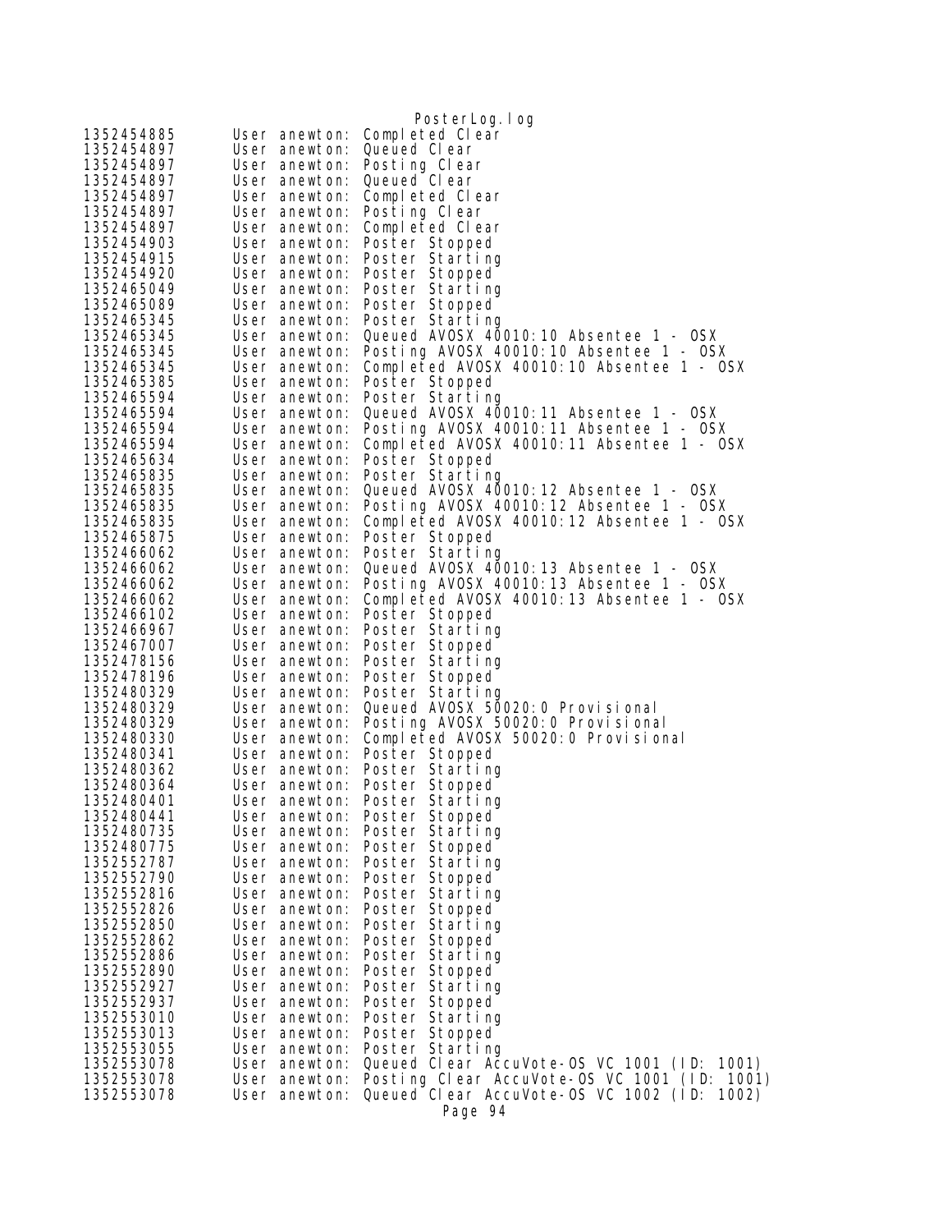```
1352454885	User anewton: Completed Clear
1352454897	User anewton: Queued Clear
1352454897	User anewton: Posting Clear
1352454897	User anewton: Queued Clear
1352454897	User anewton: Completed Clear
1352454897	User anewton: Posting Clear
1352454897	User anewton: Completed Clear
1352454903	User anewton: Poster Stopped
1352454915	User anewton: Poster Starting
1352454920	User anewton: Poster Stopped
1352465049	User anewton: Poster Starting
1352465089	User anewton: Poster Stopped
1352465345	User anewton: Poster Starting
1352465345	User anewton: Queued AVOSX 40010:10 Absentee 1 - OSX
1352465345	User anewton: Posting AVOSX 40010:10 Absentee 1 - OSX
1352465345	User anewton: Completed AVOSX 40010:10 Absentee 1 - OSX
1352465385	User anewton: Poster Stopped
1352465594	User anewton: Poster Starting
1352465594	User anewton: Queued AVOSX 40010:11 Absentee 1 - OSX
1352465594	User anewton: Posting AVOSX 40010:11 Absentee 1 - OSX
1352465594	User anewton: Completed AVOSX 40010:11 Absentee 1 - OSX
1352465634	User anewton: Poster Stopped
1352465835	User anewton: Poster Starting
1352465835	User anewton: Queued AVOSX 40010:12 Absentee 1 - OSX
1352465835	User anewton: Posting AVOSX 40010:12 Absentee 1 - OSX
1352465835	User anewton: Completed AVOSX 40010:12 Absentee 1 - OSX
1352465875	User anewton: Poster Stopped
1352466062	User anewton: Poster Starting
1352466062	User anewton: Queued AVOSX 40010:13 Absentee 1 - OSX
1352466062	User anewton: Posting AVOSX 40010:13 Absentee 1 - OSX
1352466062	User anewton: Completed AVOSX 40010:13 Absentee 1 - OSX
1352466102	User anewton: Poster Stopped
1352466967	User anewton: Poster Starting
1352467007	User anewton: Poster Stopped
1352478156	User anewton: Poster Starting
1352478196	User anewton: Poster Stopped
1352480329	User anewton: Poster Starting
1352480329	User anewton: Queued AVOSX 50020:0 Provisional
1352480329	User anewton: Posting AVOSX 50020:0 Provisional
1352480330	User anewton: Completed AVOSX 50020:0 Provisional
1352480341	User anewton: Poster Stopped
1352480362	User anewton: Poster Starting
1352480364	User anewton: Poster Stopped
1352480401	User anewton: Poster Starting
1352480441	User anewton: Poster Stopped
1352480735	User anewton: Poster Starting
1352480775	User anewton: Poster Stopped
1352552787	User anewton: Poster Starting
1352552790	User anewton: Poster Stopped
1352552816	User anewton: Poster Starting
1352552826	User anewton: Poster Stopped
1352552850	User anewton: Poster Starting
1352552862	User anewton: Poster Stopped
1352552886	User anewton: Poster Starting
1352552890	User anewton: Poster Stopped
1352552927	User anewton: Poster Starting
1352552937	User anewton: Poster Stopped
1352553010	User anewton: Poster Starting
1352553013	User anewton: Poster Stopped
1352553055	User anewton: Poster Starting
1352553078	User anewton: Queued Clear AccuVote-OS VC 1001 (ID: 1001)
1352553078	User anewton: Posting Clear AccuVote-OS VC 1001 (ID: 1001)
1352553078	User anewton: Queued Clear AccuVote-OS VC 1002 (ID: 1002)
```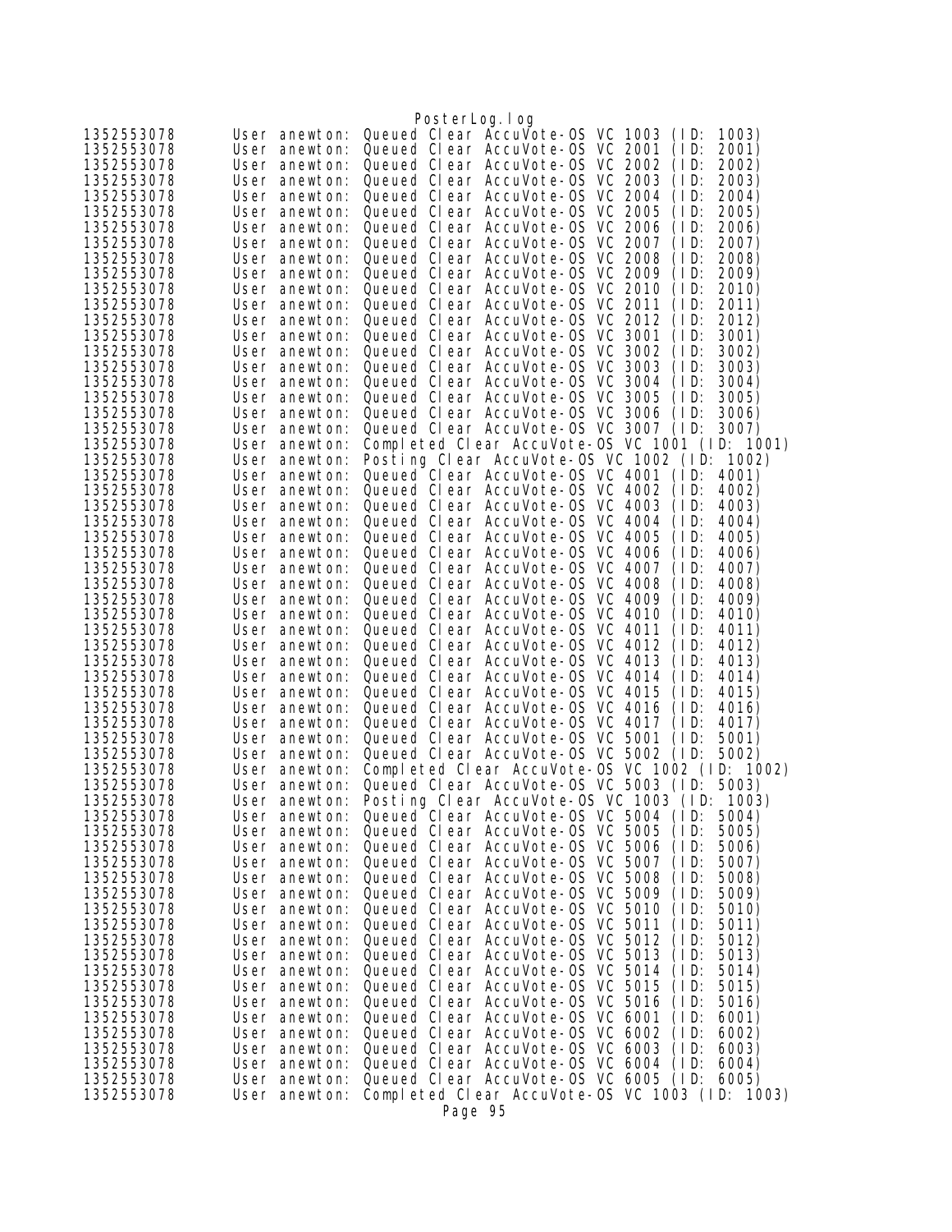```
1352553078      User anewton: Queued Clear AccuVote-OS VC 1003 (ID: 1003)
1352553078      User anewton: Queued Clear AccuVote-OS VC 2001 (ID: 2001)
1352553078      User anewton: Queued Clear AccuVote-OS VC 2002 (ID: 2002)
1352553078      User anewton: Queued Clear AccuVote-OS VC 2003 (ID: 2003)
1352553078      User anewton: Queued Clear AccuVote-OS VC 2004 (ID: 2004)
1352553078      User anewton: Queued Clear AccuVote-OS VC 2005 (ID: 2005)
1352553078      User anewton: Queued Clear AccuVote-OS VC 2006 (ID: 2006)
1352553078      User anewton: Queued Clear AccuVote-OS VC 2007 (ID: 2007)
1352553078      User anewton: Queued Clear AccuVote-OS VC 2008 (ID: 2008)
1352553078      User anewton: Queued Clear AccuVote-OS VC 2009 (ID: 2009)
1352553078      User anewton: Queued Clear AccuVote-OS VC 2010 (ID: 2010)
1352553078      User anewton: Queued Clear AccuVote-OS VC 2011 (ID: 2011)
1352553078      User anewton: Queued Clear AccuVote-OS VC 2012 (ID: 2012)
1352553078      User anewton: Queued Clear AccuVote-OS VC 3001 (ID: 3001)
1352553078      User anewton: Queued Clear AccuVote-OS VC 3002 (ID: 3002)
1352553078      User anewton: Queued Clear AccuVote-OS VC 3003 (ID: 3003)
1352553078      User anewton: Queued Clear AccuVote-OS VC 3004 (ID: 3004)
1352553078      User anewton: Queued Clear AccuVote-OS VC 3005 (ID: 3005)
1352553078      User anewton: Queued Clear AccuVote-OS VC 3006 (ID: 3006)
1352553078      User anewton: Queued Clear AccuVote-OS VC 3007 (ID: 3007)
1352553078      User anewton: Completed Clear AccuVote-OS VC 1001 (ID: 1001)
1352553078      User anewton: Posting Clear AccuVote-OS VC 1002 (ID: 1002)
1352553078      User anewton: Queued Clear AccuVote-OS VC 4001 (ID: 4001)
1352553078      User anewton: Queued Clear AccuVote-OS VC 4002 (ID: 4002)
1352553078      User anewton: Queued Clear AccuVote-OS VC 4003 (ID: 4003)
1352553078      User anewton: Queued Clear AccuVote-OS VC 4004 (ID: 4004)
1352553078      User anewton: Queued Clear AccuVote-OS VC 4005 (ID: 4005)
1352553078      User anewton: Queued Clear AccuVote-OS VC 4006 (ID: 4006)
1352553078      User anewton: Queued Clear AccuVote-OS VC 4007 (ID: 4007)
1352553078      User anewton: Queued Clear AccuVote-OS VC 4008 (ID: 4008)
1352553078      User anewton: Queued Clear AccuVote-OS VC 4009 (ID: 4009)
1352553078      User anewton: Queued Clear AccuVote-OS VC 4010 (ID: 4010)
1352553078      User anewton: Queued Clear AccuVote-OS VC 4011 (ID: 4011)
1352553078      User anewton: Queued Clear AccuVote-OS VC 4012 (ID: 4012)
1352553078      User anewton: Queued Clear AccuVote-OS VC 4013 (ID: 4013)
1352553078      User anewton: Queued Clear AccuVote-OS VC 4014 (ID: 4014)
1352553078      User anewton: Queued Clear AccuVote-OS VC 4015 (ID: 4015)
1352553078      User anewton: Queued Clear AccuVote-OS VC 4016 (ID: 4016)
1352553078      User anewton: Queued Clear AccuVote-OS VC 4017 (ID: 4017)
1352553078      User anewton: Queued Clear AccuVote-OS VC 5001 (ID: 5001)
1352553078      User anewton: Queued Clear AccuVote-OS VC 5002 (ID: 5002)
1352553078      User anewton: Completed Clear AccuVote-OS VC 1002 (ID: 1002)
1352553078      User anewton: Queued Clear AccuVote-OS VC 5003 (ID: 5003)
1352553078      User anewton: Posting Clear AccuVote-OS VC 1003 (ID: 1003)
1352553078      User anewton: Queued Clear AccuVote-OS VC 5004 (ID: 5004)
1352553078      User anewton: Queued Clear AccuVote-OS VC 5005 (ID: 5005)
1352553078      User anewton: Queued Clear AccuVote-OS VC 5006 (ID: 5006)
1352553078      User anewton: Queued Clear AccuVote-OS VC 5007 (ID: 5007)
1352553078      User anewton: Queued Clear AccuVote-OS VC 5008 (ID: 5008)
1352553078      User anewton: Queued Clear AccuVote-OS VC 5009 (ID: 5009)
1352553078      User anewton: Queued Clear AccuVote-OS VC 5010 (ID: 5010)
1352553078      User anewton: Queued Clear AccuVote-OS VC 5011 (ID: 5011)
1352553078      User anewton: Queued Clear AccuVote-OS VC 5012 (ID: 5012)
1352553078      User anewton: Queued Clear AccuVote-OS VC 5013 (ID: 5013)
1352553078      User anewton: Queued Clear AccuVote-OS VC 5014 (ID: 5014)
1352553078      User anewton: Queued Clear AccuVote-OS VC 5015 (ID: 5015)
1352553078      User anewton: Queued Clear AccuVote-OS VC 5016 (ID: 5016)
1352553078      User anewton: Queued Clear AccuVote-OS VC 6001 (ID: 6001)
1352553078      User anewton: Queued Clear AccuVote-OS VC 6002 (ID: 6002)
1352553078      User anewton: Queued Clear AccuVote-OS VC 6003 (ID: 6003)
1352553078      User anewton: Queued Clear AccuVote-OS VC 6004 (ID: 6004)
1352553078      User anewton: Queued Clear AccuVote-OS VC 6005 (ID: 6005)
1352553078      User anewton: Completed Clear AccuVote-OS VC 1003 (ID: 1003)
```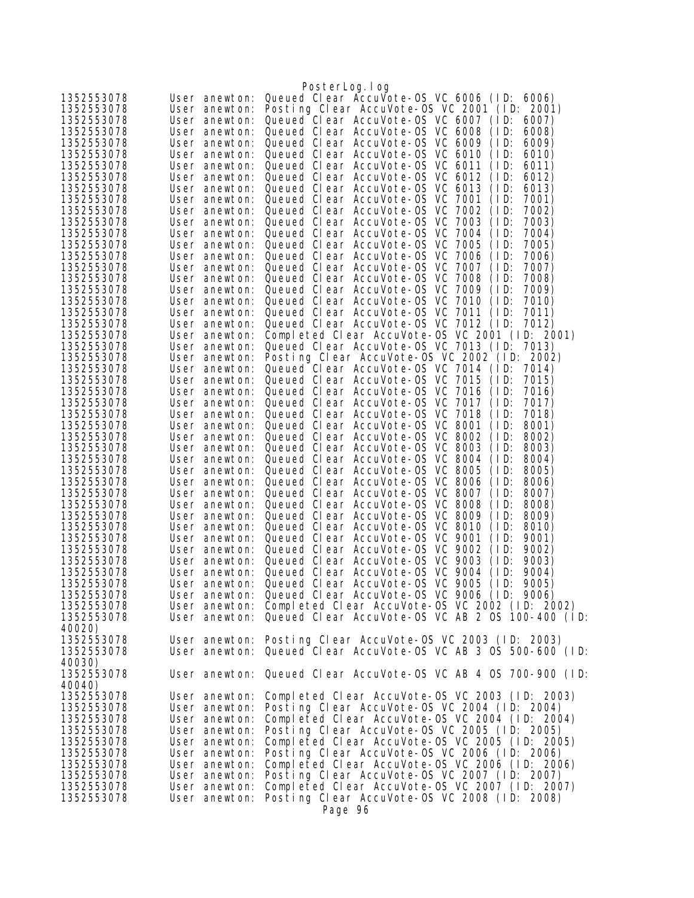```
1352553078      User anewton: Queued Clear AccuVote-OS VC 6006 (ID: 6006)
1352553078      User anewton: Posting Clear AccuVote-OS VC 2001 (ID: 2001)
1352553078      User anewton: Queued Clear AccuVote-OS VC 6007 (ID: 6007)
1352553078      User anewton: Queued Clear AccuVote-OS VC 6008 (ID: 6008)
1352553078      User anewton: Queued Clear AccuVote-OS VC 6009 (ID: 6009)
1352553078      User anewton: Queued Clear AccuVote-OS VC 6010 (ID: 6010)
1352553078      User anewton: Queued Clear AccuVote-OS VC 6011 (ID: 6011)
1352553078      User anewton: Queued Clear AccuVote-OS VC 6012 (ID: 6012)
1352553078      User anewton: Queued Clear AccuVote-OS VC 6013 (ID: 6013)
1352553078      User anewton: Queued Clear AccuVote-OS VC 7001 (ID: 7001)
1352553078      User anewton: Queued Clear AccuVote-OS VC 7002 (ID: 7002)
1352553078      User anewton: Queued Clear AccuVote-OS VC 7003 (ID: 7003)
1352553078      User anewton: Queued Clear AccuVote-OS VC 7004 (ID: 7004)
1352553078      User anewton: Queued Clear AccuVote-OS VC 7005 (ID: 7005)
1352553078      User anewton: Queued Clear AccuVote-OS VC 7006 (ID: 7006)
1352553078      User anewton: Queued Clear AccuVote-OS VC 7007 (ID: 7007)
1352553078      User anewton: Queued Clear AccuVote-OS VC 7008 (ID: 7008)
1352553078      User anewton: Queued Clear AccuVote-OS VC 7009 (ID: 7009)
1352553078      User anewton: Queued Clear AccuVote-OS VC 7010 (ID: 7010)
1352553078      User anewton: Queued Clear AccuVote-OS VC 7011 (ID: 7011)
1352553078      User anewton: Queued Clear AccuVote-OS VC 7012 (ID: 7012)
1352553078      User anewton: Completed Clear AccuVote-OS VC 2001 (ID: 2001)
1352553078      User anewton: Queued Clear AccuVote-OS VC 7013 (ID: 7013)
1352553078      User anewton: Posting Clear AccuVote-OS VC 2002 (ID: 2002)
1352553078      User anewton: Queued Clear AccuVote-OS VC 7014 (ID: 7014)
1352553078      User anewton: Queued Clear AccuVote-OS VC 7015 (ID: 7015)
1352553078      User anewton: Queued Clear AccuVote-OS VC 7016 (ID: 7016)
1352553078      User anewton: Queued Clear AccuVote-OS VC 7017 (ID: 7017)
1352553078      User anewton: Queued Clear AccuVote-OS VC 7018 (ID: 7018)
1352553078      User anewton: Queued Clear AccuVote-OS VC 8001 (ID: 8001)
1352553078      User anewton: Queued Clear AccuVote-OS VC 8002 (ID: 8002)
1352553078      User anewton: Queued Clear AccuVote-OS VC 8003 (ID: 8003)
1352553078      User anewton: Queued Clear AccuVote-OS VC 8004 (ID: 8004)
1352553078      User anewton: Queued Clear AccuVote-OS VC 8005 (ID: 8005)
1352553078      User anewton: Queued Clear AccuVote-OS VC 8006 (ID: 8006)
1352553078      User anewton: Queued Clear AccuVote-OS VC 8007 (ID: 8007)
1352553078      User anewton: Queued Clear AccuVote-OS VC 8008 (ID: 8008)
1352553078      User anewton: Queued Clear AccuVote-OS VC 8009 (ID: 8009)
1352553078      User anewton: Queued Clear AccuVote-OS VC 8010 (ID: 8010)
1352553078      User anewton: Queued Clear AccuVote-OS VC 9001 (ID: 9001)
1352553078      User anewton: Queued Clear AccuVote-OS VC 9002 (ID: 9002)
1352553078      User anewton: Queued Clear AccuVote-OS VC 9003 (ID: 9003)
1352553078      User anewton: Queued Clear AccuVote-OS VC 9004 (ID: 9004)
1352553078      User anewton: Queued Clear AccuVote-OS VC 9005 (ID: 9005)
1352553078      User anewton: Queued Clear AccuVote-OS VC 9006 (ID: 9006)
1352553078      User anewton: Completed Clear AccuVote-OS VC 2002 (ID: 2002)
1352553078      User anewton: Queued Clear AccuVote-OS VC AB 2 OS 100-400 (ID: 
40020)
1352553078      User anewton: Posting Clear AccuVote-OS VC 2003 (ID: 2003)
1352553078      User anewton: Queued Clear AccuVote-OS VC AB 3 OS 500-600 (ID: 
40030)
1352553078      User anewton: Queued Clear AccuVote-OS VC AB 4 OS 700-900 (ID: 
40040)
1352553078      User anewton: Completed Clear AccuVote-OS VC 2003 (ID: 2003)
1352553078      User anewton: Posting Clear AccuVote-OS VC 2004 (ID: 2004)
1352553078      User anewton: Completed Clear AccuVote-OS VC 2004 (ID: 2004)
1352553078      User anewton: Posting Clear AccuVote-OS VC 2005 (ID: 2005)
1352553078      User anewton: Completed Clear AccuVote-OS VC 2005 (ID: 2005)
1352553078      User anewton: Posting Clear AccuVote-OS VC 2006 (ID: 2006)
1352553078      User anewton: Completed Clear AccuVote-OS VC 2006 (ID: 2006)
1352553078      User anewton: Posting Clear AccuVote-OS VC 2007 (ID: 2007)
1352553078      User anewton: Completed Clear AccuVote-OS VC 2007 (ID: 2007)
1352553078      User anewton: Posting Clear AccuVote-OS VC 2008 (ID: 2008)
```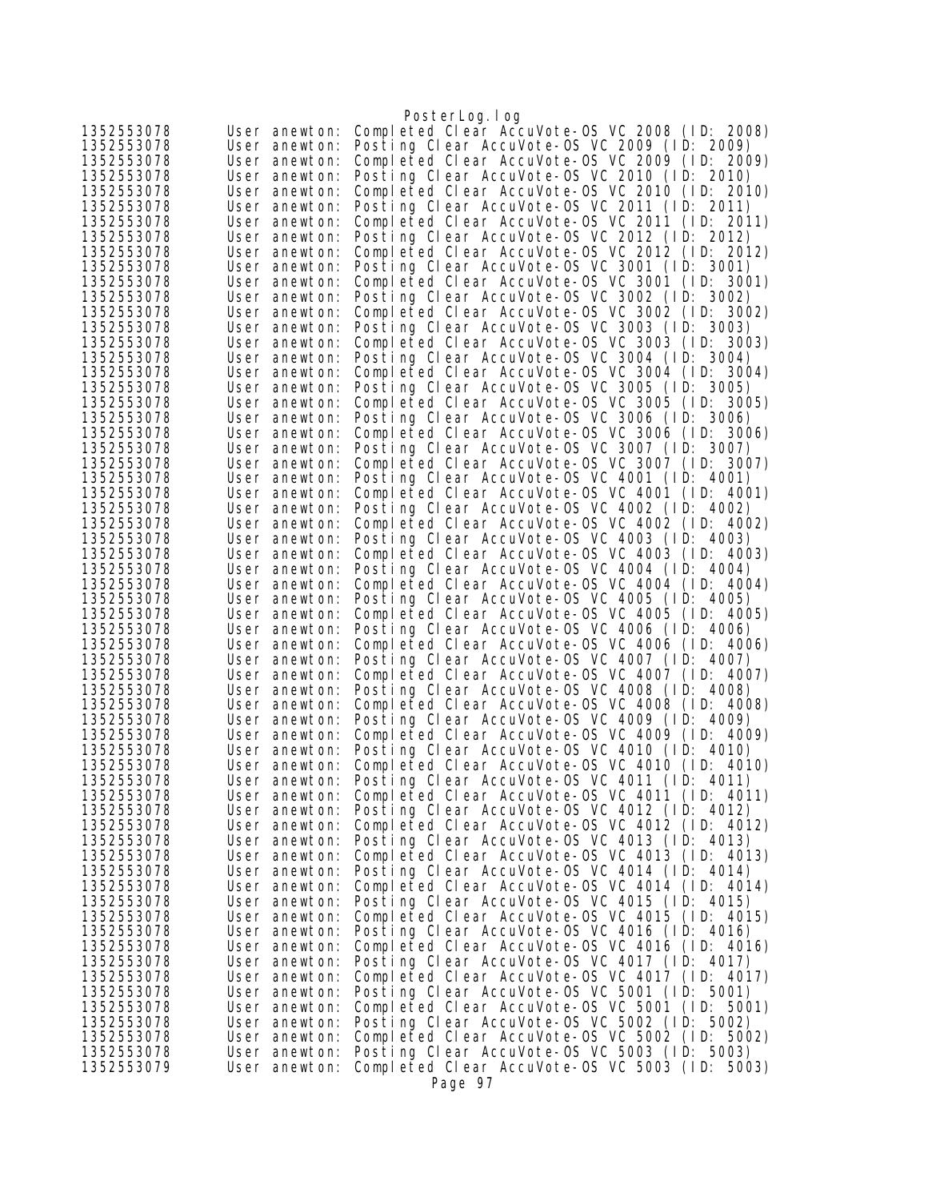```
1352553078      User anewton:  Completed Clear AccuVote-OS VC 2008 (ID: 2008)
1352553078      User anewton:  Posting Clear AccuVote-OS VC 2009 (ID: 2009)
1352553078      User anewton:  Completed Clear AccuVote-OS VC 2009 (ID: 2009)
1352553078      User anewton:  Posting Clear AccuVote-OS VC 2010 (ID: 2010)
1352553078      User anewton:  Completed Clear AccuVote-OS VC 2010 (ID: 2010)
1352553078      User anewton:  Posting Clear AccuVote-OS VC 2011 (ID: 2011)
1352553078      User anewton:  Completed Clear AccuVote-OS VC 2011 (ID: 2011)
1352553078      User anewton:  Posting Clear AccuVote-OS VC 2012 (ID: 2012)
1352553078      User anewton:  Completed Clear AccuVote-OS VC 2012 (ID: 2012)
1352553078      User anewton:  Posting Clear AccuVote-OS VC 3001 (ID: 3001)
1352553078      User anewton:  Completed Clear AccuVote-OS VC 3001 (ID: 3001)
1352553078      User anewton:  Posting Clear AccuVote-OS VC 3002 (ID: 3002)
1352553078      User anewton:  Completed Clear AccuVote-OS VC 3002 (ID: 3002)
1352553078      User anewton:  Posting Clear AccuVote-OS VC 3003 (ID: 3003)
1352553078      User anewton:  Completed Clear AccuVote-OS VC 3003 (ID: 3003)
1352553078      User anewton:  Posting Clear AccuVote-OS VC 3004 (ID: 3004)
1352553078      User anewton:  Completed Clear AccuVote-OS VC 3004 (ID: 3004)
1352553078      User anewton:  Posting Clear AccuVote-OS VC 3005 (ID: 3005)
1352553078      User anewton:  Completed Clear AccuVote-OS VC 3005 (ID: 3005)
1352553078      User anewton:  Posting Clear AccuVote-OS VC 3006 (ID: 3006)
1352553078      User anewton:  Completed Clear AccuVote-OS VC 3006 (ID: 3006)
1352553078      User anewton:  Posting Clear AccuVote-OS VC 3007 (ID: 3007)
1352553078      User anewton:  Completed Clear AccuVote-OS VC 3007 (ID: 3007)
1352553078      User anewton:  Posting Clear AccuVote-OS VC 4001 (ID: 4001)
1352553078      User anewton:  Completed Clear AccuVote-OS VC 4001 (ID: 4001)
1352553078      User anewton:  Posting Clear AccuVote-OS VC 4002 (ID: 4002)
1352553078      User anewton:  Completed Clear AccuVote-OS VC 4002 (ID: 4002)
1352553078      User anewton:  Posting Clear AccuVote-OS VC 4003 (ID: 4003)
1352553078      User anewton:  Completed Clear AccuVote-OS VC 4003 (ID: 4003)
1352553078      User anewton:  Posting Clear AccuVote-OS VC 4004 (ID: 4004)
1352553078      User anewton:  Completed Clear AccuVote-OS VC 4004 (ID: 4004)
1352553078      User anewton:  Posting Clear AccuVote-OS VC 4005 (ID: 4005)
1352553078      User anewton:  Completed Clear AccuVote-OS VC 4005 (ID: 4005)
1352553078      User anewton:  Posting Clear AccuVote-OS VC 4006 (ID: 4006)
1352553078      User anewton:  Completed Clear AccuVote-OS VC 4006 (ID: 4006)
1352553078      User anewton:  Posting Clear AccuVote-OS VC 4007 (ID: 4007)
1352553078      User anewton:  Completed Clear AccuVote-OS VC 4007 (ID: 4007)
1352553078      User anewton:  Posting Clear AccuVote-OS VC 4008 (ID: 4008)
1352553078      User anewton:  Completed Clear AccuVote-OS VC 4008 (ID: 4008)
1352553078      User anewton:  Posting Clear AccuVote-OS VC 4009 (ID: 4009)
1352553078      User anewton:  Completed Clear AccuVote-OS VC 4009 (ID: 4009)
1352553078      User anewton:  Posting Clear AccuVote-OS VC 4010 (ID: 4010)
1352553078      User anewton:  Completed Clear AccuVote-OS VC 4010 (ID: 4010)
1352553078      User anewton:  Posting Clear AccuVote-OS VC 4011 (ID: 4011)
1352553078      User anewton:  Completed Clear AccuVote-OS VC 4011 (ID: 4011)
1352553078      User anewton:  Posting Clear AccuVote-OS VC 4012 (ID: 4012)
1352553078      User anewton:  Completed Clear AccuVote-OS VC 4012 (ID: 4012)
1352553078      User anewton:  Posting Clear AccuVote-OS VC 4013 (ID: 4013)
1352553078      User anewton:  Completed Clear AccuVote-OS VC 4013 (ID: 4013)
1352553078      User anewton:  Posting Clear AccuVote-OS VC 4014 (ID: 4014)
1352553078      User anewton:  Completed Clear AccuVote-OS VC 4014 (ID: 4014)
1352553078      User anewton:  Posting Clear AccuVote-OS VC 4015 (ID: 4015)
1352553078      User anewton:  Completed Clear AccuVote-OS VC 4015 (ID: 4015)
1352553078      User anewton:  Posting Clear AccuVote-OS VC 4016 (ID: 4016)
1352553078      User anewton:  Completed Clear AccuVote-OS VC 4016 (ID: 4016)
1352553078      User anewton:  Posting Clear AccuVote-OS VC 4017 (ID: 4017)
1352553078      User anewton:  Completed Clear AccuVote-OS VC 4017 (ID: 4017)
1352553078      User anewton:  Posting Clear AccuVote-OS VC 5001 (ID: 5001)
1352553078      User anewton:  Completed Clear AccuVote-OS VC 5001 (ID: 5001)
1352553078      User anewton:  Posting Clear AccuVote-OS VC 5002 (ID: 5002)
1352553078      User anewton:  Completed Clear AccuVote-OS VC 5002 (ID: 5002)
1352553078      User anewton:  Posting Clear AccuVote-OS VC 5003 (ID: 5003)
1352553079      User anewton:  Completed Clear AccuVote-OS VC 5003 (ID: 5003)
```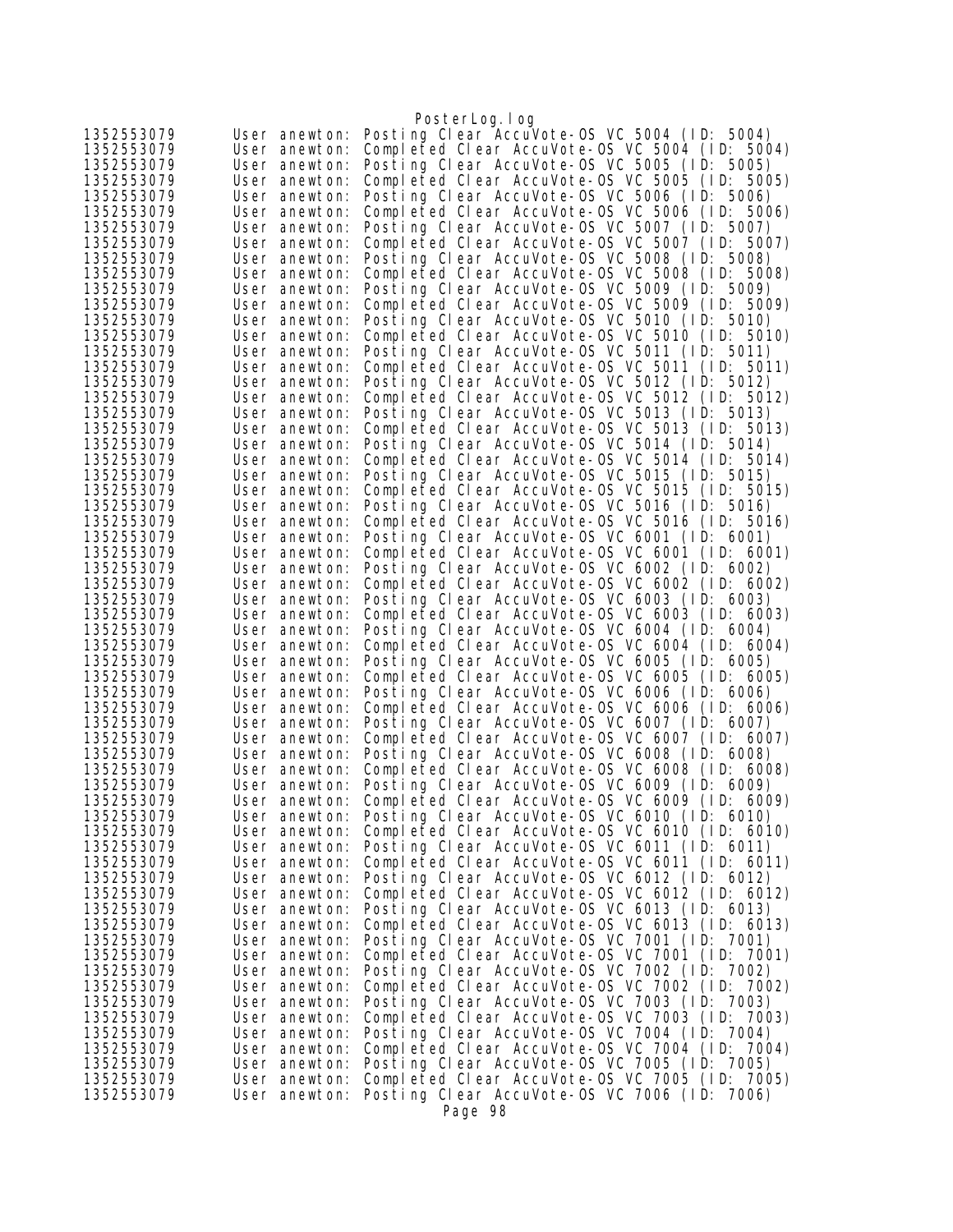```
1352553079      User anewton: Posting Clear AccuVote-OS VC 5004 (ID: 5004)
1352553079      User anewton: Completed Clear AccuVote-OS VC 5004 (ID: 5004)
1352553079      User anewton: Posting Clear AccuVote-OS VC 5005 (ID: 5005)
1352553079      User anewton: Completed Clear AccuVote-OS VC 5005 (ID: 5005)
1352553079      User anewton: Posting Clear AccuVote-OS VC 5006 (ID: 5006)
1352553079      User anewton: Completed Clear AccuVote-OS VC 5006 (ID: 5006)
1352553079      User anewton: Posting Clear AccuVote-OS VC 5007 (ID: 5007)
1352553079      User anewton: Completed Clear AccuVote-OS VC 5007 (ID: 5007)
1352553079      User anewton: Posting Clear AccuVote-OS VC 5008 (ID: 5008)
1352553079      User anewton: Completed Clear AccuVote-OS VC 5008 (ID: 5008)
1352553079      User anewton: Posting Clear AccuVote-OS VC 5009 (ID: 5009)
1352553079      User anewton: Completed Clear AccuVote-OS VC 5009 (ID: 5009)
1352553079      User anewton: Posting Clear AccuVote-OS VC 5010 (ID: 5010)
1352553079      User anewton: Completed Clear AccuVote-OS VC 5010 (ID: 5010)
1352553079      User anewton: Posting Clear AccuVote-OS VC 5011 (ID: 5011)
1352553079      User anewton: Completed Clear AccuVote-OS VC 5011 (ID: 5011)
1352553079      User anewton: Posting Clear AccuVote-OS VC 5012 (ID: 5012)
1352553079      User anewton: Completed Clear AccuVote-OS VC 5012 (ID: 5012)
1352553079      User anewton: Posting Clear AccuVote-OS VC 5013 (ID: 5013)
1352553079      User anewton: Completed Clear AccuVote-OS VC 5013 (ID: 5013)
1352553079      User anewton: Posting Clear AccuVote-OS VC 5014 (ID: 5014)
1352553079      User anewton: Completed Clear AccuVote-OS VC 5014 (ID: 5014)
1352553079      User anewton: Posting Clear AccuVote-OS VC 5015 (ID: 5015)
1352553079      User anewton: Completed Clear AccuVote-OS VC 5015 (ID: 5015)
1352553079      User anewton: Posting Clear AccuVote-OS VC 5016 (ID: 5016)
1352553079      User anewton: Completed Clear AccuVote-OS VC 5016 (ID: 5016)
1352553079      User anewton: Posting Clear AccuVote-OS VC 6001 (ID: 6001)
1352553079      User anewton: Completed Clear AccuVote-OS VC 6001 (ID: 6001)
1352553079      User anewton: Posting Clear AccuVote-OS VC 6002 (ID: 6002)
1352553079      User anewton: Completed Clear AccuVote-OS VC 6002 (ID: 6002)
1352553079      User anewton: Posting Clear AccuVote-OS VC 6003 (ID: 6003)
1352553079      User anewton: Completed Clear AccuVote-OS VC 6003 (ID: 6003)
1352553079      User anewton: Posting Clear AccuVote-OS VC 6004 (ID: 6004)
1352553079      User anewton: Completed Clear AccuVote-OS VC 6004 (ID: 6004)
1352553079      User anewton: Posting Clear AccuVote-OS VC 6005 (ID: 6005)
1352553079      User anewton: Completed Clear AccuVote-OS VC 6005 (ID: 6005)
1352553079      User anewton: Posting Clear AccuVote-OS VC 6006 (ID: 6006)
1352553079      User anewton: Completed Clear AccuVote-OS VC 6006 (ID: 6006)
1352553079      User anewton: Posting Clear AccuVote-OS VC 6007 (ID: 6007)
1352553079      User anewton: Completed Clear AccuVote-OS VC 6007 (ID: 6007)
1352553079      User anewton: Posting Clear AccuVote-OS VC 6008 (ID: 6008)
1352553079      User anewton: Completed Clear AccuVote-OS VC 6008 (ID: 6008)
1352553079      User anewton: Posting Clear AccuVote-OS VC 6009 (ID: 6009)
1352553079      User anewton: Completed Clear AccuVote-OS VC 6009 (ID: 6009)
1352553079      User anewton: Posting Clear AccuVote-OS VC 6010 (ID: 6010)
1352553079      User anewton: Completed Clear AccuVote-OS VC 6010 (ID: 6010)
1352553079      User anewton: Posting Clear AccuVote-OS VC 6011 (ID: 6011)
1352553079      User anewton: Completed Clear AccuVote-OS VC 6011 (ID: 6011)
1352553079      User anewton: Posting Clear AccuVote-OS VC 6012 (ID: 6012)
1352553079      User anewton: Completed Clear AccuVote-OS VC 6012 (ID: 6012)
1352553079      User anewton: Posting Clear AccuVote-OS VC 6013 (ID: 6013)
1352553079      User anewton: Completed Clear AccuVote-OS VC 6013 (ID: 6013)
1352553079      User anewton: Posting Clear AccuVote-OS VC 7001 (ID: 7001)
1352553079      User anewton: Completed Clear AccuVote-OS VC 7001 (ID: 7001)
1352553079      User anewton: Posting Clear AccuVote-OS VC 7002 (ID: 7002)
1352553079      User anewton: Completed Clear AccuVote-OS VC 7002 (ID: 7002)
1352553079      User anewton: Posting Clear AccuVote-OS VC 7003 (ID: 7003)
1352553079      User anewton: Completed Clear AccuVote-OS VC 7003 (ID: 7003)
1352553079      User anewton: Posting Clear AccuVote-OS VC 7004 (ID: 7004)
1352553079      User anewton: Completed Clear AccuVote-OS VC 7004 (ID: 7004)
1352553079      User anewton: Posting Clear AccuVote-OS VC 7005 (ID: 7005)
1352553079      User anewton: Completed Clear AccuVote-OS VC 7005 (ID: 7005)
1352553079      User anewton: Posting Clear AccuVote-OS VC 7006 (ID: 7006)
```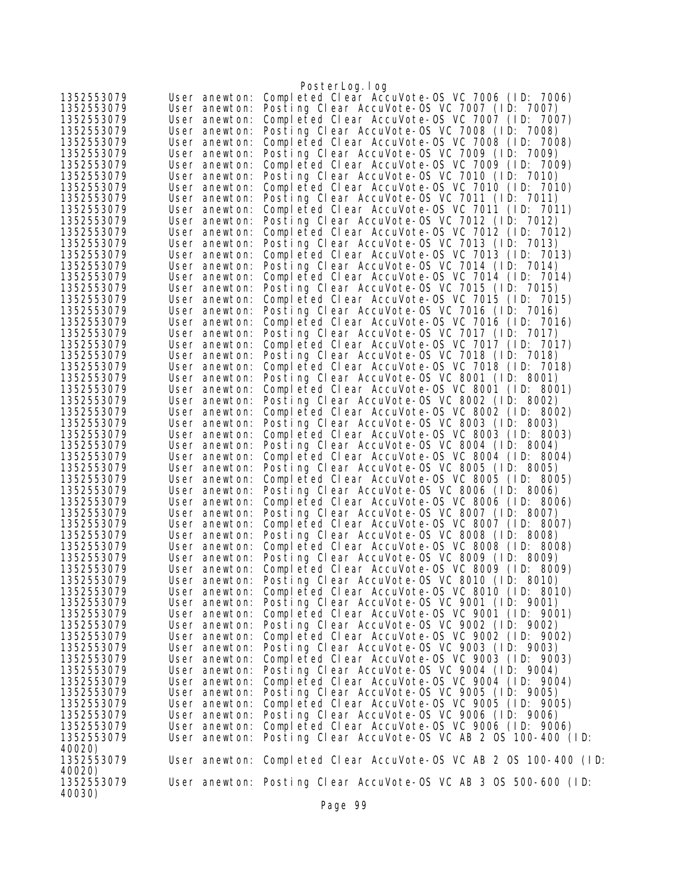```
1352553079      User anewton: Completed Clear AccuVote-OS VC 7006 (ID: 7006)
1352553079      User anewton: Posting Clear AccuVote-OS VC 7007 (ID: 7007)
1352553079      User anewton: Completed Clear AccuVote-OS VC 7007 (ID: 7007)
1352553079      User anewton: Posting Clear AccuVote-OS VC 7008 (ID: 7008)
1352553079      User anewton: Completed Clear AccuVote-OS VC 7008 (ID: 7008)
1352553079      User anewton: Posting Clear AccuVote-OS VC 7009 (ID: 7009)
1352553079      User anewton: Completed Clear AccuVote-OS VC 7009 (ID: 7009)
1352553079      User anewton: Posting Clear AccuVote-OS VC 7010 (ID: 7010)
1352553079      User anewton: Completed Clear AccuVote-OS VC 7010 (ID: 7010)
1352553079      User anewton: Posting Clear AccuVote-OS VC 7011 (ID: 7011)
1352553079      User anewton: Completed Clear AccuVote-OS VC 7011 (ID: 7011)
1352553079      User anewton: Posting Clear AccuVote-OS VC 7012 (ID: 7012)
1352553079      User anewton: Completed Clear AccuVote-OS VC 7012 (ID: 7012)
1352553079      User anewton: Posting Clear AccuVote-OS VC 7013 (ID: 7013)
1352553079      User anewton: Completed Clear AccuVote-OS VC 7013 (ID: 7013)
1352553079      User anewton: Posting Clear AccuVote-OS VC 7014 (ID: 7014)
1352553079      User anewton: Completed Clear AccuVote-OS VC 7014 (ID: 7014)
1352553079      User anewton: Posting Clear AccuVote-OS VC 7015 (ID: 7015)
1352553079      User anewton: Completed Clear AccuVote-OS VC 7015 (ID: 7015)
1352553079      User anewton: Posting Clear AccuVote-OS VC 7016 (ID: 7016)
1352553079      User anewton: Completed Clear AccuVote-OS VC 7016 (ID: 7016)
1352553079      User anewton: Posting Clear AccuVote-OS VC 7017 (ID: 7017)
1352553079      User anewton: Completed Clear AccuVote-OS VC 7017 (ID: 7017)
1352553079      User anewton: Posting Clear AccuVote-OS VC 7018 (ID: 7018)
1352553079      User anewton: Completed Clear AccuVote-OS VC 7018 (ID: 7018)
1352553079      User anewton: Posting Clear AccuVote-OS VC 8001 (ID: 8001)
1352553079      User anewton: Completed Clear AccuVote-OS VC 8001 (ID: 8001)
1352553079      User anewton: Posting Clear AccuVote-OS VC 8002 (ID: 8002)
1352553079      User anewton: Completed Clear AccuVote-OS VC 8002 (ID: 8002)
1352553079      User anewton: Posting Clear AccuVote-OS VC 8003 (ID: 8003)
1352553079      User anewton: Completed Clear AccuVote-OS VC 8003 (ID: 8003)
1352553079      User anewton: Posting Clear AccuVote-OS VC 8004 (ID: 8004)
1352553079      User anewton: Completed Clear AccuVote-OS VC 8004 (ID: 8004)
1352553079      User anewton: Posting Clear AccuVote-OS VC 8005 (ID: 8005)
1352553079      User anewton: Completed Clear AccuVote-OS VC 8005 (ID: 8005)
1352553079      User anewton: Posting Clear AccuVote-OS VC 8006 (ID: 8006)
1352553079      User anewton: Completed Clear AccuVote-OS VC 8006 (ID: 8006)
1352553079      User anewton: Posting Clear AccuVote-OS VC 8007 (ID: 8007)
1352553079      User anewton: Completed Clear AccuVote-OS VC 8007 (ID: 8007)
1352553079      User anewton: Posting Clear AccuVote-OS VC 8008 (ID: 8008)
1352553079      User anewton: Completed Clear AccuVote-OS VC 8008 (ID: 8008)
1352553079      User anewton: Posting Clear AccuVote-OS VC 8009 (ID: 8009)
1352553079      User anewton: Completed Clear AccuVote-OS VC 8009 (ID: 8009)
1352553079      User anewton: Posting Clear AccuVote-OS VC 8010 (ID: 8010)
1352553079      User anewton: Completed Clear AccuVote-OS VC 8010 (ID: 8010)
1352553079      User anewton: Posting Clear AccuVote-OS VC 9001 (ID: 9001)
1352553079      User anewton: Completed Clear AccuVote-OS VC 9001 (ID: 9001)
1352553079      User anewton: Posting Clear AccuVote-OS VC 9002 (ID: 9002)
1352553079      User anewton: Completed Clear AccuVote-OS VC 9002 (ID: 9002)
1352553079      User anewton: Posting Clear AccuVote-OS VC 9003 (ID: 9003)
1352553079      User anewton: Completed Clear AccuVote-OS VC 9003 (ID: 9003)
1352553079      User anewton: Posting Clear AccuVote-OS VC 9004 (ID: 9004)
1352553079      User anewton: Completed Clear AccuVote-OS VC 9004 (ID: 9004)
1352553079      User anewton: Posting Clear AccuVote-OS VC 9005 (ID: 9005)
1352553079      User anewton: Completed Clear AccuVote-OS VC 9005 (ID: 9005)
1352553079      User anewton: Posting Clear AccuVote-OS VC 9006 (ID: 9006)
1352553079      User anewton: Completed Clear AccuVote-OS VC 9006 (ID: 9006)
1352553079      User anewton: Posting Clear AccuVote-OS VC AB 2 OS 100-400 (ID:
40020)
1352553079      User anewton: Completed Clear AccuVote-OS VC AB 2 OS 100-400 (ID:
40020)
1352553079      User anewton: Posting Clear AccuVote-OS VC AB 3 OS 500-600 (ID:
40030)
```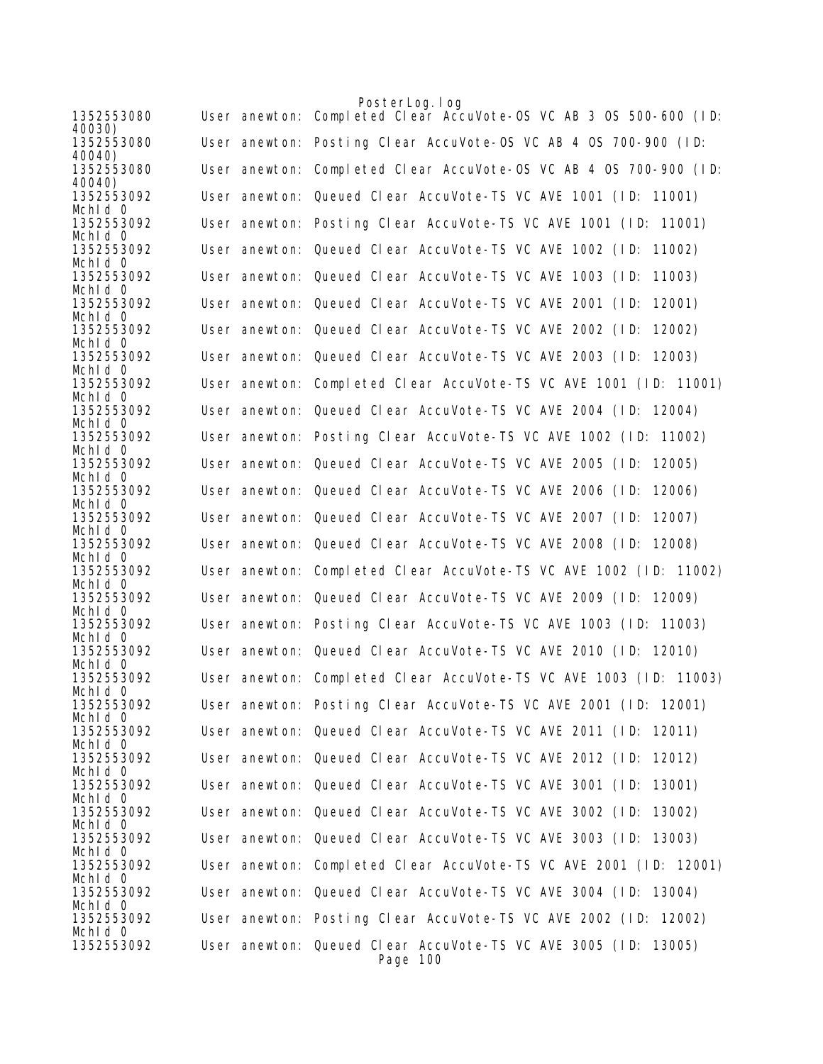```
1352553080      User anewton: Completed Clear AccuVote-OS VC AB 3 OS 500-600 (ID: 
40030)
1352553080      User anewton: Posting Clear AccuVote-OS VC AB 4 OS 700-900 (ID: 
40040)
1352553080      User anewton: Completed Clear AccuVote-OS VC AB 4 OS 700-900 (ID: 
40040)
1352553092      User anewton: Queued Clear AccuVote-TS VC AVE 1001 (ID: 11001) 
McHId 0
1352553092      User anewton: Posting Clear AccuVote-TS VC AVE 1001 (ID: 11001) 
McHId 0
1352553092      User anewton: Queued Clear AccuVote-TS VC AVE 1002 (ID: 11002) 
McHId 0
1352553092      User anewton: Queued Clear AccuVote-TS VC AVE 1003 (ID: 11003) 
McHId 0
1352553092      User anewton: Queued Clear AccuVote-TS VC AVE 2001 (ID: 12001) 
McHId 0
1352553092      User anewton: Queued Clear AccuVote-TS VC AVE 2002 (ID: 12002) 
McHId 0
1352553092      User anewton: Queued Clear AccuVote-TS VC AVE 2003 (ID: 12003) 
McHId 0
1352553092      User anewton: Completed Clear AccuVote-TS VC AVE 1001 (ID: 11001) 
McHId 0
1352553092      User anewton: Queued Clear AccuVote-TS VC AVE 2004 (ID: 12004) 
McHId 0
1352553092      User anewton: Posting Clear AccuVote-TS VC AVE 1002 (ID: 11002) 
McHId 0
1352553092      User anewton: Queued Clear AccuVote-TS VC AVE 2005 (ID: 12005) 
McHId 0
1352553092      User anewton: Queued Clear AccuVote-TS VC AVE 2006 (ID: 12006) 
McHId 0
1352553092      User anewton: Queued Clear AccuVote-TS VC AVE 2007 (ID: 12007) 
McHId 0
1352553092      User anewton: Queued Clear AccuVote-TS VC AVE 2008 (ID: 12008) 
McHId 0
1352553092      User anewton: Completed Clear AccuVote-TS VC AVE 1002 (ID: 11002) 
McHId 0
1352553092      User anewton: Queued Clear AccuVote-TS VC AVE 2009 (ID: 12009) 
McHId 0
1352553092      User anewton: Posting Clear AccuVote-TS VC AVE 1003 (ID: 11003) 
McHId 0
1352553092      User anewton: Queued Clear AccuVote-TS VC AVE 2010 (ID: 12010) 
McHId 0
1352553092      User anewton: Completed Clear AccuVote-TS VC AVE 1003 (ID: 11003) 
McHId 0
1352553092      User anewton: Posting Clear AccuVote-TS VC AVE 2001 (ID: 12001) 
McHId 0
1352553092      User anewton: Queued Clear AccuVote-TS VC AVE 2011 (ID: 12011) 
McHId 0
1352553092      User anewton: Queued Clear AccuVote-TS VC AVE 2012 (ID: 12012) 
McHId 0
1352553092      User anewton: Queued Clear AccuVote-TS VC AVE 3001 (ID: 13001) 
McHId 0
1352553092      User anewton: Queued Clear AccuVote-TS VC AVE 3002 (ID: 13002) 
McHId 0
1352553092      User anewton: Queued Clear AccuVote-TS VC AVE 3003 (ID: 13003) 
McHId 0
1352553092      User anewton: Completed Clear AccuVote-TS VC AVE 2001 (ID: 12001) 
McHId 0
1352553092      User anewton: Queued Clear AccuVote-TS VC AVE 3004 (ID: 13004) 
McHId 0
1352553092      User anewton: Posting Clear AccuVote-TS VC AVE 2002 (ID: 12002) 
McHId 0
1352553092      User anewton: Queued Clear AccuVote-TS VC AVE 3005 (ID: 13005)
```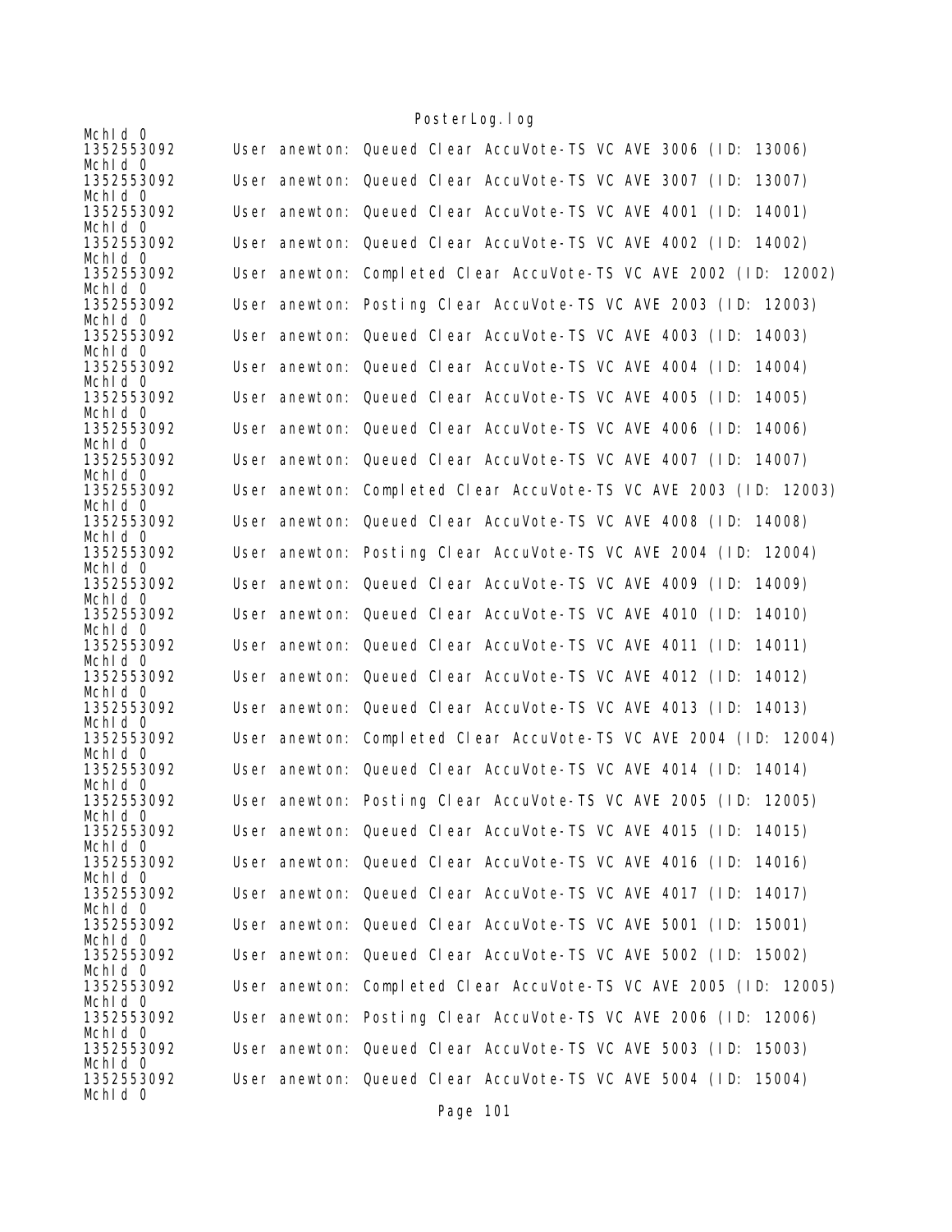```
MchId 0
1352553092      User anewton: Queued Clear AccuVote-TS VC AVE 3006 (ID: 13006)
MchId 0
1352553092      User anewton: Queued Clear AccuVote-TS VC AVE 3007 (ID: 13007)
MchId 0
1352553092      User anewton: Queued Clear AccuVote-TS VC AVE 4001 (ID: 14001)
MchId 0
1352553092      User anewton: Queued Clear AccuVote-TS VC AVE 4002 (ID: 14002)
MchId 0
1352553092      User anewton: Completed Clear AccuVote-TS VC AVE 2002 (ID: 12002)
MchId 0
1352553092      User anewton: Posting Clear AccuVote-TS VC AVE 2003 (ID: 12003)
MchId 0
1352553092      User anewton: Queued Clear AccuVote-TS VC AVE 4003 (ID: 14003)
MchId 0
1352553092      User anewton: Queued Clear AccuVote-TS VC AVE 4004 (ID: 14004)
MchId 0
1352553092      User anewton: Queued Clear AccuVote-TS VC AVE 4005 (ID: 14005)
MchId 0
1352553092      User anewton: Queued Clear AccuVote-TS VC AVE 4006 (ID: 14006)
MchId 0
1352553092      User anewton: Queued Clear AccuVote-TS VC AVE 4007 (ID: 14007)
MchId 0
1352553092      User anewton: Completed Clear AccuVote-TS VC AVE 2003 (ID: 12003)
MchId 0
1352553092      User anewton: Queued Clear AccuVote-TS VC AVE 4008 (ID: 14008)
MchId 0
1352553092      User anewton: Posting Clear AccuVote-TS VC AVE 2004 (ID: 12004)
MchId 0
1352553092      User anewton: Queued Clear AccuVote-TS VC AVE 4009 (ID: 14009)
MchId 0
1352553092      User anewton: Queued Clear AccuVote-TS VC AVE 4010 (ID: 14010)
MchId 0
1352553092      User anewton: Queued Clear AccuVote-TS VC AVE 4011 (ID: 14011)
MchId 0
1352553092      User anewton: Queued Clear AccuVote-TS VC AVE 4012 (ID: 14012)
MchId 0
1352553092      User anewton: Queued Clear AccuVote-TS VC AVE 4013 (ID: 14013)
MchId 0
1352553092      User anewton: Completed Clear AccuVote-TS VC AVE 2004 (ID: 12004)
MchId 0
1352553092      User anewton: Queued Clear AccuVote-TS VC AVE 4014 (ID: 14014)
MchId 0
1352553092      User anewton: Posting Clear AccuVote-TS VC AVE 2005 (ID: 12005)
MchId 0
1352553092      User anewton: Queued Clear AccuVote-TS VC AVE 4015 (ID: 14015)
MchId 0
1352553092      User anewton: Queued Clear AccuVote-TS VC AVE 4016 (ID: 14016)
MchId 0
1352553092      User anewton: Queued Clear AccuVote-TS VC AVE 4017 (ID: 14017)
MchId 0
1352553092      User anewton: Queued Clear AccuVote-TS VC AVE 5001 (ID: 15001)
MchId 0
1352553092      User anewton: Queued Clear AccuVote-TS VC AVE 5002 (ID: 15002)
MchId 0
1352553092      User anewton: Completed Clear AccuVote-TS VC AVE 2005 (ID: 12005)
MchId 0
1352553092      User anewton: Posting Clear AccuVote-TS VC AVE 2006 (ID: 12006)
MchId 0
1352553092      User anewton: Queued Clear AccuVote-TS VC AVE 5003 (ID: 15003)
MchId 0
1352553092      User anewton: Queued Clear AccuVote-TS VC AVE 5004 (ID: 15004)
MchId 0
```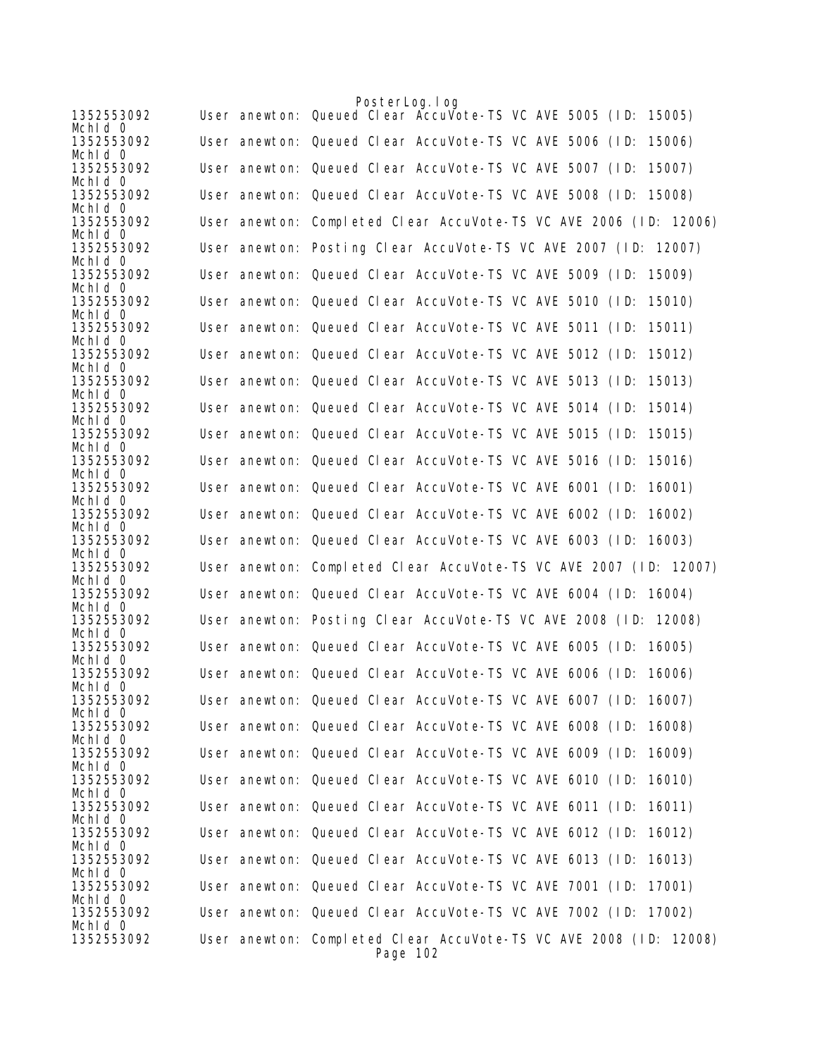```
1352553092      User anewton: Queued Clear AccuVote-TS VC AVE 5005 (ID: 15005)
MchId 0
1352553092      User anewton: Queued Clear AccuVote-TS VC AVE 5006 (ID: 15006)
MchId 0
1352553092      User anewton: Queued Clear AccuVote-TS VC AVE 5007 (ID: 15007)
MchId 0
1352553092      User anewton: Queued Clear AccuVote-TS VC AVE 5008 (ID: 15008)
MchId 0
1352553092      User anewton: Completed Clear AccuVote-TS VC AVE 2006 (ID: 12006)
MchId 0
1352553092      User anewton: Posting Clear AccuVote-TS VC AVE 2007 (ID: 12007)
MchId 0
1352553092      User anewton: Queued Clear AccuVote-TS VC AVE 5009 (ID: 15009)
MchId 0
1352553092      User anewton: Queued Clear AccuVote-TS VC AVE 5010 (ID: 15010)
MchId 0
1352553092      User anewton: Queued Clear AccuVote-TS VC AVE 5011 (ID: 15011)
MchId 0
1352553092      User anewton: Queued Clear AccuVote-TS VC AVE 5012 (ID: 15012)
MchId 0
1352553092      User anewton: Queued Clear AccuVote-TS VC AVE 5013 (ID: 15013)
MchId 0
1352553092      User anewton: Queued Clear AccuVote-TS VC AVE 5014 (ID: 15014)
MchId 0
1352553092      User anewton: Queued Clear AccuVote-TS VC AVE 5015 (ID: 15015)
MchId 0
1352553092      User anewton: Queued Clear AccuVote-TS VC AVE 5016 (ID: 15016)
MchId 0
1352553092      User anewton: Queued Clear AccuVote-TS VC AVE 6001 (ID: 16001)
MchId 0
1352553092      User anewton: Queued Clear AccuVote-TS VC AVE 6002 (ID: 16002)
MchId 0
1352553092      User anewton: Queued Clear AccuVote-TS VC AVE 6003 (ID: 16003)
MchId 0
1352553092      User anewton: Completed Clear AccuVote-TS VC AVE 2007 (ID: 12007)
MchId 0
1352553092      User anewton: Queued Clear AccuVote-TS VC AVE 6004 (ID: 16004)
MchId 0
1352553092      User anewton: Posting Clear AccuVote-TS VC AVE 2008 (ID: 12008)
MchId 0
1352553092      User anewton: Queued Clear AccuVote-TS VC AVE 6005 (ID: 16005)
MchId 0
1352553092      User anewton: Queued Clear AccuVote-TS VC AVE 6006 (ID: 16006)
MchId 0
1352553092      User anewton: Queued Clear AccuVote-TS VC AVE 6007 (ID: 16007)
MchId 0
1352553092      User anewton: Queued Clear AccuVote-TS VC AVE 6008 (ID: 16008)
MchId 0
1352553092      User anewton: Queued Clear AccuVote-TS VC AVE 6009 (ID: 16009)
MchId 0
1352553092      User anewton: Queued Clear AccuVote-TS VC AVE 6010 (ID: 16010)
MchId 0
1352553092      User anewton: Queued Clear AccuVote-TS VC AVE 6011 (ID: 16011)
MchId 0
1352553092      User anewton: Queued Clear AccuVote-TS VC AVE 6012 (ID: 16012)
MchId 0
1352553092      User anewton: Queued Clear AccuVote-TS VC AVE 6013 (ID: 16013)
MchId 0
1352553092      User anewton: Queued Clear AccuVote-TS VC AVE 7001 (ID: 17001)
MchId 0
1352553092      User anewton: Queued Clear AccuVote-TS VC AVE 7002 (ID: 17002)
MchId 0
1352553092      User anewton: Completed Clear AccuVote-TS VC AVE 2008 (ID: 12008)
```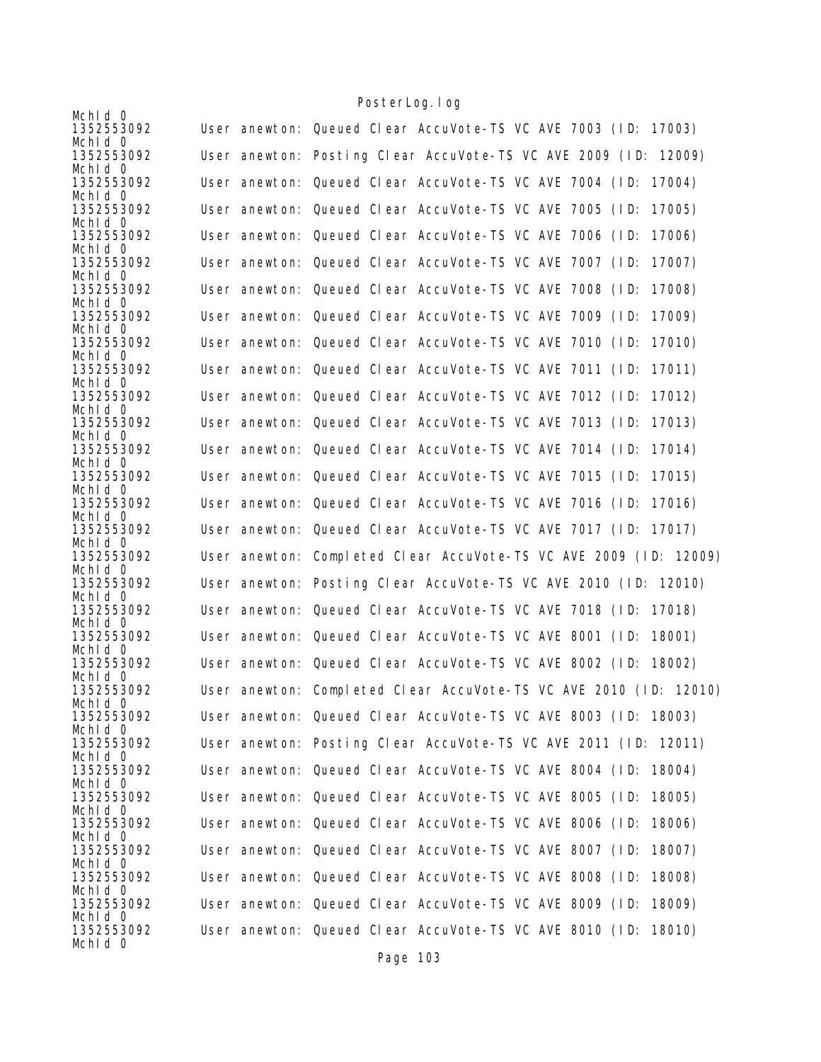```
McHId 0
1352553092      User anewton: Queued Clear AccuVote-TS VC AVE 7003 (ID: 17003)
McHId 0
1352553092      User anewton: Posting Clear AccuVote-TS VC AVE 2009 (ID: 12009)
McHId 0
1352553092      User anewton: Queued Clear AccuVote-TS VC AVE 7004 (ID: 17004)
McHId 0
1352553092      User anewton: Queued Clear AccuVote-TS VC AVE 7005 (ID: 17005)
McHId 0
1352553092      User anewton: Queued Clear AccuVote-TS VC AVE 7006 (ID: 17006)
McHId 0
1352553092      User anewton: Queued Clear AccuVote-TS VC AVE 7007 (ID: 17007)
McHId 0
1352553092      User anewton: Queued Clear AccuVote-TS VC AVE 7008 (ID: 17008)
McHId 0
1352553092      User anewton: Queued Clear AccuVote-TS VC AVE 7009 (ID: 17009)
McHId 0
1352553092      User anewton: Queued Clear AccuVote-TS VC AVE 7010 (ID: 17010)
McHId 0
1352553092      User anewton: Queued Clear AccuVote-TS VC AVE 7011 (ID: 17011)
McHId 0
1352553092      User anewton: Queued Clear AccuVote-TS VC AVE 7012 (ID: 17012)
McHId 0
1352553092      User anewton: Queued Clear AccuVote-TS VC AVE 7013 (ID: 17013)
McHId 0
1352553092      User anewton: Queued Clear AccuVote-TS VC AVE 7014 (ID: 17014)
McHId 0
1352553092      User anewton: Queued Clear AccuVote-TS VC AVE 7015 (ID: 17015)
McHId 0
1352553092      User anewton: Queued Clear AccuVote-TS VC AVE 7016 (ID: 17016)
McHId 0
1352553092      User anewton: Queued Clear AccuVote-TS VC AVE 7017 (ID: 17017)
McHId 0
1352553092      User anewton: Completed Clear AccuVote-TS VC AVE 2009 (ID: 12009)
McHId 0
1352553092      User anewton: Posting Clear AccuVote-TS VC AVE 2010 (ID: 12010)
McHId 0
1352553092      User anewton: Queued Clear AccuVote-TS VC AVE 7018 (ID: 17018)
McHId 0
1352553092      User anewton: Queued Clear AccuVote-TS VC AVE 8001 (ID: 18001)
McHId 0
1352553092      User anewton: Queued Clear AccuVote-TS VC AVE 8002 (ID: 18002)
McHId 0
1352553092      User anewton: Completed Clear AccuVote-TS VC AVE 2010 (ID: 12010)
McHId 0
1352553092      User anewton: Queued Clear AccuVote-TS VC AVE 8003 (ID: 18003)
McHId 0
1352553092      User anewton: Posting Clear AccuVote-TS VC AVE 2011 (ID: 12011)
McHId 0
1352553092      User anewton: Queued Clear AccuVote-TS VC AVE 8004 (ID: 18004)
McHId 0
1352553092      User anewton: Queued Clear AccuVote-TS VC AVE 8005 (ID: 18005)
McHId 0
1352553092      User anewton: Queued Clear AccuVote-TS VC AVE 8006 (ID: 18006)
McHId 0
1352553092      User anewton: Queued Clear AccuVote-TS VC AVE 8007 (ID: 18007)
McHId 0
1352553092      User anewton: Queued Clear AccuVote-TS VC AVE 8008 (ID: 18008)
McHId 0
1352553092      User anewton: Queued Clear AccuVote-TS VC AVE 8009 (ID: 18009)
McHId 0
1352553092      User anewton: Queued Clear AccuVote-TS VC AVE 8010 (ID: 18010)
McHId 0
```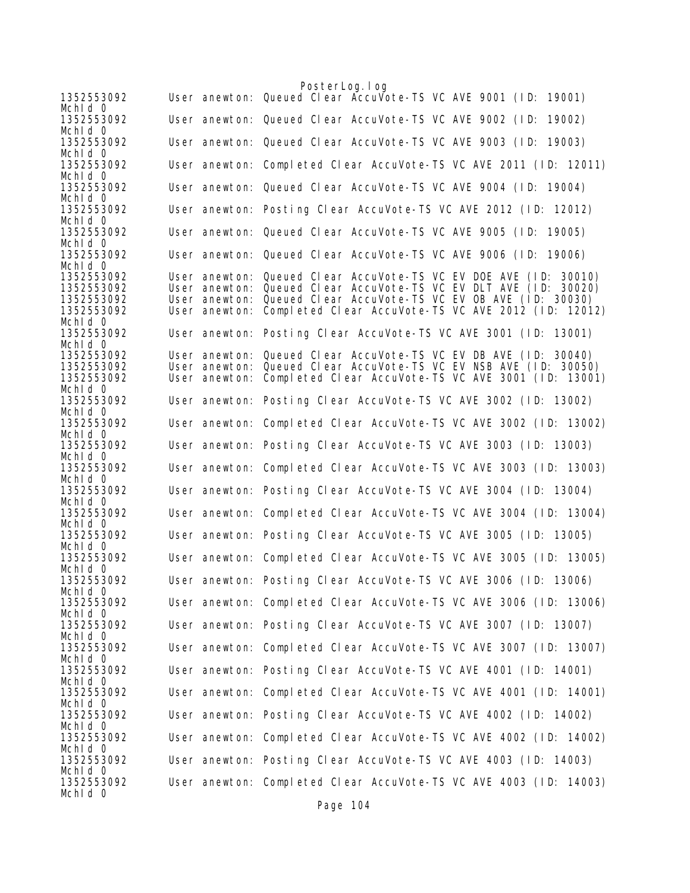```
1352553092      User anewton: Queued Clear AccuVote-TS VC AVE 9001 (ID: 19001)
McHId 0
1352553092      User anewton: Queued Clear AccuVote-TS VC AVE 9002 (ID: 19002)
McHId 0
1352553092      User anewton: Queued Clear AccuVote-TS VC AVE 9003 (ID: 19003)
McHId 0
1352553092      User anewton: Completed Clear AccuVote-TS VC AVE 2011 (ID: 12011)
McHId 0
1352553092      User anewton: Queued Clear AccuVote-TS VC AVE 9004 (ID: 19004)
McHId 0
1352553092      User anewton: Posting Clear AccuVote-TS VC AVE 2012 (ID: 12012)
McHId 0
1352553092      User anewton: Queued Clear AccuVote-TS VC AVE 9005 (ID: 19005)
McHId 0
1352553092      User anewton: Queued Clear AccuVote-TS VC AVE 9006 (ID: 19006)
McHId 0
1352553092      User anewton: Queued Clear AccuVote-TS VC EV DOE AVE (ID: 30010)
1352553092      User anewton: Queued Clear AccuVote-TS VC EV DLT AVE (ID: 30020)
1352553092      User anewton: Queued Clear AccuVote-TS VC EV OB AVE (ID: 30030)
1352553092      User anewton: Completed Clear AccuVote-TS VC AVE 2012 (ID: 12012)
McHId 0
1352553092      User anewton: Posting Clear AccuVote-TS VC AVE 3001 (ID: 13001)
McHId 0
1352553092      User anewton: Queued Clear AccuVote-TS VC EV DB AVE (ID: 30040)
1352553092      User anewton: Queued Clear AccuVote-TS VC EV NSB AVE (ID: 30050)
1352553092      User anewton: Completed Clear AccuVote-TS VC AVE 3001 (ID: 13001)
McHId 0
1352553092      User anewton: Posting Clear AccuVote-TS VC AVE 3002 (ID: 13002)
McHId 0
1352553092      User anewton: Completed Clear AccuVote-TS VC AVE 3002 (ID: 13002)
McHId 0
1352553092      User anewton: Posting Clear AccuVote-TS VC AVE 3003 (ID: 13003)
McHId 0
1352553092      User anewton: Completed Clear AccuVote-TS VC AVE 3003 (ID: 13003)
McHId 0
1352553092      User anewton: Posting Clear AccuVote-TS VC AVE 3004 (ID: 13004)
McHId 0
1352553092      User anewton: Completed Clear AccuVote-TS VC AVE 3004 (ID: 13004)
McHId 0
1352553092      User anewton: Posting Clear AccuVote-TS VC AVE 3005 (ID: 13005)
McHId 0
1352553092      User anewton: Completed Clear AccuVote-TS VC AVE 3005 (ID: 13005)
McHId 0
1352553092      User anewton: Posting Clear AccuVote-TS VC AVE 3006 (ID: 13006)
McHId 0
1352553092      User anewton: Completed Clear AccuVote-TS VC AVE 3006 (ID: 13006)
McHId 0
1352553092      User anewton: Posting Clear AccuVote-TS VC AVE 3007 (ID: 13007)
McHId 0
1352553092      User anewton: Completed Clear AccuVote-TS VC AVE 3007 (ID: 13007)
McHId 0
1352553092      User anewton: Posting Clear AccuVote-TS VC AVE 4001 (ID: 14001)
McHId 0
1352553092      User anewton: Completed Clear AccuVote-TS VC AVE 4001 (ID: 14001)
McHId 0
1352553092      User anewton: Posting Clear AccuVote-TS VC AVE 4002 (ID: 14002)
McHId 0
1352553092      User anewton: Completed Clear AccuVote-TS VC AVE 4002 (ID: 14002)
McHId 0
1352553092      User anewton: Posting Clear AccuVote-TS VC AVE 4003 (ID: 14003)
McHId 0
1352553092      User anewton: Completed Clear AccuVote-TS VC AVE 4003 (ID: 14003)
McHId 0
```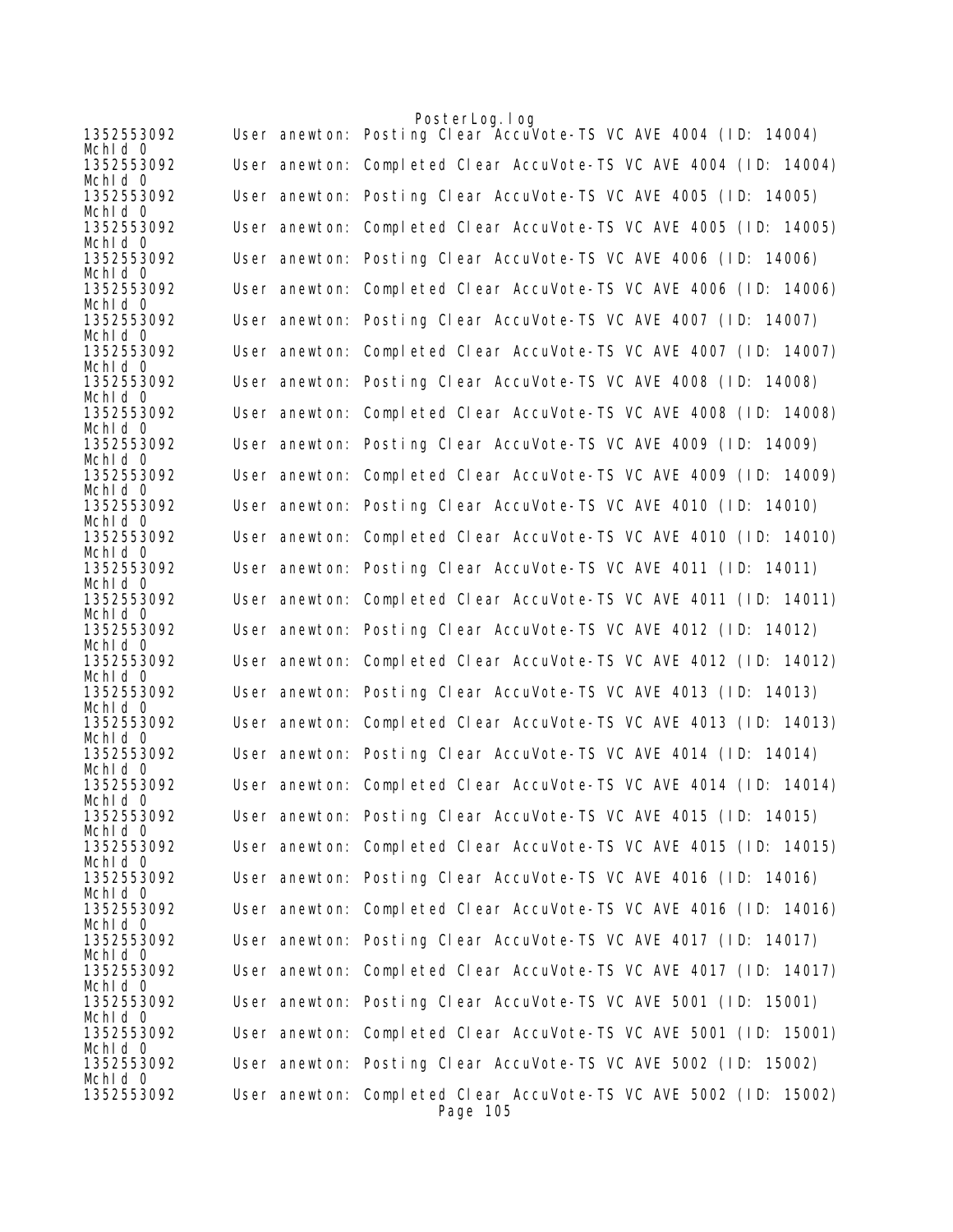```
1352553092      User anewton: Posting Clear AccuVote-TS VC AVE 4004 (ID: 14004)
MchId 0
1352553092      User anewton: Completed Clear AccuVote-TS VC AVE 4004 (ID: 14004)
MchId 0
1352553092      User anewton: Posting Clear AccuVote-TS VC AVE 4005 (ID: 14005)
MchId 0
1352553092      User anewton: Completed Clear AccuVote-TS VC AVE 4005 (ID: 14005)
MchId 0
1352553092      User anewton: Posting Clear AccuVote-TS VC AVE 4006 (ID: 14006)
MchId 0
1352553092      User anewton: Completed Clear AccuVote-TS VC AVE 4006 (ID: 14006)
MchId 0
1352553092      User anewton: Posting Clear AccuVote-TS VC AVE 4007 (ID: 14007)
MchId 0
1352553092      User anewton: Completed Clear AccuVote-TS VC AVE 4007 (ID: 14007)
MchId 0
1352553092      User anewton: Posting Clear AccuVote-TS VC AVE 4008 (ID: 14008)
MchId 0
1352553092      User anewton: Completed Clear AccuVote-TS VC AVE 4008 (ID: 14008)
MchId 0
1352553092      User anewton: Posting Clear AccuVote-TS VC AVE 4009 (ID: 14009)
MchId 0
1352553092      User anewton: Completed Clear AccuVote-TS VC AVE 4009 (ID: 14009)
MchId 0
1352553092      User anewton: Posting Clear AccuVote-TS VC AVE 4010 (ID: 14010)
MchId 0
1352553092      User anewton: Completed Clear AccuVote-TS VC AVE 4010 (ID: 14010)
MchId 0
1352553092      User anewton: Posting Clear AccuVote-TS VC AVE 4011 (ID: 14011)
MchId 0
1352553092      User anewton: Completed Clear AccuVote-TS VC AVE 4011 (ID: 14011)
MchId 0
1352553092      User anewton: Posting Clear AccuVote-TS VC AVE 4012 (ID: 14012)
MchId 0
1352553092      User anewton: Completed Clear AccuVote-TS VC AVE 4012 (ID: 14012)
MchId 0
1352553092      User anewton: Posting Clear AccuVote-TS VC AVE 4013 (ID: 14013)
MchId 0
1352553092      User anewton: Completed Clear AccuVote-TS VC AVE 4013 (ID: 14013)
MchId 0
1352553092      User anewton: Posting Clear AccuVote-TS VC AVE 4014 (ID: 14014)
MchId 0
1352553092      User anewton: Completed Clear AccuVote-TS VC AVE 4014 (ID: 14014)
MchId 0
1352553092      User anewton: Posting Clear AccuVote-TS VC AVE 4015 (ID: 14015)
MchId 0
1352553092      User anewton: Completed Clear AccuVote-TS VC AVE 4015 (ID: 14015)
MchId 0
1352553092      User anewton: Posting Clear AccuVote-TS VC AVE 4016 (ID: 14016)
MchId 0
1352553092      User anewton: Completed Clear AccuVote-TS VC AVE 4016 (ID: 14016)
MchId 0
1352553092      User anewton: Posting Clear AccuVote-TS VC AVE 4017 (ID: 14017)
MchId 0
1352553092      User anewton: Completed Clear AccuVote-TS VC AVE 4017 (ID: 14017)
MchId 0
1352553092      User anewton: Posting Clear AccuVote-TS VC AVE 5001 (ID: 15001)
MchId 0
1352553092      User anewton: Completed Clear AccuVote-TS VC AVE 5001 (ID: 15001)
MchId 0
1352553092      User anewton: Posting Clear AccuVote-TS VC AVE 5002 (ID: 15002)
MchId 0
1352553092      User anewton: Completed Clear AccuVote-TS VC AVE 5002 (ID: 15002)
```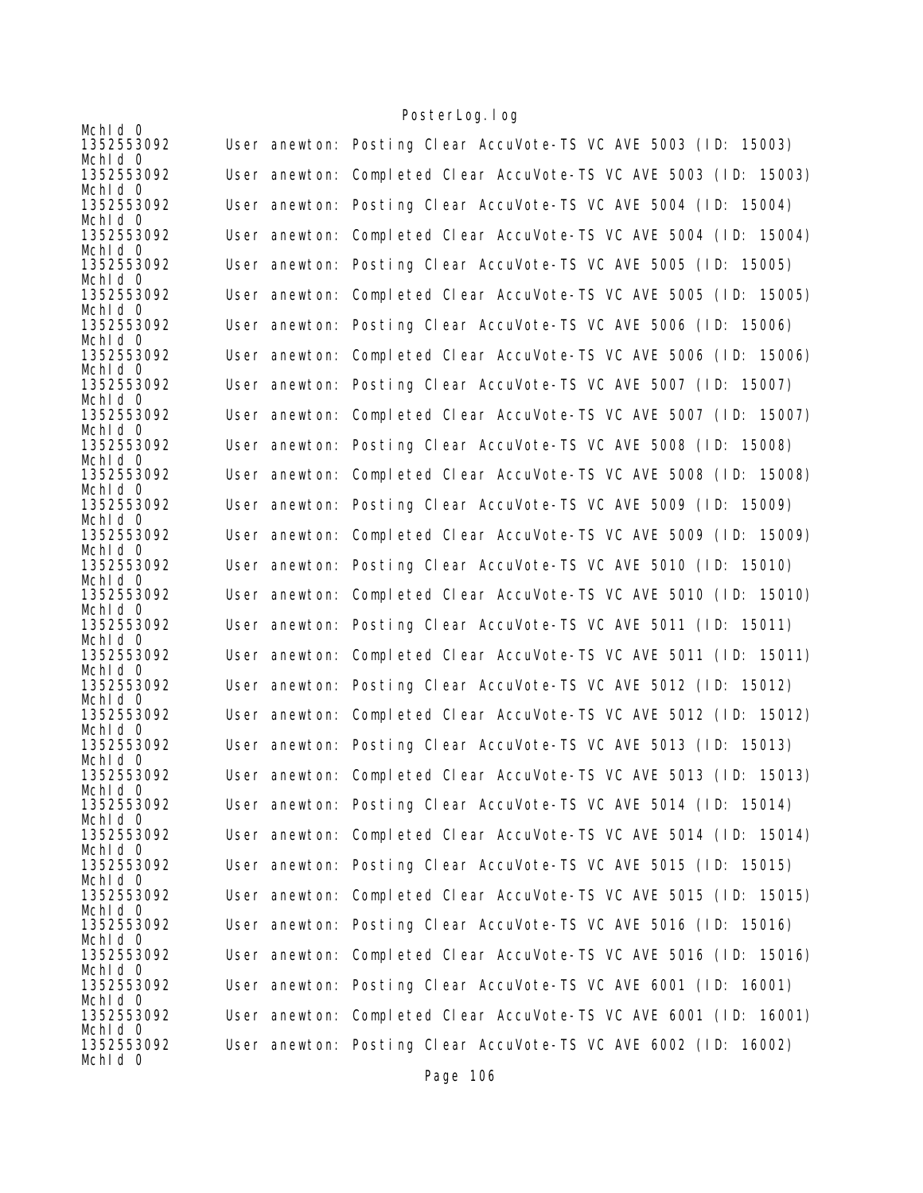```
McHId 0
1352553092      User anewton: Posting Clear AccuVote-TS VC AVE 5003 (ID: 15003)
McHId 0
1352553092      User anewton: Completed Clear AccuVote-TS VC AVE 5003 (ID: 15003)
McHId 0
1352553092      User anewton: Posting Clear AccuVote-TS VC AVE 5004 (ID: 15004)
McHId 0
1352553092      User anewton: Completed Clear AccuVote-TS VC AVE 5004 (ID: 15004)
McHId 0
1352553092      User anewton: Posting Clear AccuVote-TS VC AVE 5005 (ID: 15005)
McHId 0
1352553092      User anewton: Completed Clear AccuVote-TS VC AVE 5005 (ID: 15005)
McHId 0
1352553092      User anewton: Posting Clear AccuVote-TS VC AVE 5006 (ID: 15006)
McHId 0
1352553092      User anewton: Completed Clear AccuVote-TS VC AVE 5006 (ID: 15006)
McHId 0
1352553092      User anewton: Posting Clear AccuVote-TS VC AVE 5007 (ID: 15007)
McHId 0
1352553092      User anewton: Completed Clear AccuVote-TS VC AVE 5007 (ID: 15007)
McHId 0
1352553092      User anewton: Posting Clear AccuVote-TS VC AVE 5008 (ID: 15008)
McHId 0
1352553092      User anewton: Completed Clear AccuVote-TS VC AVE 5008 (ID: 15008)
McHId 0
1352553092      User anewton: Posting Clear AccuVote-TS VC AVE 5009 (ID: 15009)
McHId 0
1352553092      User anewton: Completed Clear AccuVote-TS VC AVE 5009 (ID: 15009)
McHId 0
1352553092      User anewton: Posting Clear AccuVote-TS VC AVE 5010 (ID: 15010)
McHId 0
1352553092      User anewton: Completed Clear AccuVote-TS VC AVE 5010 (ID: 15010)
McHId 0
1352553092      User anewton: Posting Clear AccuVote-TS VC AVE 5011 (ID: 15011)
McHId 0
1352553092      User anewton: Completed Clear AccuVote-TS VC AVE 5011 (ID: 15011)
McHId 0
1352553092      User anewton: Posting Clear AccuVote-TS VC AVE 5012 (ID: 15012)
McHId 0
1352553092      User anewton: Completed Clear AccuVote-TS VC AVE 5012 (ID: 15012)
McHId 0
1352553092      User anewton: Posting Clear AccuVote-TS VC AVE 5013 (ID: 15013)
McHId 0
1352553092      User anewton: Completed Clear AccuVote-TS VC AVE 5013 (ID: 15013)
McHId 0
1352553092      User anewton: Posting Clear AccuVote-TS VC AVE 5014 (ID: 15014)
McHId 0
1352553092      User anewton: Completed Clear AccuVote-TS VC AVE 5014 (ID: 15014)
McHId 0
1352553092      User anewton: Posting Clear AccuVote-TS VC AVE 5015 (ID: 15015)
McHId 0
1352553092      User anewton: Completed Clear AccuVote-TS VC AVE 5015 (ID: 15015)
McHId 0
1352553092      User anewton: Posting Clear AccuVote-TS VC AVE 5016 (ID: 15016)
McHId 0
1352553092      User anewton: Completed Clear AccuVote-TS VC AVE 5016 (ID: 15016)
McHId 0
1352553092      User anewton: Posting Clear AccuVote-TS VC AVE 6001 (ID: 16001)
McHId 0
1352553092      User anewton: Completed Clear AccuVote-TS VC AVE 6001 (ID: 16001)
McHId 0
1352553092      User anewton: Posting Clear AccuVote-TS VC AVE 6002 (ID: 16002)
McHId 0
```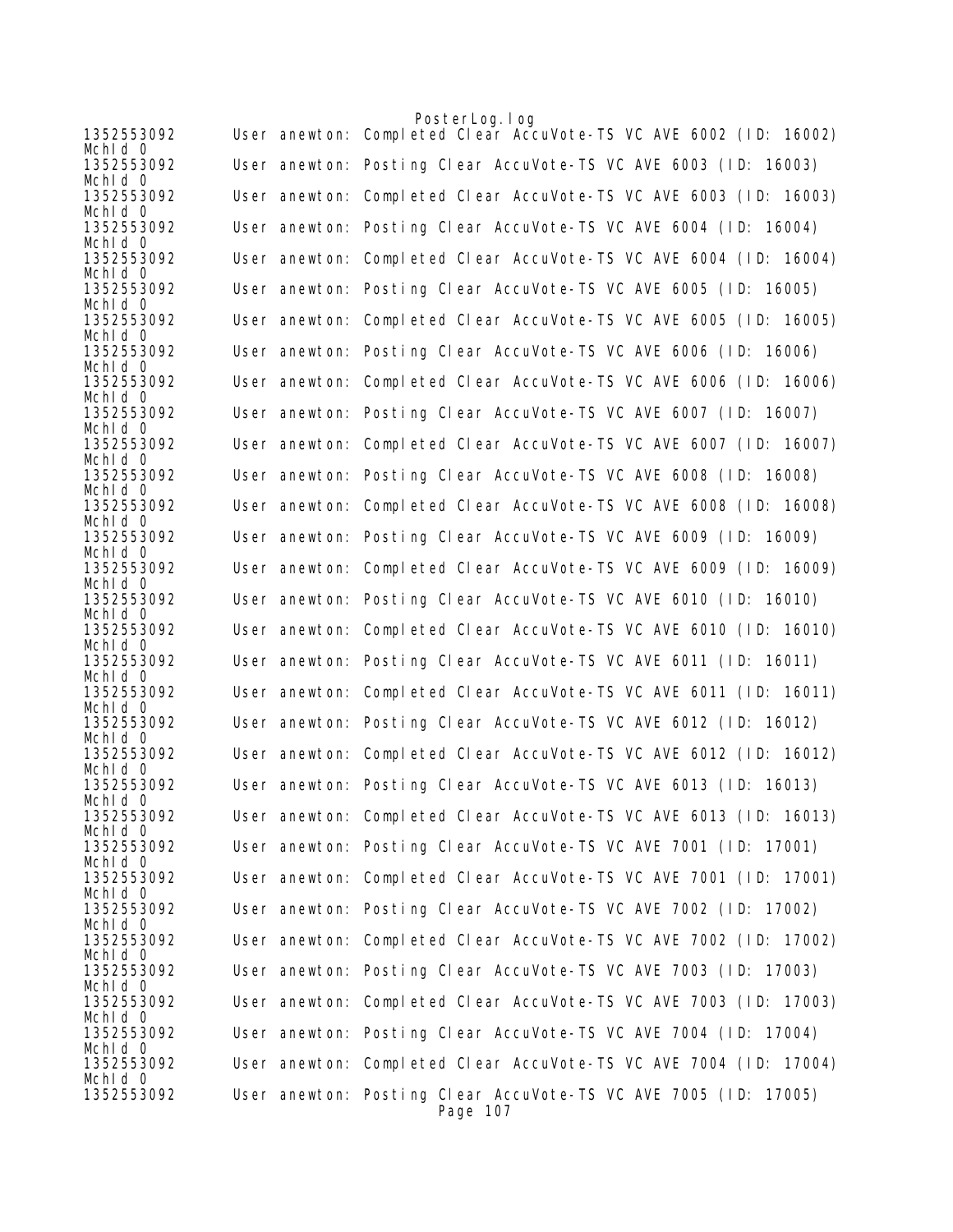```
1352553092      User anewton: Completed Clear AccuVote-TS VC AVE 6002 (ID: 16002)
McHId 0
1352553092      User anewton: Posting Clear AccuVote-TS VC AVE 6003 (ID: 16003)
McHId 0
1352553092      User anewton: Completed Clear AccuVote-TS VC AVE 6003 (ID: 16003)
McHId 0
1352553092      User anewton: Posting Clear AccuVote-TS VC AVE 6004 (ID: 16004)
McHId 0
1352553092      User anewton: Completed Clear AccuVote-TS VC AVE 6004 (ID: 16004)
McHId 0
1352553092      User anewton: Posting Clear AccuVote-TS VC AVE 6005 (ID: 16005)
McHId 0
1352553092      User anewton: Completed Clear AccuVote-TS VC AVE 6005 (ID: 16005)
McHId 0
1352553092      User anewton: Posting Clear AccuVote-TS VC AVE 6006 (ID: 16006)
McHId 0
1352553092      User anewton: Completed Clear AccuVote-TS VC AVE 6006 (ID: 16006)
McHId 0
1352553092      User anewton: Posting Clear AccuVote-TS VC AVE 6007 (ID: 16007)
McHId 0
1352553092      User anewton: Completed Clear AccuVote-TS VC AVE 6007 (ID: 16007)
McHId 0
1352553092      User anewton: Posting Clear AccuVote-TS VC AVE 6008 (ID: 16008)
McHId 0
1352553092      User anewton: Completed Clear AccuVote-TS VC AVE 6008 (ID: 16008)
McHId 0
1352553092      User anewton: Posting Clear AccuVote-TS VC AVE 6009 (ID: 16009)
McHId 0
1352553092      User anewton: Completed Clear AccuVote-TS VC AVE 6009 (ID: 16009)
McHId 0
1352553092      User anewton: Posting Clear AccuVote-TS VC AVE 6010 (ID: 16010)
McHId 0
1352553092      User anewton: Completed Clear AccuVote-TS VC AVE 6010 (ID: 16010)
McHId 0
1352553092      User anewton: Posting Clear AccuVote-TS VC AVE 6011 (ID: 16011)
McHId 0
1352553092      User anewton: Completed Clear AccuVote-TS VC AVE 6011 (ID: 16011)
McHId 0
1352553092      User anewton: Posting Clear AccuVote-TS VC AVE 6012 (ID: 16012)
McHId 0
1352553092      User anewton: Completed Clear AccuVote-TS VC AVE 6012 (ID: 16012)
McHId 0
1352553092      User anewton: Posting Clear AccuVote-TS VC AVE 6013 (ID: 16013)
McHId 0
1352553092      User anewton: Completed Clear AccuVote-TS VC AVE 6013 (ID: 16013)
McHId 0
1352553092      User anewton: Posting Clear AccuVote-TS VC AVE 7001 (ID: 17001)
McHId 0
1352553092      User anewton: Completed Clear AccuVote-TS VC AVE 7001 (ID: 17001)
McHId 0
1352553092      User anewton: Posting Clear AccuVote-TS VC AVE 7002 (ID: 17002)
McHId 0
1352553092      User anewton: Completed Clear AccuVote-TS VC AVE 7002 (ID: 17002)
McHId 0
1352553092      User anewton: Posting Clear AccuVote-TS VC AVE 7003 (ID: 17003)
McHId 0
1352553092      User anewton: Completed Clear AccuVote-TS VC AVE 7003 (ID: 17003)
McHId 0
1352553092      User anewton: Posting Clear AccuVote-TS VC AVE 7004 (ID: 17004)
McHId 0
1352553092      User anewton: Completed Clear AccuVote-TS VC AVE 7004 (ID: 17004)
McHId 0
1352553092      User anewton: Posting Clear AccuVote-TS VC AVE 7005 (ID: 17005)
```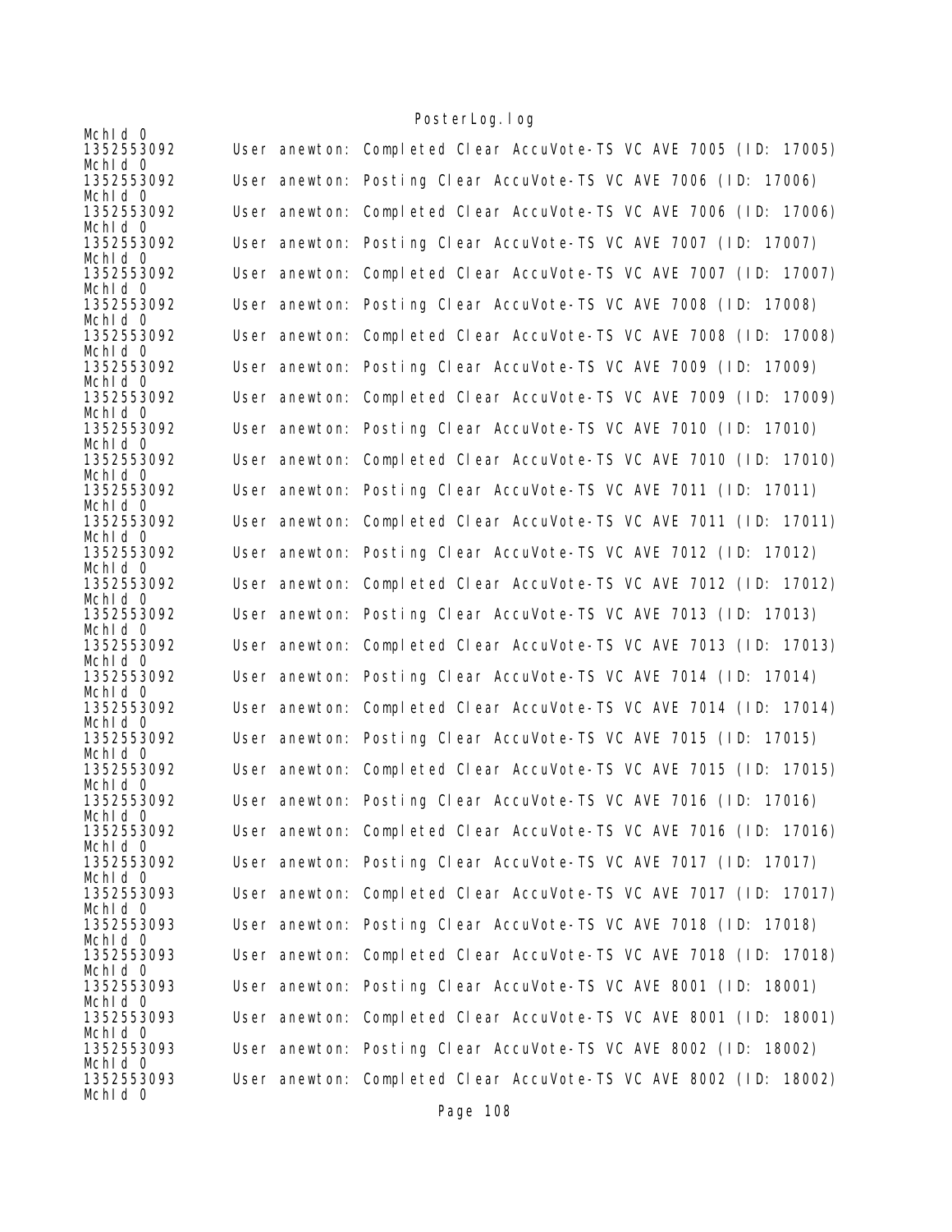```
MchId 0
1352553092      User anewton: Completed Clear AccuVote-TS VC AVE 7005 (ID: 17005)
MchId 0
1352553092      User anewton: Posting Clear AccuVote-TS VC AVE 7006 (ID: 17006)
MchId 0
1352553092      User anewton: Completed Clear AccuVote-TS VC AVE 7006 (ID: 17006)
MchId 0
1352553092      User anewton: Posting Clear AccuVote-TS VC AVE 7007 (ID: 17007)
MchId 0
1352553092      User anewton: Completed Clear AccuVote-TS VC AVE 7007 (ID: 17007)
MchId 0
1352553092      User anewton: Posting Clear AccuVote-TS VC AVE 7008 (ID: 17008)
MchId 0
1352553092      User anewton: Completed Clear AccuVote-TS VC AVE 7008 (ID: 17008)
MchId 0
1352553092      User anewton: Posting Clear AccuVote-TS VC AVE 7009 (ID: 17009)
MchId 0
1352553092      User anewton: Completed Clear AccuVote-TS VC AVE 7009 (ID: 17009)
MchId 0
1352553092      User anewton: Posting Clear AccuVote-TS VC AVE 7010 (ID: 17010)
MchId 0
1352553092      User anewton: Completed Clear AccuVote-TS VC AVE 7010 (ID: 17010)
MchId 0
1352553092      User anewton: Posting Clear AccuVote-TS VC AVE 7011 (ID: 17011)
MchId 0
1352553092      User anewton: Completed Clear AccuVote-TS VC AVE 7011 (ID: 17011)
MchId 0
1352553092      User anewton: Posting Clear AccuVote-TS VC AVE 7012 (ID: 17012)
MchId 0
1352553092      User anewton: Completed Clear AccuVote-TS VC AVE 7012 (ID: 17012)
MchId 0
1352553092      User anewton: Posting Clear AccuVote-TS VC AVE 7013 (ID: 17013)
MchId 0
1352553092      User anewton: Completed Clear AccuVote-TS VC AVE 7013 (ID: 17013)
MchId 0
1352553092      User anewton: Posting Clear AccuVote-TS VC AVE 7014 (ID: 17014)
MchId 0
1352553092      User anewton: Completed Clear AccuVote-TS VC AVE 7014 (ID: 17014)
MchId 0
1352553092      User anewton: Posting Clear AccuVote-TS VC AVE 7015 (ID: 17015)
MchId 0
1352553092      User anewton: Completed Clear AccuVote-TS VC AVE 7015 (ID: 17015)
MchId 0
1352553092      User anewton: Posting Clear AccuVote-TS VC AVE 7016 (ID: 17016)
MchId 0
1352553092      User anewton: Completed Clear AccuVote-TS VC AVE 7016 (ID: 17016)
MchId 0
1352553092      User anewton: Posting Clear AccuVote-TS VC AVE 7017 (ID: 17017)
MchId 0
1352553093      User anewton: Completed Clear AccuVote-TS VC AVE 7017 (ID: 17017)
MchId 0
1352553093      User anewton: Posting Clear AccuVote-TS VC AVE 7018 (ID: 17018)
MchId 0
1352553093      User anewton: Completed Clear AccuVote-TS VC AVE 7018 (ID: 17018)
MchId 0
1352553093      User anewton: Posting Clear AccuVote-TS VC AVE 8001 (ID: 18001)
MchId 0
1352553093      User anewton: Completed Clear AccuVote-TS VC AVE 8001 (ID: 18001)
MchId 0
1352553093      User anewton: Posting Clear AccuVote-TS VC AVE 8002 (ID: 18002)
MchId 0
1352553093      User anewton: Completed Clear AccuVote-TS VC AVE 8002 (ID: 18002)
MchId 0
```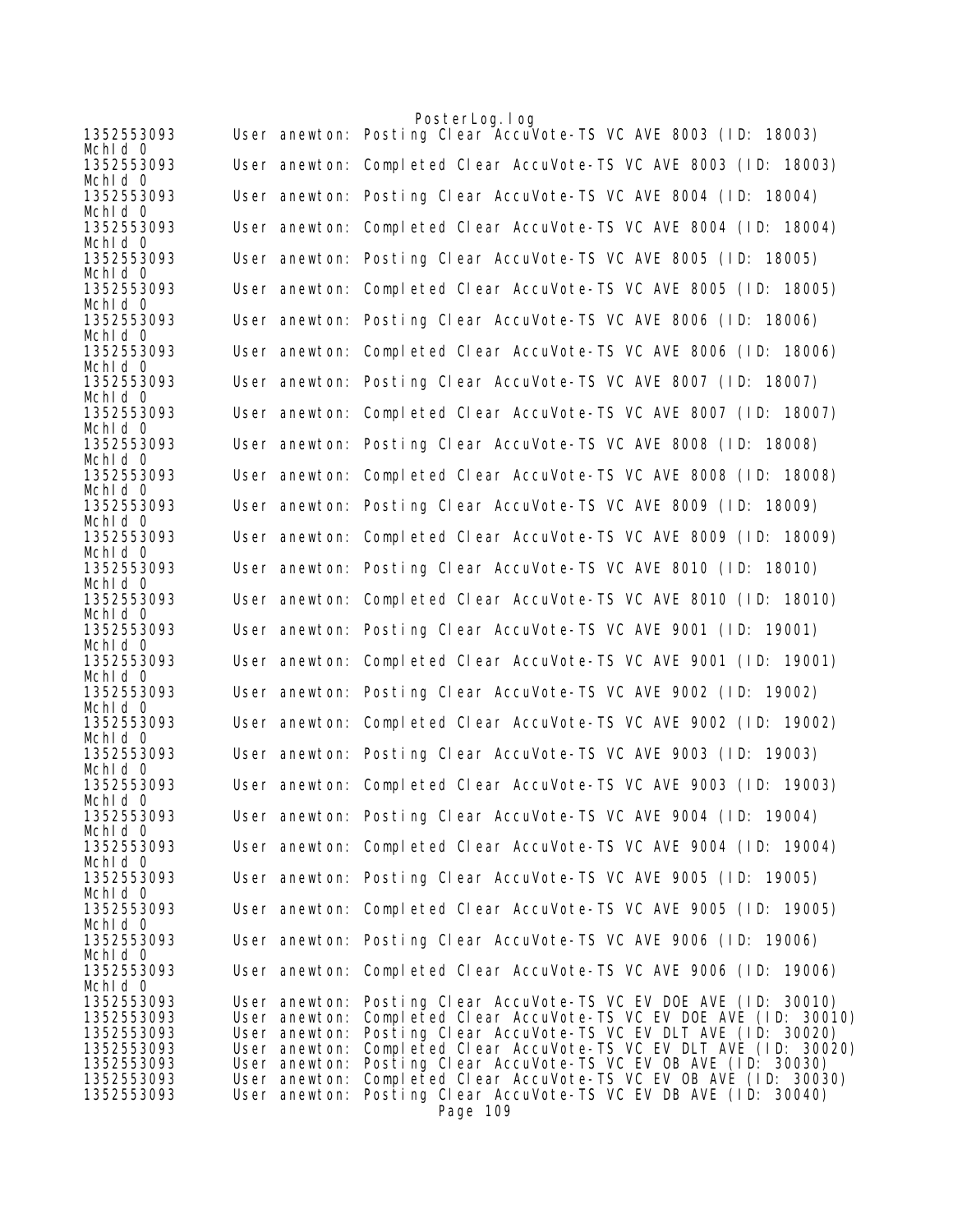```
1352553093      User anewton: Posting Clear AccuVote-TS VC AVE 8003 (ID: 18003)
MchId 0
1352553093      User anewton: Completed Clear AccuVote-TS VC AVE 8003 (ID: 18003)
MchId 0
1352553093      User anewton: Posting Clear AccuVote-TS VC AVE 8004 (ID: 18004)
MchId 0
1352553093      User anewton: Completed Clear AccuVote-TS VC AVE 8004 (ID: 18004)
MchId 0
1352553093      User anewton: Posting Clear AccuVote-TS VC AVE 8005 (ID: 18005)
MchId 0
1352553093      User anewton: Completed Clear AccuVote-TS VC AVE 8005 (ID: 18005)
MchId 0
1352553093      User anewton: Posting Clear AccuVote-TS VC AVE 8006 (ID: 18006)
MchId 0
1352553093      User anewton: Completed Clear AccuVote-TS VC AVE 8006 (ID: 18006)
MchId 0
1352553093      User anewton: Posting Clear AccuVote-TS VC AVE 8007 (ID: 18007)
MchId 0
1352553093      User anewton: Completed Clear AccuVote-TS VC AVE 8007 (ID: 18007)
MchId 0
1352553093      User anewton: Posting Clear AccuVote-TS VC AVE 8008 (ID: 18008)
MchId 0
1352553093      User anewton: Completed Clear AccuVote-TS VC AVE 8008 (ID: 18008)
MchId 0
1352553093      User anewton: Posting Clear AccuVote-TS VC AVE 8009 (ID: 18009)
MchId 0
1352553093      User anewton: Completed Clear AccuVote-TS VC AVE 8009 (ID: 18009)
MchId 0
1352553093      User anewton: Posting Clear AccuVote-TS VC AVE 8010 (ID: 18010)
MchId 0
1352553093      User anewton: Completed Clear AccuVote-TS VC AVE 8010 (ID: 18010)
MchId 0
1352553093      User anewton: Posting Clear AccuVote-TS VC AVE 9001 (ID: 19001)
MchId 0
1352553093      User anewton: Completed Clear AccuVote-TS VC AVE 9001 (ID: 19001)
MchId 0
1352553093      User anewton: Posting Clear AccuVote-TS VC AVE 9002 (ID: 19002)
MchId 0
1352553093      User anewton: Completed Clear AccuVote-TS VC AVE 9002 (ID: 19002)
MchId 0
1352553093      User anewton: Posting Clear AccuVote-TS VC AVE 9003 (ID: 19003)
MchId 0
1352553093      User anewton: Completed Clear AccuVote-TS VC AVE 9003 (ID: 19003)
MchId 0
1352553093      User anewton: Posting Clear AccuVote-TS VC AVE 9004 (ID: 19004)
MchId 0
1352553093      User anewton: Completed Clear AccuVote-TS VC AVE 9004 (ID: 19004)
MchId 0
1352553093      User anewton: Posting Clear AccuVote-TS VC AVE 9005 (ID: 19005)
MchId 0
1352553093      User anewton: Completed Clear AccuVote-TS VC AVE 9005 (ID: 19005)
MchId 0
1352553093      User anewton: Posting Clear AccuVote-TS VC AVE 9006 (ID: 19006)
MchId 0
1352553093      User anewton: Completed Clear AccuVote-TS VC AVE 9006 (ID: 19006)
MchId 0
1352553093      User anewton: Posting Clear AccuVote-TS VC EV DOE AVE (ID: 30010)
1352553093      User anewton: Completed Clear AccuVote-TS VC EV DOE AVE (ID: 30010)
1352553093      User anewton: Posting Clear AccuVote-TS VC EV DLT AVE (ID: 30020)
1352553093      User anewton: Completed Clear AccuVote-TS VC EV DLT AVE (ID: 30020)
1352553093      User anewton: Posting Clear AccuVote-TS VC EV OB AVE (ID: 30030)
1352553093      User anewton: Completed Clear AccuVote-TS VC EV OB AVE (ID: 30030)
1352553093      User anewton: Posting Clear AccuVote-TS VC EV DB AVE (ID: 30040)
```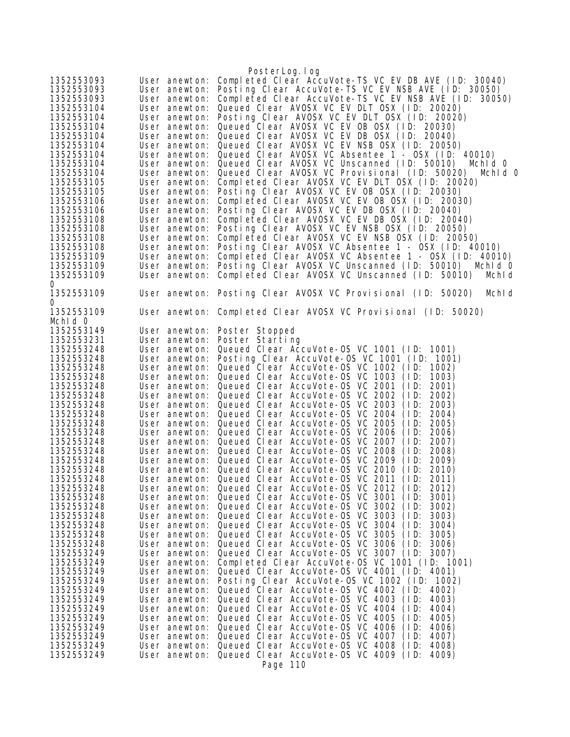```
1352553093      User anewton: Completed Clear AccuVote-TS VC EV DB AVE (ID: 30040)
1352553093      User anewton: Posting Clear AccuVote-TS VC EV NSB AVE (ID: 30050)
1352553093      User anewton: Completed Clear AccuVote-TS VC EV NSB AVE (ID: 30050)
1352553104      User anewton: Queued Clear AVOSX VC EV DLT OSX (ID: 20020)
1352553104      User anewton: Posting Clear AVOSX VC EV DLT OSX (ID: 20020)
1352553104      User anewton: Queued Clear AVOSX VC EV OB OSX (ID: 20030)
1352553104      User anewton: Queued Clear AVOSX VC EV DB OSX (ID: 20040)
1352553104      User anewton: Queued Clear AVOSX VC EV NSB OSX (ID: 20050)
1352553104      User anewton: Queued Clear AVOSX VC Absentee 1 - OSX (ID: 40010)
1352553104      User anewton: Queued Clear AVOSX VC Unscanned (ID: 50010)  MchId 0
1352553104      User anewton: Queued Clear AVOSX VC Provisional (ID: 50020)  MchId 0
1352553105      User anewton: Completed Clear AVOSX VC EV DLT OSX (ID: 20020)
1352553105      User anewton: Posting Clear AVOSX VC EV OB OSX (ID: 20030)
1352553106      User anewton: Completed Clear AVOSX VC EV OB OSX (ID: 20030)
1352553106      User anewton: Posting Clear AVOSX VC EV DB OSX (ID: 20040)
1352553108      User anewton: Completed Clear AVOSX VC EV DB OSX (ID: 20040)
1352553108      User anewton: Posting Clear AVOSX VC EV NSB OSX (ID: 20050)
1352553108      User anewton: Completed Clear AVOSX VC EV NSB OSX (ID: 20050)
1352553108      User anewton: Posting Clear AVOSX VC Absentee 1 - OSX (ID: 40010)
1352553109      User anewton: Completed Clear AVOSX VC Absentee 1 - OSX (ID: 40010)
1352553109      User anewton: Posting Clear AVOSX VC Unscanned (ID: 50010)  MchId 0
1352553109      User anewton: Completed Clear AVOSX VC Unscanned (ID: 50010)  MchId
0
1352553109      User anewton: Posting Clear AVOSX VC Provisional (ID: 50020)  MchId
0
1352553109      User anewton: Completed Clear AVOSX VC Provisional (ID: 50020)
MchId 0
1352553149      User anewton: Poster Stopped
1352553231      User anewton: Poster Starting
1352553248      User anewton: Queued Clear AccuVote-OS VC 1001 (ID: 1001)
1352553248      User anewton: Posting Clear AccuVote-OS VC 1001 (ID: 1001)
1352553248      User anewton: Queued Clear AccuVote-OS VC 1002 (ID: 1002)
1352553248      User anewton: Queued Clear AccuVote-OS VC 1003 (ID: 1003)
1352553248      User anewton: Queued Clear AccuVote-OS VC 2001 (ID: 2001)
1352553248      User anewton: Queued Clear AccuVote-OS VC 2002 (ID: 2002)
1352553248      User anewton: Queued Clear AccuVote-OS VC 2003 (ID: 2003)
1352553248      User anewton: Queued Clear AccuVote-OS VC 2004 (ID: 2004)
1352553248      User anewton: Queued Clear AccuVote-OS VC 2005 (ID: 2005)
1352553248      User anewton: Queued Clear AccuVote-OS VC 2006 (ID: 2006)
1352553248      User anewton: Queued Clear AccuVote-OS VC 2007 (ID: 2007)
1352553248      User anewton: Queued Clear AccuVote-OS VC 2008 (ID: 2008)
1352553248      User anewton: Queued Clear AccuVote-OS VC 2009 (ID: 2009)
1352553248      User anewton: Queued Clear AccuVote-OS VC 2010 (ID: 2010)
1352553248      User anewton: Queued Clear AccuVote-OS VC 2011 (ID: 2011)
1352553248      User anewton: Queued Clear AccuVote-OS VC 2012 (ID: 2012)
1352553248      User anewton: Queued Clear AccuVote-OS VC 3001 (ID: 3001)
1352553248      User anewton: Queued Clear AccuVote-OS VC 3002 (ID: 3002)
1352553248      User anewton: Queued Clear AccuVote-OS VC 3003 (ID: 3003)
1352553248      User anewton: Queued Clear AccuVote-OS VC 3004 (ID: 3004)
1352553248      User anewton: Queued Clear AccuVote-OS VC 3005 (ID: 3005)
1352553248      User anewton: Queued Clear AccuVote-OS VC 3006 (ID: 3006)
1352553249      User anewton: Queued Clear AccuVote-OS VC 3007 (ID: 3007)
1352553249      User anewton: Completed Clear AccuVote-OS VC 1001 (ID: 1001)
1352553249      User anewton: Queued Clear AccuVote-OS VC 4001 (ID: 4001)
1352553249      User anewton: Posting Clear AccuVote-OS VC 1002 (ID: 1002)
1352553249      User anewton: Queued Clear AccuVote-OS VC 4002 (ID: 4002)
1352553249      User anewton: Queued Clear AccuVote-OS VC 4003 (ID: 4003)
1352553249      User anewton: Queued Clear AccuVote-OS VC 4004 (ID: 4004)
1352553249      User anewton: Queued Clear AccuVote-OS VC 4005 (ID: 4005)
1352553249      User anewton: Queued Clear AccuVote-OS VC 4006 (ID: 4006)
1352553249      User anewton: Queued Clear AccuVote-OS VC 4007 (ID: 4007)
1352553249      User anewton: Queued Clear AccuVote-OS VC 4008 (ID: 4008)
1352553249      User anewton: Queued Clear AccuVote-OS VC 4009 (ID: 4009)
```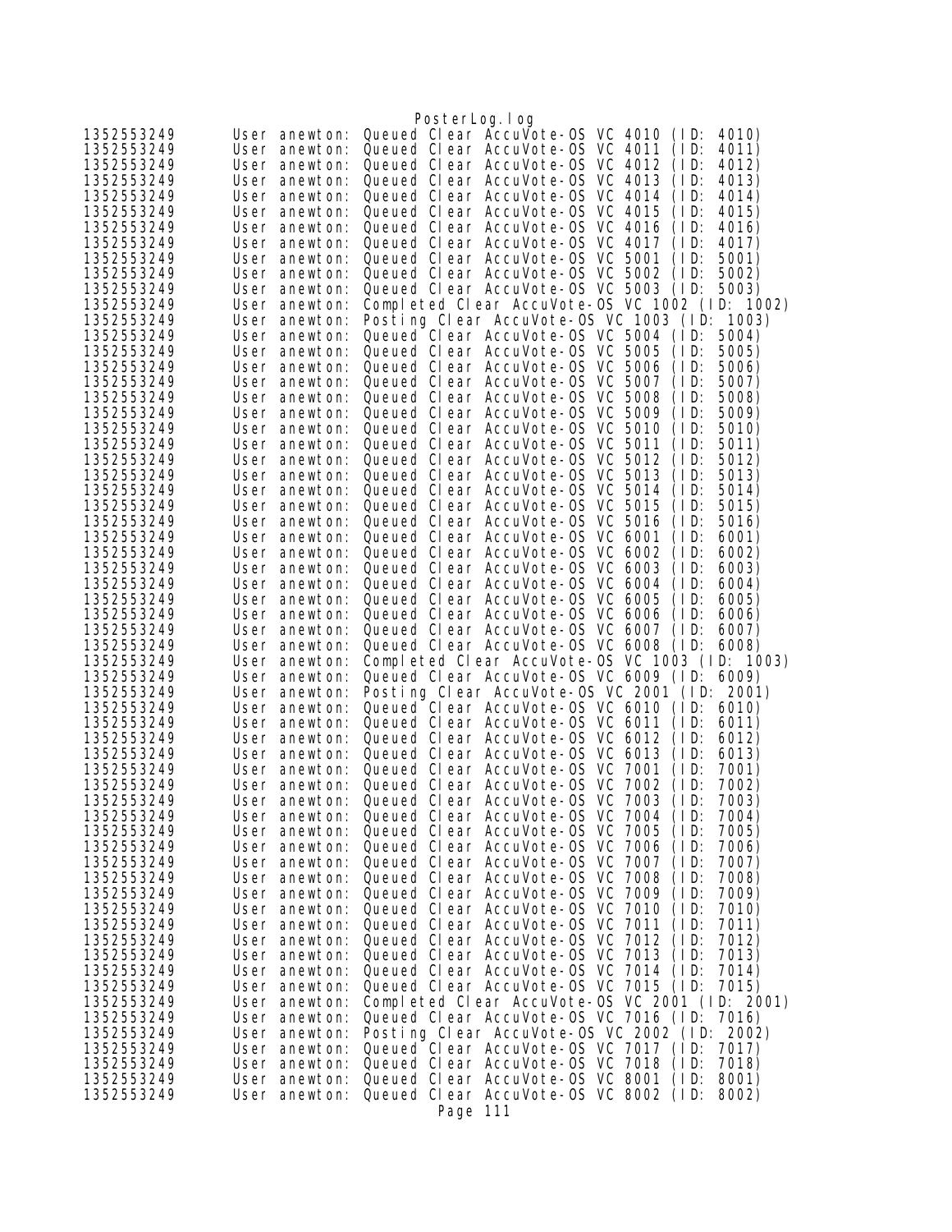```
1352553249      User anewton: Queued Clear AccuVote-OS VC 4010 (ID: 4010)
1352553249      User anewton: Queued Clear AccuVote-OS VC 4011 (ID: 4011)
1352553249      User anewton: Queued Clear AccuVote-OS VC 4012 (ID: 4012)
1352553249      User anewton: Queued Clear AccuVote-OS VC 4013 (ID: 4013)
1352553249      User anewton: Queued Clear AccuVote-OS VC 4014 (ID: 4014)
1352553249      User anewton: Queued Clear AccuVote-OS VC 4015 (ID: 4015)
1352553249      User anewton: Queued Clear AccuVote-OS VC 4016 (ID: 4016)
1352553249      User anewton: Queued Clear AccuVote-OS VC 4017 (ID: 4017)
1352553249      User anewton: Queued Clear AccuVote-OS VC 5001 (ID: 5001)
1352553249      User anewton: Queued Clear AccuVote-OS VC 5002 (ID: 5002)
1352553249      User anewton: Queued Clear AccuVote-OS VC 5003 (ID: 5003)
1352553249      User anewton: Completed Clear AccuVote-OS VC 1002 (ID: 1002)
1352553249      User anewton: Posting Clear AccuVote-OS VC 1003 (ID: 1003)
1352553249      User anewton: Queued Clear AccuVote-OS VC 5004 (ID: 5004)
1352553249      User anewton: Queued Clear AccuVote-OS VC 5005 (ID: 5005)
1352553249      User anewton: Queued Clear AccuVote-OS VC 5006 (ID: 5006)
1352553249      User anewton: Queued Clear AccuVote-OS VC 5007 (ID: 5007)
1352553249      User anewton: Queued Clear AccuVote-OS VC 5008 (ID: 5008)
1352553249      User anewton: Queued Clear AccuVote-OS VC 5009 (ID: 5009)
1352553249      User anewton: Queued Clear AccuVote-OS VC 5010 (ID: 5010)
1352553249      User anewton: Queued Clear AccuVote-OS VC 5011 (ID: 5011)
1352553249      User anewton: Queued Clear AccuVote-OS VC 5012 (ID: 5012)
1352553249      User anewton: Queued Clear AccuVote-OS VC 5013 (ID: 5013)
1352553249      User anewton: Queued Clear AccuVote-OS VC 5014 (ID: 5014)
1352553249      User anewton: Queued Clear AccuVote-OS VC 5015 (ID: 5015)
1352553249      User anewton: Queued Clear AccuVote-OS VC 5016 (ID: 5016)
1352553249      User anewton: Queued Clear AccuVote-OS VC 6001 (ID: 6001)
1352553249      User anewton: Queued Clear AccuVote-OS VC 6002 (ID: 6002)
1352553249      User anewton: Queued Clear AccuVote-OS VC 6003 (ID: 6003)
1352553249      User anewton: Queued Clear AccuVote-OS VC 6004 (ID: 6004)
1352553249      User anewton: Queued Clear AccuVote-OS VC 6005 (ID: 6005)
1352553249      User anewton: Queued Clear AccuVote-OS VC 6006 (ID: 6006)
1352553249      User anewton: Queued Clear AccuVote-OS VC 6007 (ID: 6007)
1352553249      User anewton: Queued Clear AccuVote-OS VC 6008 (ID: 6008)
1352553249      User anewton: Completed Clear AccuVote-OS VC 1003 (ID: 1003)
1352553249      User anewton: Queued Clear AccuVote-OS VC 6009 (ID: 6009)
1352553249      User anewton: Posting Clear AccuVote-OS VC 2001 (ID: 2001)
1352553249      User anewton: Queued Clear AccuVote-OS VC 6010 (ID: 6010)
1352553249      User anewton: Queued Clear AccuVote-OS VC 6011 (ID: 6011)
1352553249      User anewton: Queued Clear AccuVote-OS VC 6012 (ID: 6012)
1352553249      User anewton: Queued Clear AccuVote-OS VC 6013 (ID: 6013)
1352553249      User anewton: Queued Clear AccuVote-OS VC 7001 (ID: 7001)
1352553249      User anewton: Queued Clear AccuVote-OS VC 7002 (ID: 7002)
1352553249      User anewton: Queued Clear AccuVote-OS VC 7003 (ID: 7003)
1352553249      User anewton: Queued Clear AccuVote-OS VC 7004 (ID: 7004)
1352553249      User anewton: Queued Clear AccuVote-OS VC 7005 (ID: 7005)
1352553249      User anewton: Queued Clear AccuVote-OS VC 7006 (ID: 7006)
1352553249      User anewton: Queued Clear AccuVote-OS VC 7007 (ID: 7007)
1352553249      User anewton: Queued Clear AccuVote-OS VC 7008 (ID: 7008)
1352553249      User anewton: Queued Clear AccuVote-OS VC 7009 (ID: 7009)
1352553249      User anewton: Queued Clear AccuVote-OS VC 7010 (ID: 7010)
1352553249      User anewton: Queued Clear AccuVote-OS VC 7011 (ID: 7011)
1352553249      User anewton: Queued Clear AccuVote-OS VC 7012 (ID: 7012)
1352553249      User anewton: Queued Clear AccuVote-OS VC 7013 (ID: 7013)
1352553249      User anewton: Queued Clear AccuVote-OS VC 7014 (ID: 7014)
1352553249      User anewton: Queued Clear AccuVote-OS VC 7015 (ID: 7015)
1352553249      User anewton: Completed Clear AccuVote-OS VC 2001 (ID: 2001)
1352553249      User anewton: Queued Clear AccuVote-OS VC 7016 (ID: 7016)
1352553249      User anewton: Posting Clear AccuVote-OS VC 2002 (ID: 2002)
1352553249      User anewton: Queued Clear AccuVote-OS VC 7017 (ID: 7017)
1352553249      User anewton: Queued Clear AccuVote-OS VC 7018 (ID: 7018)
1352553249      User anewton: Queued Clear AccuVote-OS VC 8001 (ID: 8001)
1352553249      User anewton: Queued Clear AccuVote-OS VC 8002 (ID: 8002)
```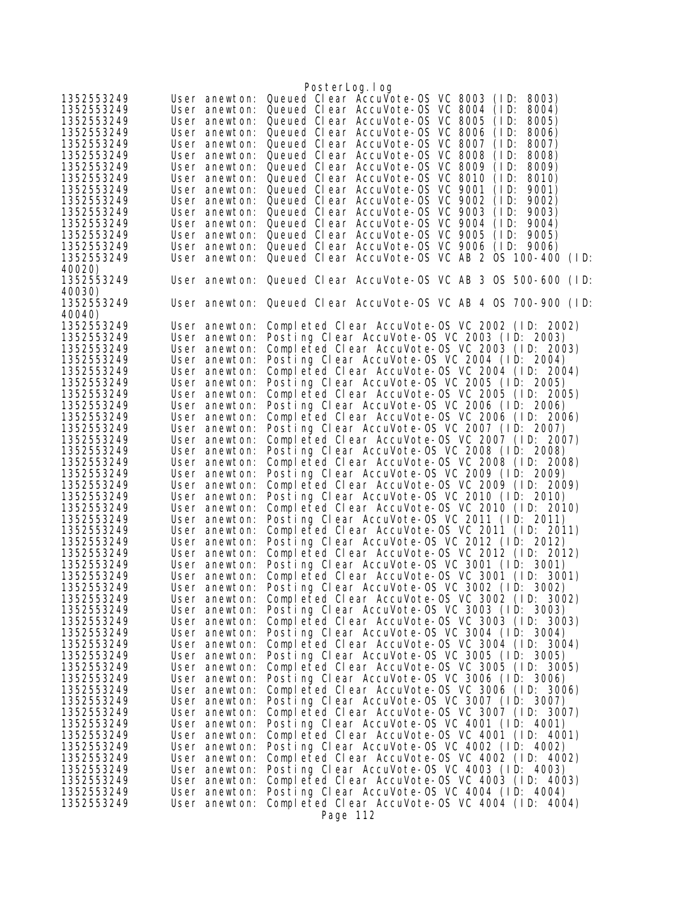```
1352553249      User anewton: Queued Clear AccuVote-OS VC 8003 (ID: 8003)
1352553249      User anewton: Queued Clear AccuVote-OS VC 8004 (ID: 8004)
1352553249      User anewton: Queued Clear AccuVote-OS VC 8005 (ID: 8005)
1352553249      User anewton: Queued Clear AccuVote-OS VC 8006 (ID: 8006)
1352553249      User anewton: Queued Clear AccuVote-OS VC 8007 (ID: 8007)
1352553249      User anewton: Queued Clear AccuVote-OS VC 8008 (ID: 8008)
1352553249      User anewton: Queued Clear AccuVote-OS VC 8009 (ID: 8009)
1352553249      User anewton: Queued Clear AccuVote-OS VC 8010 (ID: 8010)
1352553249      User anewton: Queued Clear AccuVote-OS VC 9001 (ID: 9001)
1352553249      User anewton: Queued Clear AccuVote-OS VC 9002 (ID: 9002)
1352553249      User anewton: Queued Clear AccuVote-OS VC 9003 (ID: 9003)
1352553249      User anewton: Queued Clear AccuVote-OS VC 9004 (ID: 9004)
1352553249      User anewton: Queued Clear AccuVote-OS VC 9005 (ID: 9005)
1352553249      User anewton: Queued Clear AccuVote-OS VC 9006 (ID: 9006)
1352553249      User anewton: Queued Clear AccuVote-OS VC AB 2 OS 100-400 (ID:
40020)
1352553249      User anewton: Queued Clear AccuVote-OS VC AB 3 OS 500-600 (ID:
40030)
1352553249      User anewton: Queued Clear AccuVote-OS VC AB 4 OS 700-900 (ID:
40040)
1352553249      User anewton: Completed Clear AccuVote-OS VC 2002 (ID: 2002)
1352553249      User anewton: Posting Clear AccuVote-OS VC 2003 (ID: 2003)
1352553249      User anewton: Completed Clear AccuVote-OS VC 2003 (ID: 2003)
1352553249      User anewton: Posting Clear AccuVote-OS VC 2004 (ID: 2004)
1352553249      User anewton: Completed Clear AccuVote-OS VC 2004 (ID: 2004)
1352553249      User anewton: Posting Clear AccuVote-OS VC 2005 (ID: 2005)
1352553249      User anewton: Completed Clear AccuVote-OS VC 2005 (ID: 2005)
1352553249      User anewton: Posting Clear AccuVote-OS VC 2006 (ID: 2006)
1352553249      User anewton: Completed Clear AccuVote-OS VC 2006 (ID: 2006)
1352553249      User anewton: Posting Clear AccuVote-OS VC 2007 (ID: 2007)
1352553249      User anewton: Completed Clear AccuVote-OS VC 2007 (ID: 2007)
1352553249      User anewton: Posting Clear AccuVote-OS VC 2008 (ID: 2008)
1352553249      User anewton: Completed Clear AccuVote-OS VC 2008 (ID: 2008)
1352553249      User anewton: Posting Clear AccuVote-OS VC 2009 (ID: 2009)
1352553249      User anewton: Completed Clear AccuVote-OS VC 2009 (ID: 2009)
1352553249      User anewton: Posting Clear AccuVote-OS VC 2010 (ID: 2010)
1352553249      User anewton: Completed Clear AccuVote-OS VC 2010 (ID: 2010)
1352553249      User anewton: Posting Clear AccuVote-OS VC 2011 (ID: 2011)
1352553249      User anewton: Completed Clear AccuVote-OS VC 2011 (ID: 2011)
1352553249      User anewton: Posting Clear AccuVote-OS VC 2012 (ID: 2012)
1352553249      User anewton: Completed Clear AccuVote-OS VC 2012 (ID: 2012)
1352553249      User anewton: Posting Clear AccuVote-OS VC 3001 (ID: 3001)
1352553249      User anewton: Completed Clear AccuVote-OS VC 3001 (ID: 3001)
1352553249      User anewton: Posting Clear AccuVote-OS VC 3002 (ID: 3002)
1352553249      User anewton: Completed Clear AccuVote-OS VC 3002 (ID: 3002)
1352553249      User anewton: Posting Clear AccuVote-OS VC 3003 (ID: 3003)
1352553249      User anewton: Completed Clear AccuVote-OS VC 3003 (ID: 3003)
1352553249      User anewton: Posting Clear AccuVote-OS VC 3004 (ID: 3004)
1352553249      User anewton: Completed Clear AccuVote-OS VC 3004 (ID: 3004)
1352553249      User anewton: Posting Clear AccuVote-OS VC 3005 (ID: 3005)
1352553249      User anewton: Completed Clear AccuVote-OS VC 3005 (ID: 3005)
1352553249      User anewton: Posting Clear AccuVote-OS VC 3006 (ID: 3006)
1352553249      User anewton: Completed Clear AccuVote-OS VC 3006 (ID: 3006)
1352553249      User anewton: Posting Clear AccuVote-OS VC 3007 (ID: 3007)
1352553249      User anewton: Completed Clear AccuVote-OS VC 3007 (ID: 3007)
1352553249      User anewton: Posting Clear AccuVote-OS VC 4001 (ID: 4001)
1352553249      User anewton: Completed Clear AccuVote-OS VC 4001 (ID: 4001)
1352553249      User anewton: Posting Clear AccuVote-OS VC 4002 (ID: 4002)
1352553249      User anewton: Completed Clear AccuVote-OS VC 4002 (ID: 4002)
1352553249      User anewton: Posting Clear AccuVote-OS VC 4003 (ID: 4003)
1352553249      User anewton: Completed Clear AccuVote-OS VC 4003 (ID: 4003)
1352553249      User anewton: Posting Clear AccuVote-OS VC 4004 (ID: 4004)
1352553249      User anewton: Completed Clear AccuVote-OS VC 4004 (ID: 4004)
```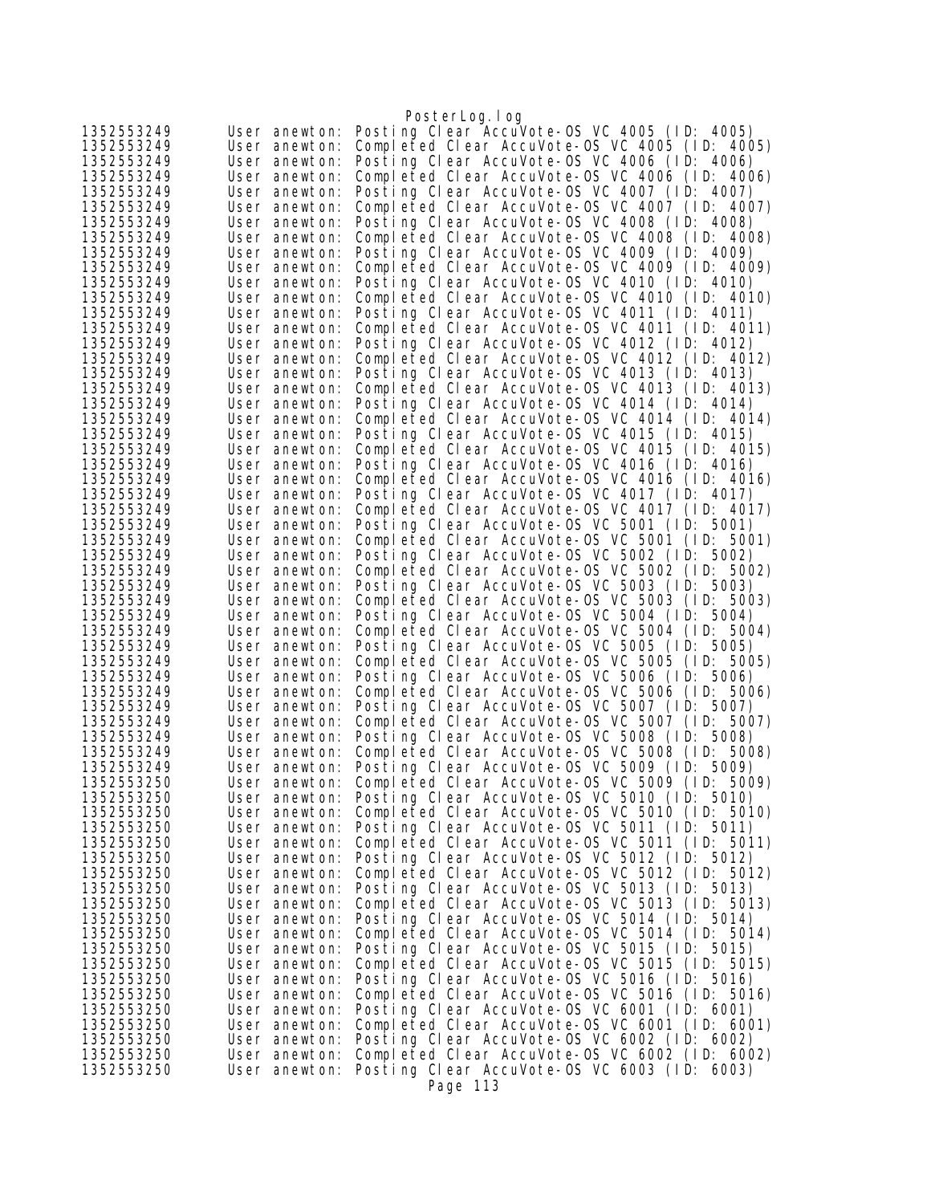```
1352553249      User anewton: Posting Clear AccuVote-OS VC 4005 (ID: 4005)
1352553249      User anewton: Completed Clear AccuVote-OS VC 4005 (ID: 4005)
1352553249      User anewton: Posting Clear AccuVote-OS VC 4006 (ID: 4006)
1352553249      User anewton: Completed Clear AccuVote-OS VC 4006 (ID: 4006)
1352553249      User anewton: Posting Clear AccuVote-OS VC 4007 (ID: 4007)
1352553249      User anewton: Completed Clear AccuVote-OS VC 4007 (ID: 4007)
1352553249      User anewton: Posting Clear AccuVote-OS VC 4008 (ID: 4008)
1352553249      User anewton: Completed Clear AccuVote-OS VC 4008 (ID: 4008)
1352553249      User anewton: Posting Clear AccuVote-OS VC 4009 (ID: 4009)
1352553249      User anewton: Completed Clear AccuVote-OS VC 4009 (ID: 4009)
1352553249      User anewton: Posting Clear AccuVote-OS VC 4010 (ID: 4010)
1352553249      User anewton: Completed Clear AccuVote-OS VC 4010 (ID: 4010)
1352553249      User anewton: Posting Clear AccuVote-OS VC 4011 (ID: 4011)
1352553249      User anewton: Completed Clear AccuVote-OS VC 4011 (ID: 4011)
1352553249      User anewton: Posting Clear AccuVote-OS VC 4012 (ID: 4012)
1352553249      User anewton: Completed Clear AccuVote-OS VC 4012 (ID: 4012)
1352553249      User anewton: Posting Clear AccuVote-OS VC 4013 (ID: 4013)
1352553249      User anewton: Completed Clear AccuVote-OS VC 4013 (ID: 4013)
1352553249      User anewton: Posting Clear AccuVote-OS VC 4014 (ID: 4014)
1352553249      User anewton: Completed Clear AccuVote-OS VC 4014 (ID: 4014)
1352553249      User anewton: Posting Clear AccuVote-OS VC 4015 (ID: 4015)
1352553249      User anewton: Completed Clear AccuVote-OS VC 4015 (ID: 4015)
1352553249      User anewton: Posting Clear AccuVote-OS VC 4016 (ID: 4016)
1352553249      User anewton: Completed Clear AccuVote-OS VC 4016 (ID: 4016)
1352553249      User anewton: Posting Clear AccuVote-OS VC 4017 (ID: 4017)
1352553249      User anewton: Completed Clear AccuVote-OS VC 4017 (ID: 4017)
1352553249      User anewton: Posting Clear AccuVote-OS VC 5001 (ID: 5001)
1352553249      User anewton: Completed Clear AccuVote-OS VC 5001 (ID: 5001)
1352553249      User anewton: Posting Clear AccuVote-OS VC 5002 (ID: 5002)
1352553249      User anewton: Completed Clear AccuVote-OS VC 5002 (ID: 5002)
1352553249      User anewton: Posting Clear AccuVote-OS VC 5003 (ID: 5003)
1352553249      User anewton: Completed Clear AccuVote-OS VC 5003 (ID: 5003)
1352553249      User anewton: Posting Clear AccuVote-OS VC 5004 (ID: 5004)
1352553249      User anewton: Completed Clear AccuVote-OS VC 5004 (ID: 5004)
1352553249      User anewton: Posting Clear AccuVote-OS VC 5005 (ID: 5005)
1352553249      User anewton: Completed Clear AccuVote-OS VC 5005 (ID: 5005)
1352553249      User anewton: Posting Clear AccuVote-OS VC 5006 (ID: 5006)
1352553249      User anewton: Completed Clear AccuVote-OS VC 5006 (ID: 5006)
1352553249      User anewton: Posting Clear AccuVote-OS VC 5007 (ID: 5007)
1352553249      User anewton: Completed Clear AccuVote-OS VC 5007 (ID: 5007)
1352553249      User anewton: Posting Clear AccuVote-OS VC 5008 (ID: 5008)
1352553249      User anewton: Completed Clear AccuVote-OS VC 5008 (ID: 5008)
1352553249      User anewton: Posting Clear AccuVote-OS VC 5009 (ID: 5009)
1352553250      User anewton: Completed Clear AccuVote-OS VC 5009 (ID: 5009)
1352553250      User anewton: Posting Clear AccuVote-OS VC 5010 (ID: 5010)
1352553250      User anewton: Completed Clear AccuVote-OS VC 5010 (ID: 5010)
1352553250      User anewton: Posting Clear AccuVote-OS VC 5011 (ID: 5011)
1352553250      User anewton: Completed Clear AccuVote-OS VC 5011 (ID: 5011)
1352553250      User anewton: Posting Clear AccuVote-OS VC 5012 (ID: 5012)
1352553250      User anewton: Completed Clear AccuVote-OS VC 5012 (ID: 5012)
1352553250      User anewton: Posting Clear AccuVote-OS VC 5013 (ID: 5013)
1352553250      User anewton: Completed Clear AccuVote-OS VC 5013 (ID: 5013)
1352553250      User anewton: Posting Clear AccuVote-OS VC 5014 (ID: 5014)
1352553250      User anewton: Completed Clear AccuVote-OS VC 5014 (ID: 5014)
1352553250      User anewton: Posting Clear AccuVote-OS VC 5015 (ID: 5015)
1352553250      User anewton: Completed Clear AccuVote-OS VC 5015 (ID: 5015)
1352553250      User anewton: Posting Clear AccuVote-OS VC 5016 (ID: 5016)
1352553250      User anewton: Completed Clear AccuVote-OS VC 5016 (ID: 5016)
1352553250      User anewton: Posting Clear AccuVote-OS VC 6001 (ID: 6001)
1352553250      User anewton: Completed Clear AccuVote-OS VC 6001 (ID: 6001)
1352553250      User anewton: Posting Clear AccuVote-OS VC 6002 (ID: 6002)
1352553250      User anewton: Completed Clear AccuVote-OS VC 6002 (ID: 6002)
1352553250      User anewton: Posting Clear AccuVote-OS VC 6003 (ID: 6003)
```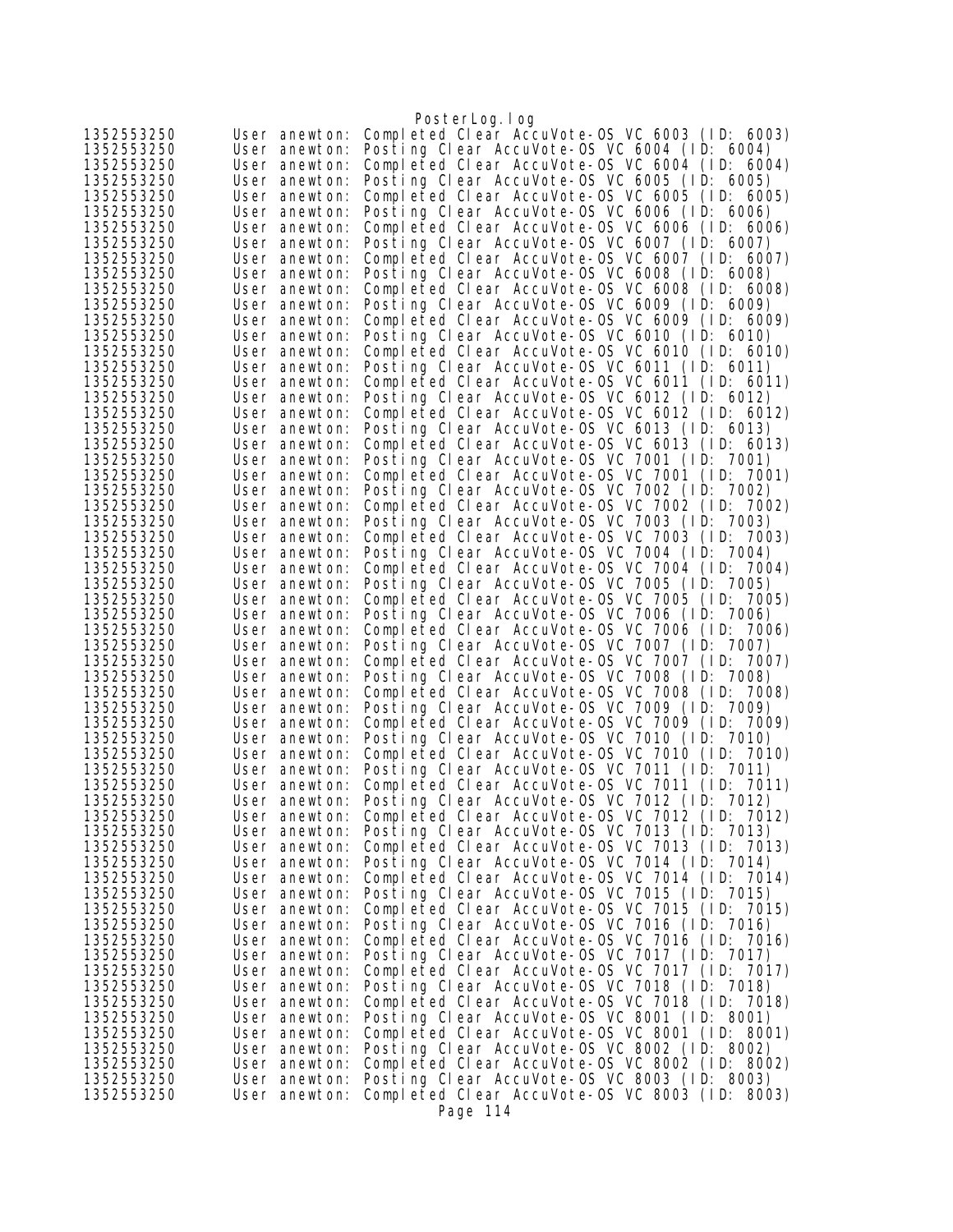```
1352553250      User anewton: Completed Clear AccuVote-OS VC 6003 (ID: 6003)
1352553250      User anewton: Posting Clear AccuVote-OS VC 6004 (ID: 6004)
1352553250      User anewton: Completed Clear AccuVote-OS VC 6004 (ID: 6004)
1352553250      User anewton: Posting Clear AccuVote-OS VC 6005 (ID: 6005)
1352553250      User anewton: Completed Clear AccuVote-OS VC 6005 (ID: 6005)
1352553250      User anewton: Posting Clear AccuVote-OS VC 6006 (ID: 6006)
1352553250      User anewton: Completed Clear AccuVote-OS VC 6006 (ID: 6006)
1352553250      User anewton: Posting Clear AccuVote-OS VC 6007 (ID: 6007)
1352553250      User anewton: Completed Clear AccuVote-OS VC 6007 (ID: 6007)
1352553250      User anewton: Posting Clear AccuVote-OS VC 6008 (ID: 6008)
1352553250      User anewton: Completed Clear AccuVote-OS VC 6008 (ID: 6008)
1352553250      User anewton: Posting Clear AccuVote-OS VC 6009 (ID: 6009)
1352553250      User anewton: Completed Clear AccuVote-OS VC 6009 (ID: 6009)
1352553250      User anewton: Posting Clear AccuVote-OS VC 6010 (ID: 6010)
1352553250      User anewton: Completed Clear AccuVote-OS VC 6010 (ID: 6010)
1352553250      User anewton: Posting Clear AccuVote-OS VC 6011 (ID: 6011)
1352553250      User anewton: Completed Clear AccuVote-OS VC 6011 (ID: 6011)
1352553250      User anewton: Posting Clear AccuVote-OS VC 6012 (ID: 6012)
1352553250      User anewton: Completed Clear AccuVote-OS VC 6012 (ID: 6012)
1352553250      User anewton: Posting Clear AccuVote-OS VC 6013 (ID: 6013)
1352553250      User anewton: Completed Clear AccuVote-OS VC 6013 (ID: 6013)
1352553250      User anewton: Posting Clear AccuVote-OS VC 7001 (ID: 7001)
1352553250      User anewton: Completed Clear AccuVote-OS VC 7001 (ID: 7001)
1352553250      User anewton: Posting Clear AccuVote-OS VC 7002 (ID: 7002)
1352553250      User anewton: Completed Clear AccuVote-OS VC 7002 (ID: 7002)
1352553250      User anewton: Posting Clear AccuVote-OS VC 7003 (ID: 7003)
1352553250      User anewton: Completed Clear AccuVote-OS VC 7003 (ID: 7003)
1352553250      User anewton: Posting Clear AccuVote-OS VC 7004 (ID: 7004)
1352553250      User anewton: Completed Clear AccuVote-OS VC 7004 (ID: 7004)
1352553250      User anewton: Posting Clear AccuVote-OS VC 7005 (ID: 7005)
1352553250      User anewton: Completed Clear AccuVote-OS VC 7005 (ID: 7005)
1352553250      User anewton: Posting Clear AccuVote-OS VC 7006 (ID: 7006)
1352553250      User anewton: Completed Clear AccuVote-OS VC 7006 (ID: 7006)
1352553250      User anewton: Posting Clear AccuVote-OS VC 7007 (ID: 7007)
1352553250      User anewton: Completed Clear AccuVote-OS VC 7007 (ID: 7007)
1352553250      User anewton: Posting Clear AccuVote-OS VC 7008 (ID: 7008)
1352553250      User anewton: Completed Clear AccuVote-OS VC 7008 (ID: 7008)
1352553250      User anewton: Posting Clear AccuVote-OS VC 7009 (ID: 7009)
1352553250      User anewton: Completed Clear AccuVote-OS VC 7009 (ID: 7009)
1352553250      User anewton: Posting Clear AccuVote-OS VC 7010 (ID: 7010)
1352553250      User anewton: Completed Clear AccuVote-OS VC 7010 (ID: 7010)
1352553250      User anewton: Posting Clear AccuVote-OS VC 7011 (ID: 7011)
1352553250      User anewton: Completed Clear AccuVote-OS VC 7011 (ID: 7011)
1352553250      User anewton: Posting Clear AccuVote-OS VC 7012 (ID: 7012)
1352553250      User anewton: Completed Clear AccuVote-OS VC 7012 (ID: 7012)
1352553250      User anewton: Posting Clear AccuVote-OS VC 7013 (ID: 7013)
1352553250      User anewton: Completed Clear AccuVote-OS VC 7013 (ID: 7013)
1352553250      User anewton: Posting Clear AccuVote-OS VC 7014 (ID: 7014)
1352553250      User anewton: Completed Clear AccuVote-OS VC 7014 (ID: 7014)
1352553250      User anewton: Posting Clear AccuVote-OS VC 7015 (ID: 7015)
1352553250      User anewton: Completed Clear AccuVote-OS VC 7015 (ID: 7015)
1352553250      User anewton: Posting Clear AccuVote-OS VC 7016 (ID: 7016)
1352553250      User anewton: Completed Clear AccuVote-OS VC 7016 (ID: 7016)
1352553250      User anewton: Posting Clear AccuVote-OS VC 7017 (ID: 7017)
1352553250      User anewton: Completed Clear AccuVote-OS VC 7017 (ID: 7017)
1352553250      User anewton: Posting Clear AccuVote-OS VC 7018 (ID: 7018)
1352553250      User anewton: Completed Clear AccuVote-OS VC 7018 (ID: 7018)
1352553250      User anewton: Posting Clear AccuVote-OS VC 8001 (ID: 8001)
1352553250      User anewton: Completed Clear AccuVote-OS VC 8001 (ID: 8001)
1352553250      User anewton: Posting Clear AccuVote-OS VC 8002 (ID: 8002)
1352553250      User anewton: Completed Clear AccuVote-OS VC 8002 (ID: 8002)
1352553250      User anewton: Posting Clear AccuVote-OS VC 8003 (ID: 8003)
1352553250      User anewton: Completed Clear AccuVote-OS VC 8003 (ID: 8003)
```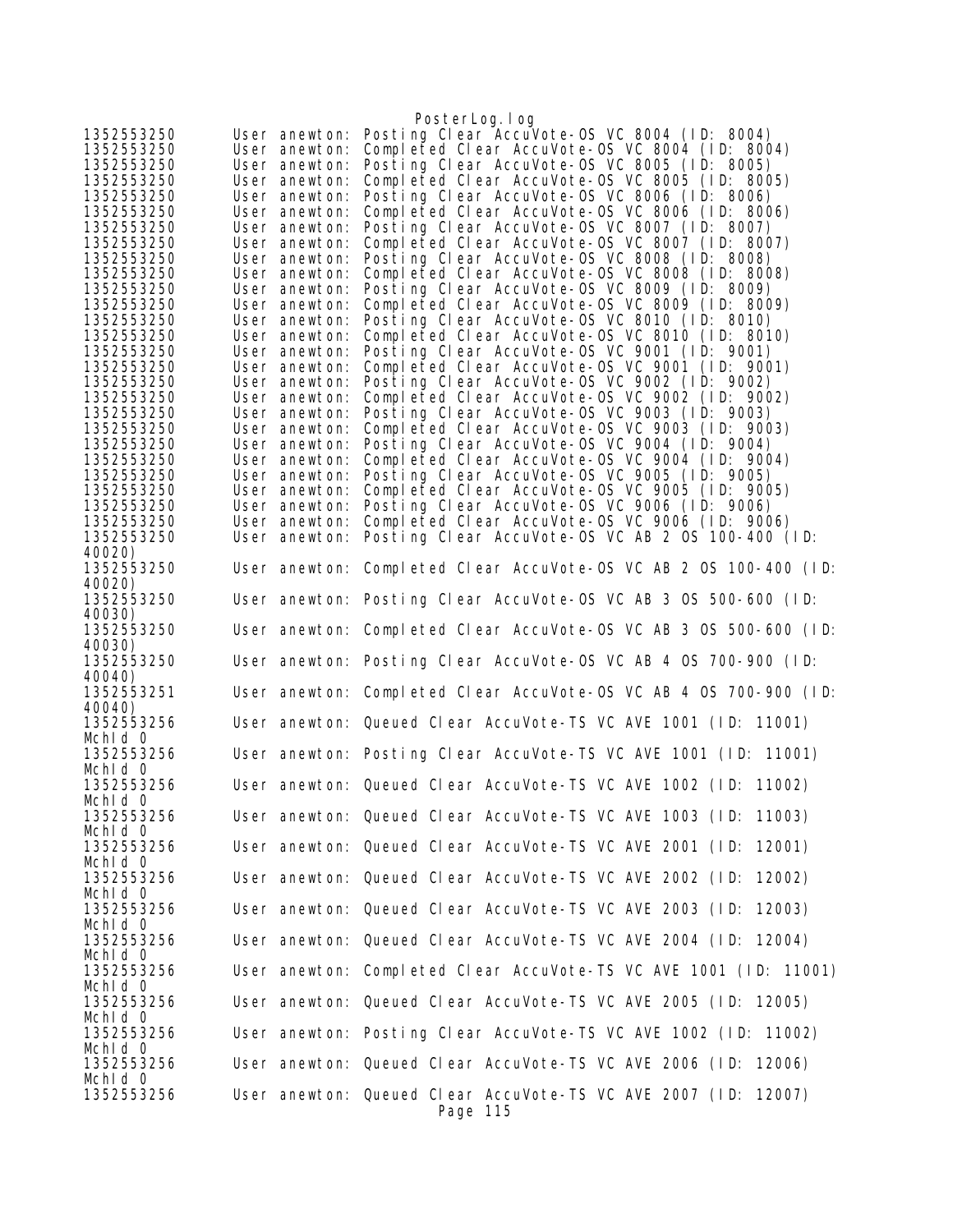```
1352553250      User anewton: Posting Clear AccuVote-OS VC 8004 (ID: 8004)
1352553250      User anewton: Completed Clear AccuVote-OS VC 8004 (ID: 8004)
1352553250      User anewton: Posting Clear AccuVote-OS VC 8005 (ID: 8005)
1352553250      User anewton: Completed Clear AccuVote-OS VC 8005 (ID: 8005)
1352553250      User anewton: Posting Clear AccuVote-OS VC 8006 (ID: 8006)
1352553250      User anewton: Completed Clear AccuVote-OS VC 8006 (ID: 8006)
1352553250      User anewton: Posting Clear AccuVote-OS VC 8007 (ID: 8007)
1352553250      User anewton: Completed Clear AccuVote-OS VC 8007 (ID: 8007)
1352553250      User anewton: Posting Clear AccuVote-OS VC 8008 (ID: 8008)
1352553250      User anewton: Completed Clear AccuVote-OS VC 8008 (ID: 8008)
1352553250      User anewton: Posting Clear AccuVote-OS VC 8009 (ID: 8009)
1352553250      User anewton: Completed Clear AccuVote-OS VC 8009 (ID: 8009)
1352553250      User anewton: Posting Clear AccuVote-OS VC 8010 (ID: 8010)
1352553250      User anewton: Completed Clear AccuVote-OS VC 8010 (ID: 8010)
1352553250      User anewton: Posting Clear AccuVote-OS VC 9001 (ID: 9001)
1352553250      User anewton: Completed Clear AccuVote-OS VC 9001 (ID: 9001)
1352553250      User anewton: Posting Clear AccuVote-OS VC 9002 (ID: 9002)
1352553250      User anewton: Completed Clear AccuVote-OS VC 9002 (ID: 9002)
1352553250      User anewton: Posting Clear AccuVote-OS VC 9003 (ID: 9003)
1352553250      User anewton: Completed Clear AccuVote-OS VC 9003 (ID: 9003)
1352553250      User anewton: Posting Clear AccuVote-OS VC 9004 (ID: 9004)
1352553250      User anewton: Completed Clear AccuVote-OS VC 9004 (ID: 9004)
1352553250      User anewton: Posting Clear AccuVote-OS VC 9005 (ID: 9005)
1352553250      User anewton: Completed Clear AccuVote-OS VC 9005 (ID: 9005)
1352553250      User anewton: Posting Clear AccuVote-OS VC 9006 (ID: 9006)
1352553250      User anewton: Completed Clear AccuVote-OS VC 9006 (ID: 9006)
1352553250      User anewton: Posting Clear AccuVote-OS VC AB 2 OS 100-400 (ID: 
40020)
1352553250      User anewton: Completed Clear AccuVote-OS VC AB 2 OS 100-400 (ID: 
40020)
1352553250      User anewton: Posting Clear AccuVote-OS VC AB 3 OS 500-600 (ID: 
40030)
1352553250      User anewton: Completed Clear AccuVote-OS VC AB 3 OS 500-600 (ID: 
40030)
1352553250      User anewton: Posting Clear AccuVote-OS VC AB 4 OS 700-900 (ID: 
40040)
1352553251      User anewton: Completed Clear AccuVote-OS VC AB 4 OS 700-900 (ID: 
40040)
1352553256      User anewton: Queued Clear AccuVote-TS VC AVE 1001 (ID: 11001) 
MchId 0
1352553256      User anewton: Posting Clear AccuVote-TS VC AVE 1001 (ID: 11001) 
MchId 0
1352553256      User anewton: Queued Clear AccuVote-TS VC AVE 1002 (ID: 11002) 
MchId 0
1352553256      User anewton: Queued Clear AccuVote-TS VC AVE 1003 (ID: 11003) 
MchId 0
1352553256      User anewton: Queued Clear AccuVote-TS VC AVE 2001 (ID: 12001) 
MchId 0
1352553256      User anewton: Queued Clear AccuVote-TS VC AVE 2002 (ID: 12002) 
MchId 0
1352553256      User anewton: Queued Clear AccuVote-TS VC AVE 2003 (ID: 12003) 
MchId 0
1352553256      User anewton: Queued Clear AccuVote-TS VC AVE 2004 (ID: 12004) 
MchId 0
1352553256      User anewton: Completed Clear AccuVote-TS VC AVE 1001 (ID: 11001) 
MchId 0
1352553256      User anewton: Queued Clear AccuVote-TS VC AVE 2005 (ID: 12005) 
MchId 0
1352553256      User anewton: Posting Clear AccuVote-TS VC AVE 1002 (ID: 11002) 
MchId 0
1352553256      User anewton: Queued Clear AccuVote-TS VC AVE 2006 (ID: 12006) 
MchId 0
1352553256      User anewton: Queued Clear AccuVote-TS VC AVE 2007 (ID: 12007)
```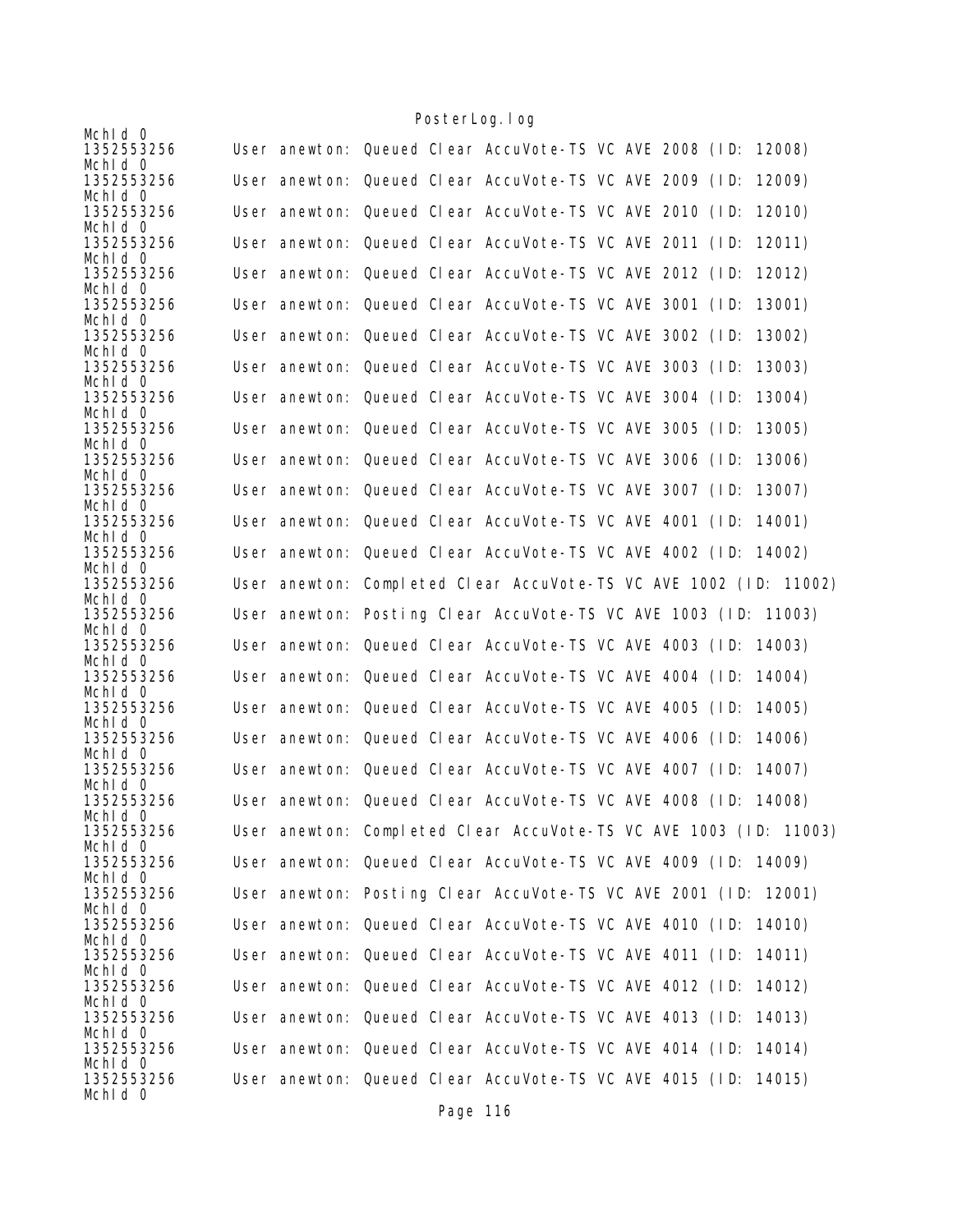```
MchId 0
1352553256      User anewton: Queued Clear AccuVote-TS VC AVE 2008 (ID: 12008)
MchId 0
1352553256      User anewton: Queued Clear AccuVote-TS VC AVE 2009 (ID: 12009)
MchId 0
1352553256      User anewton: Queued Clear AccuVote-TS VC AVE 2010 (ID: 12010)
MchId 0
1352553256      User anewton: Queued Clear AccuVote-TS VC AVE 2011 (ID: 12011)
MchId 0
1352553256      User anewton: Queued Clear AccuVote-TS VC AVE 2012 (ID: 12012)
MchId 0
1352553256      User anewton: Queued Clear AccuVote-TS VC AVE 3001 (ID: 13001)
MchId 0
1352553256      User anewton: Queued Clear AccuVote-TS VC AVE 3002 (ID: 13002)
MchId 0
1352553256      User anewton: Queued Clear AccuVote-TS VC AVE 3003 (ID: 13003)
MchId 0
1352553256      User anewton: Queued Clear AccuVote-TS VC AVE 3004 (ID: 13004)
MchId 0
1352553256      User anewton: Queued Clear AccuVote-TS VC AVE 3005 (ID: 13005)
MchId 0
1352553256      User anewton: Queued Clear AccuVote-TS VC AVE 3006 (ID: 13006)
MchId 0
1352553256      User anewton: Queued Clear AccuVote-TS VC AVE 3007 (ID: 13007)
MchId 0
1352553256      User anewton: Queued Clear AccuVote-TS VC AVE 4001 (ID: 14001)
MchId 0
1352553256      User anewton: Queued Clear AccuVote-TS VC AVE 4002 (ID: 14002)
MchId 0
1352553256      User anewton: Completed Clear AccuVote-TS VC AVE 1002 (ID: 11002)
MchId 0
1352553256      User anewton: Posting Clear AccuVote-TS VC AVE 1003 (ID: 11003)
MchId 0
1352553256      User anewton: Queued Clear AccuVote-TS VC AVE 4003 (ID: 14003)
MchId 0
1352553256      User anewton: Queued Clear AccuVote-TS VC AVE 4004 (ID: 14004)
MchId 0
1352553256      User anewton: Queued Clear AccuVote-TS VC AVE 4005 (ID: 14005)
MchId 0
1352553256      User anewton: Queued Clear AccuVote-TS VC AVE 4006 (ID: 14006)
MchId 0
1352553256      User anewton: Queued Clear AccuVote-TS VC AVE 4007 (ID: 14007)
MchId 0
1352553256      User anewton: Queued Clear AccuVote-TS VC AVE 4008 (ID: 14008)
MchId 0
1352553256      User anewton: Completed Clear AccuVote-TS VC AVE 1003 (ID: 11003)
MchId 0
1352553256      User anewton: Queued Clear AccuVote-TS VC AVE 4009 (ID: 14009)
MchId 0
1352553256      User anewton: Posting Clear AccuVote-TS VC AVE 2001 (ID: 12001)
MchId 0
1352553256      User anewton: Queued Clear AccuVote-TS VC AVE 4010 (ID: 14010)
MchId 0
1352553256      User anewton: Queued Clear AccuVote-TS VC AVE 4011 (ID: 14011)
MchId 0
1352553256      User anewton: Queued Clear AccuVote-TS VC AVE 4012 (ID: 14012)
MchId 0
1352553256      User anewton: Queued Clear AccuVote-TS VC AVE 4013 (ID: 14013)
MchId 0
1352553256      User anewton: Queued Clear AccuVote-TS VC AVE 4014 (ID: 14014)
MchId 0
1352553256      User anewton: Queued Clear AccuVote-TS VC AVE 4015 (ID: 14015)
MchId 0
```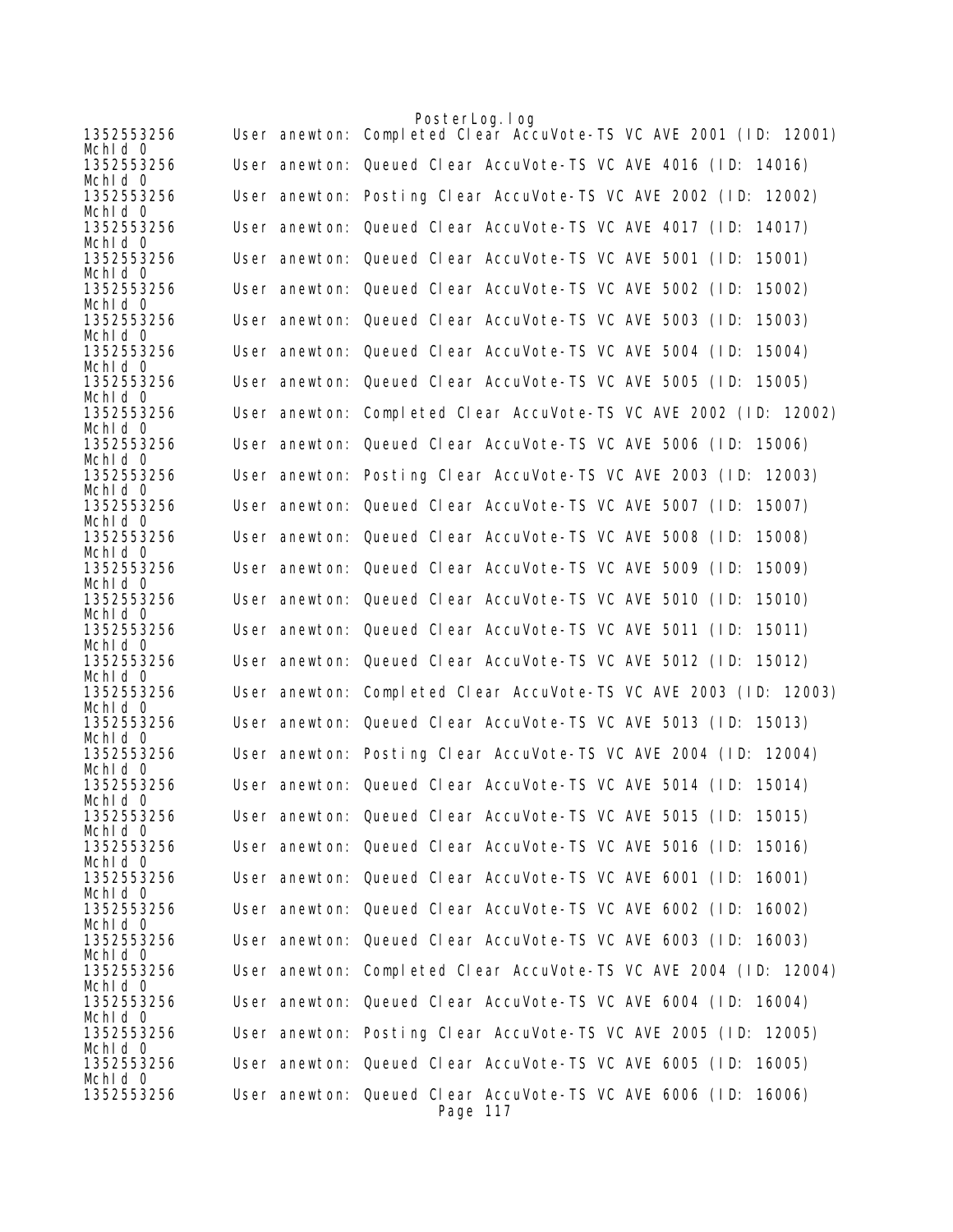```
1352553256      User anewton: Completed Clear AccuVote-TS VC AVE 2001 (ID: 12001)
McHId 0
1352553256      User anewton: Queued Clear AccuVote-TS VC AVE 4016 (ID: 14016)
McHId 0
1352553256      User anewton: Posting Clear AccuVote-TS VC AVE 2002 (ID: 12002)
McHId 0
1352553256      User anewton: Queued Clear AccuVote-TS VC AVE 4017 (ID: 14017)
McHId 0
1352553256      User anewton: Queued Clear AccuVote-TS VC AVE 5001 (ID: 15001)
McHId 0
1352553256      User anewton: Queued Clear AccuVote-TS VC AVE 5002 (ID: 15002)
McHId 0
1352553256      User anewton: Queued Clear AccuVote-TS VC AVE 5003 (ID: 15003)
McHId 0
1352553256      User anewton: Queued Clear AccuVote-TS VC AVE 5004 (ID: 15004)
McHId 0
1352553256      User anewton: Queued Clear AccuVote-TS VC AVE 5005 (ID: 15005)
McHId 0
1352553256      User anewton: Completed Clear AccuVote-TS VC AVE 2002 (ID: 12002)
McHId 0
1352553256      User anewton: Queued Clear AccuVote-TS VC AVE 5006 (ID: 15006)
McHId 0
1352553256      User anewton: Posting Clear AccuVote-TS VC AVE 2003 (ID: 12003)
McHId 0
1352553256      User anewton: Queued Clear AccuVote-TS VC AVE 5007 (ID: 15007)
McHId 0
1352553256      User anewton: Queued Clear AccuVote-TS VC AVE 5008 (ID: 15008)
McHId 0
1352553256      User anewton: Queued Clear AccuVote-TS VC AVE 5009 (ID: 15009)
McHId 0
1352553256      User anewton: Queued Clear AccuVote-TS VC AVE 5010 (ID: 15010)
McHId 0
1352553256      User anewton: Queued Clear AccuVote-TS VC AVE 5011 (ID: 15011)
McHId 0
1352553256      User anewton: Queued Clear AccuVote-TS VC AVE 5012 (ID: 15012)
McHId 0
1352553256      User anewton: Completed Clear AccuVote-TS VC AVE 2003 (ID: 12003)
McHId 0
1352553256      User anewton: Queued Clear AccuVote-TS VC AVE 5013 (ID: 15013)
McHId 0
1352553256      User anewton: Posting Clear AccuVote-TS VC AVE 2004 (ID: 12004)
McHId 0
1352553256      User anewton: Queued Clear AccuVote-TS VC AVE 5014 (ID: 15014)
McHId 0
1352553256      User anewton: Queued Clear AccuVote-TS VC AVE 5015 (ID: 15015)
McHId 0
1352553256      User anewton: Queued Clear AccuVote-TS VC AVE 5016 (ID: 15016)
McHId 0
1352553256      User anewton: Queued Clear AccuVote-TS VC AVE 6001 (ID: 16001)
McHId 0
1352553256      User anewton: Queued Clear AccuVote-TS VC AVE 6002 (ID: 16002)
McHId 0
1352553256      User anewton: Queued Clear AccuVote-TS VC AVE 6003 (ID: 16003)
McHId 0
1352553256      User anewton: Completed Clear AccuVote-TS VC AVE 2004 (ID: 12004)
McHId 0
1352553256      User anewton: Queued Clear AccuVote-TS VC AVE 6004 (ID: 16004)
McHId 0
1352553256      User anewton: Posting Clear AccuVote-TS VC AVE 2005 (ID: 12005)
McHId 0
1352553256      User anewton: Queued Clear AccuVote-TS VC AVE 6005 (ID: 16005)
McHId 0
1352553256      User anewton: Queued Clear AccuVote-TS VC AVE 6006 (ID: 16006)
```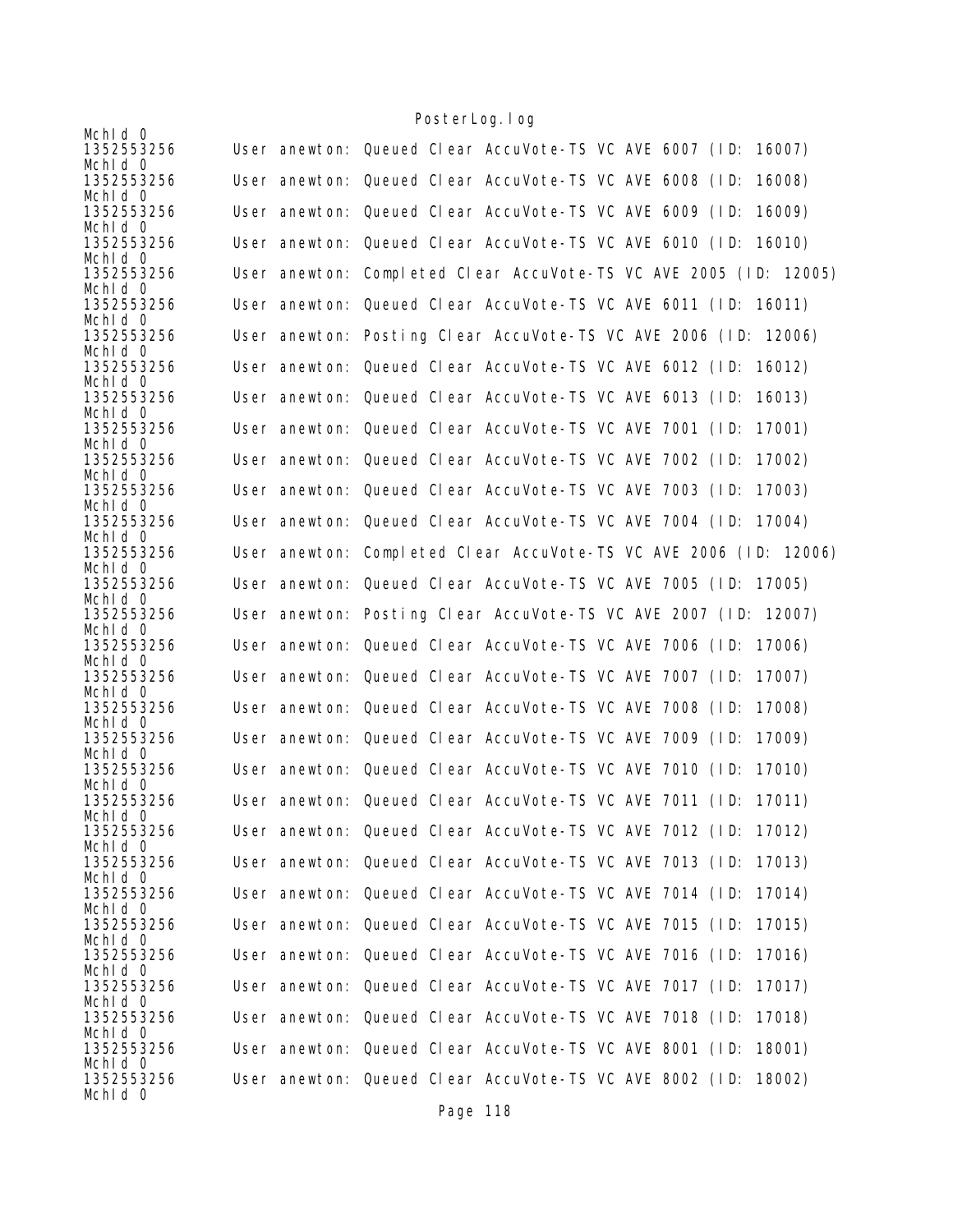```
McHId 0
1352553256      User anewton: Queued Clear AccuVote-TS VC AVE 6007 (ID: 16007)
McHId 0
1352553256      User anewton: Queued Clear AccuVote-TS VC AVE 6008 (ID: 16008)
McHId 0
1352553256      User anewton: Queued Clear AccuVote-TS VC AVE 6009 (ID: 16009)
McHId 0
1352553256      User anewton: Queued Clear AccuVote-TS VC AVE 6010 (ID: 16010)
McHId 0
1352553256      User anewton: Completed Clear AccuVote-TS VC AVE 2005 (ID: 12005)
McHId 0
1352553256      User anewton: Queued Clear AccuVote-TS VC AVE 6011 (ID: 16011)
McHId 0
1352553256      User anewton: Posting Clear AccuVote-TS VC AVE 2006 (ID: 12006)
McHId 0
1352553256      User anewton: Queued Clear AccuVote-TS VC AVE 6012 (ID: 16012)
McHId 0
1352553256      User anewton: Queued Clear AccuVote-TS VC AVE 6013 (ID: 16013)
McHId 0
1352553256      User anewton: Queued Clear AccuVote-TS VC AVE 7001 (ID: 17001)
McHId 0
1352553256      User anewton: Queued Clear AccuVote-TS VC AVE 7002 (ID: 17002)
McHId 0
1352553256      User anewton: Queued Clear AccuVote-TS VC AVE 7003 (ID: 17003)
McHId 0
1352553256      User anewton: Queued Clear AccuVote-TS VC AVE 7004 (ID: 17004)
McHId 0
1352553256      User anewton: Completed Clear AccuVote-TS VC AVE 2006 (ID: 12006)
McHId 0
1352553256      User anewton: Queued Clear AccuVote-TS VC AVE 7005 (ID: 17005)
McHId 0
1352553256      User anewton: Posting Clear AccuVote-TS VC AVE 2007 (ID: 12007)
McHId 0
1352553256      User anewton: Queued Clear AccuVote-TS VC AVE 7006 (ID: 17006)
McHId 0
1352553256      User anewton: Queued Clear AccuVote-TS VC AVE 7007 (ID: 17007)
McHId 0
1352553256      User anewton: Queued Clear AccuVote-TS VC AVE 7008 (ID: 17008)
McHId 0
1352553256      User anewton: Queued Clear AccuVote-TS VC AVE 7009 (ID: 17009)
McHId 0
1352553256      User anewton: Queued Clear AccuVote-TS VC AVE 7010 (ID: 17010)
McHId 0
1352553256      User anewton: Queued Clear AccuVote-TS VC AVE 7011 (ID: 17011)
McHId 0
1352553256      User anewton: Queued Clear AccuVote-TS VC AVE 7012 (ID: 17012)
McHId 0
1352553256      User anewton: Queued Clear AccuVote-TS VC AVE 7013 (ID: 17013)
McHId 0
1352553256      User anewton: Queued Clear AccuVote-TS VC AVE 7014 (ID: 17014)
McHId 0
1352553256      User anewton: Queued Clear AccuVote-TS VC AVE 7015 (ID: 17015)
McHId 0
1352553256      User anewton: Queued Clear AccuVote-TS VC AVE 7016 (ID: 17016)
McHId 0
1352553256      User anewton: Queued Clear AccuVote-TS VC AVE 7017 (ID: 17017)
McHId 0
1352553256      User anewton: Queued Clear AccuVote-TS VC AVE 7018 (ID: 17018)
McHId 0
1352553256      User anewton: Queued Clear AccuVote-TS VC AVE 8001 (ID: 18001)
McHId 0
1352553256      User anewton: Queued Clear AccuVote-TS VC AVE 8002 (ID: 18002)
McHId 0
```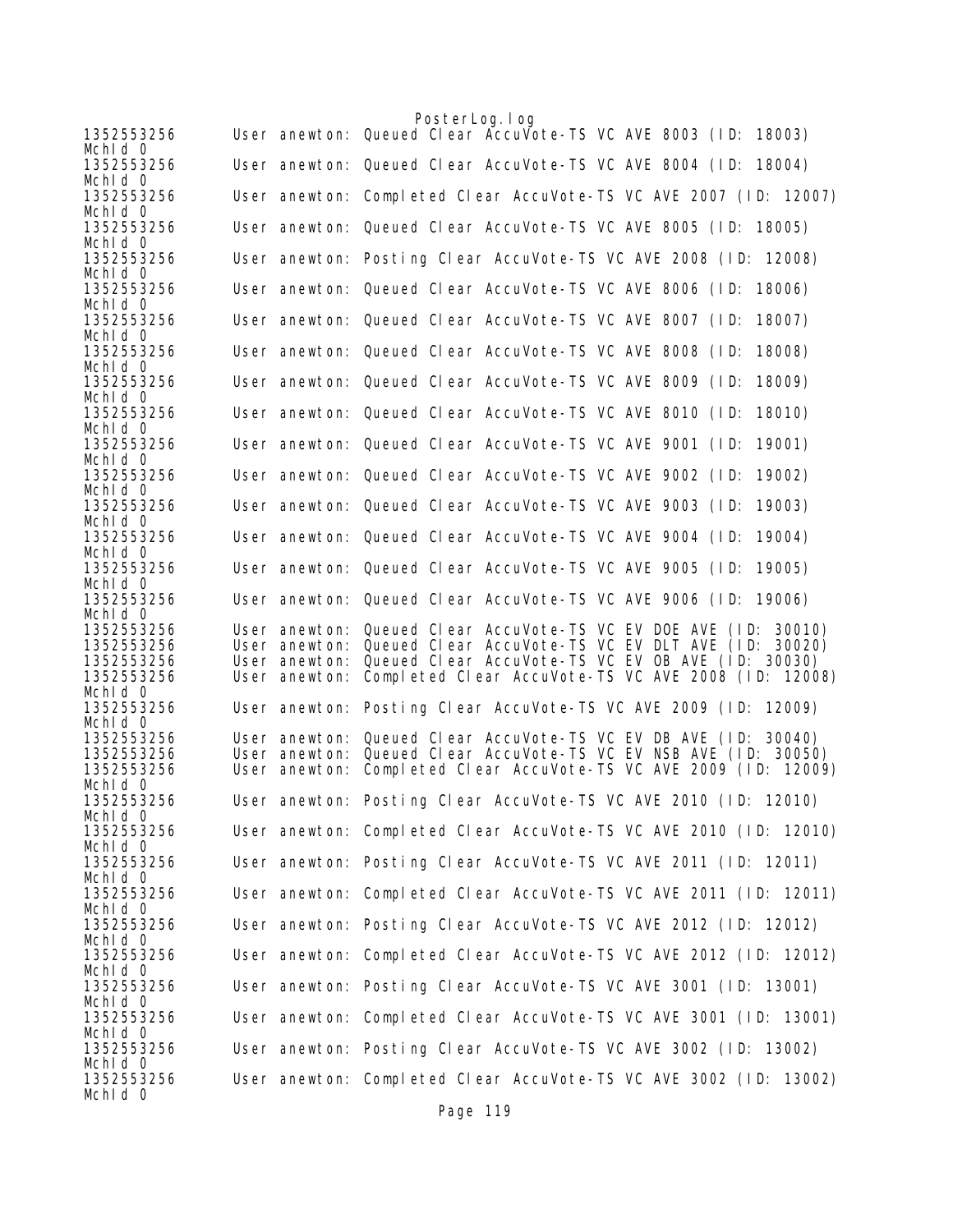```
1352553256      User anewton: Queued Clear AccuVote-TS VC AVE 8003 (ID: 18003)
MchId 0
1352553256      User anewton: Queued Clear AccuVote-TS VC AVE 8004 (ID: 18004)
MchId 0
1352553256      User anewton: Completed Clear AccuVote-TS VC AVE 2007 (ID: 12007)
MchId 0
1352553256      User anewton: Queued Clear AccuVote-TS VC AVE 8005 (ID: 18005)
MchId 0
1352553256      User anewton: Posting Clear AccuVote-TS VC AVE 2008 (ID: 12008)
MchId 0
1352553256      User anewton: Queued Clear AccuVote-TS VC AVE 8006 (ID: 18006)
MchId 0
1352553256      User anewton: Queued Clear AccuVote-TS VC AVE 8007 (ID: 18007)
MchId 0
1352553256      User anewton: Queued Clear AccuVote-TS VC AVE 8008 (ID: 18008)
MchId 0
1352553256      User anewton: Queued Clear AccuVote-TS VC AVE 8009 (ID: 18009)
MchId 0
1352553256      User anewton: Queued Clear AccuVote-TS VC AVE 8010 (ID: 18010)
MchId 0
1352553256      User anewton: Queued Clear AccuVote-TS VC AVE 9001 (ID: 19001)
MchId 0
1352553256      User anewton: Queued Clear AccuVote-TS VC AVE 9002 (ID: 19002)
MchId 0
1352553256      User anewton: Queued Clear AccuVote-TS VC AVE 9003 (ID: 19003)
MchId 0
1352553256      User anewton: Queued Clear AccuVote-TS VC AVE 9004 (ID: 19004)
MchId 0
1352553256      User anewton: Queued Clear AccuVote-TS VC AVE 9005 (ID: 19005)
MchId 0
1352553256      User anewton: Queued Clear AccuVote-TS VC AVE 9006 (ID: 19006)
MchId 0
1352553256      User anewton: Queued Clear AccuVote-TS VC EV DOE AVE (ID: 30010)
1352553256      User anewton: Queued Clear AccuVote-TS VC EV DLT AVE (ID: 30020)
1352553256      User anewton: Queued Clear AccuVote-TS VC EV OB AVE (ID: 30030)
1352553256      User anewton: Completed Clear AccuVote-TS VC AVE 2008 (ID: 12008)
MchId 0
1352553256      User anewton: Posting Clear AccuVote-TS VC AVE 2009 (ID: 12009)
MchId 0
1352553256      User anewton: Queued Clear AccuVote-TS VC EV DB AVE (ID: 30040)
1352553256      User anewton: Queued Clear AccuVote-TS VC EV NSB AVE (ID: 30050)
1352553256      User anewton: Completed Clear AccuVote-TS VC AVE 2009 (ID: 12009)
MchId 0
1352553256      User anewton: Posting Clear AccuVote-TS VC AVE 2010 (ID: 12010)
MchId 0
1352553256      User anewton: Completed Clear AccuVote-TS VC AVE 2010 (ID: 12010)
MchId 0
1352553256      User anewton: Posting Clear AccuVote-TS VC AVE 2011 (ID: 12011)
MchId 0
1352553256      User anewton: Completed Clear AccuVote-TS VC AVE 2011 (ID: 12011)
MchId 0
1352553256      User anewton: Posting Clear AccuVote-TS VC AVE 2012 (ID: 12012)
MchId 0
1352553256      User anewton: Completed Clear AccuVote-TS VC AVE 2012 (ID: 12012)
MchId 0
1352553256      User anewton: Posting Clear AccuVote-TS VC AVE 3001 (ID: 13001)
MchId 0
1352553256      User anewton: Completed Clear AccuVote-TS VC AVE 3001 (ID: 13001)
MchId 0
1352553256      User anewton: Posting Clear AccuVote-TS VC AVE 3002 (ID: 13002)
MchId 0
1352553256      User anewton: Completed Clear AccuVote-TS VC AVE 3002 (ID: 13002)
MchId 0
```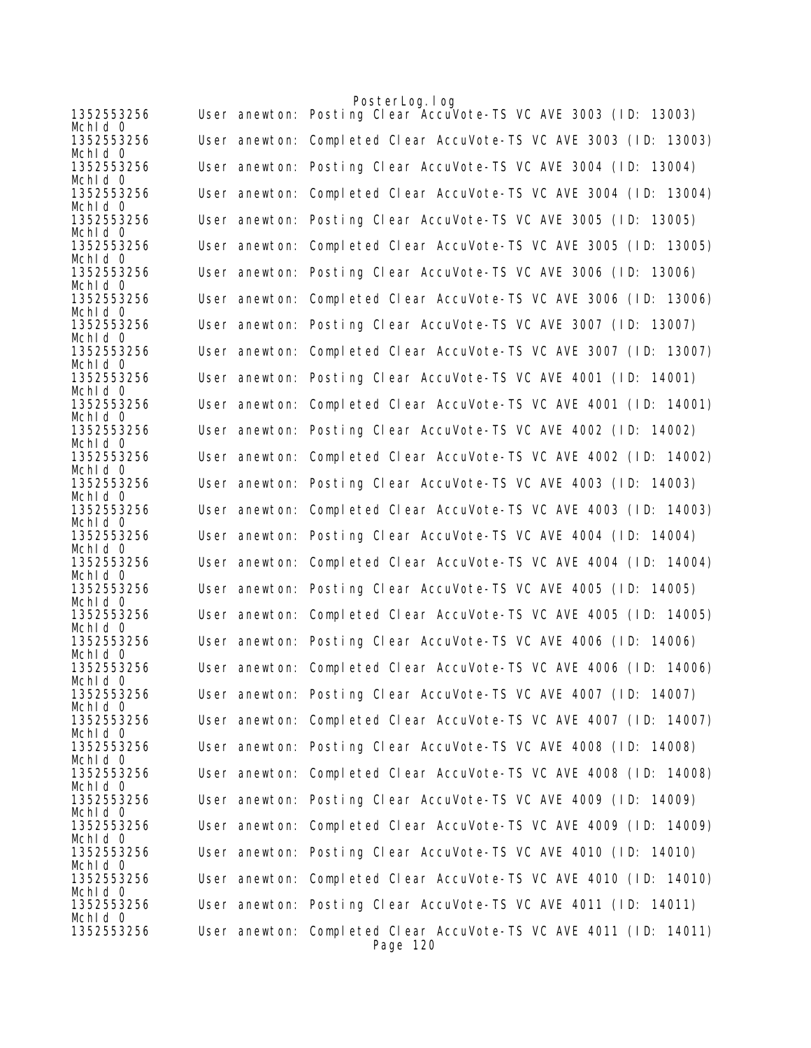```
1352553256      User anewton: Posting Clear AccuVote-TS VC AVE 3003 (ID: 13003)
McHId 0
1352553256      User anewton: Completed Clear AccuVote-TS VC AVE 3003 (ID: 13003)
McHId 0
1352553256      User anewton: Posting Clear AccuVote-TS VC AVE 3004 (ID: 13004)
McHId 0
1352553256      User anewton: Completed Clear AccuVote-TS VC AVE 3004 (ID: 13004)
McHId 0
1352553256      User anewton: Posting Clear AccuVote-TS VC AVE 3005 (ID: 13005)
McHId 0
1352553256      User anewton: Completed Clear AccuVote-TS VC AVE 3005 (ID: 13005)
McHId 0
1352553256      User anewton: Posting Clear AccuVote-TS VC AVE 3006 (ID: 13006)
McHId 0
1352553256      User anewton: Completed Clear AccuVote-TS VC AVE 3006 (ID: 13006)
McHId 0
1352553256      User anewton: Posting Clear AccuVote-TS VC AVE 3007 (ID: 13007)
McHId 0
1352553256      User anewton: Completed Clear AccuVote-TS VC AVE 3007 (ID: 13007)
McHId 0
1352553256      User anewton: Posting Clear AccuVote-TS VC AVE 4001 (ID: 14001)
McHId 0
1352553256      User anewton: Completed Clear AccuVote-TS VC AVE 4001 (ID: 14001)
McHId 0
1352553256      User anewton: Posting Clear AccuVote-TS VC AVE 4002 (ID: 14002)
McHId 0
1352553256      User anewton: Completed Clear AccuVote-TS VC AVE 4002 (ID: 14002)
McHId 0
1352553256      User anewton: Posting Clear AccuVote-TS VC AVE 4003 (ID: 14003)
McHId 0
1352553256      User anewton: Completed Clear AccuVote-TS VC AVE 4003 (ID: 14003)
McHId 0
1352553256      User anewton: Posting Clear AccuVote-TS VC AVE 4004 (ID: 14004)
McHId 0
1352553256      User anewton: Completed Clear AccuVote-TS VC AVE 4004 (ID: 14004)
McHId 0
1352553256      User anewton: Posting Clear AccuVote-TS VC AVE 4005 (ID: 14005)
McHId 0
1352553256      User anewton: Completed Clear AccuVote-TS VC AVE 4005 (ID: 14005)
McHId 0
1352553256      User anewton: Posting Clear AccuVote-TS VC AVE 4006 (ID: 14006)
McHId 0
1352553256      User anewton: Completed Clear AccuVote-TS VC AVE 4006 (ID: 14006)
McHId 0
1352553256      User anewton: Posting Clear AccuVote-TS VC AVE 4007 (ID: 14007)
McHId 0
1352553256      User anewton: Completed Clear AccuVote-TS VC AVE 4007 (ID: 14007)
McHId 0
1352553256      User anewton: Posting Clear AccuVote-TS VC AVE 4008 (ID: 14008)
McHId 0
1352553256      User anewton: Completed Clear AccuVote-TS VC AVE 4008 (ID: 14008)
McHId 0
1352553256      User anewton: Posting Clear AccuVote-TS VC AVE 4009 (ID: 14009)
McHId 0
1352553256      User anewton: Completed Clear AccuVote-TS VC AVE 4009 (ID: 14009)
McHId 0
1352553256      User anewton: Posting Clear AccuVote-TS VC AVE 4010 (ID: 14010)
McHId 0
1352553256      User anewton: Completed Clear AccuVote-TS VC AVE 4010 (ID: 14010)
McHId 0
1352553256      User anewton: Posting Clear AccuVote-TS VC AVE 4011 (ID: 14011)
McHId 0
1352553256      User anewton: Completed Clear AccuVote-TS VC AVE 4011 (ID: 14011)
```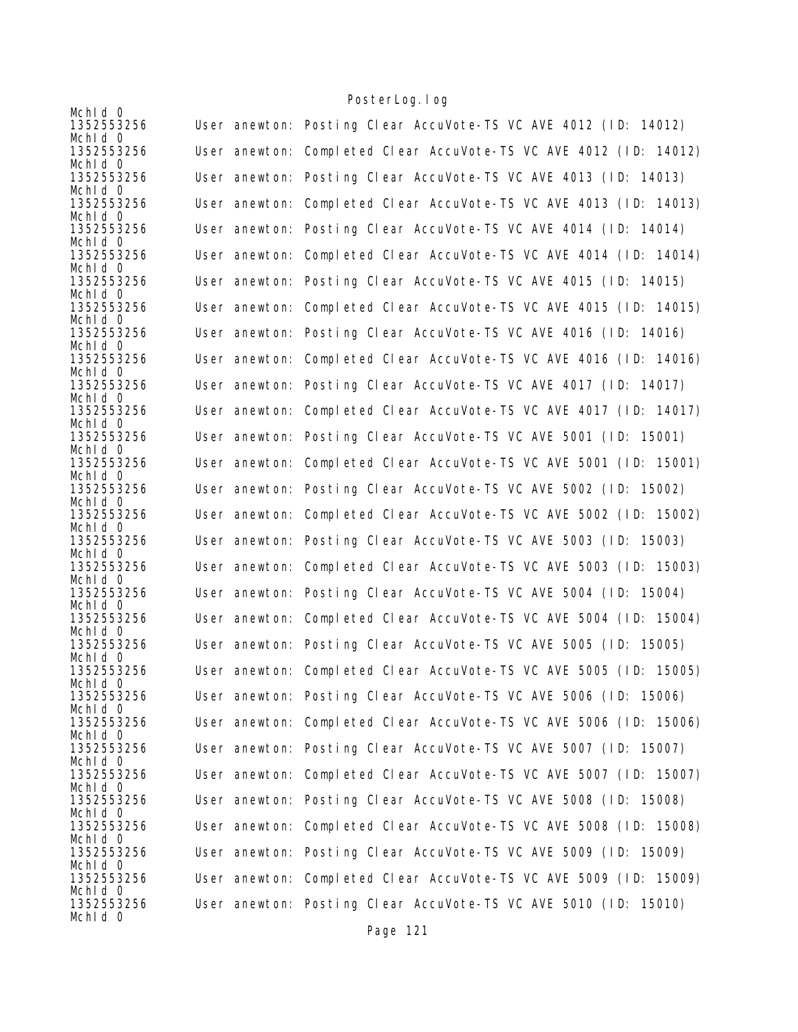```
McId 0
1352553256      User anewton: Posting Clear AccuVote-TS VC AVE 4012 (ID: 14012)
McId 0
1352553256      User anewton: Completed Clear AccuVote-TS VC AVE 4012 (ID: 14012)
McId 0
1352553256      User anewton: Posting Clear AccuVote-TS VC AVE 4013 (ID: 14013)
McId 0
1352553256      User anewton: Completed Clear AccuVote-TS VC AVE 4013 (ID: 14013)
McId 0
1352553256      User anewton: Posting Clear AccuVote-TS VC AVE 4014 (ID: 14014)
McId 0
1352553256      User anewton: Completed Clear AccuVote-TS VC AVE 4014 (ID: 14014)
McId 0
1352553256      User anewton: Posting Clear AccuVote-TS VC AVE 4015 (ID: 14015)
McId 0
1352553256      User anewton: Completed Clear AccuVote-TS VC AVE 4015 (ID: 14015)
McId 0
1352553256      User anewton: Posting Clear AccuVote-TS VC AVE 4016 (ID: 14016)
McId 0
1352553256      User anewton: Completed Clear AccuVote-TS VC AVE 4016 (ID: 14016)
McId 0
1352553256      User anewton: Posting Clear AccuVote-TS VC AVE 4017 (ID: 14017)
McId 0
1352553256      User anewton: Completed Clear AccuVote-TS VC AVE 4017 (ID: 14017)
McId 0
1352553256      User anewton: Posting Clear AccuVote-TS VC AVE 5001 (ID: 15001)
McId 0
1352553256      User anewton: Completed Clear AccuVote-TS VC AVE 5001 (ID: 15001)
McId 0
1352553256      User anewton: Posting Clear AccuVote-TS VC AVE 5002 (ID: 15002)
McId 0
1352553256      User anewton: Completed Clear AccuVote-TS VC AVE 5002 (ID: 15002)
McId 0
1352553256      User anewton: Posting Clear AccuVote-TS VC AVE 5003 (ID: 15003)
McId 0
1352553256      User anewton: Completed Clear AccuVote-TS VC AVE 5003 (ID: 15003)
McId 0
1352553256      User anewton: Posting Clear AccuVote-TS VC AVE 5004 (ID: 15004)
McId 0
1352553256      User anewton: Completed Clear AccuVote-TS VC AVE 5004 (ID: 15004)
McId 0
1352553256      User anewton: Posting Clear AccuVote-TS VC AVE 5005 (ID: 15005)
McId 0
1352553256      User anewton: Completed Clear AccuVote-TS VC AVE 5005 (ID: 15005)
McId 0
1352553256      User anewton: Posting Clear AccuVote-TS VC AVE 5006 (ID: 15006)
McId 0
1352553256      User anewton: Completed Clear AccuVote-TS VC AVE 5006 (ID: 15006)
McId 0
1352553256      User anewton: Posting Clear AccuVote-TS VC AVE 5007 (ID: 15007)
McId 0
1352553256      User anewton: Completed Clear AccuVote-TS VC AVE 5007 (ID: 15007)
McId 0
1352553256      User anewton: Posting Clear AccuVote-TS VC AVE 5008 (ID: 15008)
McId 0
1352553256      User anewton: Completed Clear AccuVote-TS VC AVE 5008 (ID: 15008)
McId 0
1352553256      User anewton: Posting Clear AccuVote-TS VC AVE 5009 (ID: 15009)
McId 0
1352553256      User anewton: Completed Clear AccuVote-TS VC AVE 5009 (ID: 15009)
McId 0
1352553256      User anewton: Posting Clear AccuVote-TS VC AVE 5010 (ID: 15010)
McId 0
```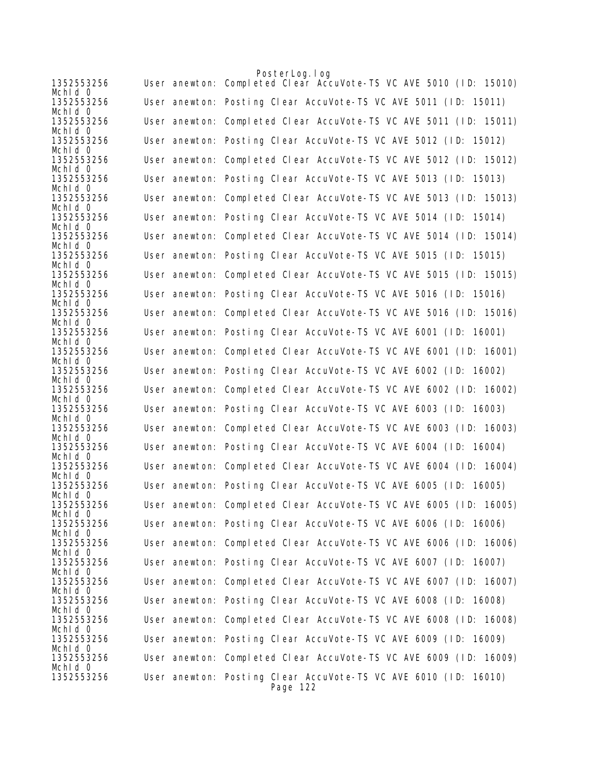```
1352553256      User anewton: Completed Clear AccuVote-TS VC AVE 5010 (ID: 15010)
MchId 0
1352553256      User anewton: Posting Clear AccuVote-TS VC AVE 5011 (ID: 15011)
MchId 0
1352553256      User anewton: Completed Clear AccuVote-TS VC AVE 5011 (ID: 15011)
MchId 0
1352553256      User anewton: Posting Clear AccuVote-TS VC AVE 5012 (ID: 15012)
MchId 0
1352553256      User anewton: Completed Clear AccuVote-TS VC AVE 5012 (ID: 15012)
MchId 0
1352553256      User anewton: Posting Clear AccuVote-TS VC AVE 5013 (ID: 15013)
MchId 0
1352553256      User anewton: Completed Clear AccuVote-TS VC AVE 5013 (ID: 15013)
MchId 0
1352553256      User anewton: Posting Clear AccuVote-TS VC AVE 5014 (ID: 15014)
MchId 0
1352553256      User anewton: Completed Clear AccuVote-TS VC AVE 5014 (ID: 15014)
MchId 0
1352553256      User anewton: Posting Clear AccuVote-TS VC AVE 5015 (ID: 15015)
MchId 0
1352553256      User anewton: Completed Clear AccuVote-TS VC AVE 5015 (ID: 15015)
MchId 0
1352553256      User anewton: Posting Clear AccuVote-TS VC AVE 5016 (ID: 15016)
MchId 0
1352553256      User anewton: Completed Clear AccuVote-TS VC AVE 5016 (ID: 15016)
MchId 0
1352553256      User anewton: Posting Clear AccuVote-TS VC AVE 6001 (ID: 16001)
MchId 0
1352553256      User anewton: Completed Clear AccuVote-TS VC AVE 6001 (ID: 16001)
MchId 0
1352553256      User anewton: Posting Clear AccuVote-TS VC AVE 6002 (ID: 16002)
MchId 0
1352553256      User anewton: Completed Clear AccuVote-TS VC AVE 6002 (ID: 16002)
MchId 0
1352553256      User anewton: Posting Clear AccuVote-TS VC AVE 6003 (ID: 16003)
MchId 0
1352553256      User anewton: Completed Clear AccuVote-TS VC AVE 6003 (ID: 16003)
MchId 0
1352553256      User anewton: Posting Clear AccuVote-TS VC AVE 6004 (ID: 16004)
MchId 0
1352553256      User anewton: Completed Clear AccuVote-TS VC AVE 6004 (ID: 16004)
MchId 0
1352553256      User anewton: Posting Clear AccuVote-TS VC AVE 6005 (ID: 16005)
MchId 0
1352553256      User anewton: Completed Clear AccuVote-TS VC AVE 6005 (ID: 16005)
MchId 0
1352553256      User anewton: Posting Clear AccuVote-TS VC AVE 6006 (ID: 16006)
MchId 0
1352553256      User anewton: Completed Clear AccuVote-TS VC AVE 6006 (ID: 16006)
MchId 0
1352553256      User anewton: Posting Clear AccuVote-TS VC AVE 6007 (ID: 16007)
MchId 0
1352553256      User anewton: Completed Clear AccuVote-TS VC AVE 6007 (ID: 16007)
MchId 0
1352553256      User anewton: Posting Clear AccuVote-TS VC AVE 6008 (ID: 16008)
MchId 0
1352553256      User anewton: Completed Clear AccuVote-TS VC AVE 6008 (ID: 16008)
MchId 0
1352553256      User anewton: Posting Clear AccuVote-TS VC AVE 6009 (ID: 16009)
MchId 0
1352553256      User anewton: Completed Clear AccuVote-TS VC AVE 6009 (ID: 16009)
MchId 0
1352553256      User anewton: Posting Clear AccuVote-TS VC AVE 6010 (ID: 16010)
```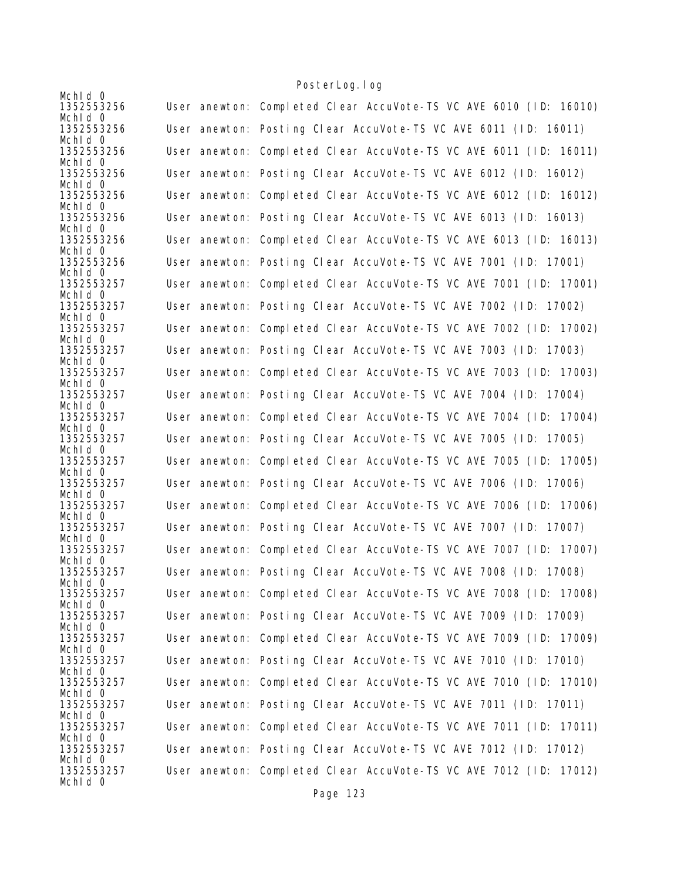```
MchId 0
1352553256      User anewton: Completed Clear AccuVote-TS VC AVE 6010 (ID: 16010)
MchId 0
1352553256      User anewton: Posting Clear AccuVote-TS VC AVE 6011 (ID: 16011)
MchId 0
1352553256      User anewton: Completed Clear AccuVote-TS VC AVE 6011 (ID: 16011)
MchId 0
1352553256      User anewton: Posting Clear AccuVote-TS VC AVE 6012 (ID: 16012)
MchId 0
1352553256      User anewton: Completed Clear AccuVote-TS VC AVE 6012 (ID: 16012)
MchId 0
1352553256      User anewton: Posting Clear AccuVote-TS VC AVE 6013 (ID: 16013)
MchId 0
1352553256      User anewton: Completed Clear AccuVote-TS VC AVE 6013 (ID: 16013)
MchId 0
1352553256      User anewton: Posting Clear AccuVote-TS VC AVE 7001 (ID: 17001)
MchId 0
1352553257      User anewton: Completed Clear AccuVote-TS VC AVE 7001 (ID: 17001)
MchId 0
1352553257      User anewton: Posting Clear AccuVote-TS VC AVE 7002 (ID: 17002)
MchId 0
1352553257      User anewton: Completed Clear AccuVote-TS VC AVE 7002 (ID: 17002)
MchId 0
1352553257      User anewton: Posting Clear AccuVote-TS VC AVE 7003 (ID: 17003)
MchId 0
1352553257      User anewton: Completed Clear AccuVote-TS VC AVE 7003 (ID: 17003)
MchId 0
1352553257      User anewton: Posting Clear AccuVote-TS VC AVE 7004 (ID: 17004)
MchId 0
1352553257      User anewton: Completed Clear AccuVote-TS VC AVE 7004 (ID: 17004)
MchId 0
1352553257      User anewton: Posting Clear AccuVote-TS VC AVE 7005 (ID: 17005)
MchId 0
1352553257      User anewton: Completed Clear AccuVote-TS VC AVE 7005 (ID: 17005)
MchId 0
1352553257      User anewton: Posting Clear AccuVote-TS VC AVE 7006 (ID: 17006)
MchId 0
1352553257      User anewton: Completed Clear AccuVote-TS VC AVE 7006 (ID: 17006)
MchId 0
1352553257      User anewton: Posting Clear AccuVote-TS VC AVE 7007 (ID: 17007)
MchId 0
1352553257      User anewton: Completed Clear AccuVote-TS VC AVE 7007 (ID: 17007)
MchId 0
1352553257      User anewton: Posting Clear AccuVote-TS VC AVE 7008 (ID: 17008)
MchId 0
1352553257      User anewton: Completed Clear AccuVote-TS VC AVE 7008 (ID: 17008)
MchId 0
1352553257      User anewton: Posting Clear AccuVote-TS VC AVE 7009 (ID: 17009)
MchId 0
1352553257      User anewton: Completed Clear AccuVote-TS VC AVE 7009 (ID: 17009)
MchId 0
1352553257      User anewton: Posting Clear AccuVote-TS VC AVE 7010 (ID: 17010)
MchId 0
1352553257      User anewton: Completed Clear AccuVote-TS VC AVE 7010 (ID: 17010)
MchId 0
1352553257      User anewton: Posting Clear AccuVote-TS VC AVE 7011 (ID: 17011)
MchId 0
1352553257      User anewton: Completed Clear AccuVote-TS VC AVE 7011 (ID: 17011)
MchId 0
1352553257      User anewton: Posting Clear AccuVote-TS VC AVE 7012 (ID: 17012)
MchId 0
1352553257      User anewton: Completed Clear AccuVote-TS VC AVE 7012 (ID: 17012)
MchId 0
```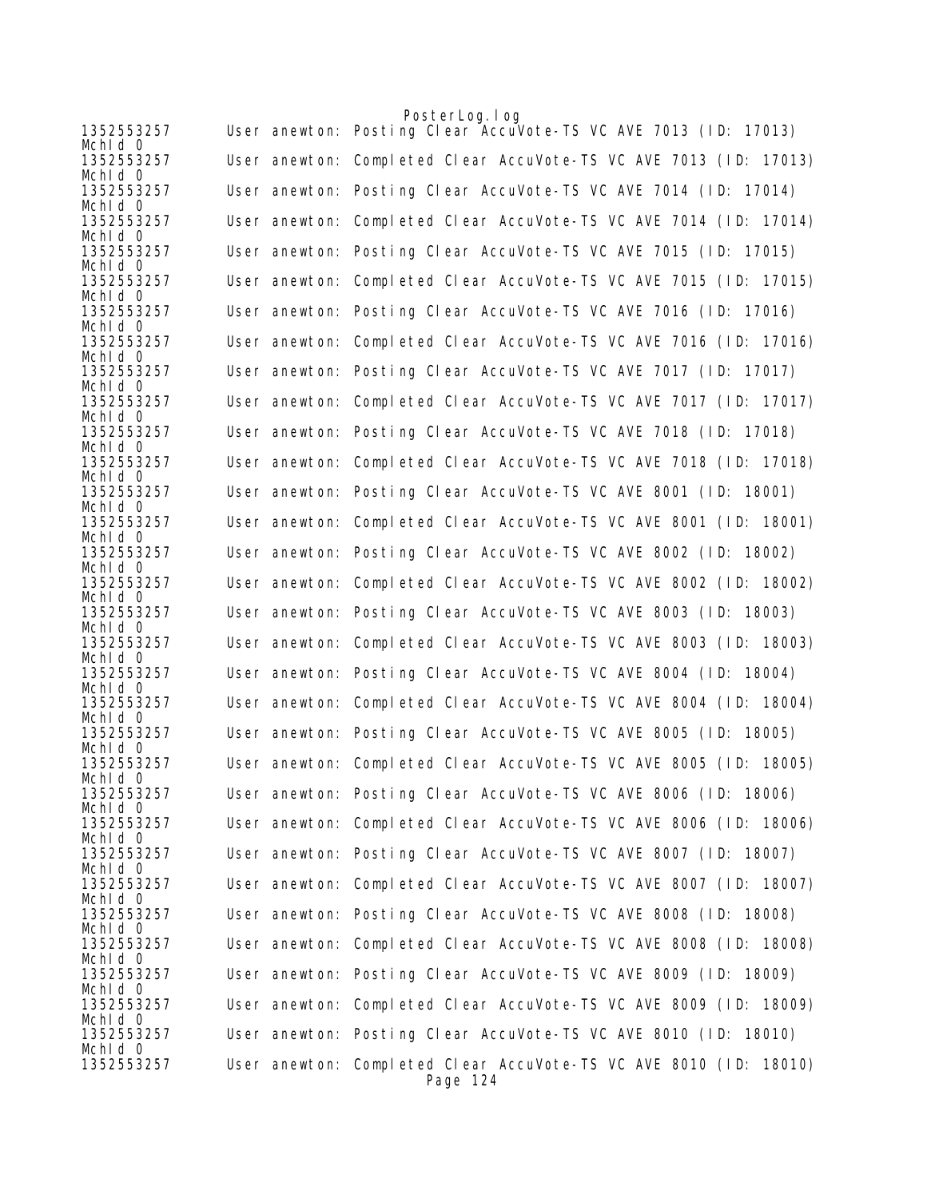```
1352553257	User anewton: Posting Clear AccuVote-TS VC AVE 7013 (ID: 17013)
MchId 0
1352553257	User anewton: Completed Clear AccuVote-TS VC AVE 7013 (ID: 17013)
MchId 0
1352553257	User anewton: Posting Clear AccuVote-TS VC AVE 7014 (ID: 17014)
MchId 0
1352553257	User anewton: Completed Clear AccuVote-TS VC AVE 7014 (ID: 17014)
MchId 0
1352553257	User anewton: Posting Clear AccuVote-TS VC AVE 7015 (ID: 17015)
MchId 0
1352553257	User anewton: Completed Clear AccuVote-TS VC AVE 7015 (ID: 17015)
MchId 0
1352553257	User anewton: Posting Clear AccuVote-TS VC AVE 7016 (ID: 17016)
MchId 0
1352553257	User anewton: Completed Clear AccuVote-TS VC AVE 7016 (ID: 17016)
MchId 0
1352553257	User anewton: Posting Clear AccuVote-TS VC AVE 7017 (ID: 17017)
MchId 0
1352553257	User anewton: Completed Clear AccuVote-TS VC AVE 7017 (ID: 17017)
MchId 0
1352553257	User anewton: Posting Clear AccuVote-TS VC AVE 7018 (ID: 17018)
MchId 0
1352553257	User anewton: Completed Clear AccuVote-TS VC AVE 7018 (ID: 17018)
MchId 0
1352553257	User anewton: Posting Clear AccuVote-TS VC AVE 8001 (ID: 18001)
MchId 0
1352553257	User anewton: Completed Clear AccuVote-TS VC AVE 8001 (ID: 18001)
MchId 0
1352553257	User anewton: Posting Clear AccuVote-TS VC AVE 8002 (ID: 18002)
MchId 0
1352553257	User anewton: Completed Clear AccuVote-TS VC AVE 8002 (ID: 18002)
MchId 0
1352553257	User anewton: Posting Clear AccuVote-TS VC AVE 8003 (ID: 18003)
MchId 0
1352553257	User anewton: Completed Clear AccuVote-TS VC AVE 8003 (ID: 18003)
MchId 0
1352553257	User anewton: Posting Clear AccuVote-TS VC AVE 8004 (ID: 18004)
MchId 0
1352553257	User anewton: Completed Clear AccuVote-TS VC AVE 8004 (ID: 18004)
MchId 0
1352553257	User anewton: Posting Clear AccuVote-TS VC AVE 8005 (ID: 18005)
MchId 0
1352553257	User anewton: Completed Clear AccuVote-TS VC AVE 8005 (ID: 18005)
MchId 0
1352553257	User anewton: Posting Clear AccuVote-TS VC AVE 8006 (ID: 18006)
MchId 0
1352553257	User anewton: Completed Clear AccuVote-TS VC AVE 8006 (ID: 18006)
MchId 0
1352553257	User anewton: Posting Clear AccuVote-TS VC AVE 8007 (ID: 18007)
MchId 0
1352553257	User anewton: Completed Clear AccuVote-TS VC AVE 8007 (ID: 18007)
MchId 0
1352553257	User anewton: Posting Clear AccuVote-TS VC AVE 8008 (ID: 18008)
MchId 0
1352553257	User anewton: Completed Clear AccuVote-TS VC AVE 8008 (ID: 18008)
MchId 0
1352553257	User anewton: Posting Clear AccuVote-TS VC AVE 8009 (ID: 18009)
MchId 0
1352553257	User anewton: Completed Clear AccuVote-TS VC AVE 8009 (ID: 18009)
MchId 0
1352553257	User anewton: Posting Clear AccuVote-TS VC AVE 8010 (ID: 18010)
MchId 0
1352553257	User anewton: Completed Clear AccuVote-TS VC AVE 8010 (ID: 18010)
```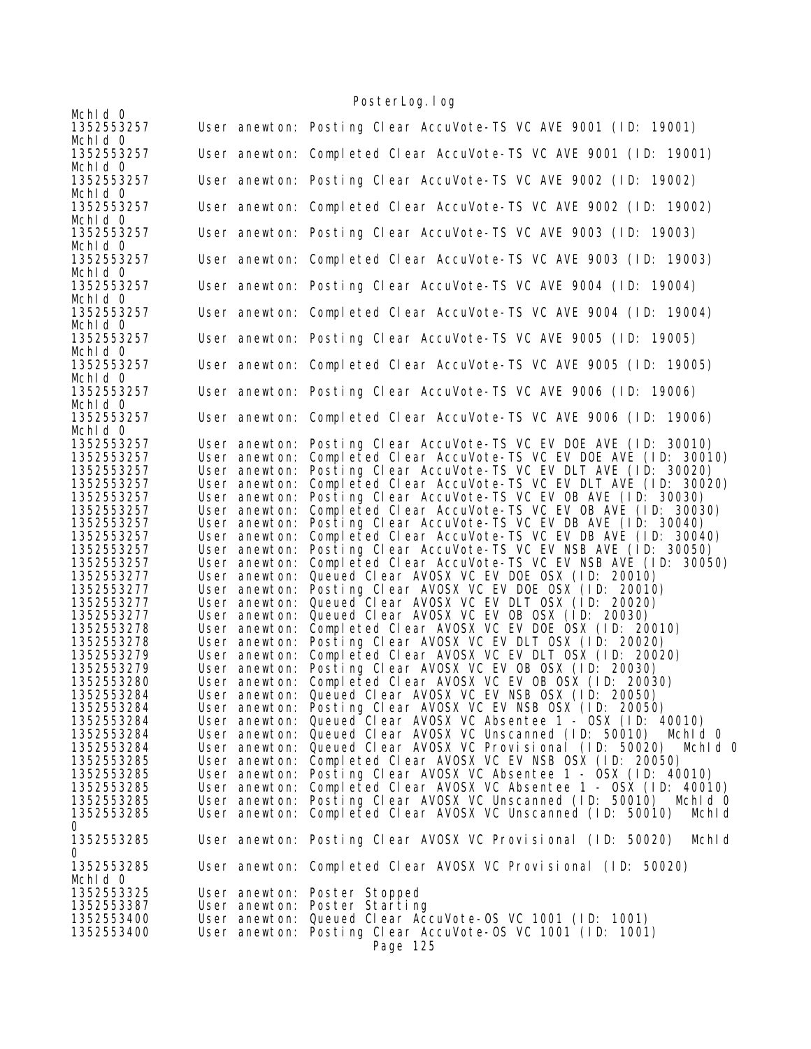```
MchId 0
1352553257      User anewton: Posting Clear AccuVote-TS VC AVE 9001 (ID: 19001)
MchId 0
1352553257      User anewton: Completed Clear AccuVote-TS VC AVE 9001 (ID: 19001)
MchId 0
1352553257      User anewton: Posting Clear AccuVote-TS VC AVE 9002 (ID: 19002)
MchId 0
1352553257      User anewton: Completed Clear AccuVote-TS VC AVE 9002 (ID: 19002)
MchId 0
1352553257      User anewton: Posting Clear AccuVote-TS VC AVE 9003 (ID: 19003)
MchId 0
1352553257      User anewton: Completed Clear AccuVote-TS VC AVE 9003 (ID: 19003)
MchId 0
1352553257      User anewton: Posting Clear AccuVote-TS VC AVE 9004 (ID: 19004)
MchId 0
1352553257      User anewton: Completed Clear AccuVote-TS VC AVE 9004 (ID: 19004)
MchId 0
1352553257      User anewton: Posting Clear AccuVote-TS VC AVE 9005 (ID: 19005)
MchId 0
1352553257      User anewton: Completed Clear AccuVote-TS VC AVE 9005 (ID: 19005)
MchId 0
1352553257      User anewton: Posting Clear AccuVote-TS VC AVE 9006 (ID: 19006)
MchId 0
1352553257      User anewton: Completed Clear AccuVote-TS VC AVE 9006 (ID: 19006)
MchId 0
1352553257      User anewton: Posting Clear AccuVote-TS VC EV DOE AVE (ID: 30010)
1352553257      User anewton: Completed Clear AccuVote-TS VC EV DOE AVE (ID: 30010)
1352553257      User anewton: Posting Clear AccuVote-TS VC EV DLT AVE (ID: 30020)
1352553257      User anewton: Completed Clear AccuVote-TS VC EV DLT AVE (ID: 30020)
1352553257      User anewton: Posting Clear AccuVote-TS VC EV OB AVE (ID: 30030)
1352553257      User anewton: Completed Clear AccuVote-TS VC EV OB AVE (ID: 30030)
1352553257      User anewton: Posting Clear AccuVote-TS VC EV DB AVE (ID: 30040)
1352553257      User anewton: Completed Clear AccuVote-TS VC EV DB AVE (ID: 30040)
1352553257      User anewton: Posting Clear AccuVote-TS VC EV NSB AVE (ID: 30050)
1352553257      User anewton: Completed Clear AccuVote-TS VC EV NSB AVE (ID: 30050)
1352553277      User anewton: Queued Clear AVOSX VC EV DOE OSX (ID: 20010)
1352553277      User anewton: Posting Clear AVOSX VC EV DOE OSX (ID: 20010)
1352553277      User anewton: Queued Clear AVOSX VC EV DLT OSX (ID: 20020)
1352553277      User anewton: Queued Clear AVOSX VC EV OB OSX (ID: 20030)
1352553278      User anewton: Completed Clear AVOSX VC EV DOE OSX (ID: 20010)
1352553278      User anewton: Posting Clear AVOSX VC EV DLT OSX (ID: 20020)
1352553279      User anewton: Completed Clear AVOSX VC EV DLT OSX (ID: 20020)
1352553279      User anewton: Posting Clear AVOSX VC EV OB OSX (ID: 20030)
1352553280      User anewton: Completed Clear AVOSX VC EV OB OSX (ID: 20030)
1352553284      User anewton: Queued Clear AVOSX VC EV NSB OSX (ID: 20050)
1352553284      User anewton: Posting Clear AVOSX VC EV NSB OSX (ID: 20050)
1352553284      User anewton: Queued Clear AVOSX VC Absentee 1 - OSX (ID: 40010)
1352553284      User anewton: Queued Clear AVOSX VC Unscanned (ID: 50010)  MchId 0
1352553284      User anewton: Queued Clear AVOSX VC Provisional (ID: 50020)  MchId 0
1352553285      User anewton: Completed Clear AVOSX VC EV NSB OSX (ID: 20050)
1352553285      User anewton: Posting Clear AVOSX VC Absentee 1 - OSX (ID: 40010)
1352553285      User anewton: Completed Clear AVOSX VC Absentee 1 - OSX (ID: 40010)
1352553285      User anewton: Posting Clear AVOSX VC Unscanned (ID: 50010)  MchId 0
1352553285      User anewton: Completed Clear AVOSX VC Unscanned (ID: 50010)  MchId
0
1352553285      User anewton: Posting Clear AVOSX VC Provisional (ID: 50020)  MchId
0
1352553285      User anewton: Completed Clear AVOSX VC Provisional (ID: 50020)
MchId 0
1352553325      User anewton: Poster Stopped
1352553387      User anewton: Poster Starting
1352553400      User anewton: Queued Clear AccuVote-OS VC 1001 (ID: 1001)
1352553400      User anewton: Posting Clear AccuVote-OS VC 1001 (ID: 1001)
```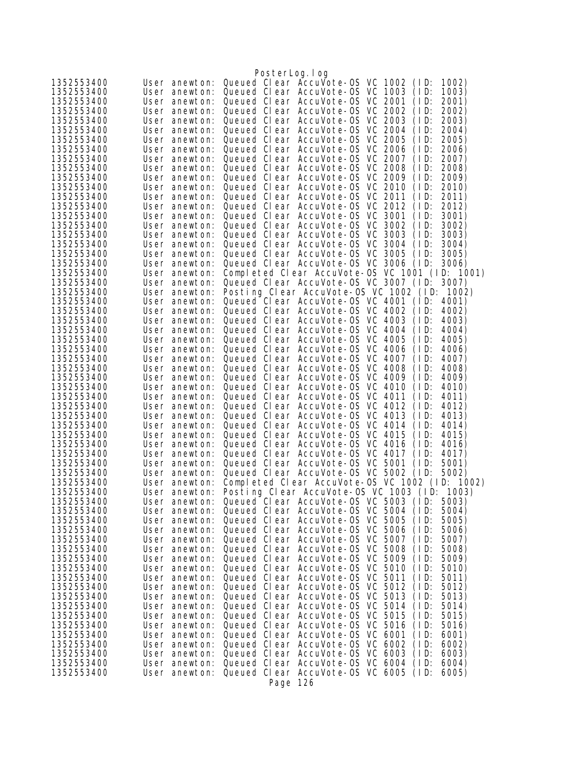```
1352553400	User anewton: Queued Clear AccuVote-OS VC 1002 (ID: 1002)
1352553400	User anewton: Queued Clear AccuVote-OS VC 1003 (ID: 1003)
1352553400	User anewton: Queued Clear AccuVote-OS VC 2001 (ID: 2001)
1352553400	User anewton: Queued Clear AccuVote-OS VC 2002 (ID: 2002)
1352553400	User anewton: Queued Clear AccuVote-OS VC 2003 (ID: 2003)
1352553400	User anewton: Queued Clear AccuVote-OS VC 2004 (ID: 2004)
1352553400	User anewton: Queued Clear AccuVote-OS VC 2005 (ID: 2005)
1352553400	User anewton: Queued Clear AccuVote-OS VC 2006 (ID: 2006)
1352553400	User anewton: Queued Clear AccuVote-OS VC 2007 (ID: 2007)
1352553400	User anewton: Queued Clear AccuVote-OS VC 2008 (ID: 2008)
1352553400	User anewton: Queued Clear AccuVote-OS VC 2009 (ID: 2009)
1352553400	User anewton: Queued Clear AccuVote-OS VC 2010 (ID: 2010)
1352553400	User anewton: Queued Clear AccuVote-OS VC 2011 (ID: 2011)
1352553400	User anewton: Queued Clear AccuVote-OS VC 2012 (ID: 2012)
1352553400	User anewton: Queued Clear AccuVote-OS VC 3001 (ID: 3001)
1352553400	User anewton: Queued Clear AccuVote-OS VC 3002 (ID: 3002)
1352553400	User anewton: Queued Clear AccuVote-OS VC 3003 (ID: 3003)
1352553400	User anewton: Queued Clear AccuVote-OS VC 3004 (ID: 3004)
1352553400	User anewton: Queued Clear AccuVote-OS VC 3005 (ID: 3005)
1352553400	User anewton: Queued Clear AccuVote-OS VC 3006 (ID: 3006)
1352553400	User anewton: Completed Clear AccuVote-OS VC 1001 (ID: 1001)
1352553400	User anewton: Queued Clear AccuVote-OS VC 3007 (ID: 3007)
1352553400	User anewton: Posting Clear AccuVote-OS VC 1002 (ID: 1002)
1352553400	User anewton: Queued Clear AccuVote-OS VC 4001 (ID: 4001)
1352553400	User anewton: Queued Clear AccuVote-OS VC 4002 (ID: 4002)
1352553400	User anewton: Queued Clear AccuVote-OS VC 4003 (ID: 4003)
1352553400	User anewton: Queued Clear AccuVote-OS VC 4004 (ID: 4004)
1352553400	User anewton: Queued Clear AccuVote-OS VC 4005 (ID: 4005)
1352553400	User anewton: Queued Clear AccuVote-OS VC 4006 (ID: 4006)
1352553400	User anewton: Queued Clear AccuVote-OS VC 4007 (ID: 4007)
1352553400	User anewton: Queued Clear AccuVote-OS VC 4008 (ID: 4008)
1352553400	User anewton: Queued Clear AccuVote-OS VC 4009 (ID: 4009)
1352553400	User anewton: Queued Clear AccuVote-OS VC 4010 (ID: 4010)
1352553400	User anewton: Queued Clear AccuVote-OS VC 4011 (ID: 4011)
1352553400	User anewton: Queued Clear AccuVote-OS VC 4012 (ID: 4012)
1352553400	User anewton: Queued Clear AccuVote-OS VC 4013 (ID: 4013)
1352553400	User anewton: Queued Clear AccuVote-OS VC 4014 (ID: 4014)
1352553400	User anewton: Queued Clear AccuVote-OS VC 4015 (ID: 4015)
1352553400	User anewton: Queued Clear AccuVote-OS VC 4016 (ID: 4016)
1352553400	User anewton: Queued Clear AccuVote-OS VC 4017 (ID: 4017)
1352553400	User anewton: Queued Clear AccuVote-OS VC 5001 (ID: 5001)
1352553400	User anewton: Queued Clear AccuVote-OS VC 5002 (ID: 5002)
1352553400	User anewton: Completed Clear AccuVote-OS VC 1002 (ID: 1002)
1352553400	User anewton: Posting Clear AccuVote-OS VC 1003 (ID: 1003)
1352553400	User anewton: Queued Clear AccuVote-OS VC 5003 (ID: 5003)
1352553400	User anewton: Queued Clear AccuVote-OS VC 5004 (ID: 5004)
1352553400	User anewton: Queued Clear AccuVote-OS VC 5005 (ID: 5005)
1352553400	User anewton: Queued Clear AccuVote-OS VC 5006 (ID: 5006)
1352553400	User anewton: Queued Clear AccuVote-OS VC 5007 (ID: 5007)
1352553400	User anewton: Queued Clear AccuVote-OS VC 5008 (ID: 5008)
1352553400	User anewton: Queued Clear AccuVote-OS VC 5009 (ID: 5009)
1352553400	User anewton: Queued Clear AccuVote-OS VC 5010 (ID: 5010)
1352553400	User anewton: Queued Clear AccuVote-OS VC 5011 (ID: 5011)
1352553400	User anewton: Queued Clear AccuVote-OS VC 5012 (ID: 5012)
1352553400	User anewton: Queued Clear AccuVote-OS VC 5013 (ID: 5013)
1352553400	User anewton: Queued Clear AccuVote-OS VC 5014 (ID: 5014)
1352553400	User anewton: Queued Clear AccuVote-OS VC 5015 (ID: 5015)
1352553400	User anewton: Queued Clear AccuVote-OS VC 5016 (ID: 5016)
1352553400	User anewton: Queued Clear AccuVote-OS VC 6001 (ID: 6001)
1352553400	User anewton: Queued Clear AccuVote-OS VC 6002 (ID: 6002)
1352553400	User anewton: Queued Clear AccuVote-OS VC 6003 (ID: 6003)
1352553400	User anewton: Queued Clear AccuVote-OS VC 6004 (ID: 6004)
1352553400	User anewton: Queued Clear AccuVote-OS VC 6005 (ID: 6005)
```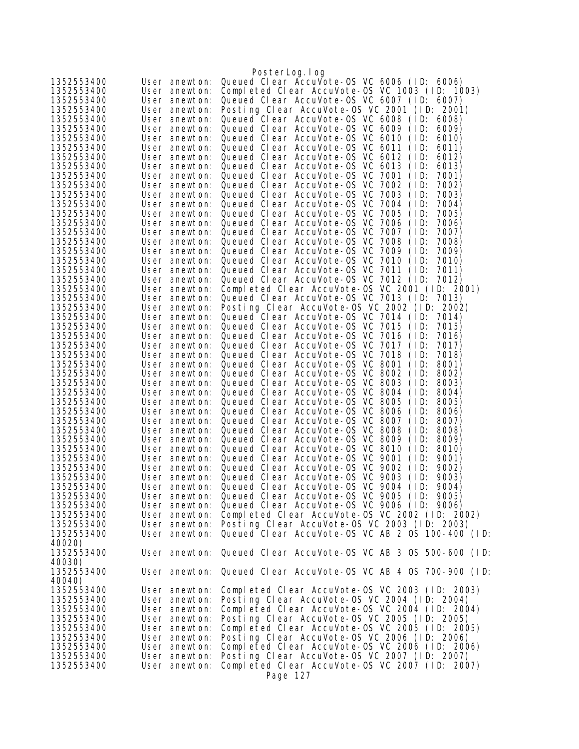```
1352553400      User anewton: Queued Clear AccuVote-OS VC 6006 (ID: 6006)
1352553400      User anewton: Completed Clear AccuVote-OS VC 1003 (ID: 1003)
1352553400      User anewton: Queued Clear AccuVote-OS VC 6007 (ID: 6007)
1352553400      User anewton: Posting Clear AccuVote-OS VC 2001 (ID: 2001)
1352553400      User anewton: Queued Clear AccuVote-OS VC 6008 (ID: 6008)
1352553400      User anewton: Queued Clear AccuVote-OS VC 6009 (ID: 6009)
1352553400      User anewton: Queued Clear AccuVote-OS VC 6010 (ID: 6010)
1352553400      User anewton: Queued Clear AccuVote-OS VC 6011 (ID: 6011)
1352553400      User anewton: Queued Clear AccuVote-OS VC 6012 (ID: 6012)
1352553400      User anewton: Queued Clear AccuVote-OS VC 6013 (ID: 6013)
1352553400      User anewton: Queued Clear AccuVote-OS VC 7001 (ID: 7001)
1352553400      User anewton: Queued Clear AccuVote-OS VC 7002 (ID: 7002)
1352553400      User anewton: Queued Clear AccuVote-OS VC 7003 (ID: 7003)
1352553400      User anewton: Queued Clear AccuVote-OS VC 7004 (ID: 7004)
1352553400      User anewton: Queued Clear AccuVote-OS VC 7005 (ID: 7005)
1352553400      User anewton: Queued Clear AccuVote-OS VC 7006 (ID: 7006)
1352553400      User anewton: Queued Clear AccuVote-OS VC 7007 (ID: 7007)
1352553400      User anewton: Queued Clear AccuVote-OS VC 7008 (ID: 7008)
1352553400      User anewton: Queued Clear AccuVote-OS VC 7009 (ID: 7009)
1352553400      User anewton: Queued Clear AccuVote-OS VC 7010 (ID: 7010)
1352553400      User anewton: Queued Clear AccuVote-OS VC 7011 (ID: 7011)
1352553400      User anewton: Queued Clear AccuVote-OS VC 7012 (ID: 7012)
1352553400      User anewton: Completed Clear AccuVote-OS VC 2001 (ID: 2001)
1352553400      User anewton: Queued Clear AccuVote-OS VC 7013 (ID: 7013)
1352553400      User anewton: Posting Clear AccuVote-OS VC 2002 (ID: 2002)
1352553400      User anewton: Queued Clear AccuVote-OS VC 7014 (ID: 7014)
1352553400      User anewton: Queued Clear AccuVote-OS VC 7015 (ID: 7015)
1352553400      User anewton: Queued Clear AccuVote-OS VC 7016 (ID: 7016)
1352553400      User anewton: Queued Clear AccuVote-OS VC 7017 (ID: 7017)
1352553400      User anewton: Queued Clear AccuVote-OS VC 7018 (ID: 7018)
1352553400      User anewton: Queued Clear AccuVote-OS VC 8001 (ID: 8001)
1352553400      User anewton: Queued Clear AccuVote-OS VC 8002 (ID: 8002)
1352553400      User anewton: Queued Clear AccuVote-OS VC 8003 (ID: 8003)
1352553400      User anewton: Queued Clear AccuVote-OS VC 8004 (ID: 8004)
1352553400      User anewton: Queued Clear AccuVote-OS VC 8005 (ID: 8005)
1352553400      User anewton: Queued Clear AccuVote-OS VC 8006 (ID: 8006)
1352553400      User anewton: Queued Clear AccuVote-OS VC 8007 (ID: 8007)
1352553400      User anewton: Queued Clear AccuVote-OS VC 8008 (ID: 8008)
1352553400      User anewton: Queued Clear AccuVote-OS VC 8009 (ID: 8009)
1352553400      User anewton: Queued Clear AccuVote-OS VC 8010 (ID: 8010)
1352553400      User anewton: Queued Clear AccuVote-OS VC 9001 (ID: 9001)
1352553400      User anewton: Queued Clear AccuVote-OS VC 9002 (ID: 9002)
1352553400      User anewton: Queued Clear AccuVote-OS VC 9003 (ID: 9003)
1352553400      User anewton: Queued Clear AccuVote-OS VC 9004 (ID: 9004)
1352553400      User anewton: Queued Clear AccuVote-OS VC 9005 (ID: 9005)
1352553400      User anewton: Queued Clear AccuVote-OS VC 9006 (ID: 9006)
1352553400      User anewton: Completed Clear AccuVote-OS VC 2002 (ID: 2002)
1352553400      User anewton: Posting Clear AccuVote-OS VC 2003 (ID: 2003)
1352553400      User anewton: Queued Clear AccuVote-OS VC AB 2 OS 100-400 (ID: 
40020)
1352553400      User anewton: Queued Clear AccuVote-OS VC AB 3 OS 500-600 (ID: 
40030)
1352553400      User anewton: Queued Clear AccuVote-OS VC AB 4 OS 700-900 (ID: 
40040)
1352553400      User anewton: Completed Clear AccuVote-OS VC 2003 (ID: 2003)
1352553400      User anewton: Posting Clear AccuVote-OS VC 2004 (ID: 2004)
1352553400      User anewton: Completed Clear AccuVote-OS VC 2004 (ID: 2004)
1352553400      User anewton: Posting Clear AccuVote-OS VC 2005 (ID: 2005)
1352553400      User anewton: Completed Clear AccuVote-OS VC 2005 (ID: 2005)
1352553400      User anewton: Posting Clear AccuVote-OS VC 2006 (ID: 2006)
1352553400      User anewton: Completed Clear AccuVote-OS VC 2006 (ID: 2006)
1352553400      User anewton: Posting Clear AccuVote-OS VC 2007 (ID: 2007)
1352553400      User anewton: Completed Clear AccuVote-OS VC 2007 (ID: 2007)
```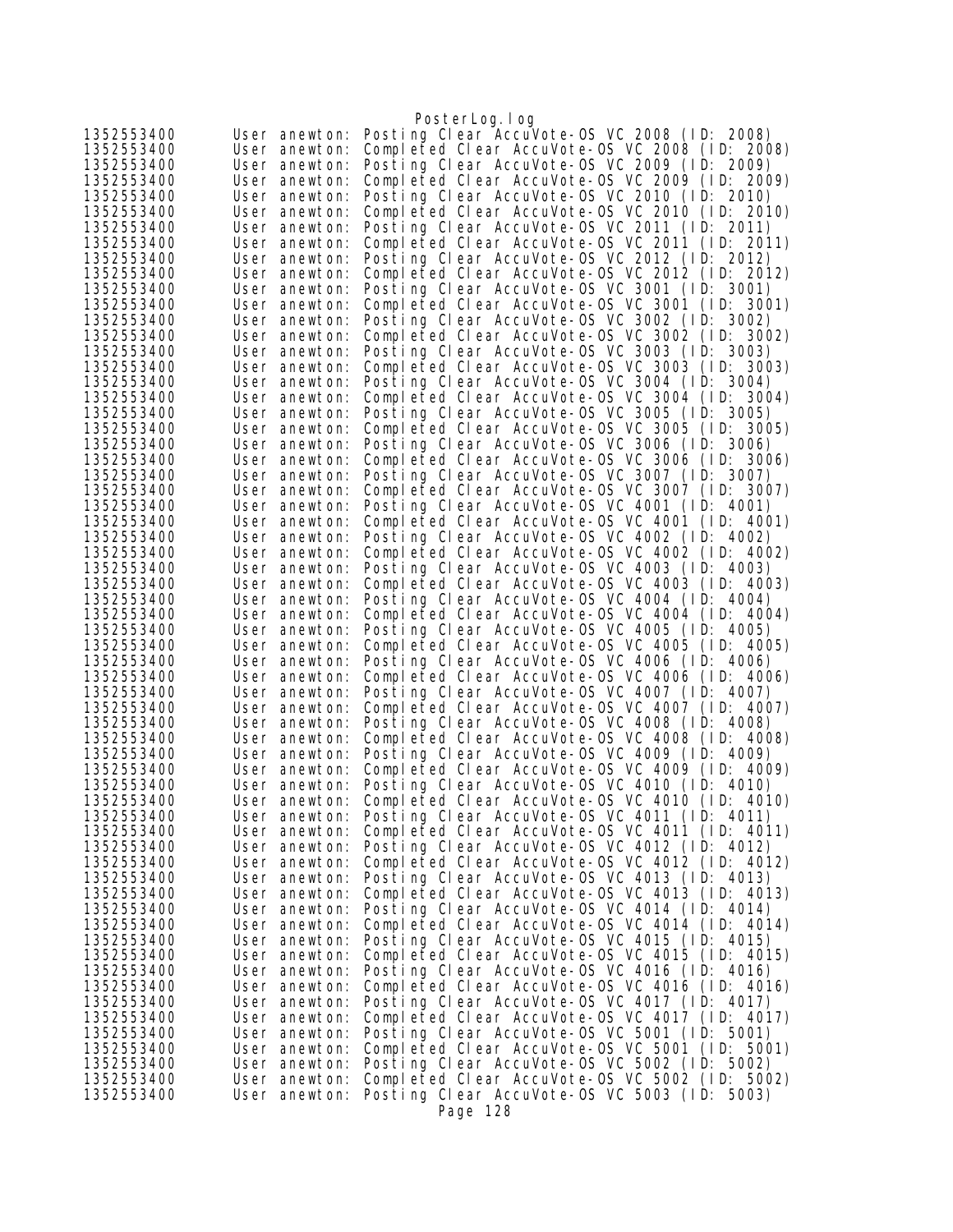```
1352553400      User anewton: Posting Clear AccuVote-OS VC 2008 (ID: 2008)
1352553400      User anewton: Completed Clear AccuVote-OS VC 2008 (ID: 2008)
1352553400      User anewton: Posting Clear AccuVote-OS VC 2009 (ID: 2009)
1352553400      User anewton: Completed Clear AccuVote-OS VC 2009 (ID: 2009)
1352553400      User anewton: Posting Clear AccuVote-OS VC 2010 (ID: 2010)
1352553400      User anewton: Completed Clear AccuVote-OS VC 2010 (ID: 2010)
1352553400      User anewton: Posting Clear AccuVote-OS VC 2011 (ID: 2011)
1352553400      User anewton: Completed Clear AccuVote-OS VC 2011 (ID: 2011)
1352553400      User anewton: Posting Clear AccuVote-OS VC 2012 (ID: 2012)
1352553400      User anewton: Completed Clear AccuVote-OS VC 2012 (ID: 2012)
1352553400      User anewton: Posting Clear AccuVote-OS VC 3001 (ID: 3001)
1352553400      User anewton: Completed Clear AccuVote-OS VC 3001 (ID: 3001)
1352553400      User anewton: Posting Clear AccuVote-OS VC 3002 (ID: 3002)
1352553400      User anewton: Completed Clear AccuVote-OS VC 3002 (ID: 3002)
1352553400      User anewton: Posting Clear AccuVote-OS VC 3003 (ID: 3003)
1352553400      User anewton: Completed Clear AccuVote-OS VC 3003 (ID: 3003)
1352553400      User anewton: Posting Clear AccuVote-OS VC 3004 (ID: 3004)
1352553400      User anewton: Completed Clear AccuVote-OS VC 3004 (ID: 3004)
1352553400      User anewton: Posting Clear AccuVote-OS VC 3005 (ID: 3005)
1352553400      User anewton: Completed Clear AccuVote-OS VC 3005 (ID: 3005)
1352553400      User anewton: Posting Clear AccuVote-OS VC 3006 (ID: 3006)
1352553400      User anewton: Completed Clear AccuVote-OS VC 3006 (ID: 3006)
1352553400      User anewton: Posting Clear AccuVote-OS VC 3007 (ID: 3007)
1352553400      User anewton: Completed Clear AccuVote-OS VC 3007 (ID: 3007)
1352553400      User anewton: Posting Clear AccuVote-OS VC 4001 (ID: 4001)
1352553400      User anewton: Completed Clear AccuVote-OS VC 4001 (ID: 4001)
1352553400      User anewton: Posting Clear AccuVote-OS VC 4002 (ID: 4002)
1352553400      User anewton: Completed Clear AccuVote-OS VC 4002 (ID: 4002)
1352553400      User anewton: Posting Clear AccuVote-OS VC 4003 (ID: 4003)
1352553400      User anewton: Completed Clear AccuVote-OS VC 4003 (ID: 4003)
1352553400      User anewton: Posting Clear AccuVote-OS VC 4004 (ID: 4004)
1352553400      User anewton: Completed Clear AccuVote-OS VC 4004 (ID: 4004)
1352553400      User anewton: Posting Clear AccuVote-OS VC 4005 (ID: 4005)
1352553400      User anewton: Completed Clear AccuVote-OS VC 4005 (ID: 4005)
1352553400      User anewton: Posting Clear AccuVote-OS VC 4006 (ID: 4006)
1352553400      User anewton: Completed Clear AccuVote-OS VC 4006 (ID: 4006)
1352553400      User anewton: Posting Clear AccuVote-OS VC 4007 (ID: 4007)
1352553400      User anewton: Completed Clear AccuVote-OS VC 4007 (ID: 4007)
1352553400      User anewton: Posting Clear AccuVote-OS VC 4008 (ID: 4008)
1352553400      User anewton: Completed Clear AccuVote-OS VC 4008 (ID: 4008)
1352553400      User anewton: Posting Clear AccuVote-OS VC 4009 (ID: 4009)
1352553400      User anewton: Completed Clear AccuVote-OS VC 4009 (ID: 4009)
1352553400      User anewton: Posting Clear AccuVote-OS VC 4010 (ID: 4010)
1352553400      User anewton: Completed Clear AccuVote-OS VC 4010 (ID: 4010)
1352553400      User anewton: Posting Clear AccuVote-OS VC 4011 (ID: 4011)
1352553400      User anewton: Completed Clear AccuVote-OS VC 4011 (ID: 4011)
1352553400      User anewton: Posting Clear AccuVote-OS VC 4012 (ID: 4012)
1352553400      User anewton: Completed Clear AccuVote-OS VC 4012 (ID: 4012)
1352553400      User anewton: Posting Clear AccuVote-OS VC 4013 (ID: 4013)
1352553400      User anewton: Completed Clear AccuVote-OS VC 4013 (ID: 4013)
1352553400      User anewton: Posting Clear AccuVote-OS VC 4014 (ID: 4014)
1352553400      User anewton: Completed Clear AccuVote-OS VC 4014 (ID: 4014)
1352553400      User anewton: Posting Clear AccuVote-OS VC 4015 (ID: 4015)
1352553400      User anewton: Completed Clear AccuVote-OS VC 4015 (ID: 4015)
1352553400      User anewton: Posting Clear AccuVote-OS VC 4016 (ID: 4016)
1352553400      User anewton: Completed Clear AccuVote-OS VC 4016 (ID: 4016)
1352553400      User anewton: Posting Clear AccuVote-OS VC 4017 (ID: 4017)
1352553400      User anewton: Completed Clear AccuVote-OS VC 4017 (ID: 4017)
1352553400      User anewton: Posting Clear AccuVote-OS VC 5001 (ID: 5001)
1352553400      User anewton: Completed Clear AccuVote-OS VC 5001 (ID: 5001)
1352553400      User anewton: Posting Clear AccuVote-OS VC 5002 (ID: 5002)
1352553400      User anewton: Completed Clear AccuVote-OS VC 5002 (ID: 5002)
1352553400      User anewton: Posting Clear AccuVote-OS VC 5003 (ID: 5003)
```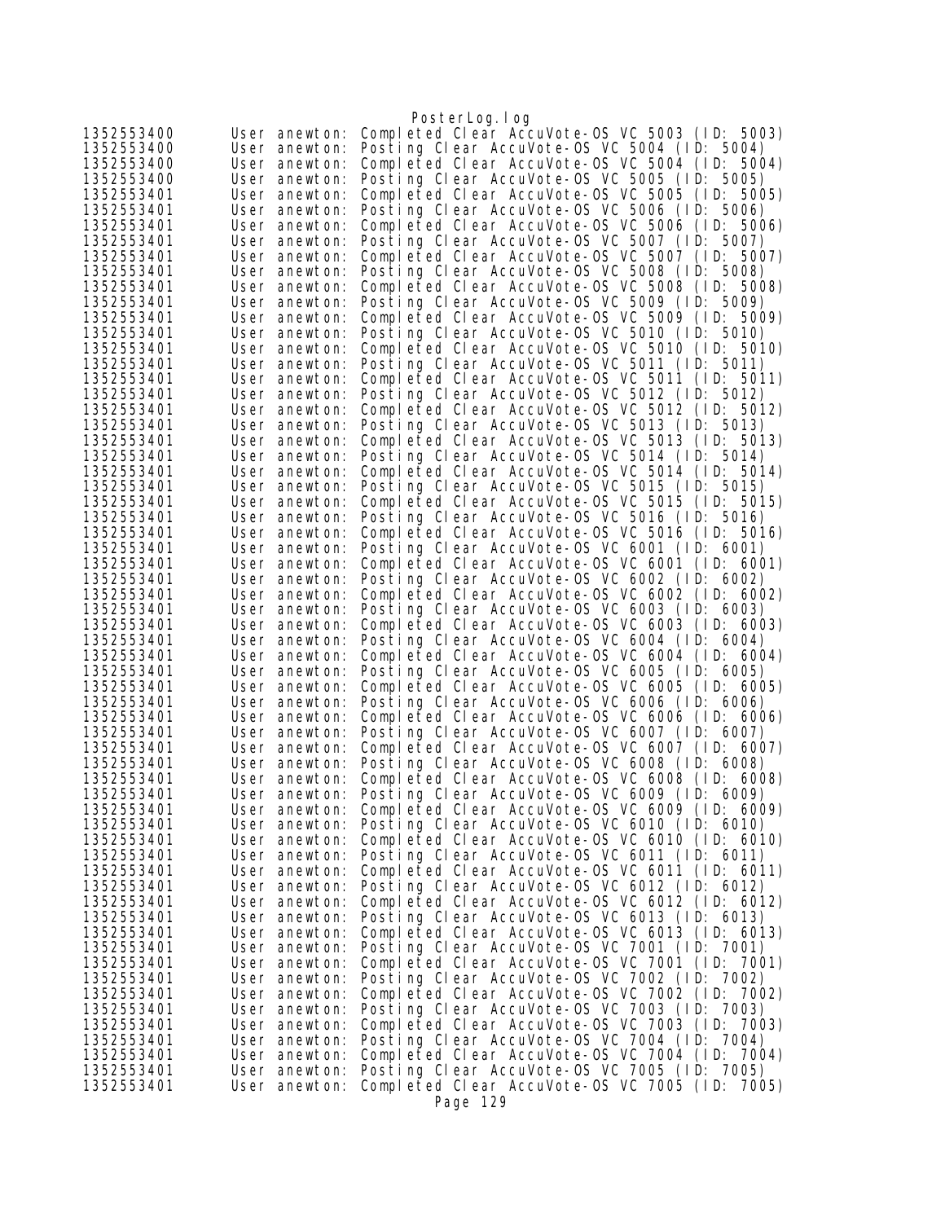```
1352553400	User anewton: Completed Clear AccuVote-OS VC 5003 (ID: 5003)
1352553400	User anewton: Posting Clear AccuVote-OS VC 5004 (ID: 5004)
1352553400	User anewton: Completed Clear AccuVote-OS VC 5004 (ID: 5004)
1352553400	User anewton: Posting Clear AccuVote-OS VC 5005 (ID: 5005)
1352553401	User anewton: Completed Clear AccuVote-OS VC 5005 (ID: 5005)
1352553401	User anewton: Posting Clear AccuVote-OS VC 5006 (ID: 5006)
1352553401	User anewton: Completed Clear AccuVote-OS VC 5006 (ID: 5006)
1352553401	User anewton: Posting Clear AccuVote-OS VC 5007 (ID: 5007)
1352553401	User anewton: Completed Clear AccuVote-OS VC 5007 (ID: 5007)
1352553401	User anewton: Posting Clear AccuVote-OS VC 5008 (ID: 5008)
1352553401	User anewton: Completed Clear AccuVote-OS VC 5008 (ID: 5008)
1352553401	User anewton: Posting Clear AccuVote-OS VC 5009 (ID: 5009)
1352553401	User anewton: Completed Clear AccuVote-OS VC 5009 (ID: 5009)
1352553401	User anewton: Posting Clear AccuVote-OS VC 5010 (ID: 5010)
1352553401	User anewton: Completed Clear AccuVote-OS VC 5010 (ID: 5010)
1352553401	User anewton: Posting Clear AccuVote-OS VC 5011 (ID: 5011)
1352553401	User anewton: Completed Clear AccuVote-OS VC 5011 (ID: 5011)
1352553401	User anewton: Posting Clear AccuVote-OS VC 5012 (ID: 5012)
1352553401	User anewton: Completed Clear AccuVote-OS VC 5012 (ID: 5012)
1352553401	User anewton: Posting Clear AccuVote-OS VC 5013 (ID: 5013)
1352553401	User anewton: Completed Clear AccuVote-OS VC 5013 (ID: 5013)
1352553401	User anewton: Posting Clear AccuVote-OS VC 5014 (ID: 5014)
1352553401	User anewton: Completed Clear AccuVote-OS VC 5014 (ID: 5014)
1352553401	User anewton: Posting Clear AccuVote-OS VC 5015 (ID: 5015)
1352553401	User anewton: Completed Clear AccuVote-OS VC 5015 (ID: 5015)
1352553401	User anewton: Posting Clear AccuVote-OS VC 5016 (ID: 5016)
1352553401	User anewton: Completed Clear AccuVote-OS VC 5016 (ID: 5016)
1352553401	User anewton: Posting Clear AccuVote-OS VC 6001 (ID: 6001)
1352553401	User anewton: Completed Clear AccuVote-OS VC 6001 (ID: 6001)
1352553401	User anewton: Posting Clear AccuVote-OS VC 6002 (ID: 6002)
1352553401	User anewton: Completed Clear AccuVote-OS VC 6002 (ID: 6002)
1352553401	User anewton: Posting Clear AccuVote-OS VC 6003 (ID: 6003)
1352553401	User anewton: Completed Clear AccuVote-OS VC 6003 (ID: 6003)
1352553401	User anewton: Posting Clear AccuVote-OS VC 6004 (ID: 6004)
1352553401	User anewton: Completed Clear AccuVote-OS VC 6004 (ID: 6004)
1352553401	User anewton: Posting Clear AccuVote-OS VC 6005 (ID: 6005)
1352553401	User anewton: Completed Clear AccuVote-OS VC 6005 (ID: 6005)
1352553401	User anewton: Posting Clear AccuVote-OS VC 6006 (ID: 6006)
1352553401	User anewton: Completed Clear AccuVote-OS VC 6006 (ID: 6006)
1352553401	User anewton: Posting Clear AccuVote-OS VC 6007 (ID: 6007)
1352553401	User anewton: Completed Clear AccuVote-OS VC 6007 (ID: 6007)
1352553401	User anewton: Posting Clear AccuVote-OS VC 6008 (ID: 6008)
1352553401	User anewton: Completed Clear AccuVote-OS VC 6008 (ID: 6008)
1352553401	User anewton: Posting Clear AccuVote-OS VC 6009 (ID: 6009)
1352553401	User anewton: Completed Clear AccuVote-OS VC 6009 (ID: 6009)
1352553401	User anewton: Posting Clear AccuVote-OS VC 6010 (ID: 6010)
1352553401	User anewton: Completed Clear AccuVote-OS VC 6010 (ID: 6010)
1352553401	User anewton: Posting Clear AccuVote-OS VC 6011 (ID: 6011)
1352553401	User anewton: Completed Clear AccuVote-OS VC 6011 (ID: 6011)
1352553401	User anewton: Posting Clear AccuVote-OS VC 6012 (ID: 6012)
1352553401	User anewton: Completed Clear AccuVote-OS VC 6012 (ID: 6012)
1352553401	User anewton: Posting Clear AccuVote-OS VC 6013 (ID: 6013)
1352553401	User anewton: Completed Clear AccuVote-OS VC 6013 (ID: 6013)
1352553401	User anewton: Posting Clear AccuVote-OS VC 7001 (ID: 7001)
1352553401	User anewton: Completed Clear AccuVote-OS VC 7001 (ID: 7001)
1352553401	User anewton: Posting Clear AccuVote-OS VC 7002 (ID: 7002)
1352553401	User anewton: Completed Clear AccuVote-OS VC 7002 (ID: 7002)
1352553401	User anewton: Posting Clear AccuVote-OS VC 7003 (ID: 7003)
1352553401	User anewton: Completed Clear AccuVote-OS VC 7003 (ID: 7003)
1352553401	User anewton: Posting Clear AccuVote-OS VC 7004 (ID: 7004)
1352553401	User anewton: Completed Clear AccuVote-OS VC 7004 (ID: 7004)
1352553401	User anewton: Posting Clear AccuVote-OS VC 7005 (ID: 7005)
1352553401	User anewton: Completed Clear AccuVote-OS VC 7005 (ID: 7005)
```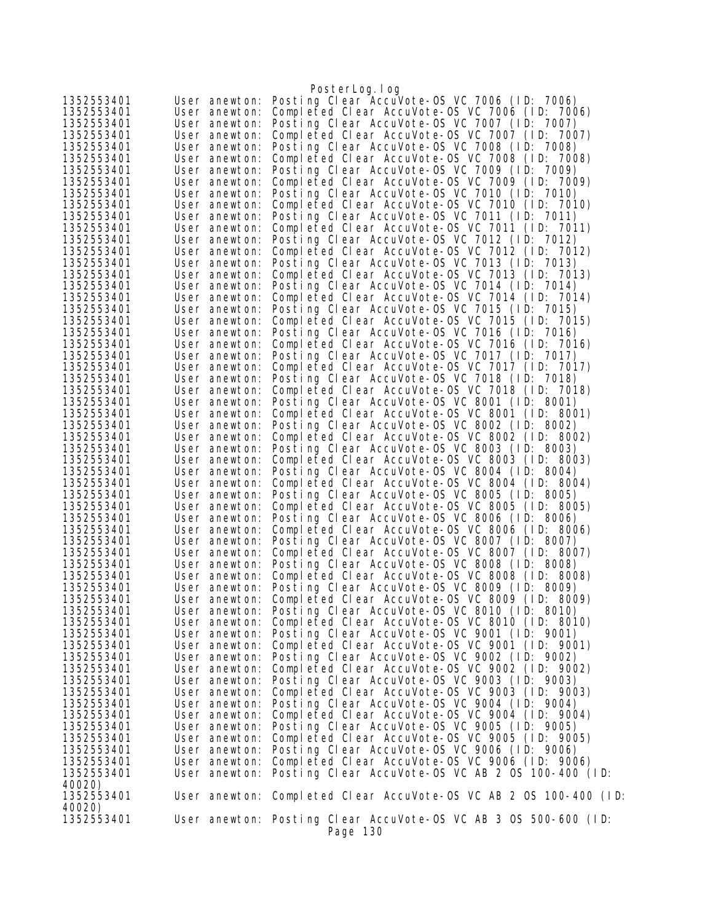```
1352553401      User anewton: Posting Clear AccuVote-OS VC 7006 (ID: 7006)
1352553401      User anewton: Completed Clear AccuVote-OS VC 7006 (ID: 7006)
1352553401      User anewton: Posting Clear AccuVote-OS VC 7007 (ID: 7007)
1352553401      User anewton: Completed Clear AccuVote-OS VC 7007 (ID: 7007)
1352553401      User anewton: Posting Clear AccuVote-OS VC 7008 (ID: 7008)
1352553401      User anewton: Completed Clear AccuVote-OS VC 7008 (ID: 7008)
1352553401      User anewton: Posting Clear AccuVote-OS VC 7009 (ID: 7009)
1352553401      User anewton: Completed Clear AccuVote-OS VC 7009 (ID: 7009)
1352553401      User anewton: Posting Clear AccuVote-OS VC 7010 (ID: 7010)
1352553401      User anewton: Completed Clear AccuVote-OS VC 7010 (ID: 7010)
1352553401      User anewton: Posting Clear AccuVote-OS VC 7011 (ID: 7011)
1352553401      User anewton: Completed Clear AccuVote-OS VC 7011 (ID: 7011)
1352553401      User anewton: Posting Clear AccuVote-OS VC 7012 (ID: 7012)
1352553401      User anewton: Completed Clear AccuVote-OS VC 7012 (ID: 7012)
1352553401      User anewton: Posting Clear AccuVote-OS VC 7013 (ID: 7013)
1352553401      User anewton: Completed Clear AccuVote-OS VC 7013 (ID: 7013)
1352553401      User anewton: Posting Clear AccuVote-OS VC 7014 (ID: 7014)
1352553401      User anewton: Completed Clear AccuVote-OS VC 7014 (ID: 7014)
1352553401      User anewton: Posting Clear AccuVote-OS VC 7015 (ID: 7015)
1352553401      User anewton: Completed Clear AccuVote-OS VC 7015 (ID: 7015)
1352553401      User anewton: Posting Clear AccuVote-OS VC 7016 (ID: 7016)
1352553401      User anewton: Completed Clear AccuVote-OS VC 7016 (ID: 7016)
1352553401      User anewton: Posting Clear AccuVote-OS VC 7017 (ID: 7017)
1352553401      User anewton: Completed Clear AccuVote-OS VC 7017 (ID: 7017)
1352553401      User anewton: Posting Clear AccuVote-OS VC 7018 (ID: 7018)
1352553401      User anewton: Completed Clear AccuVote-OS VC 7018 (ID: 7018)
1352553401      User anewton: Posting Clear AccuVote-OS VC 8001 (ID: 8001)
1352553401      User anewton: Completed Clear AccuVote-OS VC 8001 (ID: 8001)
1352553401      User anewton: Posting Clear AccuVote-OS VC 8002 (ID: 8002)
1352553401      User anewton: Completed Clear AccuVote-OS VC 8002 (ID: 8002)
1352553401      User anewton: Posting Clear AccuVote-OS VC 8003 (ID: 8003)
1352553401      User anewton: Completed Clear AccuVote-OS VC 8003 (ID: 8003)
1352553401      User anewton: Posting Clear AccuVote-OS VC 8004 (ID: 8004)
1352553401      User anewton: Completed Clear AccuVote-OS VC 8004 (ID: 8004)
1352553401      User anewton: Posting Clear AccuVote-OS VC 8005 (ID: 8005)
1352553401      User anewton: Completed Clear AccuVote-OS VC 8005 (ID: 8005)
1352553401      User anewton: Posting Clear AccuVote-OS VC 8006 (ID: 8006)
1352553401      User anewton: Completed Clear AccuVote-OS VC 8006 (ID: 8006)
1352553401      User anewton: Posting Clear AccuVote-OS VC 8007 (ID: 8007)
1352553401      User anewton: Completed Clear AccuVote-OS VC 8007 (ID: 8007)
1352553401      User anewton: Posting Clear AccuVote-OS VC 8008 (ID: 8008)
1352553401      User anewton: Completed Clear AccuVote-OS VC 8008 (ID: 8008)
1352553401      User anewton: Posting Clear AccuVote-OS VC 8009 (ID: 8009)
1352553401      User anewton: Completed Clear AccuVote-OS VC 8009 (ID: 8009)
1352553401      User anewton: Posting Clear AccuVote-OS VC 8010 (ID: 8010)
1352553401      User anewton: Completed Clear AccuVote-OS VC 8010 (ID: 8010)
1352553401      User anewton: Posting Clear AccuVote-OS VC 9001 (ID: 9001)
1352553401      User anewton: Completed Clear AccuVote-OS VC 9001 (ID: 9001)
1352553401      User anewton: Posting Clear AccuVote-OS VC 9002 (ID: 9002)
1352553401      User anewton: Completed Clear AccuVote-OS VC 9002 (ID: 9002)
1352553401      User anewton: Posting Clear AccuVote-OS VC 9003 (ID: 9003)
1352553401      User anewton: Completed Clear AccuVote-OS VC 9003 (ID: 9003)
1352553401      User anewton: Posting Clear AccuVote-OS VC 9004 (ID: 9004)
1352553401      User anewton: Completed Clear AccuVote-OS VC 9004 (ID: 9004)
1352553401      User anewton: Posting Clear AccuVote-OS VC 9005 (ID: 9005)
1352553401      User anewton: Completed Clear AccuVote-OS VC 9005 (ID: 9005)
1352553401      User anewton: Posting Clear AccuVote-OS VC 9006 (ID: 9006)
1352553401      User anewton: Completed Clear AccuVote-OS VC 9006 (ID: 9006)
1352553401      User anewton: Posting Clear AccuVote-OS VC AB 2 OS 100-400 (ID:
40020)
1352553401      User anewton: Completed Clear AccuVote-OS VC AB 2 OS 100-400 (ID:
40020)
1352553401      User anewton: Posting Clear AccuVote-OS VC AB 3 OS 500-600 (ID:
```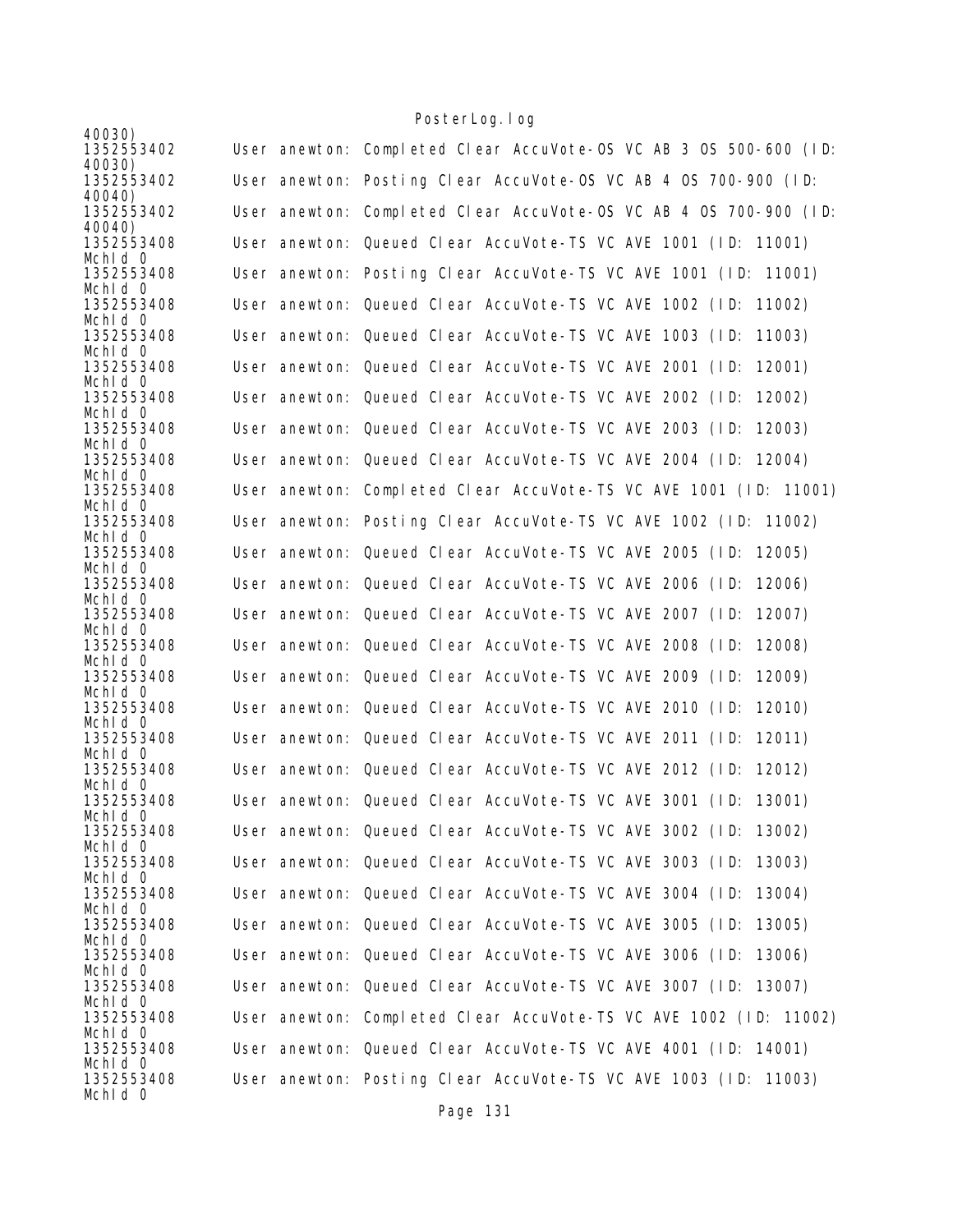```
40030)
1352553402      User anewton: Completed Clear AccuVote-OS VC AB 3 OS 500-600 (ID: 
40030)
1352553402      User anewton: Posting Clear AccuVote-OS VC AB 4 OS 700-900 (ID: 
40040)
1352553402      User anewton: Completed Clear AccuVote-OS VC AB 4 OS 700-900 (ID: 
40040)
1352553408      User anewton: Queued Clear AccuVote-TS VC AVE 1001 (ID: 11001) 
McHId 0
1352553408      User anewton: Posting Clear AccuVote-TS VC AVE 1001 (ID: 11001) 
McHId 0
1352553408      User anewton: Queued Clear AccuVote-TS VC AVE 1002 (ID: 11002) 
McHId 0
1352553408      User anewton: Queued Clear AccuVote-TS VC AVE 1003 (ID: 11003) 
McHId 0
1352553408      User anewton: Queued Clear AccuVote-TS VC AVE 2001 (ID: 12001) 
McHId 0
1352553408      User anewton: Queued Clear AccuVote-TS VC AVE 2002 (ID: 12002) 
McHId 0
1352553408      User anewton: Queued Clear AccuVote-TS VC AVE 2003 (ID: 12003) 
McHId 0
1352553408      User anewton: Queued Clear AccuVote-TS VC AVE 2004 (ID: 12004) 
McHId 0
1352553408      User anewton: Completed Clear AccuVote-TS VC AVE 1001 (ID: 11001) 
McHId 0
1352553408      User anewton: Posting Clear AccuVote-TS VC AVE 1002 (ID: 11002) 
McHId 0
1352553408      User anewton: Queued Clear AccuVote-TS VC AVE 2005 (ID: 12005) 
McHId 0
1352553408      User anewton: Queued Clear AccuVote-TS VC AVE 2006 (ID: 12006) 
McHId 0
1352553408      User anewton: Queued Clear AccuVote-TS VC AVE 2007 (ID: 12007) 
McHId 0
1352553408      User anewton: Queued Clear AccuVote-TS VC AVE 2008 (ID: 12008) 
McHId 0
1352553408      User anewton: Queued Clear AccuVote-TS VC AVE 2009 (ID: 12009) 
McHId 0
1352553408      User anewton: Queued Clear AccuVote-TS VC AVE 2010 (ID: 12010) 
McHId 0
1352553408      User anewton: Queued Clear AccuVote-TS VC AVE 2011 (ID: 12011) 
McHId 0
1352553408      User anewton: Queued Clear AccuVote-TS VC AVE 2012 (ID: 12012) 
McHId 0
1352553408      User anewton: Queued Clear AccuVote-TS VC AVE 3001 (ID: 13001) 
McHId 0
1352553408      User anewton: Queued Clear AccuVote-TS VC AVE 3002 (ID: 13002) 
McHId 0
1352553408      User anewton: Queued Clear AccuVote-TS VC AVE 3003 (ID: 13003) 
McHId 0
1352553408      User anewton: Queued Clear AccuVote-TS VC AVE 3004 (ID: 13004) 
McHId 0
1352553408      User anewton: Queued Clear AccuVote-TS VC AVE 3005 (ID: 13005) 
McHId 0
1352553408      User anewton: Queued Clear AccuVote-TS VC AVE 3006 (ID: 13006) 
McHId 0
1352553408      User anewton: Queued Clear AccuVote-TS VC AVE 3007 (ID: 13007) 
McHId 0
1352553408      User anewton: Completed Clear AccuVote-TS VC AVE 1002 (ID: 11002) 
McHId 0
1352553408      User anewton: Queued Clear AccuVote-TS VC AVE 4001 (ID: 14001) 
McHId 0
1352553408      User anewton: Posting Clear AccuVote-TS VC AVE 1003 (ID: 11003) 
McHId 0
```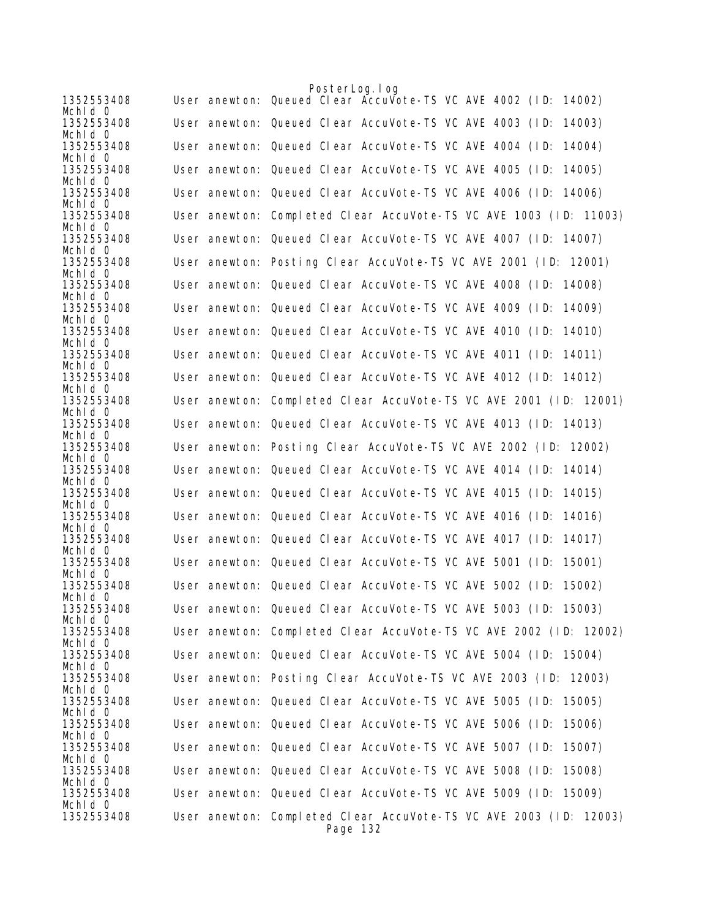```
1352553408      User anewton: Queued Clear AccuVote-TS VC AVE 4002 (ID: 14002)
MchId 0
1352553408      User anewton: Queued Clear AccuVote-TS VC AVE 4003 (ID: 14003)
MchId 0
1352553408      User anewton: Queued Clear AccuVote-TS VC AVE 4004 (ID: 14004)
MchId 0
1352553408      User anewton: Queued Clear AccuVote-TS VC AVE 4005 (ID: 14005)
MchId 0
1352553408      User anewton: Queued Clear AccuVote-TS VC AVE 4006 (ID: 14006)
MchId 0
1352553408      User anewton: Completed Clear AccuVote-TS VC AVE 1003 (ID: 11003)
MchId 0
1352553408      User anewton: Queued Clear AccuVote-TS VC AVE 4007 (ID: 14007)
MchId 0
1352553408      User anewton: Posting Clear AccuVote-TS VC AVE 2001 (ID: 12001)
MchId 0
1352553408      User anewton: Queued Clear AccuVote-TS VC AVE 4008 (ID: 14008)
MchId 0
1352553408      User anewton: Queued Clear AccuVote-TS VC AVE 4009 (ID: 14009)
MchId 0
1352553408      User anewton: Queued Clear AccuVote-TS VC AVE 4010 (ID: 14010)
MchId 0
1352553408      User anewton: Queued Clear AccuVote-TS VC AVE 4011 (ID: 14011)
MchId 0
1352553408      User anewton: Queued Clear AccuVote-TS VC AVE 4012 (ID: 14012)
MchId 0
1352553408      User anewton: Completed Clear AccuVote-TS VC AVE 2001 (ID: 12001)
MchId 0
1352553408      User anewton: Queued Clear AccuVote-TS VC AVE 4013 (ID: 14013)
MchId 0
1352553408      User anewton: Posting Clear AccuVote-TS VC AVE 2002 (ID: 12002)
MchId 0
1352553408      User anewton: Queued Clear AccuVote-TS VC AVE 4014 (ID: 14014)
MchId 0
1352553408      User anewton: Queued Clear AccuVote-TS VC AVE 4015 (ID: 14015)
MchId 0
1352553408      User anewton: Queued Clear AccuVote-TS VC AVE 4016 (ID: 14016)
MchId 0
1352553408      User anewton: Queued Clear AccuVote-TS VC AVE 4017 (ID: 14017)
MchId 0
1352553408      User anewton: Queued Clear AccuVote-TS VC AVE 5001 (ID: 15001)
MchId 0
1352553408      User anewton: Queued Clear AccuVote-TS VC AVE 5002 (ID: 15002)
MchId 0
1352553408      User anewton: Queued Clear AccuVote-TS VC AVE 5003 (ID: 15003)
MchId 0
1352553408      User anewton: Completed Clear AccuVote-TS VC AVE 2002 (ID: 12002)
MchId 0
1352553408      User anewton: Queued Clear AccuVote-TS VC AVE 5004 (ID: 15004)
MchId 0
1352553408      User anewton: Posting Clear AccuVote-TS VC AVE 2003 (ID: 12003)
MchId 0
1352553408      User anewton: Queued Clear AccuVote-TS VC AVE 5005 (ID: 15005)
MchId 0
1352553408      User anewton: Queued Clear AccuVote-TS VC AVE 5006 (ID: 15006)
MchId 0
1352553408      User anewton: Queued Clear AccuVote-TS VC AVE 5007 (ID: 15007)
MchId 0
1352553408      User anewton: Queued Clear AccuVote-TS VC AVE 5008 (ID: 15008)
MchId 0
1352553408      User anewton: Queued Clear AccuVote-TS VC AVE 5009 (ID: 15009)
MchId 0
1352553408      User anewton: Completed Clear AccuVote-TS VC AVE 2003 (ID: 12003)
```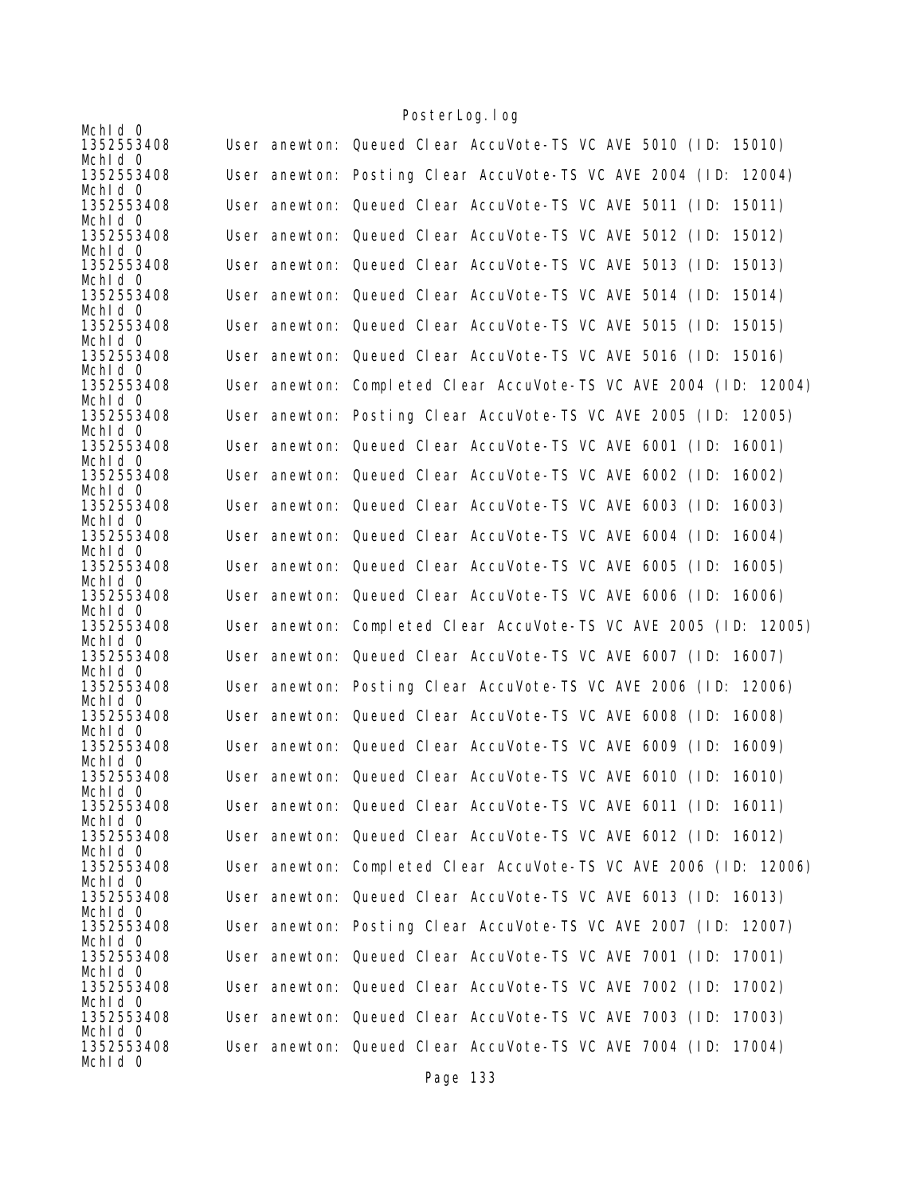```
MchId 0
1352553408      User anewton: Queued Clear AccuVote-TS VC AVE 5010 (ID: 15010)
MchId 0
1352553408      User anewton: Posting Clear AccuVote-TS VC AVE 2004 (ID: 12004)
MchId 0
1352553408      User anewton: Queued Clear AccuVote-TS VC AVE 5011 (ID: 15011)
MchId 0
1352553408      User anewton: Queued Clear AccuVote-TS VC AVE 5012 (ID: 15012)
MchId 0
1352553408      User anewton: Queued Clear AccuVote-TS VC AVE 5013 (ID: 15013)
MchId 0
1352553408      User anewton: Queued Clear AccuVote-TS VC AVE 5014 (ID: 15014)
MchId 0
1352553408      User anewton: Queued Clear AccuVote-TS VC AVE 5015 (ID: 15015)
MchId 0
1352553408      User anewton: Queued Clear AccuVote-TS VC AVE 5016 (ID: 15016)
MchId 0
1352553408      User anewton: Completed Clear AccuVote-TS VC AVE 2004 (ID: 12004)
MchId 0
1352553408      User anewton: Posting Clear AccuVote-TS VC AVE 2005 (ID: 12005)
MchId 0
1352553408      User anewton: Queued Clear AccuVote-TS VC AVE 6001 (ID: 16001)
MchId 0
1352553408      User anewton: Queued Clear AccuVote-TS VC AVE 6002 (ID: 16002)
MchId 0
1352553408      User anewton: Queued Clear AccuVote-TS VC AVE 6003 (ID: 16003)
MchId 0
1352553408      User anewton: Queued Clear AccuVote-TS VC AVE 6004 (ID: 16004)
MchId 0
1352553408      User anewton: Queued Clear AccuVote-TS VC AVE 6005 (ID: 16005)
MchId 0
1352553408      User anewton: Queued Clear AccuVote-TS VC AVE 6006 (ID: 16006)
MchId 0
1352553408      User anewton: Completed Clear AccuVote-TS VC AVE 2005 (ID: 12005)
MchId 0
1352553408      User anewton: Queued Clear AccuVote-TS VC AVE 6007 (ID: 16007)
MchId 0
1352553408      User anewton: Posting Clear AccuVote-TS VC AVE 2006 (ID: 12006)
MchId 0
1352553408      User anewton: Queued Clear AccuVote-TS VC AVE 6008 (ID: 16008)
MchId 0
1352553408      User anewton: Queued Clear AccuVote-TS VC AVE 6009 (ID: 16009)
MchId 0
1352553408      User anewton: Queued Clear AccuVote-TS VC AVE 6010 (ID: 16010)
MchId 0
1352553408      User anewton: Queued Clear AccuVote-TS VC AVE 6011 (ID: 16011)
MchId 0
1352553408      User anewton: Queued Clear AccuVote-TS VC AVE 6012 (ID: 16012)
MchId 0
1352553408      User anewton: Completed Clear AccuVote-TS VC AVE 2006 (ID: 12006)
MchId 0
1352553408      User anewton: Queued Clear AccuVote-TS VC AVE 6013 (ID: 16013)
MchId 0
1352553408      User anewton: Posting Clear AccuVote-TS VC AVE 2007 (ID: 12007)
MchId 0
1352553408      User anewton: Queued Clear AccuVote-TS VC AVE 7001 (ID: 17001)
MchId 0
1352553408      User anewton: Queued Clear AccuVote-TS VC AVE 7002 (ID: 17002)
MchId 0
1352553408      User anewton: Queued Clear AccuVote-TS VC AVE 7003 (ID: 17003)
MchId 0
1352553408      User anewton: Queued Clear AccuVote-TS VC AVE 7004 (ID: 17004)
MchId 0
```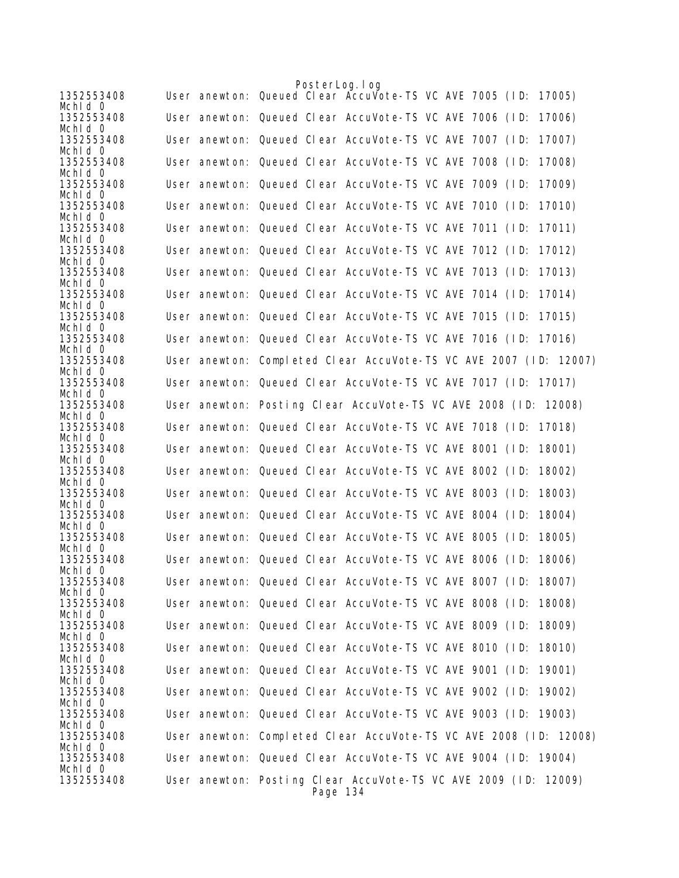```
1352553408      User anewton: Queued Clear AccuVote-TS VC AVE 7005 (ID: 17005)
McHId 0
1352553408      User anewton: Queued Clear AccuVote-TS VC AVE 7006 (ID: 17006)
McHId 0
1352553408      User anewton: Queued Clear AccuVote-TS VC AVE 7007 (ID: 17007)
McHId 0
1352553408      User anewton: Queued Clear AccuVote-TS VC AVE 7008 (ID: 17008)
McHId 0
1352553408      User anewton: Queued Clear AccuVote-TS VC AVE 7009 (ID: 17009)
McHId 0
1352553408      User anewton: Queued Clear AccuVote-TS VC AVE 7010 (ID: 17010)
McHId 0
1352553408      User anewton: Queued Clear AccuVote-TS VC AVE 7011 (ID: 17011)
McHId 0
1352553408      User anewton: Queued Clear AccuVote-TS VC AVE 7012 (ID: 17012)
McHId 0
1352553408      User anewton: Queued Clear AccuVote-TS VC AVE 7013 (ID: 17013)
McHId 0
1352553408      User anewton: Queued Clear AccuVote-TS VC AVE 7014 (ID: 17014)
McHId 0
1352553408      User anewton: Queued Clear AccuVote-TS VC AVE 7015 (ID: 17015)
McHId 0
1352553408      User anewton: Queued Clear AccuVote-TS VC AVE 7016 (ID: 17016)
McHId 0
1352553408      User anewton: Completed Clear AccuVote-TS VC AVE 2007 (ID: 12007)
McHId 0
1352553408      User anewton: Queued Clear AccuVote-TS VC AVE 7017 (ID: 17017)
McHId 0
1352553408      User anewton: Posting Clear AccuVote-TS VC AVE 2008 (ID: 12008)
McHId 0
1352553408      User anewton: Queued Clear AccuVote-TS VC AVE 7018 (ID: 17018)
McHId 0
1352553408      User anewton: Queued Clear AccuVote-TS VC AVE 8001 (ID: 18001)
McHId 0
1352553408      User anewton: Queued Clear AccuVote-TS VC AVE 8002 (ID: 18002)
McHId 0
1352553408      User anewton: Queued Clear AccuVote-TS VC AVE 8003 (ID: 18003)
McHId 0
1352553408      User anewton: Queued Clear AccuVote-TS VC AVE 8004 (ID: 18004)
McHId 0
1352553408      User anewton: Queued Clear AccuVote-TS VC AVE 8005 (ID: 18005)
McHId 0
1352553408      User anewton: Queued Clear AccuVote-TS VC AVE 8006 (ID: 18006)
McHId 0
1352553408      User anewton: Queued Clear AccuVote-TS VC AVE 8007 (ID: 18007)
McHId 0
1352553408      User anewton: Queued Clear AccuVote-TS VC AVE 8008 (ID: 18008)
McHId 0
1352553408      User anewton: Queued Clear AccuVote-TS VC AVE 8009 (ID: 18009)
McHId 0
1352553408      User anewton: Queued Clear AccuVote-TS VC AVE 8010 (ID: 18010)
McHId 0
1352553408      User anewton: Queued Clear AccuVote-TS VC AVE 9001 (ID: 19001)
McHId 0
1352553408      User anewton: Queued Clear AccuVote-TS VC AVE 9002 (ID: 19002)
McHId 0
1352553408      User anewton: Queued Clear AccuVote-TS VC AVE 9003 (ID: 19003)
McHId 0
1352553408      User anewton: Completed Clear AccuVote-TS VC AVE 2008 (ID: 12008)
McHId 0
1352553408      User anewton: Queued Clear AccuVote-TS VC AVE 9004 (ID: 19004)
McHId 0
1352553408      User anewton: Posting Clear AccuVote-TS VC AVE 2009 (ID: 12009)
```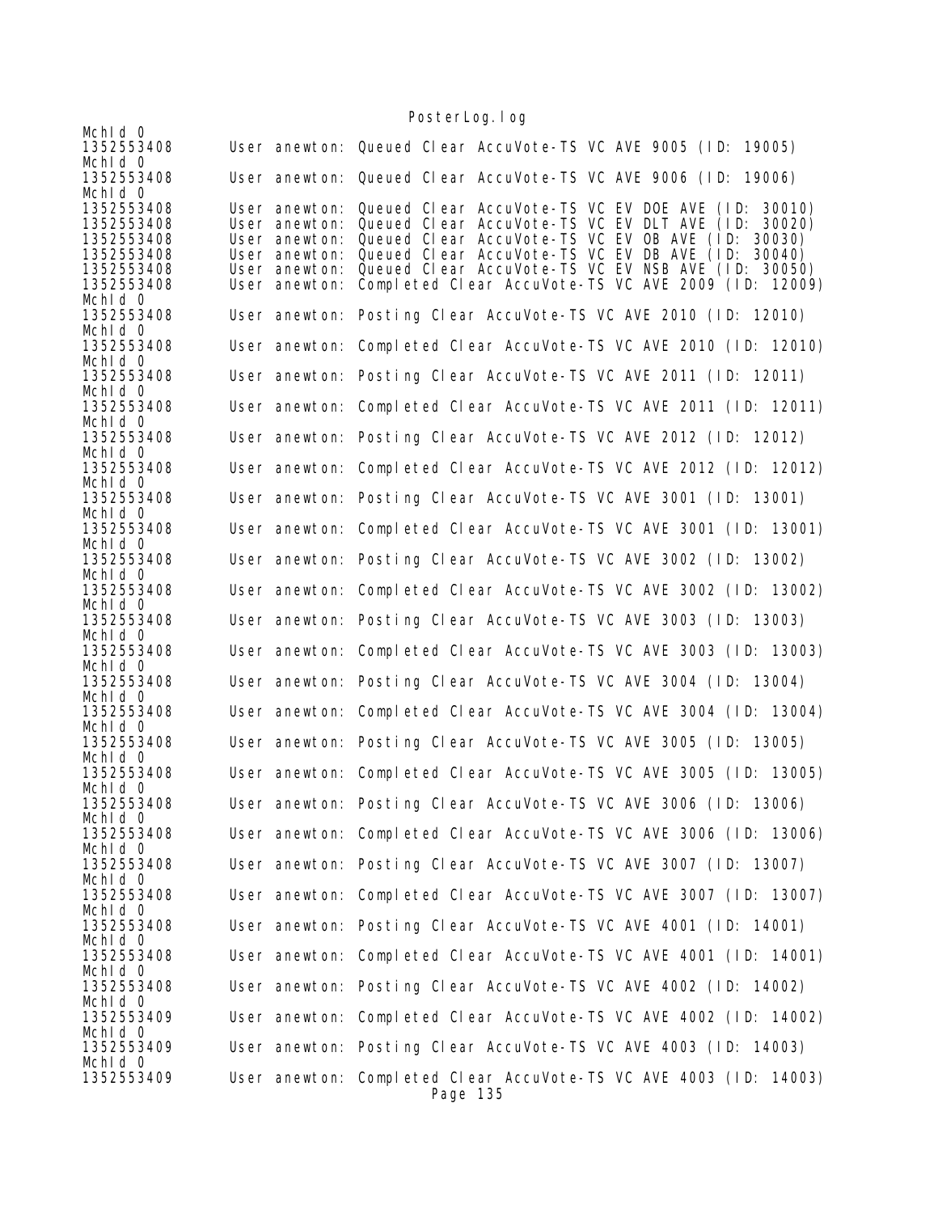```
McHId 0
1352553408      User anewton: Queued Clear AccuVote-TS VC AVE 9005 (ID: 19005)
McHId 0
1352553408      User anewton: Queued Clear AccuVote-TS VC AVE 9006 (ID: 19006)
McHId 0
1352553408      User anewton: Queued Clear AccuVote-TS VC EV DOE AVE (ID: 30010)
1352553408      User anewton: Queued Clear AccuVote-TS VC EV DLT AVE (ID: 30020)
1352553408      User anewton: Queued Clear AccuVote-TS VC EV OB AVE (ID: 30030)
1352553408      User anewton: Queued Clear AccuVote-TS VC EV DB AVE (ID: 30040)
1352553408      User anewton: Queued Clear AccuVote-TS VC EV NSB AVE (ID: 30050)
1352553408      User anewton: Completed Clear AccuVote-TS VC AVE 2009 (ID: 12009)
McHId 0
1352553408      User anewton: Posting Clear AccuVote-TS VC AVE 2010 (ID: 12010)
McHId 0
1352553408      User anewton: Completed Clear AccuVote-TS VC AVE 2010 (ID: 12010)
McHId 0
1352553408      User anewton: Posting Clear AccuVote-TS VC AVE 2011 (ID: 12011)
McHId 0
1352553408      User anewton: Completed Clear AccuVote-TS VC AVE 2011 (ID: 12011)
McHId 0
1352553408      User anewton: Posting Clear AccuVote-TS VC AVE 2012 (ID: 12012)
McHId 0
1352553408      User anewton: Completed Clear AccuVote-TS VC AVE 2012 (ID: 12012)
McHId 0
1352553408      User anewton: Posting Clear AccuVote-TS VC AVE 3001 (ID: 13001)
McHId 0
1352553408      User anewton: Completed Clear AccuVote-TS VC AVE 3001 (ID: 13001)
McHId 0
1352553408      User anewton: Posting Clear AccuVote-TS VC AVE 3002 (ID: 13002)
McHId 0
1352553408      User anewton: Completed Clear AccuVote-TS VC AVE 3002 (ID: 13002)
McHId 0
1352553408      User anewton: Posting Clear AccuVote-TS VC AVE 3003 (ID: 13003)
McHId 0
1352553408      User anewton: Completed Clear AccuVote-TS VC AVE 3003 (ID: 13003)
McHId 0
1352553408      User anewton: Posting Clear AccuVote-TS VC AVE 3004 (ID: 13004)
McHId 0
1352553408      User anewton: Completed Clear AccuVote-TS VC AVE 3004 (ID: 13004)
McHId 0
1352553408      User anewton: Posting Clear AccuVote-TS VC AVE 3005 (ID: 13005)
McHId 0
1352553408      User anewton: Completed Clear AccuVote-TS VC AVE 3005 (ID: 13005)
McHId 0
1352553408      User anewton: Posting Clear AccuVote-TS VC AVE 3006 (ID: 13006)
McHId 0
1352553408      User anewton: Completed Clear AccuVote-TS VC AVE 3006 (ID: 13006)
McHId 0
1352553408      User anewton: Posting Clear AccuVote-TS VC AVE 3007 (ID: 13007)
McHId 0
1352553408      User anewton: Completed Clear AccuVote-TS VC AVE 3007 (ID: 13007)
McHId 0
1352553408      User anewton: Posting Clear AccuVote-TS VC AVE 4001 (ID: 14001)
McHId 0
1352553408      User anewton: Completed Clear AccuVote-TS VC AVE 4001 (ID: 14001)
McHId 0
1352553408      User anewton: Posting Clear AccuVote-TS VC AVE 4002 (ID: 14002)
McHId 0
1352553409      User anewton: Completed Clear AccuVote-TS VC AVE 4002 (ID: 14002)
McHId 0
1352553409      User anewton: Posting Clear AccuVote-TS VC AVE 4003 (ID: 14003)
McHId 0
1352553409      User anewton: Completed Clear AccuVote-TS VC AVE 4003 (ID: 14003)
```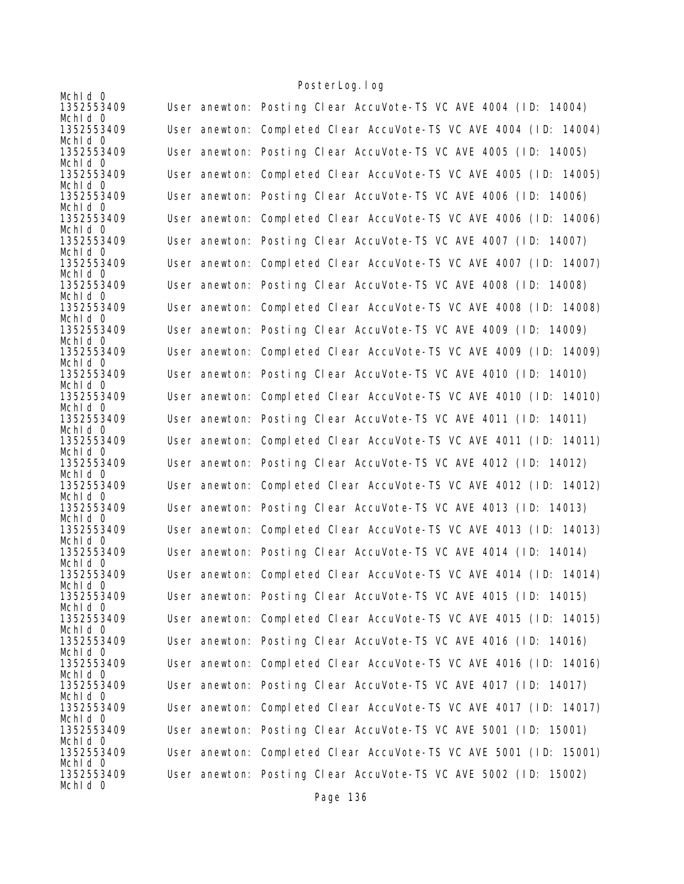```
McHId 0
1352553409      User anewton: Posting Clear AccuVote-TS VC AVE 4004 (ID: 14004)
McHId 0
1352553409      User anewton: Completed Clear AccuVote-TS VC AVE 4004 (ID: 14004)
McHId 0
1352553409      User anewton: Posting Clear AccuVote-TS VC AVE 4005 (ID: 14005)
McHId 0
1352553409      User anewton: Completed Clear AccuVote-TS VC AVE 4005 (ID: 14005)
McHId 0
1352553409      User anewton: Posting Clear AccuVote-TS VC AVE 4006 (ID: 14006)
McHId 0
1352553409      User anewton: Completed Clear AccuVote-TS VC AVE 4006 (ID: 14006)
McHId 0
1352553409      User anewton: Posting Clear AccuVote-TS VC AVE 4007 (ID: 14007)
McHId 0
1352553409      User anewton: Completed Clear AccuVote-TS VC AVE 4007 (ID: 14007)
McHId 0
1352553409      User anewton: Posting Clear AccuVote-TS VC AVE 4008 (ID: 14008)
McHId 0
1352553409      User anewton: Completed Clear AccuVote-TS VC AVE 4008 (ID: 14008)
McHId 0
1352553409      User anewton: Posting Clear AccuVote-TS VC AVE 4009 (ID: 14009)
McHId 0
1352553409      User anewton: Completed Clear AccuVote-TS VC AVE 4009 (ID: 14009)
McHId 0
1352553409      User anewton: Posting Clear AccuVote-TS VC AVE 4010 (ID: 14010)
McHId 0
1352553409      User anewton: Completed Clear AccuVote-TS VC AVE 4010 (ID: 14010)
McHId 0
1352553409      User anewton: Posting Clear AccuVote-TS VC AVE 4011 (ID: 14011)
McHId 0
1352553409      User anewton: Completed Clear AccuVote-TS VC AVE 4011 (ID: 14011)
McHId 0
1352553409      User anewton: Posting Clear AccuVote-TS VC AVE 4012 (ID: 14012)
McHId 0
1352553409      User anewton: Completed Clear AccuVote-TS VC AVE 4012 (ID: 14012)
McHId 0
1352553409      User anewton: Posting Clear AccuVote-TS VC AVE 4013 (ID: 14013)
McHId 0
1352553409      User anewton: Completed Clear AccuVote-TS VC AVE 4013 (ID: 14013)
McHId 0
1352553409      User anewton: Posting Clear AccuVote-TS VC AVE 4014 (ID: 14014)
McHId 0
1352553409      User anewton: Completed Clear AccuVote-TS VC AVE 4014 (ID: 14014)
McHId 0
1352553409      User anewton: Posting Clear AccuVote-TS VC AVE 4015 (ID: 14015)
McHId 0
1352553409      User anewton: Completed Clear AccuVote-TS VC AVE 4015 (ID: 14015)
McHId 0
1352553409      User anewton: Posting Clear AccuVote-TS VC AVE 4016 (ID: 14016)
McHId 0
1352553409      User anewton: Completed Clear AccuVote-TS VC AVE 4016 (ID: 14016)
McHId 0
1352553409      User anewton: Posting Clear AccuVote-TS VC AVE 4017 (ID: 14017)
McHId 0
1352553409      User anewton: Completed Clear AccuVote-TS VC AVE 4017 (ID: 14017)
McHId 0
1352553409      User anewton: Posting Clear AccuVote-TS VC AVE 5001 (ID: 15001)
McHId 0
1352553409      User anewton: Completed Clear AccuVote-TS VC AVE 5001 (ID: 15001)
McHId 0
1352553409      User anewton: Posting Clear AccuVote-TS VC AVE 5002 (ID: 15002)
McHId 0
```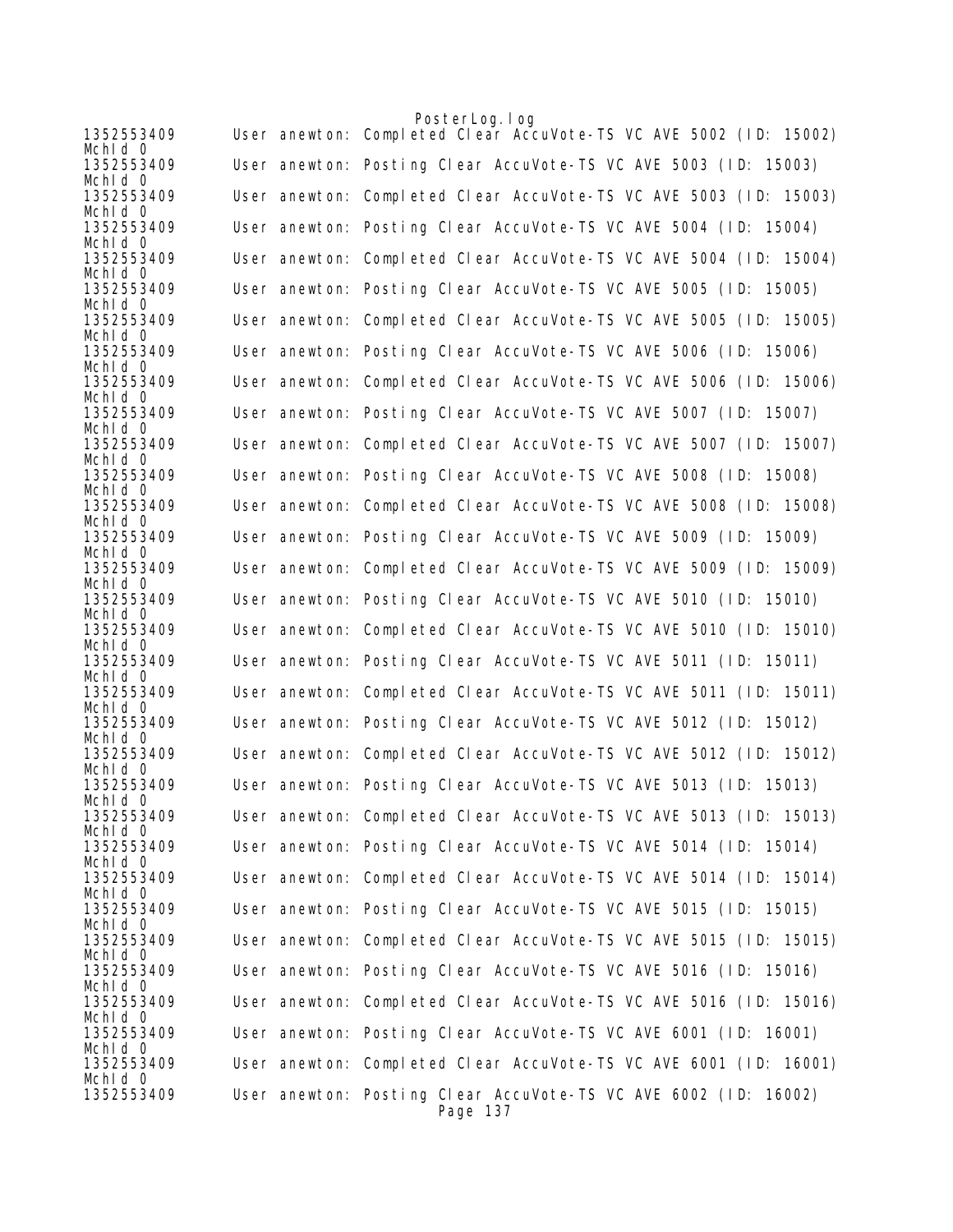```
1352553409      User anewton: Completed Clear AccuVote-TS VC AVE 5002 (ID: 15002)
McId 0
1352553409      User anewton: Posting Clear AccuVote-TS VC AVE 5003 (ID: 15003)
McId 0
1352553409      User anewton: Completed Clear AccuVote-TS VC AVE 5003 (ID: 15003)
McId 0
1352553409      User anewton: Posting Clear AccuVote-TS VC AVE 5004 (ID: 15004)
McId 0
1352553409      User anewton: Completed Clear AccuVote-TS VC AVE 5004 (ID: 15004)
McId 0
1352553409      User anewton: Posting Clear AccuVote-TS VC AVE 5005 (ID: 15005)
McId 0
1352553409      User anewton: Completed Clear AccuVote-TS VC AVE 5005 (ID: 15005)
McId 0
1352553409      User anewton: Posting Clear AccuVote-TS VC AVE 5006 (ID: 15006)
McId 0
1352553409      User anewton: Completed Clear AccuVote-TS VC AVE 5006 (ID: 15006)
McId 0
1352553409      User anewton: Posting Clear AccuVote-TS VC AVE 5007 (ID: 15007)
McId 0
1352553409      User anewton: Completed Clear AccuVote-TS VC AVE 5007 (ID: 15007)
McId 0
1352553409      User anewton: Posting Clear AccuVote-TS VC AVE 5008 (ID: 15008)
McId 0
1352553409      User anewton: Completed Clear AccuVote-TS VC AVE 5008 (ID: 15008)
McId 0
1352553409      User anewton: Posting Clear AccuVote-TS VC AVE 5009 (ID: 15009)
McId 0
1352553409      User anewton: Completed Clear AccuVote-TS VC AVE 5009 (ID: 15009)
McId 0
1352553409      User anewton: Posting Clear AccuVote-TS VC AVE 5010 (ID: 15010)
McId 0
1352553409      User anewton: Completed Clear AccuVote-TS VC AVE 5010 (ID: 15010)
McId 0
1352553409      User anewton: Posting Clear AccuVote-TS VC AVE 5011 (ID: 15011)
McId 0
1352553409      User anewton: Completed Clear AccuVote-TS VC AVE 5011 (ID: 15011)
McId 0
1352553409      User anewton: Posting Clear AccuVote-TS VC AVE 5012 (ID: 15012)
McId 0
1352553409      User anewton: Completed Clear AccuVote-TS VC AVE 5012 (ID: 15012)
McId 0
1352553409      User anewton: Posting Clear AccuVote-TS VC AVE 5013 (ID: 15013)
McId 0
1352553409      User anewton: Completed Clear AccuVote-TS VC AVE 5013 (ID: 15013)
McId 0
1352553409      User anewton: Posting Clear AccuVote-TS VC AVE 5014 (ID: 15014)
McId 0
1352553409      User anewton: Completed Clear AccuVote-TS VC AVE 5014 (ID: 15014)
McId 0
1352553409      User anewton: Posting Clear AccuVote-TS VC AVE 5015 (ID: 15015)
McId 0
1352553409      User anewton: Completed Clear AccuVote-TS VC AVE 5015 (ID: 15015)
McId 0
1352553409      User anewton: Posting Clear AccuVote-TS VC AVE 5016 (ID: 15016)
McId 0
1352553409      User anewton: Completed Clear AccuVote-TS VC AVE 5016 (ID: 15016)
McId 0
1352553409      User anewton: Posting Clear AccuVote-TS VC AVE 6001 (ID: 16001)
McId 0
1352553409      User anewton: Completed Clear AccuVote-TS VC AVE 6001 (ID: 16001)
McId 0
1352553409      User anewton: Posting Clear AccuVote-TS VC AVE 6002 (ID: 16002)
```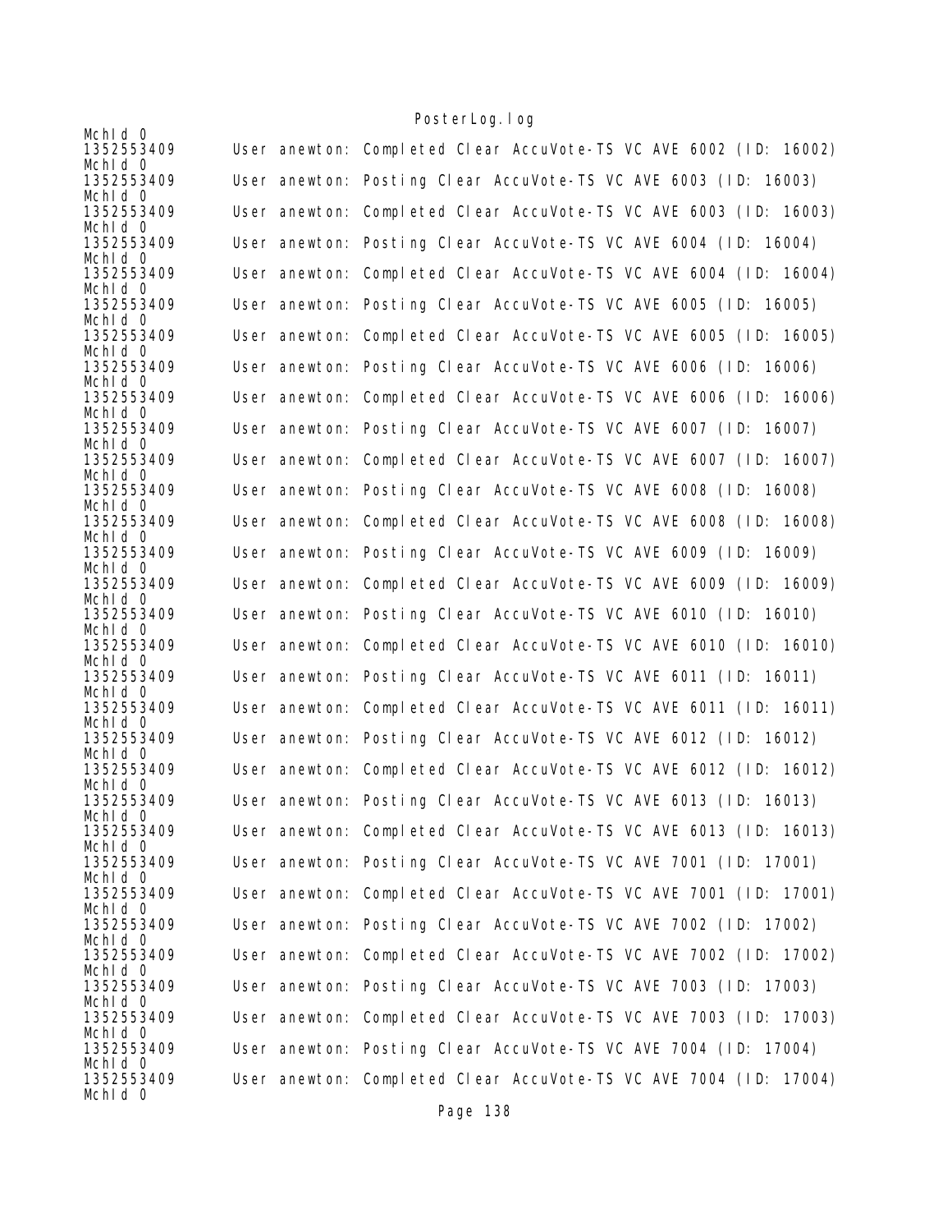```
McHId 0
1352553409      User anewton: Completed Clear AccuVote-TS VC AVE 6002 (ID: 16002)
McHId 0
1352553409      User anewton: Posting Clear AccuVote-TS VC AVE 6003 (ID: 16003)
McHId 0
1352553409      User anewton: Completed Clear AccuVote-TS VC AVE 6003 (ID: 16003)
McHId 0
1352553409      User anewton: Posting Clear AccuVote-TS VC AVE 6004 (ID: 16004)
McHId 0
1352553409      User anewton: Completed Clear AccuVote-TS VC AVE 6004 (ID: 16004)
McHId 0
1352553409      User anewton: Posting Clear AccuVote-TS VC AVE 6005 (ID: 16005)
McHId 0
1352553409      User anewton: Completed Clear AccuVote-TS VC AVE 6005 (ID: 16005)
McHId 0
1352553409      User anewton: Posting Clear AccuVote-TS VC AVE 6006 (ID: 16006)
McHId 0
1352553409      User anewton: Completed Clear AccuVote-TS VC AVE 6006 (ID: 16006)
McHId 0
1352553409      User anewton: Posting Clear AccuVote-TS VC AVE 6007 (ID: 16007)
McHId 0
1352553409      User anewton: Completed Clear AccuVote-TS VC AVE 6007 (ID: 16007)
McHId 0
1352553409      User anewton: Posting Clear AccuVote-TS VC AVE 6008 (ID: 16008)
McHId 0
1352553409      User anewton: Completed Clear AccuVote-TS VC AVE 6008 (ID: 16008)
McHId 0
1352553409      User anewton: Posting Clear AccuVote-TS VC AVE 6009 (ID: 16009)
McHId 0
1352553409      User anewton: Completed Clear AccuVote-TS VC AVE 6009 (ID: 16009)
McHId 0
1352553409      User anewton: Posting Clear AccuVote-TS VC AVE 6010 (ID: 16010)
McHId 0
1352553409      User anewton: Completed Clear AccuVote-TS VC AVE 6010 (ID: 16010)
McHId 0
1352553409      User anewton: Posting Clear AccuVote-TS VC AVE 6011 (ID: 16011)
McHId 0
1352553409      User anewton: Completed Clear AccuVote-TS VC AVE 6011 (ID: 16011)
McHId 0
1352553409      User anewton: Posting Clear AccuVote-TS VC AVE 6012 (ID: 16012)
McHId 0
1352553409      User anewton: Completed Clear AccuVote-TS VC AVE 6012 (ID: 16012)
McHId 0
1352553409      User anewton: Posting Clear AccuVote-TS VC AVE 6013 (ID: 16013)
McHId 0
1352553409      User anewton: Completed Clear AccuVote-TS VC AVE 6013 (ID: 16013)
McHId 0
1352553409      User anewton: Posting Clear AccuVote-TS VC AVE 7001 (ID: 17001)
McHId 0
1352553409      User anewton: Completed Clear AccuVote-TS VC AVE 7001 (ID: 17001)
McHId 0
1352553409      User anewton: Posting Clear AccuVote-TS VC AVE 7002 (ID: 17002)
McHId 0
1352553409      User anewton: Completed Clear AccuVote-TS VC AVE 7002 (ID: 17002)
McHId 0
1352553409      User anewton: Posting Clear AccuVote-TS VC AVE 7003 (ID: 17003)
McHId 0
1352553409      User anewton: Completed Clear AccuVote-TS VC AVE 7003 (ID: 17003)
McHId 0
1352553409      User anewton: Posting Clear AccuVote-TS VC AVE 7004 (ID: 17004)
McHId 0
1352553409      User anewton: Completed Clear AccuVote-TS VC AVE 7004 (ID: 17004)
McHId 0
```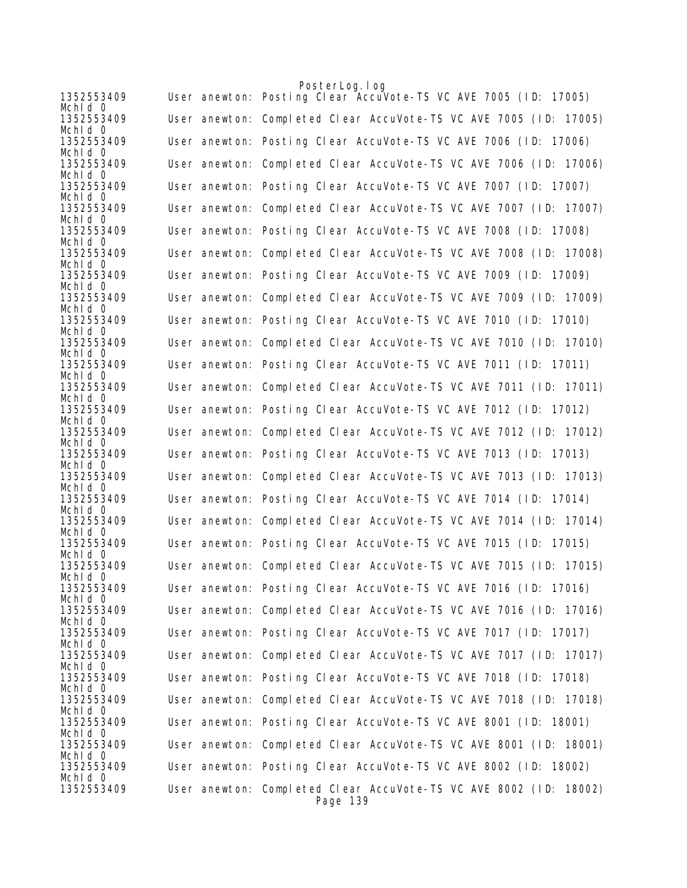```
1352553409      User anewton: Posting Clear AccuVote-TS VC AVE 7005 (ID: 17005)
McId 0
1352553409      User anewton: Completed Clear AccuVote-TS VC AVE 7005 (ID: 17005)
McId 0
1352553409      User anewton: Posting Clear AccuVote-TS VC AVE 7006 (ID: 17006)
McId 0
1352553409      User anewton: Completed Clear AccuVote-TS VC AVE 7006 (ID: 17006)
McId 0
1352553409      User anewton: Posting Clear AccuVote-TS VC AVE 7007 (ID: 17007)
McId 0
1352553409      User anewton: Completed Clear AccuVote-TS VC AVE 7007 (ID: 17007)
McId 0
1352553409      User anewton: Posting Clear AccuVote-TS VC AVE 7008 (ID: 17008)
McId 0
1352553409      User anewton: Completed Clear AccuVote-TS VC AVE 7008 (ID: 17008)
McId 0
1352553409      User anewton: Posting Clear AccuVote-TS VC AVE 7009 (ID: 17009)
McId 0
1352553409      User anewton: Completed Clear AccuVote-TS VC AVE 7009 (ID: 17009)
McId 0
1352553409      User anewton: Posting Clear AccuVote-TS VC AVE 7010 (ID: 17010)
McId 0
1352553409      User anewton: Completed Clear AccuVote-TS VC AVE 7010 (ID: 17010)
McId 0
1352553409      User anewton: Posting Clear AccuVote-TS VC AVE 7011 (ID: 17011)
McId 0
1352553409      User anewton: Completed Clear AccuVote-TS VC AVE 7011 (ID: 17011)
McId 0
1352553409      User anewton: Posting Clear AccuVote-TS VC AVE 7012 (ID: 17012)
McId 0
1352553409      User anewton: Completed Clear AccuVote-TS VC AVE 7012 (ID: 17012)
McId 0
1352553409      User anewton: Posting Clear AccuVote-TS VC AVE 7013 (ID: 17013)
McId 0
1352553409      User anewton: Completed Clear AccuVote-TS VC AVE 7013 (ID: 17013)
McId 0
1352553409      User anewton: Posting Clear AccuVote-TS VC AVE 7014 (ID: 17014)
McId 0
1352553409      User anewton: Completed Clear AccuVote-TS VC AVE 7014 (ID: 17014)
McId 0
1352553409      User anewton: Posting Clear AccuVote-TS VC AVE 7015 (ID: 17015)
McId 0
1352553409      User anewton: Completed Clear AccuVote-TS VC AVE 7015 (ID: 17015)
McId 0
1352553409      User anewton: Posting Clear AccuVote-TS VC AVE 7016 (ID: 17016)
McId 0
1352553409      User anewton: Completed Clear AccuVote-TS VC AVE 7016 (ID: 17016)
McId 0
1352553409      User anewton: Posting Clear AccuVote-TS VC AVE 7017 (ID: 17017)
McId 0
1352553409      User anewton: Completed Clear AccuVote-TS VC AVE 7017 (ID: 17017)
McId 0
1352553409      User anewton: Posting Clear AccuVote-TS VC AVE 7018 (ID: 17018)
McId 0
1352553409      User anewton: Completed Clear AccuVote-TS VC AVE 7018 (ID: 17018)
McId 0
1352553409      User anewton: Posting Clear AccuVote-TS VC AVE 8001 (ID: 18001)
McId 0
1352553409      User anewton: Completed Clear AccuVote-TS VC AVE 8001 (ID: 18001)
McId 0
1352553409      User anewton: Posting Clear AccuVote-TS VC AVE 8002 (ID: 18002)
McId 0
1352553409      User anewton: Completed Clear AccuVote-TS VC AVE 8002 (ID: 18002)
```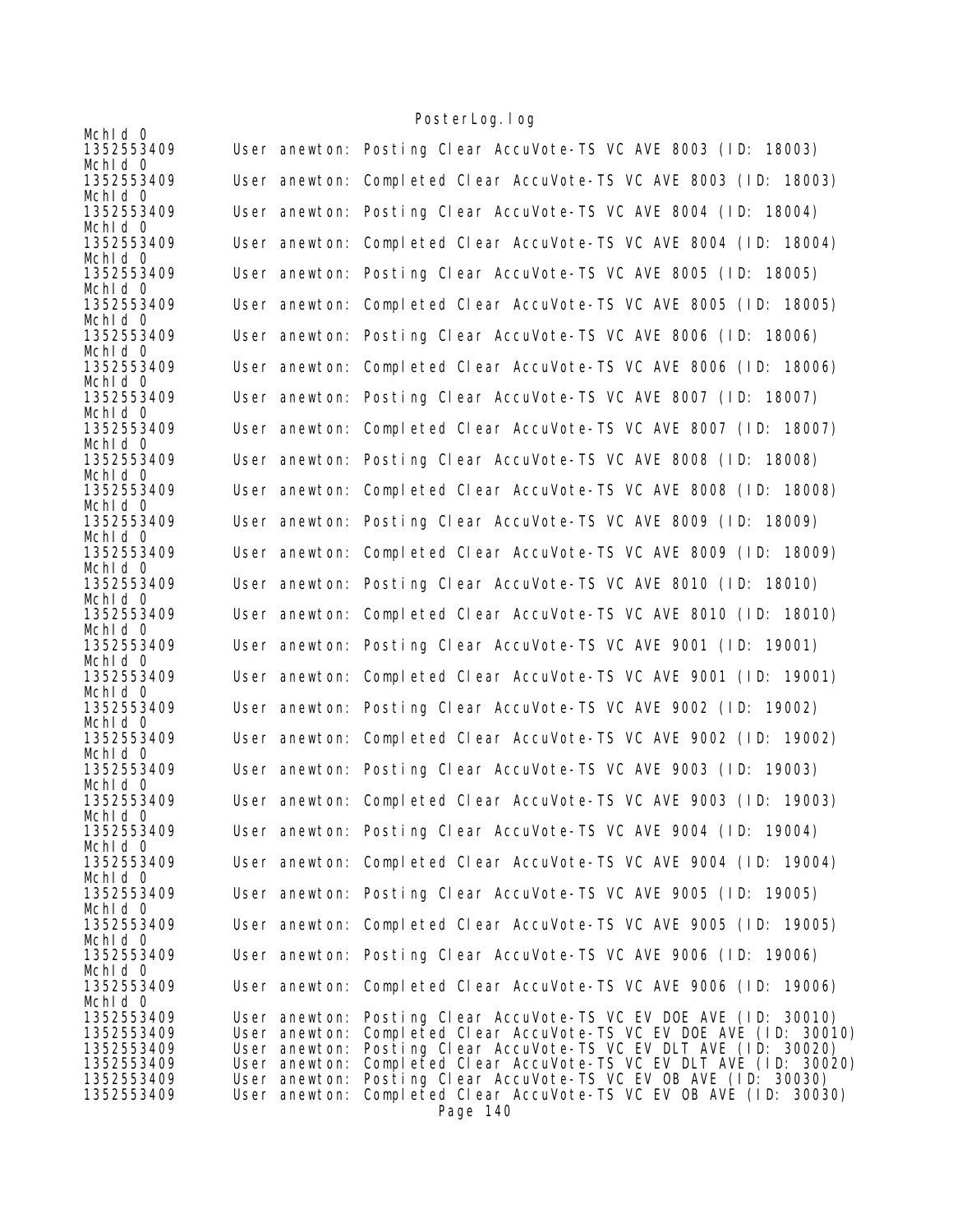```
Mchld 0
1352553409      User anewton: Posting Clear AccuVote-TS VC AVE 8003 (ID: 18003)
Mchld 0
1352553409      User anewton: Completed Clear AccuVote-TS VC AVE 8003 (ID: 18003)
Mchld 0
1352553409      User anewton: Posting Clear AccuVote-TS VC AVE 8004 (ID: 18004)
Mchld 0
1352553409      User anewton: Completed Clear AccuVote-TS VC AVE 8004 (ID: 18004)
Mchld 0
1352553409      User anewton: Posting Clear AccuVote-TS VC AVE 8005 (ID: 18005)
Mchld 0
1352553409      User anewton: Completed Clear AccuVote-TS VC AVE 8005 (ID: 18005)
Mchld 0
1352553409      User anewton: Posting Clear AccuVote-TS VC AVE 8006 (ID: 18006)
Mchld 0
1352553409      User anewton: Completed Clear AccuVote-TS VC AVE 8006 (ID: 18006)
Mchld 0
1352553409      User anewton: Posting Clear AccuVote-TS VC AVE 8007 (ID: 18007)
Mchld 0
1352553409      User anewton: Completed Clear AccuVote-TS VC AVE 8007 (ID: 18007)
Mchld 0
1352553409      User anewton: Posting Clear AccuVote-TS VC AVE 8008 (ID: 18008)
Mchld 0
1352553409      User anewton: Completed Clear AccuVote-TS VC AVE 8008 (ID: 18008)
Mchld 0
1352553409      User anewton: Posting Clear AccuVote-TS VC AVE 8009 (ID: 18009)
Mchld 0
1352553409      User anewton: Completed Clear AccuVote-TS VC AVE 8009 (ID: 18009)
Mchld 0
1352553409      User anewton: Posting Clear AccuVote-TS VC AVE 8010 (ID: 18010)
Mchld 0
1352553409      User anewton: Completed Clear AccuVote-TS VC AVE 8010 (ID: 18010)
Mchld 0
1352553409      User anewton: Posting Clear AccuVote-TS VC AVE 9001 (ID: 19001)
Mchld 0
1352553409      User anewton: Completed Clear AccuVote-TS VC AVE 9001 (ID: 19001)
Mchld 0
1352553409      User anewton: Posting Clear AccuVote-TS VC AVE 9002 (ID: 19002)
Mchld 0
1352553409      User anewton: Completed Clear AccuVote-TS VC AVE 9002 (ID: 19002)
Mchld 0
1352553409      User anewton: Posting Clear AccuVote-TS VC AVE 9003 (ID: 19003)
Mchld 0
1352553409      User anewton: Completed Clear AccuVote-TS VC AVE 9003 (ID: 19003)
Mchld 0
1352553409      User anewton: Posting Clear AccuVote-TS VC AVE 9004 (ID: 19004)
Mchld 0
1352553409      User anewton: Completed Clear AccuVote-TS VC AVE 9004 (ID: 19004)
Mchld 0
1352553409      User anewton: Posting Clear AccuVote-TS VC AVE 9005 (ID: 19005)
Mchld 0
1352553409      User anewton: Completed Clear AccuVote-TS VC AVE 9005 (ID: 19005)
Mchld 0
1352553409      User anewton: Posting Clear AccuVote-TS VC AVE 9006 (ID: 19006)
Mchld 0
1352553409      User anewton: Completed Clear AccuVote-TS VC AVE 9006 (ID: 19006)
Mchld 0
1352553409      User anewton: Posting Clear AccuVote-TS VC EV DOE AVE (ID: 30010)
1352553409      User anewton: Completed Clear AccuVote-TS VC EV DOE AVE (ID: 30010)
1352553409      User anewton: Posting Clear AccuVote-TS VC EV DLT AVE (ID: 30020)
1352553409      User anewton: Completed Clear AccuVote-TS VC EV DLT AVE (ID: 30020)
1352553409      User anewton: Posting Clear AccuVote-TS VC EV OB AVE (ID: 30030)
1352553409      User anewton: Completed Clear AccuVote-TS VC EV OB AVE (ID: 30030)
```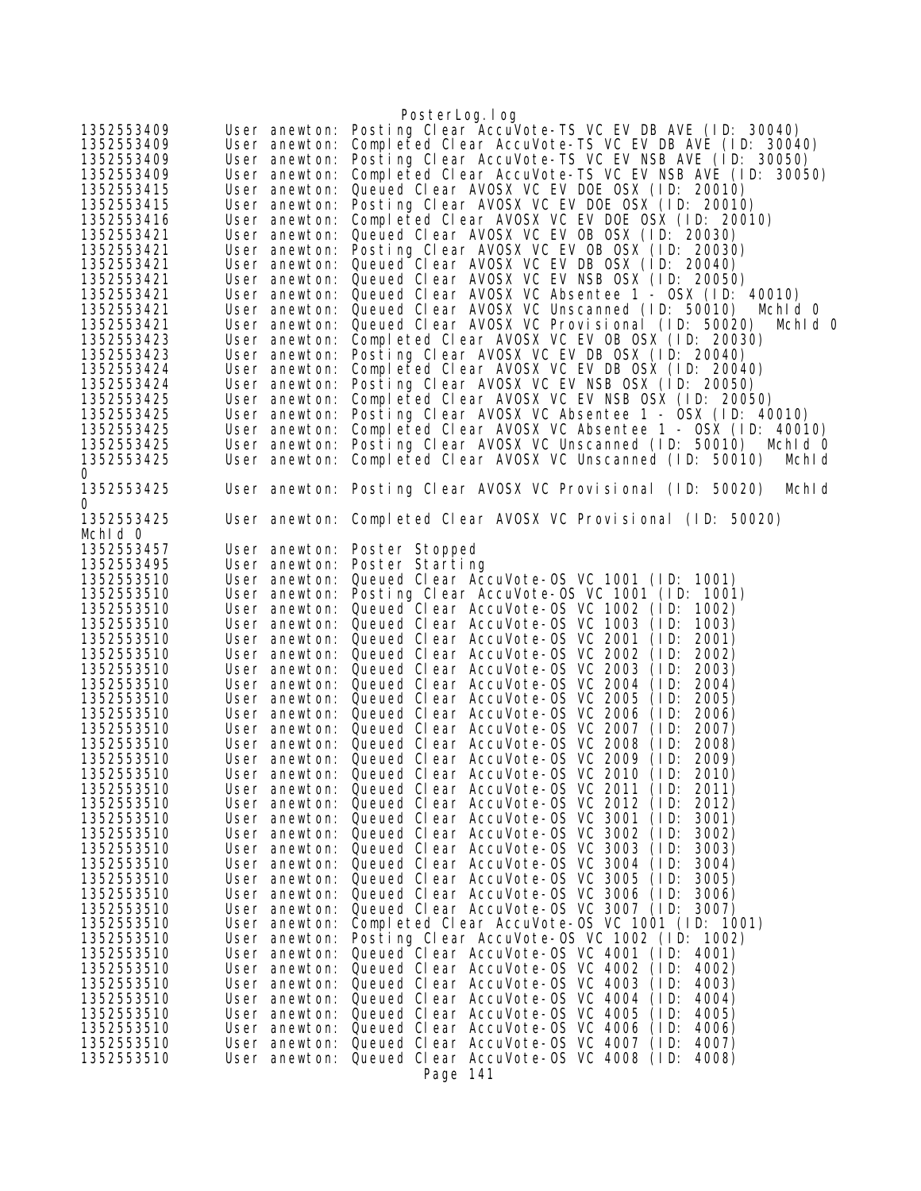```
1352553409      User anewton: Posting Clear AccuVote-TS VC EV DB AVE (ID: 30040)
1352553409      User anewton: Completed Clear AccuVote-TS VC EV DB AVE (ID: 30040)
1352553409      User anewton: Posting Clear AccuVote-TS VC EV NSB AVE (ID: 30050)
1352553409      User anewton: Completed Clear AccuVote-TS VC EV NSB AVE (ID: 30050)
1352553415      User anewton: Queued Clear AVOSX VC EV DOE OSX (ID: 20010)
1352553415      User anewton: Posting Clear AVOSX VC EV DOE OSX (ID: 20010)
1352553416      User anewton: Completed Clear AVOSX VC EV DOE OSX (ID: 20010)
1352553421      User anewton: Queued Clear AVOSX VC EV OB OSX (ID: 20030)
1352553421      User anewton: Posting Clear AVOSX VC EV OB OSX (ID: 20030)
1352553421      User anewton: Queued Clear AVOSX VC EV DB OSX (ID: 20040)
1352553421      User anewton: Queued Clear AVOSX VC EV NSB OSX (ID: 20050)
1352553421      User anewton: Queued Clear AVOSX VC Absentee 1 - OSX (ID: 40010)
1352553421      User anewton: Queued Clear AVOSX VC Unscanned (ID: 50010)  MchId 0
1352553421      User anewton: Queued Clear AVOSX VC Provisional (ID: 50020)  MchId 0
1352553423      User anewton: Completed Clear AVOSX VC EV OB OSX (ID: 20030)
1352553423      User anewton: Posting Clear AVOSX VC EV DB OSX (ID: 20040)
1352553424      User anewton: Completed Clear AVOSX VC EV DB OSX (ID: 20040)
1352553424      User anewton: Posting Clear AVOSX VC EV NSB OSX (ID: 20050)
1352553425      User anewton: Completed Clear AVOSX VC EV NSB OSX (ID: 20050)
1352553425      User anewton: Posting Clear AVOSX VC Absentee 1 - OSX (ID: 40010)
1352553425      User anewton: Completed Clear AVOSX VC Absentee 1 - OSX (ID: 40010)
1352553425      User anewton: Posting Clear AVOSX VC Unscanned (ID: 50010)  MchId 0
1352553425      User anewton: Completed Clear AVOSX VC Unscanned (ID: 50010)  MchId
0
1352553425      User anewton: Posting Clear AVOSX VC Provisional (ID: 50020)  MchId
0
1352553425      User anewton: Completed Clear AVOSX VC Provisional (ID: 50020)
MchId 0
1352553457      User anewton: Poster Stopped
1352553495      User anewton: Poster Starting
1352553510      User anewton: Queued Clear AccuVote-OS VC 1001 (ID: 1001)
1352553510      User anewton: Posting Clear AccuVote-OS VC 1001 (ID: 1001)
1352553510      User anewton: Queued Clear AccuVote-OS VC 1002 (ID: 1002)
1352553510      User anewton: Queued Clear AccuVote-OS VC 1003 (ID: 1003)
1352553510      User anewton: Queued Clear AccuVote-OS VC 2001 (ID: 2001)
1352553510      User anewton: Queued Clear AccuVote-OS VC 2002 (ID: 2002)
1352553510      User anewton: Queued Clear AccuVote-OS VC 2003 (ID: 2003)
1352553510      User anewton: Queued Clear AccuVote-OS VC 2004 (ID: 2004)
1352553510      User anewton: Queued Clear AccuVote-OS VC 2005 (ID: 2005)
1352553510      User anewton: Queued Clear AccuVote-OS VC 2006 (ID: 2006)
1352553510      User anewton: Queued Clear AccuVote-OS VC 2007 (ID: 2007)
1352553510      User anewton: Queued Clear AccuVote-OS VC 2008 (ID: 2008)
1352553510      User anewton: Queued Clear AccuVote-OS VC 2009 (ID: 2009)
1352553510      User anewton: Queued Clear AccuVote-OS VC 2010 (ID: 2010)
1352553510      User anewton: Queued Clear AccuVote-OS VC 2011 (ID: 2011)
1352553510      User anewton: Queued Clear AccuVote-OS VC 2012 (ID: 2012)
1352553510      User anewton: Queued Clear AccuVote-OS VC 3001 (ID: 3001)
1352553510      User anewton: Queued Clear AccuVote-OS VC 3002 (ID: 3002)
1352553510      User anewton: Queued Clear AccuVote-OS VC 3003 (ID: 3003)
1352553510      User anewton: Queued Clear AccuVote-OS VC 3004 (ID: 3004)
1352553510      User anewton: Queued Clear AccuVote-OS VC 3005 (ID: 3005)
1352553510      User anewton: Queued Clear AccuVote-OS VC 3006 (ID: 3006)
1352553510      User anewton: Queued Clear AccuVote-OS VC 3007 (ID: 3007)
1352553510      User anewton: Completed Clear AccuVote-OS VC 1001 (ID: 1001)
1352553510      User anewton: Posting Clear AccuVote-OS VC 1002 (ID: 1002)
1352553510      User anewton: Queued Clear AccuVote-OS VC 4001 (ID: 4001)
1352553510      User anewton: Queued Clear AccuVote-OS VC 4002 (ID: 4002)
1352553510      User anewton: Queued Clear AccuVote-OS VC 4003 (ID: 4003)
1352553510      User anewton: Queued Clear AccuVote-OS VC 4004 (ID: 4004)
1352553510      User anewton: Queued Clear AccuVote-OS VC 4005 (ID: 4005)
1352553510      User anewton: Queued Clear AccuVote-OS VC 4006 (ID: 4006)
1352553510      User anewton: Queued Clear AccuVote-OS VC 4007 (ID: 4007)
1352553510      User anewton: Queued Clear AccuVote-OS VC 4008 (ID: 4008)
```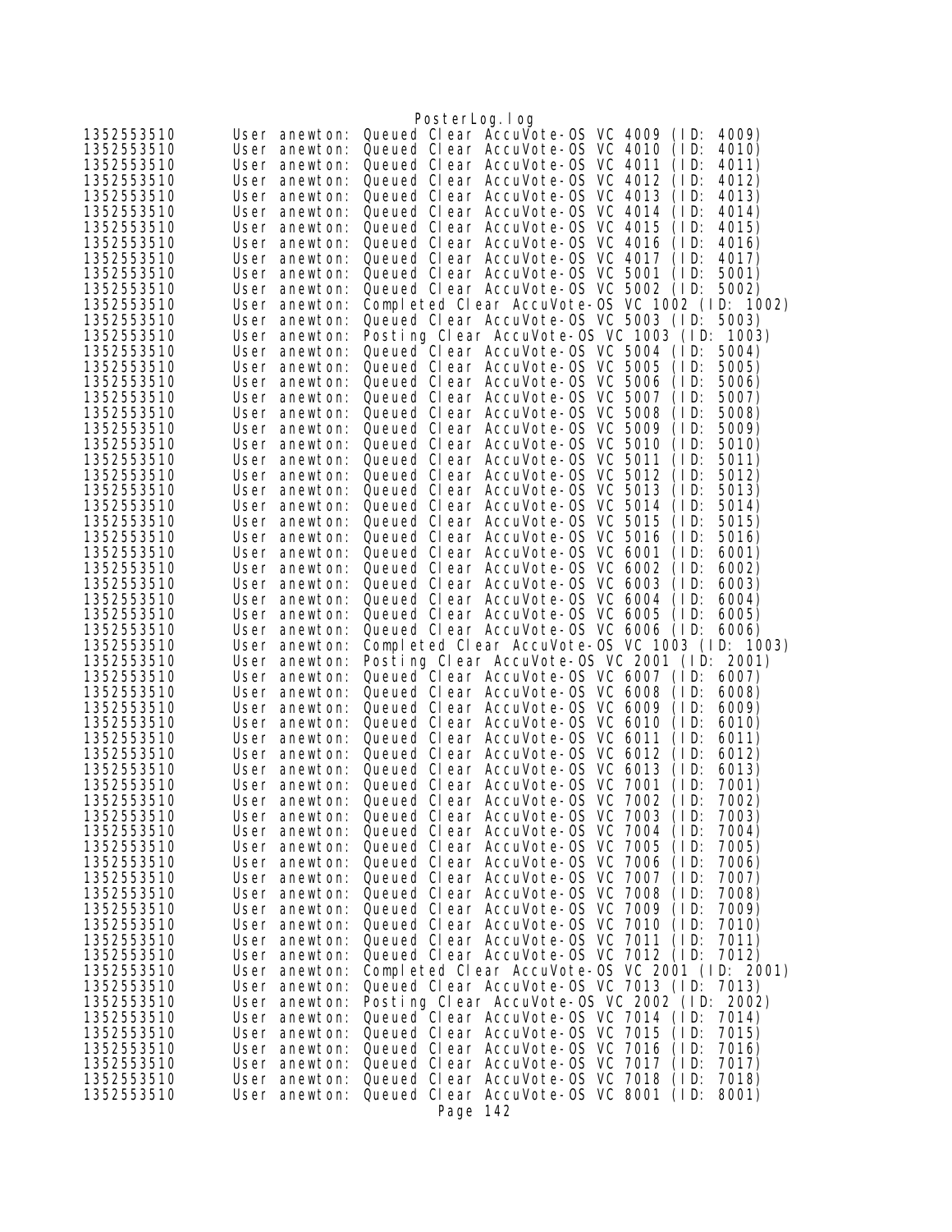```
1352553510      User anewton: Queued Clear AccuVote-OS VC 4009 (ID: 4009)
1352553510      User anewton: Queued Clear AccuVote-OS VC 4010 (ID: 4010)
1352553510      User anewton: Queued Clear AccuVote-OS VC 4011 (ID: 4011)
1352553510      User anewton: Queued Clear AccuVote-OS VC 4012 (ID: 4012)
1352553510      User anewton: Queued Clear AccuVote-OS VC 4013 (ID: 4013)
1352553510      User anewton: Queued Clear AccuVote-OS VC 4014 (ID: 4014)
1352553510      User anewton: Queued Clear AccuVote-OS VC 4015 (ID: 4015)
1352553510      User anewton: Queued Clear AccuVote-OS VC 4016 (ID: 4016)
1352553510      User anewton: Queued Clear AccuVote-OS VC 4017 (ID: 4017)
1352553510      User anewton: Queued Clear AccuVote-OS VC 5001 (ID: 5001)
1352553510      User anewton: Queued Clear AccuVote-OS VC 5002 (ID: 5002)
1352553510      User anewton: Completed Clear AccuVote-OS VC 1002 (ID: 1002)
1352553510      User anewton: Queued Clear AccuVote-OS VC 5003 (ID: 5003)
1352553510      User anewton: Posting Clear AccuVote-OS VC 1003 (ID: 1003)
1352553510      User anewton: Queued Clear AccuVote-OS VC 5004 (ID: 5004)
1352553510      User anewton: Queued Clear AccuVote-OS VC 5005 (ID: 5005)
1352553510      User anewton: Queued Clear AccuVote-OS VC 5006 (ID: 5006)
1352553510      User anewton: Queued Clear AccuVote-OS VC 5007 (ID: 5007)
1352553510      User anewton: Queued Clear AccuVote-OS VC 5008 (ID: 5008)
1352553510      User anewton: Queued Clear AccuVote-OS VC 5009 (ID: 5009)
1352553510      User anewton: Queued Clear AccuVote-OS VC 5010 (ID: 5010)
1352553510      User anewton: Queued Clear AccuVote-OS VC 5011 (ID: 5011)
1352553510      User anewton: Queued Clear AccuVote-OS VC 5012 (ID: 5012)
1352553510      User anewton: Queued Clear AccuVote-OS VC 5013 (ID: 5013)
1352553510      User anewton: Queued Clear AccuVote-OS VC 5014 (ID: 5014)
1352553510      User anewton: Queued Clear AccuVote-OS VC 5015 (ID: 5015)
1352553510      User anewton: Queued Clear AccuVote-OS VC 5016 (ID: 5016)
1352553510      User anewton: Queued Clear AccuVote-OS VC 6001 (ID: 6001)
1352553510      User anewton: Queued Clear AccuVote-OS VC 6002 (ID: 6002)
1352553510      User anewton: Queued Clear AccuVote-OS VC 6003 (ID: 6003)
1352553510      User anewton: Queued Clear AccuVote-OS VC 6004 (ID: 6004)
1352553510      User anewton: Queued Clear AccuVote-OS VC 6005 (ID: 6005)
1352553510      User anewton: Queued Clear AccuVote-OS VC 6006 (ID: 6006)
1352553510      User anewton: Completed Clear AccuVote-OS VC 1003 (ID: 1003)
1352553510      User anewton: Posting Clear AccuVote-OS VC 2001 (ID: 2001)
1352553510      User anewton: Queued Clear AccuVote-OS VC 6007 (ID: 6007)
1352553510      User anewton: Queued Clear AccuVote-OS VC 6008 (ID: 6008)
1352553510      User anewton: Queued Clear AccuVote-OS VC 6009 (ID: 6009)
1352553510      User anewton: Queued Clear AccuVote-OS VC 6010 (ID: 6010)
1352553510      User anewton: Queued Clear AccuVote-OS VC 6011 (ID: 6011)
1352553510      User anewton: Queued Clear AccuVote-OS VC 6012 (ID: 6012)
1352553510      User anewton: Queued Clear AccuVote-OS VC 6013 (ID: 6013)
1352553510      User anewton: Queued Clear AccuVote-OS VC 7001 (ID: 7001)
1352553510      User anewton: Queued Clear AccuVote-OS VC 7002 (ID: 7002)
1352553510      User anewton: Queued Clear AccuVote-OS VC 7003 (ID: 7003)
1352553510      User anewton: Queued Clear AccuVote-OS VC 7004 (ID: 7004)
1352553510      User anewton: Queued Clear AccuVote-OS VC 7005 (ID: 7005)
1352553510      User anewton: Queued Clear AccuVote-OS VC 7006 (ID: 7006)
1352553510      User anewton: Queued Clear AccuVote-OS VC 7007 (ID: 7007)
1352553510      User anewton: Queued Clear AccuVote-OS VC 7008 (ID: 7008)
1352553510      User anewton: Queued Clear AccuVote-OS VC 7009 (ID: 7009)
1352553510      User anewton: Queued Clear AccuVote-OS VC 7010 (ID: 7010)
1352553510      User anewton: Queued Clear AccuVote-OS VC 7011 (ID: 7011)
1352553510      User anewton: Queued Clear AccuVote-OS VC 7012 (ID: 7012)
1352553510      User anewton: Completed Clear AccuVote-OS VC 2001 (ID: 2001)
1352553510      User anewton: Queued Clear AccuVote-OS VC 7013 (ID: 7013)
1352553510      User anewton: Posting Clear AccuVote-OS VC 2002 (ID: 2002)
1352553510      User anewton: Queued Clear AccuVote-OS VC 7014 (ID: 7014)
1352553510      User anewton: Queued Clear AccuVote-OS VC 7015 (ID: 7015)
1352553510      User anewton: Queued Clear AccuVote-OS VC 7016 (ID: 7016)
1352553510      User anewton: Queued Clear AccuVote-OS VC 7017 (ID: 7017)
1352553510      User anewton: Queued Clear AccuVote-OS VC 7018 (ID: 7018)
1352553510      User anewton: Queued Clear AccuVote-OS VC 8001 (ID: 8001)
```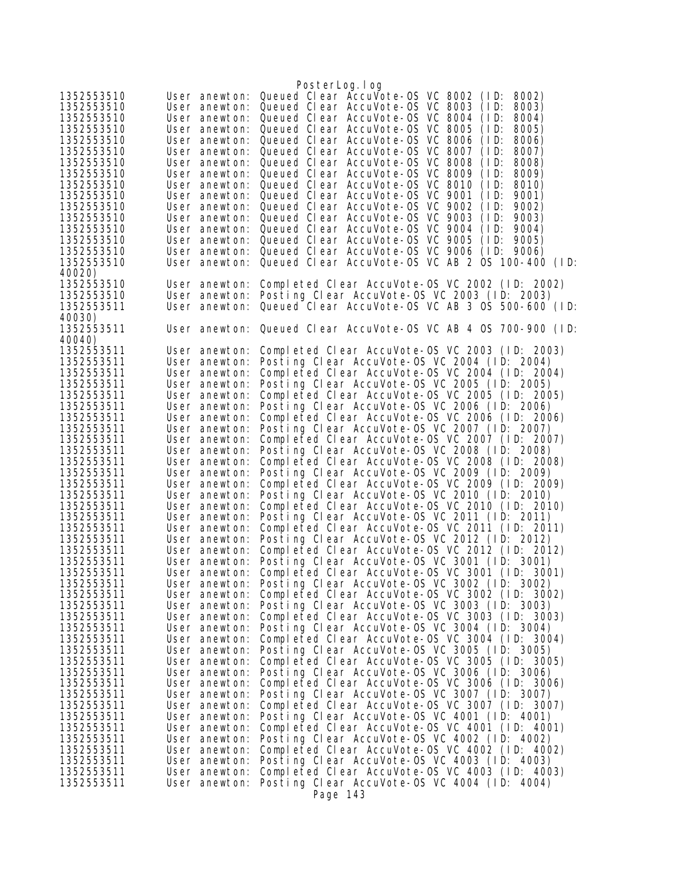```
1352553510      User anewton: Queued Clear AccuVote-OS VC 8002 (ID: 8002)
1352553510      User anewton: Queued Clear AccuVote-OS VC 8003 (ID: 8003)
1352553510      User anewton: Queued Clear AccuVote-OS VC 8004 (ID: 8004)
1352553510      User anewton: Queued Clear AccuVote-OS VC 8005 (ID: 8005)
1352553510      User anewton: Queued Clear AccuVote-OS VC 8006 (ID: 8006)
1352553510      User anewton: Queued Clear AccuVote-OS VC 8007 (ID: 8007)
1352553510      User anewton: Queued Clear AccuVote-OS VC 8008 (ID: 8008)
1352553510      User anewton: Queued Clear AccuVote-OS VC 8009 (ID: 8009)
1352553510      User anewton: Queued Clear AccuVote-OS VC 8010 (ID: 8010)
1352553510      User anewton: Queued Clear AccuVote-OS VC 9001 (ID: 9001)
1352553510      User anewton: Queued Clear AccuVote-OS VC 9002 (ID: 9002)
1352553510      User anewton: Queued Clear AccuVote-OS VC 9003 (ID: 9003)
1352553510      User anewton: Queued Clear AccuVote-OS VC 9004 (ID: 9004)
1352553510      User anewton: Queued Clear AccuVote-OS VC 9005 (ID: 9005)
1352553510      User anewton: Queued Clear AccuVote-OS VC 9006 (ID: 9006)
1352553510      User anewton: Queued Clear AccuVote-OS VC AB 2 OS 100-400 (ID: 
40020)
1352553510      User anewton: Completed Clear AccuVote-OS VC 2002 (ID: 2002)
1352553510      User anewton: Posting Clear AccuVote-OS VC 2003 (ID: 2003)
1352553511      User anewton: Queued Clear AccuVote-OS VC AB 3 OS 500-600 (ID: 
40030)
1352553511      User anewton: Queued Clear AccuVote-OS VC AB 4 OS 700-900 (ID: 
40040)
1352553511      User anewton: Completed Clear AccuVote-OS VC 2003 (ID: 2003)
1352553511      User anewton: Posting Clear AccuVote-OS VC 2004 (ID: 2004)
1352553511      User anewton: Completed Clear AccuVote-OS VC 2004 (ID: 2004)
1352553511      User anewton: Posting Clear AccuVote-OS VC 2005 (ID: 2005)
1352553511      User anewton: Completed Clear AccuVote-OS VC 2005 (ID: 2005)
1352553511      User anewton: Posting Clear AccuVote-OS VC 2006 (ID: 2006)
1352553511      User anewton: Completed Clear AccuVote-OS VC 2006 (ID: 2006)
1352553511      User anewton: Posting Clear AccuVote-OS VC 2007 (ID: 2007)
1352553511      User anewton: Completed Clear AccuVote-OS VC 2007 (ID: 2007)
1352553511      User anewton: Posting Clear AccuVote-OS VC 2008 (ID: 2008)
1352553511      User anewton: Completed Clear AccuVote-OS VC 2008 (ID: 2008)
1352553511      User anewton: Posting Clear AccuVote-OS VC 2009 (ID: 2009)
1352553511      User anewton: Completed Clear AccuVote-OS VC 2009 (ID: 2009)
1352553511      User anewton: Posting Clear AccuVote-OS VC 2010 (ID: 2010)
1352553511      User anewton: Completed Clear AccuVote-OS VC 2010 (ID: 2010)
1352553511      User anewton: Posting Clear AccuVote-OS VC 2011 (ID: 2011)
1352553511      User anewton: Completed Clear AccuVote-OS VC 2011 (ID: 2011)
1352553511      User anewton: Posting Clear AccuVote-OS VC 2012 (ID: 2012)
1352553511      User anewton: Completed Clear AccuVote-OS VC 2012 (ID: 2012)
1352553511      User anewton: Posting Clear AccuVote-OS VC 3001 (ID: 3001)
1352553511      User anewton: Completed Clear AccuVote-OS VC 3001 (ID: 3001)
1352553511      User anewton: Posting Clear AccuVote-OS VC 3002 (ID: 3002)
1352553511      User anewton: Completed Clear AccuVote-OS VC 3002 (ID: 3002)
1352553511      User anewton: Posting Clear AccuVote-OS VC 3003 (ID: 3003)
1352553511      User anewton: Completed Clear AccuVote-OS VC 3003 (ID: 3003)
1352553511      User anewton: Posting Clear AccuVote-OS VC 3004 (ID: 3004)
1352553511      User anewton: Completed Clear AccuVote-OS VC 3004 (ID: 3004)
1352553511      User anewton: Posting Clear AccuVote-OS VC 3005 (ID: 3005)
1352553511      User anewton: Completed Clear AccuVote-OS VC 3005 (ID: 3005)
1352553511      User anewton: Posting Clear AccuVote-OS VC 3006 (ID: 3006)
1352553511      User anewton: Completed Clear AccuVote-OS VC 3006 (ID: 3006)
1352553511      User anewton: Posting Clear AccuVote-OS VC 3007 (ID: 3007)
1352553511      User anewton: Completed Clear AccuVote-OS VC 3007 (ID: 3007)
1352553511      User anewton: Posting Clear AccuVote-OS VC 4001 (ID: 4001)
1352553511      User anewton: Completed Clear AccuVote-OS VC 4001 (ID: 4001)
1352553511      User anewton: Posting Clear AccuVote-OS VC 4002 (ID: 4002)
1352553511      User anewton: Completed Clear AccuVote-OS VC 4002 (ID: 4002)
1352553511      User anewton: Posting Clear AccuVote-OS VC 4003 (ID: 4003)
1352553511      User anewton: Completed Clear AccuVote-OS VC 4003 (ID: 4003)
1352553511      User anewton: Posting Clear AccuVote-OS VC 4004 (ID: 4004)
```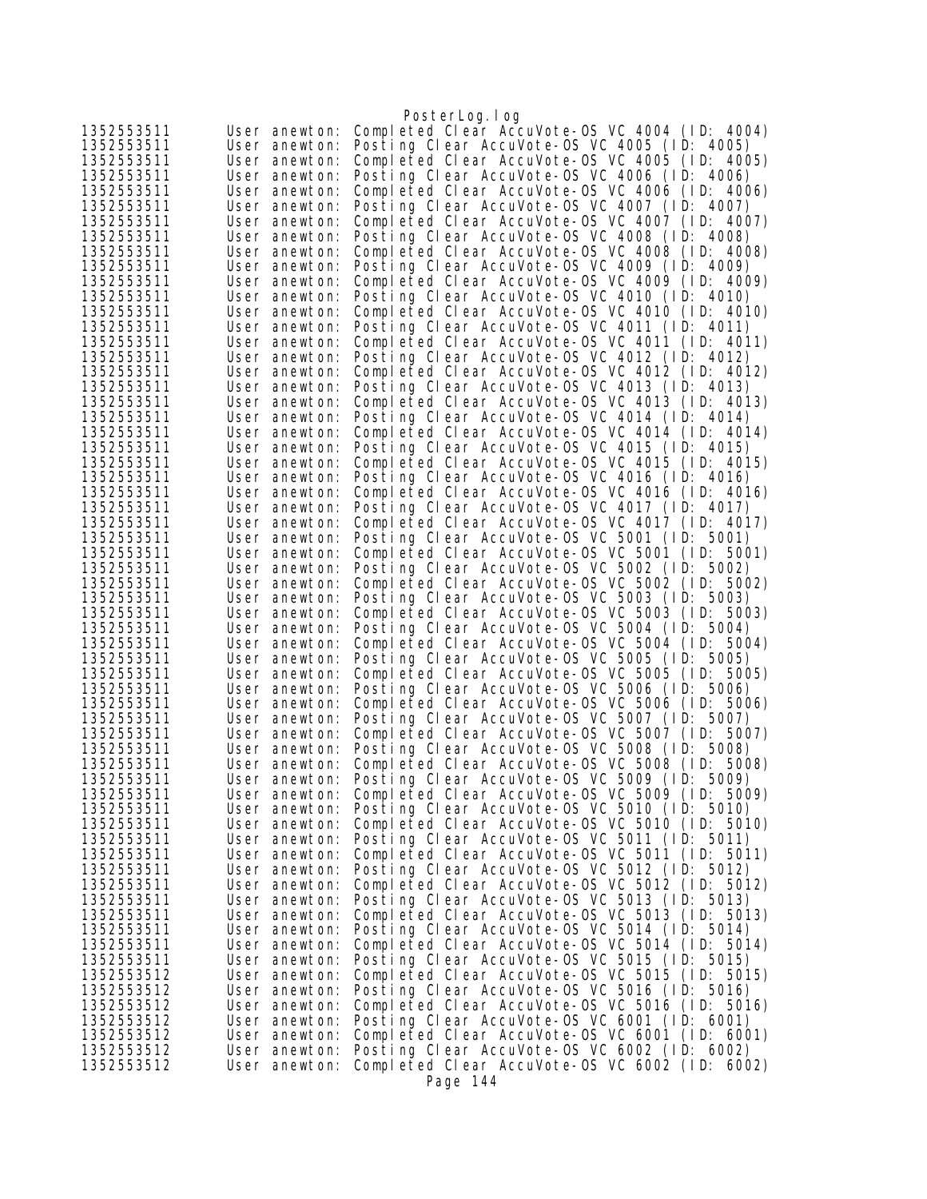```
1352553511	User anewton: Completed Clear AccuVote-OS VC 4004 (ID: 4004)
1352553511	User anewton: Posting Clear AccuVote-OS VC 4005 (ID: 4005)
1352553511	User anewton: Completed Clear AccuVote-OS VC 4005 (ID: 4005)
1352553511	User anewton: Posting Clear AccuVote-OS VC 4006 (ID: 4006)
1352553511	User anewton: Completed Clear AccuVote-OS VC 4006 (ID: 4006)
1352553511	User anewton: Posting Clear AccuVote-OS VC 4007 (ID: 4007)
1352553511	User anewton: Completed Clear AccuVote-OS VC 4007 (ID: 4007)
1352553511	User anewton: Posting Clear AccuVote-OS VC 4008 (ID: 4008)
1352553511	User anewton: Completed Clear AccuVote-OS VC 4008 (ID: 4008)
1352553511	User anewton: Posting Clear AccuVote-OS VC 4009 (ID: 4009)
1352553511	User anewton: Completed Clear AccuVote-OS VC 4009 (ID: 4009)
1352553511	User anewton: Posting Clear AccuVote-OS VC 4010 (ID: 4010)
1352553511	User anewton: Completed Clear AccuVote-OS VC 4010 (ID: 4010)
1352553511	User anewton: Posting Clear AccuVote-OS VC 4011 (ID: 4011)
1352553511	User anewton: Completed Clear AccuVote-OS VC 4011 (ID: 4011)
1352553511	User anewton: Posting Clear AccuVote-OS VC 4012 (ID: 4012)
1352553511	User anewton: Completed Clear AccuVote-OS VC 4012 (ID: 4012)
1352553511	User anewton: Posting Clear AccuVote-OS VC 4013 (ID: 4013)
1352553511	User anewton: Completed Clear AccuVote-OS VC 4013 (ID: 4013)
1352553511	User anewton: Posting Clear AccuVote-OS VC 4014 (ID: 4014)
1352553511	User anewton: Completed Clear AccuVote-OS VC 4014 (ID: 4014)
1352553511	User anewton: Posting Clear AccuVote-OS VC 4015 (ID: 4015)
1352553511	User anewton: Completed Clear AccuVote-OS VC 4015 (ID: 4015)
1352553511	User anewton: Posting Clear AccuVote-OS VC 4016 (ID: 4016)
1352553511	User anewton: Completed Clear AccuVote-OS VC 4016 (ID: 4016)
1352553511	User anewton: Posting Clear AccuVote-OS VC 4017 (ID: 4017)
1352553511	User anewton: Completed Clear AccuVote-OS VC 4017 (ID: 4017)
1352553511	User anewton: Posting Clear AccuVote-OS VC 5001 (ID: 5001)
1352553511	User anewton: Completed Clear AccuVote-OS VC 5001 (ID: 5001)
1352553511	User anewton: Posting Clear AccuVote-OS VC 5002 (ID: 5002)
1352553511	User anewton: Completed Clear AccuVote-OS VC 5002 (ID: 5002)
1352553511	User anewton: Posting Clear AccuVote-OS VC 5003 (ID: 5003)
1352553511	User anewton: Completed Clear AccuVote-OS VC 5003 (ID: 5003)
1352553511	User anewton: Posting Clear AccuVote-OS VC 5004 (ID: 5004)
1352553511	User anewton: Completed Clear AccuVote-OS VC 5004 (ID: 5004)
1352553511	User anewton: Posting Clear AccuVote-OS VC 5005 (ID: 5005)
1352553511	User anewton: Completed Clear AccuVote-OS VC 5005 (ID: 5005)
1352553511	User anewton: Posting Clear AccuVote-OS VC 5006 (ID: 5006)
1352553511	User anewton: Completed Clear AccuVote-OS VC 5006 (ID: 5006)
1352553511	User anewton: Posting Clear AccuVote-OS VC 5007 (ID: 5007)
1352553511	User anewton: Completed Clear AccuVote-OS VC 5007 (ID: 5007)
1352553511	User anewton: Posting Clear AccuVote-OS VC 5008 (ID: 5008)
1352553511	User anewton: Completed Clear AccuVote-OS VC 5008 (ID: 5008)
1352553511	User anewton: Posting Clear AccuVote-OS VC 5009 (ID: 5009)
1352553511	User anewton: Completed Clear AccuVote-OS VC 5009 (ID: 5009)
1352553511	User anewton: Posting Clear AccuVote-OS VC 5010 (ID: 5010)
1352553511	User anewton: Completed Clear AccuVote-OS VC 5010 (ID: 5010)
1352553511	User anewton: Posting Clear AccuVote-OS VC 5011 (ID: 5011)
1352553511	User anewton: Completed Clear AccuVote-OS VC 5011 (ID: 5011)
1352553511	User anewton: Posting Clear AccuVote-OS VC 5012 (ID: 5012)
1352553511	User anewton: Completed Clear AccuVote-OS VC 5012 (ID: 5012)
1352553511	User anewton: Posting Clear AccuVote-OS VC 5013 (ID: 5013)
1352553511	User anewton: Completed Clear AccuVote-OS VC 5013 (ID: 5013)
1352553511	User anewton: Posting Clear AccuVote-OS VC 5014 (ID: 5014)
1352553511	User anewton: Completed Clear AccuVote-OS VC 5014 (ID: 5014)
1352553511	User anewton: Posting Clear AccuVote-OS VC 5015 (ID: 5015)
1352553512	User anewton: Completed Clear AccuVote-OS VC 5015 (ID: 5015)
1352553512	User anewton: Posting Clear AccuVote-OS VC 5016 (ID: 5016)
1352553512	User anewton: Completed Clear AccuVote-OS VC 5016 (ID: 5016)
1352553512	User anewton: Posting Clear AccuVote-OS VC 6001 (ID: 6001)
1352553512	User anewton: Completed Clear AccuVote-OS VC 6001 (ID: 6001)
1352553512	User anewton: Posting Clear AccuVote-OS VC 6002 (ID: 6002)
1352553512	User anewton: Completed Clear AccuVote-OS VC 6002 (ID: 6002)
```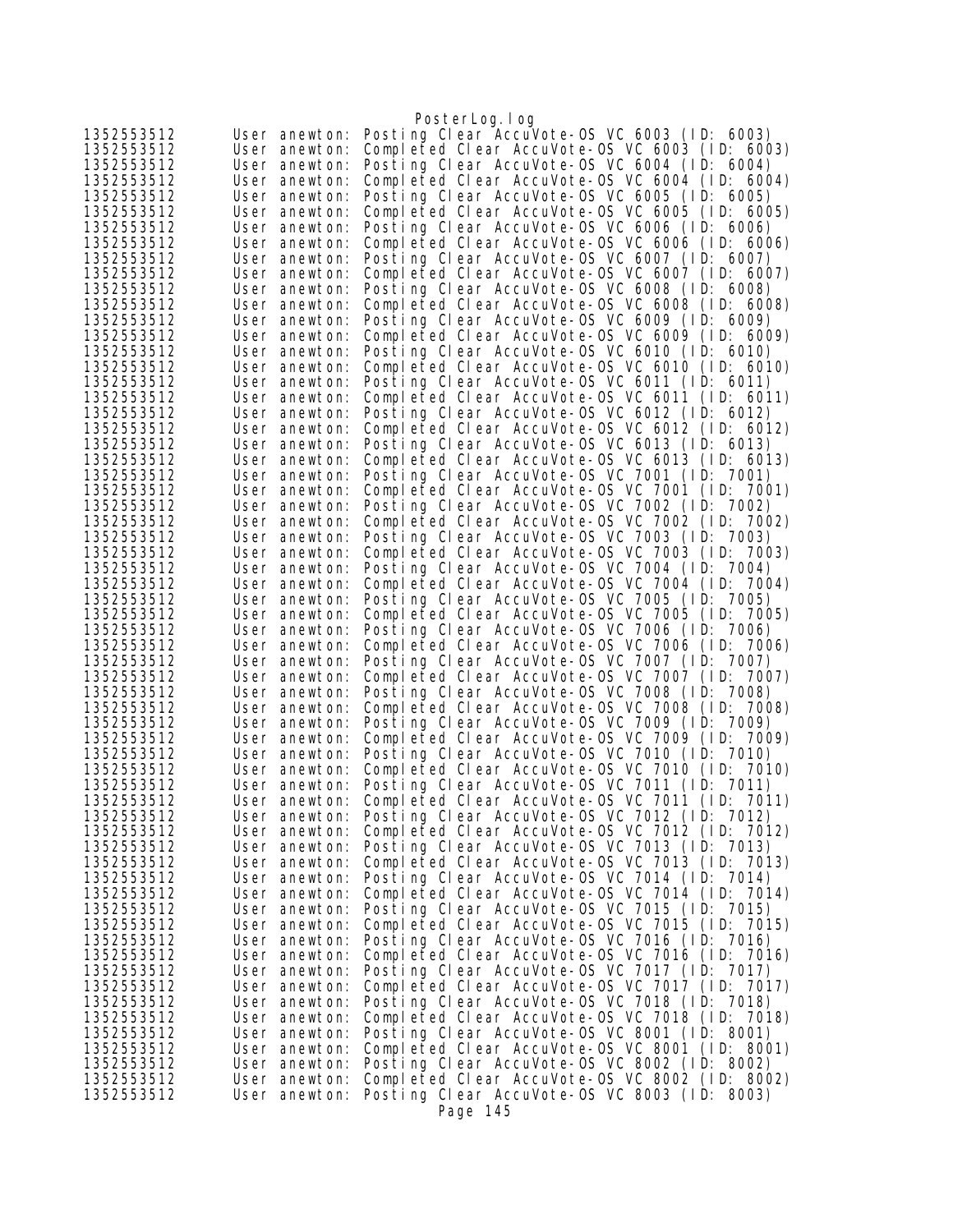```
1352553512      User anewton: Posting Clear AccuVote-OS VC 6003 (ID: 6003)
1352553512      User anewton: Completed Clear AccuVote-OS VC 6003 (ID: 6003)
1352553512      User anewton: Posting Clear AccuVote-OS VC 6004 (ID: 6004)
1352553512      User anewton: Completed Clear AccuVote-OS VC 6004 (ID: 6004)
1352553512      User anewton: Posting Clear AccuVote-OS VC 6005 (ID: 6005)
1352553512      User anewton: Completed Clear AccuVote-OS VC 6005 (ID: 6005)
1352553512      User anewton: Posting Clear AccuVote-OS VC 6006 (ID: 6006)
1352553512      User anewton: Completed Clear AccuVote-OS VC 6006 (ID: 6006)
1352553512      User anewton: Posting Clear AccuVote-OS VC 6007 (ID: 6007)
1352553512      User anewton: Completed Clear AccuVote-OS VC 6007 (ID: 6007)
1352553512      User anewton: Posting Clear AccuVote-OS VC 6008 (ID: 6008)
1352553512      User anewton: Completed Clear AccuVote-OS VC 6008 (ID: 6008)
1352553512      User anewton: Posting Clear AccuVote-OS VC 6009 (ID: 6009)
1352553512      User anewton: Completed Clear AccuVote-OS VC 6009 (ID: 6009)
1352553512      User anewton: Posting Clear AccuVote-OS VC 6010 (ID: 6010)
1352553512      User anewton: Completed Clear AccuVote-OS VC 6010 (ID: 6010)
1352553512      User anewton: Posting Clear AccuVote-OS VC 6011 (ID: 6011)
1352553512      User anewton: Completed Clear AccuVote-OS VC 6011 (ID: 6011)
1352553512      User anewton: Posting Clear AccuVote-OS VC 6012 (ID: 6012)
1352553512      User anewton: Completed Clear AccuVote-OS VC 6012 (ID: 6012)
1352553512      User anewton: Posting Clear AccuVote-OS VC 6013 (ID: 6013)
1352553512      User anewton: Completed Clear AccuVote-OS VC 6013 (ID: 6013)
1352553512      User anewton: Posting Clear AccuVote-OS VC 7001 (ID: 7001)
1352553512      User anewton: Completed Clear AccuVote-OS VC 7001 (ID: 7001)
1352553512      User anewton: Posting Clear AccuVote-OS VC 7002 (ID: 7002)
1352553512      User anewton: Completed Clear AccuVote-OS VC 7002 (ID: 7002)
1352553512      User anewton: Posting Clear AccuVote-OS VC 7003 (ID: 7003)
1352553512      User anewton: Completed Clear AccuVote-OS VC 7003 (ID: 7003)
1352553512      User anewton: Posting Clear AccuVote-OS VC 7004 (ID: 7004)
1352553512      User anewton: Completed Clear AccuVote-OS VC 7004 (ID: 7004)
1352553512      User anewton: Posting Clear AccuVote-OS VC 7005 (ID: 7005)
1352553512      User anewton: Completed Clear AccuVote-OS VC 7005 (ID: 7005)
1352553512      User anewton: Posting Clear AccuVote-OS VC 7006 (ID: 7006)
1352553512      User anewton: Completed Clear AccuVote-OS VC 7006 (ID: 7006)
1352553512      User anewton: Posting Clear AccuVote-OS VC 7007 (ID: 7007)
1352553512      User anewton: Completed Clear AccuVote-OS VC 7007 (ID: 7007)
1352553512      User anewton: Posting Clear AccuVote-OS VC 7008 (ID: 7008)
1352553512      User anewton: Completed Clear AccuVote-OS VC 7008 (ID: 7008)
1352553512      User anewton: Posting Clear AccuVote-OS VC 7009 (ID: 7009)
1352553512      User anewton: Completed Clear AccuVote-OS VC 7009 (ID: 7009)
1352553512      User anewton: Posting Clear AccuVote-OS VC 7010 (ID: 7010)
1352553512      User anewton: Completed Clear AccuVote-OS VC 7010 (ID: 7010)
1352553512      User anewton: Posting Clear AccuVote-OS VC 7011 (ID: 7011)
1352553512      User anewton: Completed Clear AccuVote-OS VC 7011 (ID: 7011)
1352553512      User anewton: Posting Clear AccuVote-OS VC 7012 (ID: 7012)
1352553512      User anewton: Completed Clear AccuVote-OS VC 7012 (ID: 7012)
1352553512      User anewton: Posting Clear AccuVote-OS VC 7013 (ID: 7013)
1352553512      User anewton: Completed Clear AccuVote-OS VC 7013 (ID: 7013)
1352553512      User anewton: Posting Clear AccuVote-OS VC 7014 (ID: 7014)
1352553512      User anewton: Completed Clear AccuVote-OS VC 7014 (ID: 7014)
1352553512      User anewton: Posting Clear AccuVote-OS VC 7015 (ID: 7015)
1352553512      User anewton: Completed Clear AccuVote-OS VC 7015 (ID: 7015)
1352553512      User anewton: Posting Clear AccuVote-OS VC 7016 (ID: 7016)
1352553512      User anewton: Completed Clear AccuVote-OS VC 7016 (ID: 7016)
1352553512      User anewton: Posting Clear AccuVote-OS VC 7017 (ID: 7017)
1352553512      User anewton: Completed Clear AccuVote-OS VC 7017 (ID: 7017)
1352553512      User anewton: Posting Clear AccuVote-OS VC 7018 (ID: 7018)
1352553512      User anewton: Completed Clear AccuVote-OS VC 7018 (ID: 7018)
1352553512      User anewton: Posting Clear AccuVote-OS VC 8001 (ID: 8001)
1352553512      User anewton: Completed Clear AccuVote-OS VC 8001 (ID: 8001)
1352553512      User anewton: Posting Clear AccuVote-OS VC 8002 (ID: 8002)
1352553512      User anewton: Completed Clear AccuVote-OS VC 8002 (ID: 8002)
1352553512      User anewton: Posting Clear AccuVote-OS VC 8003 (ID: 8003)
```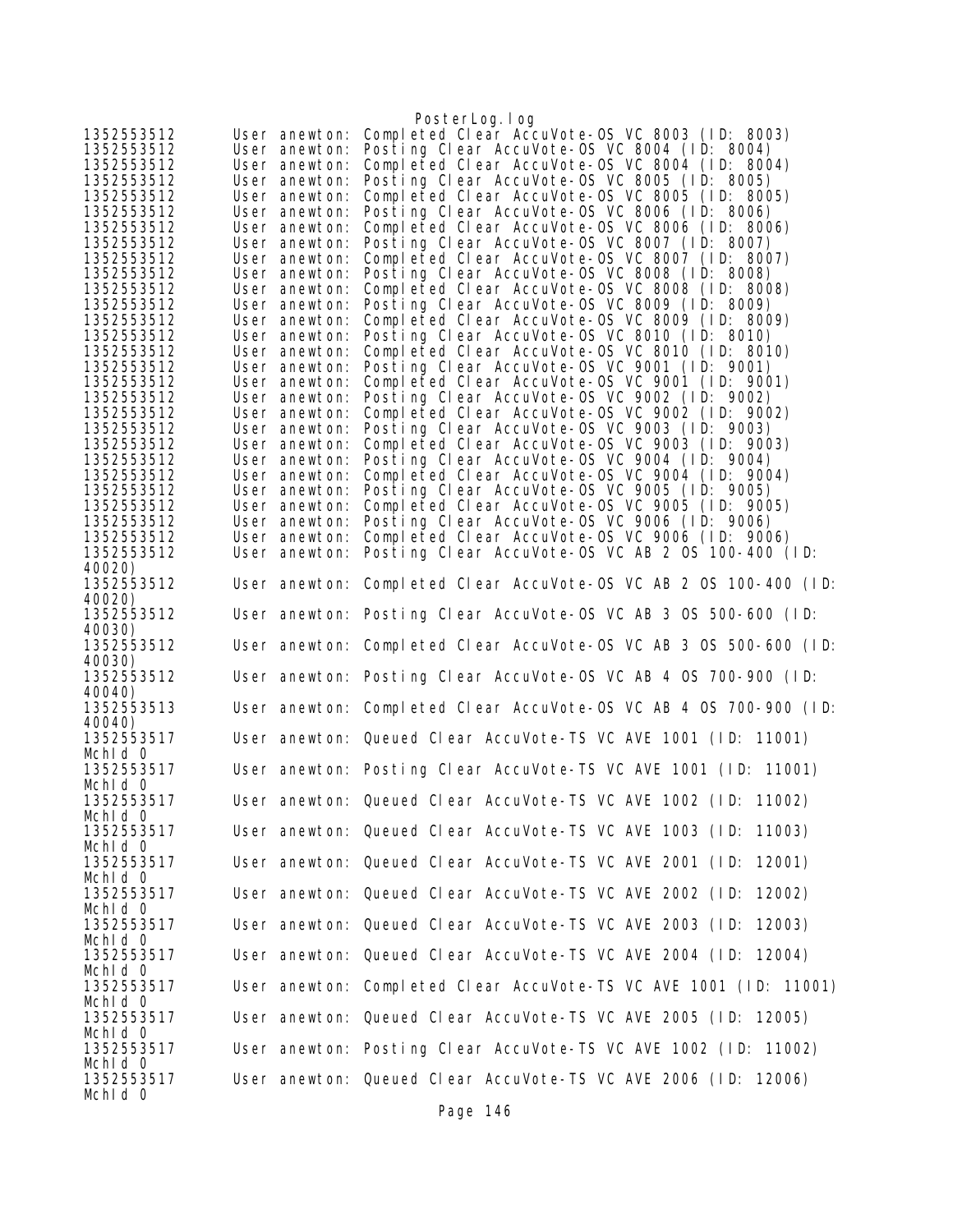```
1352553512      User anewton: Completed Clear AccuVote-OS VC 8003 (ID: 8003)
1352553512      User anewton: Posting Clear AccuVote-OS VC 8004 (ID: 8004)
1352553512      User anewton: Completed Clear AccuVote-OS VC 8004 (ID: 8004)
1352553512      User anewton: Posting Clear AccuVote-OS VC 8005 (ID: 8005)
1352553512      User anewton: Completed Clear AccuVote-OS VC 8005 (ID: 8005)
1352553512      User anewton: Posting Clear AccuVote-OS VC 8006 (ID: 8006)
1352553512      User anewton: Completed Clear AccuVote-OS VC 8006 (ID: 8006)
1352553512      User anewton: Posting Clear AccuVote-OS VC 8007 (ID: 8007)
1352553512      User anewton: Completed Clear AccuVote-OS VC 8007 (ID: 8007)
1352553512      User anewton: Posting Clear AccuVote-OS VC 8008 (ID: 8008)
1352553512      User anewton: Completed Clear AccuVote-OS VC 8008 (ID: 8008)
1352553512      User anewton: Posting Clear AccuVote-OS VC 8009 (ID: 8009)
1352553512      User anewton: Completed Clear AccuVote-OS VC 8009 (ID: 8009)
1352553512      User anewton: Posting Clear AccuVote-OS VC 8010 (ID: 8010)
1352553512      User anewton: Completed Clear AccuVote-OS VC 8010 (ID: 8010)
1352553512      User anewton: Posting Clear AccuVote-OS VC 9001 (ID: 9001)
1352553512      User anewton: Completed Clear AccuVote-OS VC 9001 (ID: 9001)
1352553512      User anewton: Posting Clear AccuVote-OS VC 9002 (ID: 9002)
1352553512      User anewton: Completed Clear AccuVote-OS VC 9002 (ID: 9002)
1352553512      User anewton: Posting Clear AccuVote-OS VC 9003 (ID: 9003)
1352553512      User anewton: Completed Clear AccuVote-OS VC 9003 (ID: 9003)
1352553512      User anewton: Posting Clear AccuVote-OS VC 9004 (ID: 9004)
1352553512      User anewton: Completed Clear AccuVote-OS VC 9004 (ID: 9004)
1352553512      User anewton: Posting Clear AccuVote-OS VC 9005 (ID: 9005)
1352553512      User anewton: Completed Clear AccuVote-OS VC 9005 (ID: 9005)
1352553512      User anewton: Posting Clear AccuVote-OS VC 9006 (ID: 9006)
1352553512      User anewton: Completed Clear AccuVote-OS VC 9006 (ID: 9006)
1352553512      User anewton: Posting Clear AccuVote-OS VC AB 2 OS 100-400 (ID:
40020)
1352553512      User anewton: Completed Clear AccuVote-OS VC AB 2 OS 100-400 (ID:
40020)
1352553512      User anewton: Posting Clear AccuVote-OS VC AB 3 OS 500-600 (ID:
40030)
1352553512      User anewton: Completed Clear AccuVote-OS VC AB 3 OS 500-600 (ID:
40030)
1352553512      User anewton: Posting Clear AccuVote-OS VC AB 4 OS 700-900 (ID:
40040)
1352553513      User anewton: Completed Clear AccuVote-OS VC AB 4 OS 700-900 (ID:
40040)
1352553517      User anewton: Queued Clear AccuVote-TS VC AVE 1001 (ID: 11001)
MchId 0
1352553517      User anewton: Posting Clear AccuVote-TS VC AVE 1001 (ID: 11001)
MchId 0
1352553517      User anewton: Queued Clear AccuVote-TS VC AVE 1002 (ID: 11002)
MchId 0
1352553517      User anewton: Queued Clear AccuVote-TS VC AVE 1003 (ID: 11003)
MchId 0
1352553517      User anewton: Queued Clear AccuVote-TS VC AVE 2001 (ID: 12001)
MchId 0
1352553517      User anewton: Queued Clear AccuVote-TS VC AVE 2002 (ID: 12002)
MchId 0
1352553517      User anewton: Queued Clear AccuVote-TS VC AVE 2003 (ID: 12003)
MchId 0
1352553517      User anewton: Queued Clear AccuVote-TS VC AVE 2004 (ID: 12004)
MchId 0
1352553517      User anewton: Completed Clear AccuVote-TS VC AVE 1001 (ID: 11001)
MchId 0
1352553517      User anewton: Queued Clear AccuVote-TS VC AVE 2005 (ID: 12005)
MchId 0
1352553517      User anewton: Posting Clear AccuVote-TS VC AVE 1002 (ID: 11002)
MchId 0
1352553517      User anewton: Queued Clear AccuVote-TS VC AVE 2006 (ID: 12006)
MchId 0
```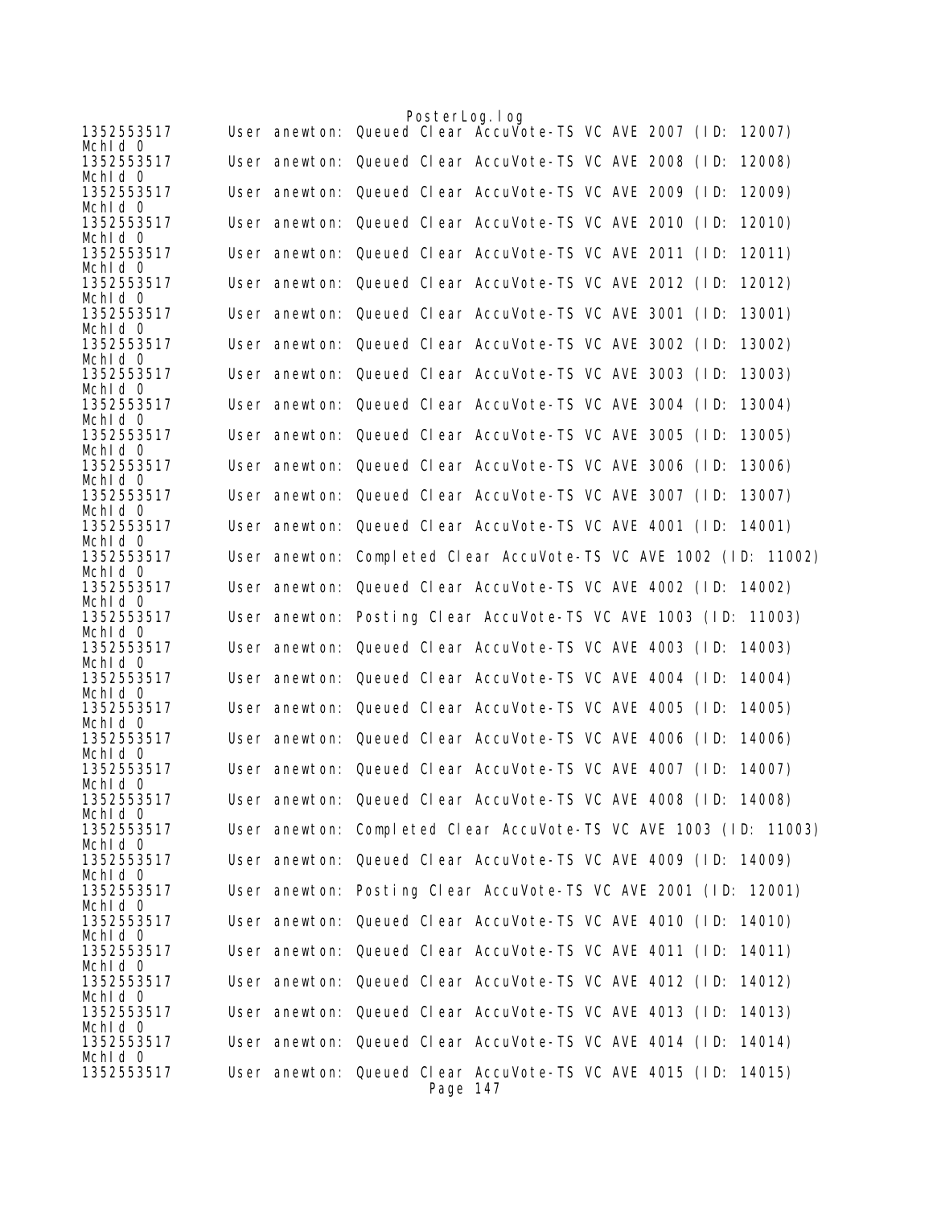```
1352553517      User anewton: Queued Clear AccuVote-TS VC AVE 2007 (ID: 12007)
McHId 0
1352553517      User anewton: Queued Clear AccuVote-TS VC AVE 2008 (ID: 12008)
McHId 0
1352553517      User anewton: Queued Clear AccuVote-TS VC AVE 2009 (ID: 12009)
McHId 0
1352553517      User anewton: Queued Clear AccuVote-TS VC AVE 2010 (ID: 12010)
McHId 0
1352553517      User anewton: Queued Clear AccuVote-TS VC AVE 2011 (ID: 12011)
McHId 0
1352553517      User anewton: Queued Clear AccuVote-TS VC AVE 2012 (ID: 12012)
McHId 0
1352553517      User anewton: Queued Clear AccuVote-TS VC AVE 3001 (ID: 13001)
McHId 0
1352553517      User anewton: Queued Clear AccuVote-TS VC AVE 3002 (ID: 13002)
McHId 0
1352553517      User anewton: Queued Clear AccuVote-TS VC AVE 3003 (ID: 13003)
McHId 0
1352553517      User anewton: Queued Clear AccuVote-TS VC AVE 3004 (ID: 13004)
McHId 0
1352553517      User anewton: Queued Clear AccuVote-TS VC AVE 3005 (ID: 13005)
McHId 0
1352553517      User anewton: Queued Clear AccuVote-TS VC AVE 3006 (ID: 13006)
McHId 0
1352553517      User anewton: Queued Clear AccuVote-TS VC AVE 3007 (ID: 13007)
McHId 0
1352553517      User anewton: Queued Clear AccuVote-TS VC AVE 4001 (ID: 14001)
McHId 0
1352553517      User anewton: Completed Clear AccuVote-TS VC AVE 1002 (ID: 11002)
McHId 0
1352553517      User anewton: Queued Clear AccuVote-TS VC AVE 4002 (ID: 14002)
McHId 0
1352553517      User anewton: Posting Clear AccuVote-TS VC AVE 1003 (ID: 11003)
McHId 0
1352553517      User anewton: Queued Clear AccuVote-TS VC AVE 4003 (ID: 14003)
McHId 0
1352553517      User anewton: Queued Clear AccuVote-TS VC AVE 4004 (ID: 14004)
McHId 0
1352553517      User anewton: Queued Clear AccuVote-TS VC AVE 4005 (ID: 14005)
McHId 0
1352553517      User anewton: Queued Clear AccuVote-TS VC AVE 4006 (ID: 14006)
McHId 0
1352553517      User anewton: Queued Clear AccuVote-TS VC AVE 4007 (ID: 14007)
McHId 0
1352553517      User anewton: Queued Clear AccuVote-TS VC AVE 4008 (ID: 14008)
McHId 0
1352553517      User anewton: Completed Clear AccuVote-TS VC AVE 1003 (ID: 11003)
McHId 0
1352553517      User anewton: Queued Clear AccuVote-TS VC AVE 4009 (ID: 14009)
McHId 0
1352553517      User anewton: Posting Clear AccuVote-TS VC AVE 2001 (ID: 12001)
McHId 0
1352553517      User anewton: Queued Clear AccuVote-TS VC AVE 4010 (ID: 14010)
McHId 0
1352553517      User anewton: Queued Clear AccuVote-TS VC AVE 4011 (ID: 14011)
McHId 0
1352553517      User anewton: Queued Clear AccuVote-TS VC AVE 4012 (ID: 14012)
McHId 0
1352553517      User anewton: Queued Clear AccuVote-TS VC AVE 4013 (ID: 14013)
McHId 0
1352553517      User anewton: Queued Clear AccuVote-TS VC AVE 4014 (ID: 14014)
McHId 0
1352553517      User anewton: Queued Clear AccuVote-TS VC AVE 4015 (ID: 14015)
```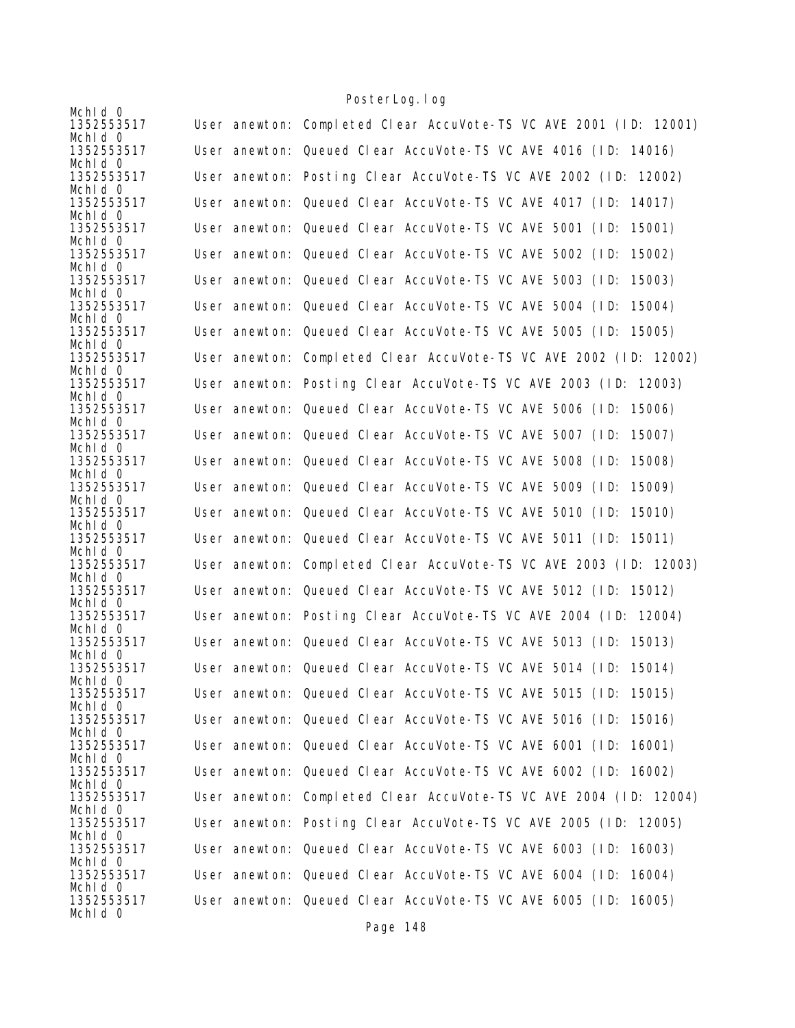```
MchId 0
1352553517      User anewton: Completed Clear AccuVote-TS VC AVE 2001 (ID: 12001)
MchId 0
1352553517      User anewton: Queued Clear AccuVote-TS VC AVE 4016 (ID: 14016)
MchId 0
1352553517      User anewton: Posting Clear AccuVote-TS VC AVE 2002 (ID: 12002)
MchId 0
1352553517      User anewton: Queued Clear AccuVote-TS VC AVE 4017 (ID: 14017)
MchId 0
1352553517      User anewton: Queued Clear AccuVote-TS VC AVE 5001 (ID: 15001)
MchId 0
1352553517      User anewton: Queued Clear AccuVote-TS VC AVE 5002 (ID: 15002)
MchId 0
1352553517      User anewton: Queued Clear AccuVote-TS VC AVE 5003 (ID: 15003)
MchId 0
1352553517      User anewton: Queued Clear AccuVote-TS VC AVE 5004 (ID: 15004)
MchId 0
1352553517      User anewton: Queued Clear AccuVote-TS VC AVE 5005 (ID: 15005)
MchId 0
1352553517      User anewton: Completed Clear AccuVote-TS VC AVE 2002 (ID: 12002)
MchId 0
1352553517      User anewton: Posting Clear AccuVote-TS VC AVE 2003 (ID: 12003)
MchId 0
1352553517      User anewton: Queued Clear AccuVote-TS VC AVE 5006 (ID: 15006)
MchId 0
1352553517      User anewton: Queued Clear AccuVote-TS VC AVE 5007 (ID: 15007)
MchId 0
1352553517      User anewton: Queued Clear AccuVote-TS VC AVE 5008 (ID: 15008)
MchId 0
1352553517      User anewton: Queued Clear AccuVote-TS VC AVE 5009 (ID: 15009)
MchId 0
1352553517      User anewton: Queued Clear AccuVote-TS VC AVE 5010 (ID: 15010)
MchId 0
1352553517      User anewton: Queued Clear AccuVote-TS VC AVE 5011 (ID: 15011)
MchId 0
1352553517      User anewton: Completed Clear AccuVote-TS VC AVE 2003 (ID: 12003)
MchId 0
1352553517      User anewton: Queued Clear AccuVote-TS VC AVE 5012 (ID: 15012)
MchId 0
1352553517      User anewton: Posting Clear AccuVote-TS VC AVE 2004 (ID: 12004)
MchId 0
1352553517      User anewton: Queued Clear AccuVote-TS VC AVE 5013 (ID: 15013)
MchId 0
1352553517      User anewton: Queued Clear AccuVote-TS VC AVE 5014 (ID: 15014)
MchId 0
1352553517      User anewton: Queued Clear AccuVote-TS VC AVE 5015 (ID: 15015)
MchId 0
1352553517      User anewton: Queued Clear AccuVote-TS VC AVE 5016 (ID: 15016)
MchId 0
1352553517      User anewton: Queued Clear AccuVote-TS VC AVE 6001 (ID: 16001)
MchId 0
1352553517      User anewton: Queued Clear AccuVote-TS VC AVE 6002 (ID: 16002)
MchId 0
1352553517      User anewton: Completed Clear AccuVote-TS VC AVE 2004 (ID: 12004)
MchId 0
1352553517      User anewton: Posting Clear AccuVote-TS VC AVE 2005 (ID: 12005)
MchId 0
1352553517      User anewton: Queued Clear AccuVote-TS VC AVE 6003 (ID: 16003)
MchId 0
1352553517      User anewton: Queued Clear AccuVote-TS VC AVE 6004 (ID: 16004)
MchId 0
1352553517      User anewton: Queued Clear AccuVote-TS VC AVE 6005 (ID: 16005)
MchId 0
```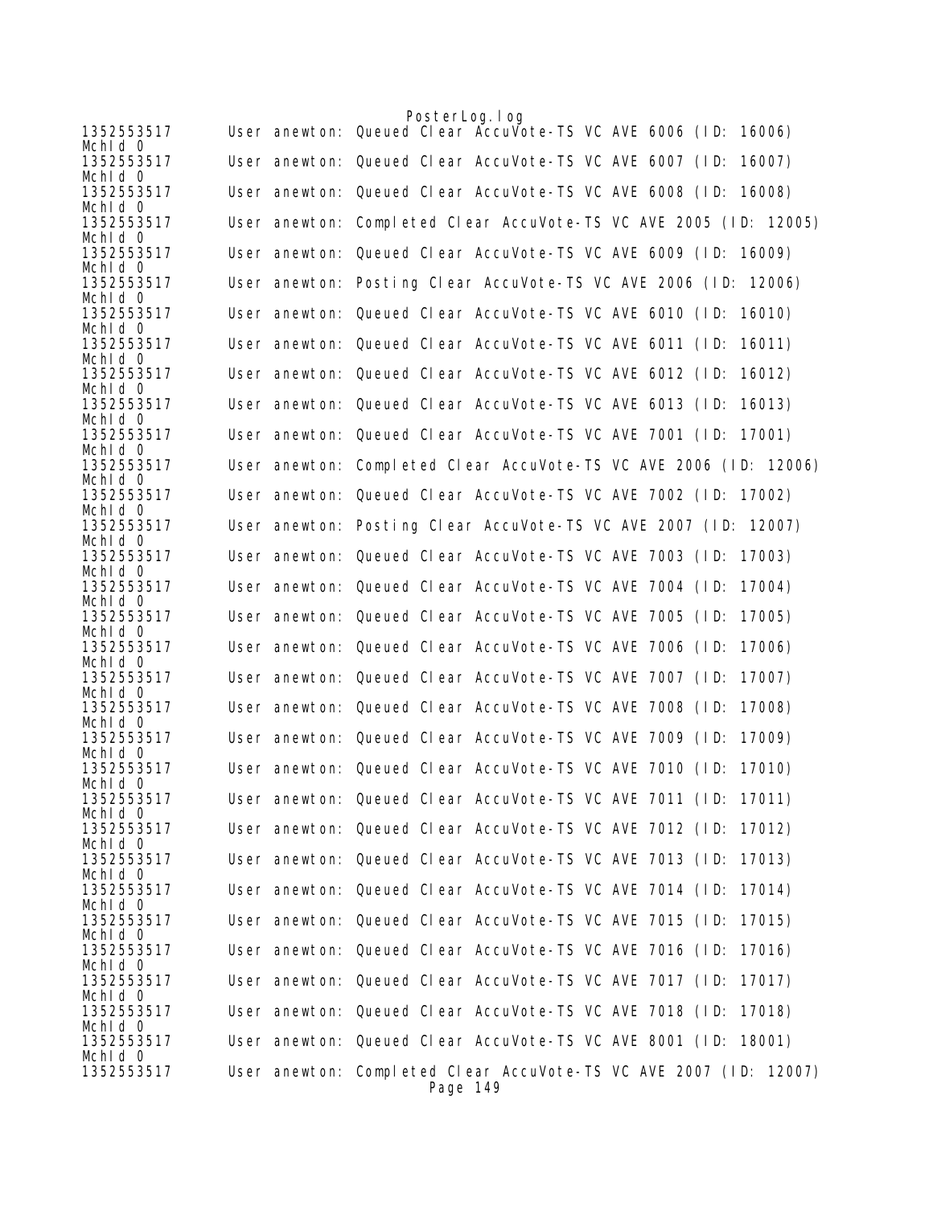```
1352553517      User anewton: Queued Clear AccuVote-TS VC AVE 6006 (ID: 16006)
MchId 0
1352553517      User anewton: Queued Clear AccuVote-TS VC AVE 6007 (ID: 16007)
MchId 0
1352553517      User anewton: Queued Clear AccuVote-TS VC AVE 6008 (ID: 16008)
MchId 0
1352553517      User anewton: Completed Clear AccuVote-TS VC AVE 2005 (ID: 12005)
MchId 0
1352553517      User anewton: Queued Clear AccuVote-TS VC AVE 6009 (ID: 16009)
MchId 0
1352553517      User anewton: Posting Clear AccuVote-TS VC AVE 2006 (ID: 12006)
MchId 0
1352553517      User anewton: Queued Clear AccuVote-TS VC AVE 6010 (ID: 16010)
MchId 0
1352553517      User anewton: Queued Clear AccuVote-TS VC AVE 6011 (ID: 16011)
MchId 0
1352553517      User anewton: Queued Clear AccuVote-TS VC AVE 6012 (ID: 16012)
MchId 0
1352553517      User anewton: Queued Clear AccuVote-TS VC AVE 6013 (ID: 16013)
MchId 0
1352553517      User anewton: Queued Clear AccuVote-TS VC AVE 7001 (ID: 17001)
MchId 0
1352553517      User anewton: Completed Clear AccuVote-TS VC AVE 2006 (ID: 12006)
MchId 0
1352553517      User anewton: Queued Clear AccuVote-TS VC AVE 7002 (ID: 17002)
MchId 0
1352553517      User anewton: Posting Clear AccuVote-TS VC AVE 2007 (ID: 12007)
MchId 0
1352553517      User anewton: Queued Clear AccuVote-TS VC AVE 7003 (ID: 17003)
MchId 0
1352553517      User anewton: Queued Clear AccuVote-TS VC AVE 7004 (ID: 17004)
MchId 0
1352553517      User anewton: Queued Clear AccuVote-TS VC AVE 7005 (ID: 17005)
MchId 0
1352553517      User anewton: Queued Clear AccuVote-TS VC AVE 7006 (ID: 17006)
MchId 0
1352553517      User anewton: Queued Clear AccuVote-TS VC AVE 7007 (ID: 17007)
MchId 0
1352553517      User anewton: Queued Clear AccuVote-TS VC AVE 7008 (ID: 17008)
MchId 0
1352553517      User anewton: Queued Clear AccuVote-TS VC AVE 7009 (ID: 17009)
MchId 0
1352553517      User anewton: Queued Clear AccuVote-TS VC AVE 7010 (ID: 17010)
MchId 0
1352553517      User anewton: Queued Clear AccuVote-TS VC AVE 7011 (ID: 17011)
MchId 0
1352553517      User anewton: Queued Clear AccuVote-TS VC AVE 7012 (ID: 17012)
MchId 0
1352553517      User anewton: Queued Clear AccuVote-TS VC AVE 7013 (ID: 17013)
MchId 0
1352553517      User anewton: Queued Clear AccuVote-TS VC AVE 7014 (ID: 17014)
MchId 0
1352553517      User anewton: Queued Clear AccuVote-TS VC AVE 7015 (ID: 17015)
MchId 0
1352553517      User anewton: Queued Clear AccuVote-TS VC AVE 7016 (ID: 17016)
MchId 0
1352553517      User anewton: Queued Clear AccuVote-TS VC AVE 7017 (ID: 17017)
MchId 0
1352553517      User anewton: Queued Clear AccuVote-TS VC AVE 7018 (ID: 17018)
MchId 0
1352553517      User anewton: Queued Clear AccuVote-TS VC AVE 8001 (ID: 18001)
MchId 0
1352553517      User anewton: Completed Clear AccuVote-TS VC AVE 2007 (ID: 12007)
```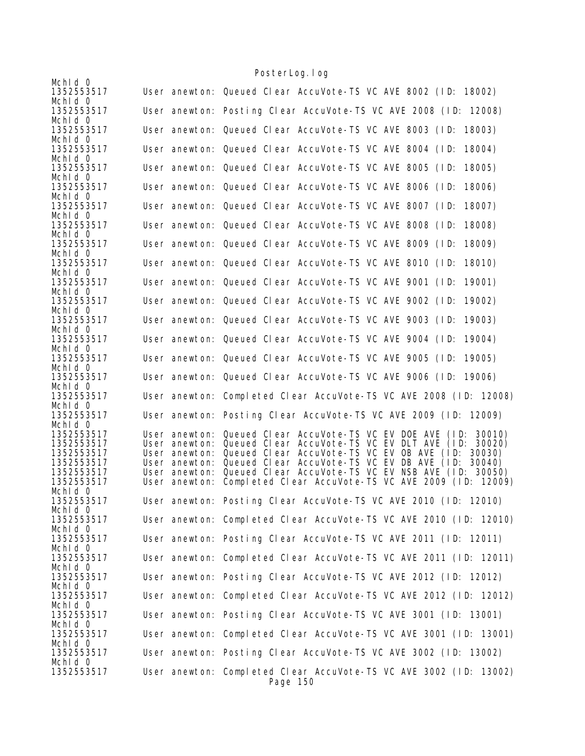```
McHId 0
1352553517        User anewton: Queued Clear AccuVote-TS VC AVE 8002 (ID: 18002)
McHId 0
1352553517        User anewton: Posting Clear AccuVote-TS VC AVE 2008 (ID: 12008)
McHId 0
1352553517        User anewton: Queued Clear AccuVote-TS VC AVE 8003 (ID: 18003)
McHId 0
1352553517        User anewton: Queued Clear AccuVote-TS VC AVE 8004 (ID: 18004)
McHId 0
1352553517        User anewton: Queued Clear AccuVote-TS VC AVE 8005 (ID: 18005)
McHId 0
1352553517        User anewton: Queued Clear AccuVote-TS VC AVE 8006 (ID: 18006)
McHId 0
1352553517        User anewton: Queued Clear AccuVote-TS VC AVE 8007 (ID: 18007)
McHId 0
1352553517        User anewton: Queued Clear AccuVote-TS VC AVE 8008 (ID: 18008)
McHId 0
1352553517        User anewton: Queued Clear AccuVote-TS VC AVE 8009 (ID: 18009)
McHId 0
1352553517        User anewton: Queued Clear AccuVote-TS VC AVE 8010 (ID: 18010)
McHId 0
1352553517        User anewton: Queued Clear AccuVote-TS VC AVE 9001 (ID: 19001)
McHId 0
1352553517        User anewton: Queued Clear AccuVote-TS VC AVE 9002 (ID: 19002)
McHId 0
1352553517        User anewton: Queued Clear AccuVote-TS VC AVE 9003 (ID: 19003)
McHId 0
1352553517        User anewton: Queued Clear AccuVote-TS VC AVE 9004 (ID: 19004)
McHId 0
1352553517        User anewton: Queued Clear AccuVote-TS VC AVE 9005 (ID: 19005)
McHId 0
1352553517        User anewton: Queued Clear AccuVote-TS VC AVE 9006 (ID: 19006)
McHId 0
1352553517        User anewton: Completed Clear AccuVote-TS VC AVE 2008 (ID: 12008)
McHId 0
1352553517        User anewton: Posting Clear AccuVote-TS VC AVE 2009 (ID: 12009)
McHId 0
1352553517        User anewton: Queued Clear AccuVote-TS VC EV DOE AVE (ID: 30010)
1352553517        User anewton: Queued Clear AccuVote-TS VC EV DLT AVE (ID: 30020)
1352553517        User anewton: Queued Clear AccuVote-TS VC EV OB AVE (ID: 30030)
1352553517        User anewton: Queued Clear AccuVote-TS VC EV DB AVE (ID: 30040)
1352553517        User anewton: Queued Clear AccuVote-TS VC EV NSB AVE (ID: 30050)
1352553517        User anewton: Completed Clear AccuVote-TS VC AVE 2009 (ID: 12009)
McHId 0
1352553517        User anewton: Posting Clear AccuVote-TS VC AVE 2010 (ID: 12010)
McHId 0
1352553517        User anewton: Completed Clear AccuVote-TS VC AVE 2010 (ID: 12010)
McHId 0
1352553517        User anewton: Posting Clear AccuVote-TS VC AVE 2011 (ID: 12011)
McHId 0
1352553517        User anewton: Completed Clear AccuVote-TS VC AVE 2011 (ID: 12011)
McHId 0
1352553517        User anewton: Posting Clear AccuVote-TS VC AVE 2012 (ID: 12012)
McHId 0
1352553517        User anewton: Completed Clear AccuVote-TS VC AVE 2012 (ID: 12012)
McHId 0
1352553517        User anewton: Posting Clear AccuVote-TS VC AVE 3001 (ID: 13001)
McHId 0
1352553517        User anewton: Completed Clear AccuVote-TS VC AVE 3001 (ID: 13001)
McHId 0
1352553517        User anewton: Posting Clear AccuVote-TS VC AVE 3002 (ID: 13002)
McHId 0
1352553517        User anewton: Completed Clear AccuVote-TS VC AVE 3002 (ID: 13002)
```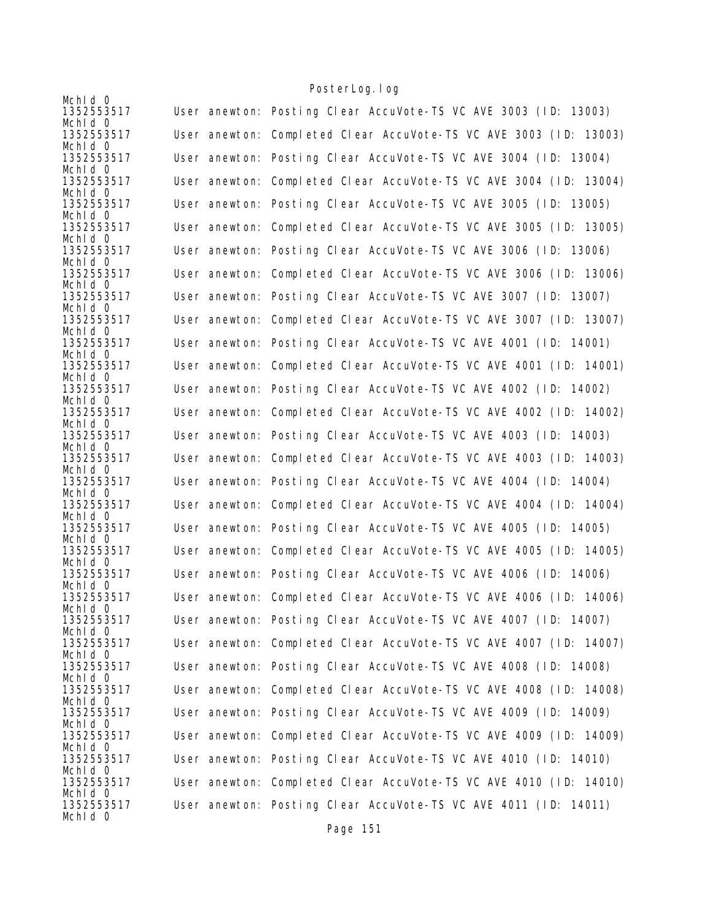```
MchId 0
1352553517      User anewton: Posting Clear AccuVote-TS VC AVE 3003 (ID: 13003)
MchId 0
1352553517      User anewton: Completed Clear AccuVote-TS VC AVE 3003 (ID: 13003)
MchId 0
1352553517      User anewton: Posting Clear AccuVote-TS VC AVE 3004 (ID: 13004)
MchId 0
1352553517      User anewton: Completed Clear AccuVote-TS VC AVE 3004 (ID: 13004)
MchId 0
1352553517      User anewton: Posting Clear AccuVote-TS VC AVE 3005 (ID: 13005)
MchId 0
1352553517      User anewton: Completed Clear AccuVote-TS VC AVE 3005 (ID: 13005)
MchId 0
1352553517      User anewton: Posting Clear AccuVote-TS VC AVE 3006 (ID: 13006)
MchId 0
1352553517      User anewton: Completed Clear AccuVote-TS VC AVE 3006 (ID: 13006)
MchId 0
1352553517      User anewton: Posting Clear AccuVote-TS VC AVE 3007 (ID: 13007)
MchId 0
1352553517      User anewton: Completed Clear AccuVote-TS VC AVE 3007 (ID: 13007)
MchId 0
1352553517      User anewton: Posting Clear AccuVote-TS VC AVE 4001 (ID: 14001)
MchId 0
1352553517      User anewton: Completed Clear AccuVote-TS VC AVE 4001 (ID: 14001)
MchId 0
1352553517      User anewton: Posting Clear AccuVote-TS VC AVE 4002 (ID: 14002)
MchId 0
1352553517      User anewton: Completed Clear AccuVote-TS VC AVE 4002 (ID: 14002)
MchId 0
1352553517      User anewton: Posting Clear AccuVote-TS VC AVE 4003 (ID: 14003)
MchId 0
1352553517      User anewton: Completed Clear AccuVote-TS VC AVE 4003 (ID: 14003)
MchId 0
1352553517      User anewton: Posting Clear AccuVote-TS VC AVE 4004 (ID: 14004)
MchId 0
1352553517      User anewton: Completed Clear AccuVote-TS VC AVE 4004 (ID: 14004)
MchId 0
1352553517      User anewton: Posting Clear AccuVote-TS VC AVE 4005 (ID: 14005)
MchId 0
1352553517      User anewton: Completed Clear AccuVote-TS VC AVE 4005 (ID: 14005)
MchId 0
1352553517      User anewton: Posting Clear AccuVote-TS VC AVE 4006 (ID: 14006)
MchId 0
1352553517      User anewton: Completed Clear AccuVote-TS VC AVE 4006 (ID: 14006)
MchId 0
1352553517      User anewton: Posting Clear AccuVote-TS VC AVE 4007 (ID: 14007)
MchId 0
1352553517      User anewton: Completed Clear AccuVote-TS VC AVE 4007 (ID: 14007)
MchId 0
1352553517      User anewton: Posting Clear AccuVote-TS VC AVE 4008 (ID: 14008)
MchId 0
1352553517      User anewton: Completed Clear AccuVote-TS VC AVE 4008 (ID: 14008)
MchId 0
1352553517      User anewton: Posting Clear AccuVote-TS VC AVE 4009 (ID: 14009)
MchId 0
1352553517      User anewton: Completed Clear AccuVote-TS VC AVE 4009 (ID: 14009)
MchId 0
1352553517      User anewton: Posting Clear AccuVote-TS VC AVE 4010 (ID: 14010)
MchId 0
1352553517      User anewton: Completed Clear AccuVote-TS VC AVE 4010 (ID: 14010)
MchId 0
1352553517      User anewton: Posting Clear AccuVote-TS VC AVE 4011 (ID: 14011)
MchId 0
```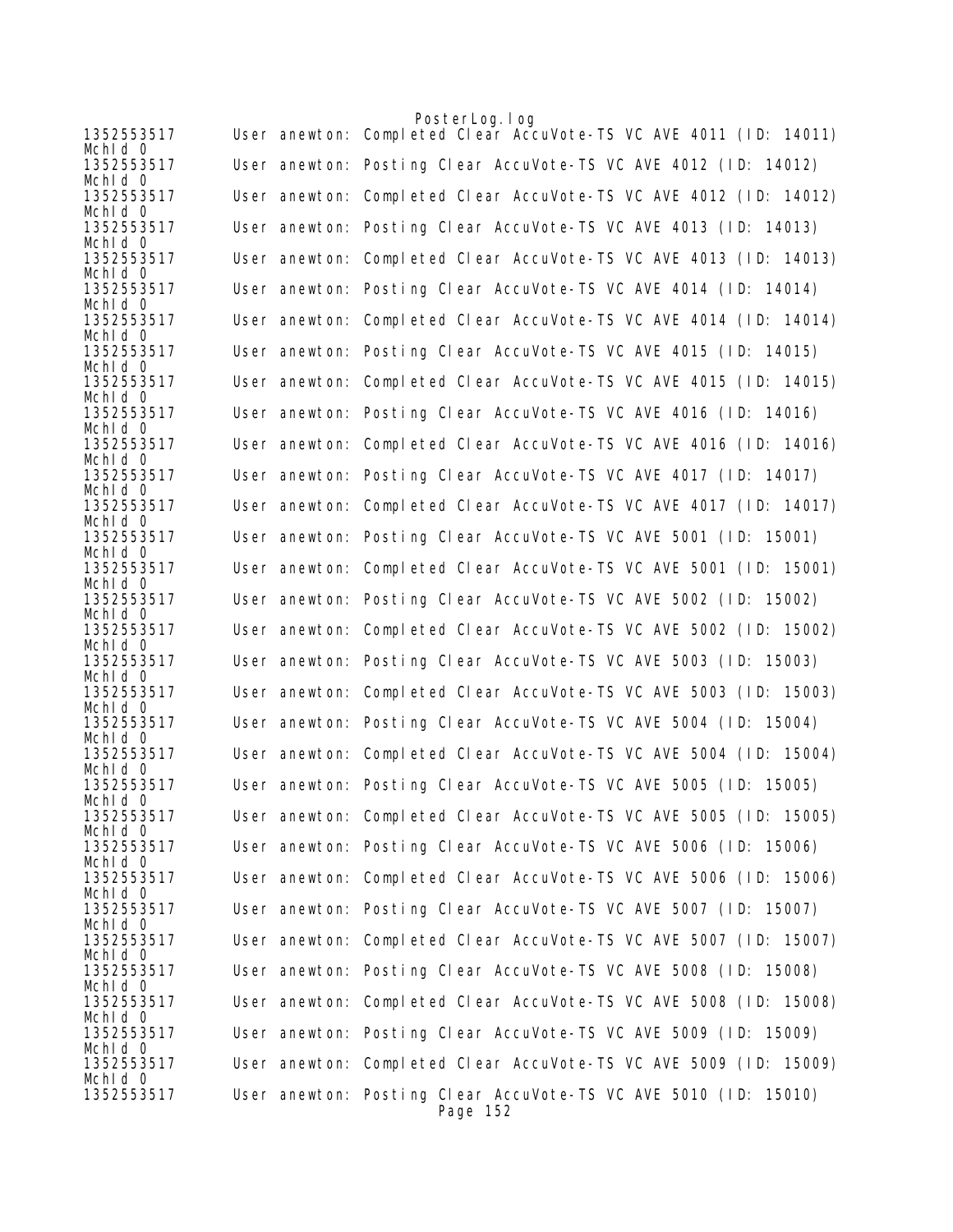```
1352553517      User anewton: Completed Clear AccuVote-TS VC AVE 4011 (ID: 14011)
McHId 0
1352553517      User anewton: Posting Clear AccuVote-TS VC AVE 4012 (ID: 14012)
McHId 0
1352553517      User anewton: Completed Clear AccuVote-TS VC AVE 4012 (ID: 14012)
McHId 0
1352553517      User anewton: Posting Clear AccuVote-TS VC AVE 4013 (ID: 14013)
McHId 0
1352553517      User anewton: Completed Clear AccuVote-TS VC AVE 4013 (ID: 14013)
McHId 0
1352553517      User anewton: Posting Clear AccuVote-TS VC AVE 4014 (ID: 14014)
McHId 0
1352553517      User anewton: Completed Clear AccuVote-TS VC AVE 4014 (ID: 14014)
McHId 0
1352553517      User anewton: Posting Clear AccuVote-TS VC AVE 4015 (ID: 14015)
McHId 0
1352553517      User anewton: Completed Clear AccuVote-TS VC AVE 4015 (ID: 14015)
McHId 0
1352553517      User anewton: Posting Clear AccuVote-TS VC AVE 4016 (ID: 14016)
McHId 0
1352553517      User anewton: Completed Clear AccuVote-TS VC AVE 4016 (ID: 14016)
McHId 0
1352553517      User anewton: Posting Clear AccuVote-TS VC AVE 4017 (ID: 14017)
McHId 0
1352553517      User anewton: Completed Clear AccuVote-TS VC AVE 4017 (ID: 14017)
McHId 0
1352553517      User anewton: Posting Clear AccuVote-TS VC AVE 5001 (ID: 15001)
McHId 0
1352553517      User anewton: Completed Clear AccuVote-TS VC AVE 5001 (ID: 15001)
McHId 0
1352553517      User anewton: Posting Clear AccuVote-TS VC AVE 5002 (ID: 15002)
McHId 0
1352553517      User anewton: Completed Clear AccuVote-TS VC AVE 5002 (ID: 15002)
McHId 0
1352553517      User anewton: Posting Clear AccuVote-TS VC AVE 5003 (ID: 15003)
McHId 0
1352553517      User anewton: Completed Clear AccuVote-TS VC AVE 5003 (ID: 15003)
McHId 0
1352553517      User anewton: Posting Clear AccuVote-TS VC AVE 5004 (ID: 15004)
McHId 0
1352553517      User anewton: Completed Clear AccuVote-TS VC AVE 5004 (ID: 15004)
McHId 0
1352553517      User anewton: Posting Clear AccuVote-TS VC AVE 5005 (ID: 15005)
McHId 0
1352553517      User anewton: Completed Clear AccuVote-TS VC AVE 5005 (ID: 15005)
McHId 0
1352553517      User anewton: Posting Clear AccuVote-TS VC AVE 5006 (ID: 15006)
McHId 0
1352553517      User anewton: Completed Clear AccuVote-TS VC AVE 5006 (ID: 15006)
McHId 0
1352553517      User anewton: Posting Clear AccuVote-TS VC AVE 5007 (ID: 15007)
McHId 0
1352553517      User anewton: Completed Clear AccuVote-TS VC AVE 5007 (ID: 15007)
McHId 0
1352553517      User anewton: Posting Clear AccuVote-TS VC AVE 5008 (ID: 15008)
McHId 0
1352553517      User anewton: Completed Clear AccuVote-TS VC AVE 5008 (ID: 15008)
McHId 0
1352553517      User anewton: Posting Clear AccuVote-TS VC AVE 5009 (ID: 15009)
McHId 0
1352553517      User anewton: Completed Clear AccuVote-TS VC AVE 5009 (ID: 15009)
McHId 0
1352553517      User anewton: Posting Clear AccuVote-TS VC AVE 5010 (ID: 15010)
```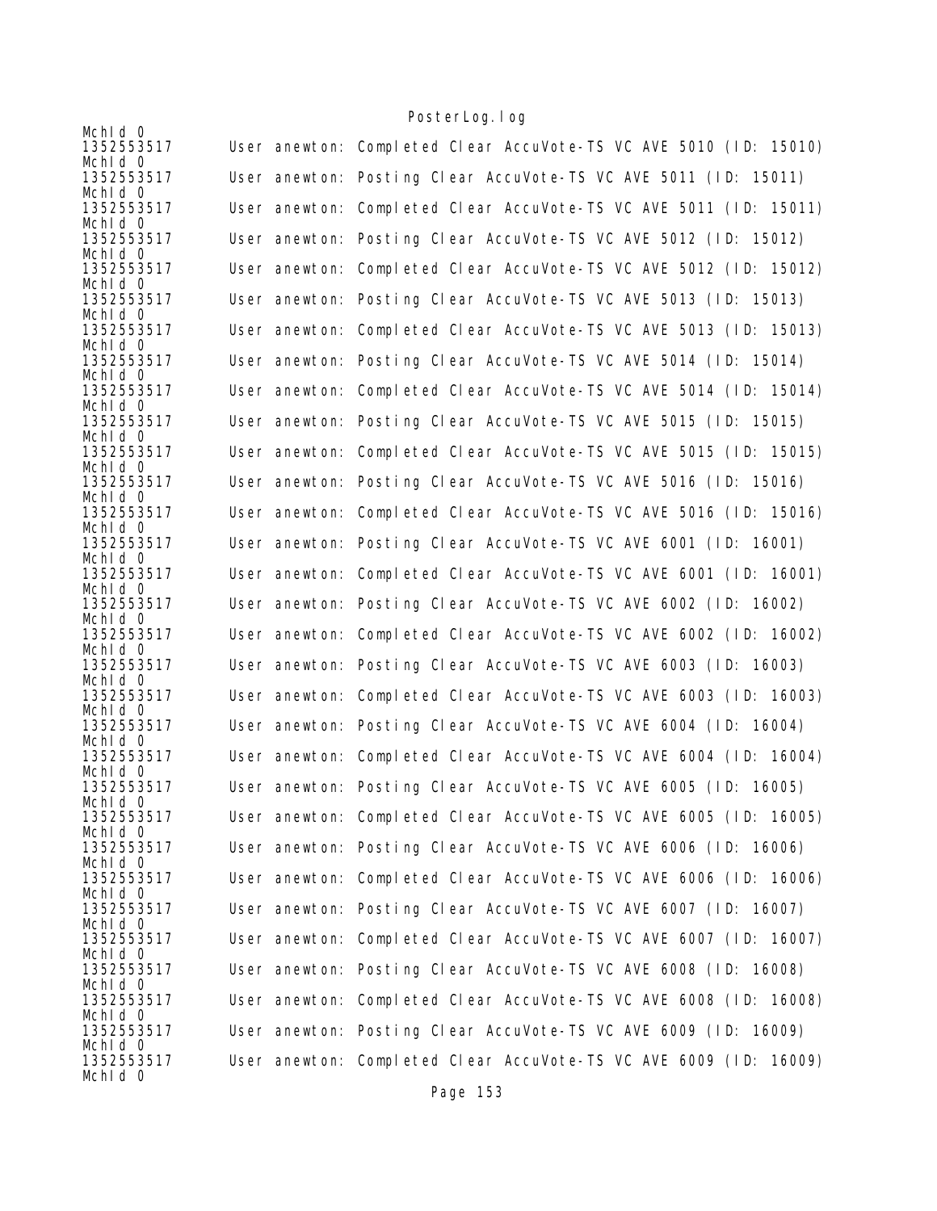```
McnId 0
1352553517      User anewton: Completed Clear AccuVote-TS VC AVE 5010 (ID: 15010)
McnId 0
1352553517      User anewton: Posting Clear AccuVote-TS VC AVE 5011 (ID: 15011)
McnId 0
1352553517      User anewton: Completed Clear AccuVote-TS VC AVE 5011 (ID: 15011)
McnId 0
1352553517      User anewton: Posting Clear AccuVote-TS VC AVE 5012 (ID: 15012)
McnId 0
1352553517      User anewton: Completed Clear AccuVote-TS VC AVE 5012 (ID: 15012)
McnId 0
1352553517      User anewton: Posting Clear AccuVote-TS VC AVE 5013 (ID: 15013)
McnId 0
1352553517      User anewton: Completed Clear AccuVote-TS VC AVE 5013 (ID: 15013)
McnId 0
1352553517      User anewton: Posting Clear AccuVote-TS VC AVE 5014 (ID: 15014)
McnId 0
1352553517      User anewton: Completed Clear AccuVote-TS VC AVE 5014 (ID: 15014)
McnId 0
1352553517      User anewton: Posting Clear AccuVote-TS VC AVE 5015 (ID: 15015)
McnId 0
1352553517      User anewton: Completed Clear AccuVote-TS VC AVE 5015 (ID: 15015)
McnId 0
1352553517      User anewton: Posting Clear AccuVote-TS VC AVE 5016 (ID: 15016)
McnId 0
1352553517      User anewton: Completed Clear AccuVote-TS VC AVE 5016 (ID: 15016)
McnId 0
1352553517      User anewton: Posting Clear AccuVote-TS VC AVE 6001 (ID: 16001)
McnId 0
1352553517      User anewton: Completed Clear AccuVote-TS VC AVE 6001 (ID: 16001)
McnId 0
1352553517      User anewton: Posting Clear AccuVote-TS VC AVE 6002 (ID: 16002)
McnId 0
1352553517      User anewton: Completed Clear AccuVote-TS VC AVE 6002 (ID: 16002)
McnId 0
1352553517      User anewton: Posting Clear AccuVote-TS VC AVE 6003 (ID: 16003)
McnId 0
1352553517      User anewton: Completed Clear AccuVote-TS VC AVE 6003 (ID: 16003)
McnId 0
1352553517      User anewton: Posting Clear AccuVote-TS VC AVE 6004 (ID: 16004)
McnId 0
1352553517      User anewton: Completed Clear AccuVote-TS VC AVE 6004 (ID: 16004)
McnId 0
1352553517      User anewton: Posting Clear AccuVote-TS VC AVE 6005 (ID: 16005)
McnId 0
1352553517      User anewton: Completed Clear AccuVote-TS VC AVE 6005 (ID: 16005)
McnId 0
1352553517      User anewton: Posting Clear AccuVote-TS VC AVE 6006 (ID: 16006)
McnId 0
1352553517      User anewton: Completed Clear AccuVote-TS VC AVE 6006 (ID: 16006)
McnId 0
1352553517      User anewton: Posting Clear AccuVote-TS VC AVE 6007 (ID: 16007)
McnId 0
1352553517      User anewton: Completed Clear AccuVote-TS VC AVE 6007 (ID: 16007)
McnId 0
1352553517      User anewton: Posting Clear AccuVote-TS VC AVE 6008 (ID: 16008)
McnId 0
1352553517      User anewton: Completed Clear AccuVote-TS VC AVE 6008 (ID: 16008)
McnId 0
1352553517      User anewton: Posting Clear AccuVote-TS VC AVE 6009 (ID: 16009)
McnId 0
1352553517      User anewton: Completed Clear AccuVote-TS VC AVE 6009 (ID: 16009)
McnId 0
```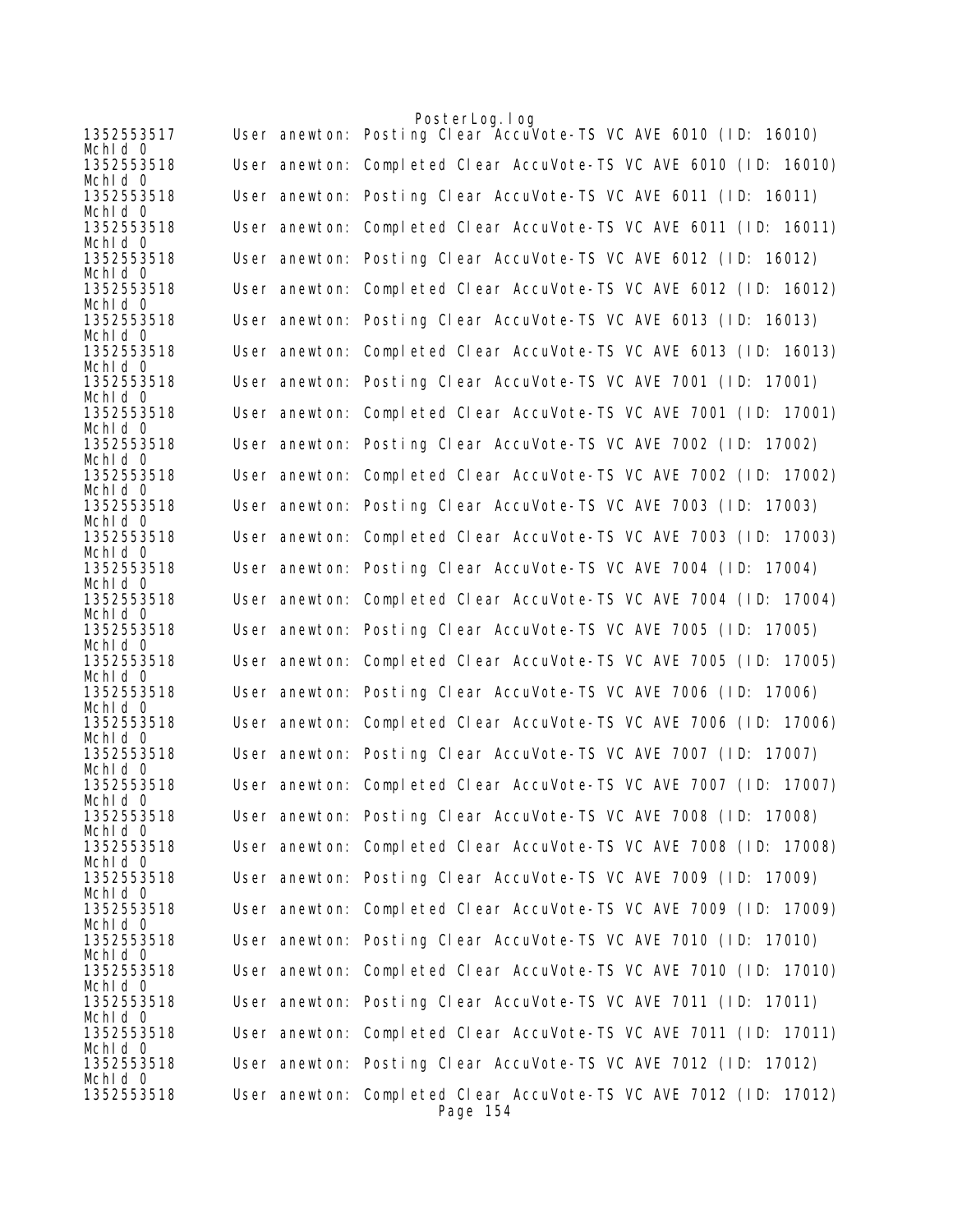```
1352553517      User anewton: Posting Clear AccuVote-TS VC AVE 6010 (ID: 16010)
McId 0
1352553518      User anewton: Completed Clear AccuVote-TS VC AVE 6010 (ID: 16010)
McId 0
1352553518      User anewton: Posting Clear AccuVote-TS VC AVE 6011 (ID: 16011)
McId 0
1352553518      User anewton: Completed Clear AccuVote-TS VC AVE 6011 (ID: 16011)
McId 0
1352553518      User anewton: Posting Clear AccuVote-TS VC AVE 6012 (ID: 16012)
McId 0
1352553518      User anewton: Completed Clear AccuVote-TS VC AVE 6012 (ID: 16012)
McId 0
1352553518      User anewton: Posting Clear AccuVote-TS VC AVE 6013 (ID: 16013)
McId 0
1352553518      User anewton: Completed Clear AccuVote-TS VC AVE 6013 (ID: 16013)
McId 0
1352553518      User anewton: Posting Clear AccuVote-TS VC AVE 7001 (ID: 17001)
McId 0
1352553518      User anewton: Completed Clear AccuVote-TS VC AVE 7001 (ID: 17001)
McId 0
1352553518      User anewton: Posting Clear AccuVote-TS VC AVE 7002 (ID: 17002)
McId 0
1352553518      User anewton: Completed Clear AccuVote-TS VC AVE 7002 (ID: 17002)
McId 0
1352553518      User anewton: Posting Clear AccuVote-TS VC AVE 7003 (ID: 17003)
McId 0
1352553518      User anewton: Completed Clear AccuVote-TS VC AVE 7003 (ID: 17003)
McId 0
1352553518      User anewton: Posting Clear AccuVote-TS VC AVE 7004 (ID: 17004)
McId 0
1352553518      User anewton: Completed Clear AccuVote-TS VC AVE 7004 (ID: 17004)
McId 0
1352553518      User anewton: Posting Clear AccuVote-TS VC AVE 7005 (ID: 17005)
McId 0
1352553518      User anewton: Completed Clear AccuVote-TS VC AVE 7005 (ID: 17005)
McId 0
1352553518      User anewton: Posting Clear AccuVote-TS VC AVE 7006 (ID: 17006)
McId 0
1352553518      User anewton: Completed Clear AccuVote-TS VC AVE 7006 (ID: 17006)
McId 0
1352553518      User anewton: Posting Clear AccuVote-TS VC AVE 7007 (ID: 17007)
McId 0
1352553518      User anewton: Completed Clear AccuVote-TS VC AVE 7007 (ID: 17007)
McId 0
1352553518      User anewton: Posting Clear AccuVote-TS VC AVE 7008 (ID: 17008)
McId 0
1352553518      User anewton: Completed Clear AccuVote-TS VC AVE 7008 (ID: 17008)
McId 0
1352553518      User anewton: Posting Clear AccuVote-TS VC AVE 7009 (ID: 17009)
McId 0
1352553518      User anewton: Completed Clear AccuVote-TS VC AVE 7009 (ID: 17009)
McId 0
1352553518      User anewton: Posting Clear AccuVote-TS VC AVE 7010 (ID: 17010)
McId 0
1352553518      User anewton: Completed Clear AccuVote-TS VC AVE 7010 (ID: 17010)
McId 0
1352553518      User anewton: Posting Clear AccuVote-TS VC AVE 7011 (ID: 17011)
McId 0
1352553518      User anewton: Completed Clear AccuVote-TS VC AVE 7011 (ID: 17011)
McId 0
1352553518      User anewton: Posting Clear AccuVote-TS VC AVE 7012 (ID: 17012)
McId 0
1352553518      User anewton: Completed Clear AccuVote-TS VC AVE 7012 (ID: 17012)
```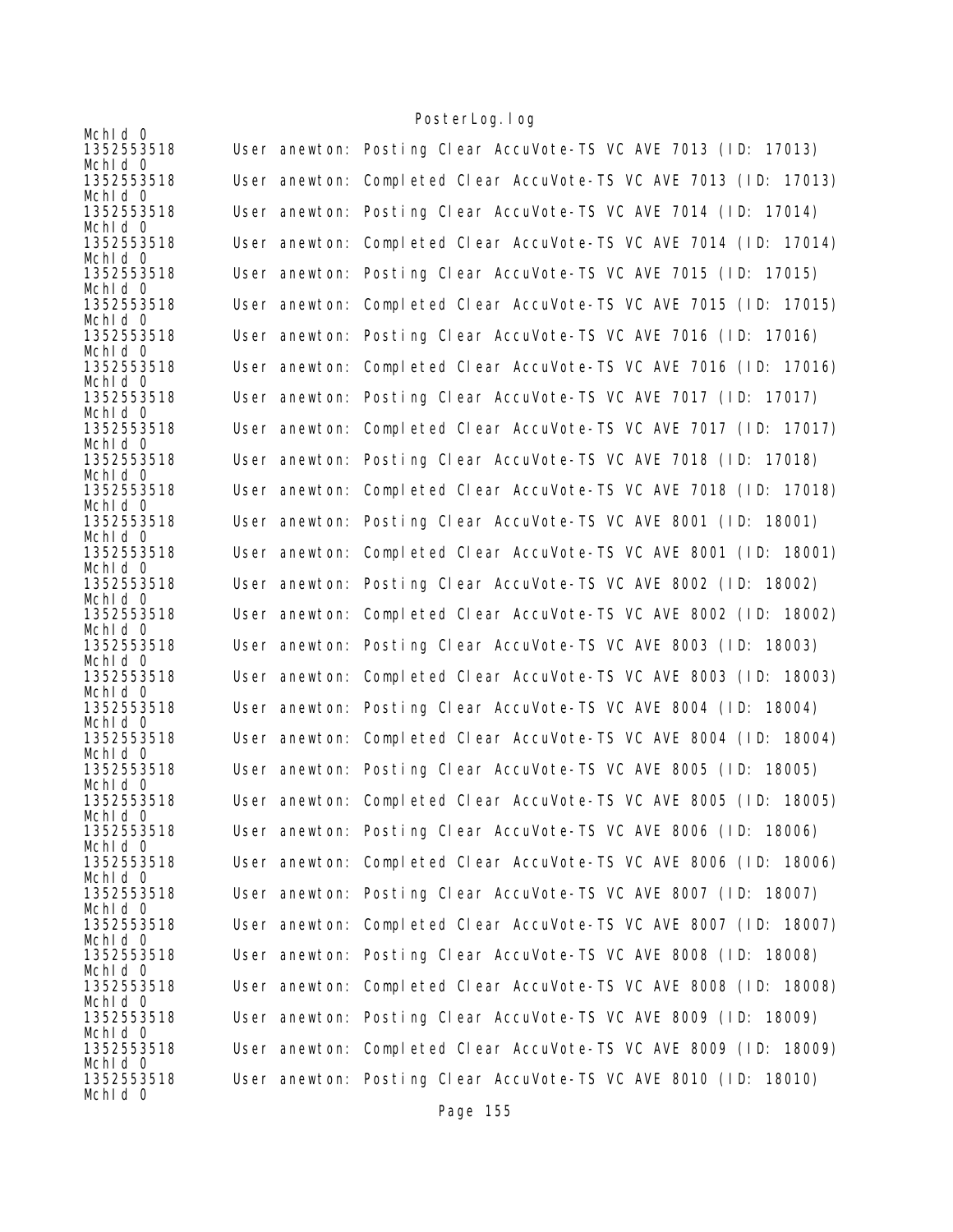```
MchId 0
1352553518      User anewton: Posting Clear AccuVote-TS VC AVE 7013 (ID: 17013)
MchId 0
1352553518      User anewton: Completed Clear AccuVote-TS VC AVE 7013 (ID: 17013)
MchId 0
1352553518      User anewton: Posting Clear AccuVote-TS VC AVE 7014 (ID: 17014)
MchId 0
1352553518      User anewton: Completed Clear AccuVote-TS VC AVE 7014 (ID: 17014)
MchId 0
1352553518      User anewton: Posting Clear AccuVote-TS VC AVE 7015 (ID: 17015)
MchId 0
1352553518      User anewton: Completed Clear AccuVote-TS VC AVE 7015 (ID: 17015)
MchId 0
1352553518      User anewton: Posting Clear AccuVote-TS VC AVE 7016 (ID: 17016)
MchId 0
1352553518      User anewton: Completed Clear AccuVote-TS VC AVE 7016 (ID: 17016)
MchId 0
1352553518      User anewton: Posting Clear AccuVote-TS VC AVE 7017 (ID: 17017)
MchId 0
1352553518      User anewton: Completed Clear AccuVote-TS VC AVE 7017 (ID: 17017)
MchId 0
1352553518      User anewton: Posting Clear AccuVote-TS VC AVE 7018 (ID: 17018)
MchId 0
1352553518      User anewton: Completed Clear AccuVote-TS VC AVE 7018 (ID: 17018)
MchId 0
1352553518      User anewton: Posting Clear AccuVote-TS VC AVE 8001 (ID: 18001)
MchId 0
1352553518      User anewton: Completed Clear AccuVote-TS VC AVE 8001 (ID: 18001)
MchId 0
1352553518      User anewton: Posting Clear AccuVote-TS VC AVE 8002 (ID: 18002)
MchId 0
1352553518      User anewton: Completed Clear AccuVote-TS VC AVE 8002 (ID: 18002)
MchId 0
1352553518      User anewton: Posting Clear AccuVote-TS VC AVE 8003 (ID: 18003)
MchId 0
1352553518      User anewton: Completed Clear AccuVote-TS VC AVE 8003 (ID: 18003)
MchId 0
1352553518      User anewton: Posting Clear AccuVote-TS VC AVE 8004 (ID: 18004)
MchId 0
1352553518      User anewton: Completed Clear AccuVote-TS VC AVE 8004 (ID: 18004)
MchId 0
1352553518      User anewton: Posting Clear AccuVote-TS VC AVE 8005 (ID: 18005)
MchId 0
1352553518      User anewton: Completed Clear AccuVote-TS VC AVE 8005 (ID: 18005)
MchId 0
1352553518      User anewton: Posting Clear AccuVote-TS VC AVE 8006 (ID: 18006)
MchId 0
1352553518      User anewton: Completed Clear AccuVote-TS VC AVE 8006 (ID: 18006)
MchId 0
1352553518      User anewton: Posting Clear AccuVote-TS VC AVE 8007 (ID: 18007)
MchId 0
1352553518      User anewton: Completed Clear AccuVote-TS VC AVE 8007 (ID: 18007)
MchId 0
1352553518      User anewton: Posting Clear AccuVote-TS VC AVE 8008 (ID: 18008)
MchId 0
1352553518      User anewton: Completed Clear AccuVote-TS VC AVE 8008 (ID: 18008)
MchId 0
1352553518      User anewton: Posting Clear AccuVote-TS VC AVE 8009 (ID: 18009)
MchId 0
1352553518      User anewton: Completed Clear AccuVote-TS VC AVE 8009 (ID: 18009)
MchId 0
1352553518      User anewton: Posting Clear AccuVote-TS VC AVE 8010 (ID: 18010)
MchId 0
```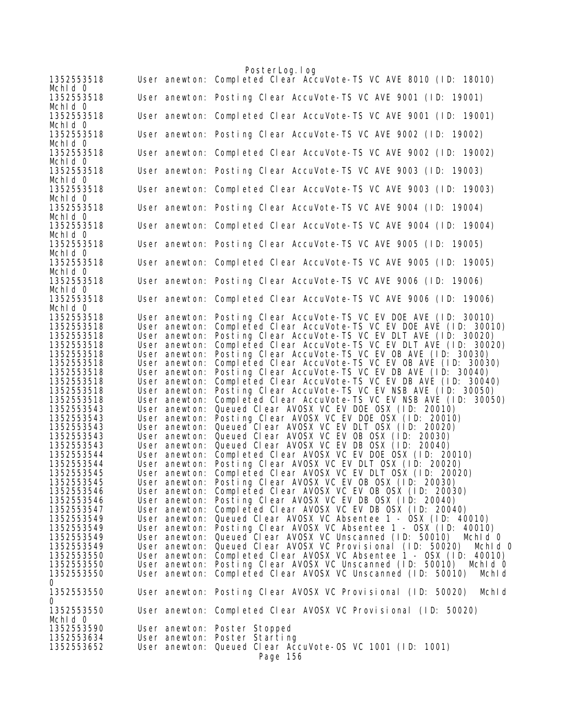```
1352553518      User anewton: Completed Clear AccuVote-TS VC AVE 8010 (ID: 18010)
MchId 0
1352553518      User anewton: Posting Clear AccuVote-TS VC AVE 9001 (ID: 19001)
MchId 0
1352553518      User anewton: Completed Clear AccuVote-TS VC AVE 9001 (ID: 19001)
MchId 0
1352553518      User anewton: Posting Clear AccuVote-TS VC AVE 9002 (ID: 19002)
MchId 0
1352553518      User anewton: Completed Clear AccuVote-TS VC AVE 9002 (ID: 19002)
MchId 0
1352553518      User anewton: Posting Clear AccuVote-TS VC AVE 9003 (ID: 19003)
MchId 0
1352553518      User anewton: Completed Clear AccuVote-TS VC AVE 9003 (ID: 19003)
MchId 0
1352553518      User anewton: Posting Clear AccuVote-TS VC AVE 9004 (ID: 19004)
MchId 0
1352553518      User anewton: Completed Clear AccuVote-TS VC AVE 9004 (ID: 19004)
MchId 0
1352553518      User anewton: Posting Clear AccuVote-TS VC AVE 9005 (ID: 19005)
MchId 0
1352553518      User anewton: Completed Clear AccuVote-TS VC AVE 9005 (ID: 19005)
MchId 0
1352553518      User anewton: Posting Clear AccuVote-TS VC AVE 9006 (ID: 19006)
MchId 0
1352553518      User anewton: Completed Clear AccuVote-TS VC AVE 9006 (ID: 19006)
MchId 0
1352553518      User anewton: Posting Clear AccuVote-TS VC EV DOE AVE (ID: 30010)
1352553518      User anewton: Completed Clear AccuVote-TS VC EV DOE AVE (ID: 30010)
1352553518      User anewton: Posting Clear AccuVote-TS VC EV DLT AVE (ID: 30020)
1352553518      User anewton: Completed Clear AccuVote-TS VC EV DLT AVE (ID: 30020)
1352553518      User anewton: Posting Clear AccuVote-TS VC EV OB AVE (ID: 30030)
1352553518      User anewton: Completed Clear AccuVote-TS VC EV OB AVE (ID: 30030)
1352553518      User anewton: Posting Clear AccuVote-TS VC EV DB AVE (ID: 30040)
1352553518      User anewton: Completed Clear AccuVote-TS VC EV DB AVE (ID: 30040)
1352553518      User anewton: Posting Clear AccuVote-TS VC EV NSB AVE (ID: 30050)
1352553518      User anewton: Completed Clear AccuVote-TS VC EV NSB AVE (ID: 30050)
1352553543      User anewton: Queued Clear AVOSX VC EV DOE OSX (ID: 20010)
1352553543      User anewton: Posting Clear AVOSX VC EV DOE OSX (ID: 20010)
1352553543      User anewton: Queued Clear AVOSX VC EV DLT OSX (ID: 20020)
1352553543      User anewton: Queued Clear AVOSX VC EV OB OSX (ID: 20030)
1352553543      User anewton: Queued Clear AVOSX VC EV DB OSX (ID: 20040)
1352553544      User anewton: Completed Clear AVOSX VC EV DOE OSX (ID: 20010)
1352553544      User anewton: Posting Clear AVOSX VC EV DLT OSX (ID: 20020)
1352553545      User anewton: Completed Clear AVOSX VC EV DLT OSX (ID: 20020)
1352553545      User anewton: Posting Clear AVOSX VC EV OB OSX (ID: 20030)
1352553546      User anewton: Completed Clear AVOSX VC EV OB OSX (ID: 20030)
1352553546      User anewton: Posting Clear AVOSX VC EV DB OSX (ID: 20040)
1352553547      User anewton: Completed Clear AVOSX VC EV DB OSX (ID: 20040)
1352553549      User anewton: Queued Clear AVOSX VC Absentee 1 - OSX (ID: 40010)
1352553549      User anewton: Posting Clear AVOSX VC Absentee 1 - OSX (ID: 40010)
1352553549      User anewton: Queued Clear AVOSX VC Unscanned (ID: 50010)  MchId 0
1352553549      User anewton: Queued Clear AVOSX VC Provisional (ID: 50020)  MchId 0
1352553550      User anewton: Completed Clear AVOSX VC Absentee 1 - OSX (ID: 40010)
1352553550      User anewton: Posting Clear AVOSX VC Unscanned (ID: 50010)  MchId 0
1352553550      User anewton: Completed Clear AVOSX VC Unscanned (ID: 50010)  MchId
0
1352553550      User anewton: Posting Clear AVOSX VC Provisional (ID: 50020)  MchId
0
1352553550      User anewton: Completed Clear AVOSX VC Provisional (ID: 50020)
MchId 0
1352553590      User anewton: Poster Stopped
1352553634      User anewton: Poster Starting
1352553652      User anewton: Queued Clear AccuVote-OS VC 1001 (ID: 1001)
```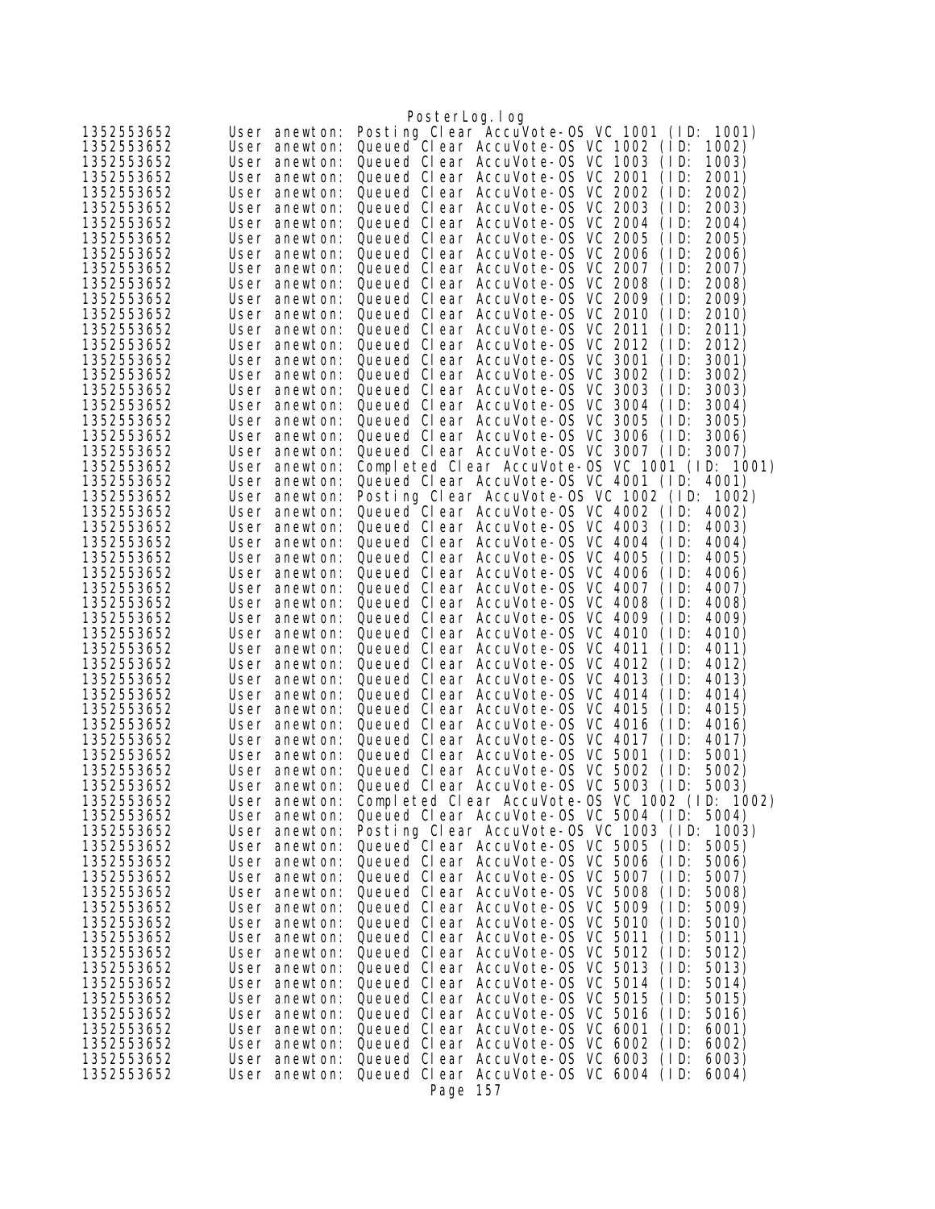```
1352553652	User anewton: Posting Clear AccuVote-OS VC 1001 (ID: 1001)
1352553652	User anewton: Queued Clear AccuVote-OS VC 1002 (ID: 1002)
1352553652	User anewton: Queued Clear AccuVote-OS VC 1003 (ID: 1003)
1352553652	User anewton: Queued Clear AccuVote-OS VC 2001 (ID: 2001)
1352553652	User anewton: Queued Clear AccuVote-OS VC 2002 (ID: 2002)
1352553652	User anewton: Queued Clear AccuVote-OS VC 2003 (ID: 2003)
1352553652	User anewton: Queued Clear AccuVote-OS VC 2004 (ID: 2004)
1352553652	User anewton: Queued Clear AccuVote-OS VC 2005 (ID: 2005)
1352553652	User anewton: Queued Clear AccuVote-OS VC 2006 (ID: 2006)
1352553652	User anewton: Queued Clear AccuVote-OS VC 2007 (ID: 2007)
1352553652	User anewton: Queued Clear AccuVote-OS VC 2008 (ID: 2008)
1352553652	User anewton: Queued Clear AccuVote-OS VC 2009 (ID: 2009)
1352553652	User anewton: Queued Clear AccuVote-OS VC 2010 (ID: 2010)
1352553652	User anewton: Queued Clear AccuVote-OS VC 2011 (ID: 2011)
1352553652	User anewton: Queued Clear AccuVote-OS VC 2012 (ID: 2012)
1352553652	User anewton: Queued Clear AccuVote-OS VC 3001 (ID: 3001)
1352553652	User anewton: Queued Clear AccuVote-OS VC 3002 (ID: 3002)
1352553652	User anewton: Queued Clear AccuVote-OS VC 3003 (ID: 3003)
1352553652	User anewton: Queued Clear AccuVote-OS VC 3004 (ID: 3004)
1352553652	User anewton: Queued Clear AccuVote-OS VC 3005 (ID: 3005)
1352553652	User anewton: Queued Clear AccuVote-OS VC 3006 (ID: 3006)
1352553652	User anewton: Queued Clear AccuVote-OS VC 3007 (ID: 3007)
1352553652	User anewton: Completed Clear AccuVote-OS VC 1001 (ID: 1001)
1352553652	User anewton: Queued Clear AccuVote-OS VC 4001 (ID: 4001)
1352553652	User anewton: Posting Clear AccuVote-OS VC 1002 (ID: 1002)
1352553652	User anewton: Queued Clear AccuVote-OS VC 4002 (ID: 4002)
1352553652	User anewton: Queued Clear AccuVote-OS VC 4003 (ID: 4003)
1352553652	User anewton: Queued Clear AccuVote-OS VC 4004 (ID: 4004)
1352553652	User anewton: Queued Clear AccuVote-OS VC 4005 (ID: 4005)
1352553652	User anewton: Queued Clear AccuVote-OS VC 4006 (ID: 4006)
1352553652	User anewton: Queued Clear AccuVote-OS VC 4007 (ID: 4007)
1352553652	User anewton: Queued Clear AccuVote-OS VC 4008 (ID: 4008)
1352553652	User anewton: Queued Clear AccuVote-OS VC 4009 (ID: 4009)
1352553652	User anewton: Queued Clear AccuVote-OS VC 4010 (ID: 4010)
1352553652	User anewton: Queued Clear AccuVote-OS VC 4011 (ID: 4011)
1352553652	User anewton: Queued Clear AccuVote-OS VC 4012 (ID: 4012)
1352553652	User anewton: Queued Clear AccuVote-OS VC 4013 (ID: 4013)
1352553652	User anewton: Queued Clear AccuVote-OS VC 4014 (ID: 4014)
1352553652	User anewton: Queued Clear AccuVote-OS VC 4015 (ID: 4015)
1352553652	User anewton: Queued Clear AccuVote-OS VC 4016 (ID: 4016)
1352553652	User anewton: Queued Clear AccuVote-OS VC 4017 (ID: 4017)
1352553652	User anewton: Queued Clear AccuVote-OS VC 5001 (ID: 5001)
1352553652	User anewton: Queued Clear AccuVote-OS VC 5002 (ID: 5002)
1352553652	User anewton: Queued Clear AccuVote-OS VC 5003 (ID: 5003)
1352553652	User anewton: Completed Clear AccuVote-OS VC 1002 (ID: 1002)
1352553652	User anewton: Queued Clear AccuVote-OS VC 5004 (ID: 5004)
1352553652	User anewton: Posting Clear AccuVote-OS VC 1003 (ID: 1003)
1352553652	User anewton: Queued Clear AccuVote-OS VC 5005 (ID: 5005)
1352553652	User anewton: Queued Clear AccuVote-OS VC 5006 (ID: 5006)
1352553652	User anewton: Queued Clear AccuVote-OS VC 5007 (ID: 5007)
1352553652	User anewton: Queued Clear AccuVote-OS VC 5008 (ID: 5008)
1352553652	User anewton: Queued Clear AccuVote-OS VC 5009 (ID: 5009)
1352553652	User anewton: Queued Clear AccuVote-OS VC 5010 (ID: 5010)
1352553652	User anewton: Queued Clear AccuVote-OS VC 5011 (ID: 5011)
1352553652	User anewton: Queued Clear AccuVote-OS VC 5012 (ID: 5012)
1352553652	User anewton: Queued Clear AccuVote-OS VC 5013 (ID: 5013)
1352553652	User anewton: Queued Clear AccuVote-OS VC 5014 (ID: 5014)
1352553652	User anewton: Queued Clear AccuVote-OS VC 5015 (ID: 5015)
1352553652	User anewton: Queued Clear AccuVote-OS VC 5016 (ID: 5016)
1352553652	User anewton: Queued Clear AccuVote-OS VC 6001 (ID: 6001)
1352553652	User anewton: Queued Clear AccuVote-OS VC 6002 (ID: 6002)
1352553652	User anewton: Queued Clear AccuVote-OS VC 6003 (ID: 6003)
1352553652	User anewton: Queued Clear AccuVote-OS VC 6004 (ID: 6004)
```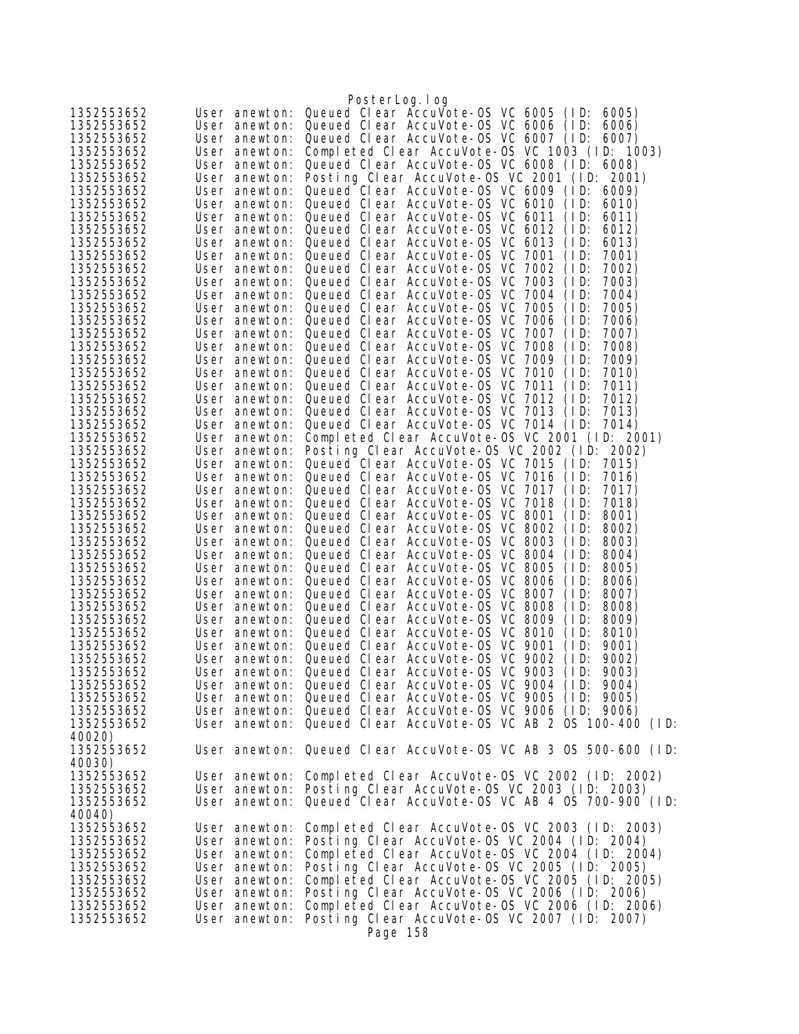```
1352553652      User anewton: Queued Clear AccuVote-OS VC 6005 (ID: 6005)
1352553652      User anewton: Queued Clear AccuVote-OS VC 6006 (ID: 6006)
1352553652      User anewton: Queued Clear AccuVote-OS VC 6007 (ID: 6007)
1352553652      User anewton: Completed Clear AccuVote-OS VC 1003 (ID: 1003)
1352553652      User anewton: Queued Clear AccuVote-OS VC 6008 (ID: 6008)
1352553652      User anewton: Posting Clear AccuVote-OS VC 2001 (ID: 2001)
1352553652      User anewton: Queued Clear AccuVote-OS VC 6009 (ID: 6009)
1352553652      User anewton: Queued Clear AccuVote-OS VC 6010 (ID: 6010)
1352553652      User anewton: Queued Clear AccuVote-OS VC 6011 (ID: 6011)
1352553652      User anewton: Queued Clear AccuVote-OS VC 6012 (ID: 6012)
1352553652      User anewton: Queued Clear AccuVote-OS VC 6013 (ID: 6013)
1352553652      User anewton: Queued Clear AccuVote-OS VC 7001 (ID: 7001)
1352553652      User anewton: Queued Clear AccuVote-OS VC 7002 (ID: 7002)
1352553652      User anewton: Queued Clear AccuVote-OS VC 7003 (ID: 7003)
1352553652      User anewton: Queued Clear AccuVote-OS VC 7004 (ID: 7004)
1352553652      User anewton: Queued Clear AccuVote-OS VC 7005 (ID: 7005)
1352553652      User anewton: Queued Clear AccuVote-OS VC 7006 (ID: 7006)
1352553652      User anewton: Queued Clear AccuVote-OS VC 7007 (ID: 7007)
1352553652      User anewton: Queued Clear AccuVote-OS VC 7008 (ID: 7008)
1352553652      User anewton: Queued Clear AccuVote-OS VC 7009 (ID: 7009)
1352553652      User anewton: Queued Clear AccuVote-OS VC 7010 (ID: 7010)
1352553652      User anewton: Queued Clear AccuVote-OS VC 7011 (ID: 7011)
1352553652      User anewton: Queued Clear AccuVote-OS VC 7012 (ID: 7012)
1352553652      User anewton: Queued Clear AccuVote-OS VC 7013 (ID: 7013)
1352553652      User anewton: Queued Clear AccuVote-OS VC 7014 (ID: 7014)
1352553652      User anewton: Completed Clear AccuVote-OS VC 2001 (ID: 2001)
1352553652      User anewton: Posting Clear AccuVote-OS VC 2002 (ID: 2002)
1352553652      User anewton: Queued Clear AccuVote-OS VC 7015 (ID: 7015)
1352553652      User anewton: Queued Clear AccuVote-OS VC 7016 (ID: 7016)
1352553652      User anewton: Queued Clear AccuVote-OS VC 7017 (ID: 7017)
1352553652      User anewton: Queued Clear AccuVote-OS VC 7018 (ID: 7018)
1352553652      User anewton: Queued Clear AccuVote-OS VC 8001 (ID: 8001)
1352553652      User anewton: Queued Clear AccuVote-OS VC 8002 (ID: 8002)
1352553652      User anewton: Queued Clear AccuVote-OS VC 8003 (ID: 8003)
1352553652      User anewton: Queued Clear AccuVote-OS VC 8004 (ID: 8004)
1352553652      User anewton: Queued Clear AccuVote-OS VC 8005 (ID: 8005)
1352553652      User anewton: Queued Clear AccuVote-OS VC 8006 (ID: 8006)
1352553652      User anewton: Queued Clear AccuVote-OS VC 8007 (ID: 8007)
1352553652      User anewton: Queued Clear AccuVote-OS VC 8008 (ID: 8008)
1352553652      User anewton: Queued Clear AccuVote-OS VC 8009 (ID: 8009)
1352553652      User anewton: Queued Clear AccuVote-OS VC 8010 (ID: 8010)
1352553652      User anewton: Queued Clear AccuVote-OS VC 9001 (ID: 9001)
1352553652      User anewton: Queued Clear AccuVote-OS VC 9002 (ID: 9002)
1352553652      User anewton: Queued Clear AccuVote-OS VC 9003 (ID: 9003)
1352553652      User anewton: Queued Clear AccuVote-OS VC 9004 (ID: 9004)
1352553652      User anewton: Queued Clear AccuVote-OS VC 9005 (ID: 9005)
1352553652      User anewton: Queued Clear AccuVote-OS VC 9006 (ID: 9006)
1352553652      User anewton: Queued Clear AccuVote-OS VC AB 2 OS 100-400 (ID:
40020)
1352553652      User anewton: Queued Clear AccuVote-OS VC AB 3 OS 500-600 (ID:
40030)
1352553652      User anewton: Completed Clear AccuVote-OS VC 2002 (ID: 2002)
1352553652      User anewton: Posting Clear AccuVote-OS VC 2003 (ID: 2003)
1352553652      User anewton: Queued Clear AccuVote-OS VC AB 4 OS 700-900 (ID:
40040)
1352553652      User anewton: Completed Clear AccuVote-OS VC 2003 (ID: 2003)
1352553652      User anewton: Posting Clear AccuVote-OS VC 2004 (ID: 2004)
1352553652      User anewton: Completed Clear AccuVote-OS VC 2004 (ID: 2004)
1352553652      User anewton: Posting Clear AccuVote-OS VC 2005 (ID: 2005)
1352553652      User anewton: Completed Clear AccuVote-OS VC 2005 (ID: 2005)
1352553652      User anewton: Posting Clear AccuVote-OS VC 2006 (ID: 2006)
1352553652      User anewton: Completed Clear AccuVote-OS VC 2006 (ID: 2006)
1352553652      User anewton: Posting Clear AccuVote-OS VC 2007 (ID: 2007)
```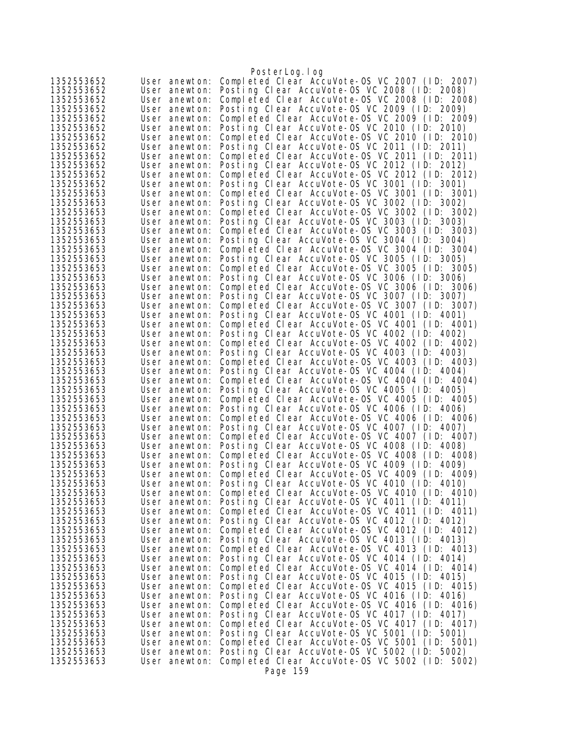```
1352553652      User anewton: Completed Clear AccuVote-OS VC 2007 (ID: 2007)
1352553652      User anewton: Posting Clear AccuVote-OS VC 2008 (ID: 2008)
1352553652      User anewton: Completed Clear AccuVote-OS VC 2008 (ID: 2008)
1352553652      User anewton: Posting Clear AccuVote-OS VC 2009 (ID: 2009)
1352553652      User anewton: Completed Clear AccuVote-OS VC 2009 (ID: 2009)
1352553652      User anewton: Posting Clear AccuVote-OS VC 2010 (ID: 2010)
1352553652      User anewton: Completed Clear AccuVote-OS VC 2010 (ID: 2010)
1352553652      User anewton: Posting Clear AccuVote-OS VC 2011 (ID: 2011)
1352553652      User anewton: Completed Clear AccuVote-OS VC 2011 (ID: 2011)
1352553652      User anewton: Posting Clear AccuVote-OS VC 2012 (ID: 2012)
1352553652      User anewton: Completed Clear AccuVote-OS VC 2012 (ID: 2012)
1352553652      User anewton: Posting Clear AccuVote-OS VC 3001 (ID: 3001)
1352553653      User anewton: Completed Clear AccuVote-OS VC 3001 (ID: 3001)
1352553653      User anewton: Posting Clear AccuVote-OS VC 3002 (ID: 3002)
1352553653      User anewton: Completed Clear AccuVote-OS VC 3002 (ID: 3002)
1352553653      User anewton: Posting Clear AccuVote-OS VC 3003 (ID: 3003)
1352553653      User anewton: Completed Clear AccuVote-OS VC 3003 (ID: 3003)
1352553653      User anewton: Posting Clear AccuVote-OS VC 3004 (ID: 3004)
1352553653      User anewton: Completed Clear AccuVote-OS VC 3004 (ID: 3004)
1352553653      User anewton: Posting Clear AccuVote-OS VC 3005 (ID: 3005)
1352553653      User anewton: Completed Clear AccuVote-OS VC 3005 (ID: 3005)
1352553653      User anewton: Posting Clear AccuVote-OS VC 3006 (ID: 3006)
1352553653      User anewton: Completed Clear AccuVote-OS VC 3006 (ID: 3006)
1352553653      User anewton: Posting Clear AccuVote-OS VC 3007 (ID: 3007)
1352553653      User anewton: Completed Clear AccuVote-OS VC 3007 (ID: 3007)
1352553653      User anewton: Posting Clear AccuVote-OS VC 4001 (ID: 4001)
1352553653      User anewton: Completed Clear AccuVote-OS VC 4001 (ID: 4001)
1352553653      User anewton: Posting Clear AccuVote-OS VC 4002 (ID: 4002)
1352553653      User anewton: Completed Clear AccuVote-OS VC 4002 (ID: 4002)
1352553653      User anewton: Posting Clear AccuVote-OS VC 4003 (ID: 4003)
1352553653      User anewton: Completed Clear AccuVote-OS VC 4003 (ID: 4003)
1352553653      User anewton: Posting Clear AccuVote-OS VC 4004 (ID: 4004)
1352553653      User anewton: Completed Clear AccuVote-OS VC 4004 (ID: 4004)
1352553653      User anewton: Posting Clear AccuVote-OS VC 4005 (ID: 4005)
1352553653      User anewton: Completed Clear AccuVote-OS VC 4005 (ID: 4005)
1352553653      User anewton: Posting Clear AccuVote-OS VC 4006 (ID: 4006)
1352553653      User anewton: Completed Clear AccuVote-OS VC 4006 (ID: 4006)
1352553653      User anewton: Posting Clear AccuVote-OS VC 4007 (ID: 4007)
1352553653      User anewton: Completed Clear AccuVote-OS VC 4007 (ID: 4007)
1352553653      User anewton: Posting Clear AccuVote-OS VC 4008 (ID: 4008)
1352553653      User anewton: Completed Clear AccuVote-OS VC 4008 (ID: 4008)
1352553653      User anewton: Posting Clear AccuVote-OS VC 4009 (ID: 4009)
1352553653      User anewton: Completed Clear AccuVote-OS VC 4009 (ID: 4009)
1352553653      User anewton: Posting Clear AccuVote-OS VC 4010 (ID: 4010)
1352553653      User anewton: Completed Clear AccuVote-OS VC 4010 (ID: 4010)
1352553653      User anewton: Posting Clear AccuVote-OS VC 4011 (ID: 4011)
1352553653      User anewton: Completed Clear AccuVote-OS VC 4011 (ID: 4011)
1352553653      User anewton: Posting Clear AccuVote-OS VC 4012 (ID: 4012)
1352553653      User anewton: Completed Clear AccuVote-OS VC 4012 (ID: 4012)
1352553653      User anewton: Posting Clear AccuVote-OS VC 4013 (ID: 4013)
1352553653      User anewton: Completed Clear AccuVote-OS VC 4013 (ID: 4013)
1352553653      User anewton: Posting Clear AccuVote-OS VC 4014 (ID: 4014)
1352553653      User anewton: Completed Clear AccuVote-OS VC 4014 (ID: 4014)
1352553653      User anewton: Posting Clear AccuVote-OS VC 4015 (ID: 4015)
1352553653      User anewton: Completed Clear AccuVote-OS VC 4015 (ID: 4015)
1352553653      User anewton: Posting Clear AccuVote-OS VC 4016 (ID: 4016)
1352553653      User anewton: Completed Clear AccuVote-OS VC 4016 (ID: 4016)
1352553653      User anewton: Posting Clear AccuVote-OS VC 4017 (ID: 4017)
1352553653      User anewton: Completed Clear AccuVote-OS VC 4017 (ID: 4017)
1352553653      User anewton: Posting Clear AccuVote-OS VC 5001 (ID: 5001)
1352553653      User anewton: Completed Clear AccuVote-OS VC 5001 (ID: 5001)
1352553653      User anewton: Posting Clear AccuVote-OS VC 5002 (ID: 5002)
1352553653      User anewton: Completed Clear AccuVote-OS VC 5002 (ID: 5002)
```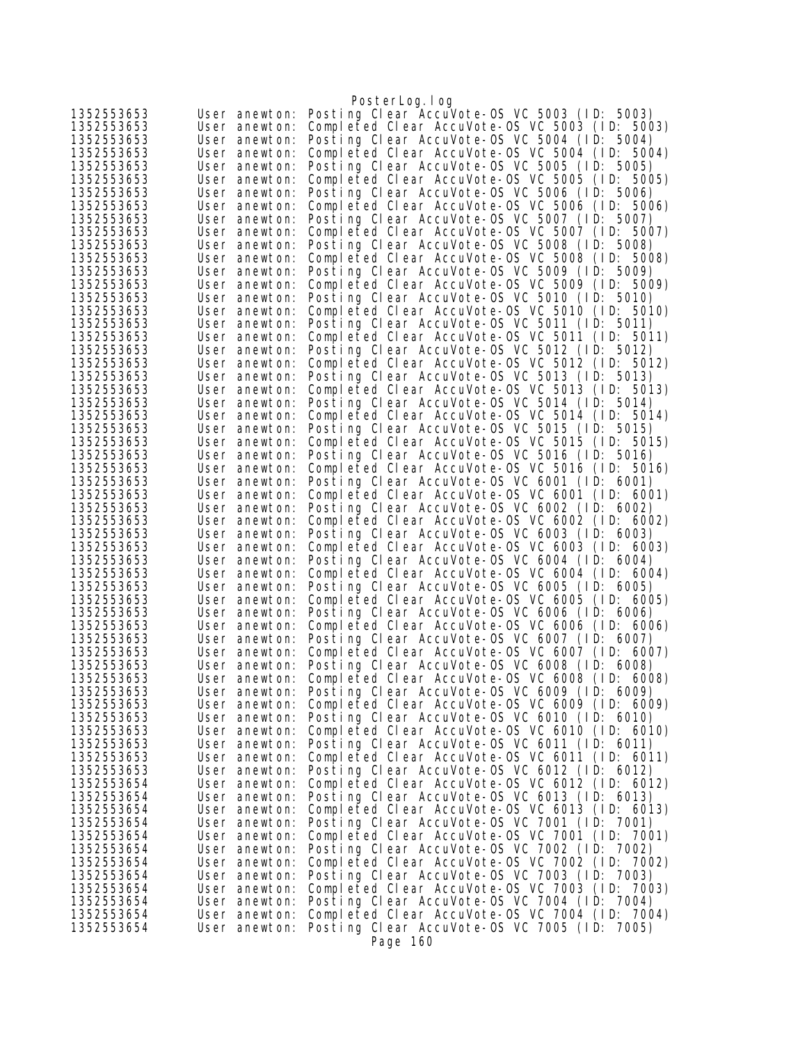```
1352553653      User anewton: Posting Clear AccuVote-OS VC 5003 (ID: 5003)
1352553653      User anewton: Completed Clear AccuVote-OS VC 5003 (ID: 5003)
1352553653      User anewton: Posting Clear AccuVote-OS VC 5004 (ID: 5004)
1352553653      User anewton: Completed Clear AccuVote-OS VC 5004 (ID: 5004)
1352553653      User anewton: Posting Clear AccuVote-OS VC 5005 (ID: 5005)
1352553653      User anewton: Completed Clear AccuVote-OS VC 5005 (ID: 5005)
1352553653      User anewton: Posting Clear AccuVote-OS VC 5006 (ID: 5006)
1352553653      User anewton: Completed Clear AccuVote-OS VC 5006 (ID: 5006)
1352553653      User anewton: Posting Clear AccuVote-OS VC 5007 (ID: 5007)
1352553653      User anewton: Completed Clear AccuVote-OS VC 5007 (ID: 5007)
1352553653      User anewton: Posting Clear AccuVote-OS VC 5008 (ID: 5008)
1352553653      User anewton: Completed Clear AccuVote-OS VC 5008 (ID: 5008)
1352553653      User anewton: Posting Clear AccuVote-OS VC 5009 (ID: 5009)
1352553653      User anewton: Completed Clear AccuVote-OS VC 5009 (ID: 5009)
1352553653      User anewton: Posting Clear AccuVote-OS VC 5010 (ID: 5010)
1352553653      User anewton: Completed Clear AccuVote-OS VC 5010 (ID: 5010)
1352553653      User anewton: Posting Clear AccuVote-OS VC 5011 (ID: 5011)
1352553653      User anewton: Completed Clear AccuVote-OS VC 5011 (ID: 5011)
1352553653      User anewton: Posting Clear AccuVote-OS VC 5012 (ID: 5012)
1352553653      User anewton: Completed Clear AccuVote-OS VC 5012 (ID: 5012)
1352553653      User anewton: Posting Clear AccuVote-OS VC 5013 (ID: 5013)
1352553653      User anewton: Completed Clear AccuVote-OS VC 5013 (ID: 5013)
1352553653      User anewton: Posting Clear AccuVote-OS VC 5014 (ID: 5014)
1352553653      User anewton: Completed Clear AccuVote-OS VC 5014 (ID: 5014)
1352553653      User anewton: Posting Clear AccuVote-OS VC 5015 (ID: 5015)
1352553653      User anewton: Completed Clear AccuVote-OS VC 5015 (ID: 5015)
1352553653      User anewton: Posting Clear AccuVote-OS VC 5016 (ID: 5016)
1352553653      User anewton: Completed Clear AccuVote-OS VC 5016 (ID: 5016)
1352553653      User anewton: Posting Clear AccuVote-OS VC 6001 (ID: 6001)
1352553653      User anewton: Completed Clear AccuVote-OS VC 6001 (ID: 6001)
1352553653      User anewton: Posting Clear AccuVote-OS VC 6002 (ID: 6002)
1352553653      User anewton: Completed Clear AccuVote-OS VC 6002 (ID: 6002)
1352553653      User anewton: Posting Clear AccuVote-OS VC 6003 (ID: 6003)
1352553653      User anewton: Completed Clear AccuVote-OS VC 6003 (ID: 6003)
1352553653      User anewton: Posting Clear AccuVote-OS VC 6004 (ID: 6004)
1352553653      User anewton: Completed Clear AccuVote-OS VC 6004 (ID: 6004)
1352553653      User anewton: Posting Clear AccuVote-OS VC 6005 (ID: 6005)
1352553653      User anewton: Completed Clear AccuVote-OS VC 6005 (ID: 6005)
1352553653      User anewton: Posting Clear AccuVote-OS VC 6006 (ID: 6006)
1352553653      User anewton: Completed Clear AccuVote-OS VC 6006 (ID: 6006)
1352553653      User anewton: Posting Clear AccuVote-OS VC 6007 (ID: 6007)
1352553653      User anewton: Completed Clear AccuVote-OS VC 6007 (ID: 6007)
1352553653      User anewton: Posting Clear AccuVote-OS VC 6008 (ID: 6008)
1352553653      User anewton: Completed Clear AccuVote-OS VC 6008 (ID: 6008)
1352553653      User anewton: Posting Clear AccuVote-OS VC 6009 (ID: 6009)
1352553653      User anewton: Completed Clear AccuVote-OS VC 6009 (ID: 6009)
1352553653      User anewton: Posting Clear AccuVote-OS VC 6010 (ID: 6010)
1352553653      User anewton: Completed Clear AccuVote-OS VC 6010 (ID: 6010)
1352553653      User anewton: Posting Clear AccuVote-OS VC 6011 (ID: 6011)
1352553653      User anewton: Completed Clear AccuVote-OS VC 6011 (ID: 6011)
1352553653      User anewton: Posting Clear AccuVote-OS VC 6012 (ID: 6012)
1352553654      User anewton: Completed Clear AccuVote-OS VC 6012 (ID: 6012)
1352553654      User anewton: Posting Clear AccuVote-OS VC 6013 (ID: 6013)
1352553654      User anewton: Completed Clear AccuVote-OS VC 6013 (ID: 6013)
1352553654      User anewton: Posting Clear AccuVote-OS VC 7001 (ID: 7001)
1352553654      User anewton: Completed Clear AccuVote-OS VC 7001 (ID: 7001)
1352553654      User anewton: Posting Clear AccuVote-OS VC 7002 (ID: 7002)
1352553654      User anewton: Completed Clear AccuVote-OS VC 7002 (ID: 7002)
1352553654      User anewton: Posting Clear AccuVote-OS VC 7003 (ID: 7003)
1352553654      User anewton: Completed Clear AccuVote-OS VC 7003 (ID: 7003)
1352553654      User anewton: Posting Clear AccuVote-OS VC 7004 (ID: 7004)
1352553654      User anewton: Completed Clear AccuVote-OS VC 7004 (ID: 7004)
1352553654      User anewton: Posting Clear AccuVote-OS VC 7005 (ID: 7005)
```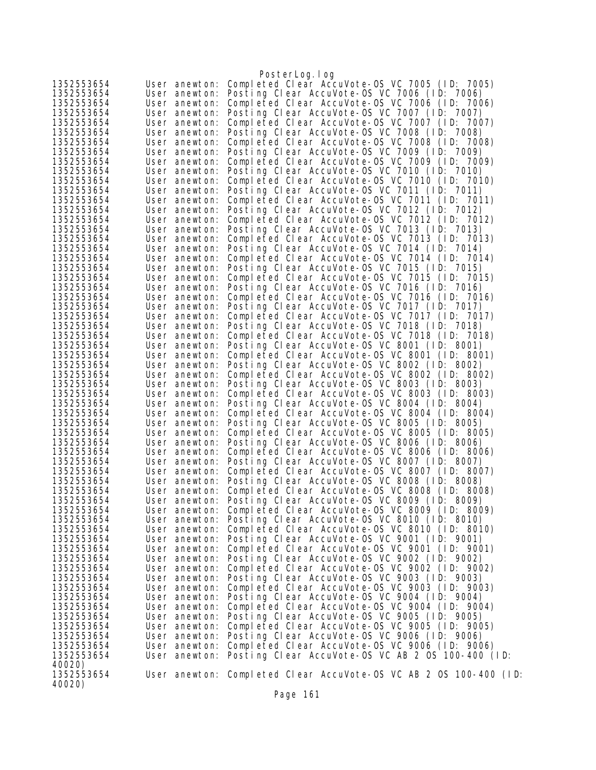```
1352553654      User anewton: Completed Clear AccuVote-OS VC 7005 (ID: 7005)
1352553654      User anewton: Posting Clear AccuVote-OS VC 7006 (ID: 7006)
1352553654      User anewton: Completed Clear AccuVote-OS VC 7006 (ID: 7006)
1352553654      User anewton: Posting Clear AccuVote-OS VC 7007 (ID: 7007)
1352553654      User anewton: Completed Clear AccuVote-OS VC 7007 (ID: 7007)
1352553654      User anewton: Posting Clear AccuVote-OS VC 7008 (ID: 7008)
1352553654      User anewton: Completed Clear AccuVote-OS VC 7008 (ID: 7008)
1352553654      User anewton: Posting Clear AccuVote-OS VC 7009 (ID: 7009)
1352553654      User anewton: Completed Clear AccuVote-OS VC 7009 (ID: 7009)
1352553654      User anewton: Posting Clear AccuVote-OS VC 7010 (ID: 7010)
1352553654      User anewton: Completed Clear AccuVote-OS VC 7010 (ID: 7010)
1352553654      User anewton: Posting Clear AccuVote-OS VC 7011 (ID: 7011)
1352553654      User anewton: Completed Clear AccuVote-OS VC 7011 (ID: 7011)
1352553654      User anewton: Posting Clear AccuVote-OS VC 7012 (ID: 7012)
1352553654      User anewton: Completed Clear AccuVote-OS VC 7012 (ID: 7012)
1352553654      User anewton: Posting Clear AccuVote-OS VC 7013 (ID: 7013)
1352553654      User anewton: Completed Clear AccuVote-OS VC 7013 (ID: 7013)
1352553654      User anewton: Posting Clear AccuVote-OS VC 7014 (ID: 7014)
1352553654      User anewton: Completed Clear AccuVote-OS VC 7014 (ID: 7014)
1352553654      User anewton: Posting Clear AccuVote-OS VC 7015 (ID: 7015)
1352553654      User anewton: Completed Clear AccuVote-OS VC 7015 (ID: 7015)
1352553654      User anewton: Posting Clear AccuVote-OS VC 7016 (ID: 7016)
1352553654      User anewton: Completed Clear AccuVote-OS VC 7016 (ID: 7016)
1352553654      User anewton: Posting Clear AccuVote-OS VC 7017 (ID: 7017)
1352553654      User anewton: Completed Clear AccuVote-OS VC 7017 (ID: 7017)
1352553654      User anewton: Posting Clear AccuVote-OS VC 7018 (ID: 7018)
1352553654      User anewton: Completed Clear AccuVote-OS VC 7018 (ID: 7018)
1352553654      User anewton: Posting Clear AccuVote-OS VC 8001 (ID: 8001)
1352553654      User anewton: Completed Clear AccuVote-OS VC 8001 (ID: 8001)
1352553654      User anewton: Posting Clear AccuVote-OS VC 8002 (ID: 8002)
1352553654      User anewton: Completed Clear AccuVote-OS VC 8002 (ID: 8002)
1352553654      User anewton: Posting Clear AccuVote-OS VC 8003 (ID: 8003)
1352553654      User anewton: Completed Clear AccuVote-OS VC 8003 (ID: 8003)
1352553654      User anewton: Posting Clear AccuVote-OS VC 8004 (ID: 8004)
1352553654      User anewton: Completed Clear AccuVote-OS VC 8004 (ID: 8004)
1352553654      User anewton: Posting Clear AccuVote-OS VC 8005 (ID: 8005)
1352553654      User anewton: Completed Clear AccuVote-OS VC 8005 (ID: 8005)
1352553654      User anewton: Posting Clear AccuVote-OS VC 8006 (ID: 8006)
1352553654      User anewton: Completed Clear AccuVote-OS VC 8006 (ID: 8006)
1352553654      User anewton: Posting Clear AccuVote-OS VC 8007 (ID: 8007)
1352553654      User anewton: Completed Clear AccuVote-OS VC 8007 (ID: 8007)
1352553654      User anewton: Posting Clear AccuVote-OS VC 8008 (ID: 8008)
1352553654      User anewton: Completed Clear AccuVote-OS VC 8008 (ID: 8008)
1352553654      User anewton: Posting Clear AccuVote-OS VC 8009 (ID: 8009)
1352553654      User anewton: Completed Clear AccuVote-OS VC 8009 (ID: 8009)
1352553654      User anewton: Posting Clear AccuVote-OS VC 8010 (ID: 8010)
1352553654      User anewton: Completed Clear AccuVote-OS VC 8010 (ID: 8010)
1352553654      User anewton: Posting Clear AccuVote-OS VC 9001 (ID: 9001)
1352553654      User anewton: Completed Clear AccuVote-OS VC 9001 (ID: 9001)
1352553654      User anewton: Posting Clear AccuVote-OS VC 9002 (ID: 9002)
1352553654      User anewton: Completed Clear AccuVote-OS VC 9002 (ID: 9002)
1352553654      User anewton: Posting Clear AccuVote-OS VC 9003 (ID: 9003)
1352553654      User anewton: Completed Clear AccuVote-OS VC 9003 (ID: 9003)
1352553654      User anewton: Posting Clear AccuVote-OS VC 9004 (ID: 9004)
1352553654      User anewton: Completed Clear AccuVote-OS VC 9004 (ID: 9004)
1352553654      User anewton: Posting Clear AccuVote-OS VC 9005 (ID: 9005)
1352553654      User anewton: Completed Clear AccuVote-OS VC 9005 (ID: 9005)
1352553654      User anewton: Posting Clear AccuVote-OS VC 9006 (ID: 9006)
1352553654      User anewton: Completed Clear AccuVote-OS VC 9006 (ID: 9006)
1352553654      User anewton: Posting Clear AccuVote-OS VC AB 2 OS 100-400 (ID: 
40020)
1352553654      User anewton: Completed Clear AccuVote-OS VC AB 2 OS 100-400 (ID: 
40020)
```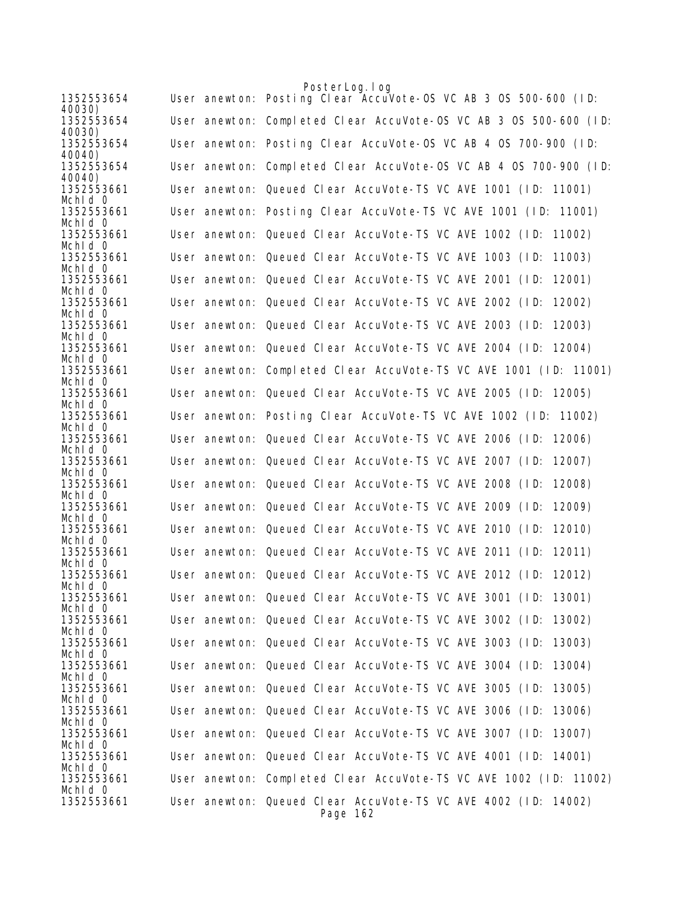```
1352553654      User anewton: Posting Clear AccuVote-OS VC AB 3 OS 500-600 (ID: 
40030)
1352553654      User anewton: Completed Clear AccuVote-OS VC AB 3 OS 500-600 (ID: 
40030)
1352553654      User anewton: Posting Clear AccuVote-OS VC AB 4 OS 700-900 (ID: 
40040)
1352553654      User anewton: Completed Clear AccuVote-OS VC AB 4 OS 700-900 (ID: 
40040)
1352553661      User anewton: Queued Clear AccuVote-TS VC AVE 1001 (ID: 11001) 
McId 0
1352553661      User anewton: Posting Clear AccuVote-TS VC AVE 1001 (ID: 11001) 
McId 0
1352553661      User anewton: Queued Clear AccuVote-TS VC AVE 1002 (ID: 11002) 
McId 0
1352553661      User anewton: Queued Clear AccuVote-TS VC AVE 1003 (ID: 11003) 
McId 0
1352553661      User anewton: Queued Clear AccuVote-TS VC AVE 2001 (ID: 12001) 
McId 0
1352553661      User anewton: Queued Clear AccuVote-TS VC AVE 2002 (ID: 12002) 
McId 0
1352553661      User anewton: Queued Clear AccuVote-TS VC AVE 2003 (ID: 12003) 
McId 0
1352553661      User anewton: Queued Clear AccuVote-TS VC AVE 2004 (ID: 12004) 
McId 0
1352553661      User anewton: Completed Clear AccuVote-TS VC AVE 1001 (ID: 11001) 
McId 0
1352553661      User anewton: Queued Clear AccuVote-TS VC AVE 2005 (ID: 12005) 
McId 0
1352553661      User anewton: Posting Clear AccuVote-TS VC AVE 1002 (ID: 11002) 
McId 0
1352553661      User anewton: Queued Clear AccuVote-TS VC AVE 2006 (ID: 12006) 
McId 0
1352553661      User anewton: Queued Clear AccuVote-TS VC AVE 2007 (ID: 12007) 
McId 0
1352553661      User anewton: Queued Clear AccuVote-TS VC AVE 2008 (ID: 12008) 
McId 0
1352553661      User anewton: Queued Clear AccuVote-TS VC AVE 2009 (ID: 12009) 
McId 0
1352553661      User anewton: Queued Clear AccuVote-TS VC AVE 2010 (ID: 12010) 
McId 0
1352553661      User anewton: Queued Clear AccuVote-TS VC AVE 2011 (ID: 12011) 
McId 0
1352553661      User anewton: Queued Clear AccuVote-TS VC AVE 2012 (ID: 12012) 
McId 0
1352553661      User anewton: Queued Clear AccuVote-TS VC AVE 3001 (ID: 13001) 
McId 0
1352553661      User anewton: Queued Clear AccuVote-TS VC AVE 3002 (ID: 13002) 
McId 0
1352553661      User anewton: Queued Clear AccuVote-TS VC AVE 3003 (ID: 13003) 
McId 0
1352553661      User anewton: Queued Clear AccuVote-TS VC AVE 3004 (ID: 13004) 
McId 0
1352553661      User anewton: Queued Clear AccuVote-TS VC AVE 3005 (ID: 13005) 
McId 0
1352553661      User anewton: Queued Clear AccuVote-TS VC AVE 3006 (ID: 13006) 
McId 0
1352553661      User anewton: Queued Clear AccuVote-TS VC AVE 3007 (ID: 13007) 
McId 0
1352553661      User anewton: Queued Clear AccuVote-TS VC AVE 4001 (ID: 14001) 
McId 0
1352553661      User anewton: Completed Clear AccuVote-TS VC AVE 1002 (ID: 11002) 
McId 0
1352553661      User anewton: Queued Clear AccuVote-TS VC AVE 4002 (ID: 14002)
```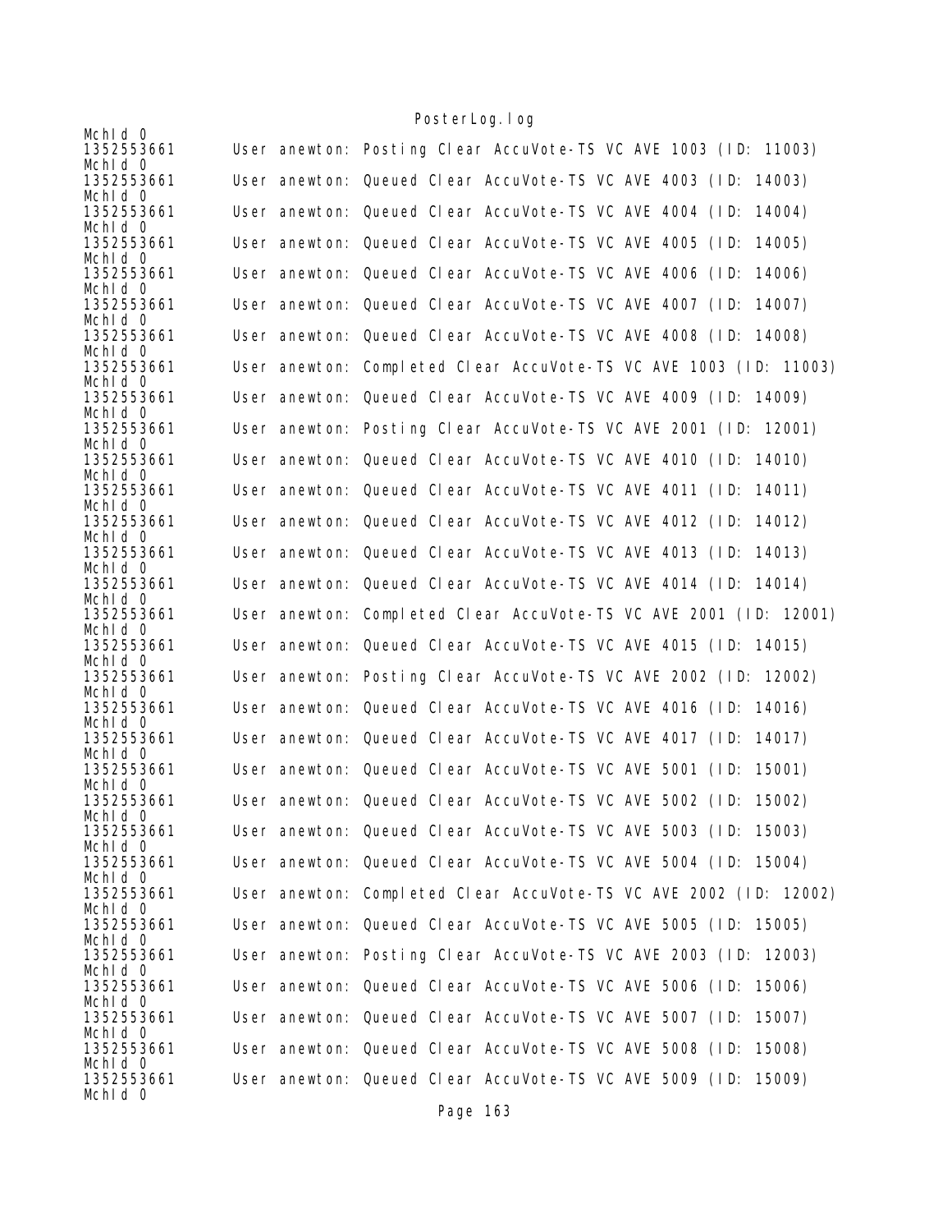```
McHId 0
1352553661      User anewton: Posting Clear AccuVote-TS VC AVE 1003 (ID: 11003)
McHId 0
1352553661      User anewton: Queued Clear AccuVote-TS VC AVE 4003 (ID: 14003)
McHId 0
1352553661      User anewton: Queued Clear AccuVote-TS VC AVE 4004 (ID: 14004)
McHId 0
1352553661      User anewton: Queued Clear AccuVote-TS VC AVE 4005 (ID: 14005)
McHId 0
1352553661      User anewton: Queued Clear AccuVote-TS VC AVE 4006 (ID: 14006)
McHId 0
1352553661      User anewton: Queued Clear AccuVote-TS VC AVE 4007 (ID: 14007)
McHId 0
1352553661      User anewton: Queued Clear AccuVote-TS VC AVE 4008 (ID: 14008)
McHId 0
1352553661      User anewton: Completed Clear AccuVote-TS VC AVE 1003 (ID: 11003)
McHId 0
1352553661      User anewton: Queued Clear AccuVote-TS VC AVE 4009 (ID: 14009)
McHId 0
1352553661      User anewton: Posting Clear AccuVote-TS VC AVE 2001 (ID: 12001)
McHId 0
1352553661      User anewton: Queued Clear AccuVote-TS VC AVE 4010 (ID: 14010)
McHId 0
1352553661      User anewton: Queued Clear AccuVote-TS VC AVE 4011 (ID: 14011)
McHId 0
1352553661      User anewton: Queued Clear AccuVote-TS VC AVE 4012 (ID: 14012)
McHId 0
1352553661      User anewton: Queued Clear AccuVote-TS VC AVE 4013 (ID: 14013)
McHId 0
1352553661      User anewton: Queued Clear AccuVote-TS VC AVE 4014 (ID: 14014)
McHId 0
1352553661      User anewton: Completed Clear AccuVote-TS VC AVE 2001 (ID: 12001)
McHId 0
1352553661      User anewton: Queued Clear AccuVote-TS VC AVE 4015 (ID: 14015)
McHId 0
1352553661      User anewton: Posting Clear AccuVote-TS VC AVE 2002 (ID: 12002)
McHId 0
1352553661      User anewton: Queued Clear AccuVote-TS VC AVE 4016 (ID: 14016)
McHId 0
1352553661      User anewton: Queued Clear AccuVote-TS VC AVE 4017 (ID: 14017)
McHId 0
1352553661      User anewton: Queued Clear AccuVote-TS VC AVE 5001 (ID: 15001)
McHId 0
1352553661      User anewton: Queued Clear AccuVote-TS VC AVE 5002 (ID: 15002)
McHId 0
1352553661      User anewton: Queued Clear AccuVote-TS VC AVE 5003 (ID: 15003)
McHId 0
1352553661      User anewton: Queued Clear AccuVote-TS VC AVE 5004 (ID: 15004)
McHId 0
1352553661      User anewton: Completed Clear AccuVote-TS VC AVE 2002 (ID: 12002)
McHId 0
1352553661      User anewton: Queued Clear AccuVote-TS VC AVE 5005 (ID: 15005)
McHId 0
1352553661      User anewton: Posting Clear AccuVote-TS VC AVE 2003 (ID: 12003)
McHId 0
1352553661      User anewton: Queued Clear AccuVote-TS VC AVE 5006 (ID: 15006)
McHId 0
1352553661      User anewton: Queued Clear AccuVote-TS VC AVE 5007 (ID: 15007)
McHId 0
1352553661      User anewton: Queued Clear AccuVote-TS VC AVE 5008 (ID: 15008)
McHId 0
1352553661      User anewton: Queued Clear AccuVote-TS VC AVE 5009 (ID: 15009)
McHId 0
```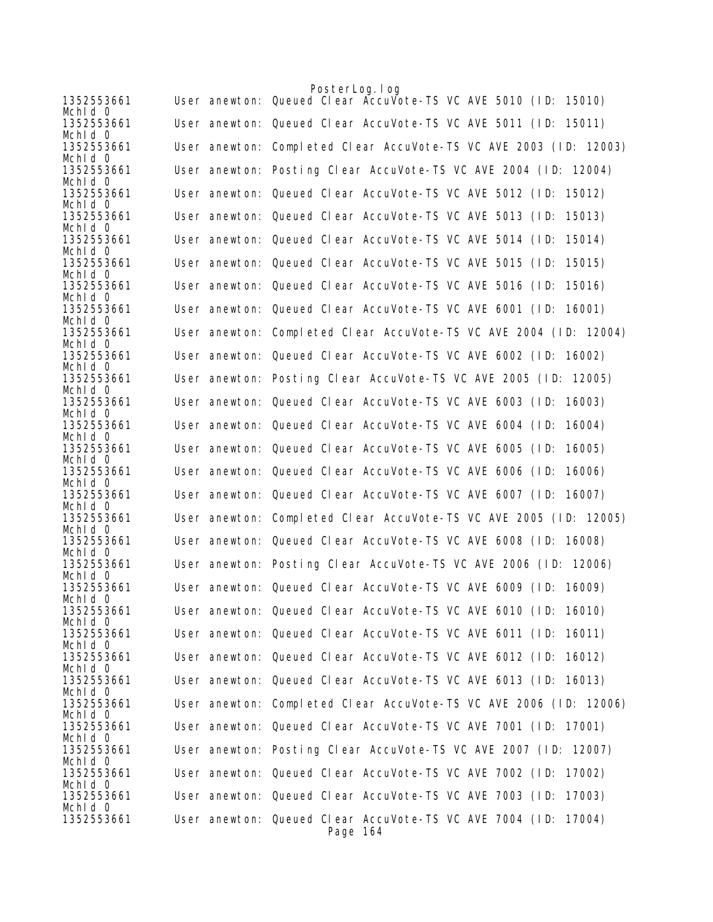```
1352553661      User anewton: Queued Clear AccuVote-TS VC AVE 5010 (ID: 15010)
McHId 0
1352553661      User anewton: Queued Clear AccuVote-TS VC AVE 5011 (ID: 15011)
McHId 0
1352553661      User anewton: Completed Clear AccuVote-TS VC AVE 2003 (ID: 12003)
McHId 0
1352553661      User anewton: Posting Clear AccuVote-TS VC AVE 2004 (ID: 12004)
McHId 0
1352553661      User anewton: Queued Clear AccuVote-TS VC AVE 5012 (ID: 15012)
McHId 0
1352553661      User anewton: Queued Clear AccuVote-TS VC AVE 5013 (ID: 15013)
McHId 0
1352553661      User anewton: Queued Clear AccuVote-TS VC AVE 5014 (ID: 15014)
McHId 0
1352553661      User anewton: Queued Clear AccuVote-TS VC AVE 5015 (ID: 15015)
McHId 0
1352553661      User anewton: Queued Clear AccuVote-TS VC AVE 5016 (ID: 15016)
McHId 0
1352553661      User anewton: Queued Clear AccuVote-TS VC AVE 6001 (ID: 16001)
McHId 0
1352553661      User anewton: Completed Clear AccuVote-TS VC AVE 2004 (ID: 12004)
McHId 0
1352553661      User anewton: Queued Clear AccuVote-TS VC AVE 6002 (ID: 16002)
McHId 0
1352553661      User anewton: Posting Clear AccuVote-TS VC AVE 2005 (ID: 12005)
McHId 0
1352553661      User anewton: Queued Clear AccuVote-TS VC AVE 6003 (ID: 16003)
McHId 0
1352553661      User anewton: Queued Clear AccuVote-TS VC AVE 6004 (ID: 16004)
McHId 0
1352553661      User anewton: Queued Clear AccuVote-TS VC AVE 6005 (ID: 16005)
McHId 0
1352553661      User anewton: Queued Clear AccuVote-TS VC AVE 6006 (ID: 16006)
McHId 0
1352553661      User anewton: Queued Clear AccuVote-TS VC AVE 6007 (ID: 16007)
McHId 0
1352553661      User anewton: Completed Clear AccuVote-TS VC AVE 2005 (ID: 12005)
McHId 0
1352553661      User anewton: Queued Clear AccuVote-TS VC AVE 6008 (ID: 16008)
McHId 0
1352553661      User anewton: Posting Clear AccuVote-TS VC AVE 2006 (ID: 12006)
McHId 0
1352553661      User anewton: Queued Clear AccuVote-TS VC AVE 6009 (ID: 16009)
McHId 0
1352553661      User anewton: Queued Clear AccuVote-TS VC AVE 6010 (ID: 16010)
McHId 0
1352553661      User anewton: Queued Clear AccuVote-TS VC AVE 6011 (ID: 16011)
McHId 0
1352553661      User anewton: Queued Clear AccuVote-TS VC AVE 6012 (ID: 16012)
McHId 0
1352553661      User anewton: Queued Clear AccuVote-TS VC AVE 6013 (ID: 16013)
McHId 0
1352553661      User anewton: Completed Clear AccuVote-TS VC AVE 2006 (ID: 12006)
McHId 0
1352553661      User anewton: Queued Clear AccuVote-TS VC AVE 7001 (ID: 17001)
McHId 0
1352553661      User anewton: Posting Clear AccuVote-TS VC AVE 2007 (ID: 12007)
McHId 0
1352553661      User anewton: Queued Clear AccuVote-TS VC AVE 7002 (ID: 17002)
McHId 0
1352553661      User anewton: Queued Clear AccuVote-TS VC AVE 7003 (ID: 17003)
McHId 0
1352553661      User anewton: Queued Clear AccuVote-TS VC AVE 7004 (ID: 17004)
```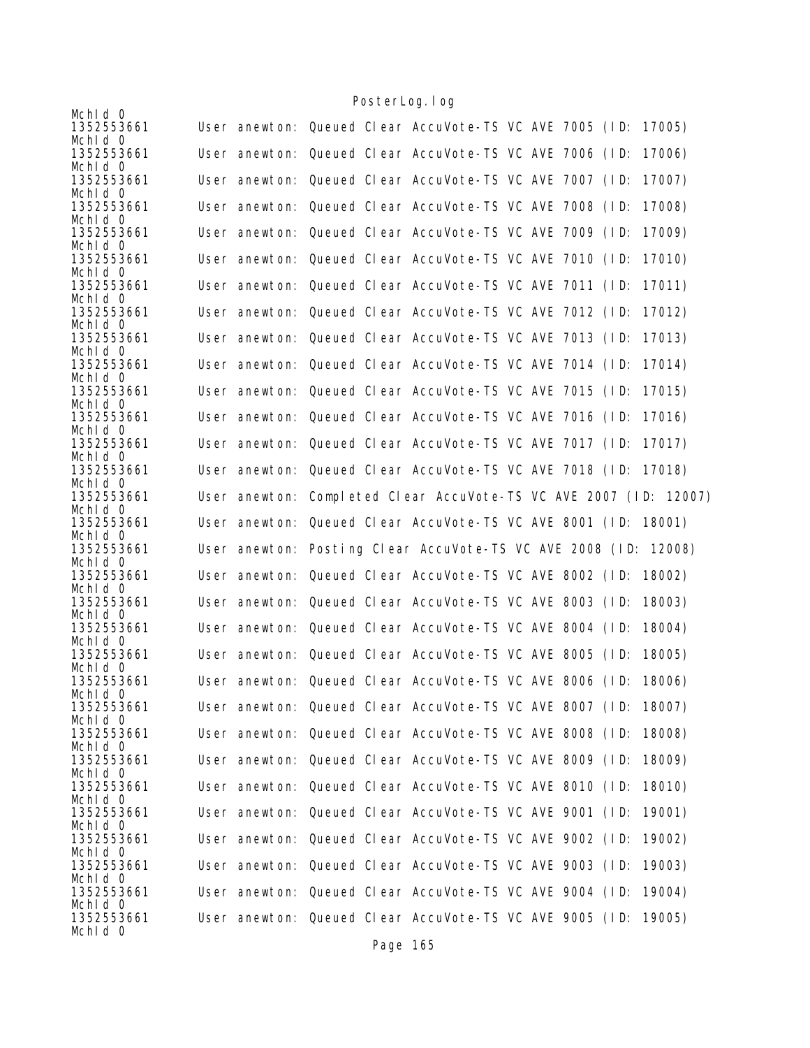```
McId 0
1352553661      User anewton: Queued Clear AccuVote-TS VC AVE 7005 (ID: 17005)
McId 0
1352553661      User anewton: Queued Clear AccuVote-TS VC AVE 7006 (ID: 17006)
McId 0
1352553661      User anewton: Queued Clear AccuVote-TS VC AVE 7007 (ID: 17007)
McId 0
1352553661      User anewton: Queued Clear AccuVote-TS VC AVE 7008 (ID: 17008)
McId 0
1352553661      User anewton: Queued Clear AccuVote-TS VC AVE 7009 (ID: 17009)
McId 0
1352553661      User anewton: Queued Clear AccuVote-TS VC AVE 7010 (ID: 17010)
McId 0
1352553661      User anewton: Queued Clear AccuVote-TS VC AVE 7011 (ID: 17011)
McId 0
1352553661      User anewton: Queued Clear AccuVote-TS VC AVE 7012 (ID: 17012)
McId 0
1352553661      User anewton: Queued Clear AccuVote-TS VC AVE 7013 (ID: 17013)
McId 0
1352553661      User anewton: Queued Clear AccuVote-TS VC AVE 7014 (ID: 17014)
McId 0
1352553661      User anewton: Queued Clear AccuVote-TS VC AVE 7015 (ID: 17015)
McId 0
1352553661      User anewton: Queued Clear AccuVote-TS VC AVE 7016 (ID: 17016)
McId 0
1352553661      User anewton: Queued Clear AccuVote-TS VC AVE 7017 (ID: 17017)
McId 0
1352553661      User anewton: Queued Clear AccuVote-TS VC AVE 7018 (ID: 17018)
McId 0
1352553661      User anewton: Completed Clear AccuVote-TS VC AVE 2007 (ID: 12007)
McId 0
1352553661      User anewton: Queued Clear AccuVote-TS VC AVE 8001 (ID: 18001)
McId 0
1352553661      User anewton: Posting Clear AccuVote-TS VC AVE 2008 (ID: 12008)
McId 0
1352553661      User anewton: Queued Clear AccuVote-TS VC AVE 8002 (ID: 18002)
McId 0
1352553661      User anewton: Queued Clear AccuVote-TS VC AVE 8003 (ID: 18003)
McId 0
1352553661      User anewton: Queued Clear AccuVote-TS VC AVE 8004 (ID: 18004)
McId 0
1352553661      User anewton: Queued Clear AccuVote-TS VC AVE 8005 (ID: 18005)
McId 0
1352553661      User anewton: Queued Clear AccuVote-TS VC AVE 8006 (ID: 18006)
McId 0
1352553661      User anewton: Queued Clear AccuVote-TS VC AVE 8007 (ID: 18007)
McId 0
1352553661      User anewton: Queued Clear AccuVote-TS VC AVE 8008 (ID: 18008)
McId 0
1352553661      User anewton: Queued Clear AccuVote-TS VC AVE 8009 (ID: 18009)
McId 0
1352553661      User anewton: Queued Clear AccuVote-TS VC AVE 8010 (ID: 18010)
McId 0
1352553661      User anewton: Queued Clear AccuVote-TS VC AVE 9001 (ID: 19001)
McId 0
1352553661      User anewton: Queued Clear AccuVote-TS VC AVE 9002 (ID: 19002)
McId 0
1352553661      User anewton: Queued Clear AccuVote-TS VC AVE 9003 (ID: 19003)
McId 0
1352553661      User anewton: Queued Clear AccuVote-TS VC AVE 9004 (ID: 19004)
McId 0
1352553661      User anewton: Queued Clear AccuVote-TS VC AVE 9005 (ID: 19005)
McId 0
```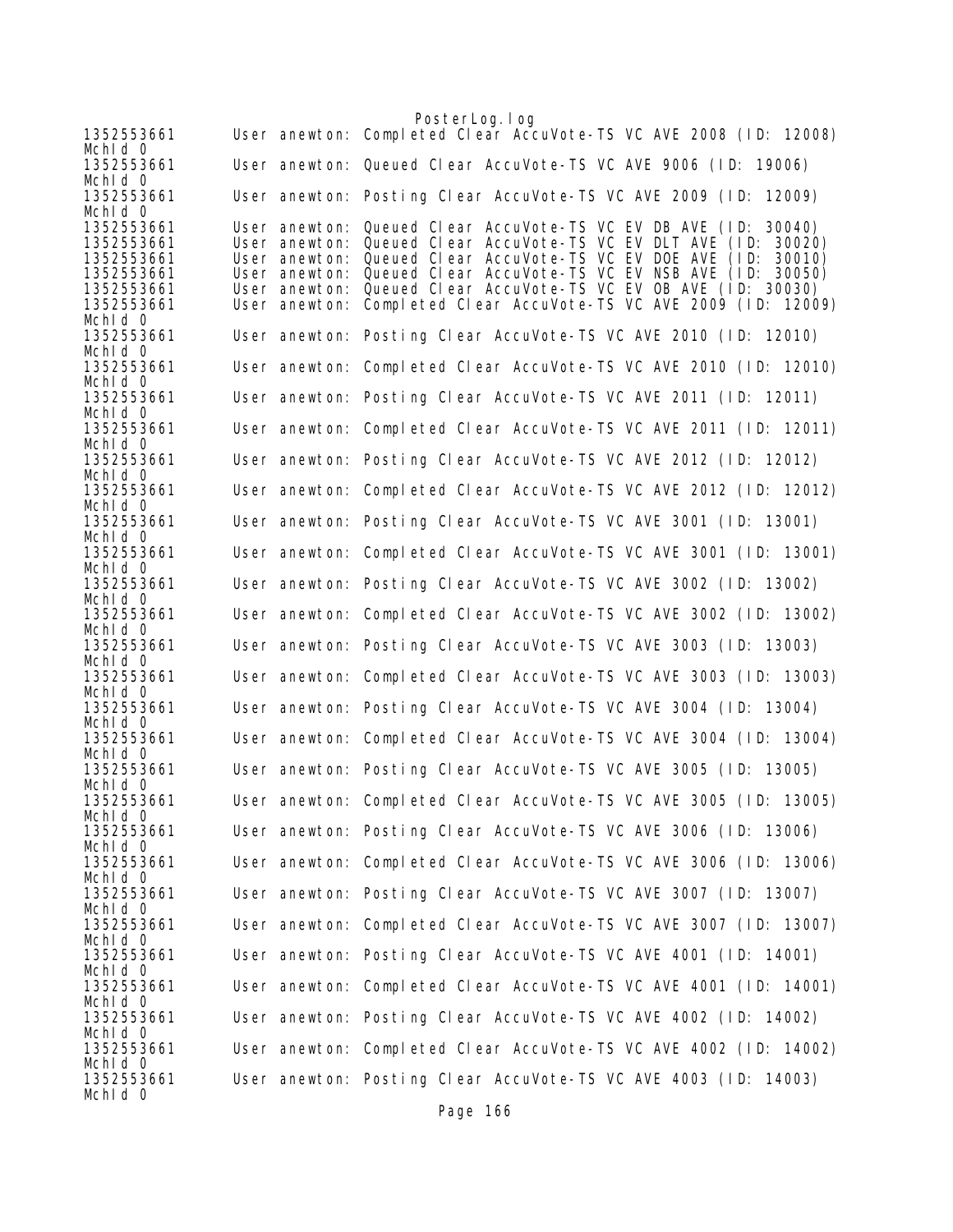```
1352553661      User anewton: Completed Clear AccuVote-TS VC AVE 2008 (ID: 12008)
MchId 0
1352553661      User anewton: Queued Clear AccuVote-TS VC AVE 9006 (ID: 19006)
MchId 0
1352553661      User anewton: Posting Clear AccuVote-TS VC AVE 2009 (ID: 12009)
MchId 0
1352553661      User anewton: Queued Clear AccuVote-TS VC EV DB AVE (ID: 30040)
1352553661      User anewton: Queued Clear AccuVote-TS VC EV DLT AVE (ID: 30020)
1352553661      User anewton: Queued Clear AccuVote-TS VC EV DOE AVE (ID: 30010)
1352553661      User anewton: Queued Clear AccuVote-TS VC EV NSB AVE (ID: 30050)
1352553661      User anewton: Queued Clear AccuVote-TS VC EV OB AVE (ID: 30030)
1352553661      User anewton: Completed Clear AccuVote-TS VC AVE 2009 (ID: 12009)
MchId 0
1352553661      User anewton: Posting Clear AccuVote-TS VC AVE 2010 (ID: 12010)
MchId 0
1352553661      User anewton: Completed Clear AccuVote-TS VC AVE 2010 (ID: 12010)
MchId 0
1352553661      User anewton: Posting Clear AccuVote-TS VC AVE 2011 (ID: 12011)
MchId 0
1352553661      User anewton: Completed Clear AccuVote-TS VC AVE 2011 (ID: 12011)
MchId 0
1352553661      User anewton: Posting Clear AccuVote-TS VC AVE 2012 (ID: 12012)
MchId 0
1352553661      User anewton: Completed Clear AccuVote-TS VC AVE 2012 (ID: 12012)
MchId 0
1352553661      User anewton: Posting Clear AccuVote-TS VC AVE 3001 (ID: 13001)
MchId 0
1352553661      User anewton: Completed Clear AccuVote-TS VC AVE 3001 (ID: 13001)
MchId 0
1352553661      User anewton: Posting Clear AccuVote-TS VC AVE 3002 (ID: 13002)
MchId 0
1352553661      User anewton: Completed Clear AccuVote-TS VC AVE 3002 (ID: 13002)
MchId 0
1352553661      User anewton: Posting Clear AccuVote-TS VC AVE 3003 (ID: 13003)
MchId 0
1352553661      User anewton: Completed Clear AccuVote-TS VC AVE 3003 (ID: 13003)
MchId 0
1352553661      User anewton: Posting Clear AccuVote-TS VC AVE 3004 (ID: 13004)
MchId 0
1352553661      User anewton: Completed Clear AccuVote-TS VC AVE 3004 (ID: 13004)
MchId 0
1352553661      User anewton: Posting Clear AccuVote-TS VC AVE 3005 (ID: 13005)
MchId 0
1352553661      User anewton: Completed Clear AccuVote-TS VC AVE 3005 (ID: 13005)
MchId 0
1352553661      User anewton: Posting Clear AccuVote-TS VC AVE 3006 (ID: 13006)
MchId 0
1352553661      User anewton: Completed Clear AccuVote-TS VC AVE 3006 (ID: 13006)
MchId 0
1352553661      User anewton: Posting Clear AccuVote-TS VC AVE 3007 (ID: 13007)
MchId 0
1352553661      User anewton: Completed Clear AccuVote-TS VC AVE 3007 (ID: 13007)
MchId 0
1352553661      User anewton: Posting Clear AccuVote-TS VC AVE 4001 (ID: 14001)
MchId 0
1352553661      User anewton: Completed Clear AccuVote-TS VC AVE 4001 (ID: 14001)
MchId 0
1352553661      User anewton: Posting Clear AccuVote-TS VC AVE 4002 (ID: 14002)
MchId 0
1352553661      User anewton: Completed Clear AccuVote-TS VC AVE 4002 (ID: 14002)
MchId 0
1352553661      User anewton: Posting Clear AccuVote-TS VC AVE 4003 (ID: 14003)
MchId 0
```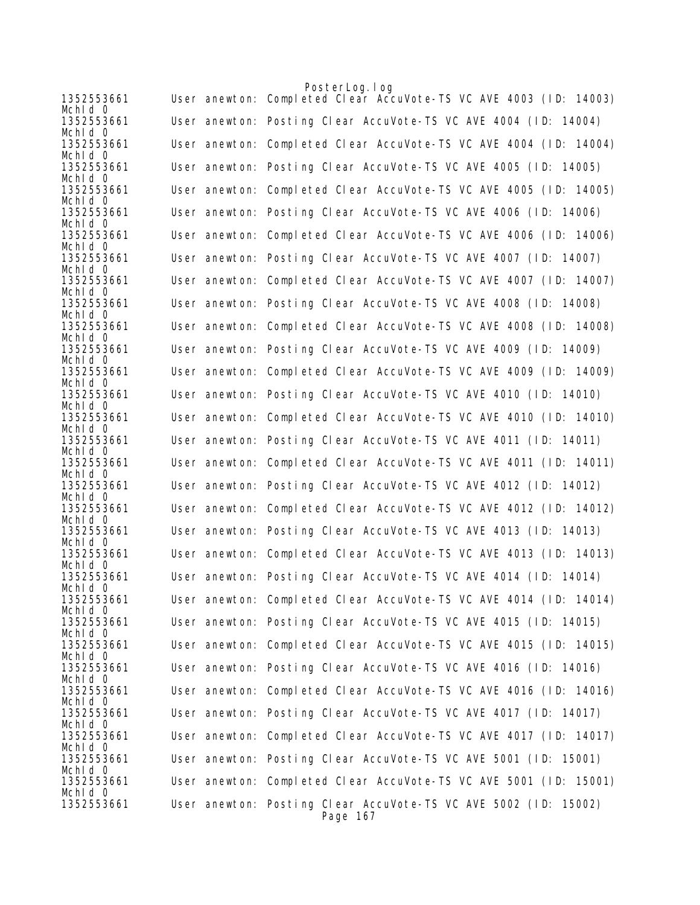```
1352553661      User anewton: Completed Clear AccuVote-TS VC AVE 4003 (ID: 14003)
McHId 0
1352553661      User anewton: Posting Clear AccuVote-TS VC AVE 4004 (ID: 14004)
McHId 0
1352553661      User anewton: Completed Clear AccuVote-TS VC AVE 4004 (ID: 14004)
McHId 0
1352553661      User anewton: Posting Clear AccuVote-TS VC AVE 4005 (ID: 14005)
McHId 0
1352553661      User anewton: Completed Clear AccuVote-TS VC AVE 4005 (ID: 14005)
McHId 0
1352553661      User anewton: Posting Clear AccuVote-TS VC AVE 4006 (ID: 14006)
McHId 0
1352553661      User anewton: Completed Clear AccuVote-TS VC AVE 4006 (ID: 14006)
McHId 0
1352553661      User anewton: Posting Clear AccuVote-TS VC AVE 4007 (ID: 14007)
McHId 0
1352553661      User anewton: Completed Clear AccuVote-TS VC AVE 4007 (ID: 14007)
McHId 0
1352553661      User anewton: Posting Clear AccuVote-TS VC AVE 4008 (ID: 14008)
McHId 0
1352553661      User anewton: Completed Clear AccuVote-TS VC AVE 4008 (ID: 14008)
McHId 0
1352553661      User anewton: Posting Clear AccuVote-TS VC AVE 4009 (ID: 14009)
McHId 0
1352553661      User anewton: Completed Clear AccuVote-TS VC AVE 4009 (ID: 14009)
McHId 0
1352553661      User anewton: Posting Clear AccuVote-TS VC AVE 4010 (ID: 14010)
McHId 0
1352553661      User anewton: Completed Clear AccuVote-TS VC AVE 4010 (ID: 14010)
McHId 0
1352553661      User anewton: Posting Clear AccuVote-TS VC AVE 4011 (ID: 14011)
McHId 0
1352553661      User anewton: Completed Clear AccuVote-TS VC AVE 4011 (ID: 14011)
McHId 0
1352553661      User anewton: Posting Clear AccuVote-TS VC AVE 4012 (ID: 14012)
McHId 0
1352553661      User anewton: Completed Clear AccuVote-TS VC AVE 4012 (ID: 14012)
McHId 0
1352553661      User anewton: Posting Clear AccuVote-TS VC AVE 4013 (ID: 14013)
McHId 0
1352553661      User anewton: Completed Clear AccuVote-TS VC AVE 4013 (ID: 14013)
McHId 0
1352553661      User anewton: Posting Clear AccuVote-TS VC AVE 4014 (ID: 14014)
McHId 0
1352553661      User anewton: Completed Clear AccuVote-TS VC AVE 4014 (ID: 14014)
McHId 0
1352553661      User anewton: Posting Clear AccuVote-TS VC AVE 4015 (ID: 14015)
McHId 0
1352553661      User anewton: Completed Clear AccuVote-TS VC AVE 4015 (ID: 14015)
McHId 0
1352553661      User anewton: Posting Clear AccuVote-TS VC AVE 4016 (ID: 14016)
McHId 0
1352553661      User anewton: Completed Clear AccuVote-TS VC AVE 4016 (ID: 14016)
McHId 0
1352553661      User anewton: Posting Clear AccuVote-TS VC AVE 4017 (ID: 14017)
McHId 0
1352553661      User anewton: Completed Clear AccuVote-TS VC AVE 4017 (ID: 14017)
McHId 0
1352553661      User anewton: Posting Clear AccuVote-TS VC AVE 5001 (ID: 15001)
McHId 0
1352553661      User anewton: Completed Clear AccuVote-TS VC AVE 5001 (ID: 15001)
McHId 0
1352553661      User anewton: Posting Clear AccuVote-TS VC AVE 5002 (ID: 15002)
```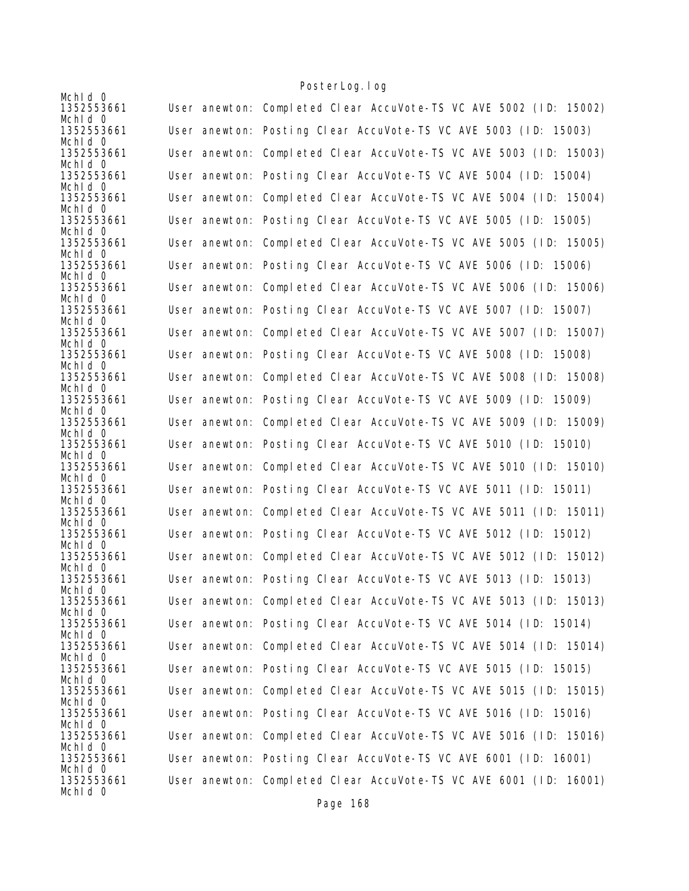```
McId 0
1352553661      User anewton: Completed Clear AccuVote-TS VC AVE 5002 (ID: 15002)
McId 0
1352553661      User anewton: Posting Clear AccuVote-TS VC AVE 5003 (ID: 15003)
McId 0
1352553661      User anewton: Completed Clear AccuVote-TS VC AVE 5003 (ID: 15003)
McId 0
1352553661      User anewton: Posting Clear AccuVote-TS VC AVE 5004 (ID: 15004)
McId 0
1352553661      User anewton: Completed Clear AccuVote-TS VC AVE 5004 (ID: 15004)
McId 0
1352553661      User anewton: Posting Clear AccuVote-TS VC AVE 5005 (ID: 15005)
McId 0
1352553661      User anewton: Completed Clear AccuVote-TS VC AVE 5005 (ID: 15005)
McId 0
1352553661      User anewton: Posting Clear AccuVote-TS VC AVE 5006 (ID: 15006)
McId 0
1352553661      User anewton: Completed Clear AccuVote-TS VC AVE 5006 (ID: 15006)
McId 0
1352553661      User anewton: Posting Clear AccuVote-TS VC AVE 5007 (ID: 15007)
McId 0
1352553661      User anewton: Completed Clear AccuVote-TS VC AVE 5007 (ID: 15007)
McId 0
1352553661      User anewton: Posting Clear AccuVote-TS VC AVE 5008 (ID: 15008)
McId 0
1352553661      User anewton: Completed Clear AccuVote-TS VC AVE 5008 (ID: 15008)
McId 0
1352553661      User anewton: Posting Clear AccuVote-TS VC AVE 5009 (ID: 15009)
McId 0
1352553661      User anewton: Completed Clear AccuVote-TS VC AVE 5009 (ID: 15009)
McId 0
1352553661      User anewton: Posting Clear AccuVote-TS VC AVE 5010 (ID: 15010)
McId 0
1352553661      User anewton: Completed Clear AccuVote-TS VC AVE 5010 (ID: 15010)
McId 0
1352553661      User anewton: Posting Clear AccuVote-TS VC AVE 5011 (ID: 15011)
McId 0
1352553661      User anewton: Completed Clear AccuVote-TS VC AVE 5011 (ID: 15011)
McId 0
1352553661      User anewton: Posting Clear AccuVote-TS VC AVE 5012 (ID: 15012)
McId 0
1352553661      User anewton: Completed Clear AccuVote-TS VC AVE 5012 (ID: 15012)
McId 0
1352553661      User anewton: Posting Clear AccuVote-TS VC AVE 5013 (ID: 15013)
McId 0
1352553661      User anewton: Completed Clear AccuVote-TS VC AVE 5013 (ID: 15013)
McId 0
1352553661      User anewton: Posting Clear AccuVote-TS VC AVE 5014 (ID: 15014)
McId 0
1352553661      User anewton: Completed Clear AccuVote-TS VC AVE 5014 (ID: 15014)
McId 0
1352553661      User anewton: Posting Clear AccuVote-TS VC AVE 5015 (ID: 15015)
McId 0
1352553661      User anewton: Completed Clear AccuVote-TS VC AVE 5015 (ID: 15015)
McId 0
1352553661      User anewton: Posting Clear AccuVote-TS VC AVE 5016 (ID: 15016)
McId 0
1352553661      User anewton: Completed Clear AccuVote-TS VC AVE 5016 (ID: 15016)
McId 0
1352553661      User anewton: Posting Clear AccuVote-TS VC AVE 6001 (ID: 16001)
McId 0
1352553661      User anewton: Completed Clear AccuVote-TS VC AVE 6001 (ID: 16001)
McId 0
```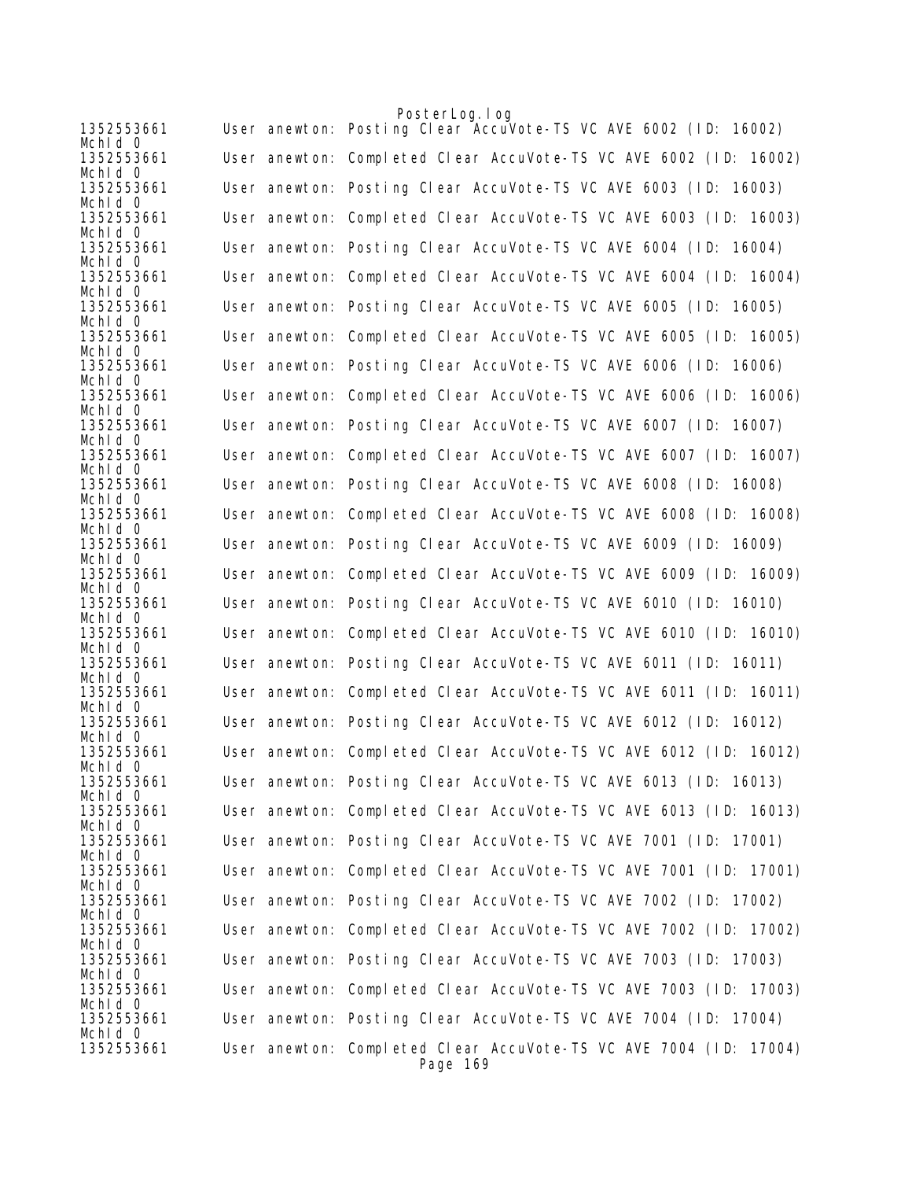```
1352553661      User anewton: Posting Clear AccuVote-TS VC AVE 6002 (ID: 16002)
MchId 0
1352553661      User anewton: Completed Clear AccuVote-TS VC AVE 6002 (ID: 16002)
MchId 0
1352553661      User anewton: Posting Clear AccuVote-TS VC AVE 6003 (ID: 16003)
MchId 0
1352553661      User anewton: Completed Clear AccuVote-TS VC AVE 6003 (ID: 16003)
MchId 0
1352553661      User anewton: Posting Clear AccuVote-TS VC AVE 6004 (ID: 16004)
MchId 0
1352553661      User anewton: Completed Clear AccuVote-TS VC AVE 6004 (ID: 16004)
MchId 0
1352553661      User anewton: Posting Clear AccuVote-TS VC AVE 6005 (ID: 16005)
MchId 0
1352553661      User anewton: Completed Clear AccuVote-TS VC AVE 6005 (ID: 16005)
MchId 0
1352553661      User anewton: Posting Clear AccuVote-TS VC AVE 6006 (ID: 16006)
MchId 0
1352553661      User anewton: Completed Clear AccuVote-TS VC AVE 6006 (ID: 16006)
MchId 0
1352553661      User anewton: Posting Clear AccuVote-TS VC AVE 6007 (ID: 16007)
MchId 0
1352553661      User anewton: Completed Clear AccuVote-TS VC AVE 6007 (ID: 16007)
MchId 0
1352553661      User anewton: Posting Clear AccuVote-TS VC AVE 6008 (ID: 16008)
MchId 0
1352553661      User anewton: Completed Clear AccuVote-TS VC AVE 6008 (ID: 16008)
MchId 0
1352553661      User anewton: Posting Clear AccuVote-TS VC AVE 6009 (ID: 16009)
MchId 0
1352553661      User anewton: Completed Clear AccuVote-TS VC AVE 6009 (ID: 16009)
MchId 0
1352553661      User anewton: Posting Clear AccuVote-TS VC AVE 6010 (ID: 16010)
MchId 0
1352553661      User anewton: Completed Clear AccuVote-TS VC AVE 6010 (ID: 16010)
MchId 0
1352553661      User anewton: Posting Clear AccuVote-TS VC AVE 6011 (ID: 16011)
MchId 0
1352553661      User anewton: Completed Clear AccuVote-TS VC AVE 6011 (ID: 16011)
MchId 0
1352553661      User anewton: Posting Clear AccuVote-TS VC AVE 6012 (ID: 16012)
MchId 0
1352553661      User anewton: Completed Clear AccuVote-TS VC AVE 6012 (ID: 16012)
MchId 0
1352553661      User anewton: Posting Clear AccuVote-TS VC AVE 6013 (ID: 16013)
MchId 0
1352553661      User anewton: Completed Clear AccuVote-TS VC AVE 6013 (ID: 16013)
MchId 0
1352553661      User anewton: Posting Clear AccuVote-TS VC AVE 7001 (ID: 17001)
MchId 0
1352553661      User anewton: Completed Clear AccuVote-TS VC AVE 7001 (ID: 17001)
MchId 0
1352553661      User anewton: Posting Clear AccuVote-TS VC AVE 7002 (ID: 17002)
MchId 0
1352553661      User anewton: Completed Clear AccuVote-TS VC AVE 7002 (ID: 17002)
MchId 0
1352553661      User anewton: Posting Clear AccuVote-TS VC AVE 7003 (ID: 17003)
MchId 0
1352553661      User anewton: Completed Clear AccuVote-TS VC AVE 7003 (ID: 17003)
MchId 0
1352553661      User anewton: Posting Clear AccuVote-TS VC AVE 7004 (ID: 17004)
MchId 0
1352553661      User anewton: Completed Clear AccuVote-TS VC AVE 7004 (ID: 17004)
```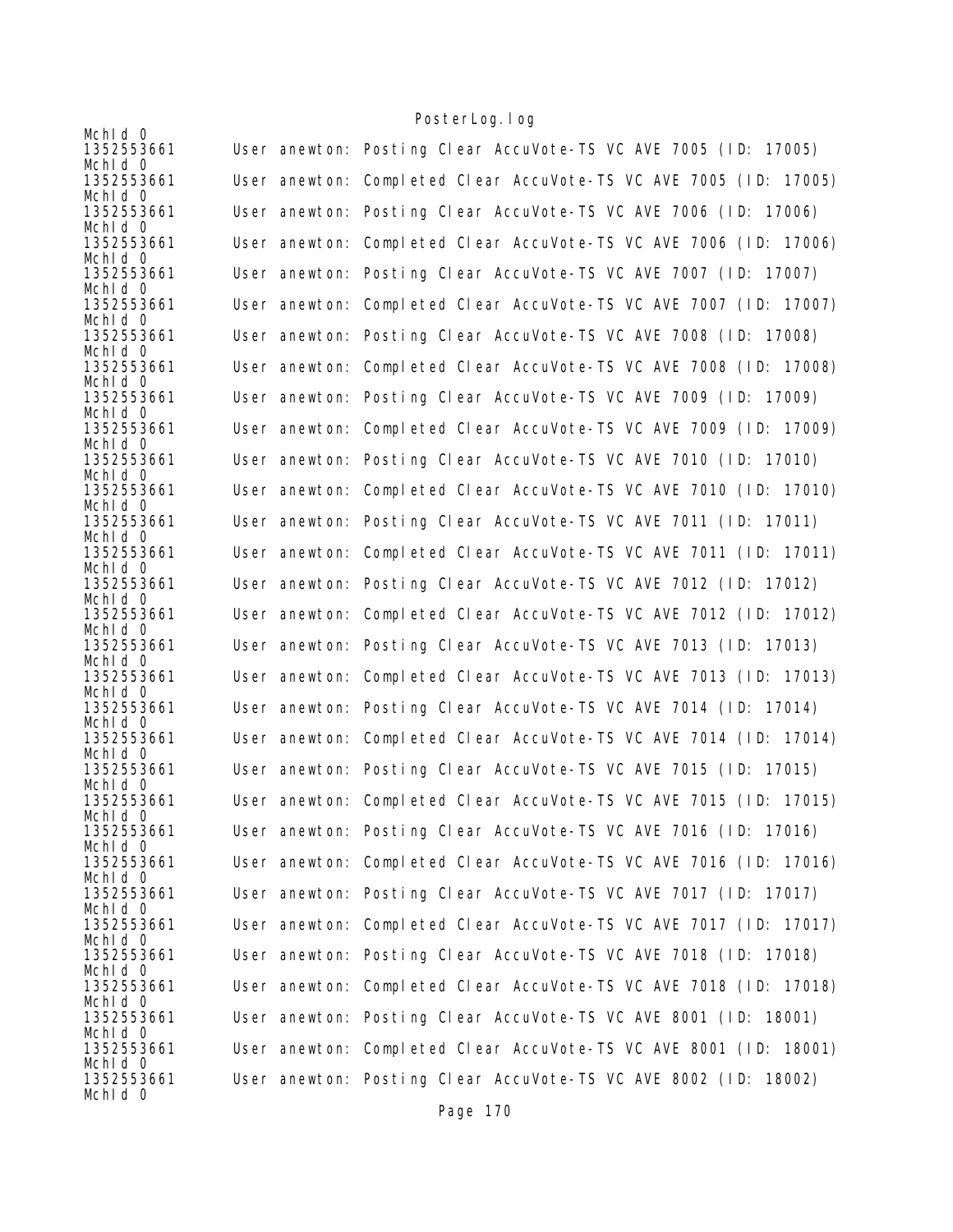```
McHId 0
1352553661      User anewton: Posting Clear AccuVote-TS VC AVE 7005 (ID: 17005)
McHId 0
1352553661      User anewton: Completed Clear AccuVote-TS VC AVE 7005 (ID: 17005)
McHId 0
1352553661      User anewton: Posting Clear AccuVote-TS VC AVE 7006 (ID: 17006)
McHId 0
1352553661      User anewton: Completed Clear AccuVote-TS VC AVE 7006 (ID: 17006)
McHId 0
1352553661      User anewton: Posting Clear AccuVote-TS VC AVE 7007 (ID: 17007)
McHId 0
1352553661      User anewton: Completed Clear AccuVote-TS VC AVE 7007 (ID: 17007)
McHId 0
1352553661      User anewton: Posting Clear AccuVote-TS VC AVE 7008 (ID: 17008)
McHId 0
1352553661      User anewton: Completed Clear AccuVote-TS VC AVE 7008 (ID: 17008)
McHId 0
1352553661      User anewton: Posting Clear AccuVote-TS VC AVE 7009 (ID: 17009)
McHId 0
1352553661      User anewton: Completed Clear AccuVote-TS VC AVE 7009 (ID: 17009)
McHId 0
1352553661      User anewton: Posting Clear AccuVote-TS VC AVE 7010 (ID: 17010)
McHId 0
1352553661      User anewton: Completed Clear AccuVote-TS VC AVE 7010 (ID: 17010)
McHId 0
1352553661      User anewton: Posting Clear AccuVote-TS VC AVE 7011 (ID: 17011)
McHId 0
1352553661      User anewton: Completed Clear AccuVote-TS VC AVE 7011 (ID: 17011)
McHId 0
1352553661      User anewton: Posting Clear AccuVote-TS VC AVE 7012 (ID: 17012)
McHId 0
1352553661      User anewton: Completed Clear AccuVote-TS VC AVE 7012 (ID: 17012)
McHId 0
1352553661      User anewton: Posting Clear AccuVote-TS VC AVE 7013 (ID: 17013)
McHId 0
1352553661      User anewton: Completed Clear AccuVote-TS VC AVE 7013 (ID: 17013)
McHId 0
1352553661      User anewton: Posting Clear AccuVote-TS VC AVE 7014 (ID: 17014)
McHId 0
1352553661      User anewton: Completed Clear AccuVote-TS VC AVE 7014 (ID: 17014)
McHId 0
1352553661      User anewton: Posting Clear AccuVote-TS VC AVE 7015 (ID: 17015)
McHId 0
1352553661      User anewton: Completed Clear AccuVote-TS VC AVE 7015 (ID: 17015)
McHId 0
1352553661      User anewton: Posting Clear AccuVote-TS VC AVE 7016 (ID: 17016)
McHId 0
1352553661      User anewton: Completed Clear AccuVote-TS VC AVE 7016 (ID: 17016)
McHId 0
1352553661      User anewton: Posting Clear AccuVote-TS VC AVE 7017 (ID: 17017)
McHId 0
1352553661      User anewton: Completed Clear AccuVote-TS VC AVE 7017 (ID: 17017)
McHId 0
1352553661      User anewton: Posting Clear AccuVote-TS VC AVE 7018 (ID: 17018)
McHId 0
1352553661      User anewton: Completed Clear AccuVote-TS VC AVE 7018 (ID: 17018)
McHId 0
1352553661      User anewton: Posting Clear AccuVote-TS VC AVE 8001 (ID: 18001)
McHId 0
1352553661      User anewton: Completed Clear AccuVote-TS VC AVE 8001 (ID: 18001)
McHId 0
1352553661      User anewton: Posting Clear AccuVote-TS VC AVE 8002 (ID: 18002)
McHId 0
```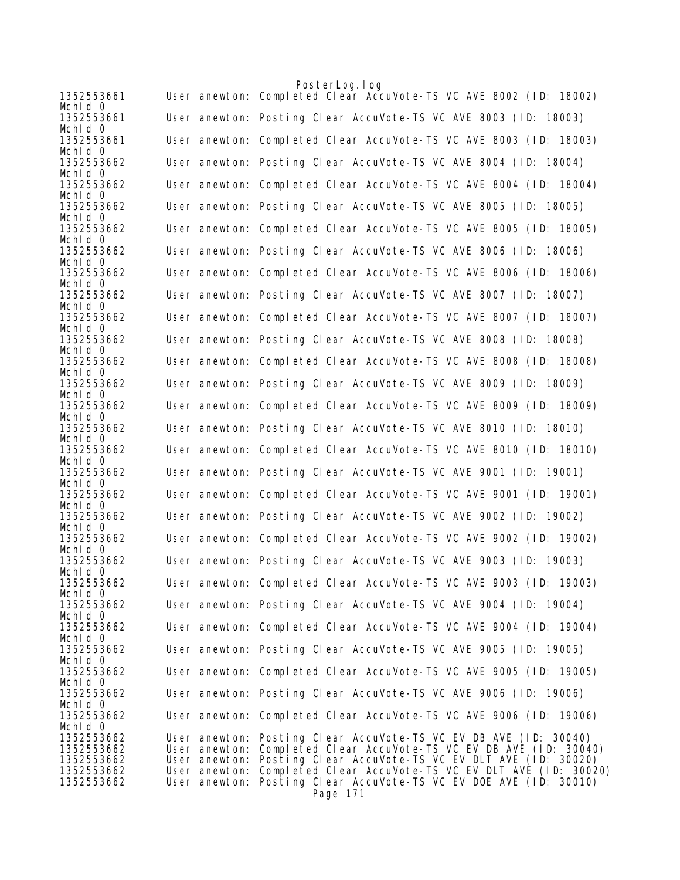```
1352553661      User anewton: Completed Clear AccuVote-TS VC AVE 8002 (ID: 18002)
McHId 0
1352553661      User anewton: Posting Clear AccuVote-TS VC AVE 8003 (ID: 18003)
McHId 0
1352553661      User anewton: Completed Clear AccuVote-TS VC AVE 8003 (ID: 18003)
McHId 0
1352553662      User anewton: Posting Clear AccuVote-TS VC AVE 8004 (ID: 18004)
McHId 0
1352553662      User anewton: Completed Clear AccuVote-TS VC AVE 8004 (ID: 18004)
McHId 0
1352553662      User anewton: Posting Clear AccuVote-TS VC AVE 8005 (ID: 18005)
McHId 0
1352553662      User anewton: Completed Clear AccuVote-TS VC AVE 8005 (ID: 18005)
McHId 0
1352553662      User anewton: Posting Clear AccuVote-TS VC AVE 8006 (ID: 18006)
McHId 0
1352553662      User anewton: Completed Clear AccuVote-TS VC AVE 8006 (ID: 18006)
McHId 0
1352553662      User anewton: Posting Clear AccuVote-TS VC AVE 8007 (ID: 18007)
McHId 0
1352553662      User anewton: Completed Clear AccuVote-TS VC AVE 8007 (ID: 18007)
McHId 0
1352553662      User anewton: Posting Clear AccuVote-TS VC AVE 8008 (ID: 18008)
McHId 0
1352553662      User anewton: Completed Clear AccuVote-TS VC AVE 8008 (ID: 18008)
McHId 0
1352553662      User anewton: Posting Clear AccuVote-TS VC AVE 8009 (ID: 18009)
McHId 0
1352553662      User anewton: Completed Clear AccuVote-TS VC AVE 8009 (ID: 18009)
McHId 0
1352553662      User anewton: Posting Clear AccuVote-TS VC AVE 8010 (ID: 18010)
McHId 0
1352553662      User anewton: Completed Clear AccuVote-TS VC AVE 8010 (ID: 18010)
McHId 0
1352553662      User anewton: Posting Clear AccuVote-TS VC AVE 9001 (ID: 19001)
McHId 0
1352553662      User anewton: Completed Clear AccuVote-TS VC AVE 9001 (ID: 19001)
McHId 0
1352553662      User anewton: Posting Clear AccuVote-TS VC AVE 9002 (ID: 19002)
McHId 0
1352553662      User anewton: Completed Clear AccuVote-TS VC AVE 9002 (ID: 19002)
McHId 0
1352553662      User anewton: Posting Clear AccuVote-TS VC AVE 9003 (ID: 19003)
McHId 0
1352553662      User anewton: Completed Clear AccuVote-TS VC AVE 9003 (ID: 19003)
McHId 0
1352553662      User anewton: Posting Clear AccuVote-TS VC AVE 9004 (ID: 19004)
McHId 0
1352553662      User anewton: Completed Clear AccuVote-TS VC AVE 9004 (ID: 19004)
McHId 0
1352553662      User anewton: Posting Clear AccuVote-TS VC AVE 9005 (ID: 19005)
McHId 0
1352553662      User anewton: Completed Clear AccuVote-TS VC AVE 9005 (ID: 19005)
McHId 0
1352553662      User anewton: Posting Clear AccuVote-TS VC AVE 9006 (ID: 19006)
McHId 0
1352553662      User anewton: Completed Clear AccuVote-TS VC AVE 9006 (ID: 19006)
McHId 0
1352553662      User anewton: Posting Clear AccuVote-TS VC EV DB AVE (ID: 30040)
1352553662      User anewton: Completed Clear AccuVote-TS VC EV DB AVE (ID: 30040)
1352553662      User anewton: Posting Clear AccuVote-TS VC EV DLT AVE (ID: 30020)
1352553662      User anewton: Completed Clear AccuVote-TS VC EV DLT AVE (ID: 30020)
1352553662      User anewton: Posting Clear AccuVote-TS VC EV DOE AVE (ID: 30010)
```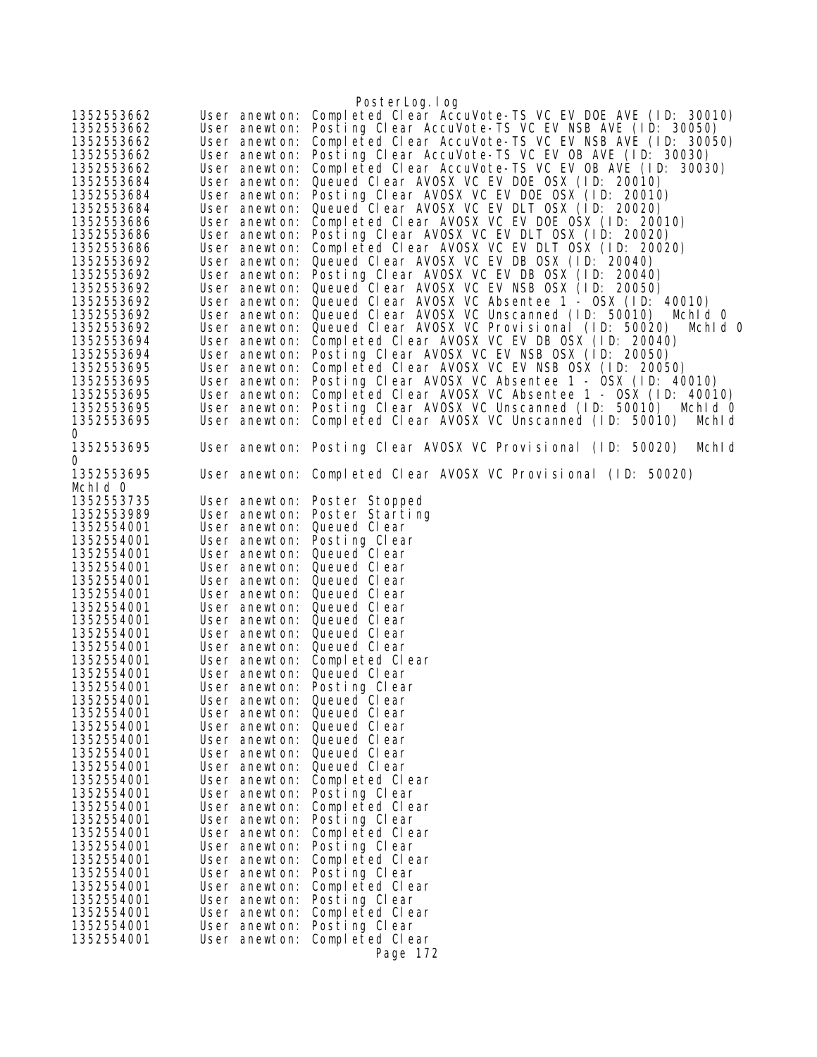```
1352553662      User anewton: Completed Clear AccuVote-TS VC EV DOE AVE (ID: 30010)
1352553662      User anewton: Posting Clear AccuVote-TS VC EV NSB AVE (ID: 30050)
1352553662      User anewton: Completed Clear AccuVote-TS VC EV NSB AVE (ID: 30050)
1352553662      User anewton: Posting Clear AccuVote-TS VC EV OB AVE (ID: 30030)
1352553662      User anewton: Completed Clear AccuVote-TS VC EV OB AVE (ID: 30030)
1352553684      User anewton: Queued Clear AVOSX VC EV DOE OSX (ID: 20010)
1352553684      User anewton: Posting Clear AVOSX VC EV DOE OSX (ID: 20010)
1352553684      User anewton: Queued Clear AVOSX VC EV DLT OSX (ID: 20020)
1352553686      User anewton: Completed Clear AVOSX VC EV DOE OSX (ID: 20010)
1352553686      User anewton: Posting Clear AVOSX VC EV DLT OSX (ID: 20020)
1352553686      User anewton: Completed Clear AVOSX VC EV DLT OSX (ID: 20020)
1352553692      User anewton: Queued Clear AVOSX VC EV DB OSX (ID: 20040)
1352553692      User anewton: Posting Clear AVOSX VC EV DB OSX (ID: 20040)
1352553692      User anewton: Queued Clear AVOSX VC EV NSB OSX (ID: 20050)
1352553692      User anewton: Queued Clear AVOSX VC Absentee 1 - OSX (ID: 40010)
1352553692      User anewton: Queued Clear AVOSX VC Unscanned (ID: 50010)  McHId 0
1352553692      User anewton: Queued Clear AVOSX VC Provisional (ID: 50020)  McHId 0
1352553694      User anewton: Completed Clear AVOSX VC EV DB OSX (ID: 20040)
1352553694      User anewton: Posting Clear AVOSX VC EV NSB OSX (ID: 20050)
1352553695      User anewton: Completed Clear AVOSX VC EV NSB OSX (ID: 20050)
1352553695      User anewton: Posting Clear AVOSX VC Absentee 1 - OSX (ID: 40010)
1352553695      User anewton: Completed Clear AVOSX VC Absentee 1 - OSX (ID: 40010)
1352553695      User anewton: Posting Clear AVOSX VC Unscanned (ID: 50010)  McHId 0
1352553695      User anewton: Completed Clear AVOSX VC Unscanned (ID: 50010)  McHId
0
1352553695      User anewton: Posting Clear AVOSX VC Provisional (ID: 50020)  McHId
0
1352553695      User anewton: Completed Clear AVOSX VC Provisional (ID: 50020)
McHId 0
1352553735      User anewton: Poster Stopped
1352553989      User anewton: Poster Starting
1352554001      User anewton: Queued Clear
1352554001      User anewton: Posting Clear
1352554001      User anewton: Queued Clear
1352554001      User anewton: Queued Clear
1352554001      User anewton: Queued Clear
1352554001      User anewton: Queued Clear
1352554001      User anewton: Queued Clear
1352554001      User anewton: Queued Clear
1352554001      User anewton: Queued Clear
1352554001      User anewton: Queued Clear
1352554001      User anewton: Completed Clear
1352554001      User anewton: Queued Clear
1352554001      User anewton: Posting Clear
1352554001      User anewton: Queued Clear
1352554001      User anewton: Queued Clear
1352554001      User anewton: Queued Clear
1352554001      User anewton: Queued Clear
1352554001      User anewton: Queued Clear
1352554001      User anewton: Queued Clear
1352554001      User anewton: Completed Clear
1352554001      User anewton: Posting Clear
1352554001      User anewton: Completed Clear
1352554001      User anewton: Posting Clear
1352554001      User anewton: Completed Clear
1352554001      User anewton: Posting Clear
1352554001      User anewton: Completed Clear
1352554001      User anewton: Posting Clear
1352554001      User anewton: Completed Clear
1352554001      User anewton: Posting Clear
1352554001      User anewton: Completed Clear
1352554001      User anewton: Posting Clear
1352554001      User anewton: Completed Clear
```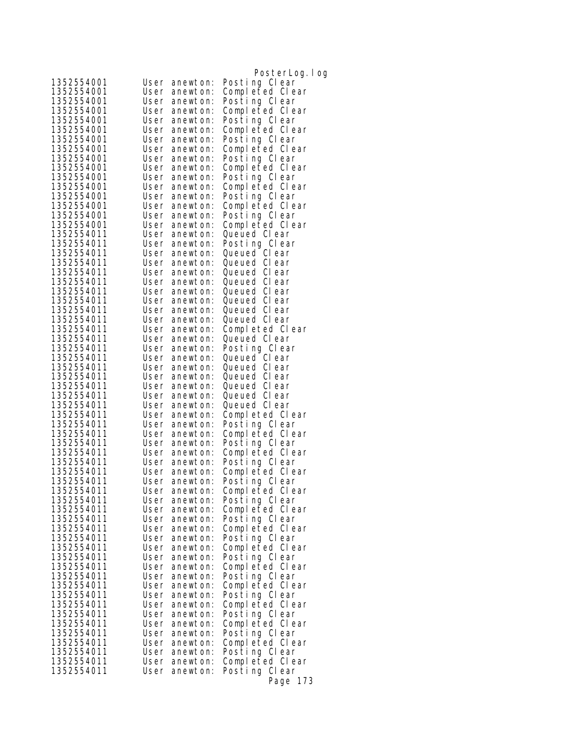```
1352554001      User anewton: Posting Clear
1352554001      User anewton: Completed Clear
1352554001      User anewton: Posting Clear
1352554001      User anewton: Completed Clear
1352554001      User anewton: Posting Clear
1352554001      User anewton: Completed Clear
1352554001      User anewton: Posting Clear
1352554001      User anewton: Completed Clear
1352554001      User anewton: Posting Clear
1352554001      User anewton: Completed Clear
1352554001      User anewton: Posting Clear
1352554001      User anewton: Completed Clear
1352554001      User anewton: Posting Clear
1352554001      User anewton: Completed Clear
1352554001      User anewton: Posting Clear
1352554001      User anewton: Completed Clear
1352554011      User anewton: Queued Clear
1352554011      User anewton: Posting Clear
1352554011      User anewton: Queued Clear
1352554011      User anewton: Queued Clear
1352554011      User anewton: Queued Clear
1352554011      User anewton: Queued Clear
1352554011      User anewton: Queued Clear
1352554011      User anewton: Queued Clear
1352554011      User anewton: Queued Clear
1352554011      User anewton: Queued Clear
1352554011      User anewton: Completed Clear
1352554011      User anewton: Queued Clear
1352554011      User anewton: Posting Clear
1352554011      User anewton: Queued Clear
1352554011      User anewton: Queued Clear
1352554011      User anewton: Queued Clear
1352554011      User anewton: Queued Clear
1352554011      User anewton: Queued Clear
1352554011      User anewton: Queued Clear
1352554011      User anewton: Completed Clear
1352554011      User anewton: Posting Clear
1352554011      User anewton: Completed Clear
1352554011      User anewton: Posting Clear
1352554011      User anewton: Completed Clear
1352554011      User anewton: Posting Clear
1352554011      User anewton: Completed Clear
1352554011      User anewton: Posting Clear
1352554011      User anewton: Completed Clear
1352554011      User anewton: Posting Clear
1352554011      User anewton: Completed Clear
1352554011      User anewton: Posting Clear
1352554011      User anewton: Completed Clear
1352554011      User anewton: Posting Clear
1352554011      User anewton: Completed Clear
1352554011      User anewton: Posting Clear
1352554011      User anewton: Completed Clear
1352554011      User anewton: Posting Clear
1352554011      User anewton: Completed Clear
1352554011      User anewton: Posting Clear
1352554011      User anewton: Completed Clear
1352554011      User anewton: Posting Clear
1352554011      User anewton: Completed Clear
1352554011      User anewton: Posting Clear
1352554011      User anewton: Completed Clear
1352554011      User anewton: Posting Clear
1352554011      User anewton: Completed Clear
1352554011      User anewton: Posting Clear
```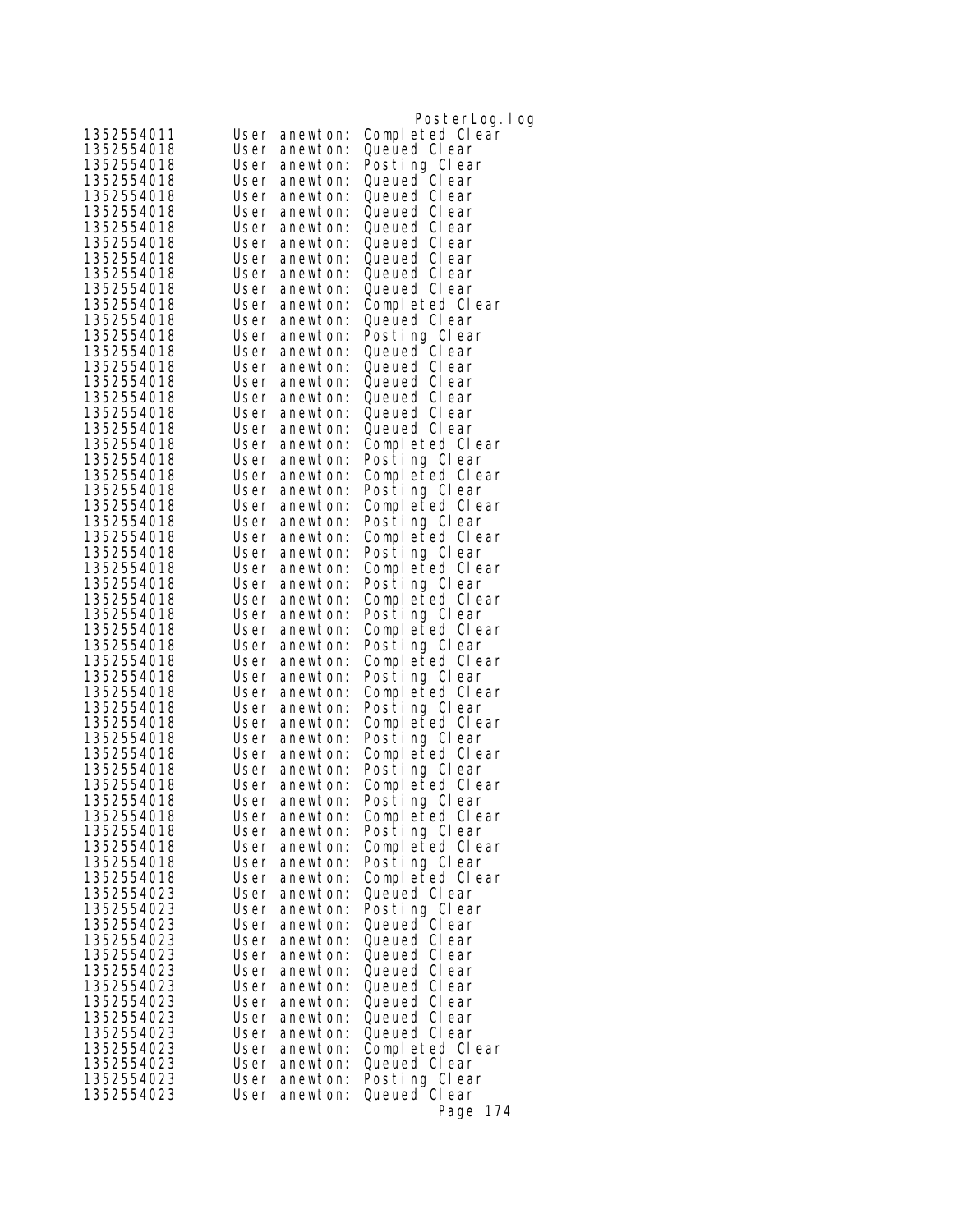```
1352554011      User anewton: Completed Clear
1352554018      User anewton: Queued Clear
1352554018      User anewton: Posting Clear
1352554018      User anewton: Queued Clear
1352554018      User anewton: Queued Clear
1352554018      User anewton: Queued Clear
1352554018      User anewton: Queued Clear
1352554018      User anewton: Queued Clear
1352554018      User anewton: Queued Clear
1352554018      User anewton: Queued Clear
1352554018      User anewton: Queued Clear
1352554018      User anewton: Completed Clear
1352554018      User anewton: Queued Clear
1352554018      User anewton: Posting Clear
1352554018      User anewton: Queued Clear
1352554018      User anewton: Queued Clear
1352554018      User anewton: Queued Clear
1352554018      User anewton: Queued Clear
1352554018      User anewton: Queued Clear
1352554018      User anewton: Queued Clear
1352554018      User anewton: Completed Clear
1352554018      User anewton: Posting Clear
1352554018      User anewton: Completed Clear
1352554018      User anewton: Posting Clear
1352554018      User anewton: Completed Clear
1352554018      User anewton: Posting Clear
1352554018      User anewton: Completed Clear
1352554018      User anewton: Posting Clear
1352554018      User anewton: Completed Clear
1352554018      User anewton: Posting Clear
1352554018      User anewton: Completed Clear
1352554018      User anewton: Posting Clear
1352554018      User anewton: Completed Clear
1352554018      User anewton: Posting Clear
1352554018      User anewton: Completed Clear
1352554018      User anewton: Posting Clear
1352554018      User anewton: Completed Clear
1352554018      User anewton: Posting Clear
1352554018      User anewton: Completed Clear
1352554018      User anewton: Posting Clear
1352554018      User anewton: Completed Clear
1352554018      User anewton: Posting Clear
1352554018      User anewton: Completed Clear
1352554018      User anewton: Posting Clear
1352554018      User anewton: Completed Clear
1352554018      User anewton: Posting Clear
1352554018      User anewton: Completed Clear
1352554018      User anewton: Posting Clear
1352554018      User anewton: Completed Clear
1352554023      User anewton: Queued Clear
1352554023      User anewton: Posting Clear
1352554023      User anewton: Queued Clear
1352554023      User anewton: Queued Clear
1352554023      User anewton: Queued Clear
1352554023      User anewton: Queued Clear
1352554023      User anewton: Queued Clear
1352554023      User anewton: Queued Clear
1352554023      User anewton: Queued Clear
1352554023      User anewton: Queued Clear
1352554023      User anewton: Completed Clear
1352554023      User anewton: Queued Clear
1352554023      User anewton: Posting Clear
1352554023      User anewton: Queued Clear
```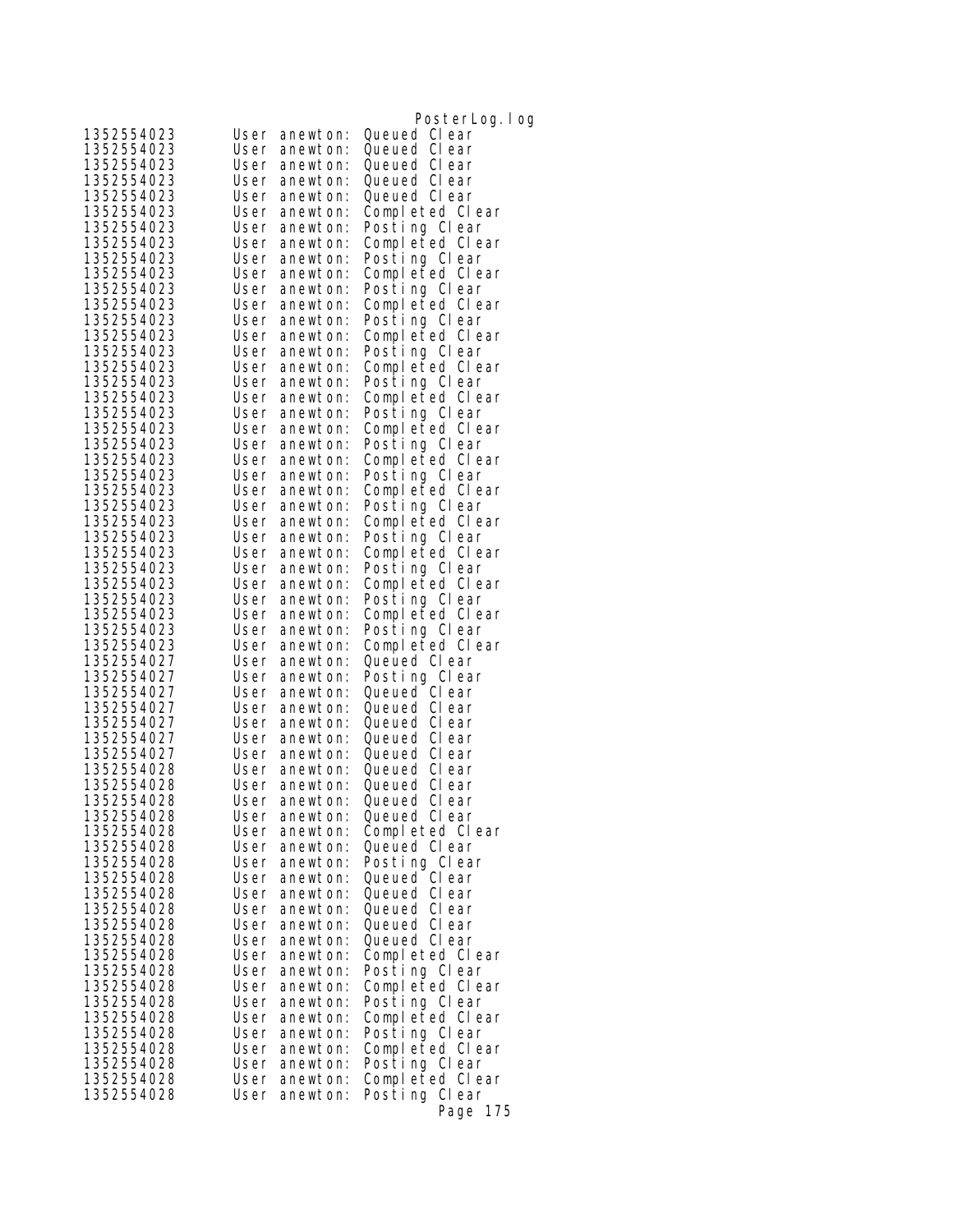```
1352554023      User anewton: Queued Clear
1352554023      User anewton: Queued Clear
1352554023      User anewton: Queued Clear
1352554023      User anewton: Queued Clear
1352554023      User anewton: Queued Clear
1352554023      User anewton: Completed Clear
1352554023      User anewton: Posting Clear
1352554023      User anewton: Completed Clear
1352554023      User anewton: Posting Clear
1352554023      User anewton: Completed Clear
1352554023      User anewton: Posting Clear
1352554023      User anewton: Completed Clear
1352554023      User anewton: Posting Clear
1352554023      User anewton: Completed Clear
1352554023      User anewton: Posting Clear
1352554023      User anewton: Completed Clear
1352554023      User anewton: Posting Clear
1352554023      User anewton: Completed Clear
1352554023      User anewton: Posting Clear
1352554023      User anewton: Completed Clear
1352554023      User anewton: Posting Clear
1352554023      User anewton: Completed Clear
1352554023      User anewton: Posting Clear
1352554023      User anewton: Completed Clear
1352554023      User anewton: Posting Clear
1352554023      User anewton: Completed Clear
1352554023      User anewton: Posting Clear
1352554023      User anewton: Completed Clear
1352554023      User anewton: Posting Clear
1352554023      User anewton: Completed Clear
1352554023      User anewton: Posting Clear
1352554023      User anewton: Completed Clear
1352554023      User anewton: Posting Clear
1352554023      User anewton: Completed Clear
1352554027      User anewton: Queued Clear
1352554027      User anewton: Posting Clear
1352554027      User anewton: Queued Clear
1352554027      User anewton: Queued Clear
1352554027      User anewton: Queued Clear
1352554027      User anewton: Queued Clear
1352554027      User anewton: Queued Clear
1352554028      User anewton: Queued Clear
1352554028      User anewton: Queued Clear
1352554028      User anewton: Queued Clear
1352554028      User anewton: Queued Clear
1352554028      User anewton: Completed Clear
1352554028      User anewton: Queued Clear
1352554028      User anewton: Posting Clear
1352554028      User anewton: Queued Clear
1352554028      User anewton: Queued Clear
1352554028      User anewton: Queued Clear
1352554028      User anewton: Queued Clear
1352554028      User anewton: Queued Clear
1352554028      User anewton: Completed Clear
1352554028      User anewton: Posting Clear
1352554028      User anewton: Completed Clear
1352554028      User anewton: Posting Clear
1352554028      User anewton: Completed Clear
1352554028      User anewton: Posting Clear
1352554028      User anewton: Completed Clear
1352554028      User anewton: Posting Clear
1352554028      User anewton: Completed Clear
1352554028      User anewton: Posting Clear
```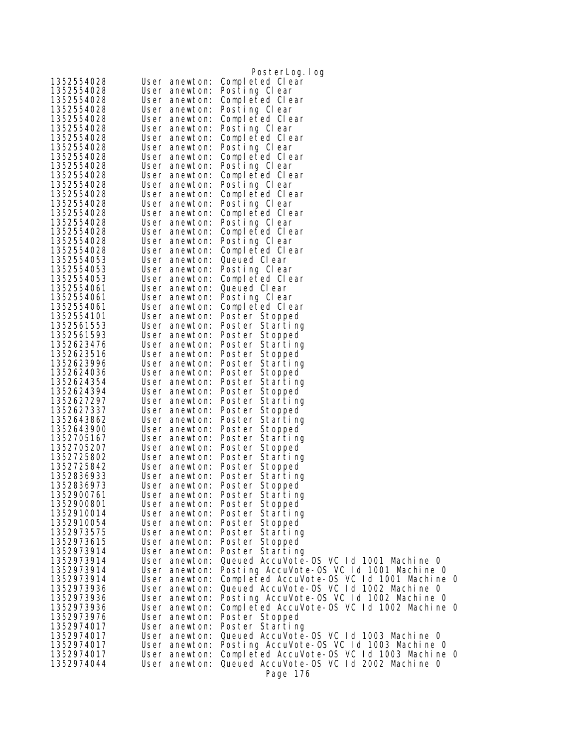```
1352554028      User anewton: Completed Clear
1352554028      User anewton: Posting Clear
1352554028      User anewton: Completed Clear
1352554028      User anewton: Posting Clear
1352554028      User anewton: Completed Clear
1352554028      User anewton: Posting Clear
1352554028      User anewton: Completed Clear
1352554028      User anewton: Posting Clear
1352554028      User anewton: Completed Clear
1352554028      User anewton: Posting Clear
1352554028      User anewton: Completed Clear
1352554028      User anewton: Posting Clear
1352554028      User anewton: Completed Clear
1352554028      User anewton: Posting Clear
1352554028      User anewton: Completed Clear
1352554028      User anewton: Posting Clear
1352554028      User anewton: Completed Clear
1352554028      User anewton: Posting Clear
1352554028      User anewton: Completed Clear
1352554053      User anewton: Queued Clear
1352554053      User anewton: Posting Clear
1352554053      User anewton: Completed Clear
1352554061      User anewton: Queued Clear
1352554061      User anewton: Posting Clear
1352554061      User anewton: Completed Clear
1352554101      User anewton: Poster Stopped
1352561553      User anewton: Poster Starting
1352561593      User anewton: Poster Stopped
1352623476      User anewton: Poster Starting
1352623516      User anewton: Poster Stopped
1352623996      User anewton: Poster Starting
1352624036      User anewton: Poster Stopped
1352624354      User anewton: Poster Starting
1352624394      User anewton: Poster Stopped
1352627297      User anewton: Poster Starting
1352627337      User anewton: Poster Stopped
1352643862      User anewton: Poster Starting
1352643900      User anewton: Poster Stopped
1352705167      User anewton: Poster Starting
1352705207      User anewton: Poster Stopped
1352725802      User anewton: Poster Starting
1352725842      User anewton: Poster Stopped
1352836933      User anewton: Poster Starting
1352836973      User anewton: Poster Stopped
1352900761      User anewton: Poster Starting
1352900801      User anewton: Poster Stopped
1352910014      User anewton: Poster Starting
1352910054      User anewton: Poster Stopped
1352973575      User anewton: Poster Starting
1352973615      User anewton: Poster Stopped
1352973914      User anewton: Poster Starting
1352973914      User anewton: Queued AccuVote-OS VC Id 1001 Machine 0
1352973914      User anewton: Posting AccuVote-OS VC Id 1001 Machine 0
1352973914      User anewton: Completed AccuVote-OS VC Id 1001 Machine 0
1352973936      User anewton: Queued AccuVote-OS VC Id 1002 Machine 0
1352973936      User anewton: Posting AccuVote-OS VC Id 1002 Machine 0
1352973936      User anewton: Completed AccuVote-OS VC Id 1002 Machine 0
1352973976      User anewton: Poster Stopped
1352974017      User anewton: Poster Starting
1352974017      User anewton: Queued AccuVote-OS VC Id 1003 Machine 0
1352974017      User anewton: Posting AccuVote-OS VC Id 1003 Machine 0
1352974017      User anewton: Completed AccuVote-OS VC Id 1003 Machine 0
1352974044      User anewton: Queued AccuVote-OS VC Id 2002 Machine 0
```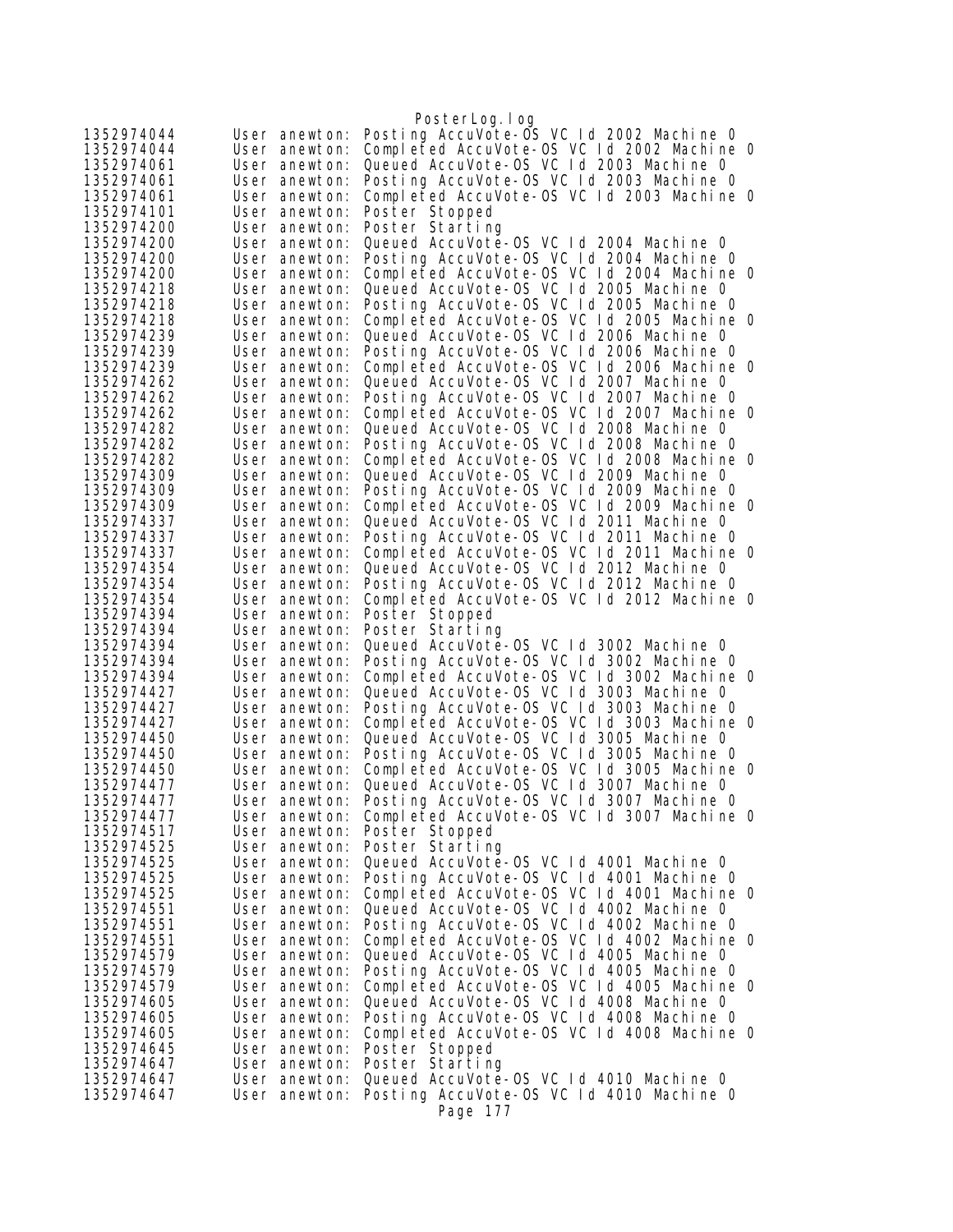```
1352974044	User anewton: Posting AccuVote-OS VC Id 2002 Machine 0
1352974044	User anewton: Completed AccuVote-OS VC Id 2002 Machine 0
1352974061	User anewton: Queued AccuVote-OS VC Id 2003 Machine 0
1352974061	User anewton: Posting AccuVote-OS VC Id 2003 Machine 0
1352974061	User anewton: Completed AccuVote-OS VC Id 2003 Machine 0
1352974101	User anewton: Poster Stopped
1352974200	User anewton: Poster Starting
1352974200	User anewton: Queued AccuVote-OS VC Id 2004 Machine 0
1352974200	User anewton: Posting AccuVote-OS VC Id 2004 Machine 0
1352974200	User anewton: Completed AccuVote-OS VC Id 2004 Machine 0
1352974218	User anewton: Queued AccuVote-OS VC Id 2005 Machine 0
1352974218	User anewton: Posting AccuVote-OS VC Id 2005 Machine 0
1352974218	User anewton: Completed AccuVote-OS VC Id 2005 Machine 0
1352974239	User anewton: Queued AccuVote-OS VC Id 2006 Machine 0
1352974239	User anewton: Posting AccuVote-OS VC Id 2006 Machine 0
1352974239	User anewton: Completed AccuVote-OS VC Id 2006 Machine 0
1352974262	User anewton: Queued AccuVote-OS VC Id 2007 Machine 0
1352974262	User anewton: Posting AccuVote-OS VC Id 2007 Machine 0
1352974262	User anewton: Completed AccuVote-OS VC Id 2007 Machine 0
1352974282	User anewton: Queued AccuVote-OS VC Id 2008 Machine 0
1352974282	User anewton: Posting AccuVote-OS VC Id 2008 Machine 0
1352974282	User anewton: Completed AccuVote-OS VC Id 2008 Machine 0
1352974309	User anewton: Queued AccuVote-OS VC Id 2009 Machine 0
1352974309	User anewton: Posting AccuVote-OS VC Id 2009 Machine 0
1352974309	User anewton: Completed AccuVote-OS VC Id 2009 Machine 0
1352974337	User anewton: Queued AccuVote-OS VC Id 2011 Machine 0
1352974337	User anewton: Posting AccuVote-OS VC Id 2011 Machine 0
1352974337	User anewton: Completed AccuVote-OS VC Id 2011 Machine 0
1352974354	User anewton: Queued AccuVote-OS VC Id 2012 Machine 0
1352974354	User anewton: Posting AccuVote-OS VC Id 2012 Machine 0
1352974354	User anewton: Completed AccuVote-OS VC Id 2012 Machine 0
1352974394	User anewton: Poster Stopped
1352974394	User anewton: Poster Starting
1352974394	User anewton: Queued AccuVote-OS VC Id 3002 Machine 0
1352974394	User anewton: Posting AccuVote-OS VC Id 3002 Machine 0
1352974394	User anewton: Completed AccuVote-OS VC Id 3002 Machine 0
1352974427	User anewton: Queued AccuVote-OS VC Id 3003 Machine 0
1352974427	User anewton: Posting AccuVote-OS VC Id 3003 Machine 0
1352974427	User anewton: Completed AccuVote-OS VC Id 3003 Machine 0
1352974450	User anewton: Queued AccuVote-OS VC Id 3005 Machine 0
1352974450	User anewton: Posting AccuVote-OS VC Id 3005 Machine 0
1352974450	User anewton: Completed AccuVote-OS VC Id 3005 Machine 0
1352974477	User anewton: Queued AccuVote-OS VC Id 3007 Machine 0
1352974477	User anewton: Posting AccuVote-OS VC Id 3007 Machine 0
1352974477	User anewton: Completed AccuVote-OS VC Id 3007 Machine 0
1352974517	User anewton: Poster Stopped
1352974525	User anewton: Poster Starting
1352974525	User anewton: Queued AccuVote-OS VC Id 4001 Machine 0
1352974525	User anewton: Posting AccuVote-OS VC Id 4001 Machine 0
1352974525	User anewton: Completed AccuVote-OS VC Id 4001 Machine 0
1352974551	User anewton: Queued AccuVote-OS VC Id 4002 Machine 0
1352974551	User anewton: Posting AccuVote-OS VC Id 4002 Machine 0
1352974551	User anewton: Completed AccuVote-OS VC Id 4002 Machine 0
1352974579	User anewton: Queued AccuVote-OS VC Id 4005 Machine 0
1352974579	User anewton: Posting AccuVote-OS VC Id 4005 Machine 0
1352974579	User anewton: Completed AccuVote-OS VC Id 4005 Machine 0
1352974605	User anewton: Queued AccuVote-OS VC Id 4008 Machine 0
1352974605	User anewton: Posting AccuVote-OS VC Id 4008 Machine 0
1352974605	User anewton: Completed AccuVote-OS VC Id 4008 Machine 0
1352974645	User anewton: Poster Stopped
1352974647	User anewton: Poster Starting
1352974647	User anewton: Queued AccuVote-OS VC Id 4010 Machine 0
1352974647	User anewton: Posting AccuVote-OS VC Id 4010 Machine 0
```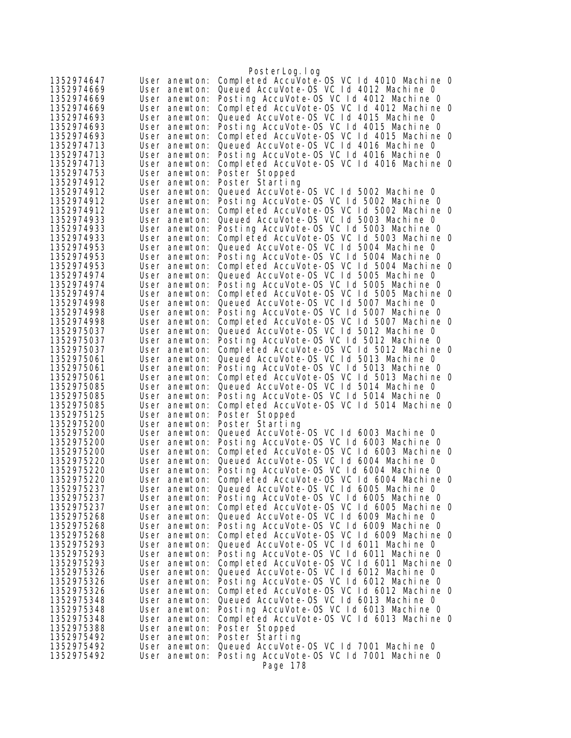```
1352974647	User anewton: Completed AccuVote-OS VC Id 4010 Machine 0
1352974669	User anewton: Queued AccuVote-OS VC Id 4012 Machine 0
1352974669	User anewton: Posting AccuVote-OS VC Id 4012 Machine 0
1352974669	User anewton: Completed AccuVote-OS VC Id 4012 Machine 0
1352974693	User anewton: Queued AccuVote-OS VC Id 4015 Machine 0
1352974693	User anewton: Posting AccuVote-OS VC Id 4015 Machine 0
1352974693	User anewton: Completed AccuVote-OS VC Id 4015 Machine 0
1352974713	User anewton: Queued AccuVote-OS VC Id 4016 Machine 0
1352974713	User anewton: Posting AccuVote-OS VC Id 4016 Machine 0
1352974713	User anewton: Completed AccuVote-OS VC Id 4016 Machine 0
1352974753	User anewton: Poster Stopped
1352974912	User anewton: Poster Starting
1352974912	User anewton: Queued AccuVote-OS VC Id 5002 Machine 0
1352974912	User anewton: Posting AccuVote-OS VC Id 5002 Machine 0
1352974912	User anewton: Completed AccuVote-OS VC Id 5002 Machine 0
1352974933	User anewton: Queued AccuVote-OS VC Id 5003 Machine 0
1352974933	User anewton: Posting AccuVote-OS VC Id 5003 Machine 0
1352974933	User anewton: Completed AccuVote-OS VC Id 5003 Machine 0
1352974953	User anewton: Queued AccuVote-OS VC Id 5004 Machine 0
1352974953	User anewton: Posting AccuVote-OS VC Id 5004 Machine 0
1352974953	User anewton: Completed AccuVote-OS VC Id 5004 Machine 0
1352974974	User anewton: Queued AccuVote-OS VC Id 5005 Machine 0
1352974974	User anewton: Posting AccuVote-OS VC Id 5005 Machine 0
1352974974	User anewton: Completed AccuVote-OS VC Id 5005 Machine 0
1352974998	User anewton: Queued AccuVote-OS VC Id 5007 Machine 0
1352974998	User anewton: Posting AccuVote-OS VC Id 5007 Machine 0
1352974998	User anewton: Completed AccuVote-OS VC Id 5007 Machine 0
1352975037	User anewton: Queued AccuVote-OS VC Id 5012 Machine 0
1352975037	User anewton: Posting AccuVote-OS VC Id 5012 Machine 0
1352975037	User anewton: Completed AccuVote-OS VC Id 5012 Machine 0
1352975061	User anewton: Queued AccuVote-OS VC Id 5013 Machine 0
1352975061	User anewton: Posting AccuVote-OS VC Id 5013 Machine 0
1352975061	User anewton: Completed AccuVote-OS VC Id 5013 Machine 0
1352975085	User anewton: Queued AccuVote-OS VC Id 5014 Machine 0
1352975085	User anewton: Posting AccuVote-OS VC Id 5014 Machine 0
1352975085	User anewton: Completed AccuVote-OS VC Id 5014 Machine 0
1352975125	User anewton: Poster Stopped
1352975200	User anewton: Poster Starting
1352975200	User anewton: Queued AccuVote-OS VC Id 6003 Machine 0
1352975200	User anewton: Posting AccuVote-OS VC Id 6003 Machine 0
1352975200	User anewton: Completed AccuVote-OS VC Id 6003 Machine 0
1352975220	User anewton: Queued AccuVote-OS VC Id 6004 Machine 0
1352975220	User anewton: Posting AccuVote-OS VC Id 6004 Machine 0
1352975220	User anewton: Completed AccuVote-OS VC Id 6004 Machine 0
1352975237	User anewton: Queued AccuVote-OS VC Id 6005 Machine 0
1352975237	User anewton: Posting AccuVote-OS VC Id 6005 Machine 0
1352975237	User anewton: Completed AccuVote-OS VC Id 6005 Machine 0
1352975268	User anewton: Queued AccuVote-OS VC Id 6009 Machine 0
1352975268	User anewton: Posting AccuVote-OS VC Id 6009 Machine 0
1352975268	User anewton: Completed AccuVote-OS VC Id 6009 Machine 0
1352975293	User anewton: Queued AccuVote-OS VC Id 6011 Machine 0
1352975293	User anewton: Posting AccuVote-OS VC Id 6011 Machine 0
1352975293	User anewton: Completed AccuVote-OS VC Id 6011 Machine 0
1352975326	User anewton: Queued AccuVote-OS VC Id 6012 Machine 0
1352975326	User anewton: Posting AccuVote-OS VC Id 6012 Machine 0
1352975326	User anewton: Completed AccuVote-OS VC Id 6012 Machine 0
1352975348	User anewton: Queued AccuVote-OS VC Id 6013 Machine 0
1352975348	User anewton: Posting AccuVote-OS VC Id 6013 Machine 0
1352975348	User anewton: Completed AccuVote-OS VC Id 6013 Machine 0
1352975388	User anewton: Poster Stopped
1352975492	User anewton: Poster Starting
1352975492	User anewton: Queued AccuVote-OS VC Id 7001 Machine 0
1352975492	User anewton: Posting AccuVote-OS VC Id 7001 Machine 0
```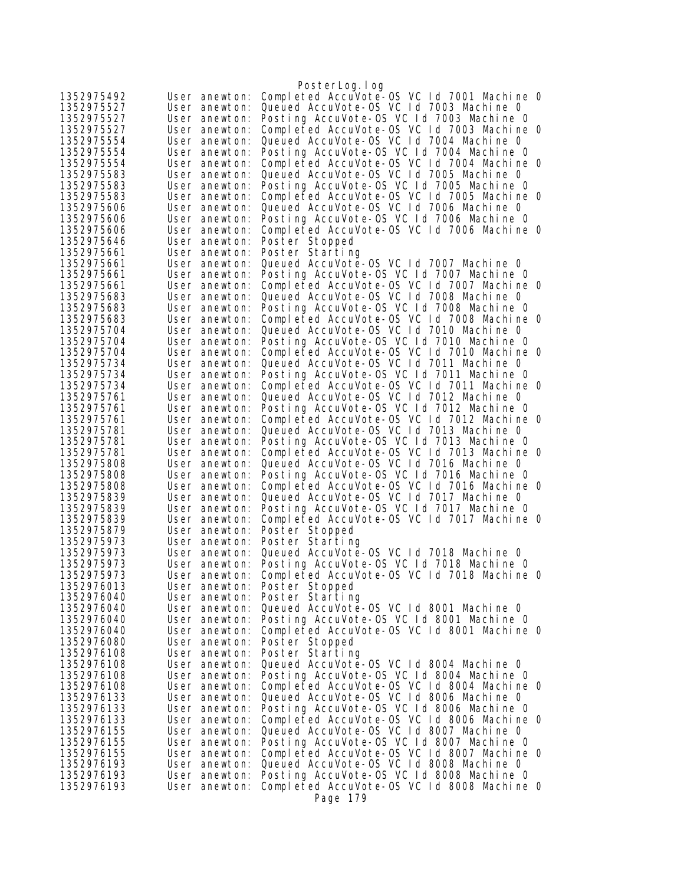```
1352975492      User anewton: Completed AccuVote-OS VC Id 7001 Machine 0
1352975527      User anewton: Queued AccuVote-OS VC Id 7003 Machine 0
1352975527      User anewton: Posting AccuVote-OS VC Id 7003 Machine 0
1352975527      User anewton: Completed AccuVote-OS VC Id 7003 Machine 0
1352975554      User anewton: Queued AccuVote-OS VC Id 7004 Machine 0
1352975554      User anewton: Posting AccuVote-OS VC Id 7004 Machine 0
1352975554      User anewton: Completed AccuVote-OS VC Id 7004 Machine 0
1352975583      User anewton: Queued AccuVote-OS VC Id 7005 Machine 0
1352975583      User anewton: Posting AccuVote-OS VC Id 7005 Machine 0
1352975583      User anewton: Completed AccuVote-OS VC Id 7005 Machine 0
1352975606      User anewton: Queued AccuVote-OS VC Id 7006 Machine 0
1352975606      User anewton: Posting AccuVote-OS VC Id 7006 Machine 0
1352975606      User anewton: Completed AccuVote-OS VC Id 7006 Machine 0
1352975646      User anewton: Poster Stopped
1352975661      User anewton: Poster Starting
1352975661      User anewton: Queued AccuVote-OS VC Id 7007 Machine 0
1352975661      User anewton: Posting AccuVote-OS VC Id 7007 Machine 0
1352975661      User anewton: Completed AccuVote-OS VC Id 7007 Machine 0
1352975683      User anewton: Queued AccuVote-OS VC Id 7008 Machine 0
1352975683      User anewton: Posting AccuVote-OS VC Id 7008 Machine 0
1352975683      User anewton: Completed AccuVote-OS VC Id 7008 Machine 0
1352975704      User anewton: Queued AccuVote-OS VC Id 7010 Machine 0
1352975704      User anewton: Posting AccuVote-OS VC Id 7010 Machine 0
1352975704      User anewton: Completed AccuVote-OS VC Id 7010 Machine 0
1352975734      User anewton: Queued AccuVote-OS VC Id 7011 Machine 0
1352975734      User anewton: Posting AccuVote-OS VC Id 7011 Machine 0
1352975734      User anewton: Completed AccuVote-OS VC Id 7011 Machine 0
1352975761      User anewton: Queued AccuVote-OS VC Id 7012 Machine 0
1352975761      User anewton: Posting AccuVote-OS VC Id 7012 Machine 0
1352975761      User anewton: Completed AccuVote-OS VC Id 7012 Machine 0
1352975781      User anewton: Queued AccuVote-OS VC Id 7013 Machine 0
1352975781      User anewton: Posting AccuVote-OS VC Id 7013 Machine 0
1352975781      User anewton: Completed AccuVote-OS VC Id 7013 Machine 0
1352975808      User anewton: Queued AccuVote-OS VC Id 7016 Machine 0
1352975808      User anewton: Posting AccuVote-OS VC Id 7016 Machine 0
1352975808      User anewton: Completed AccuVote-OS VC Id 7016 Machine 0
1352975839      User anewton: Queued AccuVote-OS VC Id 7017 Machine 0
1352975839      User anewton: Posting AccuVote-OS VC Id 7017 Machine 0
1352975839      User anewton: Completed AccuVote-OS VC Id 7017 Machine 0
1352975879      User anewton: Poster Stopped
1352975973      User anewton: Poster Starting
1352975973      User anewton: Queued AccuVote-OS VC Id 7018 Machine 0
1352975973      User anewton: Posting AccuVote-OS VC Id 7018 Machine 0
1352975973      User anewton: Completed AccuVote-OS VC Id 7018 Machine 0
1352976013      User anewton: Poster Stopped
1352976040      User anewton: Poster Starting
1352976040      User anewton: Queued AccuVote-OS VC Id 8001 Machine 0
1352976040      User anewton: Posting AccuVote-OS VC Id 8001 Machine 0
1352976040      User anewton: Completed AccuVote-OS VC Id 8001 Machine 0
1352976080      User anewton: Poster Stopped
1352976108      User anewton: Poster Starting
1352976108      User anewton: Queued AccuVote-OS VC Id 8004 Machine 0
1352976108      User anewton: Posting AccuVote-OS VC Id 8004 Machine 0
1352976108      User anewton: Completed AccuVote-OS VC Id 8004 Machine 0
1352976133      User anewton: Queued AccuVote-OS VC Id 8006 Machine 0
1352976133      User anewton: Posting AccuVote-OS VC Id 8006 Machine 0
1352976133      User anewton: Completed AccuVote-OS VC Id 8006 Machine 0
1352976155      User anewton: Queued AccuVote-OS VC Id 8007 Machine 0
1352976155      User anewton: Posting AccuVote-OS VC Id 8007 Machine 0
1352976155      User anewton: Completed AccuVote-OS VC Id 8007 Machine 0
1352976193      User anewton: Queued AccuVote-OS VC Id 8008 Machine 0
1352976193      User anewton: Posting AccuVote-OS VC Id 8008 Machine 0
1352976193      User anewton: Completed AccuVote-OS VC Id 8008 Machine 0
```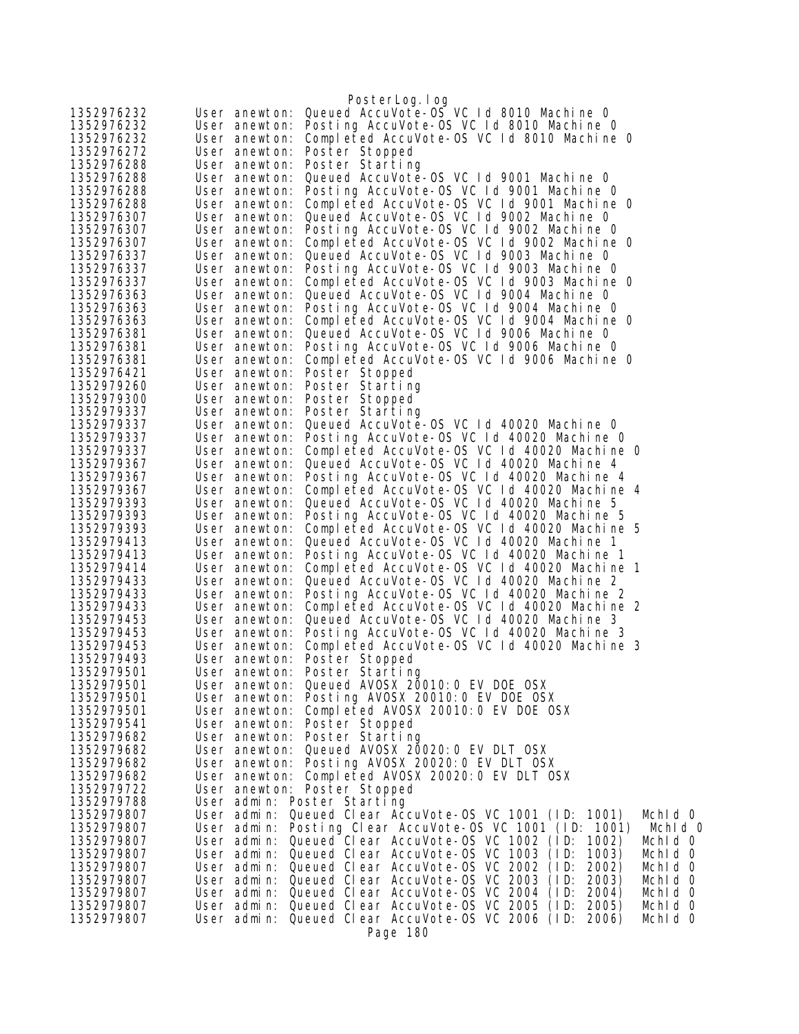```
1352976232      User anewton: Queued AccuVote-OS VC Id 8010 Machine 0
1352976232      User anewton: Posting AccuVote-OS VC Id 8010 Machine 0
1352976232      User anewton: Completed AccuVote-OS VC Id 8010 Machine 0
1352976272      User anewton: Poster Stopped
1352976288      User anewton: Poster Starting
1352976288      User anewton: Queued AccuVote-OS VC Id 9001 Machine 0
1352976288      User anewton: Posting AccuVote-OS VC Id 9001 Machine 0
1352976288      User anewton: Completed AccuVote-OS VC Id 9001 Machine 0
1352976307      User anewton: Queued AccuVote-OS VC Id 9002 Machine 0
1352976307      User anewton: Posting AccuVote-OS VC Id 9002 Machine 0
1352976307      User anewton: Completed AccuVote-OS VC Id 9002 Machine 0
1352976337      User anewton: Queued AccuVote-OS VC Id 9003 Machine 0
1352976337      User anewton: Posting AccuVote-OS VC Id 9003 Machine 0
1352976337      User anewton: Completed AccuVote-OS VC Id 9003 Machine 0
1352976363      User anewton: Queued AccuVote-OS VC Id 9004 Machine 0
1352976363      User anewton: Posting AccuVote-OS VC Id 9004 Machine 0
1352976363      User anewton: Completed AccuVote-OS VC Id 9004 Machine 0
1352976381      User anewton: Queued AccuVote-OS VC Id 9006 Machine 0
1352976381      User anewton: Posting AccuVote-OS VC Id 9006 Machine 0
1352976381      User anewton: Completed AccuVote-OS VC Id 9006 Machine 0
1352976421      User anewton: Poster Stopped
1352979260      User anewton: Poster Starting
1352979300      User anewton: Poster Stopped
1352979337      User anewton: Poster Starting
1352979337      User anewton: Queued AccuVote-OS VC Id 40020 Machine 0
1352979337      User anewton: Posting AccuVote-OS VC Id 40020 Machine 0
1352979337      User anewton: Completed AccuVote-OS VC Id 40020 Machine 0
1352979367      User anewton: Queued AccuVote-OS VC Id 40020 Machine 4
1352979367      User anewton: Posting AccuVote-OS VC Id 40020 Machine 4
1352979367      User anewton: Completed AccuVote-OS VC Id 40020 Machine 4
1352979393      User anewton: Queued AccuVote-OS VC Id 40020 Machine 5
1352979393      User anewton: Posting AccuVote-OS VC Id 40020 Machine 5
1352979393      User anewton: Completed AccuVote-OS VC Id 40020 Machine 5
1352979413      User anewton: Queued AccuVote-OS VC Id 40020 Machine 1
1352979413      User anewton: Posting AccuVote-OS VC Id 40020 Machine 1
1352979414      User anewton: Completed AccuVote-OS VC Id 40020 Machine 1
1352979433      User anewton: Queued AccuVote-OS VC Id 40020 Machine 2
1352979433      User anewton: Posting AccuVote-OS VC Id 40020 Machine 2
1352979433      User anewton: Completed AccuVote-OS VC Id 40020 Machine 2
1352979453      User anewton: Queued AccuVote-OS VC Id 40020 Machine 3
1352979453      User anewton: Posting AccuVote-OS VC Id 40020 Machine 3
1352979453      User anewton: Completed AccuVote-OS VC Id 40020 Machine 3
1352979493      User anewton: Poster Stopped
1352979501      User anewton: Poster Starting
1352979501      User anewton: Queued AVOSX 20010:0 EV DOE OSX
1352979501      User anewton: Posting AVOSX 20010:0 EV DOE OSX
1352979501      User anewton: Completed AVOSX 20010:0 EV DOE OSX
1352979541      User anewton: Poster Stopped
1352979682      User anewton: Poster Starting
1352979682      User anewton: Queued AVOSX 20020:0 EV DLT OSX
1352979682      User anewton: Posting AVOSX 20020:0 EV DLT OSX
1352979682      User anewton: Completed AVOSX 20020:0 EV DLT OSX
1352979722      User anewton: Poster Stopped
1352979788      User admin: Poster Starting
1352979807      User admin: Queued Clear AccuVote-OS VC 1001 (ID: 1001)  MchId 0
1352979807      User admin: Posting Clear AccuVote-OS VC 1001 (ID: 1001)  MchId 0
1352979807      User admin: Queued Clear AccuVote-OS VC 1002 (ID: 1002)  MchId 0
1352979807      User admin: Queued Clear AccuVote-OS VC 1003 (ID: 1003)  MchId 0
1352979807      User admin: Queued Clear AccuVote-OS VC 2002 (ID: 2002)  MchId 0
1352979807      User admin: Queued Clear AccuVote-OS VC 2003 (ID: 2003)  MchId 0
1352979807      User admin: Queued Clear AccuVote-OS VC 2004 (ID: 2004)  MchId 0
1352979807      User admin: Queued Clear AccuVote-OS VC 2005 (ID: 2005)  MchId 0
1352979807      User admin: Queued Clear AccuVote-OS VC 2006 (ID: 2006)  MchId 0
```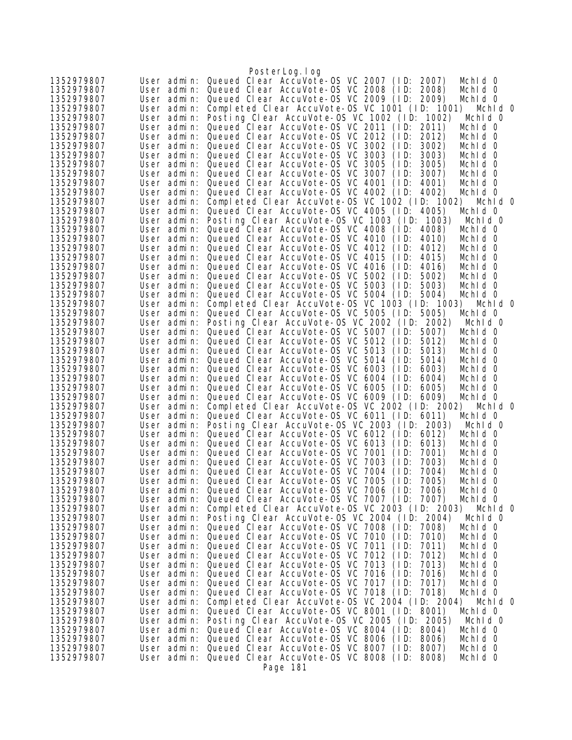```
1352979807      User admin: Queued Clear AccuVote-OS VC 2007 (ID: 2007)   MchId 0
1352979807      User admin: Queued Clear AccuVote-OS VC 2008 (ID: 2008)   MchId 0
1352979807      User admin: Queued Clear AccuVote-OS VC 2009 (ID: 2009)   MchId 0
1352979807      User admin: Completed Clear AccuVote-OS VC 1001 (ID: 1001)   MchId 0
1352979807      User admin: Posting Clear AccuVote-OS VC 1002 (ID: 1002)   MchId 0
1352979807      User admin: Queued Clear AccuVote-OS VC 2011 (ID: 2011)   MchId 0
1352979807      User admin: Queued Clear AccuVote-OS VC 2012 (ID: 2012)   MchId 0
1352979807      User admin: Queued Clear AccuVote-OS VC 3002 (ID: 3002)   MchId 0
1352979807      User admin: Queued Clear AccuVote-OS VC 3003 (ID: 3003)   MchId 0
1352979807      User admin: Queued Clear AccuVote-OS VC 3005 (ID: 3005)   MchId 0
1352979807      User admin: Queued Clear AccuVote-OS VC 3007 (ID: 3007)   MchId 0
1352979807      User admin: Queued Clear AccuVote-OS VC 4001 (ID: 4001)   MchId 0
1352979807      User admin: Queued Clear AccuVote-OS VC 4002 (ID: 4002)   MchId 0
1352979807      User admin: Completed Clear AccuVote-OS VC 1002 (ID: 1002)   MchId 0
1352979807      User admin: Queued Clear AccuVote-OS VC 4005 (ID: 4005)   MchId 0
1352979807      User admin: Posting Clear AccuVote-OS VC 1003 (ID: 1003)   MchId 0
1352979807      User admin: Queued Clear AccuVote-OS VC 4008 (ID: 4008)   MchId 0
1352979807      User admin: Queued Clear AccuVote-OS VC 4010 (ID: 4010)   MchId 0
1352979807      User admin: Queued Clear AccuVote-OS VC 4012 (ID: 4012)   MchId 0
1352979807      User admin: Queued Clear AccuVote-OS VC 4015 (ID: 4015)   MchId 0
1352979807      User admin: Queued Clear AccuVote-OS VC 4016 (ID: 4016)   MchId 0
1352979807      User admin: Queued Clear AccuVote-OS VC 5002 (ID: 5002)   MchId 0
1352979807      User admin: Queued Clear AccuVote-OS VC 5003 (ID: 5003)   MchId 0
1352979807      User admin: Queued Clear AccuVote-OS VC 5004 (ID: 5004)   MchId 0
1352979807      User admin: Completed Clear AccuVote-OS VC 1003 (ID: 1003)   MchId 0
1352979807      User admin: Queued Clear AccuVote-OS VC 5005 (ID: 5005)   MchId 0
1352979807      User admin: Posting Clear AccuVote-OS VC 2002 (ID: 2002)   MchId 0
1352979807      User admin: Queued Clear AccuVote-OS VC 5007 (ID: 5007)   MchId 0
1352979807      User admin: Queued Clear AccuVote-OS VC 5012 (ID: 5012)   MchId 0
1352979807      User admin: Queued Clear AccuVote-OS VC 5013 (ID: 5013)   MchId 0
1352979807      User admin: Queued Clear AccuVote-OS VC 5014 (ID: 5014)   MchId 0
1352979807      User admin: Queued Clear AccuVote-OS VC 6003 (ID: 6003)   MchId 0
1352979807      User admin: Queued Clear AccuVote-OS VC 6004 (ID: 6004)   MchId 0
1352979807      User admin: Queued Clear AccuVote-OS VC 6005 (ID: 6005)   MchId 0
1352979807      User admin: Queued Clear AccuVote-OS VC 6009 (ID: 6009)   MchId 0
1352979807      User admin: Completed Clear AccuVote-OS VC 2002 (ID: 2002)   MchId 0
1352979807      User admin: Queued Clear AccuVote-OS VC 6011 (ID: 6011)   MchId 0
1352979807      User admin: Posting Clear AccuVote-OS VC 2003 (ID: 2003)   MchId 0
1352979807      User admin: Queued Clear AccuVote-OS VC 6012 (ID: 6012)   MchId 0
1352979807      User admin: Queued Clear AccuVote-OS VC 6013 (ID: 6013)   MchId 0
1352979807      User admin: Queued Clear AccuVote-OS VC 7001 (ID: 7001)   MchId 0
1352979807      User admin: Queued Clear AccuVote-OS VC 7003 (ID: 7003)   MchId 0
1352979807      User admin: Queued Clear AccuVote-OS VC 7004 (ID: 7004)   MchId 0
1352979807      User admin: Queued Clear AccuVote-OS VC 7005 (ID: 7005)   MchId 0
1352979807      User admin: Queued Clear AccuVote-OS VC 7006 (ID: 7006)   MchId 0
1352979807      User admin: Queued Clear AccuVote-OS VC 7007 (ID: 7007)   MchId 0
1352979807      User admin: Completed Clear AccuVote-OS VC 2003 (ID: 2003)   MchId 0
1352979807      User admin: Posting Clear AccuVote-OS VC 2004 (ID: 2004)   MchId 0
1352979807      User admin: Queued Clear AccuVote-OS VC 7008 (ID: 7008)   MchId 0
1352979807      User admin: Queued Clear AccuVote-OS VC 7010 (ID: 7010)   MchId 0
1352979807      User admin: Queued Clear AccuVote-OS VC 7011 (ID: 7011)   MchId 0
1352979807      User admin: Queued Clear AccuVote-OS VC 7012 (ID: 7012)   MchId 0
1352979807      User admin: Queued Clear AccuVote-OS VC 7013 (ID: 7013)   MchId 0
1352979807      User admin: Queued Clear AccuVote-OS VC 7016 (ID: 7016)   MchId 0
1352979807      User admin: Queued Clear AccuVote-OS VC 7017 (ID: 7017)   MchId 0
1352979807      User admin: Queued Clear AccuVote-OS VC 7018 (ID: 7018)   MchId 0
1352979807      User admin: Completed Clear AccuVote-OS VC 2004 (ID: 2004)   MchId 0
1352979807      User admin: Queued Clear AccuVote-OS VC 8001 (ID: 8001)   MchId 0
1352979807      User admin: Posting Clear AccuVote-OS VC 2005 (ID: 2005)   MchId 0
1352979807      User admin: Queued Clear AccuVote-OS VC 8004 (ID: 8004)   MchId 0
1352979807      User admin: Queued Clear AccuVote-OS VC 8006 (ID: 8006)   MchId 0
1352979807      User admin: Queued Clear AccuVote-OS VC 8007 (ID: 8007)   MchId 0
1352979807      User admin: Queued Clear AccuVote-OS VC 8008 (ID: 8008)   MchId 0
```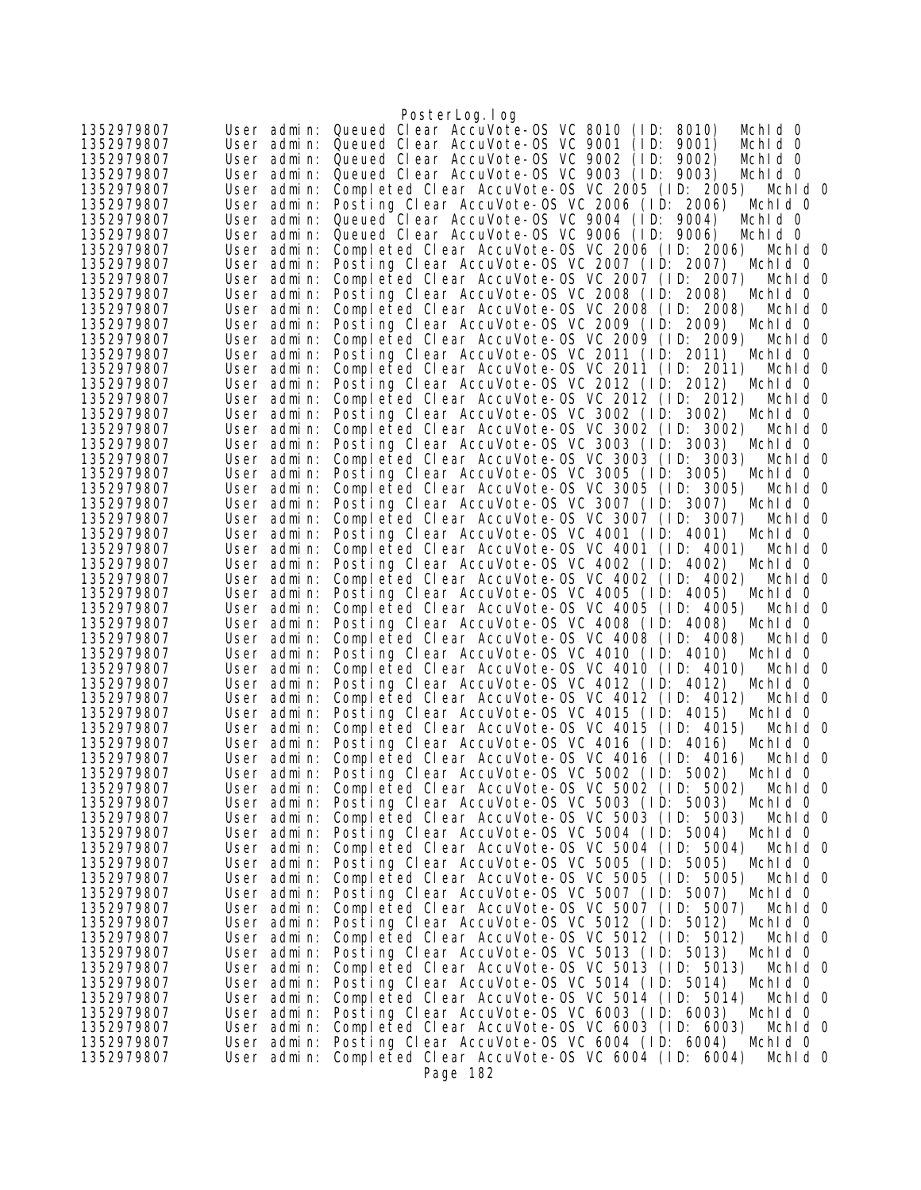```
1352979807	User admin: Queued Clear AccuVote-OS VC 8010 (ID: 8010)  MchId 0
1352979807	User admin: Queued Clear AccuVote-OS VC 9001 (ID: 9001)  MchId 0
1352979807	User admin: Queued Clear AccuVote-OS VC 9002 (ID: 9002)  MchId 0
1352979807	User admin: Queued Clear AccuVote-OS VC 9003 (ID: 9003)  MchId 0
1352979807	User admin: Completed Clear AccuVote-OS VC 2005 (ID: 2005)  MchId 0
1352979807	User admin: Posting Clear AccuVote-OS VC 2006 (ID: 2006)  MchId 0
1352979807	User admin: Queued Clear AccuVote-OS VC 9004 (ID: 9004)  MchId 0
1352979807	User admin: Queued Clear AccuVote-OS VC 9006 (ID: 9006)  MchId 0
1352979807	User admin: Completed Clear AccuVote-OS VC 2006 (ID: 2006)  MchId 0
1352979807	User admin: Posting Clear AccuVote-OS VC 2007 (ID: 2007)  MchId 0
1352979807	User admin: Completed Clear AccuVote-OS VC 2007 (ID: 2007)  MchId 0
1352979807	User admin: Posting Clear AccuVote-OS VC 2008 (ID: 2008)  MchId 0
1352979807	User admin: Completed Clear AccuVote-OS VC 2008 (ID: 2008)  MchId 0
1352979807	User admin: Posting Clear AccuVote-OS VC 2009 (ID: 2009)  MchId 0
1352979807	User admin: Completed Clear AccuVote-OS VC 2009 (ID: 2009)  MchId 0
1352979807	User admin: Posting Clear AccuVote-OS VC 2011 (ID: 2011)  MchId 0
1352979807	User admin: Completed Clear AccuVote-OS VC 2011 (ID: 2011)  MchId 0
1352979807	User admin: Posting Clear AccuVote-OS VC 2012 (ID: 2012)  MchId 0
1352979807	User admin: Completed Clear AccuVote-OS VC 2012 (ID: 2012)  MchId 0
1352979807	User admin: Posting Clear AccuVote-OS VC 3002 (ID: 3002)  MchId 0
1352979807	User admin: Completed Clear AccuVote-OS VC 3002 (ID: 3002)  MchId 0
1352979807	User admin: Posting Clear AccuVote-OS VC 3003 (ID: 3003)  MchId 0
1352979807	User admin: Completed Clear AccuVote-OS VC 3003 (ID: 3003)  MchId 0
1352979807	User admin: Posting Clear AccuVote-OS VC 3005 (ID: 3005)  MchId 0
1352979807	User admin: Completed Clear AccuVote-OS VC 3005 (ID: 3005)  MchId 0
1352979807	User admin: Posting Clear AccuVote-OS VC 3007 (ID: 3007)  MchId 0
1352979807	User admin: Completed Clear AccuVote-OS VC 3007 (ID: 3007)  MchId 0
1352979807	User admin: Posting Clear AccuVote-OS VC 4001 (ID: 4001)  MchId 0
1352979807	User admin: Completed Clear AccuVote-OS VC 4001 (ID: 4001)  MchId 0
1352979807	User admin: Posting Clear AccuVote-OS VC 4002 (ID: 4002)  MchId 0
1352979807	User admin: Completed Clear AccuVote-OS VC 4002 (ID: 4002)  MchId 0
1352979807	User admin: Posting Clear AccuVote-OS VC 4005 (ID: 4005)  MchId 0
1352979807	User admin: Completed Clear AccuVote-OS VC 4005 (ID: 4005)  MchId 0
1352979807	User admin: Posting Clear AccuVote-OS VC 4008 (ID: 4008)  MchId 0
1352979807	User admin: Completed Clear AccuVote-OS VC 4008 (ID: 4008)  MchId 0
1352979807	User admin: Posting Clear AccuVote-OS VC 4010 (ID: 4010)  MchId 0
1352979807	User admin: Completed Clear AccuVote-OS VC 4010 (ID: 4010)  MchId 0
1352979807	User admin: Posting Clear AccuVote-OS VC 4012 (ID: 4012)  MchId 0
1352979807	User admin: Completed Clear AccuVote-OS VC 4012 (ID: 4012)  MchId 0
1352979807	User admin: Posting Clear AccuVote-OS VC 4015 (ID: 4015)  MchId 0
1352979807	User admin: Completed Clear AccuVote-OS VC 4015 (ID: 4015)  MchId 0
1352979807	User admin: Posting Clear AccuVote-OS VC 4016 (ID: 4016)  MchId 0
1352979807	User admin: Completed Clear AccuVote-OS VC 4016 (ID: 4016)  MchId 0
1352979807	User admin: Posting Clear AccuVote-OS VC 5002 (ID: 5002)  MchId 0
1352979807	User admin: Completed Clear AccuVote-OS VC 5002 (ID: 5002)  MchId 0
1352979807	User admin: Posting Clear AccuVote-OS VC 5003 (ID: 5003)  MchId 0
1352979807	User admin: Completed Clear AccuVote-OS VC 5003 (ID: 5003)  MchId 0
1352979807	User admin: Posting Clear AccuVote-OS VC 5004 (ID: 5004)  MchId 0
1352979807	User admin: Completed Clear AccuVote-OS VC 5004 (ID: 5004)  MchId 0
1352979807	User admin: Posting Clear AccuVote-OS VC 5005 (ID: 5005)  MchId 0
1352979807	User admin: Completed Clear AccuVote-OS VC 5005 (ID: 5005)  MchId 0
1352979807	User admin: Posting Clear AccuVote-OS VC 5007 (ID: 5007)  MchId 0
1352979807	User admin: Completed Clear AccuVote-OS VC 5007 (ID: 5007)  MchId 0
1352979807	User admin: Posting Clear AccuVote-OS VC 5012 (ID: 5012)  MchId 0
1352979807	User admin: Completed Clear AccuVote-OS VC 5012 (ID: 5012)  MchId 0
1352979807	User admin: Posting Clear AccuVote-OS VC 5013 (ID: 5013)  MchId 0
1352979807	User admin: Completed Clear AccuVote-OS VC 5013 (ID: 5013)  MchId 0
1352979807	User admin: Posting Clear AccuVote-OS VC 5014 (ID: 5014)  MchId 0
1352979807	User admin: Completed Clear AccuVote-OS VC 5014 (ID: 5014)  MchId 0
1352979807	User admin: Posting Clear AccuVote-OS VC 6003 (ID: 6003)  MchId 0
1352979807	User admin: Completed Clear AccuVote-OS VC 6003 (ID: 6003)  MchId 0
1352979807	User admin: Posting Clear AccuVote-OS VC 6004 (ID: 6004)  MchId 0
1352979807	User admin: Completed Clear AccuVote-OS VC 6004 (ID: 6004)  MchId 0
```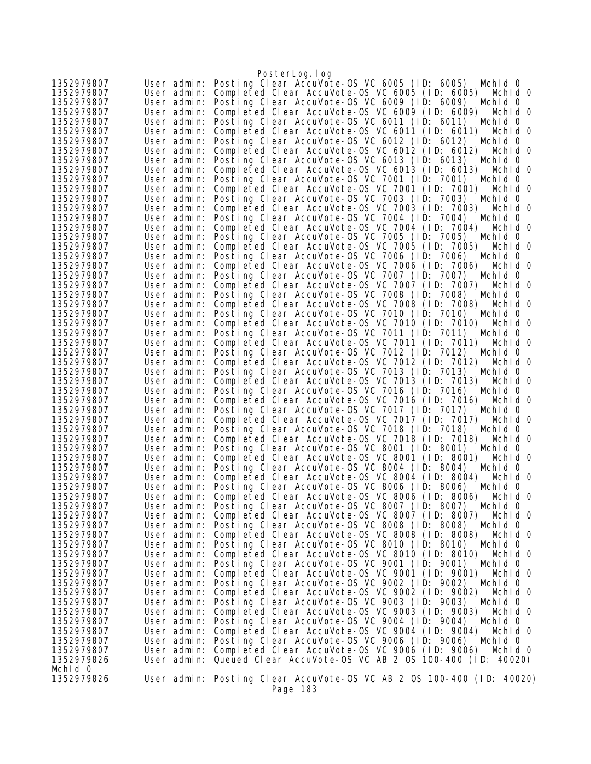```
1352979807      User admin: Posting Clear AccuVote-OS VC 6005 (ID: 6005)  MchId 0
1352979807      User admin: Completed Clear AccuVote-OS VC 6005 (ID: 6005)  MchId 0
1352979807      User admin: Posting Clear AccuVote-OS VC 6009 (ID: 6009)  MchId 0
1352979807      User admin: Completed Clear AccuVote-OS VC 6009 (ID: 6009)  MchId 0
1352979807      User admin: Posting Clear AccuVote-OS VC 6011 (ID: 6011)  MchId 0
1352979807      User admin: Completed Clear AccuVote-OS VC 6011 (ID: 6011)  MchId 0
1352979807      User admin: Posting Clear AccuVote-OS VC 6012 (ID: 6012)  MchId 0
1352979807      User admin: Completed Clear AccuVote-OS VC 6012 (ID: 6012)  MchId 0
1352979807      User admin: Posting Clear AccuVote-OS VC 6013 (ID: 6013)  MchId 0
1352979807      User admin: Completed Clear AccuVote-OS VC 6013 (ID: 6013)  MchId 0
1352979807      User admin: Posting Clear AccuVote-OS VC 7001 (ID: 7001)  MchId 0
1352979807      User admin: Completed Clear AccuVote-OS VC 7001 (ID: 7001)  MchId 0
1352979807      User admin: Posting Clear AccuVote-OS VC 7003 (ID: 7003)  MchId 0
1352979807      User admin: Completed Clear AccuVote-OS VC 7003 (ID: 7003)  MchId 0
1352979807      User admin: Posting Clear AccuVote-OS VC 7004 (ID: 7004)  MchId 0
1352979807      User admin: Completed Clear AccuVote-OS VC 7004 (ID: 7004)  MchId 0
1352979807      User admin: Posting Clear AccuVote-OS VC 7005 (ID: 7005)  MchId 0
1352979807      User admin: Completed Clear AccuVote-OS VC 7005 (ID: 7005)  MchId 0
1352979807      User admin: Posting Clear AccuVote-OS VC 7006 (ID: 7006)  MchId 0
1352979807      User admin: Completed Clear AccuVote-OS VC 7006 (ID: 7006)  MchId 0
1352979807      User admin: Posting Clear AccuVote-OS VC 7007 (ID: 7007)  MchId 0
1352979807      User admin: Completed Clear AccuVote-OS VC 7007 (ID: 7007)  MchId 0
1352979807      User admin: Posting Clear AccuVote-OS VC 7008 (ID: 7008)  MchId 0
1352979807      User admin: Completed Clear AccuVote-OS VC 7008 (ID: 7008)  MchId 0
1352979807      User admin: Posting Clear AccuVote-OS VC 7010 (ID: 7010)  MchId 0
1352979807      User admin: Completed Clear AccuVote-OS VC 7010 (ID: 7010)  MchId 0
1352979807      User admin: Posting Clear AccuVote-OS VC 7011 (ID: 7011)  MchId 0
1352979807      User admin: Completed Clear AccuVote-OS VC 7011 (ID: 7011)  MchId 0
1352979807      User admin: Posting Clear AccuVote-OS VC 7012 (ID: 7012)  MchId 0
1352979807      User admin: Completed Clear AccuVote-OS VC 7012 (ID: 7012)  MchId 0
1352979807      User admin: Posting Clear AccuVote-OS VC 7013 (ID: 7013)  MchId 0
1352979807      User admin: Completed Clear AccuVote-OS VC 7013 (ID: 7013)  MchId 0
1352979807      User admin: Posting Clear AccuVote-OS VC 7016 (ID: 7016)  MchId 0
1352979807      User admin: Completed Clear AccuVote-OS VC 7016 (ID: 7016)  MchId 0
1352979807      User admin: Posting Clear AccuVote-OS VC 7017 (ID: 7017)  MchId 0
1352979807      User admin: Completed Clear AccuVote-OS VC 7017 (ID: 7017)  MchId 0
1352979807      User admin: Posting Clear AccuVote-OS VC 7018 (ID: 7018)  MchId 0
1352979807      User admin: Completed Clear AccuVote-OS VC 7018 (ID: 7018)  MchId 0
1352979807      User admin: Posting Clear AccuVote-OS VC 8001 (ID: 8001)  MchId 0
1352979807      User admin: Completed Clear AccuVote-OS VC 8001 (ID: 8001)  MchId 0
1352979807      User admin: Posting Clear AccuVote-OS VC 8004 (ID: 8004)  MchId 0
1352979807      User admin: Completed Clear AccuVote-OS VC 8004 (ID: 8004)  MchId 0
1352979807      User admin: Posting Clear AccuVote-OS VC 8006 (ID: 8006)  MchId 0
1352979807      User admin: Completed Clear AccuVote-OS VC 8006 (ID: 8006)  MchId 0
1352979807      User admin: Posting Clear AccuVote-OS VC 8007 (ID: 8007)  MchId 0
1352979807      User admin: Completed Clear AccuVote-OS VC 8007 (ID: 8007)  MchId 0
1352979807      User admin: Posting Clear AccuVote-OS VC 8008 (ID: 8008)  MchId 0
1352979807      User admin: Completed Clear AccuVote-OS VC 8008 (ID: 8008)  MchId 0
1352979807      User admin: Posting Clear AccuVote-OS VC 8010 (ID: 8010)  MchId 0
1352979807      User admin: Completed Clear AccuVote-OS VC 8010 (ID: 8010)  MchId 0
1352979807      User admin: Posting Clear AccuVote-OS VC 9001 (ID: 9001)  MchId 0
1352979807      User admin: Completed Clear AccuVote-OS VC 9001 (ID: 9001)  MchId 0
1352979807      User admin: Posting Clear AccuVote-OS VC 9002 (ID: 9002)  MchId 0
1352979807      User admin: Completed Clear AccuVote-OS VC 9002 (ID: 9002)  MchId 0
1352979807      User admin: Posting Clear AccuVote-OS VC 9003 (ID: 9003)  MchId 0
1352979807      User admin: Completed Clear AccuVote-OS VC 9003 (ID: 9003)  MchId 0
1352979807      User admin: Posting Clear AccuVote-OS VC 9004 (ID: 9004)  MchId 0
1352979807      User admin: Completed Clear AccuVote-OS VC 9004 (ID: 9004)  MchId 0
1352979807      User admin: Posting Clear AccuVote-OS VC 9006 (ID: 9006)  MchId 0
1352979807      User admin: Completed Clear AccuVote-OS VC 9006 (ID: 9006)  MchId 0
1352979826      User admin: Queued Clear AccuVote-OS VC AB 2 OS 100-400 (ID: 40020)
MchId 0
1352979826      User admin: Posting Clear AccuVote-OS VC AB 2 OS 100-400 (ID: 40020)
```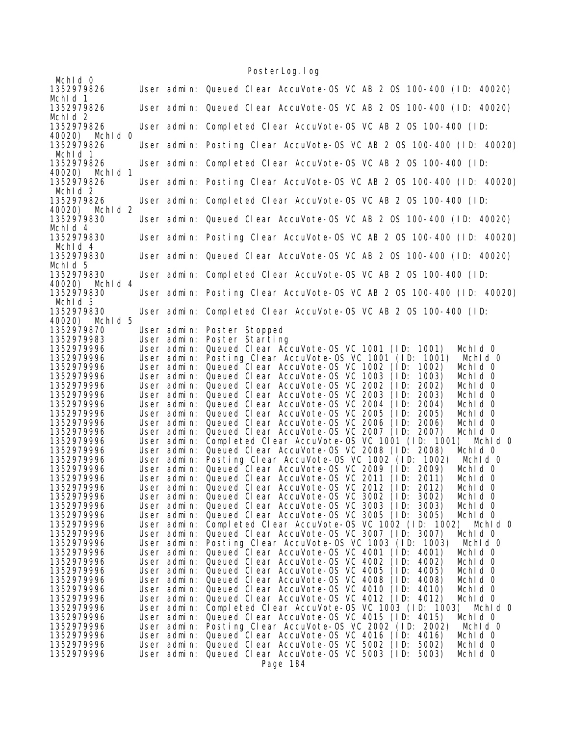```
 MchId 0
1352979826      User admin: Queued Clear AccuVote-OS VC AB 2 OS 100-400 (ID: 40020)
MchId 1
1352979826      User admin: Queued Clear AccuVote-OS VC AB 2 OS 100-400 (ID: 40020)
MchId 2
1352979826      User admin: Completed Clear AccuVote-OS VC AB 2 OS 100-400 (ID:
40020)  MchId 0
1352979826      User admin: Posting Clear AccuVote-OS VC AB 2 OS 100-400 (ID: 40020)
 MchId 1
1352979826      User admin: Completed Clear AccuVote-OS VC AB 2 OS 100-400 (ID:
40020)  MchId 1
1352979826      User admin: Posting Clear AccuVote-OS VC AB 2 OS 100-400 (ID: 40020)
 MchId 2
1352979826      User admin: Completed Clear AccuVote-OS VC AB 2 OS 100-400 (ID:
40020)  MchId 2
1352979830      User admin: Queued Clear AccuVote-OS VC AB 2 OS 100-400 (ID: 40020)
MchId 4
1352979830      User admin: Posting Clear AccuVote-OS VC AB 2 OS 100-400 (ID: 40020)
 MchId 4
1352979830      User admin: Queued Clear AccuVote-OS VC AB 2 OS 100-400 (ID: 40020)
MchId 5
1352979830      User admin: Completed Clear AccuVote-OS VC AB 2 OS 100-400 (ID:
40020)  MchId 4
1352979830      User admin: Posting Clear AccuVote-OS VC AB 2 OS 100-400 (ID: 40020)
 MchId 5
1352979830      User admin: Completed Clear AccuVote-OS VC AB 2 OS 100-400 (ID:
40020)  MchId 5
1352979870      User admin: Poster Stopped
1352979983      User admin: Poster Starting
1352979996      User admin: Queued Clear AccuVote-OS VC 1001 (ID: 1001)  MchId 0
1352979996      User admin: Posting Clear AccuVote-OS VC 1001 (ID: 1001)  MchId 0
1352979996      User admin: Queued Clear AccuVote-OS VC 1002 (ID: 1002)  MchId 0
1352979996      User admin: Queued Clear AccuVote-OS VC 1003 (ID: 1003)  MchId 0
1352979996      User admin: Queued Clear AccuVote-OS VC 2002 (ID: 2002)  MchId 0
1352979996      User admin: Queued Clear AccuVote-OS VC 2003 (ID: 2003)  MchId 0
1352979996      User admin: Queued Clear AccuVote-OS VC 2004 (ID: 2004)  MchId 0
1352979996      User admin: Queued Clear AccuVote-OS VC 2005 (ID: 2005)  MchId 0
1352979996      User admin: Queued Clear AccuVote-OS VC 2006 (ID: 2006)  MchId 0
1352979996      User admin: Queued Clear AccuVote-OS VC 2007 (ID: 2007)  MchId 0
1352979996      User admin: Completed Clear AccuVote-OS VC 1001 (ID: 1001)  MchId 0
1352979996      User admin: Queued Clear AccuVote-OS VC 2008 (ID: 2008)  MchId 0
1352979996      User admin: Posting Clear AccuVote-OS VC 1002 (ID: 1002)  MchId 0
1352979996      User admin: Queued Clear AccuVote-OS VC 2009 (ID: 2009)  MchId 0
1352979996      User admin: Queued Clear AccuVote-OS VC 2011 (ID: 2011)  MchId 0
1352979996      User admin: Queued Clear AccuVote-OS VC 2012 (ID: 2012)  MchId 0
1352979996      User admin: Queued Clear AccuVote-OS VC 3002 (ID: 3002)  MchId 0
1352979996      User admin: Queued Clear AccuVote-OS VC 3003 (ID: 3003)  MchId 0
1352979996      User admin: Queued Clear AccuVote-OS VC 3005 (ID: 3005)  MchId 0
1352979996      User admin: Completed Clear AccuVote-OS VC 1002 (ID: 1002)  MchId 0
1352979996      User admin: Queued Clear AccuVote-OS VC 3007 (ID: 3007)  MchId 0
1352979996      User admin: Posting Clear AccuVote-OS VC 1003 (ID: 1003)  MchId 0
1352979996      User admin: Queued Clear AccuVote-OS VC 4001 (ID: 4001)  MchId 0
1352979996      User admin: Queued Clear AccuVote-OS VC 4002 (ID: 4002)  MchId 0
1352979996      User admin: Queued Clear AccuVote-OS VC 4005 (ID: 4005)  MchId 0
1352979996      User admin: Queued Clear AccuVote-OS VC 4008 (ID: 4008)  MchId 0
1352979996      User admin: Queued Clear AccuVote-OS VC 4010 (ID: 4010)  MchId 0
1352979996      User admin: Queued Clear AccuVote-OS VC 4012 (ID: 4012)  MchId 0
1352979996      User admin: Completed Clear AccuVote-OS VC 1003 (ID: 1003)  MchId 0
1352979996      User admin: Queued Clear AccuVote-OS VC 4015 (ID: 4015)  MchId 0
1352979996      User admin: Posting Clear AccuVote-OS VC 2002 (ID: 2002)  MchId 0
1352979996      User admin: Queued Clear AccuVote-OS VC 4016 (ID: 4016)  MchId 0
1352979996      User admin: Queued Clear AccuVote-OS VC 5002 (ID: 5002)  MchId 0
1352979996      User admin: Queued Clear AccuVote-OS VC 5003 (ID: 5003)  MchId 0
```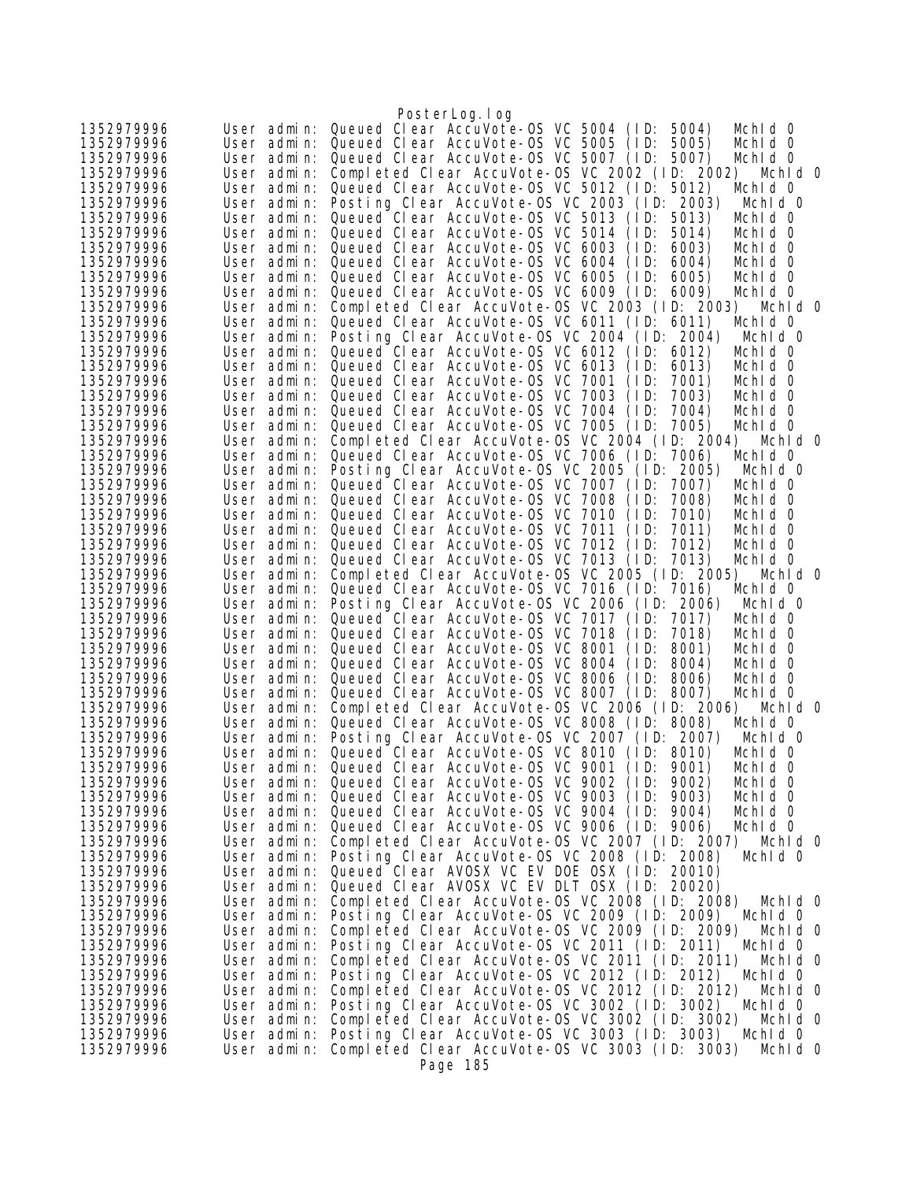```
1352979996      User admin: Queued Clear AccuVote-OS VC 5004 (ID: 5004)  MchId 0
1352979996      User admin: Queued Clear AccuVote-OS VC 5005 (ID: 5005)  MchId 0
1352979996      User admin: Queued Clear AccuVote-OS VC 5007 (ID: 5007)  MchId 0
1352979996      User admin: Completed Clear AccuVote-OS VC 2002 (ID: 2002)  MchId 0
1352979996      User admin: Queued Clear AccuVote-OS VC 5012 (ID: 5012)  MchId 0
1352979996      User admin: Posting Clear AccuVote-OS VC 2003 (ID: 2003)  MchId 0
1352979996      User admin: Queued Clear AccuVote-OS VC 5013 (ID: 5013)  MchId 0
1352979996      User admin: Queued Clear AccuVote-OS VC 5014 (ID: 5014)  MchId 0
1352979996      User admin: Queued Clear AccuVote-OS VC 6003 (ID: 6003)  MchId 0
1352979996      User admin: Queued Clear AccuVote-OS VC 6004 (ID: 6004)  MchId 0
1352979996      User admin: Queued Clear AccuVote-OS VC 6005 (ID: 6005)  MchId 0
1352979996      User admin: Queued Clear AccuVote-OS VC 6009 (ID: 6009)  MchId 0
1352979996      User admin: Completed Clear AccuVote-OS VC 2003 (ID: 2003)  MchId 0
1352979996      User admin: Queued Clear AccuVote-OS VC 6011 (ID: 6011)  MchId 0
1352979996      User admin: Posting Clear AccuVote-OS VC 2004 (ID: 2004)  MchId 0
1352979996      User admin: Queued Clear AccuVote-OS VC 6012 (ID: 6012)  MchId 0
1352979996      User admin: Queued Clear AccuVote-OS VC 6013 (ID: 6013)  MchId 0
1352979996      User admin: Queued Clear AccuVote-OS VC 7001 (ID: 7001)  MchId 0
1352979996      User admin: Queued Clear AccuVote-OS VC 7003 (ID: 7003)  MchId 0
1352979996      User admin: Queued Clear AccuVote-OS VC 7004 (ID: 7004)  MchId 0
1352979996      User admin: Queued Clear AccuVote-OS VC 7005 (ID: 7005)  MchId 0
1352979996      User admin: Completed Clear AccuVote-OS VC 2004 (ID: 2004)  MchId 0
1352979996      User admin: Queued Clear AccuVote-OS VC 7006 (ID: 7006)  MchId 0
1352979996      User admin: Posting Clear AccuVote-OS VC 2005 (ID: 2005)  MchId 0
1352979996      User admin: Queued Clear AccuVote-OS VC 7007 (ID: 7007)  MchId 0
1352979996      User admin: Queued Clear AccuVote-OS VC 7008 (ID: 7008)  MchId 0
1352979996      User admin: Queued Clear AccuVote-OS VC 7010 (ID: 7010)  MchId 0
1352979996      User admin: Queued Clear AccuVote-OS VC 7011 (ID: 7011)  MchId 0
1352979996      User admin: Queued Clear AccuVote-OS VC 7012 (ID: 7012)  MchId 0
1352979996      User admin: Queued Clear AccuVote-OS VC 7013 (ID: 7013)  MchId 0
1352979996      User admin: Completed Clear AccuVote-OS VC 2005 (ID: 2005)  MchId 0
1352979996      User admin: Queued Clear AccuVote-OS VC 7016 (ID: 7016)  MchId 0
1352979996      User admin: Posting Clear AccuVote-OS VC 2006 (ID: 2006)  MchId 0
1352979996      User admin: Queued Clear AccuVote-OS VC 7017 (ID: 7017)  MchId 0
1352979996      User admin: Queued Clear AccuVote-OS VC 7018 (ID: 7018)  MchId 0
1352979996      User admin: Queued Clear AccuVote-OS VC 8001 (ID: 8001)  MchId 0
1352979996      User admin: Queued Clear AccuVote-OS VC 8004 (ID: 8004)  MchId 0
1352979996      User admin: Queued Clear AccuVote-OS VC 8006 (ID: 8006)  MchId 0
1352979996      User admin: Queued Clear AccuVote-OS VC 8007 (ID: 8007)  MchId 0
1352979996      User admin: Completed Clear AccuVote-OS VC 2006 (ID: 2006)  MchId 0
1352979996      User admin: Queued Clear AccuVote-OS VC 8008 (ID: 8008)  MchId 0
1352979996      User admin: Posting Clear AccuVote-OS VC 2007 (ID: 2007)  MchId 0
1352979996      User admin: Queued Clear AccuVote-OS VC 8010 (ID: 8010)  MchId 0
1352979996      User admin: Queued Clear AccuVote-OS VC 9001 (ID: 9001)  MchId 0
1352979996      User admin: Queued Clear AccuVote-OS VC 9002 (ID: 9002)  MchId 0
1352979996      User admin: Queued Clear AccuVote-OS VC 9003 (ID: 9003)  MchId 0
1352979996      User admin: Queued Clear AccuVote-OS VC 9004 (ID: 9004)  MchId 0
1352979996      User admin: Queued Clear AccuVote-OS VC 9006 (ID: 9006)  MchId 0
1352979996      User admin: Completed Clear AccuVote-OS VC 2007 (ID: 2007)  MchId 0
1352979996      User admin: Posting Clear AccuVote-OS VC 2008 (ID: 2008)  MchId 0
1352979996      User admin: Queued Clear AVOSX VC EV DOE OSX (ID: 20010)
1352979996      User admin: Queued Clear AVOSX VC EV DLT OSX (ID: 20020)
1352979996      User admin: Completed Clear AccuVote-OS VC 2008 (ID: 2008)  MchId 0
1352979996      User admin: Posting Clear AccuVote-OS VC 2009 (ID: 2009)  MchId 0
1352979996      User admin: Completed Clear AccuVote-OS VC 2009 (ID: 2009)  MchId 0
1352979996      User admin: Posting Clear AccuVote-OS VC 2011 (ID: 2011)  MchId 0
1352979996      User admin: Completed Clear AccuVote-OS VC 2011 (ID: 2011)  MchId 0
1352979996      User admin: Posting Clear AccuVote-OS VC 2012 (ID: 2012)  MchId 0
1352979996      User admin: Completed Clear AccuVote-OS VC 2012 (ID: 2012)  MchId 0
1352979996      User admin: Posting Clear AccuVote-OS VC 3002 (ID: 3002)  MchId 0
1352979996      User admin: Completed Clear AccuVote-OS VC 3002 (ID: 3002)  MchId 0
1352979996      User admin: Posting Clear AccuVote-OS VC 3003 (ID: 3003)  MchId 0
1352979996      User admin: Completed Clear AccuVote-OS VC 3003 (ID: 3003)  MchId 0
```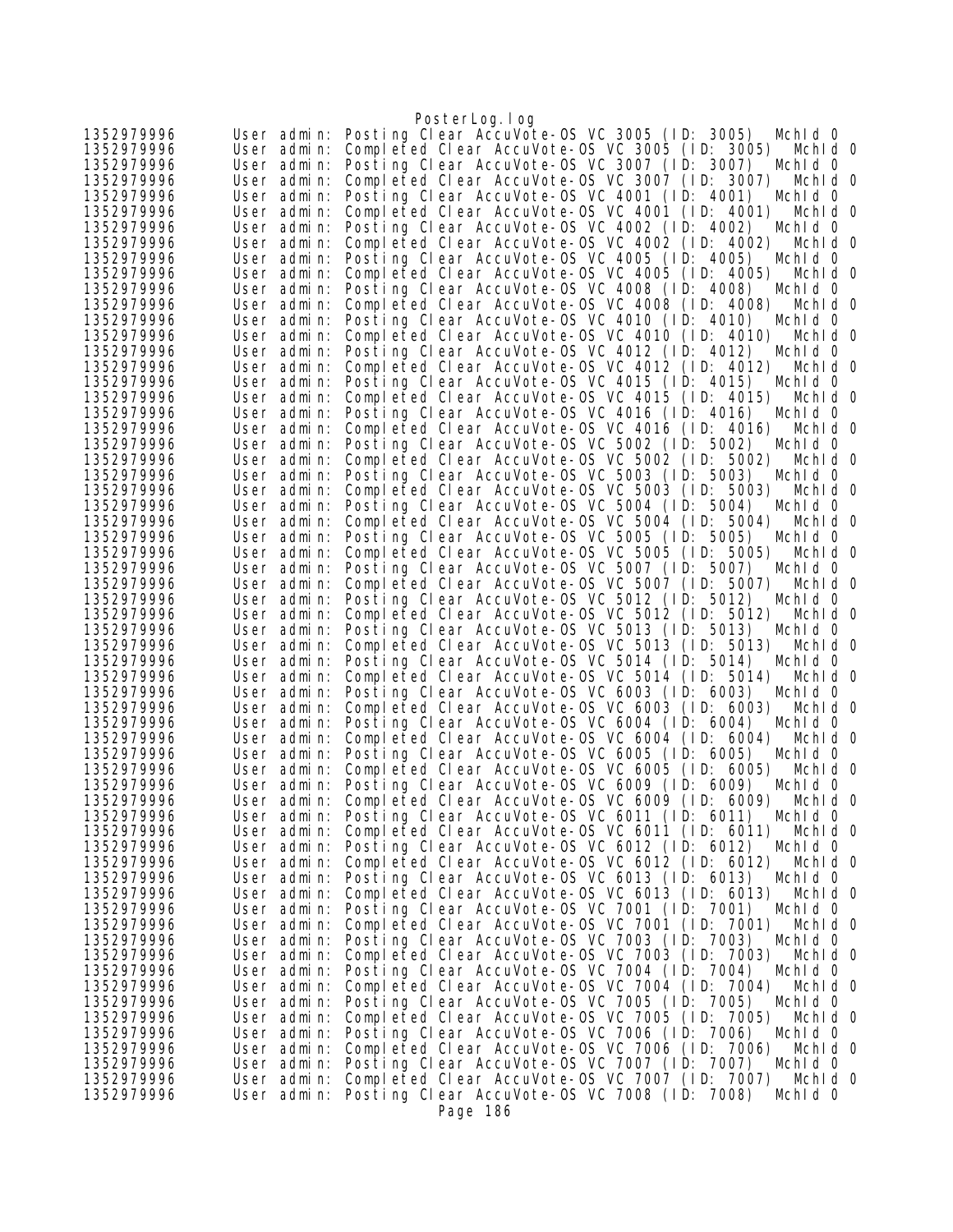```
1352979996      User admin: Posting Clear AccuVote-OS VC 3005 (ID: 3005)  MchId 0
1352979996      User admin: Completed Clear AccuVote-OS VC 3005 (ID: 3005)  MchId 0
1352979996      User admin: Posting Clear AccuVote-OS VC 3007 (ID: 3007)  MchId 0
1352979996      User admin: Completed Clear AccuVote-OS VC 3007 (ID: 3007)  MchId 0
1352979996      User admin: Posting Clear AccuVote-OS VC 4001 (ID: 4001)  MchId 0
1352979996      User admin: Completed Clear AccuVote-OS VC 4001 (ID: 4001)  MchId 0
1352979996      User admin: Posting Clear AccuVote-OS VC 4002 (ID: 4002)  MchId 0
1352979996      User admin: Completed Clear AccuVote-OS VC 4002 (ID: 4002)  MchId 0
1352979996      User admin: Posting Clear AccuVote-OS VC 4005 (ID: 4005)  MchId 0
1352979996      User admin: Completed Clear AccuVote-OS VC 4005 (ID: 4005)  MchId 0
1352979996      User admin: Posting Clear AccuVote-OS VC 4008 (ID: 4008)  MchId 0
1352979996      User admin: Completed Clear AccuVote-OS VC 4008 (ID: 4008)  MchId 0
1352979996      User admin: Posting Clear AccuVote-OS VC 4010 (ID: 4010)  MchId 0
1352979996      User admin: Completed Clear AccuVote-OS VC 4010 (ID: 4010)  MchId 0
1352979996      User admin: Posting Clear AccuVote-OS VC 4012 (ID: 4012)  MchId 0
1352979996      User admin: Completed Clear AccuVote-OS VC 4012 (ID: 4012)  MchId 0
1352979996      User admin: Posting Clear AccuVote-OS VC 4015 (ID: 4015)  MchId 0
1352979996      User admin: Completed Clear AccuVote-OS VC 4015 (ID: 4015)  MchId 0
1352979996      User admin: Posting Clear AccuVote-OS VC 4016 (ID: 4016)  MchId 0
1352979996      User admin: Completed Clear AccuVote-OS VC 4016 (ID: 4016)  MchId 0
1352979996      User admin: Posting Clear AccuVote-OS VC 5002 (ID: 5002)  MchId 0
1352979996      User admin: Completed Clear AccuVote-OS VC 5002 (ID: 5002)  MchId 0
1352979996      User admin: Posting Clear AccuVote-OS VC 5003 (ID: 5003)  MchId 0
1352979996      User admin: Completed Clear AccuVote-OS VC 5003 (ID: 5003)  MchId 0
1352979996      User admin: Posting Clear AccuVote-OS VC 5004 (ID: 5004)  MchId 0
1352979996      User admin: Completed Clear AccuVote-OS VC 5004 (ID: 5004)  MchId 0
1352979996      User admin: Posting Clear AccuVote-OS VC 5005 (ID: 5005)  MchId 0
1352979996      User admin: Completed Clear AccuVote-OS VC 5005 (ID: 5005)  MchId 0
1352979996      User admin: Posting Clear AccuVote-OS VC 5007 (ID: 5007)  MchId 0
1352979996      User admin: Completed Clear AccuVote-OS VC 5007 (ID: 5007)  MchId 0
1352979996      User admin: Posting Clear AccuVote-OS VC 5012 (ID: 5012)  MchId 0
1352979996      User admin: Completed Clear AccuVote-OS VC 5012 (ID: 5012)  MchId 0
1352979996      User admin: Posting Clear AccuVote-OS VC 5013 (ID: 5013)  MchId 0
1352979996      User admin: Completed Clear AccuVote-OS VC 5013 (ID: 5013)  MchId 0
1352979996      User admin: Posting Clear AccuVote-OS VC 5014 (ID: 5014)  MchId 0
1352979996      User admin: Completed Clear AccuVote-OS VC 5014 (ID: 5014)  MchId 0
1352979996      User admin: Posting Clear AccuVote-OS VC 6003 (ID: 6003)  MchId 0
1352979996      User admin: Completed Clear AccuVote-OS VC 6003 (ID: 6003)  MchId 0
1352979996      User admin: Posting Clear AccuVote-OS VC 6004 (ID: 6004)  MchId 0
1352979996      User admin: Completed Clear AccuVote-OS VC 6004 (ID: 6004)  MchId 0
1352979996      User admin: Posting Clear AccuVote-OS VC 6005 (ID: 6005)  MchId 0
1352979996      User admin: Completed Clear AccuVote-OS VC 6005 (ID: 6005)  MchId 0
1352979996      User admin: Posting Clear AccuVote-OS VC 6009 (ID: 6009)  MchId 0
1352979996      User admin: Completed Clear AccuVote-OS VC 6009 (ID: 6009)  MchId 0
1352979996      User admin: Posting Clear AccuVote-OS VC 6011 (ID: 6011)  MchId 0
1352979996      User admin: Completed Clear AccuVote-OS VC 6011 (ID: 6011)  MchId 0
1352979996      User admin: Posting Clear AccuVote-OS VC 6012 (ID: 6012)  MchId 0
1352979996      User admin: Completed Clear AccuVote-OS VC 6012 (ID: 6012)  MchId 0
1352979996      User admin: Posting Clear AccuVote-OS VC 6013 (ID: 6013)  MchId 0
1352979996      User admin: Completed Clear AccuVote-OS VC 6013 (ID: 6013)  MchId 0
1352979996      User admin: Posting Clear AccuVote-OS VC 7001 (ID: 7001)  MchId 0
1352979996      User admin: Completed Clear AccuVote-OS VC 7001 (ID: 7001)  MchId 0
1352979996      User admin: Posting Clear AccuVote-OS VC 7003 (ID: 7003)  MchId 0
1352979996      User admin: Completed Clear AccuVote-OS VC 7003 (ID: 7003)  MchId 0
1352979996      User admin: Posting Clear AccuVote-OS VC 7004 (ID: 7004)  MchId 0
1352979996      User admin: Completed Clear AccuVote-OS VC 7004 (ID: 7004)  MchId 0
1352979996      User admin: Posting Clear AccuVote-OS VC 7005 (ID: 7005)  MchId 0
1352979996      User admin: Completed Clear AccuVote-OS VC 7005 (ID: 7005)  MchId 0
1352979996      User admin: Posting Clear AccuVote-OS VC 7006 (ID: 7006)  MchId 0
1352979996      User admin: Completed Clear AccuVote-OS VC 7006 (ID: 7006)  MchId 0
1352979996      User admin: Posting Clear AccuVote-OS VC 7007 (ID: 7007)  MchId 0
1352979996      User admin: Completed Clear AccuVote-OS VC 7007 (ID: 7007)  MchId 0
1352979996      User admin: Posting Clear AccuVote-OS VC 7008 (ID: 7008)  MchId 0
```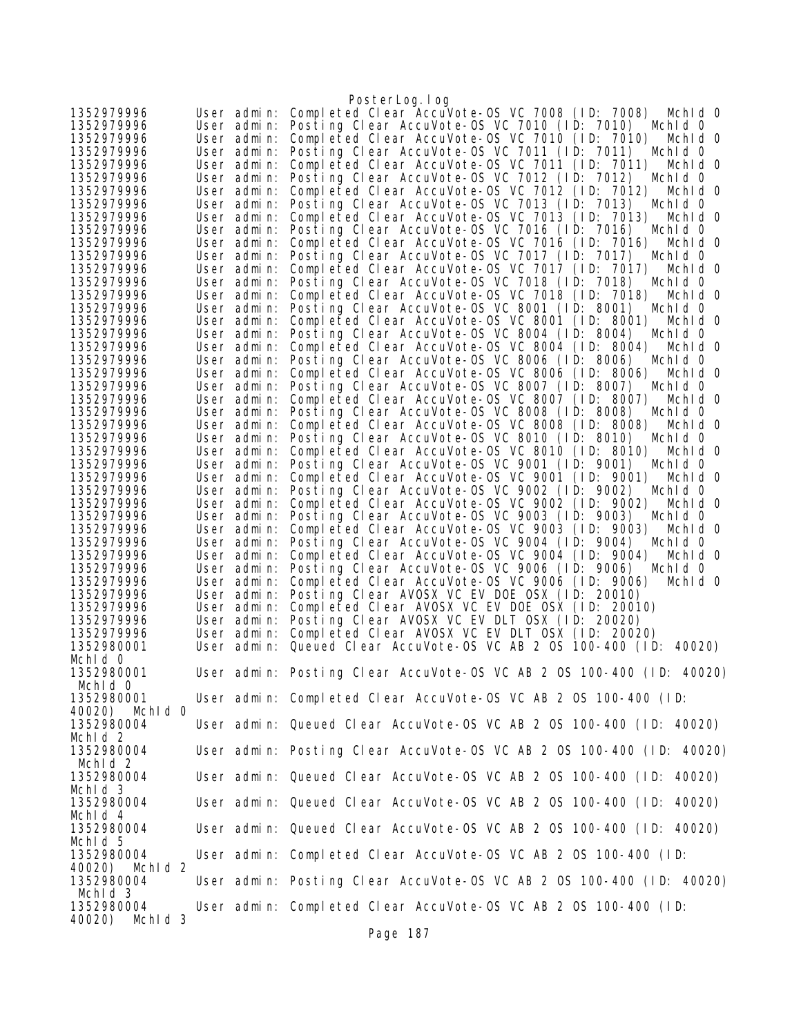```
1352979996      User admin: Completed Clear AccuVote-OS VC 7008 (ID: 7008)  MchId 0
1352979996      User admin: Posting Clear AccuVote-OS VC 7010 (ID: 7010)  MchId 0
1352979996      User admin: Completed Clear AccuVote-OS VC 7010 (ID: 7010)  MchId 0
1352979996      User admin: Posting Clear AccuVote-OS VC 7011 (ID: 7011)  MchId 0
1352979996      User admin: Completed Clear AccuVote-OS VC 7011 (ID: 7011)  MchId 0
1352979996      User admin: Posting Clear AccuVote-OS VC 7012 (ID: 7012)  MchId 0
1352979996      User admin: Completed Clear AccuVote-OS VC 7012 (ID: 7012)  MchId 0
1352979996      User admin: Posting Clear AccuVote-OS VC 7013 (ID: 7013)  MchId 0
1352979996      User admin: Completed Clear AccuVote-OS VC 7013 (ID: 7013)  MchId 0
1352979996      User admin: Posting Clear AccuVote-OS VC 7016 (ID: 7016)  MchId 0
1352979996      User admin: Completed Clear AccuVote-OS VC 7016 (ID: 7016)  MchId 0
1352979996      User admin: Posting Clear AccuVote-OS VC 7017 (ID: 7017)  MchId 0
1352979996      User admin: Completed Clear AccuVote-OS VC 7017 (ID: 7017)  MchId 0
1352979996      User admin: Posting Clear AccuVote-OS VC 7018 (ID: 7018)  MchId 0
1352979996      User admin: Completed Clear AccuVote-OS VC 7018 (ID: 7018)  MchId 0
1352979996      User admin: Posting Clear AccuVote-OS VC 8001 (ID: 8001)  MchId 0
1352979996      User admin: Completed Clear AccuVote-OS VC 8001 (ID: 8001)  MchId 0
1352979996      User admin: Posting Clear AccuVote-OS VC 8004 (ID: 8004)  MchId 0
1352979996      User admin: Completed Clear AccuVote-OS VC 8004 (ID: 8004)  MchId 0
1352979996      User admin: Posting Clear AccuVote-OS VC 8006 (ID: 8006)  MchId 0
1352979996      User admin: Completed Clear AccuVote-OS VC 8006 (ID: 8006)  MchId 0
1352979996      User admin: Posting Clear AccuVote-OS VC 8007 (ID: 8007)  MchId 0
1352979996      User admin: Completed Clear AccuVote-OS VC 8007 (ID: 8007)  MchId 0
1352979996      User admin: Posting Clear AccuVote-OS VC 8008 (ID: 8008)  MchId 0
1352979996      User admin: Completed Clear AccuVote-OS VC 8008 (ID: 8008)  MchId 0
1352979996      User admin: Posting Clear AccuVote-OS VC 8010 (ID: 8010)  MchId 0
1352979996      User admin: Completed Clear AccuVote-OS VC 8010 (ID: 8010)  MchId 0
1352979996      User admin: Posting Clear AccuVote-OS VC 9001 (ID: 9001)  MchId 0
1352979996      User admin: Completed Clear AccuVote-OS VC 9001 (ID: 9001)  MchId 0
1352979996      User admin: Posting Clear AccuVote-OS VC 9002 (ID: 9002)  MchId 0
1352979996      User admin: Completed Clear AccuVote-OS VC 9002 (ID: 9002)  MchId 0
1352979996      User admin: Posting Clear AccuVote-OS VC 9003 (ID: 9003)  MchId 0
1352979996      User admin: Completed Clear AccuVote-OS VC 9003 (ID: 9003)  MchId 0
1352979996      User admin: Posting Clear AccuVote-OS VC 9004 (ID: 9004)  MchId 0
1352979996      User admin: Completed Clear AccuVote-OS VC 9004 (ID: 9004)  MchId 0
1352979996      User admin: Posting Clear AccuVote-OS VC 9006 (ID: 9006)  MchId 0
1352979996      User admin: Completed Clear AccuVote-OS VC 9006 (ID: 9006)  MchId 0
1352979996      User admin: Posting Clear AVOSX VC EV DOE OSX (ID: 20010)
1352979996      User admin: Completed Clear AVOSX VC EV DOE OSX (ID: 20010)
1352979996      User admin: Posting Clear AVOSX VC EV DLT OSX (ID: 20020)
1352979996      User admin: Completed Clear AVOSX VC EV DLT OSX (ID: 20020)
1352980001      User admin: Queued Clear AccuVote-OS VC AB 2 OS 100-400 (ID: 40020)
MchId 0
1352980001      User admin: Posting Clear AccuVote-OS VC AB 2 OS 100-400 (ID: 40020)
 MchId 0
1352980001      User admin: Completed Clear AccuVote-OS VC AB 2 OS 100-400 (ID:
40020)  MchId 0
1352980004      User admin: Queued Clear AccuVote-OS VC AB 2 OS 100-400 (ID: 40020)
MchId 2
1352980004      User admin: Posting Clear AccuVote-OS VC AB 2 OS 100-400 (ID: 40020)
 MchId 2
1352980004      User admin: Queued Clear AccuVote-OS VC AB 2 OS 100-400 (ID: 40020)
MchId 3
1352980004      User admin: Queued Clear AccuVote-OS VC AB 2 OS 100-400 (ID: 40020)
MchId 4
1352980004      User admin: Queued Clear AccuVote-OS VC AB 2 OS 100-400 (ID: 40020)
MchId 5
1352980004      User admin: Completed Clear AccuVote-OS VC AB 2 OS 100-400 (ID:
40020)  MchId 2
1352980004      User admin: Posting Clear AccuVote-OS VC AB 2 OS 100-400 (ID: 40020)
 MchId 3
1352980004      User admin: Completed Clear AccuVote-OS VC AB 2 OS 100-400 (ID:
40020)  MchId 3
```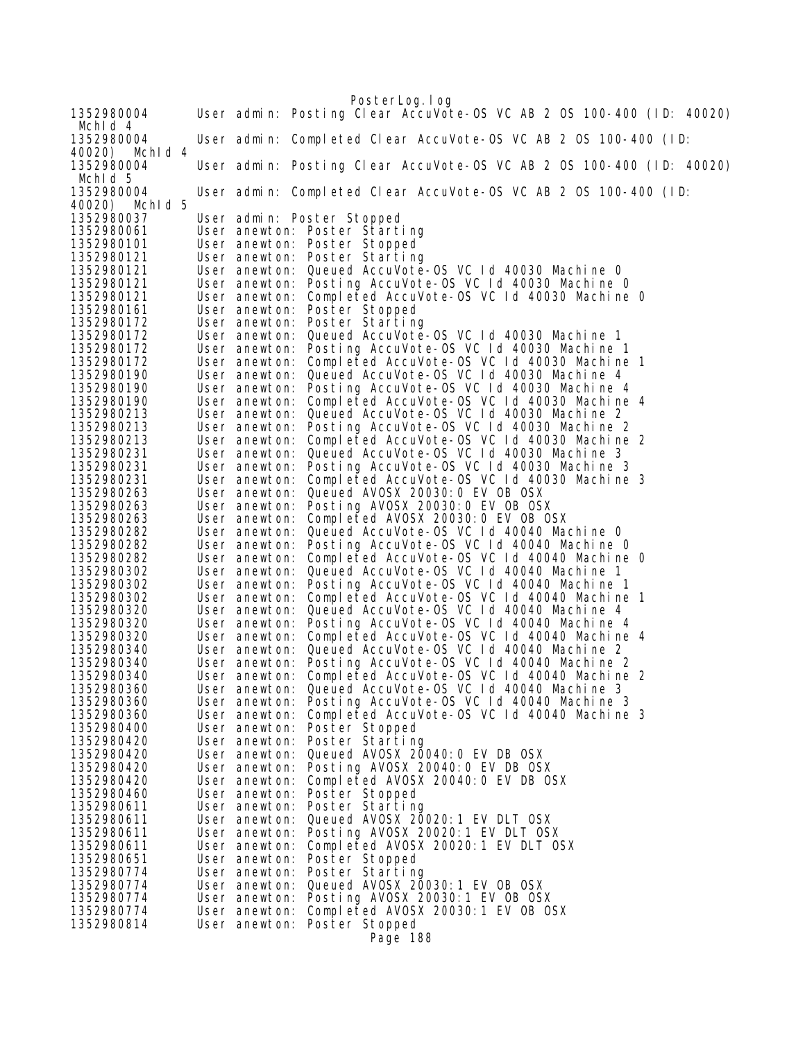```
1352980004      User admin: Posting Clear AccuVote-OS VC AB 2 OS 100-400 (ID: 40020) 
 MchId 4
1352980004      User admin: Completed Clear AccuVote-OS VC AB 2 OS 100-400 (ID: 
40020)  MchId 4
1352980004      User admin: Posting Clear AccuVote-OS VC AB 2 OS 100-400 (ID: 40020) 
 MchId 5
1352980004      User admin: Completed Clear AccuVote-OS VC AB 2 OS 100-400 (ID: 
40020)  MchId 5
1352980037      User admin: Poster Stopped
1352980061      User anewton: Poster Starting
1352980101      User anewton: Poster Stopped
1352980121      User anewton: Poster Starting
1352980121      User anewton: Queued AccuVote-OS VC Id 40030 Machine 0
1352980121      User anewton: Posting AccuVote-OS VC Id 40030 Machine 0
1352980121      User anewton: Completed AccuVote-OS VC Id 40030 Machine 0
1352980161      User anewton: Poster Stopped
1352980172      User anewton: Poster Starting
1352980172      User anewton: Queued AccuVote-OS VC Id 40030 Machine 1
1352980172      User anewton: Posting AccuVote-OS VC Id 40030 Machine 1
1352980172      User anewton: Completed AccuVote-OS VC Id 40030 Machine 1
1352980190      User anewton: Queued AccuVote-OS VC Id 40030 Machine 4
1352980190      User anewton: Posting AccuVote-OS VC Id 40030 Machine 4
1352980190      User anewton: Completed AccuVote-OS VC Id 40030 Machine 4
1352980213      User anewton: Queued AccuVote-OS VC Id 40030 Machine 2
1352980213      User anewton: Posting AccuVote-OS VC Id 40030 Machine 2
1352980213      User anewton: Completed AccuVote-OS VC Id 40030 Machine 2
1352980231      User anewton: Queued AccuVote-OS VC Id 40030 Machine 3
1352980231      User anewton: Posting AccuVote-OS VC Id 40030 Machine 3
1352980231      User anewton: Completed AccuVote-OS VC Id 40030 Machine 3
1352980263      User anewton: Queued AVOSX 20030:0 EV OB OSX
1352980263      User anewton: Posting AVOSX 20030:0 EV OB OSX
1352980263      User anewton: Completed AVOSX 20030:0 EV OB OSX
1352980282      User anewton: Queued AccuVote-OS VC Id 40040 Machine 0
1352980282      User anewton: Posting AccuVote-OS VC Id 40040 Machine 0
1352980282      User anewton: Completed AccuVote-OS VC Id 40040 Machine 0
1352980302      User anewton: Queued AccuVote-OS VC Id 40040 Machine 1
1352980302      User anewton: Posting AccuVote-OS VC Id 40040 Machine 1
1352980302      User anewton: Completed AccuVote-OS VC Id 40040 Machine 1
1352980320      User anewton: Queued AccuVote-OS VC Id 40040 Machine 4
1352980320      User anewton: Posting AccuVote-OS VC Id 40040 Machine 4
1352980320      User anewton: Completed AccuVote-OS VC Id 40040 Machine 4
1352980340      User anewton: Queued AccuVote-OS VC Id 40040 Machine 2
1352980340      User anewton: Posting AccuVote-OS VC Id 40040 Machine 2
1352980340      User anewton: Completed AccuVote-OS VC Id 40040 Machine 2
1352980360      User anewton: Queued AccuVote-OS VC Id 40040 Machine 3
1352980360      User anewton: Posting AccuVote-OS VC Id 40040 Machine 3
1352980360      User anewton: Completed AccuVote-OS VC Id 40040 Machine 3
1352980400      User anewton: Poster Stopped
1352980420      User anewton: Poster Starting
1352980420      User anewton: Queued AVOSX 20040:0 EV DB OSX
1352980420      User anewton: Posting AVOSX 20040:0 EV DB OSX
1352980420      User anewton: Completed AVOSX 20040:0 EV DB OSX
1352980460      User anewton: Poster Stopped
1352980611      User anewton: Poster Starting
1352980611      User anewton: Queued AVOSX 20020:1 EV DLT OSX
1352980611      User anewton: Posting AVOSX 20020:1 EV DLT OSX
1352980611      User anewton: Completed AVOSX 20020:1 EV DLT OSX
1352980651      User anewton: Poster Stopped
1352980774      User anewton: Poster Starting
1352980774      User anewton: Queued AVOSX 20030:1 EV OB OSX
1352980774      User anewton: Posting AVOSX 20030:1 EV OB OSX
1352980774      User anewton: Completed AVOSX 20030:1 EV OB OSX
1352980814      User anewton: Poster Stopped
```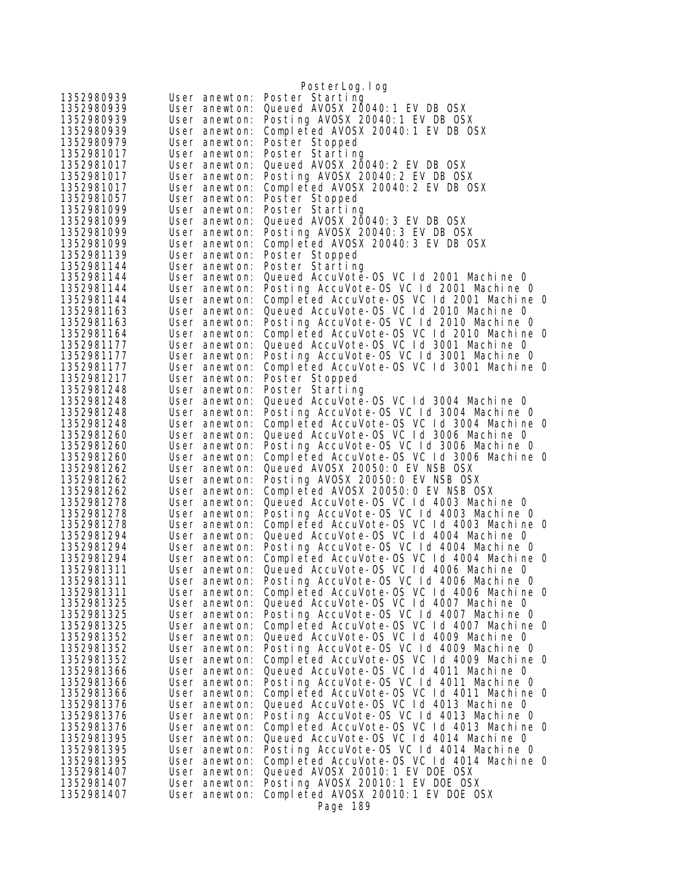```
1352980939	User anewton: Poster Starting
1352980939	User anewton: Queued AVOSX 20040:1 EV DB OSX
1352980939	User anewton: Posting AVOSX 20040:1 EV DB OSX
1352980939	User anewton: Completed AVOSX 20040:1 EV DB OSX
1352980979	User anewton: Poster Stopped
1352981017	User anewton: Poster Starting
1352981017	User anewton: Queued AVOSX 20040:2 EV DB OSX
1352981017	User anewton: Posting AVOSX 20040:2 EV DB OSX
1352981017	User anewton: Completed AVOSX 20040:2 EV DB OSX
1352981057	User anewton: Poster Stopped
1352981099	User anewton: Poster Starting
1352981099	User anewton: Queued AVOSX 20040:3 EV DB OSX
1352981099	User anewton: Posting AVOSX 20040:3 EV DB OSX
1352981099	User anewton: Completed AVOSX 20040:3 EV DB OSX
1352981139	User anewton: Poster Stopped
1352981144	User anewton: Poster Starting
1352981144	User anewton: Queued AccuVote-OS VC Id 2001 Machine 0
1352981144	User anewton: Posting AccuVote-OS VC Id 2001 Machine 0
1352981144	User anewton: Completed AccuVote-OS VC Id 2001 Machine 0
1352981163	User anewton: Queued AccuVote-OS VC Id 2010 Machine 0
1352981163	User anewton: Posting AccuVote-OS VC Id 2010 Machine 0
1352981164	User anewton: Completed AccuVote-OS VC Id 2010 Machine 0
1352981177	User anewton: Queued AccuVote-OS VC Id 3001 Machine 0
1352981177	User anewton: Posting AccuVote-OS VC Id 3001 Machine 0
1352981177	User anewton: Completed AccuVote-OS VC Id 3001 Machine 0
1352981217	User anewton: Poster Stopped
1352981248	User anewton: Poster Starting
1352981248	User anewton: Queued AccuVote-OS VC Id 3004 Machine 0
1352981248	User anewton: Posting AccuVote-OS VC Id 3004 Machine 0
1352981248	User anewton: Completed AccuVote-OS VC Id 3004 Machine 0
1352981260	User anewton: Queued AccuVote-OS VC Id 3006 Machine 0
1352981260	User anewton: Posting AccuVote-OS VC Id 3006 Machine 0
1352981260	User anewton: Completed AccuVote-OS VC Id 3006 Machine 0
1352981262	User anewton: Queued AVOSX 20050:0 EV NSB OSX
1352981262	User anewton: Posting AVOSX 20050:0 EV NSB OSX
1352981262	User anewton: Completed AVOSX 20050:0 EV NSB OSX
1352981278	User anewton: Queued AccuVote-OS VC Id 4003 Machine 0
1352981278	User anewton: Posting AccuVote-OS VC Id 4003 Machine 0
1352981278	User anewton: Completed AccuVote-OS VC Id 4003 Machine 0
1352981294	User anewton: Queued AccuVote-OS VC Id 4004 Machine 0
1352981294	User anewton: Posting AccuVote-OS VC Id 4004 Machine 0
1352981294	User anewton: Completed AccuVote-OS VC Id 4004 Machine 0
1352981311	User anewton: Queued AccuVote-OS VC Id 4006 Machine 0
1352981311	User anewton: Posting AccuVote-OS VC Id 4006 Machine 0
1352981311	User anewton: Completed AccuVote-OS VC Id 4006 Machine 0
1352981325	User anewton: Queued AccuVote-OS VC Id 4007 Machine 0
1352981325	User anewton: Posting AccuVote-OS VC Id 4007 Machine 0
1352981325	User anewton: Completed AccuVote-OS VC Id 4007 Machine 0
1352981352	User anewton: Queued AccuVote-OS VC Id 4009 Machine 0
1352981352	User anewton: Posting AccuVote-OS VC Id 4009 Machine 0
1352981352	User anewton: Completed AccuVote-OS VC Id 4009 Machine 0
1352981366	User anewton: Queued AccuVote-OS VC Id 4011 Machine 0
1352981366	User anewton: Posting AccuVote-OS VC Id 4011 Machine 0
1352981366	User anewton: Completed AccuVote-OS VC Id 4011 Machine 0
1352981376	User anewton: Queued AccuVote-OS VC Id 4013 Machine 0
1352981376	User anewton: Posting AccuVote-OS VC Id 4013 Machine 0
1352981376	User anewton: Completed AccuVote-OS VC Id 4013 Machine 0
1352981395	User anewton: Queued AccuVote-OS VC Id 4014 Machine 0
1352981395	User anewton: Posting AccuVote-OS VC Id 4014 Machine 0
1352981395	User anewton: Completed AccuVote-OS VC Id 4014 Machine 0
1352981407	User anewton: Queued AVOSX 20010:1 EV DOE OSX
1352981407	User anewton: Posting AVOSX 20010:1 EV DOE OSX
1352981407	User anewton: Completed AVOSX 20010:1 EV DOE OSX
```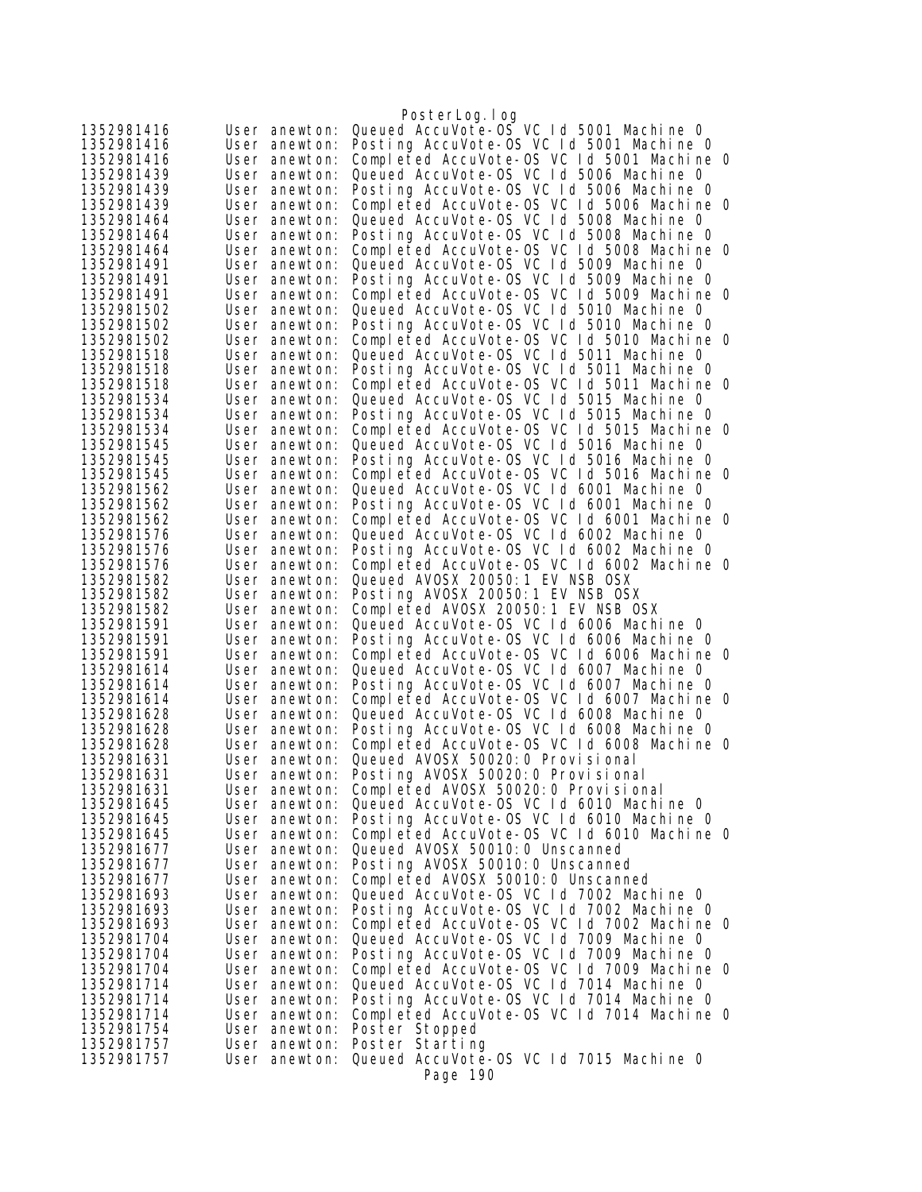```
1352981416      User anewton: Queued AccuVote-OS VC Id 5001 Machine 0
1352981416      User anewton: Posting AccuVote-OS VC Id 5001 Machine 0
1352981416      User anewton: Completed AccuVote-OS VC Id 5001 Machine 0
1352981439      User anewton: Queued AccuVote-OS VC Id 5006 Machine 0
1352981439      User anewton: Posting AccuVote-OS VC Id 5006 Machine 0
1352981439      User anewton: Completed AccuVote-OS VC Id 5006 Machine 0
1352981464      User anewton: Queued AccuVote-OS VC Id 5008 Machine 0
1352981464      User anewton: Posting AccuVote-OS VC Id 5008 Machine 0
1352981464      User anewton: Completed AccuVote-OS VC Id 5008 Machine 0
1352981491      User anewton: Queued AccuVote-OS VC Id 5009 Machine 0
1352981491      User anewton: Posting AccuVote-OS VC Id 5009 Machine 0
1352981491      User anewton: Completed AccuVote-OS VC Id 5009 Machine 0
1352981502      User anewton: Queued AccuVote-OS VC Id 5010 Machine 0
1352981502      User anewton: Posting AccuVote-OS VC Id 5010 Machine 0
1352981502      User anewton: Completed AccuVote-OS VC Id 5010 Machine 0
1352981518      User anewton: Queued AccuVote-OS VC Id 5011 Machine 0
1352981518      User anewton: Posting AccuVote-OS VC Id 5011 Machine 0
1352981518      User anewton: Completed AccuVote-OS VC Id 5011 Machine 0
1352981534      User anewton: Queued AccuVote-OS VC Id 5015 Machine 0
1352981534      User anewton: Posting AccuVote-OS VC Id 5015 Machine 0
1352981534      User anewton: Completed AccuVote-OS VC Id 5015 Machine 0
1352981545      User anewton: Queued AccuVote-OS VC Id 5016 Machine 0
1352981545      User anewton: Posting AccuVote-OS VC Id 5016 Machine 0
1352981545      User anewton: Completed AccuVote-OS VC Id 5016 Machine 0
1352981562      User anewton: Queued AccuVote-OS VC Id 6001 Machine 0
1352981562      User anewton: Posting AccuVote-OS VC Id 6001 Machine 0
1352981562      User anewton: Completed AccuVote-OS VC Id 6001 Machine 0
1352981576      User anewton: Queued AccuVote-OS VC Id 6002 Machine 0
1352981576      User anewton: Posting AccuVote-OS VC Id 6002 Machine 0
1352981576      User anewton: Completed AccuVote-OS VC Id 6002 Machine 0
1352981582      User anewton: Queued AVOSX 20050:1 EV NSB OSX
1352981582      User anewton: Posting AVOSX 20050:1 EV NSB OSX
1352981582      User anewton: Completed AVOSX 20050:1 EV NSB OSX
1352981591      User anewton: Queued AccuVote-OS VC Id 6006 Machine 0
1352981591      User anewton: Posting AccuVote-OS VC Id 6006 Machine 0
1352981591      User anewton: Completed AccuVote-OS VC Id 6006 Machine 0
1352981614      User anewton: Queued AccuVote-OS VC Id 6007 Machine 0
1352981614      User anewton: Posting AccuVote-OS VC Id 6007 Machine 0
1352981614      User anewton: Completed AccuVote-OS VC Id 6007 Machine 0
1352981628      User anewton: Queued AccuVote-OS VC Id 6008 Machine 0
1352981628      User anewton: Posting AccuVote-OS VC Id 6008 Machine 0
1352981628      User anewton: Completed AccuVote-OS VC Id 6008 Machine 0
1352981631      User anewton: Queued AVOSX 50020:0 Provisional
1352981631      User anewton: Posting AVOSX 50020:0 Provisional
1352981631      User anewton: Completed AVOSX 50020:0 Provisional
1352981645      User anewton: Queued AccuVote-OS VC Id 6010 Machine 0
1352981645      User anewton: Posting AccuVote-OS VC Id 6010 Machine 0
1352981645      User anewton: Completed AccuVote-OS VC Id 6010 Machine 0
1352981677      User anewton: Queued AVOSX 50010:0 Unscanned
1352981677      User anewton: Posting AVOSX 50010:0 Unscanned
1352981677      User anewton: Completed AVOSX 50010:0 Unscanned
1352981693      User anewton: Queued AccuVote-OS VC Id 7002 Machine 0
1352981693      User anewton: Posting AccuVote-OS VC Id 7002 Machine 0
1352981693      User anewton: Completed AccuVote-OS VC Id 7002 Machine 0
1352981704      User anewton: Queued AccuVote-OS VC Id 7009 Machine 0
1352981704      User anewton: Posting AccuVote-OS VC Id 7009 Machine 0
1352981704      User anewton: Completed AccuVote-OS VC Id 7009 Machine 0
1352981714      User anewton: Queued AccuVote-OS VC Id 7014 Machine 0
1352981714      User anewton: Posting AccuVote-OS VC Id 7014 Machine 0
1352981714      User anewton: Completed AccuVote-OS VC Id 7014 Machine 0
1352981754      User anewton: Poster Stopped
1352981757      User anewton: Poster Starting
1352981757      User anewton: Queued AccuVote-OS VC Id 7015 Machine 0
```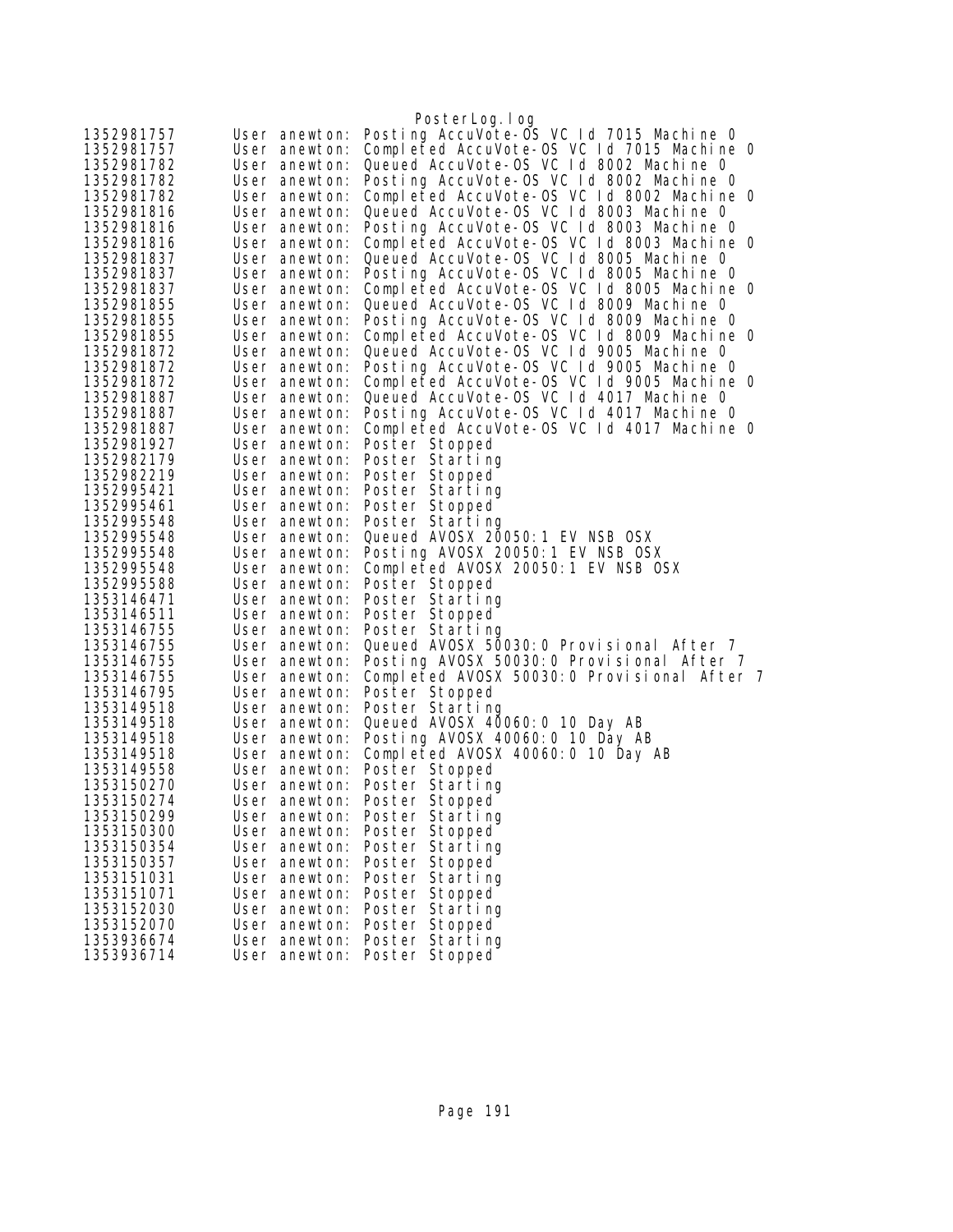```
1352981757      User anewton: Posting AccuVote-OS VC Id 7015 Machine 0
1352981757      User anewton: Completed AccuVote-OS VC Id 7015 Machine 0
1352981782      User anewton: Queued AccuVote-OS VC Id 8002 Machine 0
1352981782      User anewton: Posting AccuVote-OS VC Id 8002 Machine 0
1352981782      User anewton: Completed AccuVote-OS VC Id 8002 Machine 0
1352981816      User anewton: Queued AccuVote-OS VC Id 8003 Machine 0
1352981816      User anewton: Posting AccuVote-OS VC Id 8003 Machine 0
1352981816      User anewton: Completed AccuVote-OS VC Id 8003 Machine 0
1352981837      User anewton: Queued AccuVote-OS VC Id 8005 Machine 0
1352981837      User anewton: Posting AccuVote-OS VC Id 8005 Machine 0
1352981837      User anewton: Completed AccuVote-OS VC Id 8005 Machine 0
1352981855      User anewton: Queued AccuVote-OS VC Id 8009 Machine 0
1352981855      User anewton: Posting AccuVote-OS VC Id 8009 Machine 0
1352981855      User anewton: Completed AccuVote-OS VC Id 8009 Machine 0
1352981872      User anewton: Queued AccuVote-OS VC Id 9005 Machine 0
1352981872      User anewton: Posting AccuVote-OS VC Id 9005 Machine 0
1352981872      User anewton: Completed AccuVote-OS VC Id 9005 Machine 0
1352981887      User anewton: Queued AccuVote-OS VC Id 4017 Machine 0
1352981887      User anewton: Posting AccuVote-OS VC Id 4017 Machine 0
1352981887      User anewton: Completed AccuVote-OS VC Id 4017 Machine 0
1352981927      User anewton: Poster Stopped
1352982179      User anewton: Poster Starting
1352982219      User anewton: Poster Stopped
1352995421      User anewton: Poster Starting
1352995461      User anewton: Poster Stopped
1352995548      User anewton: Poster Starting
1352995548      User anewton: Queued AVOSX 20050:1 EV NSB OSX
1352995548      User anewton: Posting AVOSX 20050:1 EV NSB OSX
1352995548      User anewton: Completed AVOSX 20050:1 EV NSB OSX
1352995588      User anewton: Poster Stopped
1353146471      User anewton: Poster Starting
1353146511      User anewton: Poster Stopped
1353146755      User anewton: Poster Starting
1353146755      User anewton: Queued AVOSX 50030:0 Provisional After 7
1353146755      User anewton: Posting AVOSX 50030:0 Provisional After 7
1353146755      User anewton: Completed AVOSX 50030:0 Provisional After 7
1353146795      User anewton: Poster Stopped
1353149518      User anewton: Poster Starting
1353149518      User anewton: Queued AVOSX 40060:0 10 Day AB
1353149518      User anewton: Posting AVOSX 40060:0 10 Day AB
1353149518      User anewton: Completed AVOSX 40060:0 10 Day AB
1353149558      User anewton: Poster Stopped
1353150270      User anewton: Poster Starting
1353150274      User anewton: Poster Stopped
1353150299      User anewton: Poster Starting
1353150300      User anewton: Poster Stopped
1353150354      User anewton: Poster Starting
1353150357      User anewton: Poster Stopped
1353151031      User anewton: Poster Starting
1353151071      User anewton: Poster Stopped
1353152030      User anewton: Poster Starting
1353152070      User anewton: Poster Stopped
1353936674      User anewton: Poster Starting
1353936714      User anewton: Poster Stopped
```